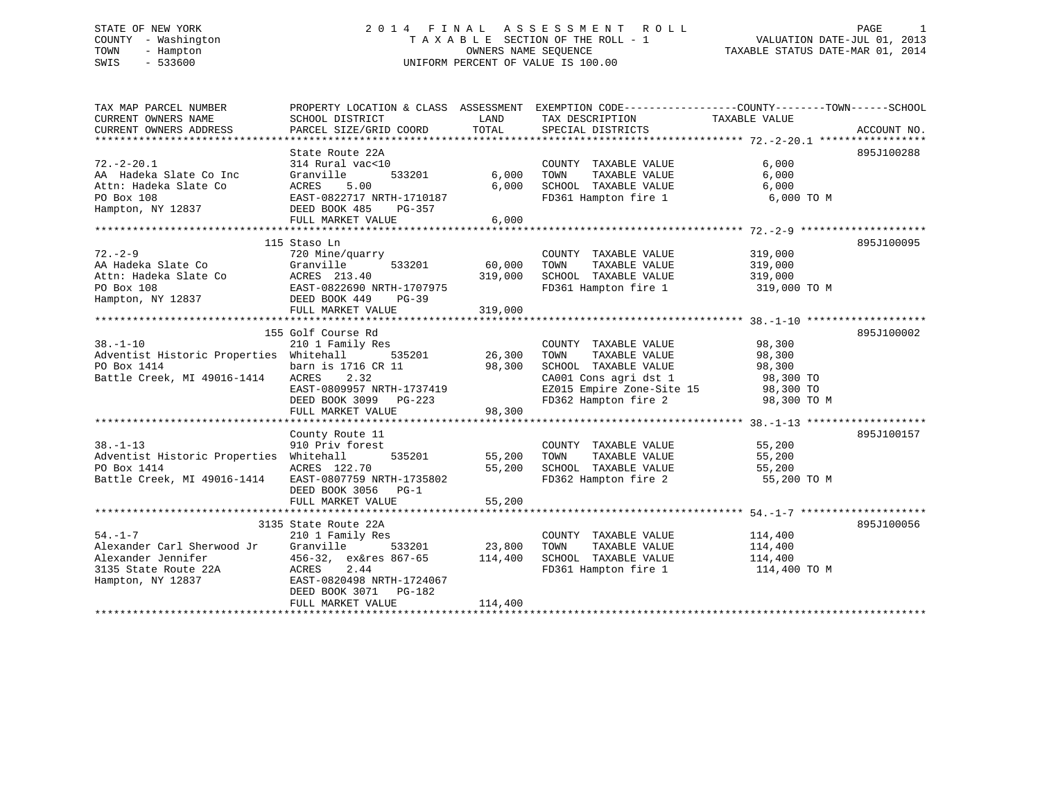STATE OF NEW YORK
COUNTY - Washington
TOWN - Hampton
SWIS - 533600

# 2014 FINAL ASSESSMENT ROLL

TAXABLE SECTION OF THE ROLL - 1
OWNERS NAME SEQUENCE
UNIFORM PERCENT OF VALUE IS 100.00

VALUATION DATE-JUL 01, 2013
TAXABLE STATUS DATE-MAR 01, 2014

```
TAX MAP PARCEL NUMBER          PROPERTY LOCATION & CLASS  ASSESSMENT  EXEMPTION CODE------------------COUNTY--------TOWN------SCHOOL
CURRENT OWNERS NAME            SCHOOL DISTRICT               LAND      TAX DESCRIPTION             TAXABLE VALUE
CURRENT OWNERS ADDRESS         PARCEL SIZE/GRID COORD        TOTAL     SPECIAL DISTRICTS                                       ACCOUNT NO.
******************************************************************************************************* 72.-2-20.1 *****************
                               State Route 22A                                                                                895J100288
72.-2-20.1                     314 Rural vac<10                        COUNTY  TAXABLE VALUE            6,000
AA  Hadeka Slate Co Inc        Granville        533201       6,000     TOWN    TAXABLE VALUE            6,000
Attn: Hadeka Slate Co          ACRES     5.00                6,000     SCHOOL  TAXABLE VALUE            6,000
PO Box 108                     EAST-0822717 NRTH-1710187               FD361 Hampton fire 1              6,000 TO M
Hampton, NY 12837              DEED BOOK 485    PG-357
                               FULL MARKET VALUE             6,000
******************************************************************************************************* 72.-2-9 ********************
                             115 Staso Ln                                                                                     895J100095
72.-2-9                        720 Mine/quarry                         COUNTY  TAXABLE VALUE          319,000
AA Hadeka Slate Co             Granville        533201      60,000     TOWN    TAXABLE VALUE          319,000
Attn: Hadeka Slate Co          ACRES  213.40               319,000     SCHOOL  TAXABLE VALUE          319,000
PO Box 108                     EAST-0822690 NRTH-1707975               FD361 Hampton fire 1            319,000 TO M
Hampton, NY 12837              DEED BOOK 449    PG-39
                               FULL MARKET VALUE           319,000
******************************************************************************************************* 38.-1-10 *******************
                             155 Golf Course Rd                                                                               895J100002
38.-1-10                       210 1 Family Res                        COUNTY  TAXABLE VALUE           98,300
Adventist Historic Properties  Whitehall        535201      26,300     TOWN    TAXABLE VALUE           98,300
PO Box 1414                    barn is 1716 CR 11           98,300     SCHOOL  TAXABLE VALUE           98,300
Battle Creek, MI 49016-1414    ACRES     2.32                          CA001 Cons agri dst 1            98,300 TO
                               EAST-0809957 NRTH-1737419               EZ015 Empire Zone-Site 15        98,300 TO
                               DEED BOOK 3099   PG-223                 FD362 Hampton fire 2             98,300 TO M
                               FULL MARKET VALUE            98,300
******************************************************************************************************* 38.-1-13 *******************
                               County Route 11                                                                                895J100157
38.-1-13                       910 Priv forest                         COUNTY  TAXABLE VALUE           55,200
Adventist Historic Properties  Whitehall        535201      55,200     TOWN    TAXABLE VALUE           55,200
PO Box 1414                    ACRES  122.70                55,200     SCHOOL  TAXABLE VALUE           55,200
Battle Creek, MI 49016-1414    EAST-0807759 NRTH-1735802               FD362 Hampton fire 2             55,200 TO M
                               DEED BOOK 3056   PG-1
                               FULL MARKET VALUE            55,200
******************************************************************************************************* 54.-1-7 ********************
                            3135 State Route 22A                                                                              895J100056
54.-1-7                        210 1 Family Res                        COUNTY  TAXABLE VALUE          114,400
Alexander Carl Sherwood Jr     Granville        533201      23,800     TOWN    TAXABLE VALUE          114,400
Alexander Jennifer             456-32,  ex&res 867-65      114,400     SCHOOL  TAXABLE VALUE          114,400
3135 State Route 22A           ACRES     2.44                          FD361 Hampton fire 1            114,400 TO M
Hampton, NY 12837              EAST-0820498 NRTH-1724067
                               DEED BOOK 3071   PG-182
                               FULL MARKET VALUE           114,400
************************************************************************************************************************************
```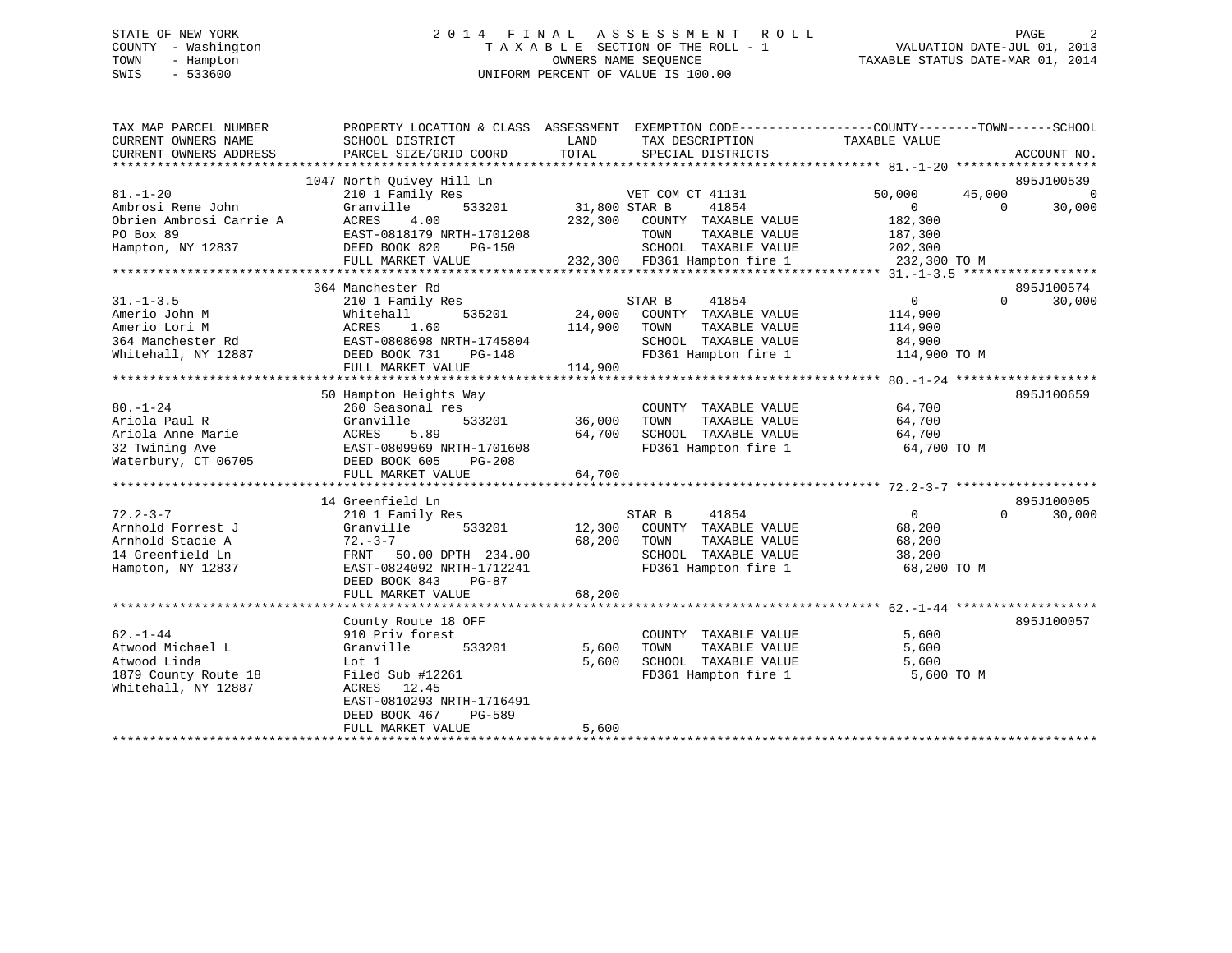STATE OF NEW YORK
COUNTY - Washington
TOWN - Hampton
SWIS - 533600

2 0 1 4 F I N A L A S S E S S M E N T R O L L
T A X A B L E SECTION OF THE ROLL - 1
OWNERS NAME SEQUENCE
UNIFORM PERCENT OF VALUE IS 100.00

VALUATION DATE-JUL 01, 2013
TAXABLE STATUS DATE-MAR 01, 2014

| TAX MAP PARCEL NUMBER / CURRENT OWNERS NAME / CURRENT OWNERS ADDRESS | PROPERTY LOCATION & CLASS / SCHOOL DISTRICT / PARCEL SIZE/GRID COORD | ASSESSMENT LAND | TOTAL | EXEMPTION CODE / TAX DESCRIPTION / SPECIAL DISTRICTS | COUNTY TAXABLE VALUE | TOWN | SCHOOL | ACCOUNT NO. |
|---|---|---|---|---|---|---|---|---|
| 81.-1-20 | 1047 North Quivey Hill Ln | | | | | | | 895J100539 |
| Ambrosi Rene John | 210 1 Family Res | | | VET COM CT 41131 | 50,000 | 45,000 | 0 | |
| Obrien Ambrosi Carrie A | Granville 533201 | 31,800 | | STAR B 41854 | 0 | 0 | 30,000 | |
| PO Box 89 | ACRES 4.00 | | 232,300 | COUNTY TAXABLE VALUE | 182,300 | | | |
| Hampton, NY 12837 | EAST-0818179 NRTH-1701208 | | | TOWN TAXABLE VALUE | 187,300 | | | |
| | DEED BOOK 820 PG-150 | | | SCHOOL TAXABLE VALUE | 202,300 | | | |
| | FULL MARKET VALUE | | 232,300 | FD361 Hampton fire 1 | 232,300 TO M | | | |
| 31.-1-3.5 | 364 Manchester Rd | | | | | | | 895J100574 |
| Amerio John M | 210 1 Family Res | | | STAR B 41854 | 0 | 0 | 30,000 | |
| Amerio Lori M | Whitehall 535201 | 24,000 | | COUNTY TAXABLE VALUE | 114,900 | | | |
| 364 Manchester Rd | ACRES 1.60 | | 114,900 | TOWN TAXABLE VALUE | 114,900 | | | |
| Whitehall, NY 12887 | EAST-0808698 NRTH-1745804 | | | SCHOOL TAXABLE VALUE | 84,900 | | | |
| | DEED BOOK 731 PG-148 | | | FD361 Hampton fire 1 | 114,900 TO M | | | |
| | FULL MARKET VALUE | | 114,900 | | | | | |
| 80.-1-24 | 50 Hampton Heights Way | | | | | | | 895J100659 |
| Ariola Paul R | 260 Seasonal res | | | COUNTY TAXABLE VALUE | 64,700 | | | |
| Ariola Anne Marie | Granville 533201 | 36,000 | | TOWN TAXABLE VALUE | 64,700 | | | |
| 32 Twining Ave | ACRES 5.89 | | 64,700 | SCHOOL TAXABLE VALUE | 64,700 | | | |
| Waterbury, CT 06705 | EAST-0809969 NRTH-1701608 | | | FD361 Hampton fire 1 | 64,700 TO M | | | |
| | DEED BOOK 605 PG-208 | | | | | | | |
| | FULL MARKET VALUE | | 64,700 | | | | | |
| 72.2-3-7 | 14 Greenfield Ln | | | | | | | 895J100005 |
| Arnhold Forrest J | 210 1 Family Res | | | STAR B 41854 | 0 | 0 | 30,000 | |
| Arnhold Stacie A | Granville 533201 | 12,300 | | COUNTY TAXABLE VALUE | 68,200 | | | |
| 14 Greenfield Ln | 72.-3-7 | | 68,200 | TOWN TAXABLE VALUE | 68,200 | | | |
| Hampton, NY 12837 | FRNT 50.00 DPTH 234.00 | | | SCHOOL TAXABLE VALUE | 38,200 | | | |
| | EAST-0824092 NRTH-1712241 | | | FD361 Hampton fire 1 | 68,200 TO M | | | |
| | DEED BOOK 843 PG-87 | | | | | | | |
| | FULL MARKET VALUE | | 68,200 | | | | | |
| 62.-1-44 | County Route 18 OFF | | | | | | | 895J100057 |
| Atwood Michael L | 910 Priv forest | | | COUNTY TAXABLE VALUE | 5,600 | | | |
| Atwood Linda | Granville 533201 | 5,600 | | TOWN TAXABLE VALUE | 5,600 | | | |
| 1879 County Route 18 | Lot 1 | | 5,600 | SCHOOL TAXABLE VALUE | 5,600 | | | |
| Whitehall, NY 12887 | Filed Sub #12261 | | | FD361 Hampton fire 1 | 5,600 TO M | | | |
| | ACRES 12.45 | | | | | | | |
| | EAST-0810293 NRTH-1716491 | | | | | | | |
| | DEED BOOK 467 PG-589 | | | | | | | |
| | FULL MARKET VALUE | | 5,600 | | | | | |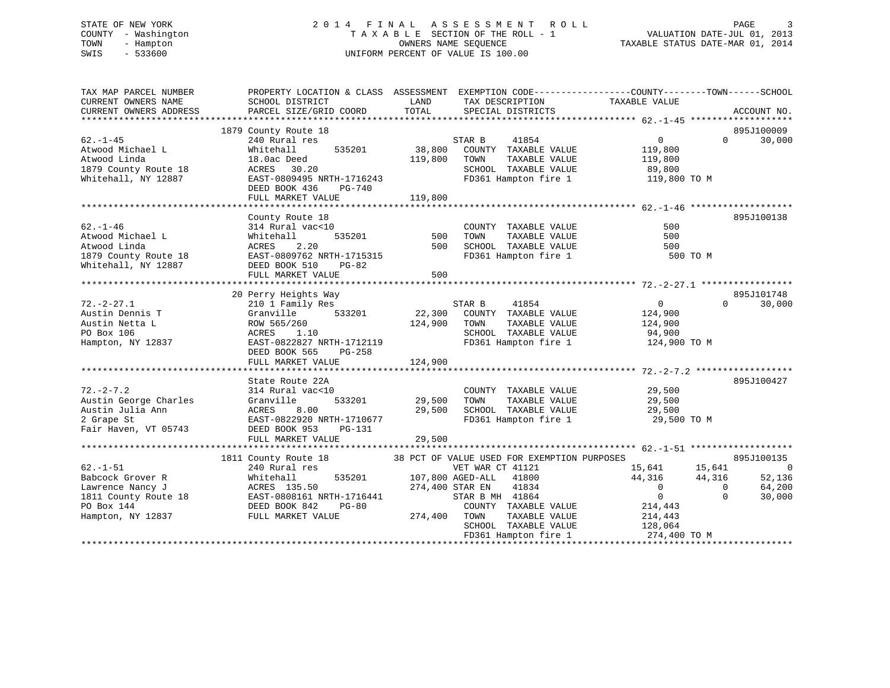STATE OF NEW YORK
COUNTY - Washington
TOWN - Hampton
SWIS - 533600

2014 FINAL ASSESSMENT ROLL
TAXABLE SECTION OF THE ROLL - 1
OWNERS NAME SEQUENCE
UNIFORM PERCENT OF VALUE IS 100.00

VALUATION DATE-JUL 01, 2013
TAXABLE STATUS DATE-MAR 01, 2014

```
TAX MAP PARCEL NUMBER          PROPERTY LOCATION & CLASS  ASSESSMENT  EXEMPTION CODE------------------COUNTY--------TOWN------SCHOOL
CURRENT OWNERS NAME            SCHOOL DISTRICT               LAND      TAX DESCRIPTION            TAXABLE VALUE
CURRENT OWNERS ADDRESS         PARCEL SIZE/GRID COORD        TOTAL     SPECIAL DISTRICTS                                    ACCOUNT NO.
********************************************************************************************** 62.-1-45 *******************
                               1879 County Route 18                                                                  895J100009
62.-1-45                       240 Rural res                         STAR B      41854                0           0       30,000
Atwood Michael L               Whitehall        535201      38,800   COUNTY  TAXABLE VALUE       119,800
Atwood Linda                   18.0ac Deed                 119,800   TOWN    TAXABLE VALUE       119,800
1879 County Route 18           ACRES   30.20                         SCHOOL  TAXABLE VALUE        89,800
Whitehall, NY 12887            EAST-0809495 NRTH-1716243             FD361 Hampton fire 1           119,800 TO M
                               DEED BOOK 436    PG-740
                               FULL MARKET VALUE           119,800
********************************************************************************************** 62.-1-46 *******************
                               County Route 18                                                                       895J100138
62.-1-46                       314 Rural vac<10                      COUNTY  TAXABLE VALUE           500
Atwood Michael L               Whitehall        535201         500   TOWN    TAXABLE VALUE           500
Atwood Linda                   ACRES    2.20                   500   SCHOOL  TAXABLE VALUE           500
1879 County Route 18           EAST-0809762 NRTH-1715315             FD361 Hampton fire 1               500 TO M
Whitehall, NY 12887            DEED BOOK 510    PG-82
                               FULL MARKET VALUE               500
********************************************************************************************** 72.-2-27.1 *****************
                               20 Perry Heights Way                                                                  895J101748
72.-2-27.1                     210 1 Family Res                      STAR B      41854                0           0       30,000
Austin Dennis T                Granville        533201      22,300   COUNTY  TAXABLE VALUE       124,900
Austin Netta L                 ROW 565/260                 124,900   TOWN    TAXABLE VALUE       124,900
PO Box 106                     ACRES    1.10                         SCHOOL  TAXABLE VALUE        94,900
Hampton, NY 12837              EAST-0822827 NRTH-1712119             FD361 Hampton fire 1           124,900 TO M
                               DEED BOOK 565    PG-258
                               FULL MARKET VALUE           124,900
********************************************************************************************** 72.-2-7.2 ******************
                               State Route 22A                                                                       895J100427
72.-2-7.2                      314 Rural vac<10                      COUNTY  TAXABLE VALUE        29,500
Austin George Charles          Granville        533201      29,500   TOWN    TAXABLE VALUE        29,500
Austin Julia Ann               ACRES    8.00                29,500   SCHOOL  TAXABLE VALUE        29,500
2 Grape St                     EAST-0822920 NRTH-1710677             FD361 Hampton fire 1            29,500 TO M
Fair Haven, VT 05743           DEED BOOK 953    PG-131
                               FULL MARKET VALUE            29,500
********************************************************************************************** 62.-1-51 *******************
                               1811 County Route 18           38 PCT OF VALUE USED FOR EXEMPTION PURPOSES                     895J100135
62.-1-51                       240 Rural res                         VET WAR CT 41121            15,641      15,641            0
Babcock Grover R               Whitehall        535201     107,800 AGED-ALL    41800            44,316      44,316       52,136
Lawrence Nancy J               ACRES  135.50               274,400 STAR EN     41834                0           0       64,200
1811 County Route 18           EAST-0808161 NRTH-1716441             STAR B MH   41864                0           0       30,000
PO Box 144                     DEED BOOK 842    PG-80                COUNTY  TAXABLE VALUE       214,443
Hampton, NY 12837              FULL MARKET VALUE           274,400   TOWN    TAXABLE VALUE       214,443
                                                                     SCHOOL  TAXABLE VALUE       128,064
                                                                     FD361 Hampton fire 1           274,400 TO M
*****************************************************************************************************************************
```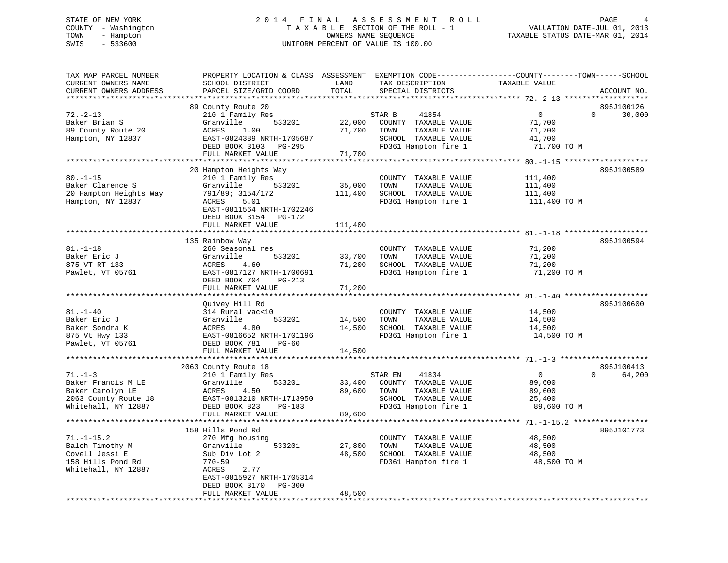STATE OF NEW YORK
COUNTY - Washington
TOWN - Hampton
SWIS - 533600

2014 FINAL ASSESSMENT ROLL
TAXABLE SECTION OF THE ROLL - 1
OWNERS NAME SEQUENCE
UNIFORM PERCENT OF VALUE IS 100.00

VALUATION DATE-JUL 01, 2013
TAXABLE STATUS DATE-MAR 01, 2014

| TAX MAP PARCEL NUMBER / CURRENT OWNERS NAME / CURRENT OWNERS ADDRESS | PROPERTY LOCATION & CLASS / SCHOOL DISTRICT / PARCEL SIZE/GRID COORD | ASSESSMENT LAND / TOTAL | EXEMPTION CODE / TAX DESCRIPTION / SPECIAL DISTRICTS | COUNTY TAXABLE VALUE | TOWN | SCHOOL | ACCOUNT NO. |
|---|---|---|---|---|---|---|---|
| 72.-2-13 | 89 County Route 20 | | | | | | 895J100126 |
| Baker Brian S | 210 1 Family Res | | STAR B 41854 | 0 | 0 | 30,000 | |
| 89 County Route 20 | Granville 533201 | 22,000 | COUNTY TAXABLE VALUE | 71,700 | | | |
| Hampton, NY 12837 | ACRES 1.00 | 71,700 | TOWN TAXABLE VALUE | 71,700 | | | |
| | EAST-0824389 NRTH-1705687 | | SCHOOL TAXABLE VALUE | 41,700 | | | |
| | DEED BOOK 3103 PG-295 | | FD361 Hampton fire 1 | 71,700 TO M | | | |
| | FULL MARKET VALUE | 71,700 | | | | | |
| 80.-1-15 | 20 Hampton Heights Way | | | | | | 895J100589 |
| Baker Clarence S | 210 1 Family Res | | COUNTY TAXABLE VALUE | 111,400 | | | |
| 20 Hampton Heights Way | Granville 533201 | 35,000 | TOWN TAXABLE VALUE | 111,400 | | | |
| Hampton, NY 12837 | 791/89; 3154/172 | 111,400 | SCHOOL TAXABLE VALUE | 111,400 | | | |
| | ACRES 5.01 | | FD361 Hampton fire 1 | 111,400 TO M | | | |
| | EAST-0811564 NRTH-1702246 | | | | | | |
| | DEED BOOK 3154 PG-172 | | | | | | |
| | FULL MARKET VALUE | 111,400 | | | | | |
| 81.-1-18 | 135 Rainbow Way | | | | | | 895J100594 |
| Baker Eric J | 260 Seasonal res | | COUNTY TAXABLE VALUE | 71,200 | | | |
| 875 VT RT 133 | Granville 533201 | 33,700 | TOWN TAXABLE VALUE | 71,200 | | | |
| Pawlet, VT 05761 | ACRES 4.60 | 71,200 | SCHOOL TAXABLE VALUE | 71,200 | | | |
| | EAST-0817127 NRTH-1700691 | | FD361 Hampton fire 1 | 71,200 TO M | | | |
| | DEED BOOK 704 PG-213 | | | | | | |
| | FULL MARKET VALUE | 71,200 | | | | | |
| 81.-1-40 | Quivey Hill Rd | | | | | | 895J100600 |
| Baker Eric J | 314 Rural vac<10 | | COUNTY TAXABLE VALUE | 14,500 | | | |
| Baker Sondra K | Granville 533201 | 14,500 | TOWN TAXABLE VALUE | 14,500 | | | |
| 875 Vt Hwy 133 | ACRES 4.80 | 14,500 | SCHOOL TAXABLE VALUE | 14,500 | | | |
| Pawlet, VT 05761 | EAST-0816652 NRTH-1701196 | | FD361 Hampton fire 1 | 14,500 TO M | | | |
| | DEED BOOK 781 PG-60 | | | | | | |
| | FULL MARKET VALUE | 14,500 | | | | | |
| 71.-1-3 | 2063 County Route 18 | | | | | | 895J100413 |
| Baker Francis M LE | 210 1 Family Res | | STAR EN 41834 | 0 | 0 | 64,200 | |
| Baker Carolyn LE | Granville 533201 | 33,400 | COUNTY TAXABLE VALUE | 89,600 | | | |
| 2063 County Route 18 | ACRES 4.50 | 89,600 | TOWN TAXABLE VALUE | 89,600 | | | |
| Whitehall, NY 12887 | EAST-0813210 NRTH-1713950 | | SCHOOL TAXABLE VALUE | 25,400 | | | |
| | DEED BOOK 823 PG-183 | | FD361 Hampton fire 1 | 89,600 TO M | | | |
| | FULL MARKET VALUE | 89,600 | | | | | |
| 71.-1-15.2 | 158 Hills Pond Rd | | | | | | 895J101773 |
| Balch Timothy M | 270 Mfg housing | | COUNTY TAXABLE VALUE | 48,500 | | | |
| Covell Jessi E | Granville 533201 | 27,800 | TOWN TAXABLE VALUE | 48,500 | | | |
| 158 Hills Pond Rd | Sub Div Lot 2 | 48,500 | SCHOOL TAXABLE VALUE | 48,500 | | | |
| Whitehall, NY 12887 | 770-59 | | FD361 Hampton fire 1 | 48,500 TO M | | | |
| | ACRES 2.77 | | | | | | |
| | EAST-0815927 NRTH-1705314 | | | | | | |
| | DEED BOOK 3170 PG-300 | | | | | | |
| | FULL MARKET VALUE | 48,500 | | | | | |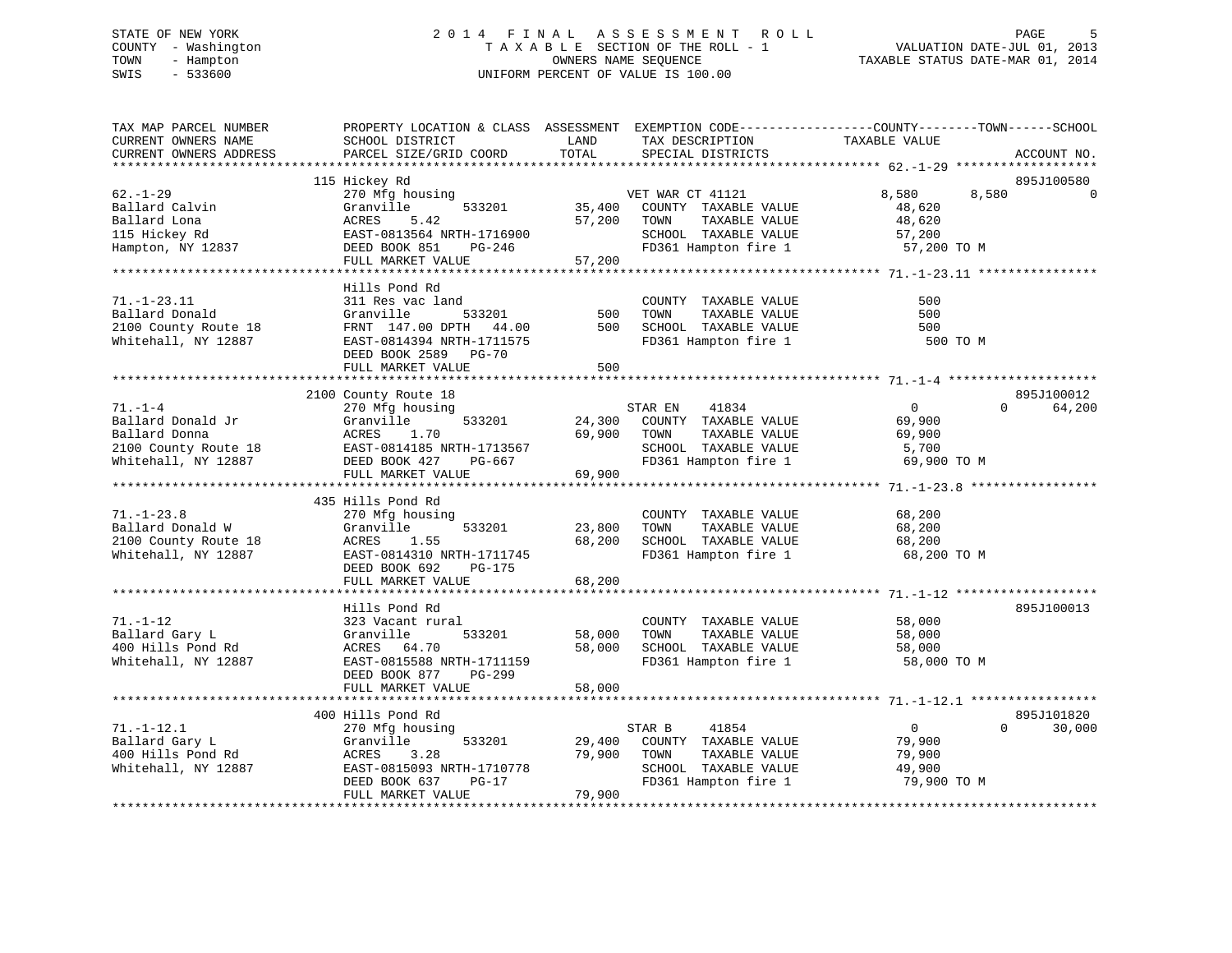STATE OF NEW YORK
COUNTY - Washington
TOWN - Hampton
SWIS - 533600

# 2014 FINAL ASSESSMENT ROLL

TAXABLE SECTION OF THE ROLL - 1
OWNERS NAME SEQUENCE
UNIFORM PERCENT OF VALUE IS 100.00

VALUATION DATE-JUL 01, 2013
TAXABLE STATUS DATE-MAR 01, 2014

```
TAX MAP PARCEL NUMBER          PROPERTY LOCATION & CLASS  ASSESSMENT  EXEMPTION CODE------------------COUNTY--------TOWN------SCHOOL
CURRENT OWNERS NAME            SCHOOL DISTRICT               LAND      TAX DESCRIPTION            TAXABLE VALUE
CURRENT OWNERS ADDRESS         PARCEL SIZE/GRID COORD       TOTAL      SPECIAL DISTRICTS                                    ACCOUNT NO.
******************************************************************************************************* 62.-1-29 *******************
                               115 Hickey Rd                                                                                895J100580
62.-1-29                       270 Mfg housing                          VET WAR CT 41121           8,580      8,580             0
Ballard Calvin                 Granville        533201       35,400    COUNTY  TAXABLE VALUE        48,620
Ballard Lona                   ACRES    5.42                 57,200    TOWN    TAXABLE VALUE        48,620
115 Hickey Rd                  EAST-0813564 NRTH-1716900               SCHOOL  TAXABLE VALUE        57,200
Hampton, NY 12837              DEED BOOK 851    PG-246                 FD361 Hampton fire 1          57,200 TO M
                               FULL MARKET VALUE             57,200
******************************************************************************************************* 71.-1-23.11 ****************
                               Hills Pond Rd
71.-1-23.11                    311 Res vac land                         COUNTY  TAXABLE VALUE           500
Ballard Donald                 Granville        533201          500    TOWN    TAXABLE VALUE           500
2100 County Route 18           FRNT  147.00 DPTH   44.00        500    SCHOOL  TAXABLE VALUE           500
Whitehall, NY 12887            EAST-0814394 NRTH-1711575               FD361 Hampton fire 1             500 TO M
                               DEED BOOK 2589   PG-70
                               FULL MARKET VALUE                500
******************************************************************************************************* 71.-1-4 ********************
                               2100 County Route 18                                                                         895J100012
71.-1-4                        270 Mfg housing                          STAR EN    41834               0          0        64,200
Ballard Donald Jr              Granville        533201       24,300    COUNTY  TAXABLE VALUE        69,900
Ballard Donna                  ACRES    1.70                 69,900    TOWN    TAXABLE VALUE        69,900
2100 County Route 18           EAST-0814185 NRTH-1713567               SCHOOL  TAXABLE VALUE         5,700
Whitehall, NY 12887            DEED BOOK 427    PG-667                 FD361 Hampton fire 1          69,900 TO M
                               FULL MARKET VALUE             69,900
******************************************************************************************************* 71.-1-23.8 *****************
                               435 Hills Pond Rd
71.-1-23.8                     270 Mfg housing                          COUNTY  TAXABLE VALUE        68,200
Ballard Donald W               Granville        533201       23,800    TOWN    TAXABLE VALUE        68,200
2100 County Route 18           ACRES    1.55                 68,200    SCHOOL  TAXABLE VALUE        68,200
Whitehall, NY 12887            EAST-0814310 NRTH-1711745               FD361 Hampton fire 1          68,200 TO M
                               DEED BOOK 692    PG-175
                               FULL MARKET VALUE             68,200
******************************************************************************************************* 71.-1-12 *******************
                               Hills Pond Rd                                                                                895J100013
71.-1-12                       323 Vacant rural                         COUNTY  TAXABLE VALUE        58,000
Ballard Gary L                 Granville        533201       58,000    TOWN    TAXABLE VALUE        58,000
400 Hills Pond Rd              ACRES   64.70                 58,000    SCHOOL  TAXABLE VALUE        58,000
Whitehall, NY 12887            EAST-0815588 NRTH-1711159               FD361 Hampton fire 1          58,000 TO M
                               DEED BOOK 877    PG-299
                               FULL MARKET VALUE             58,000
******************************************************************************************************* 71.-1-12.1 *****************
                               400 Hills Pond Rd                                                                            895J101820
71.-1-12.1                     270 Mfg housing                          STAR B     41854               0          0        30,000
Ballard Gary L                 Granville        533201       29,400    COUNTY  TAXABLE VALUE        79,900
400 Hills Pond Rd              ACRES    3.28                 79,900    TOWN    TAXABLE VALUE        79,900
Whitehall, NY 12887            EAST-0815093 NRTH-1710778               SCHOOL  TAXABLE VALUE        49,900
                               DEED BOOK 637    PG-17                  FD361 Hampton fire 1          79,900 TO M
                               FULL MARKET VALUE             79,900
************************************************************************************************************************************
```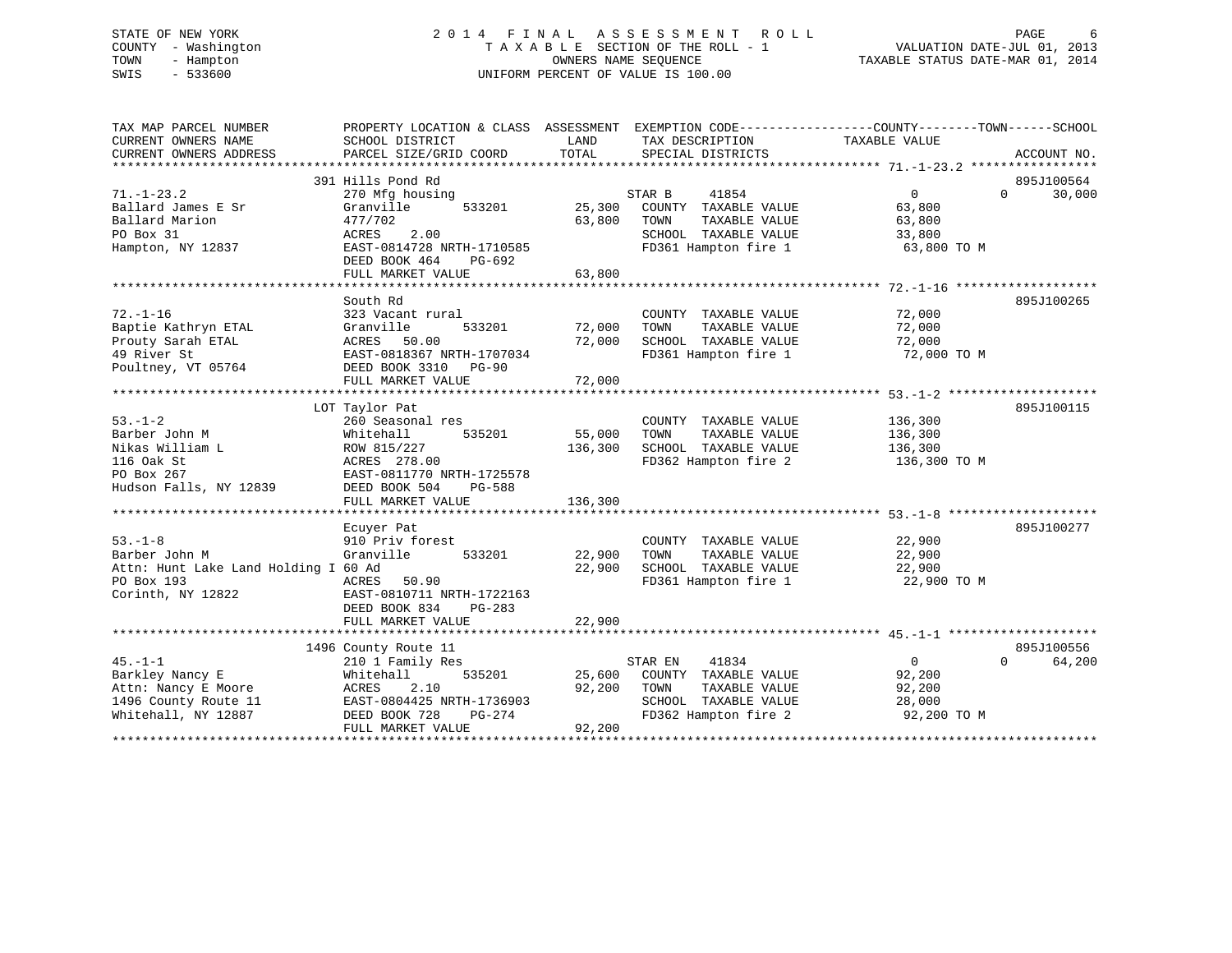STATE OF NEW YORK
COUNTY - Washington
TOWN - Hampton
SWIS - 533600

# 2014 FINAL ASSESSMENT ROLL

TAXABLE SECTION OF THE ROLL - 1
OWNERS NAME SEQUENCE
UNIFORM PERCENT OF VALUE IS 100.00

VALUATION DATE-JUL 01, 2013
TAXABLE STATUS DATE-MAR 01, 2014

```
TAX MAP PARCEL NUMBER          PROPERTY LOCATION & CLASS  ASSESSMENT  EXEMPTION CODE-----------------COUNTY--------TOWN------SCHOOL
CURRENT OWNERS NAME            SCHOOL DISTRICT               LAND      TAX DESCRIPTION            TAXABLE VALUE
CURRENT OWNERS ADDRESS         PARCEL SIZE/GRID COORD       TOTAL      SPECIAL DISTRICTS                                      ACCOUNT NO.
******************************************************************************************************* 71.-1-23.2 *****************
                               391 Hills Pond Rd                                                                         895J100564
71.-1-23.2                     270 Mfg housing                         STAR B     41854                 0            0      30,000
Ballard James E Sr             Granville        533201       25,300    COUNTY  TAXABLE VALUE           63,800
Ballard Marion                 477/702                       63,800    TOWN    TAXABLE VALUE           63,800
PO Box 31                      ACRES    2.00                           SCHOOL  TAXABLE VALUE           33,800
Hampton, NY 12837              EAST-0814728 NRTH-1710585               FD361 Hampton fire 1             63,800 TO M
                               DEED BOOK 464    PG-692
                               FULL MARKET VALUE             63,800
******************************************************************************************************* 72.-1-16 *******************
                               South Rd                                                                                  895J100265
72.-1-16                       323 Vacant rural                        COUNTY  TAXABLE VALUE           72,000
Baptie Kathryn ETAL            Granville        533201       72,000    TOWN    TAXABLE VALUE           72,000
Prouty Sarah ETAL              ACRES   50.00                 72,000    SCHOOL  TAXABLE VALUE           72,000
49 River St                    EAST-0818367 NRTH-1707034               FD361 Hampton fire 1             72,000 TO M
Poultney, VT 05764             DEED BOOK 3310   PG-90
                               FULL MARKET VALUE             72,000
******************************************************************************************************* 53.-1-2 ********************
                               LOT Taylor Pat                                                                            895J100115
53.-1-2                        260 Seasonal res                        COUNTY  TAXABLE VALUE          136,300
Barber John M                  Whitehall        535201       55,000    TOWN    TAXABLE VALUE          136,300
Nikas William L                ROW 815/227                  136,300    SCHOOL  TAXABLE VALUE          136,300
116 Oak St                     ACRES  278.00                           FD362 Hampton fire 2            136,300 TO M
PO Box 267                     EAST-0811770 NRTH-1725578
Hudson Falls, NY 12839         DEED BOOK 504    PG-588
                               FULL MARKET VALUE            136,300
******************************************************************************************************* 53.-1-8 ********************
                               Ecuyer Pat                                                                                895J100277
53.-1-8                        910 Priv forest                         COUNTY  TAXABLE VALUE           22,900
Barber John M                  Granville        533201       22,900    TOWN    TAXABLE VALUE           22,900
Attn: Hunt Lake Land Holding I 60 Ad                         22,900    SCHOOL  TAXABLE VALUE           22,900
PO Box 193                     ACRES   50.90                           FD361 Hampton fire 1             22,900 TO M
Corinth, NY 12822              EAST-0810711 NRTH-1722163
                               DEED BOOK 834    PG-283
                               FULL MARKET VALUE             22,900
******************************************************************************************************* 45.-1-1 ********************
                               1496 County Route 11                                                                      895J100556
45.-1-1                        210 1 Family Res                        STAR EN    41834                 0            0      64,200
Barkley Nancy E                Whitehall        535201       25,600    COUNTY  TAXABLE VALUE           92,200
Attn: Nancy E Moore            ACRES    2.10                 92,200    TOWN    TAXABLE VALUE           92,200
1496 County Route 11           EAST-0804425 NRTH-1736903               SCHOOL  TAXABLE VALUE           28,000
Whitehall, NY 12887            DEED BOOK 728    PG-274                 FD362 Hampton fire 2             92,200 TO M
                               FULL MARKET VALUE             92,200
************************************************************************************************************************************
```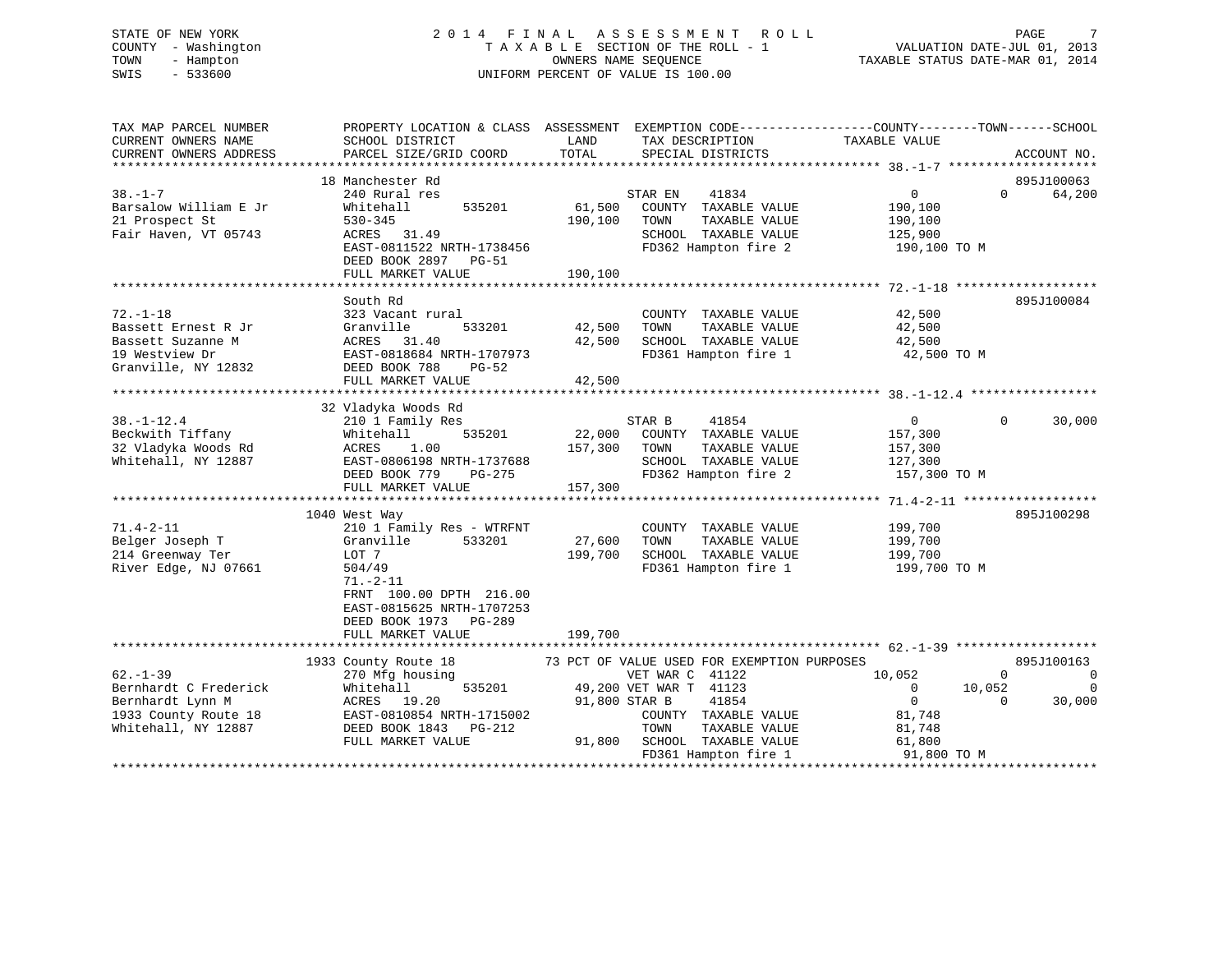STATE OF NEW YORK
COUNTY - Washington
TOWN - Hampton
SWIS - 533600

2014 FINAL ASSESSMENT ROLL
TAXABLE SECTION OF THE ROLL - 1
OWNERS NAME SEQUENCE
UNIFORM PERCENT OF VALUE IS 100.00

VALUATION DATE-JUL 01, 2013
TAXABLE STATUS DATE-MAR 01, 2014

```
TAX MAP PARCEL NUMBER          PROPERTY LOCATION & CLASS  ASSESSMENT  EXEMPTION CODE------------------COUNTY--------TOWN------SCHOOL
CURRENT OWNERS NAME            SCHOOL DISTRICT               LAND      TAX DESCRIPTION            TAXABLE VALUE
CURRENT OWNERS ADDRESS         PARCEL SIZE/GRID COORD        TOTAL     SPECIAL DISTRICTS                                      ACCOUNT NO.
******************************************************************************************************* 38.-1-7 ********************
                               18 Manchester Rd                                                                               895J100063
38.-1-7                        240 Rural res                           STAR EN    41834                 0              0       64,200
Barsalow William E Jr          Whitehall        535201       61,500    COUNTY  TAXABLE VALUE          190,100
21 Prospect St                 530-345                      190,100    TOWN    TAXABLE VALUE          190,100
Fair Haven, VT 05743           ACRES   31.49                           SCHOOL  TAXABLE VALUE          125,900
                               EAST-0811522 NRTH-1738456               FD362 Hampton fire 2            190,100 TO M
                               DEED BOOK 2897   PG-51
                               FULL MARKET VALUE            190,100
******************************************************************************************************* 72.-1-18 *******************
                               South Rd                                                                                       895J100084
72.-1-18                       323 Vacant rural                        COUNTY  TAXABLE VALUE           42,500
Bassett Ernest R Jr            Granville        533201       42,500    TOWN    TAXABLE VALUE           42,500
Bassett Suzanne M              ACRES   31.40                 42,500    SCHOOL  TAXABLE VALUE           42,500
19 Westview Dr                 EAST-0818684 NRTH-1707973               FD361 Hampton fire 1             42,500 TO M
Granville, NY 12832            DEED BOOK 788    PG-52
                               FULL MARKET VALUE             42,500
******************************************************************************************************* 38.-1-12.4 *****************
                               32 Vladyka Woods Rd
38.-1-12.4                     210 1 Family Res                        STAR B     41854                 0              0       30,000
Beckwith Tiffany               Whitehall        535201       22,000    COUNTY  TAXABLE VALUE          157,300
32 Vladyka Woods Rd            ACRES    1.00                157,300    TOWN    TAXABLE VALUE          157,300
Whitehall, NY 12887            EAST-0806198 NRTH-1737688               SCHOOL  TAXABLE VALUE          127,300
                               DEED BOOK 779    PG-275                 FD362 Hampton fire 2            157,300 TO M
                               FULL MARKET VALUE            157,300
******************************************************************************************************* 71.4-2-11 ******************
                               1040 West Way                                                                                  895J100298
71.4-2-11                      210 1 Family Res - WTRFNT               COUNTY  TAXABLE VALUE          199,700
Belger Joseph T                Granville        533201       27,600    TOWN    TAXABLE VALUE          199,700
214 Greenway Ter               LOT 7                        199,700    SCHOOL  TAXABLE VALUE          199,700
River Edge, NJ 07661           504/49                                  FD361 Hampton fire 1            199,700 TO M
                               71.-2-11
                               FRNT 100.00 DPTH 216.00
                               EAST-0815625 NRTH-1707253
                               DEED BOOK 1973   PG-289
                               FULL MARKET VALUE            199,700
******************************************************************************************************* 62.-1-39 *******************
                               1933 County Route 18          73 PCT OF VALUE USED FOR EXEMPTION PURPOSES                      895J100163
62.-1-39                       270 Mfg housing                         VET WAR C  41122            10,052              0            0
Bernhardt C Frederick          Whitehall        535201       49,200 VET WAR T  41123                0         10,052            0
Bernhardt Lynn M               ACRES   19.20                 91,800 STAR B     41854                0              0       30,000
1933 County Route 18           EAST-0810854 NRTH-1715002               COUNTY  TAXABLE VALUE           81,748
Whitehall, NY 12887            DEED BOOK 1843   PG-212                 TOWN    TAXABLE VALUE           81,748
                               FULL MARKET VALUE             91,800    SCHOOL  TAXABLE VALUE           61,800
                                                                       FD361 Hampton fire 1             91,800 TO M
************************************************************************************************************************************
```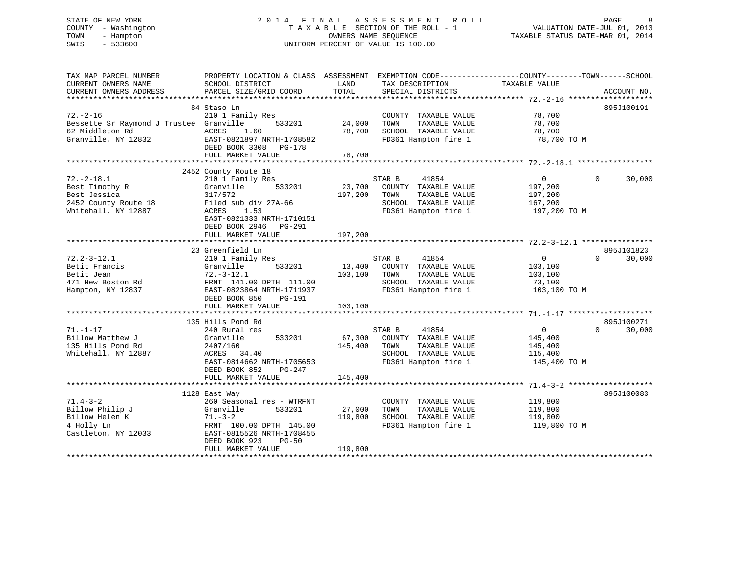STATE OF NEW YORK
COUNTY - Washington
TOWN - Hampton
SWIS - 533600

# 2014 FINAL ASSESSMENT ROLL

TAXABLE SECTION OF THE ROLL - 1
OWNERS NAME SEQUENCE
UNIFORM PERCENT OF VALUE IS 100.00

VALUATION DATE-JUL 01, 2013
TAXABLE STATUS DATE-MAR 01, 2014

| TAX MAP PARCEL NUMBER / CURRENT OWNERS NAME / CURRENT OWNERS ADDRESS | PROPERTY LOCATION & CLASS / SCHOOL DISTRICT / PARCEL SIZE/GRID COORD | ASSESSMENT LAND | ASSESSMENT TOTAL | EXEMPTION CODE / TAX DESCRIPTION / SPECIAL DISTRICTS | COUNTY TAXABLE VALUE | TOWN | SCHOOL | ACCOUNT NO. |
|---|---|---|---|---|---|---|---|---|
| 72.-2-16 | 84 Staso Ln | | | | | | | 895J100191 |
| Bessette Sr Raymond J Trustee | 210 1 Family Res | | | COUNTY TAXABLE VALUE | 78,700 | | | |
| 62 Middleton Rd | Granville 533201 | 24,000 | | TOWN TAXABLE VALUE | 78,700 | | | |
| Granville, NY 12832 | ACRES 1.60 | | 78,700 | SCHOOL TAXABLE VALUE | 78,700 | | | |
| | EAST-0821897 NRTH-1708582 | | | FD361 Hampton fire 1 | 78,700 TO M | | | |
| | DEED BOOK 3308 PG-178 | | | | | | | |
| | FULL MARKET VALUE | | 78,700 | | | | | |
| 72.-2-18.1 | 2452 County Route 18 | | | | | | | |
| Best Timothy R | 210 1 Family Res | | | STAR B 41854 | 0 | 0 | 30,000 | |
| Best Jessica | Granville 533201 | 23,700 | | COUNTY TAXABLE VALUE | 197,200 | | | |
| 2452 County Route 18 | 317/572 | | 197,200 | TOWN TAXABLE VALUE | 197,200 | | | |
| Whitehall, NY 12887 | Filed sub div 27A-66 | | | SCHOOL TAXABLE VALUE | 167,200 | | | |
| | ACRES 1.53 | | | FD361 Hampton fire 1 | 197,200 TO M | | | |
| | EAST-0821333 NRTH-1710151 | | | | | | | |
| | DEED BOOK 2946 PG-291 | | | | | | | |
| | FULL MARKET VALUE | | 197,200 | | | | | |
| 72.2-3-12.1 | 23 Greenfield Ln | | | | | | | 895J101823 |
| Betit Francis | 210 1 Family Res | | | STAR B 41854 | 0 | 0 | 30,000 | |
| Betit Jean | Granville 533201 | 13,400 | | COUNTY TAXABLE VALUE | 103,100 | | | |
| 471 New Boston Rd | 72.-3-12.1 | | 103,100 | TOWN TAXABLE VALUE | 103,100 | | | |
| Hampton, NY 12837 | FRNT 141.00 DPTH 111.00 | | | SCHOOL TAXABLE VALUE | 73,100 | | | |
| | EAST-0823864 NRTH-1711937 | | | FD361 Hampton fire 1 | 103,100 TO M | | | |
| | DEED BOOK 850 PG-191 | | | | | | | |
| | FULL MARKET VALUE | | 103,100 | | | | | |
| 71.-1-17 | 135 Hills Pond Rd | | | | | | | 895J100271 |
| Billow Matthew J | 240 Rural res | | | STAR B 41854 | 0 | 0 | 30,000 | |
| 135 Hills Pond Rd | Granville 533201 | 67,300 | | COUNTY TAXABLE VALUE | 145,400 | | | |
| Whitehall, NY 12887 | 2407/160 | | 145,400 | TOWN TAXABLE VALUE | 145,400 | | | |
| | ACRES 34.40 | | | SCHOOL TAXABLE VALUE | 115,400 | | | |
| | EAST-0814662 NRTH-1705653 | | | FD361 Hampton fire 1 | 145,400 TO M | | | |
| | DEED BOOK 852 PG-247 | | | | | | | |
| | FULL MARKET VALUE | | 145,400 | | | | | |
| 71.4-3-2 | 1128 East Way | | | | | | | 895J100083 |
| Billow Philip J | 260 Seasonal res - WTRFNT | | | COUNTY TAXABLE VALUE | 119,800 | | | |
| Billow Helen K | Granville 533201 | 27,000 | | TOWN TAXABLE VALUE | 119,800 | | | |
| 4 Holly Ln | 71.-3-2 | | 119,800 | SCHOOL TAXABLE VALUE | 119,800 | | | |
| Castleton, NY 12033 | FRNT 100.00 DPTH 145.00 | | | FD361 Hampton fire 1 | 119,800 TO M | | | |
| | EAST-0815526 NRTH-1708455 | | | | | | | |
| | DEED BOOK 923 PG-50 | | | | | | | |
| | FULL MARKET VALUE | | 119,800 | | | | | |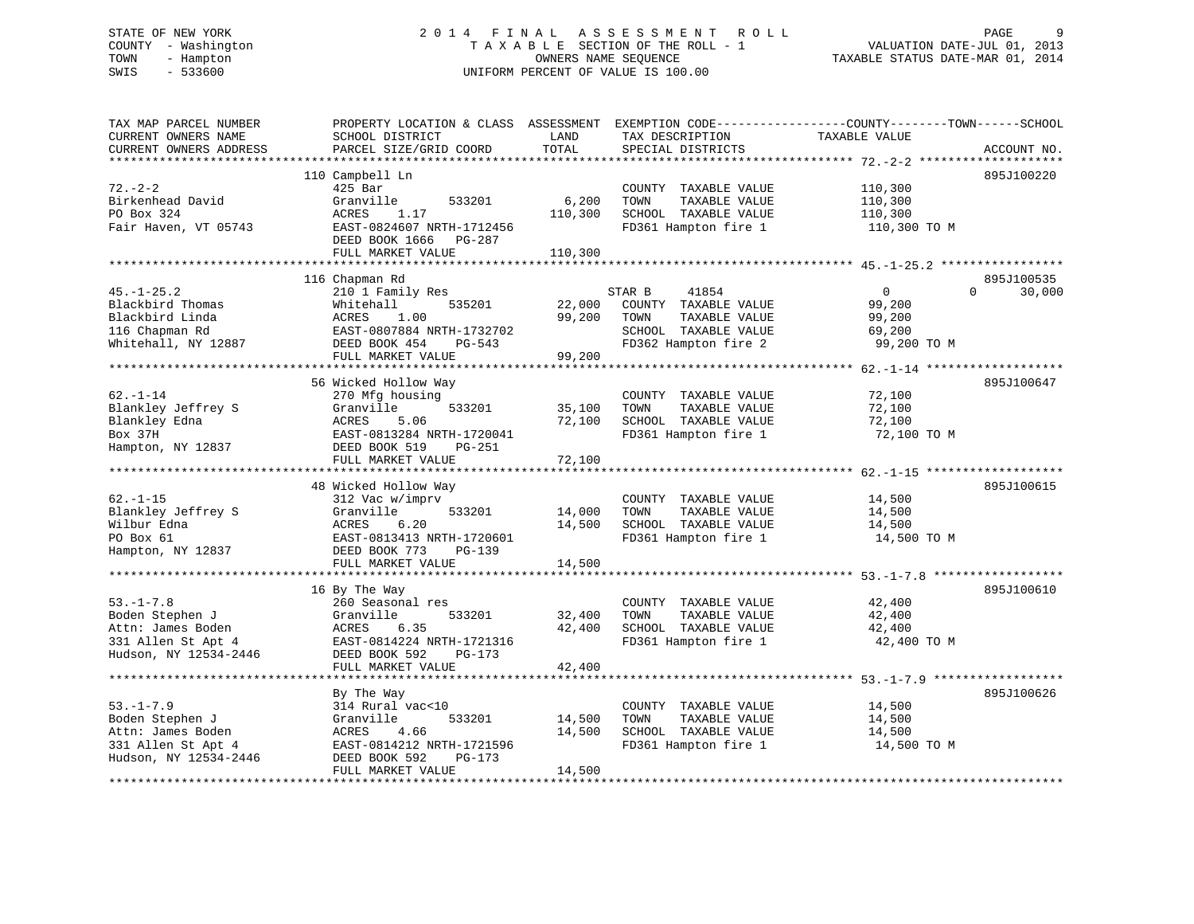STATE OF NEW YORK
COUNTY - Washington
TOWN - Hampton
SWIS - 533600

# 2014 FINAL ASSESSMENT ROLL
TAXABLE SECTION OF THE ROLL - 1
OWNERS NAME SEQUENCE
UNIFORM PERCENT OF VALUE IS 100.00

VALUATION DATE-JUL 01, 2013
TAXABLE STATUS DATE-MAR 01, 2014

| TAX MAP PARCEL NUMBER / CURRENT OWNERS NAME / CURRENT OWNERS ADDRESS | PROPERTY LOCATION & CLASS / SCHOOL DISTRICT / PARCEL SIZE/GRID COORD | ASSESSMENT LAND | TOTAL | EXEMPTION CODE / TAX DESCRIPTION / SPECIAL DISTRICTS | COUNTY TAXABLE VALUE | TOWN | SCHOOL | ACCOUNT NO. |
|---|---|---|---|---|---|---|---|---|
| 72.-2-2 | 110 Campbell Ln | | | | | | | 895J100220 |
| | 425 Bar | | | COUNTY TAXABLE VALUE | 110,300 | | | |
| Birkenhead David | Granville 533201 | 6,200 | | TOWN TAXABLE VALUE | 110,300 | | | |
| PO Box 324 | ACRES 1.17 | | 110,300 | SCHOOL TAXABLE VALUE | 110,300 | | | |
| Fair Haven, VT 05743 | EAST-0824607 NRTH-1712456 | | | FD361 Hampton fire 1 | 110,300 TO M | | | |
| | DEED BOOK 1666 PG-287 | | | | | | | |
| | FULL MARKET VALUE | | 110,300 | | | | | |
| 45.-1-25.2 | 116 Chapman Rd | | | | | | | 895J100535 |
| | 210 1 Family Res | | | STAR B 41854 | 0 | 0 | 30,000 | |
| Blackbird Thomas | Whitehall 535201 | 22,000 | | COUNTY TAXABLE VALUE | 99,200 | | | |
| Blackbird Linda | ACRES 1.00 | | 99,200 | TOWN TAXABLE VALUE | 99,200 | | | |
| 116 Chapman Rd | EAST-0807884 NRTH-1732702 | | | SCHOOL TAXABLE VALUE | 69,200 | | | |
| Whitehall, NY 12887 | DEED BOOK 454 PG-543 | | | FD362 Hampton fire 2 | 99,200 TO M | | | |
| | FULL MARKET VALUE | | 99,200 | | | | | |
| 62.-1-14 | 56 Wicked Hollow Way | | | | | | | 895J100647 |
| | 270 Mfg housing | | | COUNTY TAXABLE VALUE | 72,100 | | | |
| Blankley Jeffrey S | Granville 533201 | 35,100 | | TOWN TAXABLE VALUE | 72,100 | | | |
| Blankley Edna | ACRES 5.06 | | 72,100 | SCHOOL TAXABLE VALUE | 72,100 | | | |
| Box 37H | EAST-0813284 NRTH-1720041 | | | FD361 Hampton fire 1 | 72,100 TO M | | | |
| Hampton, NY 12837 | DEED BOOK 519 PG-251 | | | | | | | |
| | FULL MARKET VALUE | | 72,100 | | | | | |
| 62.-1-15 | 48 Wicked Hollow Way | | | | | | | 895J100615 |
| | 312 Vac w/imprv | | | COUNTY TAXABLE VALUE | 14,500 | | | |
| Blankley Jeffrey S | Granville 533201 | 14,000 | | TOWN TAXABLE VALUE | 14,500 | | | |
| Wilbur Edna | ACRES 6.20 | | 14,500 | SCHOOL TAXABLE VALUE | 14,500 | | | |
| PO Box 61 | EAST-0813413 NRTH-1720601 | | | FD361 Hampton fire 1 | 14,500 TO M | | | |
| Hampton, NY 12837 | DEED BOOK 773 PG-139 | | | | | | | |
| | FULL MARKET VALUE | | 14,500 | | | | | |
| 53.-1-7.8 | 16 By The Way | | | | | | | 895J100610 |
| | 260 Seasonal res | | | COUNTY TAXABLE VALUE | 42,400 | | | |
| Boden Stephen J | Granville 533201 | 32,400 | | TOWN TAXABLE VALUE | 42,400 | | | |
| Attn: James Boden | ACRES 6.35 | | 42,400 | SCHOOL TAXABLE VALUE | 42,400 | | | |
| 331 Allen St Apt 4 | EAST-0814224 NRTH-1721316 | | | FD361 Hampton fire 1 | 42,400 TO M | | | |
| Hudson, NY 12534-2446 | DEED BOOK 592 PG-173 | | | | | | | |
| | FULL MARKET VALUE | | 42,400 | | | | | |
| 53.-1-7.9 | By The Way | | | | | | | 895J100626 |
| | 314 Rural vac<10 | | | COUNTY TAXABLE VALUE | 14,500 | | | |
| Boden Stephen J | Granville 533201 | 14,500 | | TOWN TAXABLE VALUE | 14,500 | | | |
| Attn: James Boden | ACRES 4.66 | | 14,500 | SCHOOL TAXABLE VALUE | 14,500 | | | |
| 331 Allen St Apt 4 | EAST-0814212 NRTH-1721596 | | | FD361 Hampton fire 1 | 14,500 TO M | | | |
| Hudson, NY 12534-2446 | DEED BOOK 592 PG-173 | | | | | | | |
| | FULL MARKET VALUE | | 14,500 | | | | | |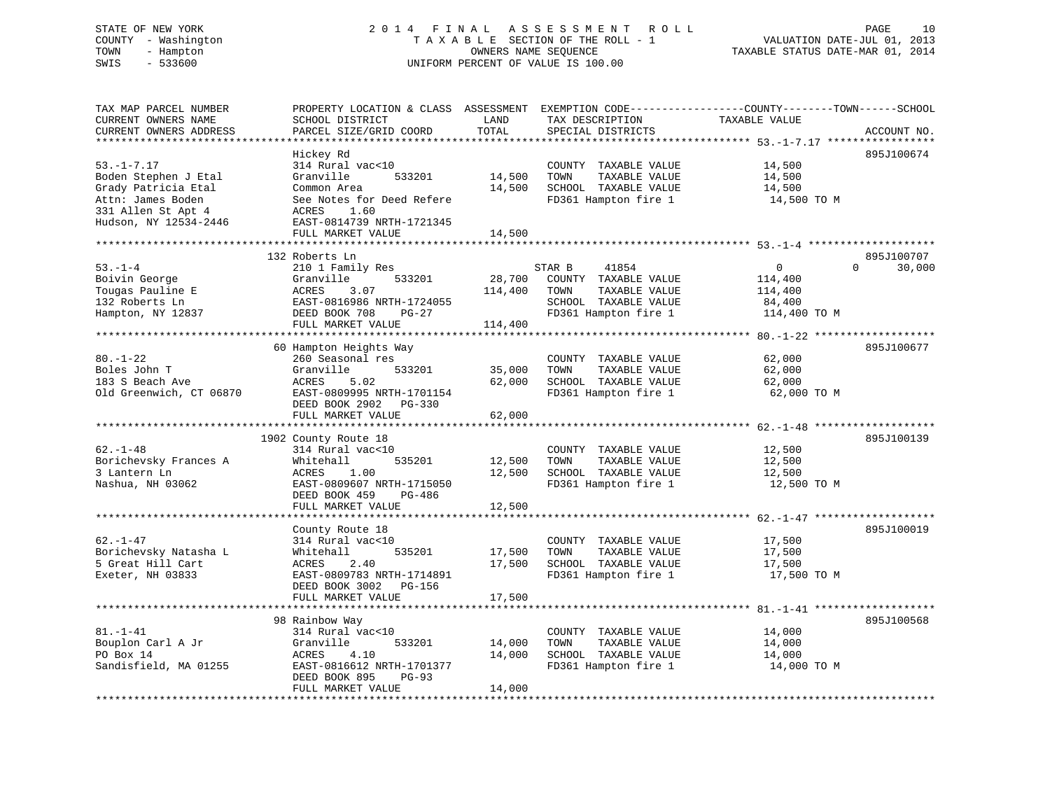STATE OF NEW YORK
COUNTY - Washington
TOWN - Hampton
SWIS - 533600

2 0 1 4 F I N A L A S S E S S M E N T R O L L
T A X A B L E SECTION OF THE ROLL - 1
OWNERS NAME SEQUENCE
UNIFORM PERCENT OF VALUE IS 100.00

VALUATION DATE-JUL 01, 2013
TAXABLE STATUS DATE-MAR 01, 2014

```
TAX MAP PARCEL NUMBER          PROPERTY LOCATION & CLASS  ASSESSMENT  EXEMPTION CODE------------------COUNTY--------TOWN------SCHOOL
CURRENT OWNERS NAME            SCHOOL DISTRICT               LAND      TAX DESCRIPTION            TAXABLE VALUE
CURRENT OWNERS ADDRESS         PARCEL SIZE/GRID COORD        TOTAL     SPECIAL DISTRICTS                                      ACCOUNT NO.
*********************************************************************************************** 53.-1-7.17 *****************
                               Hickey Rd                                                                                  895J100674
53.-1-7.17                     314 Rural vac<10                        COUNTY  TAXABLE VALUE            14,500
Boden Stephen J Etal           Granville         533201       14,500   TOWN    TAXABLE VALUE            14,500
Grady Patricia Etal            Common Area                    14,500   SCHOOL  TAXABLE VALUE            14,500
Attn: James Boden              See Notes for Deed Refere               FD361 Hampton fire 1              14,500 TO M
331 Allen St Apt 4             ACRES     1.60
Hudson, NY 12534-2446          EAST-0814739 NRTH-1721345
                               FULL MARKET VALUE              14,500
*********************************************************************************************** 53.-1-4 ********************
                               132 Roberts Ln                                                                             895J100707
53.-1-4                        210 1 Family Res                        STAR B     41854                  0           0     30,000
Boivin George                  Granville         533201       28,700   COUNTY  TAXABLE VALUE           114,400
Tougas Pauline E               ACRES     3.07                114,400   TOWN    TAXABLE VALUE           114,400
132 Roberts Ln                 EAST-0816986 NRTH-1724055               SCHOOL  TAXABLE VALUE            84,400
Hampton, NY 12837              DEED BOOK 708     PG-27                 FD361 Hampton fire 1             114,400 TO M
                               FULL MARKET VALUE             114,400
*********************************************************************************************** 80.-1-22 *******************
                               60 Hampton Heights Way                                                                     895J100677
80.-1-22                       260 Seasonal res                        COUNTY  TAXABLE VALUE            62,000
Boles John T                   Granville         533201       35,000   TOWN    TAXABLE VALUE            62,000
183 S Beach Ave                ACRES     5.02                 62,000   SCHOOL  TAXABLE VALUE            62,000
Old Greenwich, CT 06870        EAST-0809995 NRTH-1701154               FD361 Hampton fire 1              62,000 TO M
                               DEED BOOK 2902    PG-330
                               FULL MARKET VALUE              62,000
*********************************************************************************************** 62.-1-48 *******************
                               1902 County Route 18                                                                       895J100139
62.-1-48                       314 Rural vac<10                        COUNTY  TAXABLE VALUE            12,500
Borichevsky Frances A          Whitehall         535201       12,500   TOWN    TAXABLE VALUE            12,500
3 Lantern Ln                   ACRES     1.00                 12,500   SCHOOL  TAXABLE VALUE            12,500
Nashua, NH 03062               EAST-0809607 NRTH-1715050               FD361 Hampton fire 1              12,500 TO M
                               DEED BOOK 459     PG-486
                               FULL MARKET VALUE              12,500
*********************************************************************************************** 62.-1-47 *******************
                               County Route 18                                                                            895J100019
62.-1-47                       314 Rural vac<10                        COUNTY  TAXABLE VALUE            17,500
Borichevsky Natasha L          Whitehall         535201       17,500   TOWN    TAXABLE VALUE            17,500
5 Great Hill Cart              ACRES     2.40                 17,500   SCHOOL  TAXABLE VALUE            17,500
Exeter, NH 03833               EAST-0809783 NRTH-1714891               FD361 Hampton fire 1              17,500 TO M
                               DEED BOOK 3002    PG-156
                               FULL MARKET VALUE              17,500
*********************************************************************************************** 81.-1-41 *******************
                               98 Rainbow Way                                                                             895J100568
81.-1-41                       314 Rural vac<10                        COUNTY  TAXABLE VALUE            14,000
Bouplon Carl A Jr              Granville         533201       14,000   TOWN    TAXABLE VALUE            14,000
PO Box 14                      ACRES     4.10                 14,000   SCHOOL  TAXABLE VALUE            14,000
Sandisfield, MA 01255          EAST-0816612 NRTH-1701377               FD361 Hampton fire 1              14,000 TO M
                               DEED BOOK 895     PG-93
                               FULL MARKET VALUE              14,000
****************************************************************************************************************************
```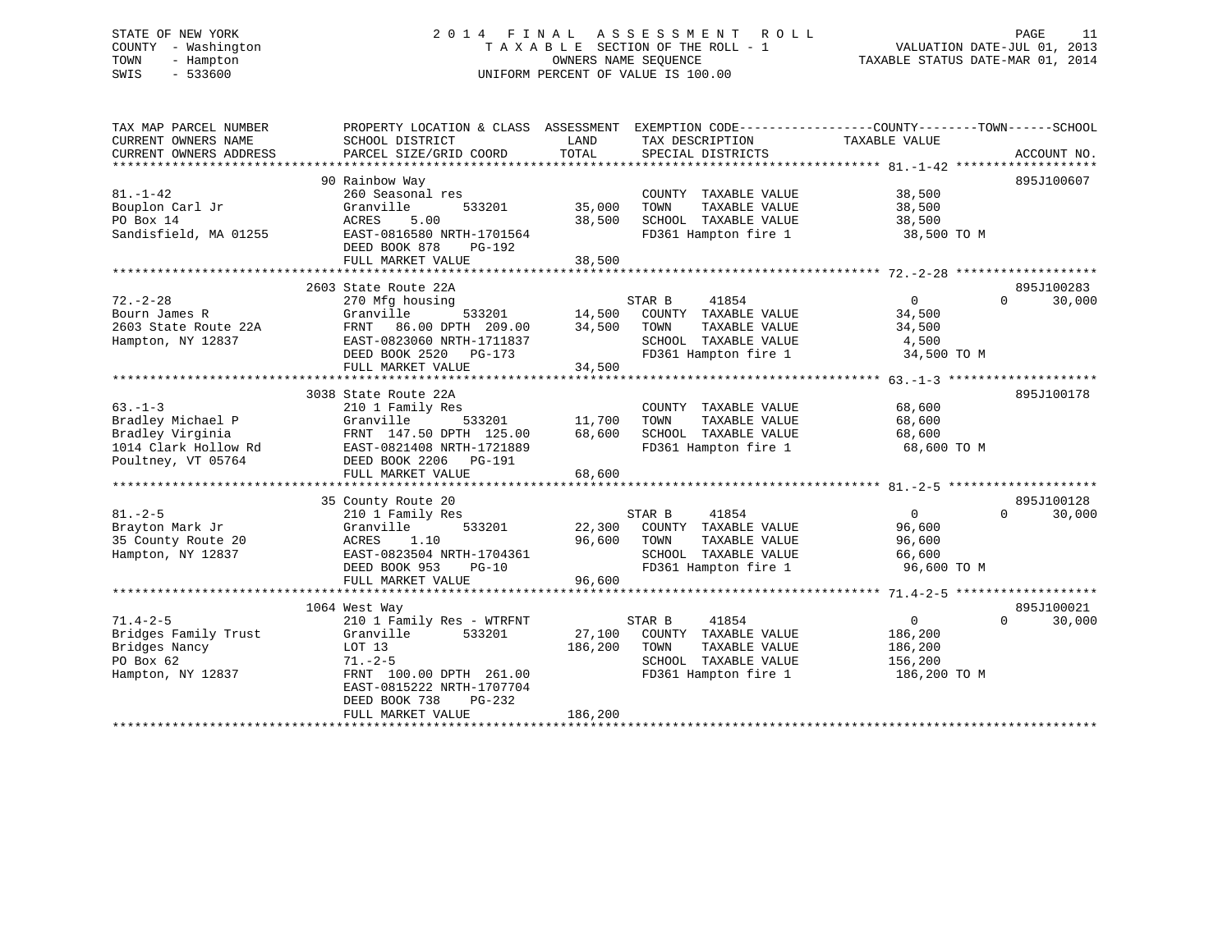STATE OF NEW YORK
COUNTY - Washington
TOWN - Hampton
SWIS - 533600

2 0 1 4 F I N A L A S S E S S M E N T R O L L
T A X A B L E SECTION OF THE ROLL - 1
OWNERS NAME SEQUENCE
UNIFORM PERCENT OF VALUE IS 100.00

VALUATION DATE-JUL 01, 2013
TAXABLE STATUS DATE-MAR 01, 2014

| TAX MAP PARCEL NUMBER / CURRENT OWNERS NAME / CURRENT OWNERS ADDRESS | PROPERTY LOCATION & CLASS / SCHOOL DISTRICT / PARCEL SIZE/GRID COORD | ASSESSMENT LAND / TOTAL | EXEMPTION CODE / TAX DESCRIPTION / SPECIAL DISTRICTS | COUNTY / TOWN TAXABLE VALUE | SCHOOL | ACCOUNT NO. |
|---|---|---|---|---|---|---|
| **81.-1-42** | 90 Rainbow Way | | | | | 895J100607 |
| Bouplon Carl Jr | 260 Seasonal res | | COUNTY TAXABLE VALUE | 38,500 | | |
| PO Box 14 | Granville 533201 | 35,000 | TOWN TAXABLE VALUE | 38,500 | | |
| Sandisfield, MA 01255 | ACRES 5.00 | 38,500 | SCHOOL TAXABLE VALUE | 38,500 | | |
| | EAST-0816580 NRTH-1701564 | | FD361 Hampton fire 1 | 38,500 TO M | | |
| | DEED BOOK 878 PG-192 | | | | | |
| | FULL MARKET VALUE | 38,500 | | | | |
| **72.-2-28** | 2603 State Route 22A | | | | | 895J100283 |
| Bourn James R | 270 Mfg housing | | STAR B 41854 | 0 | 0 | 30,000 |
| 2603 State Route 22A | Granville 533201 | 14,500 | COUNTY TAXABLE VALUE | 34,500 | | |
| Hampton, NY 12837 | FRNT 86.00 DPTH 209.00 | 34,500 | TOWN TAXABLE VALUE | 34,500 | | |
| | EAST-0823060 NRTH-1711837 | | SCHOOL TAXABLE VALUE | 4,500 | | |
| | DEED BOOK 2520 PG-173 | | FD361 Hampton fire 1 | 34,500 TO M | | |
| | FULL MARKET VALUE | 34,500 | | | | |
| **63.-1-3** | 3038 State Route 22A | | | | | 895J100178 |
| Bradley Michael P | 210 1 Family Res | | COUNTY TAXABLE VALUE | 68,600 | | |
| Bradley Virginia | Granville 533201 | 11,700 | TOWN TAXABLE VALUE | 68,600 | | |
| 1014 Clark Hollow Rd | FRNT 147.50 DPTH 125.00 | 68,600 | SCHOOL TAXABLE VALUE | 68,600 | | |
| Poultney, VT 05764 | EAST-0821408 NRTH-1721889 | | FD361 Hampton fire 1 | 68,600 TO M | | |
| | DEED BOOK 2206 PG-191 | | | | | |
| | FULL MARKET VALUE | 68,600 | | | | |
| **81.-2-5** | 35 County Route 20 | | | | | 895J100128 |
| Brayton Mark Jr | 210 1 Family Res | | STAR B 41854 | 0 | 0 | 30,000 |
| 35 County Route 20 | Granville 533201 | 22,300 | COUNTY TAXABLE VALUE | 96,600 | | |
| Hampton, NY 12837 | ACRES 1.10 | 96,600 | TOWN TAXABLE VALUE | 96,600 | | |
| | EAST-0823504 NRTH-1704361 | | SCHOOL TAXABLE VALUE | 66,600 | | |
| | DEED BOOK 953 PG-10 | | FD361 Hampton fire 1 | 96,600 TO M | | |
| | FULL MARKET VALUE | 96,600 | | | | |
| **71.4-2-5** | 1064 West Way | | | | | 895J100021 |
| Bridges Family Trust | 210 1 Family Res - WTRFNT | | STAR B 41854 | 0 | 0 | 30,000 |
| Bridges Nancy | Granville 533201 | 27,100 | COUNTY TAXABLE VALUE | 186,200 | | |
| PO Box 62 | LOT 13 | 186,200 | TOWN TAXABLE VALUE | 186,200 | | |
| Hampton, NY 12837 | 71.-2-5 | | SCHOOL TAXABLE VALUE | 156,200 | | |
| | FRNT 100.00 DPTH 261.00 | | FD361 Hampton fire 1 | 186,200 TO M | | |
| | EAST-0815222 NRTH-1707704 | | | | | |
| | DEED BOOK 738 PG-232 | | | | | |
| | FULL MARKET VALUE | 186,200 | | | | |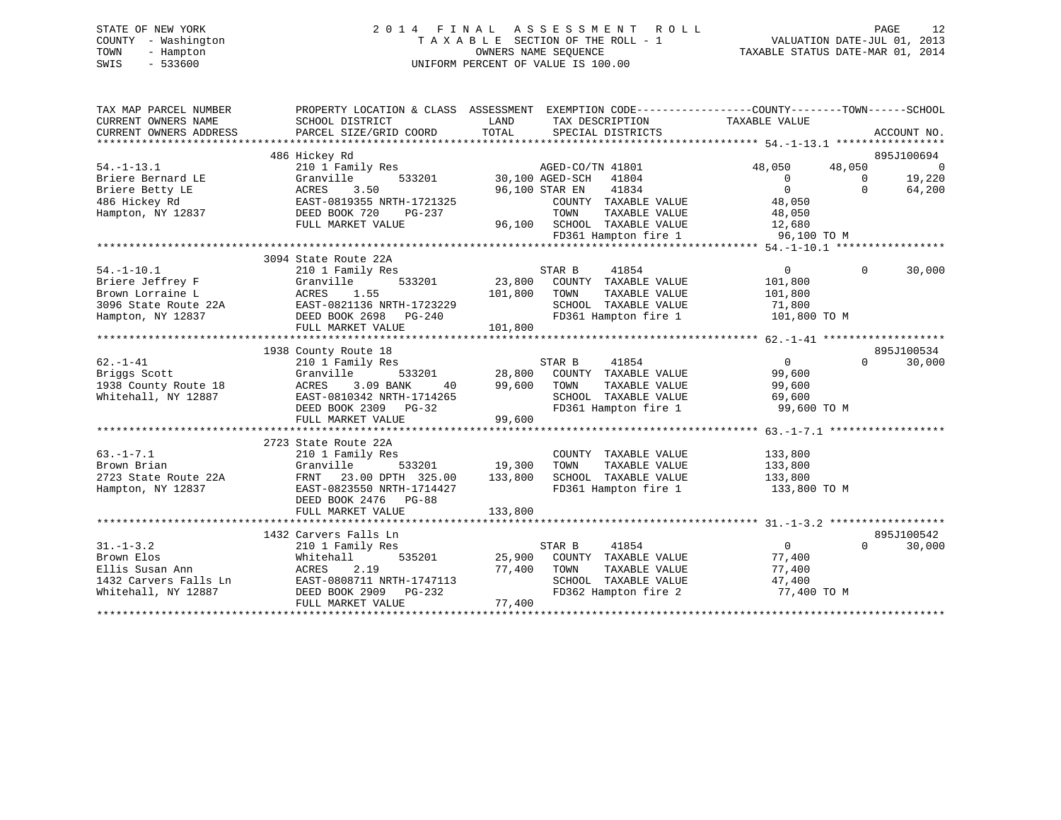STATE OF NEW YORK
COUNTY - Washington
TOWN - Hampton
SWIS - 533600

2014 FINAL ASSESSMENT ROLL
TAXABLE SECTION OF THE ROLL - 1
OWNERS NAME SEQUENCE
UNIFORM PERCENT OF VALUE IS 100.00

VALUATION DATE-JUL 01, 2013
TAXABLE STATUS DATE-MAR 01, 2014

```
TAX MAP PARCEL NUMBER          PROPERTY LOCATION & CLASS  ASSESSMENT  EXEMPTION CODE------------------COUNTY--------TOWN------SCHOOL
CURRENT OWNERS NAME            SCHOOL DISTRICT               LAND      TAX DESCRIPTION              TAXABLE VALUE
CURRENT OWNERS ADDRESS         PARCEL SIZE/GRID COORD        TOTAL     SPECIAL DISTRICTS                                    ACCOUNT NO.
******************************************************************************************************* 54.-1-13.1 *****************
                               486 Hickey Rd                                                                                895J100694
54.-1-13.1                     210 1 Family Res                     AGED-CO/TN 41801              48,050      48,050           0
Briere Bernard LE              Granville       533201       30,100 AGED-SCH   41804                    0           0      19,220
Briere Betty LE                ACRES    3.50                96,100 STAR EN    41834                    0           0      64,200
486 Hickey Rd                  EAST-0819355 NRTH-1721325             COUNTY  TAXABLE VALUE          48,050
Hampton, NY 12837              DEED BOOK 720    PG-237               TOWN    TAXABLE VALUE          48,050
                               FULL MARKET VALUE             96,100  SCHOOL  TAXABLE VALUE          12,680
                                                                     FD361 Hampton fire 1            96,100 TO M
******************************************************************************************************* 54.-1-10.1 *****************
                               3094 State Route 22A
54.-1-10.1                     210 1 Family Res                     STAR B     41854                    0           0      30,000
Briere Jeffrey F               Granville       533201       23,800  COUNTY  TAXABLE VALUE         101,800
Brown Lorraine L               ACRES    1.55               101,800  TOWN    TAXABLE VALUE         101,800
3096 State Route 22A           EAST-0821136 NRTH-1723229             SCHOOL  TAXABLE VALUE          71,800
Hampton, NY 12837              DEED BOOK 2698   PG-240               FD361 Hampton fire 1           101,800 TO M
                               FULL MARKET VALUE            101,800
******************************************************************************************************* 62.-1-41 *******************
                               1938 County Route 18                                                                         895J100534
62.-1-41                       210 1 Family Res                     STAR B     41854                    0           0      30,000
Briggs Scott                   Granville       533201       28,800  COUNTY  TAXABLE VALUE          99,600
1938 County Route 18           ACRES    3.09 BANK     40    99,600  TOWN    TAXABLE VALUE          99,600
Whitehall, NY 12887            EAST-0810342 NRTH-1714265             SCHOOL  TAXABLE VALUE          69,600
                               DEED BOOK 2309   PG-32                FD361 Hampton fire 1            99,600 TO M
                               FULL MARKET VALUE             99,600
******************************************************************************************************* 63.-1-7.1 ******************
                               2723 State Route 22A
63.-1-7.1                      210 1 Family Res                      COUNTY  TAXABLE VALUE         133,800
Brown Brian                    Granville       533201       19,300   TOWN    TAXABLE VALUE         133,800
2723 State Route 22A           FRNT   23.00 DPTH 325.00    133,800   SCHOOL  TAXABLE VALUE         133,800
Hampton, NY 12837              EAST-0823550 NRTH-1714427             FD361 Hampton fire 1           133,800 TO M
                               DEED BOOK 2476   PG-88
                               FULL MARKET VALUE            133,800
******************************************************************************************************* 31.-1-3.2 ******************
                               1432 Carvers Falls Ln                                                                        895J100542
31.-1-3.2                      210 1 Family Res                     STAR B     41854                    0           0      30,000
Brown Elos                     Whitehall       535201       25,900  COUNTY  TAXABLE VALUE          77,400
Ellis Susan Ann                ACRES    2.19                77,400  TOWN    TAXABLE VALUE          77,400
1432 Carvers Falls Ln          EAST-0808711 NRTH-1747113             SCHOOL  TAXABLE VALUE          47,400
Whitehall, NY 12887            DEED BOOK 2909   PG-232               FD362 Hampton fire 2            77,400 TO M
                               FULL MARKET VALUE             77,400
************************************************************************************************************************************
```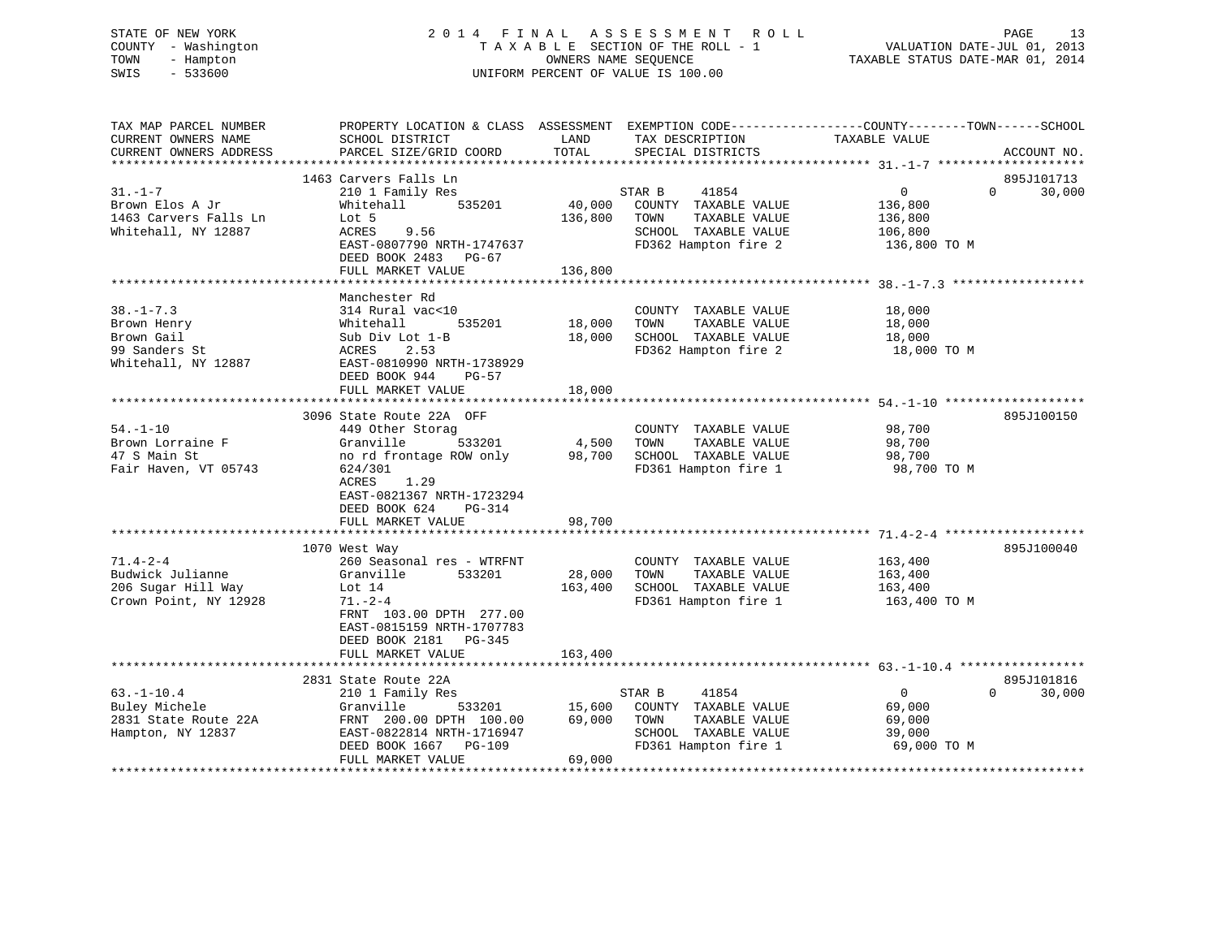STATE OF NEW YORK
COUNTY - Washington
TOWN - Hampton
SWIS - 533600

# 2014 FINAL ASSESSMENT ROLL

TAXABLE SECTION OF THE ROLL - 1
OWNERS NAME SEQUENCE
UNIFORM PERCENT OF VALUE IS 100.00

VALUATION DATE-JUL 01, 2013
TAXABLE STATUS DATE-MAR 01, 2014

| TAX MAP PARCEL NUMBER / CURRENT OWNERS NAME / CURRENT OWNERS ADDRESS | PROPERTY LOCATION & CLASS / SCHOOL DISTRICT / PARCEL SIZE/GRID COORD | ASSESSMENT LAND | TOTAL | EXEMPTION CODE / TAX DESCRIPTION / SPECIAL DISTRICTS | COUNTY TAXABLE VALUE | TOWN | SCHOOL | ACCOUNT NO. |
|---|---|---|---|---|---|---|---|---|
| **31.-1-7** | 1463 Carvers Falls Ln | | | | | | | 895J101713 |
| Brown Elos A Jr | 210 1 Family Res | | | STAR B 41854 | 0 | 0 | 30,000 | |
| 1463 Carvers Falls Ln | Whitehall 535201 | 40,000 | | COUNTY TAXABLE VALUE | 136,800 | | | |
| Whitehall, NY 12887 | Lot 5 | | 136,800 | TOWN TAXABLE VALUE | 136,800 | | | |
| | ACRES 9.56 | | | SCHOOL TAXABLE VALUE | 106,800 | | | |
| | EAST-0807790 NRTH-1747637 | | | FD362 Hampton fire 2 | 136,800 TO M | | | |
| | DEED BOOK 2483 PG-67 | | | | | | | |
| | FULL MARKET VALUE | | 136,800 | | | | | |
| **38.-1-7.3** | Manchester Rd | | | | | | | |
| Brown Henry | 314 Rural vac<10 | | | COUNTY TAXABLE VALUE | 18,000 | | | |
| Brown Gail | Whitehall 535201 | 18,000 | | TOWN TAXABLE VALUE | 18,000 | | | |
| 99 Sanders St | Sub Div Lot 1-B | | 18,000 | SCHOOL TAXABLE VALUE | 18,000 | | | |
| Whitehall, NY 12887 | ACRES 2.53 | | | FD362 Hampton fire 2 | 18,000 TO M | | | |
| | EAST-0810990 NRTH-1738929 | | | | | | | |
| | DEED BOOK 944 PG-57 | | | | | | | |
| | FULL MARKET VALUE | | 18,000 | | | | | |
| **54.-1-10** | 3096 State Route 22A OFF | | | | | | | 895J100150 |
| Brown Lorraine F | 449 Other Storag | | | COUNTY TAXABLE VALUE | 98,700 | | | |
| 47 S Main St | Granville 533201 | 4,500 | | TOWN TAXABLE VALUE | 98,700 | | | |
| Fair Haven, VT 05743 | no rd frontage ROW only | | 98,700 | SCHOOL TAXABLE VALUE | 98,700 | | | |
| | 624/301 | | | FD361 Hampton fire 1 | 98,700 TO M | | | |
| | ACRES 1.29 | | | | | | | |
| | EAST-0821367 NRTH-1723294 | | | | | | | |
| | DEED BOOK 624 PG-314 | | | | | | | |
| | FULL MARKET VALUE | | 98,700 | | | | | |
| **71.4-2-4** | 1070 West Way | | | | | | | 895J100040 |
| Budwick Julianne | 260 Seasonal res - WTRFNT | | | COUNTY TAXABLE VALUE | 163,400 | | | |
| 206 Sugar Hill Way | Granville 533201 | 28,000 | | TOWN TAXABLE VALUE | 163,400 | | | |
| Crown Point, NY 12928 | Lot 14 | | 163,400 | SCHOOL TAXABLE VALUE | 163,400 | | | |
| | 71.-2-4 | | | FD361 Hampton fire 1 | 163,400 TO M | | | |
| | FRNT 103.00 DPTH 277.00 | | | | | | | |
| | EAST-0815159 NRTH-1707783 | | | | | | | |
| | DEED BOOK 2181 PG-345 | | | | | | | |
| | FULL MARKET VALUE | | 163,400 | | | | | |
| **63.-1-10.4** | 2831 State Route 22A | | | | | | | 895J101816 |
| Buley Michele | 210 1 Family Res | | | STAR B 41854 | 0 | 0 | 30,000 | |
| 2831 State Route 22A | Granville 533201 | 15,600 | | COUNTY TAXABLE VALUE | 69,000 | | | |
| Hampton, NY 12837 | FRNT 200.00 DPTH 100.00 | | 69,000 | TOWN TAXABLE VALUE | 69,000 | | | |
| | EAST-0822814 NRTH-1716947 | | | SCHOOL TAXABLE VALUE | 39,000 | | | |
| | DEED BOOK 1667 PG-109 | | | FD361 Hampton fire 1 | 69,000 TO M | | | |
| | FULL MARKET VALUE | | 69,000 | | | | | |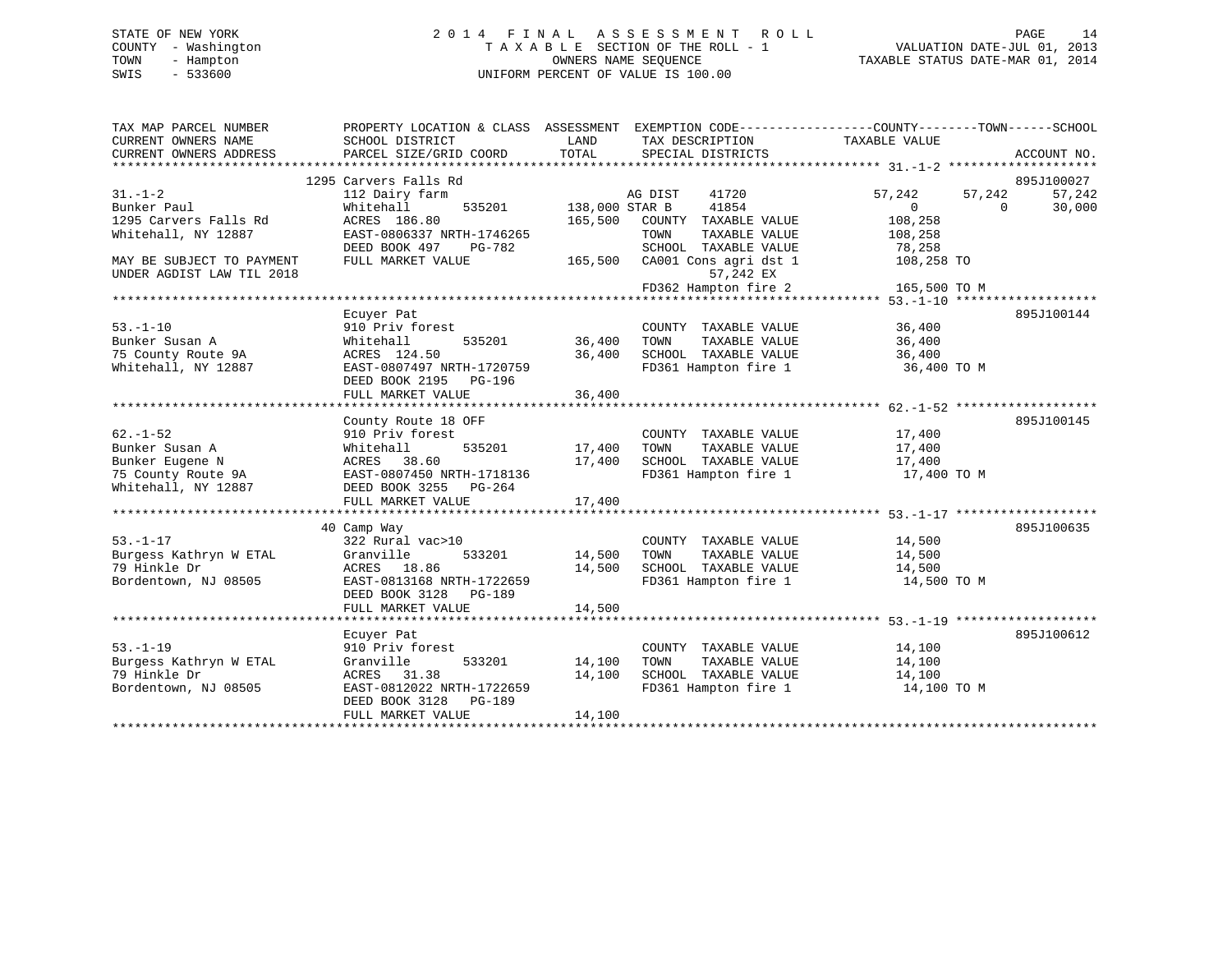STATE OF NEW YORK
COUNTY - Washington
TOWN - Hampton
SWIS - 533600

# 2014 FINAL ASSESSMENT ROLL

TAXABLE SECTION OF THE ROLL - 1
OWNERS NAME SEQUENCE
UNIFORM PERCENT OF VALUE IS 100.00

VALUATION DATE-JUL 01, 2013
TAXABLE STATUS DATE-MAR 01, 2014

| TAX MAP PARCEL NUMBER / CURRENT OWNERS NAME / CURRENT OWNERS ADDRESS | PROPERTY LOCATION & CLASS / SCHOOL DISTRICT / PARCEL SIZE/GRID COORD | ASSESSMENT LAND / TOTAL | EXEMPTION CODE / TAX DESCRIPTION / SPECIAL DISTRICTS | COUNTY TAXABLE VALUE | TOWN | SCHOOL | ACCOUNT NO. |
|---|---|---|---|---|---|---|---|
| 31.-1-2 | 1295 Carvers Falls Rd | | | | | | 895J100027 |
| Bunker Paul | 112 Dairy farm | | AG DIST 41720 | 57,242 | 57,242 | 57,242 | |
| 1295 Carvers Falls Rd | Whitehall 535201 | 138,000 | STAR B 41854 | 0 | 0 | 30,000 | |
| Whitehall, NY 12887 | ACRES 186.80 | 165,500 | COUNTY TAXABLE VALUE | 108,258 | | | |
| | EAST-0806337 NRTH-1746265 | | TOWN TAXABLE VALUE | 108,258 | | | |
| | DEED BOOK 497 PG-782 | | SCHOOL TAXABLE VALUE | 78,258 | | | |
| MAY BE SUBJECT TO PAYMENT | FULL MARKET VALUE | 165,500 | CA001 Cons agri dst 1 | 108,258 TO | | | |
| UNDER AGDIST LAW TIL 2018 | | | 57,242 EX | | | | |
| | | | FD362 Hampton fire 2 | 165,500 TO M | | | |
| 53.-1-10 | Ecuyer Pat | | | | | | 895J100144 |
| Bunker Susan A | 910 Priv forest | | COUNTY TAXABLE VALUE | 36,400 | | | |
| 75 County Route 9A | Whitehall 535201 | 36,400 | TOWN TAXABLE VALUE | 36,400 | | | |
| Whitehall, NY 12887 | ACRES 124.50 | 36,400 | SCHOOL TAXABLE VALUE | 36,400 | | | |
| | EAST-0807497 NRTH-1720759 | | FD361 Hampton fire 1 | 36,400 TO M | | | |
| | DEED BOOK 2195 PG-196 | | | | | | |
| | FULL MARKET VALUE | 36,400 | | | | | |
| 62.-1-52 | County Route 18 OFF | | | | | | 895J100145 |
| Bunker Susan A | 910 Priv forest | | COUNTY TAXABLE VALUE | 17,400 | | | |
| Bunker Eugene N | Whitehall 535201 | 17,400 | TOWN TAXABLE VALUE | 17,400 | | | |
| 75 County Route 9A | ACRES 38.60 | 17,400 | SCHOOL TAXABLE VALUE | 17,400 | | | |
| Whitehall, NY 12887 | EAST-0807450 NRTH-1718136 | | FD361 Hampton fire 1 | 17,400 TO M | | | |
| | DEED BOOK 3255 PG-264 | | | | | | |
| | FULL MARKET VALUE | 17,400 | | | | | |
| 53.-1-17 | 40 Camp Way | | | | | | 895J100635 |
| Burgess Kathryn W ETAL | 322 Rural vac>10 | | COUNTY TAXABLE VALUE | 14,500 | | | |
| 79 Hinkle Dr | Granville 533201 | 14,500 | TOWN TAXABLE VALUE | 14,500 | | | |
| Bordentown, NJ 08505 | ACRES 18.86 | 14,500 | SCHOOL TAXABLE VALUE | 14,500 | | | |
| | EAST-0813168 NRTH-1722659 | | FD361 Hampton fire 1 | 14,500 TO M | | | |
| | DEED BOOK 3128 PG-189 | | | | | | |
| | FULL MARKET VALUE | 14,500 | | | | | |
| 53.-1-19 | Ecuyer Pat | | | | | | 895J100612 |
| Burgess Kathryn W ETAL | 910 Priv forest | | COUNTY TAXABLE VALUE | 14,100 | | | |
| 79 Hinkle Dr | Granville 533201 | 14,100 | TOWN TAXABLE VALUE | 14,100 | | | |
| Bordentown, NJ 08505 | ACRES 31.38 | 14,100 | SCHOOL TAXABLE VALUE | 14,100 | | | |
| | EAST-0812022 NRTH-1722659 | | FD361 Hampton fire 1 | 14,100 TO M | | | |
| | DEED BOOK 3128 PG-189 | | | | | | |
| | FULL MARKET VALUE | 14,100 | | | | | |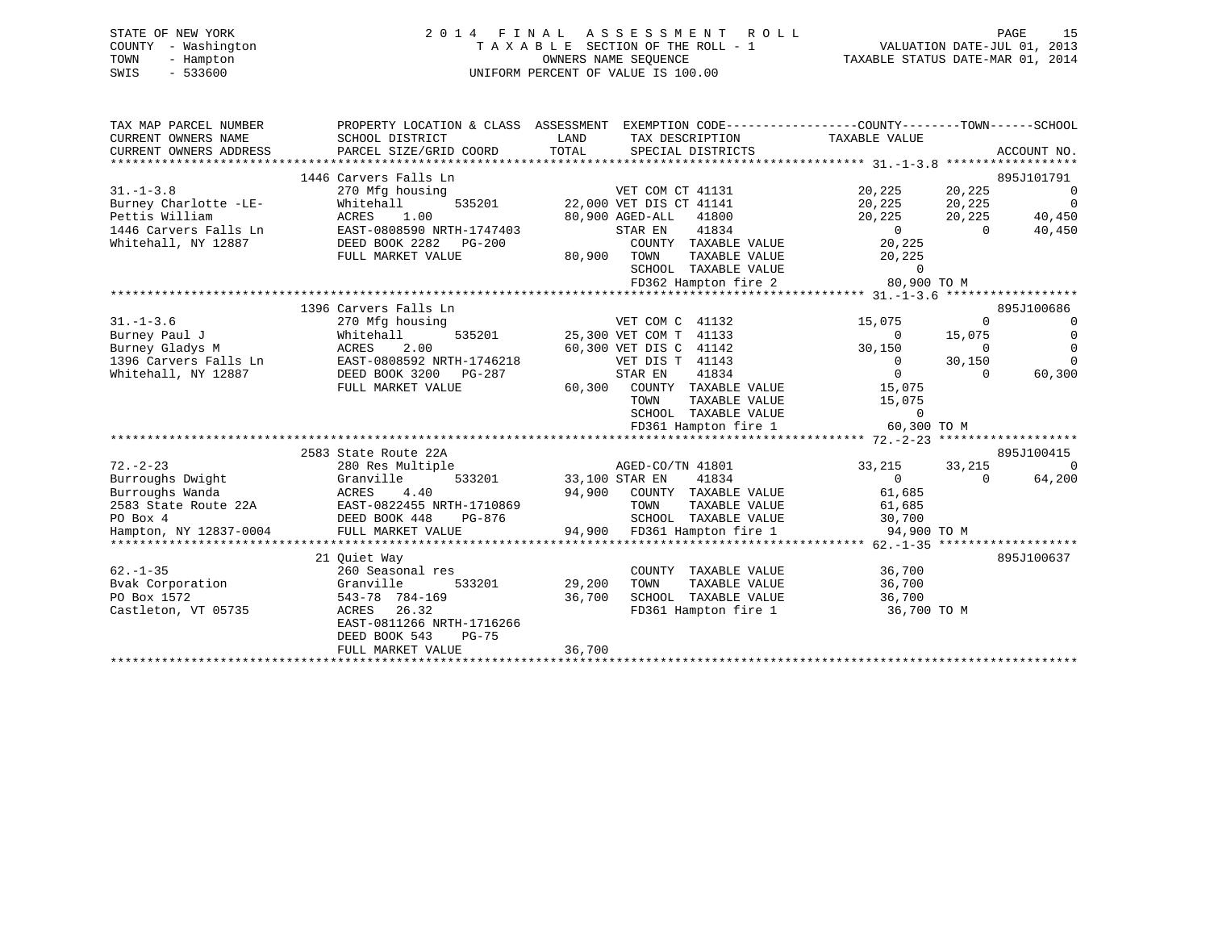STATE OF NEW YORK
COUNTY - Washington
TOWN - Hampton
SWIS - 533600

2014 FINAL ASSESSMENT ROLL
TAXABLE SECTION OF THE ROLL - 1
OWNERS NAME SEQUENCE
UNIFORM PERCENT OF VALUE IS 100.00

VALUATION DATE-JUL 01, 2013
TAXABLE STATUS DATE-MAR 01, 2014

| TAX MAP PARCEL NUMBER / CURRENT OWNERS NAME / CURRENT OWNERS ADDRESS | PROPERTY LOCATION & CLASS / SCHOOL DISTRICT / PARCEL SIZE/GRID COORD | ASSESSMENT LAND / TOTAL | EXEMPTION CODE / TAX DESCRIPTION / SPECIAL DISTRICTS | COUNTY TAXABLE VALUE | TOWN | SCHOOL | ACCOUNT NO. |
|---|---|---|---|---|---|---|---|
| | 1446 Carvers Falls Ln | | | | | | 895J101791 |
| 31.-1-3.8 | 270 Mfg housing | | VET COM CT 41131 | 20,225 | 20,225 | 0 | |
| Burney Charlotte -LE- | Whitehall 535201 | 22,000 | VET DIS CT 41141 | 20,225 | 20,225 | 0 | |
| Pettis William | ACRES 1.00 | 80,900 | AGED-ALL 41800 | 20,225 | 20,225 | 40,450 | |
| 1446 Carvers Falls Ln | EAST-0808590 NRTH-1747403 | | STAR EN 41834 | 0 | 0 | 40,450 | |
| Whitehall, NY 12887 | DEED BOOK 2282 PG-200 | | COUNTY TAXABLE VALUE | 20,225 | | | |
| | FULL MARKET VALUE | 80,900 | TOWN TAXABLE VALUE | 20,225 | | | |
| | | | SCHOOL TAXABLE VALUE | 0 | | | |
| | | | FD362 Hampton fire 2 | 80,900 TO M | | | |
| | 1396 Carvers Falls Ln | | | | | | 895J100686 |
| 31.-1-3.6 | 270 Mfg housing | | VET COM C 41132 | 15,075 | 0 | 0 | |
| Burney Paul J | Whitehall 535201 | 25,300 | VET COM T 41133 | 0 | 15,075 | 0 | |
| Burney Gladys M | ACRES 2.00 | 60,300 | VET DIS C 41142 | 30,150 | 0 | 0 | |
| 1396 Carvers Falls Ln | EAST-0808592 NRTH-1746218 | | VET DIS T 41143 | 0 | 30,150 | 0 | |
| Whitehall, NY 12887 | DEED BOOK 3200 PG-287 | | STAR EN 41834 | 0 | 0 | 60,300 | |
| | FULL MARKET VALUE | 60,300 | COUNTY TAXABLE VALUE | 15,075 | | | |
| | | | TOWN TAXABLE VALUE | 15,075 | | | |
| | | | SCHOOL TAXABLE VALUE | 0 | | | |
| | | | FD361 Hampton fire 1 | 60,300 TO M | | | |
| | 2583 State Route 22A | | | | | | 895J100415 |
| 72.-2-23 | 280 Res Multiple | | AGED-CO/TN 41801 | 33,215 | 33,215 | 0 | |
| Burroughs Dwight | Granville 533201 | 33,100 | STAR EN 41834 | 0 | 0 | 64,200 | |
| Burroughs Wanda | ACRES 4.40 | 94,900 | COUNTY TAXABLE VALUE | 61,685 | | | |
| 2583 State Route 22A | EAST-0822455 NRTH-1710869 | | TOWN TAXABLE VALUE | 61,685 | | | |
| PO Box 4 | DEED BOOK 448 PG-876 | | SCHOOL TAXABLE VALUE | 30,700 | | | |
| Hampton, NY 12837-0004 | FULL MARKET VALUE | 94,900 | FD361 Hampton fire 1 | 94,900 TO M | | | |
| | 21 Quiet Way | | | | | | 895J100637 |
| 62.-1-35 | 260 Seasonal res | | COUNTY TAXABLE VALUE | 36,700 | | | |
| Bvak Corporation | Granville 533201 | 29,200 | TOWN TAXABLE VALUE | 36,700 | | | |
| PO Box 1572 | 543-78 784-169 | 36,700 | SCHOOL TAXABLE VALUE | 36,700 | | | |
| Castleton, VT 05735 | ACRES 26.32 | | FD361 Hampton fire 1 | 36,700 TO M | | | |
| | EAST-0811266 NRTH-1716266 | | | | | | |
| | DEED BOOK 543 PG-75 | | | | | | |
| | FULL MARKET VALUE | 36,700 | | | | | |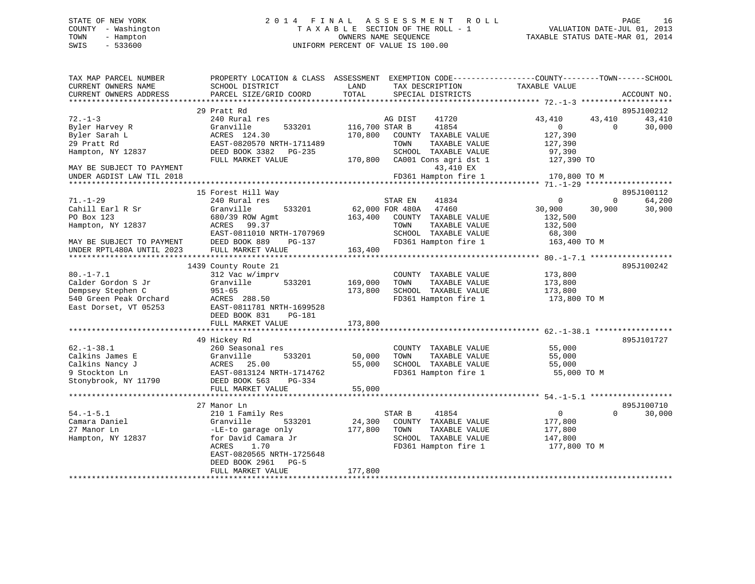STATE OF NEW YORK
COUNTY - Washington
TOWN - Hampton
SWIS - 533600

2014 FINAL ASSESSMENT ROLL
TAXABLE SECTION OF THE ROLL - 1
OWNERS NAME SEQUENCE
UNIFORM PERCENT OF VALUE IS 100.00

VALUATION DATE-JUL 01, 2013
TAXABLE STATUS DATE-MAR 01, 2014

```
TAX MAP PARCEL NUMBER          PROPERTY LOCATION & CLASS  ASSESSMENT  EXEMPTION CODE-----------------COUNTY--------TOWN------SCHOOL
CURRENT OWNERS NAME            SCHOOL DISTRICT              LAND      TAX DESCRIPTION             TAXABLE VALUE
CURRENT OWNERS ADDRESS         PARCEL SIZE/GRID COORD       TOTAL     SPECIAL DISTRICTS                                    ACCOUNT NO.
*********************************************************************************************** 72.-1-3 ********************
                               29 Pratt Rd                                                                              895J100212
72.-1-3                        240 Rural res                          AG DIST    41720              43,410     43,410      43,410
Byler Harvey R                 Granville      533201     116,700 STAR B      41854                   0          0      30,000
Byler Sarah L                  ACRES  124.30             170,800   COUNTY  TAXABLE VALUE          127,390
29 Pratt Rd                    EAST-0820570 NRTH-1711489             TOWN    TAXABLE VALUE          127,390
Hampton, NY 12837              DEED BOOK 3382   PG-235               SCHOOL  TAXABLE VALUE           97,390
                               FULL MARKET VALUE          170,800   CA001 Cons agri dst 1          127,390 TO
MAY BE SUBJECT TO PAYMENT                                                  43,410 EX
UNDER AGDIST LAW TIL 2018                                           FD361 Hampton fire 1           170,800 TO M
*********************************************************************************************** 71.-1-29 *******************
                               15 Forest Hill Way                                                                       895J100112
71.-1-29                       240 Rural res                          STAR EN    41834                   0          0      64,200
Cahill Earl R Sr               Granville      533201      62,000 FOR 480A   47460              30,900     30,900      30,900
PO Box 123                     680/39 ROW Agmt           163,400   COUNTY  TAXABLE VALUE          132,500
Hampton, NY 12837              ACRES   99.37                         TOWN    TAXABLE VALUE          132,500
                               EAST-0811010 NRTH-1707969             SCHOOL  TAXABLE VALUE           68,300
MAY BE SUBJECT TO PAYMENT      DEED BOOK 889    PG-137               FD361 Hampton fire 1           163,400 TO M
UNDER RPTL480A UNTIL 2023      FULL MARKET VALUE          163,400
*********************************************************************************************** 80.-1-7.1 ******************
                               1439 County Route 21                                                                     895J100242
80.-1-7.1                      312 Vac w/imprv                         COUNTY  TAXABLE VALUE          173,800
Calder Gordon S Jr             Granville      533201     169,000     TOWN    TAXABLE VALUE          173,800
Dempsey Stephen C              951-65                    173,800     SCHOOL  TAXABLE VALUE          173,800
540 Green Peak Orchard         ACRES  288.50                         FD361 Hampton fire 1           173,800 TO M
East Dorset, VT 05253          EAST-0811781 NRTH-1699528
                               DEED BOOK 831    PG-181
                               FULL MARKET VALUE          173,800
*********************************************************************************************** 62.-1-38.1 *****************
                               49 Hickey Rd                                                                             895J101727
62.-1-38.1                     260 Seasonal res                        COUNTY  TAXABLE VALUE           55,000
Calkins James E                Granville      533201      50,000     TOWN    TAXABLE VALUE           55,000
Calkins Nancy J                ACRES   25.00               55,000     SCHOOL  TAXABLE VALUE           55,000
9 Stockton Ln                  EAST-0813124 NRTH-1714762             FD361 Hampton fire 1            55,000 TO M
Stonybrook, NY 11790           DEED BOOK 563    PG-334
                               FULL MARKET VALUE           55,000
*********************************************************************************************** 54.-1-5.1 ******************
                               27 Manor Ln                                                                              895J100710
54.-1-5.1                      210 1 Family Res                        STAR B     41854                   0          0      30,000
Camara Daniel                  Granville      533201      24,300   COUNTY  TAXABLE VALUE          177,800
27 Manor Ln                    -LE-to garage only        177,800   TOWN    TAXABLE VALUE          177,800
Hampton, NY 12837              for David Camara Jr                   SCHOOL  TAXABLE VALUE          147,800
                               ACRES    1.70                         FD361 Hampton fire 1           177,800 TO M
                               EAST-0820565 NRTH-1725648
                               DEED BOOK 2961   PG-5
                               FULL MARKET VALUE          177,800
******************************************************************************************************************************
```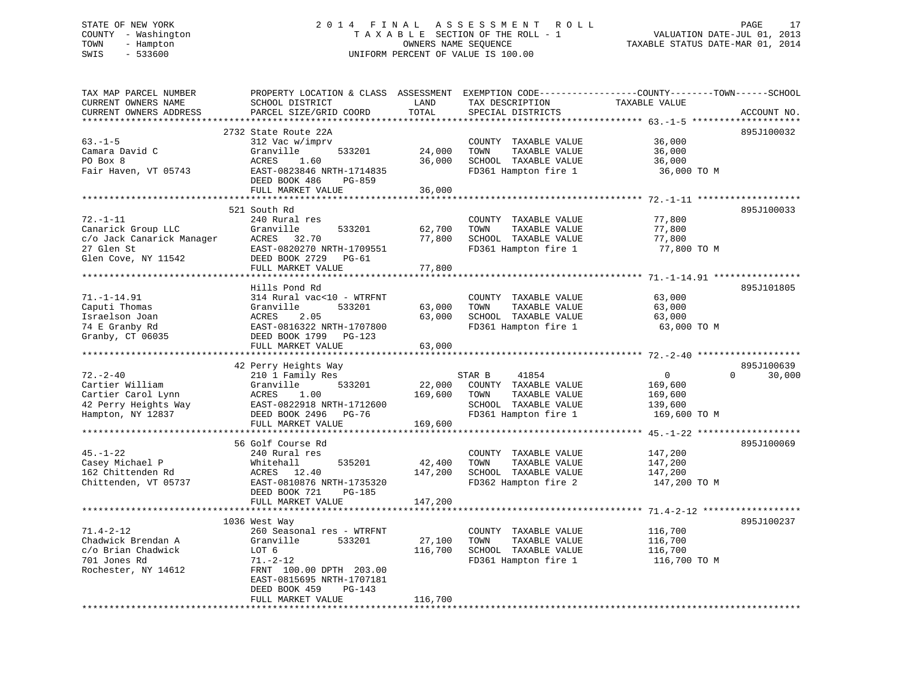STATE OF NEW YORK | 2014 FINAL ASSESSMENT ROLL | VALUATION DATE-JUL 01, 2013
COUNTY - Washington | TAXABLE SECTION OF THE ROLL - 1 | TAXABLE STATUS DATE-MAR 01, 2014
TOWN - Hampton | OWNERS NAME SEQUENCE
SWIS - 533600 | UNIFORM PERCENT OF VALUE IS 100.00

| TAX MAP PARCEL NUMBER / CURRENT OWNERS NAME / CURRENT OWNERS ADDRESS | PROPERTY LOCATION & CLASS / SCHOOL DISTRICT / PARCEL SIZE/GRID COORD | ASSESSMENT LAND / TOTAL | EXEMPTION CODE / TAX DESCRIPTION / SPECIAL DISTRICTS | COUNTY / TOWN / SCHOOL TAXABLE VALUE | ACCOUNT NO. |
|---|---|---|---|---|---|
| **63.-1-5** | 2732 State Route 22A | | | | 895J100032 |
| 63.-1-5 | 312 Vac w/imprv | | COUNTY TAXABLE VALUE | 36,000 | |
| Camara David C | Granville 533201 | 24,000 | TOWN TAXABLE VALUE | 36,000 | |
| PO Box 8 | ACRES 1.60 | 36,000 | SCHOOL TAXABLE VALUE | 36,000 | |
| Fair Haven, VT 05743 | EAST-0823846 NRTH-1714835 | | FD361 Hampton fire 1 | 36,000 TO M | |
| | DEED BOOK 486 PG-859 | | | | |
| | FULL MARKET VALUE | 36,000 | | | |
| **72.-1-11** | 521 South Rd | | | | 895J100033 |
| 72.-1-11 | 240 Rural res | | COUNTY TAXABLE VALUE | 77,800 | |
| Canarick Group LLC | Granville 533201 | 62,700 | TOWN TAXABLE VALUE | 77,800 | |
| c/o Jack Canarick Manager | ACRES 32.70 | 77,800 | SCHOOL TAXABLE VALUE | 77,800 | |
| 27 Glen St | EAST-0820270 NRTH-1709551 | | FD361 Hampton fire 1 | 77,800 TO M | |
| Glen Cove, NY 11542 | DEED BOOK 2729 PG-61 | | | | |
| | FULL MARKET VALUE | 77,800 | | | |
| **71.-1-14.91** | Hills Pond Rd | | | | 895J101805 |
| 71.-1-14.91 | 314 Rural vac<10 - WTRFNT | | COUNTY TAXABLE VALUE | 63,000 | |
| Caputi Thomas | Granville 533201 | 63,000 | TOWN TAXABLE VALUE | 63,000 | |
| Israelson Joan | ACRES 2.05 | 63,000 | SCHOOL TAXABLE VALUE | 63,000 | |
| 74 E Granby Rd | EAST-0816322 NRTH-1707800 | | FD361 Hampton fire 1 | 63,000 TO M | |
| Granby, CT 06035 | DEED BOOK 1799 PG-123 | | | | |
| | FULL MARKET VALUE | 63,000 | | | |
| **72.-2-40** | 42 Perry Heights Way | | | | 895J100639 |
| 72.-2-40 | 210 1 Family Res | | STAR B 41854 | 0 0 30,000 | |
| Cartier William | Granville 533201 | 22,000 | COUNTY TAXABLE VALUE | 169,600 | |
| Cartier Carol Lynn | ACRES 1.00 | 169,600 | TOWN TAXABLE VALUE | 169,600 | |
| 42 Perry Heights Way | EAST-0822918 NRTH-1712600 | | SCHOOL TAXABLE VALUE | 139,600 | |
| Hampton, NY 12837 | DEED BOOK 2496 PG-76 | | FD361 Hampton fire 1 | 169,600 TO M | |
| | FULL MARKET VALUE | 169,600 | | | |
| **45.-1-22** | 56 Golf Course Rd | | | | 895J100069 |
| 45.-1-22 | 240 Rural res | | COUNTY TAXABLE VALUE | 147,200 | |
| Casey Michael P | Whitehall 535201 | 42,400 | TOWN TAXABLE VALUE | 147,200 | |
| 162 Chittenden Rd | ACRES 12.40 | 147,200 | SCHOOL TAXABLE VALUE | 147,200 | |
| Chittenden, VT 05737 | EAST-0810876 NRTH-1735320 | | FD362 Hampton fire 2 | 147,200 TO M | |
| | DEED BOOK 721 PG-185 | | | | |
| | FULL MARKET VALUE | 147,200 | | | |
| **71.4-2-12** | 1036 West Way | | | | 895J100237 |
| 71.4-2-12 | 260 Seasonal res - WTRFNT | | COUNTY TAXABLE VALUE | 116,700 | |
| Chadwick Brendan A | Granville 533201 | 27,100 | TOWN TAXABLE VALUE | 116,700 | |
| c/o Brian Chadwick | LOT 6 | 116,700 | SCHOOL TAXABLE VALUE | 116,700 | |
| 701 Jones Rd | 71.-2-12 | | FD361 Hampton fire 1 | 116,700 TO M | |
| Rochester, NY 14612 | FRNT 100.00 DPTH 203.00 | | | | |
| | EAST-0815695 NRTH-1707181 | | | | |
| | DEED BOOK 459 PG-143 | | | | |
| | FULL MARKET VALUE | 116,700 | | | |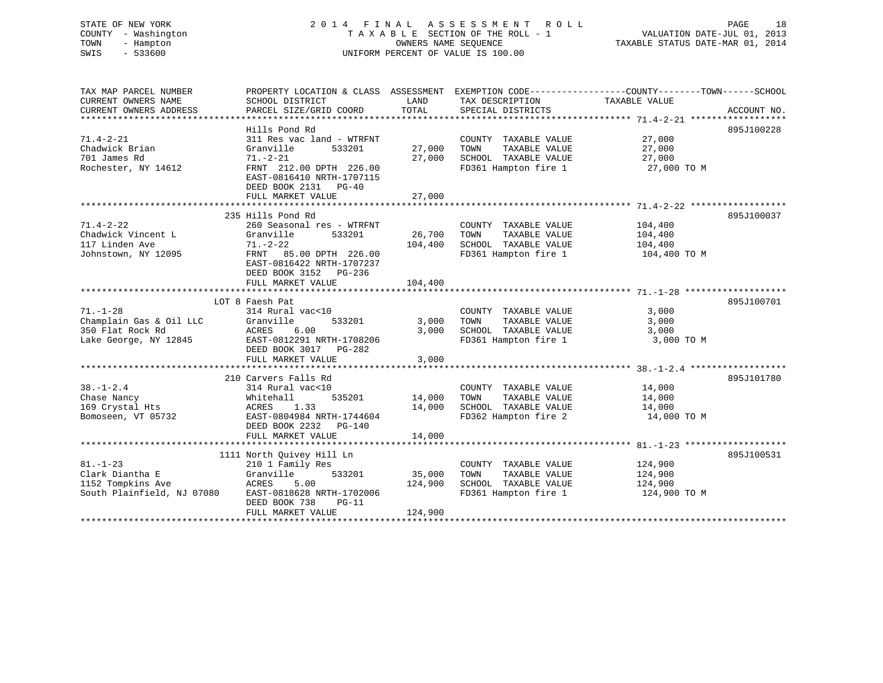STATE OF NEW YORK
COUNTY - Washington
TOWN - Hampton
SWIS - 533600

# 2014 FINAL ASSESSMENT ROLL

TAXABLE SECTION OF THE ROLL - 1
OWNERS NAME SEQUENCE
UNIFORM PERCENT OF VALUE IS 100.00

VALUATION DATE-JUL 01, 2013
TAXABLE STATUS DATE-MAR 01, 2014

| TAX MAP PARCEL NUMBER / CURRENT OWNERS NAME / CURRENT OWNERS ADDRESS | PROPERTY LOCATION & CLASS / SCHOOL DISTRICT / PARCEL SIZE/GRID COORD | ASSESSMENT LAND | TOTAL | EXEMPTION CODE / TAX DESCRIPTION / SPECIAL DISTRICTS | COUNTY--------TOWN------SCHOOL TAXABLE VALUE | ACCOUNT NO. |
|---|---|---|---|---|---|---|
| 71.4-2-21 | Hills Pond Rd | | | | | 895J100228 |
| Chadwick Brian | 311 Res vac land - WTRFNT | | | COUNTY TAXABLE VALUE | 27,000 | |
| 701 James Rd | Granville 533201 | 27,000 | | TOWN TAXABLE VALUE | 27,000 | |
| Rochester, NY 14612 | 71.-2-21 | | 27,000 | SCHOOL TAXABLE VALUE | 27,000 | |
| | FRNT 212.00 DPTH 226.00 | | | FD361 Hampton fire 1 | 27,000 TO M | |
| | EAST-0816410 NRTH-1707115 | | | | | |
| | DEED BOOK 2131 PG-40 | | | | | |
| | FULL MARKET VALUE | | 27,000 | | | |
| 71.4-2-22 | 235 Hills Pond Rd | | | | | 895J100037 |
| Chadwick Vincent L | 260 Seasonal res - WTRFNT | | | COUNTY TAXABLE VALUE | 104,400 | |
| 117 Linden Ave | Granville 533201 | 26,700 | | TOWN TAXABLE VALUE | 104,400 | |
| Johnstown, NY 12095 | 71.-2-22 | | 104,400 | SCHOOL TAXABLE VALUE | 104,400 | |
| | FRNT 85.00 DPTH 226.00 | | | FD361 Hampton fire 1 | 104,400 TO M | |
| | EAST-0816422 NRTH-1707237 | | | | | |
| | DEED BOOK 3152 PG-236 | | | | | |
| | FULL MARKET VALUE | | 104,400 | | | |
| 71.-1-28 | LOT 8 Faesh Pat | | | | | 895J100701 |
| Champlain Gas & Oil LLC | 314 Rural vac<10 | | | COUNTY TAXABLE VALUE | 3,000 | |
| 350 Flat Rock Rd | Granville 533201 | 3,000 | | TOWN TAXABLE VALUE | 3,000 | |
| Lake George, NY 12845 | ACRES 6.00 | | 3,000 | SCHOOL TAXABLE VALUE | 3,000 | |
| | EAST-0812291 NRTH-1708206 | | | FD361 Hampton fire 1 | 3,000 TO M | |
| | DEED BOOK 3017 PG-282 | | | | | |
| | FULL MARKET VALUE | | 3,000 | | | |
| 38.-1-2.4 | 210 Carvers Falls Rd | | | | | 895J101780 |
| Chase Nancy | 314 Rural vac<10 | | | COUNTY TAXABLE VALUE | 14,000 | |
| 169 Crystal Hts | Whitehall 535201 | 14,000 | | TOWN TAXABLE VALUE | 14,000 | |
| Bomoseen, VT 05732 | ACRES 1.33 | | 14,000 | SCHOOL TAXABLE VALUE | 14,000 | |
| | EAST-0804984 NRTH-1744604 | | | FD362 Hampton fire 2 | 14,000 TO M | |
| | DEED BOOK 2232 PG-140 | | | | | |
| | FULL MARKET VALUE | | 14,000 | | | |
| 81.-1-23 | 1111 North Quivey Hill Ln | | | | | 895J100531 |
| Clark Diantha E | 210 1 Family Res | | | COUNTY TAXABLE VALUE | 124,900 | |
| 1152 Tompkins Ave | Granville 533201 | 35,000 | | TOWN TAXABLE VALUE | 124,900 | |
| South Plainfield, NJ 07080 | ACRES 5.00 | | 124,900 | SCHOOL TAXABLE VALUE | 124,900 | |
| | EAST-0818628 NRTH-1702006 | | | FD361 Hampton fire 1 | 124,900 TO M | |
| | DEED BOOK 738 PG-11 | | | | | |
| | FULL MARKET VALUE | | 124,900 | | | |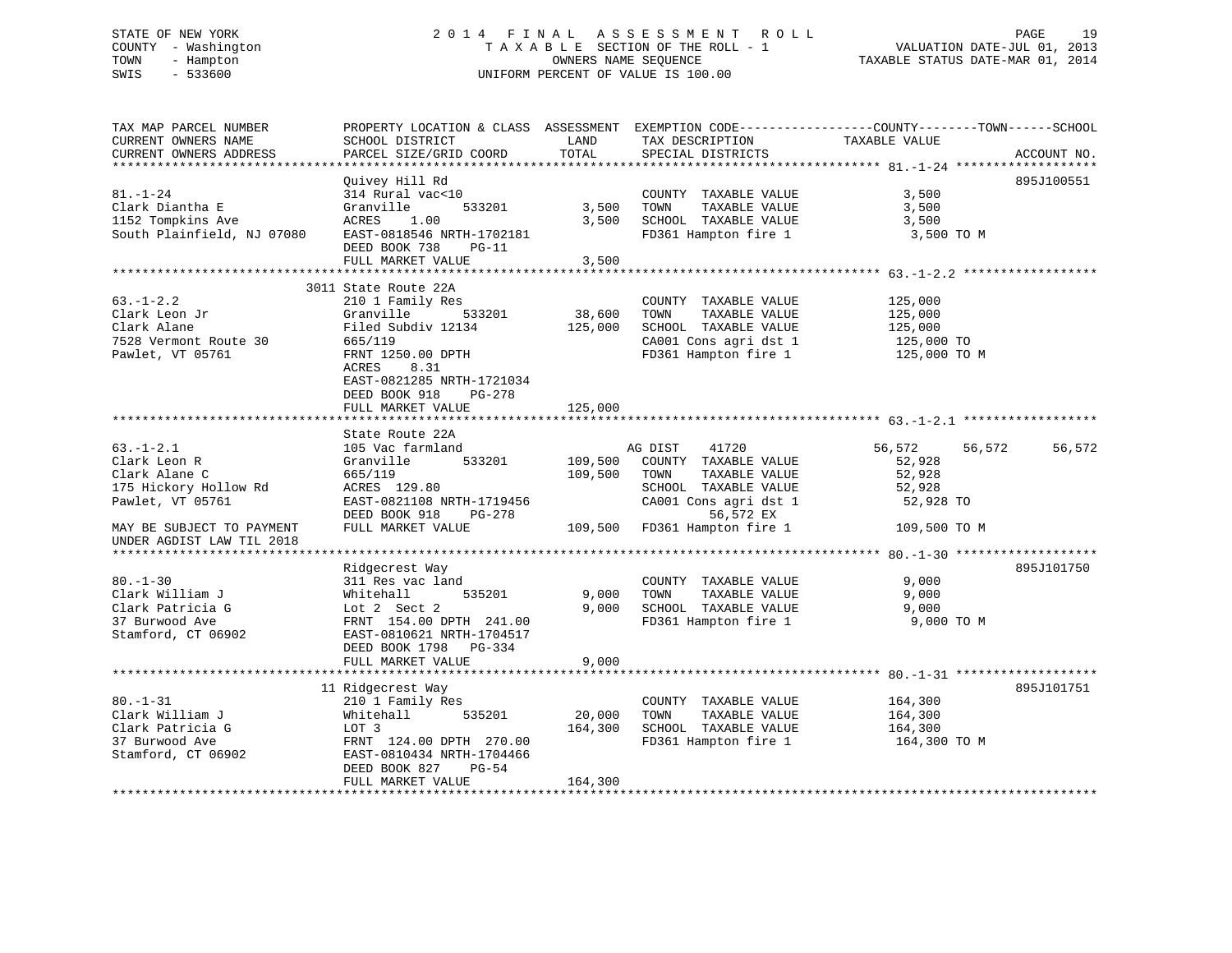STATE OF NEW YORK
COUNTY - Washington
TOWN - Hampton
SWIS - 533600

# 2014 FINAL ASSESSMENT ROLL
TAXABLE SECTION OF THE ROLL - 1
OWNERS NAME SEQUENCE
UNIFORM PERCENT OF VALUE IS 100.00

VALUATION DATE-JUL 01, 2013
TAXABLE STATUS DATE-MAR 01, 2014

| TAX MAP PARCEL NUMBER / CURRENT OWNERS NAME / CURRENT OWNERS ADDRESS | PROPERTY LOCATION & CLASS / SCHOOL DISTRICT / PARCEL SIZE/GRID COORD | ASSESSMENT LAND | TOTAL | EXEMPTION CODE / TAX DESCRIPTION / SPECIAL DISTRICTS | COUNTY TAXABLE VALUE | TOWN | SCHOOL | ACCOUNT NO. |
|---|---|---|---|---|---|---|---|---|
| 81.-1-24 | Quivey Hill Rd | | | | | | | 895J100551 |
| Clark Diantha E | 314 Rural vac<10 | | | COUNTY TAXABLE VALUE | 3,500 | | | |
| 1152 Tompkins Ave | Granville 533201 | 3,500 | | TOWN TAXABLE VALUE | 3,500 | | | |
| South Plainfield, NJ 07080 | ACRES 1.00 | | 3,500 | SCHOOL TAXABLE VALUE | 3,500 | | | |
| | EAST-0818546 NRTH-1702181 | | | FD361 Hampton fire 1 | 3,500 TO M | | | |
| | DEED BOOK 738 PG-11 | | | | | | | |
| | FULL MARKET VALUE | | 3,500 | | | | | |
| 63.-1-2.2 | 3011 State Route 22A | | | | | | | |
| Clark Leon Jr | 210 1 Family Res | | | COUNTY TAXABLE VALUE | 125,000 | | | |
| Clark Alane | Granville 533201 | 38,600 | | TOWN TAXABLE VALUE | 125,000 | | | |
| 7528 Vermont Route 30 | Filed Subdiv 12134 | | 125,000 | SCHOOL TAXABLE VALUE | 125,000 | | | |
| Pawlet, VT 05761 | 665/119 | | | CA001 Cons agri dst 1 | 125,000 TO | | | |
| | FRNT 1250.00 DPTH | | | FD361 Hampton fire 1 | 125,000 TO M | | | |
| | ACRES 8.31 | | | | | | | |
| | EAST-0821285 NRTH-1721034 | | | | | | | |
| | DEED BOOK 918 PG-278 | | | | | | | |
| | FULL MARKET VALUE | | 125,000 | | | | | |
| 63.-1-2.1 | State Route 22A | | | | | | | |
| Clark Leon R | 105 Vac farmland | | | AG DIST 41720 | 56,572 | 56,572 | 56,572 | |
| Clark Alane C | Granville 533201 | 109,500 | | COUNTY TAXABLE VALUE | 52,928 | | | |
| 175 Hickory Hollow Rd | 665/119 | | 109,500 | TOWN TAXABLE VALUE | 52,928 | | | |
| Pawlet, VT 05761 | ACRES 129.80 | | | SCHOOL TAXABLE VALUE | 52,928 | | | |
| | EAST-0821108 NRTH-1719456 | | | CA001 Cons agri dst 1 | 52,928 TO | | | |
| | DEED BOOK 918 PG-278 | | | 56,572 EX | | | | |
| MAY BE SUBJECT TO PAYMENT UNDER AGDIST LAW TIL 2018 | FULL MARKET VALUE | | 109,500 | FD361 Hampton fire 1 | 109,500 TO M | | | |
| 80.-1-30 | Ridgecrest Way | | | | | | | 895J101750 |
| Clark William J | 311 Res vac land | | | COUNTY TAXABLE VALUE | 9,000 | | | |
| Clark Patricia G | Whitehall 535201 | 9,000 | | TOWN TAXABLE VALUE | 9,000 | | | |
| 37 Burwood Ave | Lot 2 Sect 2 | | 9,000 | SCHOOL TAXABLE VALUE | 9,000 | | | |
| Stamford, CT 06902 | FRNT 154.00 DPTH 241.00 | | | FD361 Hampton fire 1 | 9,000 TO M | | | |
| | EAST-0810621 NRTH-1704517 | | | | | | | |
| | DEED BOOK 1798 PG-334 | | | | | | | |
| | FULL MARKET VALUE | | 9,000 | | | | | |
| 80.-1-31 | 11 Ridgecrest Way | | | | | | | 895J101751 |
| Clark William J | 210 1 Family Res | | | COUNTY TAXABLE VALUE | 164,300 | | | |
| Clark Patricia G | Whitehall 535201 | 20,000 | | TOWN TAXABLE VALUE | 164,300 | | | |
| 37 Burwood Ave | LOT 3 | | 164,300 | SCHOOL TAXABLE VALUE | 164,300 | | | |
| Stamford, CT 06902 | FRNT 124.00 DPTH 270.00 | | | FD361 Hampton fire 1 | 164,300 TO M | | | |
| | EAST-0810434 NRTH-1704466 | | | | | | | |
| | DEED BOOK 827 PG-54 | | | | | | | |
| | FULL MARKET VALUE | | 164,300 | | | | | |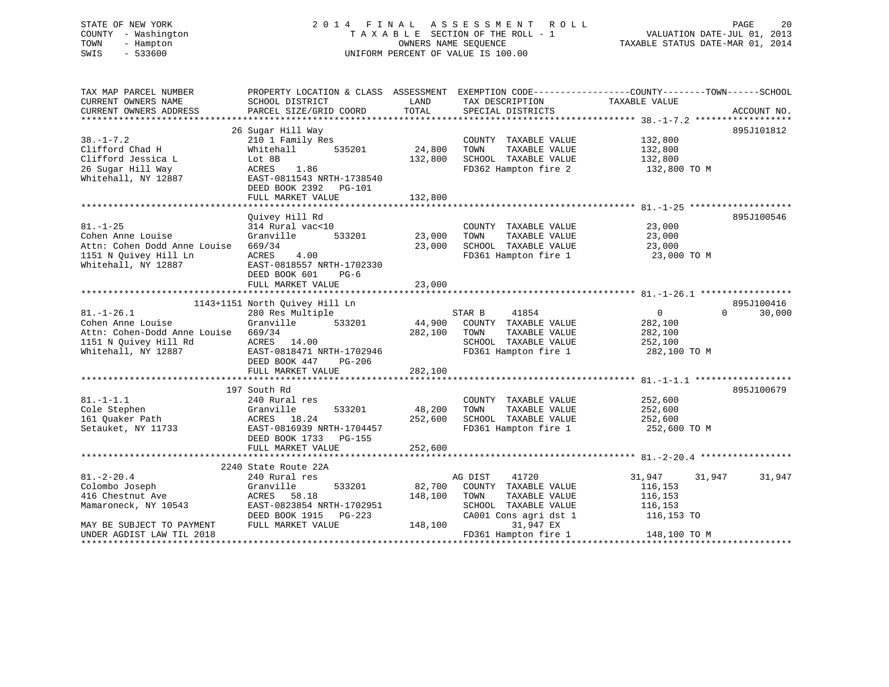STATE OF NEW YORK
COUNTY - Washington
TOWN - Hampton
SWIS - 533600

# 2014 FINAL ASSESSMENT ROLL

TAXABLE SECTION OF THE ROLL - 1
OWNERS NAME SEQUENCE
UNIFORM PERCENT OF VALUE IS 100.00

VALUATION DATE-JUL 01, 2013
TAXABLE STATUS DATE-MAR 01, 2014

```
TAX MAP PARCEL NUMBER          PROPERTY LOCATION & CLASS  ASSESSMENT  EXEMPTION CODE------------------COUNTY--------TOWN------SCHOOL
CURRENT OWNERS NAME            SCHOOL DISTRICT               LAND      TAX DESCRIPTION            TAXABLE VALUE
CURRENT OWNERS ADDRESS         PARCEL SIZE/GRID COORD        TOTAL     SPECIAL DISTRICTS                                    ACCOUNT NO.
****************************************************************************************************** 38.-1-7.2 ******************
                               26 Sugar Hill Way                                                                             895J101812
38.-1-7.2                      210 1 Family Res                         COUNTY  TAXABLE VALUE          132,800
Clifford Chad H                Whitehall        535201        24,800    TOWN    TAXABLE VALUE          132,800
Clifford Jessica L             Lot 8B                        132,800    SCHOOL  TAXABLE VALUE          132,800
26 Sugar Hill Way              ACRES    1.86                            FD362 Hampton fire 2            132,800 TO M
Whitehall, NY 12887            EAST-0811543 NRTH-1738540
                               DEED BOOK 2392   PG-101
                               FULL MARKET VALUE             132,800
****************************************************************************************************** 81.-1-25 *******************
                               Quivey Hill Rd                                                                                895J100546
81.-1-25                       314 Rural vac<10                         COUNTY  TAXABLE VALUE           23,000
Cohen Anne Louise              Granville        533201        23,000    TOWN    TAXABLE VALUE           23,000
Attn: Cohen Dodd Anne Louise   669/34                         23,000    SCHOOL  TAXABLE VALUE           23,000
1151 N Quivey Hill Ln          ACRES    4.00                            FD361 Hampton fire 1             23,000 TO M
Whitehall, NY 12887            EAST-0818557 NRTH-1702330
                               DEED BOOK 601    PG-6
                               FULL MARKET VALUE              23,000
****************************************************************************************************** 81.-1-26.1 *****************
                               1143+1151 North Quivey Hill Ln                                                                895J100416
81.-1-26.1                     280 Res Multiple                         STAR B     41854                 0             0       30,000
Cohen Anne Louise              Granville        533201        44,900    COUNTY  TAXABLE VALUE          282,100
Attn: Cohen-Dodd Anne Louise   669/34                        282,100    TOWN    TAXABLE VALUE          282,100
1151 N Quivey Hill Rd          ACRES   14.00                            SCHOOL  TAXABLE VALUE          252,100
Whitehall, NY 12887            EAST-0818471 NRTH-1702946                FD361 Hampton fire 1            282,100 TO M
                               DEED BOOK 447    PG-206
                               FULL MARKET VALUE             282,100
****************************************************************************************************** 81.-1-1.1 ******************
                               197 South Rd                                                                                  895J100679
81.-1-1.1                      240 Rural res                            COUNTY  TAXABLE VALUE          252,600
Cole Stephen                   Granville        533201        48,200    TOWN    TAXABLE VALUE          252,600
161 Quaker Path                ACRES   18.24                 252,600    SCHOOL  TAXABLE VALUE          252,600
Setauket, NY 11733             EAST-0816939 NRTH-1704457                FD361 Hampton fire 1            252,600 TO M
                               DEED BOOK 1733   PG-155
                               FULL MARKET VALUE             252,600
****************************************************************************************************** 81.-2-20.4 *****************
                               2240 State Route 22A
81.-2-20.4                     240 Rural res                            AG DIST    41720            31,947        31,947       31,947
Colombo Joseph                 Granville        533201        82,700    COUNTY  TAXABLE VALUE          116,153
416 Chestnut Ave               ACRES   58.18                 148,100    TOWN    TAXABLE VALUE          116,153
Mamaroneck, NY 10543           EAST-0823854 NRTH-1702951                SCHOOL  TAXABLE VALUE          116,153
                               DEED BOOK 1915   PG-223                  CA001 Cons agri dst 1           116,153 TO
MAY BE SUBJECT TO PAYMENT      FULL MARKET VALUE             148,100           31,947 EX
UNDER AGDIST LAW TIL 2018                                               FD361 Hampton fire 1            148,100 TO M
************************************************************************************************************************************
```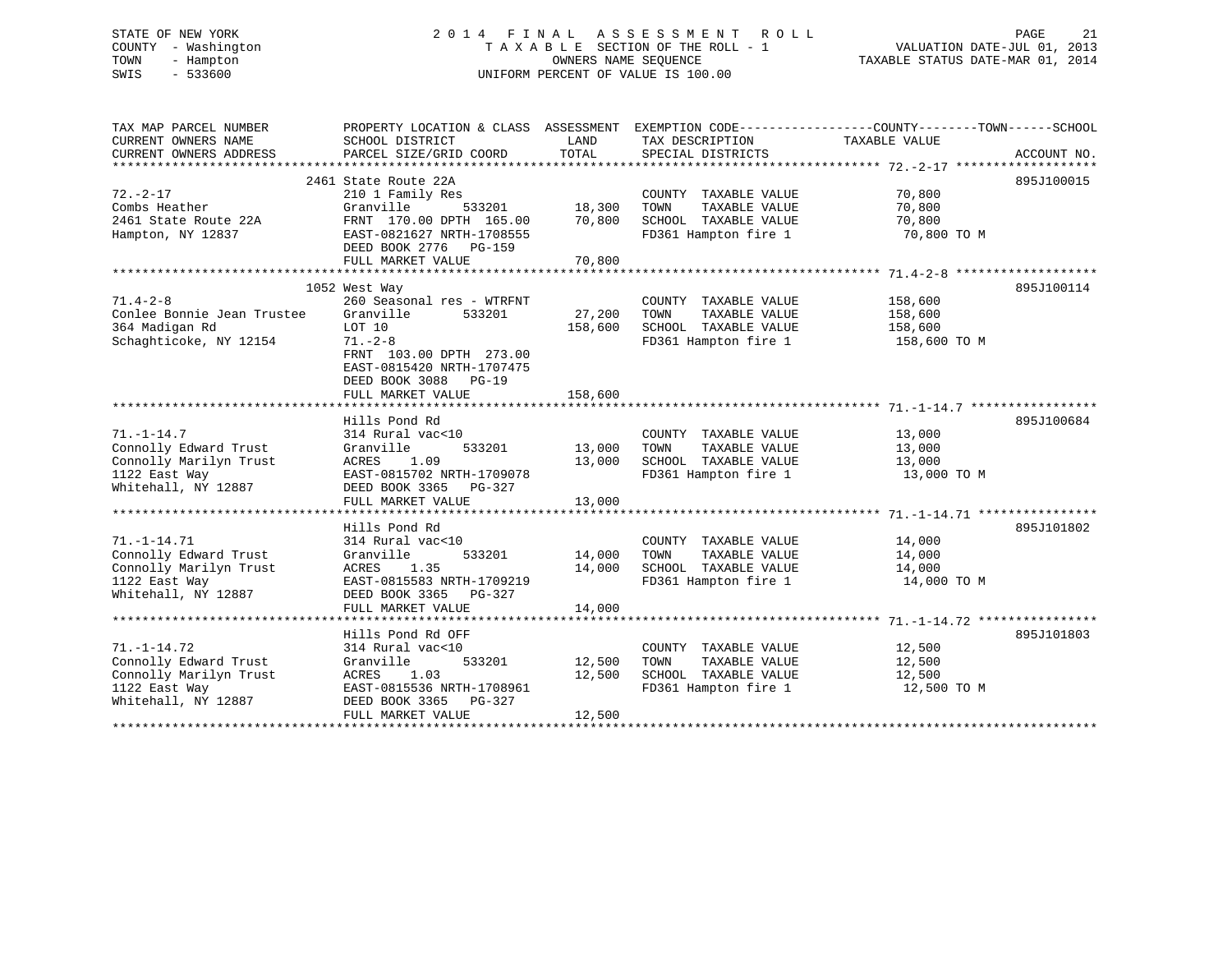STATE OF NEW YORK
COUNTY - Washington
TOWN - Hampton
SWIS - 533600

# 2014 FINAL ASSESSMENT ROLL
TAXABLE SECTION OF THE ROLL - 1
OWNERS NAME SEQUENCE
UNIFORM PERCENT OF VALUE IS 100.00

VALUATION DATE-JUL 01, 2013
TAXABLE STATUS DATE-MAR 01, 2014

| TAX MAP PARCEL NUMBER / CURRENT OWNERS NAME / CURRENT OWNERS ADDRESS | PROPERTY LOCATION & CLASS / SCHOOL DISTRICT / PARCEL SIZE/GRID COORD | ASSESSMENT LAND | TOTAL | EXEMPTION CODE / TAX DESCRIPTION / SPECIAL DISTRICTS | COUNTY--------TOWN------SCHOOL TAXABLE VALUE | ACCOUNT NO. |
|---|---|---|---|---|---|---|
| 72.-2-17 | 2461 State Route 22A | | | | | 895J100015 |
| 72.-2-17 | 210 1 Family Res | | | COUNTY TAXABLE VALUE | 70,800 | |
| Combs Heather | Granville 533201 | 18,300 | | TOWN TAXABLE VALUE | 70,800 | |
| 2461 State Route 22A | FRNT 170.00 DPTH 165.00 | | 70,800 | SCHOOL TAXABLE VALUE | 70,800 | |
| Hampton, NY 12837 | EAST-0821627 NRTH-1708555 | | | FD361 Hampton fire 1 | 70,800 TO M | |
| | DEED BOOK 2776 PG-159 | | | | | |
| | FULL MARKET VALUE | | 70,800 | | | |
| 71.4-2-8 | 1052 West Way | | | | | 895J100114 |
| 71.4-2-8 | 260 Seasonal res - WTRFNT | | | COUNTY TAXABLE VALUE | 158,600 | |
| Conlee Bonnie Jean Trustee | Granville 533201 | 27,200 | | TOWN TAXABLE VALUE | 158,600 | |
| 364 Madigan Rd | LOT 10 | | 158,600 | SCHOOL TAXABLE VALUE | 158,600 | |
| Schaghticoke, NY 12154 | 71.-2-8 | | | FD361 Hampton fire 1 | 158,600 TO M | |
| | FRNT 103.00 DPTH 273.00 | | | | | |
| | EAST-0815420 NRTH-1707475 | | | | | |
| | DEED BOOK 3088 PG-19 | | | | | |
| | FULL MARKET VALUE | | 158,600 | | | |
| 71.-1-14.7 | Hills Pond Rd | | | | | 895J100684 |
| 71.-1-14.7 | 314 Rural vac<10 | | | COUNTY TAXABLE VALUE | 13,000 | |
| Connolly Edward Trust | Granville 533201 | 13,000 | | TOWN TAXABLE VALUE | 13,000 | |
| Connolly Marilyn Trust | ACRES 1.09 | | 13,000 | SCHOOL TAXABLE VALUE | 13,000 | |
| 1122 East Way | EAST-0815702 NRTH-1709078 | | | FD361 Hampton fire 1 | 13,000 TO M | |
| Whitehall, NY 12887 | DEED BOOK 3365 PG-327 | | | | | |
| | FULL MARKET VALUE | | 13,000 | | | |
| 71.-1-14.71 | Hills Pond Rd | | | | | 895J101802 |
| 71.-1-14.71 | 314 Rural vac<10 | | | COUNTY TAXABLE VALUE | 14,000 | |
| Connolly Edward Trust | Granville 533201 | 14,000 | | TOWN TAXABLE VALUE | 14,000 | |
| Connolly Marilyn Trust | ACRES 1.35 | | 14,000 | SCHOOL TAXABLE VALUE | 14,000 | |
| 1122 East Way | EAST-0815583 NRTH-1709219 | | | FD361 Hampton fire 1 | 14,000 TO M | |
| Whitehall, NY 12887 | DEED BOOK 3365 PG-327 | | | | | |
| | FULL MARKET VALUE | | 14,000 | | | |
| 71.-1-14.72 | Hills Pond Rd OFF | | | | | 895J101803 |
| 71.-1-14.72 | 314 Rural vac<10 | | | COUNTY TAXABLE VALUE | 12,500 | |
| Connolly Edward Trust | Granville 533201 | 12,500 | | TOWN TAXABLE VALUE | 12,500 | |
| Connolly Marilyn Trust | ACRES 1.03 | | 12,500 | SCHOOL TAXABLE VALUE | 12,500 | |
| 1122 East Way | EAST-0815536 NRTH-1708961 | | | FD361 Hampton fire 1 | 12,500 TO M | |
| Whitehall, NY 12887 | DEED BOOK 3365 PG-327 | | | | | |
| | FULL MARKET VALUE | | 12,500 | | | |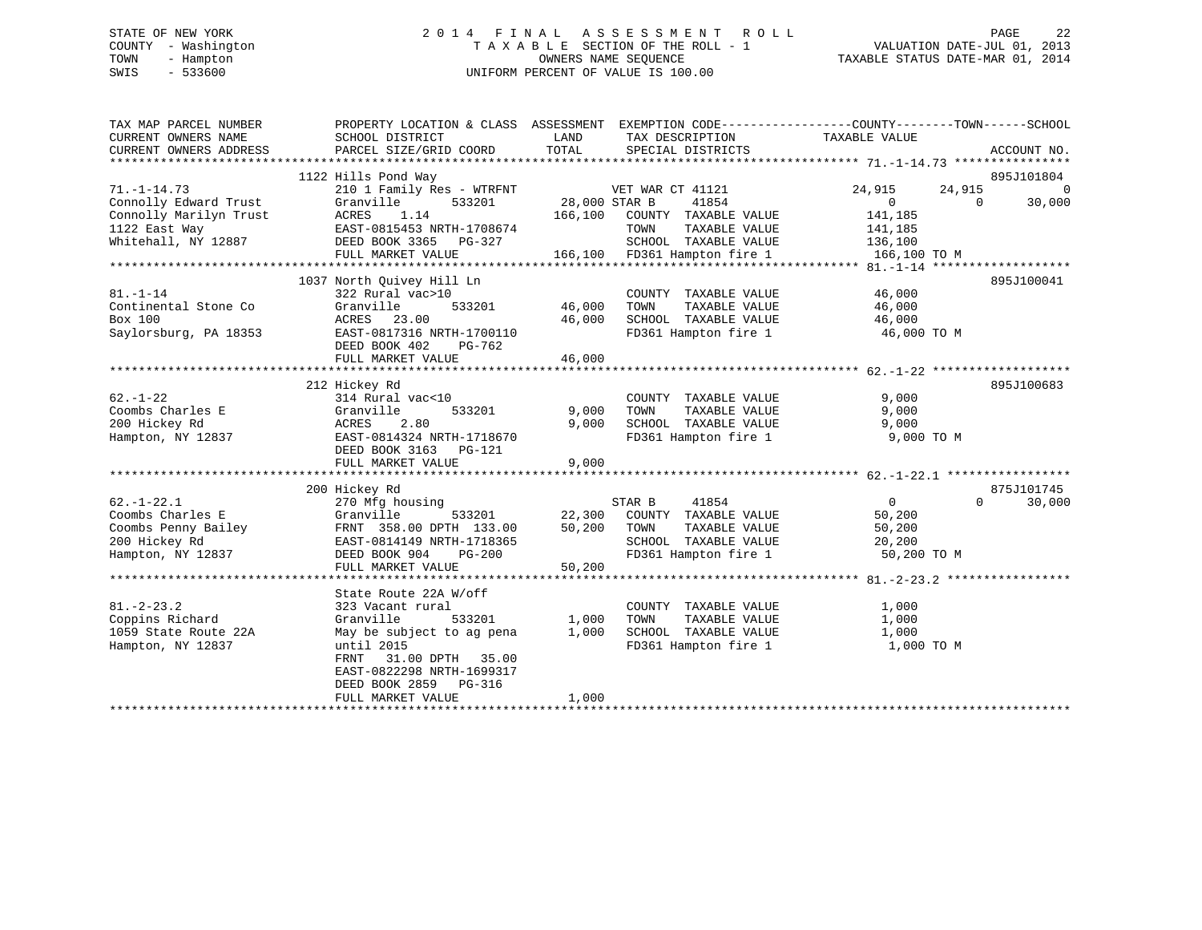STATE OF NEW YORK
COUNTY - Washington
TOWN - Hampton
SWIS - 533600

# 2014 FINAL ASSESSMENT ROLL
TAXABLE SECTION OF THE ROLL - 1
OWNERS NAME SEQUENCE
UNIFORM PERCENT OF VALUE IS 100.00

VALUATION DATE-JUL 01, 2013
TAXABLE STATUS DATE-MAR 01, 2014

```
TAX MAP PARCEL NUMBER          PROPERTY LOCATION & CLASS  ASSESSMENT  EXEMPTION CODE------------------COUNTY--------TOWN------SCHOOL
CURRENT OWNERS NAME            SCHOOL DISTRICT               LAND      TAX DESCRIPTION              TAXABLE VALUE
CURRENT OWNERS ADDRESS         PARCEL SIZE/GRID COORD       TOTAL      SPECIAL DISTRICTS                                   ACCOUNT NO.
******************************************************************************************************* 71.-1-14.73 ****************
                             1122 Hills Pond Way                                                                          895J101804
71.-1-14.73                    210 1 Family Res - WTRFNT          VET WAR CT 41121            24,915      24,915           0
Connolly Edward Trust          Granville         533201      28,000 STAR B     41854               0           0      30,000
Connolly Marilyn Trust         ACRES     1.14               166,100   COUNTY  TAXABLE VALUE         141,185
1122 East Way                  EAST-0815453 NRTH-1708674             TOWN    TAXABLE VALUE         141,185
Whitehall, NY 12887            DEED BOOK 3365   PG-327               SCHOOL  TAXABLE VALUE         136,100
                               FULL MARKET VALUE            166,100   FD361 Hampton fire 1          166,100 TO M
******************************************************************************************************* 81.-1-14 *******************
                             1037 North Quivey Hill Ln                                                                    895J100041
81.-1-14                       322 Rural vac>10                      COUNTY  TAXABLE VALUE          46,000
Continental Stone Co           Granville         533201      46,000   TOWN    TAXABLE VALUE          46,000
Box 100                        ACRES    23.00                 46,000   SCHOOL  TAXABLE VALUE          46,000
Saylorsburg, PA 18353          EAST-0817316 NRTH-1700110             FD361 Hampton fire 1            46,000 TO M
                               DEED BOOK 402     PG-762
                               FULL MARKET VALUE             46,000
******************************************************************************************************* 62.-1-22 *******************
                             212 Hickey Rd                                                                                895J100683
62.-1-22                       314 Rural vac<10                      COUNTY  TAXABLE VALUE           9,000
Coombs Charles E               Granville         533201       9,000   TOWN    TAXABLE VALUE           9,000
200 Hickey Rd                  ACRES     2.80                  9,000   SCHOOL  TAXABLE VALUE           9,000
Hampton, NY 12837              EAST-0814324 NRTH-1718670             FD361 Hampton fire 1             9,000 TO M
                               DEED BOOK 3163   PG-121
                               FULL MARKET VALUE              9,000
******************************************************************************************************* 62.-1-22.1 *****************
                             200 Hickey Rd                                                                                875J101745
62.-1-22.1                     270 Mfg housing                      STAR B     41854               0           0      30,000
Coombs Charles E               Granville         533201      22,300   COUNTY  TAXABLE VALUE          50,200
Coombs Penny Bailey            FRNT  358.00 DPTH  133.00      50,200   TOWN    TAXABLE VALUE          50,200
200 Hickey Rd                  EAST-0814149 NRTH-1718365             SCHOOL  TAXABLE VALUE          20,200
Hampton, NY 12837              DEED BOOK 904     PG-200              FD361 Hampton fire 1            50,200 TO M
                               FULL MARKET VALUE             50,200
******************************************************************************************************* 81.-2-23.2 *****************
                             State Route 22A W/off
81.-2-23.2                     323 Vacant rural                      COUNTY  TAXABLE VALUE           1,000
Coppins Richard                Granville         533201       1,000   TOWN    TAXABLE VALUE           1,000
1059 State Route 22A           May be subject to ag pena      1,000   SCHOOL  TAXABLE VALUE           1,000
Hampton, NY 12837              until 2015                            FD361 Hampton fire 1             1,000 TO M
                               FRNT   31.00 DPTH   35.00
                               EAST-0822298 NRTH-1699317
                               DEED BOOK 2859   PG-316
                               FULL MARKET VALUE              1,000
************************************************************************************************************************************
```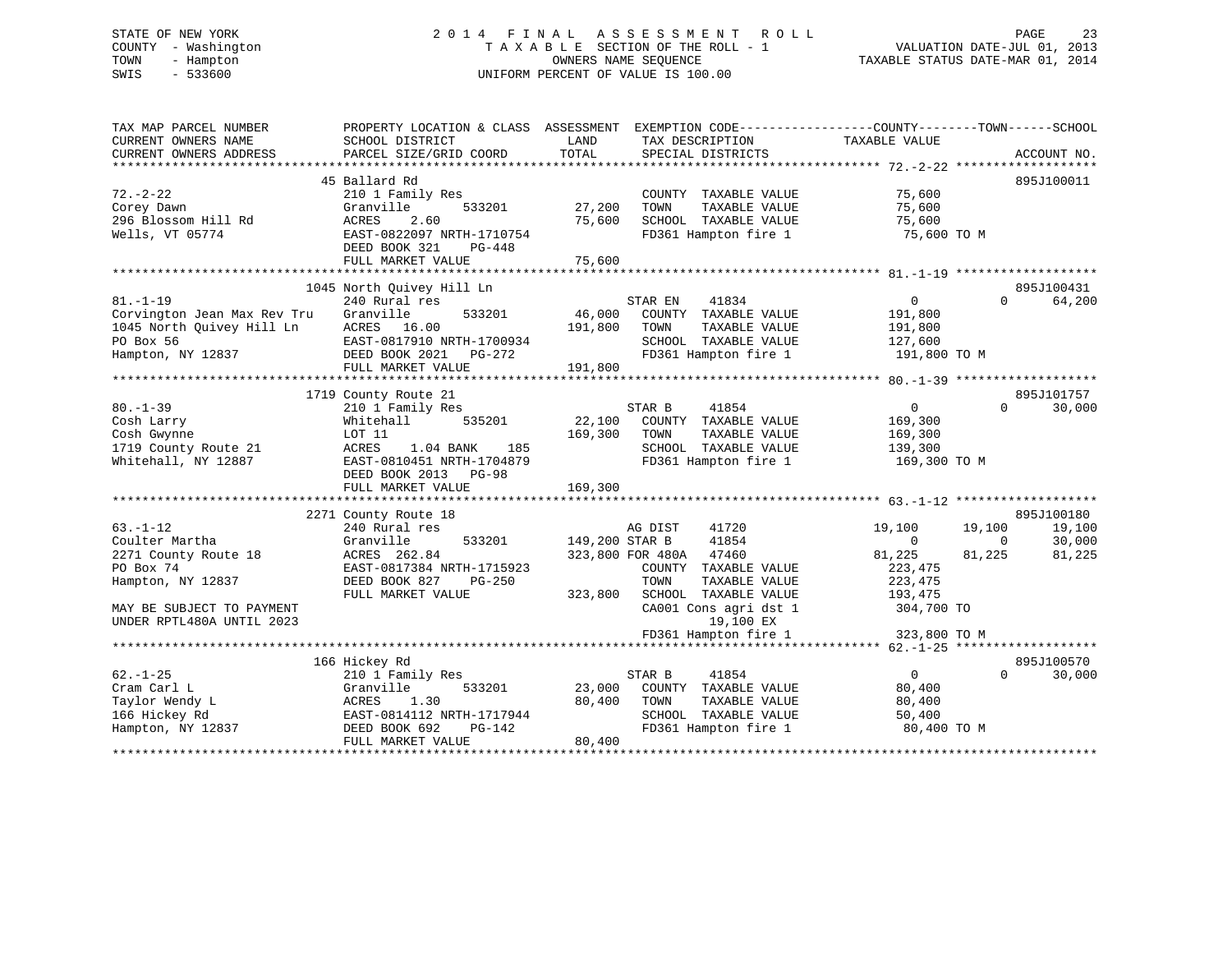STATE OF NEW YORK
COUNTY - Washington
TOWN - Hampton
SWIS - 533600

2014 FINAL ASSESSMENT ROLL
TAXABLE SECTION OF THE ROLL - 1
OWNERS NAME SEQUENCE
UNIFORM PERCENT OF VALUE IS 100.00

VALUATION DATE-JUL 01, 2013
TAXABLE STATUS DATE-MAR 01, 2014

```
TAX MAP PARCEL NUMBER          PROPERTY LOCATION & CLASS  ASSESSMENT  EXEMPTION CODE------------------COUNTY--------TOWN------SCHOOL
CURRENT OWNERS NAME            SCHOOL DISTRICT               LAND      TAX DESCRIPTION            TAXABLE VALUE
CURRENT OWNERS ADDRESS         PARCEL SIZE/GRID COORD       TOTAL      SPECIAL DISTRICTS                                   ACCOUNT NO.
******************************************************************************************************* 72.-2-22 *******************
                               45 Ballard Rd                                                                          895J100011
72.-2-22                       210 1 Family Res                        COUNTY  TAXABLE VALUE          75,600
Corey Dawn                     Granville       533201       27,200     TOWN    TAXABLE VALUE          75,600
296 Blossom Hill Rd            ACRES    2.60                75,600     SCHOOL  TAXABLE VALUE          75,600
Wells, VT 05774                EAST-0822097 NRTH-1710754               FD361 Hampton fire 1            75,600 TO M
                               DEED BOOK 321    PG-448
                               FULL MARKET VALUE            75,600
******************************************************************************************************* 81.-1-19 *******************
                               1045 North Quivey Hill Ln                                                              895J100431
81.-1-19                       240 Rural res                           STAR EN     41834                0            0      64,200
Corvington Jean Max Rev Tru    Granville       533201       46,000     COUNTY  TAXABLE VALUE         191,800
1045 North Quivey Hill Ln      ACRES   16.00               191,800     TOWN    TAXABLE VALUE         191,800
PO Box 56                      EAST-0817910 NRTH-1700934               SCHOOL  TAXABLE VALUE         127,600
Hampton, NY 12837              DEED BOOK 2021   PG-272                 FD361 Hampton fire 1           191,800 TO M
                               FULL MARKET VALUE           191,800
******************************************************************************************************* 80.-1-39 *******************
                               1719 County Route 21                                                                   895J101757
80.-1-39                       210 1 Family Res                        STAR B      41854                0            0      30,000
Cosh Larry                     Whitehall       535201       22,100     COUNTY  TAXABLE VALUE         169,300
Cosh Gwynne                    LOT 11                      169,300     TOWN    TAXABLE VALUE         169,300
1719 County Route 21           ACRES    1.04 BANK    185               SCHOOL  TAXABLE VALUE         139,300
Whitehall, NY 12887            EAST-0810451 NRTH-1704879               FD361 Hampton fire 1           169,300 TO M
                               DEED BOOK 2013   PG-98
                               FULL MARKET VALUE           169,300
******************************************************************************************************* 63.-1-12 *******************
                               2271 County Route 18                                                                   895J100180
63.-1-12                       240 Rural res                           AG DIST     41720           19,100       19,100      19,100
Coulter Martha                 Granville       533201      149,200 STAR B      41854                0            0      30,000
2271 County Route 18           ACRES  262.84               323,800 FOR 480A    47460           81,225       81,225      81,225
PO Box 74                      EAST-0817384 NRTH-1715923               COUNTY  TAXABLE VALUE         223,475
Hampton, NY 12837              DEED BOOK 827    PG-250                 TOWN    TAXABLE VALUE         223,475
                               FULL MARKET VALUE           323,800     SCHOOL  TAXABLE VALUE         193,475
MAY BE SUBJECT TO PAYMENT                                              CA001 Cons agri dst 1          304,700 TO
UNDER RPTL480A UNTIL 2023                                                    19,100 EX
                                                                       FD361 Hampton fire 1           323,800 TO M
******************************************************************************************************* 62.-1-25 *******************
                               166 Hickey Rd                                                                          895J100570
62.-1-25                       210 1 Family Res                        STAR B      41854                0            0      30,000
Cram Carl L                    Granville       533201       23,000     COUNTY  TAXABLE VALUE          80,400
Taylor Wendy L                 ACRES    1.30                80,400     TOWN    TAXABLE VALUE          80,400
166 Hickey Rd                  EAST-0814112 NRTH-1717944               SCHOOL  TAXABLE VALUE          50,400
Hampton, NY 12837              DEED BOOK 692    PG-142                 FD361 Hampton fire 1            80,400 TO M
                               FULL MARKET VALUE            80,400
************************************************************************************************************************************
```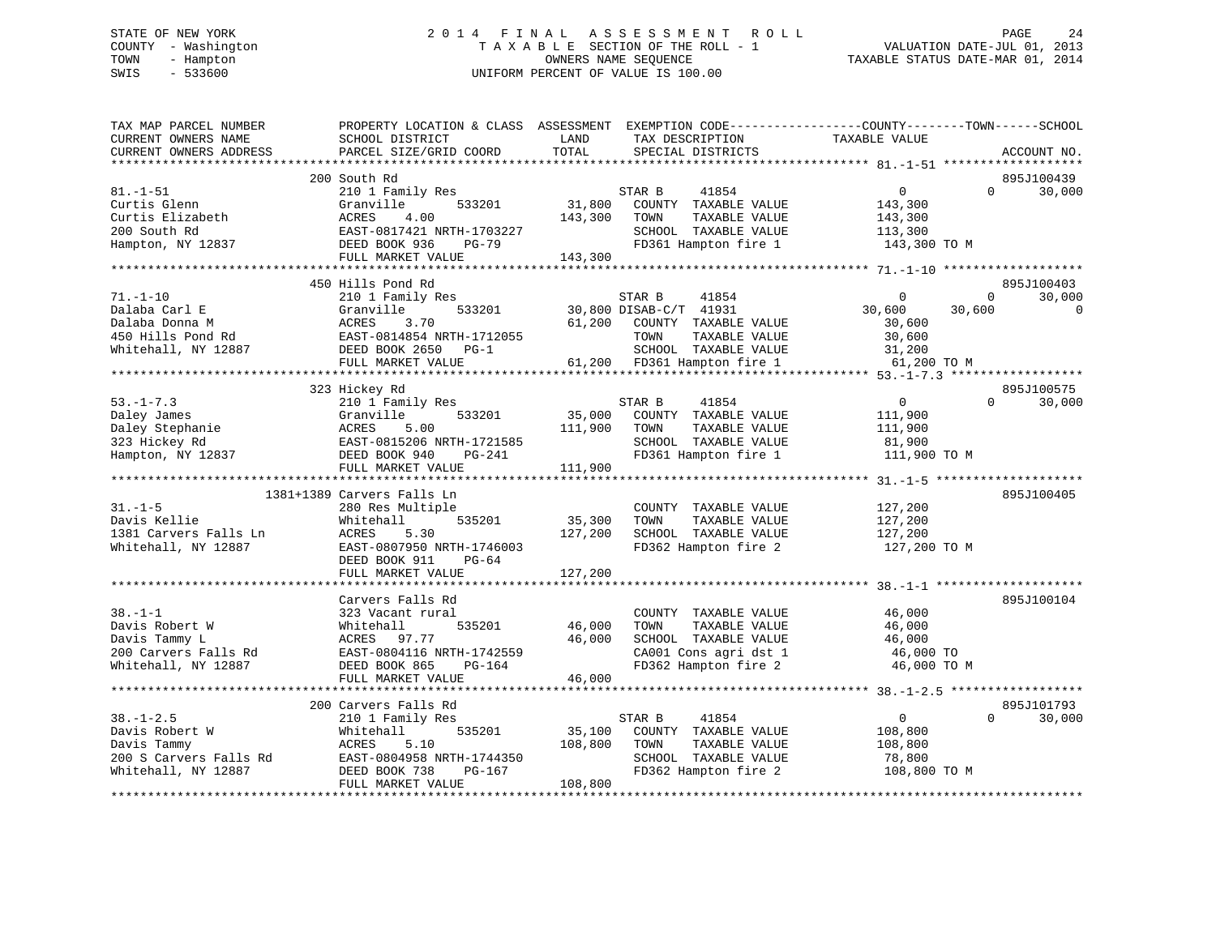STATE OF NEW YORK
COUNTY - Washington
TOWN - Hampton
SWIS - 533600

# 2014 FINAL ASSESSMENT ROLL

TAXABLE SECTION OF THE ROLL - 1
OWNERS NAME SEQUENCE
UNIFORM PERCENT OF VALUE IS 100.00

VALUATION DATE-JUL 01, 2013
TAXABLE STATUS DATE-MAR 01, 2014

```
TAX MAP PARCEL NUMBER          PROPERTY LOCATION & CLASS  ASSESSMENT  EXEMPTION CODE------------------COUNTY--------TOWN------SCHOOL
CURRENT OWNERS NAME            SCHOOL DISTRICT               LAND      TAX DESCRIPTION             TAXABLE VALUE
CURRENT OWNERS ADDRESS         PARCEL SIZE/GRID COORD        TOTAL     SPECIAL DISTRICTS                                       ACCOUNT NO.
******************************************************************************************************* 81.-1-51 *******************
                               200 South Rd                                                                                    895J100439
81.-1-51                       210 1 Family Res                          STAR B     41854                  0            0       30,000
Curtis Glenn                   Granville        533201       31,800      COUNTY  TAXABLE VALUE         143,300
Curtis Elizabeth               ACRES    4.00                143,300      TOWN    TAXABLE VALUE         143,300
200 South Rd                   EAST-0817421 NRTH-1703227                 SCHOOL  TAXABLE VALUE         113,300
Hampton, NY 12837              DEED BOOK 936    PG-79                    FD361 Hampton fire 1          143,300 TO M
                               FULL MARKET VALUE            143,300
******************************************************************************************************* 71.-1-10 *******************
                               450 Hills Pond Rd                                                                               895J100403
71.-1-10                       210 1 Family Res                          STAR B     41854                  0            0       30,000
Dalaba Carl E                  Granville        533201       30,800 DISAB-C/T  41931              30,600       30,600            0
Dalaba Donna M                 ACRES    3.70                 61,200      COUNTY  TAXABLE VALUE          30,600
450 Hills Pond Rd              EAST-0814854 NRTH-1712055                 TOWN    TAXABLE VALUE          30,600
Whitehall, NY 12887            DEED BOOK 2650   PG-1                     SCHOOL  TAXABLE VALUE          31,200
                               FULL MARKET VALUE             61,200      FD361 Hampton fire 1           61,200 TO M
******************************************************************************************************* 53.-1-7.3 ******************
                               323 Hickey Rd                                                                                   895J100575
53.-1-7.3                      210 1 Family Res                          STAR B     41854                  0            0       30,000
Daley James                    Granville        533201       35,000      COUNTY  TAXABLE VALUE         111,900
Daley Stephanie                ACRES    5.00                111,900      TOWN    TAXABLE VALUE         111,900
323 Hickey Rd                  EAST-0815206 NRTH-1721585                 SCHOOL  TAXABLE VALUE          81,900
Hampton, NY 12837              DEED BOOK 940    PG-241                   FD361 Hampton fire 1          111,900 TO M
                               FULL MARKET VALUE            111,900
******************************************************************************************************* 31.-1-5 ********************
                          1381+1389 Carvers Falls Ln                                                                           895J100405
31.-1-5                        280 Res Multiple                          COUNTY  TAXABLE VALUE         127,200
Davis Kellie                   Whitehall        535201       35,300      TOWN    TAXABLE VALUE         127,200
1381 Carvers Falls Ln          ACRES    5.30                127,200      SCHOOL  TAXABLE VALUE         127,200
Whitehall, NY 12887            EAST-0807950 NRTH-1746003                 FD362 Hampton fire 2          127,200 TO M
                               DEED BOOK 911    PG-64
                               FULL MARKET VALUE            127,200
******************************************************************************************************* 38.-1-1 ********************
                               Carvers Falls Rd                                                                                895J100104
38.-1-1                        323 Vacant rural                          COUNTY  TAXABLE VALUE          46,000
Davis Robert W                 Whitehall        535201       46,000      TOWN    TAXABLE VALUE          46,000
Davis Tammy L                  ACRES   97.77                 46,000      SCHOOL  TAXABLE VALUE          46,000
200 Carvers Falls Rd           EAST-0804116 NRTH-1742559                 CA001 Cons agri dst 1          46,000 TO
Whitehall, NY 12887            DEED BOOK 865    PG-164                   FD362 Hampton fire 2           46,000 TO M
                               FULL MARKET VALUE             46,000
******************************************************************************************************* 38.-1-2.5 ******************
                               200 Carvers Falls Rd                                                                            895J101793
38.-1-2.5                      210 1 Family Res                          STAR B     41854                  0            0       30,000
Davis Robert W                 Whitehall        535201       35,100      COUNTY  TAXABLE VALUE         108,800
Davis Tammy                    ACRES    5.10                108,800      TOWN    TAXABLE VALUE         108,800
200 S Carvers Falls Rd         EAST-0804958 NRTH-1744350                 SCHOOL  TAXABLE VALUE          78,800
Whitehall, NY 12887            DEED BOOK 738    PG-167                   FD362 Hampton fire 2          108,800 TO M
                               FULL MARKET VALUE            108,800
************************************************************************************************************************************
```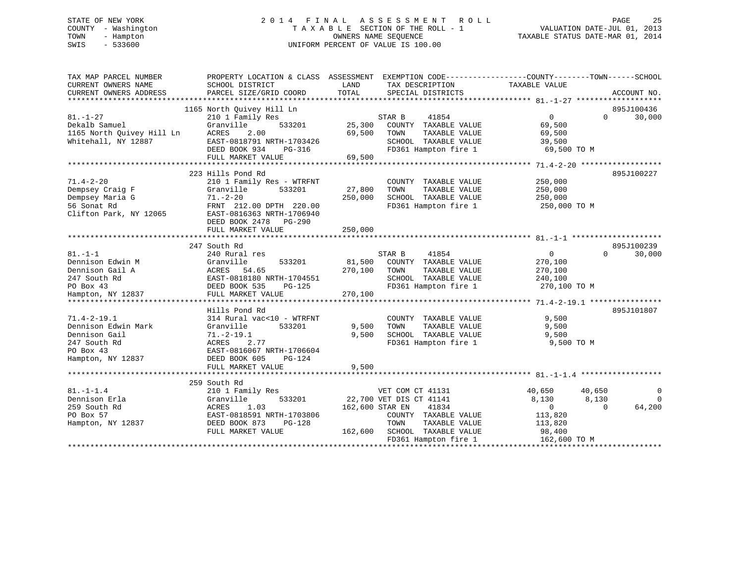STATE OF NEW YORK
COUNTY - Washington
TOWN - Hampton
SWIS - 533600

# 2014 FINAL ASSESSMENT ROLL

TAXABLE SECTION OF THE ROLL - 1
OWNERS NAME SEQUENCE
UNIFORM PERCENT OF VALUE IS 100.00

VALUATION DATE-JUL 01, 2013
TAXABLE STATUS DATE-MAR 01, 2014

```
TAX MAP PARCEL NUMBER          PROPERTY LOCATION & CLASS  ASSESSMENT  EXEMPTION CODE-----------------COUNTY--------TOWN------SCHOOL
CURRENT OWNERS NAME            SCHOOL DISTRICT               LAND      TAX DESCRIPTION            TAXABLE VALUE
CURRENT OWNERS ADDRESS         PARCEL SIZE/GRID COORD        TOTAL     SPECIAL DISTRICTS                                   ACCOUNT NO.
******************************************************************************************************** 81.-1-27 *******************
                    1165 North Quivey Hill Ln                                                                              895J100436
81.-1-27                       210 1 Family Res                        STAR B     41854              0           0      30,000
Dekalb Samuel                  Granville       533201      25,300   COUNTY  TAXABLE VALUE          69,500
1165 North Quivey Hill Ln      ACRES    2.00               69,500   TOWN    TAXABLE VALUE          69,500
Whitehall, NY 12887            EAST-0818791 NRTH-1703426            SCHOOL  TAXABLE VALUE          39,500
                               DEED BOOK 934    PG-316              FD361 Hampton fire 1            69,500 TO M
                               FULL MARKET VALUE           69,500
******************************************************************************************************** 71.4-2-20 ******************
                    223 Hills Pond Rd                                                                                      895J100227
71.4-2-20                      210 1 Family Res - WTRFNT              COUNTY  TAXABLE VALUE         250,000
Dempsey Craig F                Granville       533201      27,800   TOWN    TAXABLE VALUE         250,000
Dempsey Maria G                71.-2-20                   250,000   SCHOOL  TAXABLE VALUE         250,000
56 Sonat Rd                    FRNT 212.00 DPTH 220.00              FD361 Hampton fire 1           250,000 TO M
Clifton Park, NY 12065         EAST-0816363 NRTH-1706940
                               DEED BOOK 2478   PG-290
                               FULL MARKET VALUE          250,000
******************************************************************************************************** 81.-1-1 ********************
                    247 South Rd                                                                                           895J100239
81.-1-1                        240 Rural res                           STAR B     41854              0           0      30,000
Dennison Edwin M               Granville       533201      81,500   COUNTY  TAXABLE VALUE         270,100
Dennison Gail A                ACRES   54.65              270,100   TOWN    TAXABLE VALUE         270,100
247 South Rd                   EAST-0818180 NRTH-1704551            SCHOOL  TAXABLE VALUE         240,100
PO Box 43                      DEED BOOK 535    PG-125              FD361 Hampton fire 1           270,100 TO M
Hampton, NY 12837              FULL MARKET VALUE          270,100
******************************************************************************************************** 71.4-2-19.1 ****************
                    Hills Pond Rd                                                                                          895J101807
71.4-2-19.1                    314 Rural vac<10 - WTRFNT              COUNTY  TAXABLE VALUE           9,500
Dennison Edwin Mark            Granville       533201       9,500   TOWN    TAXABLE VALUE           9,500
Dennison Gail                  71.-2-19.1                   9,500   SCHOOL  TAXABLE VALUE           9,500
247 South Rd                   ACRES    2.77                        FD361 Hampton fire 1             9,500 TO M
PO Box 43                      EAST-0816067 NRTH-1706604
Hampton, NY 12837              DEED BOOK 605    PG-124
                               FULL MARKET VALUE            9,500
******************************************************************************************************** 81.-1-1.4 ******************
                    259 South Rd
81.-1-1.4                      210 1 Family Res                     VET COM CT 41131            40,650      40,650           0
Dennison Erla                  Granville       533201      22,700 VET DIS CT 41141               8,130       8,130           0
259 South Rd                   ACRES    1.03              162,600 STAR EN    41834                   0           0      64,200
PO Box 57                      EAST-0818591 NRTH-1703806            COUNTY  TAXABLE VALUE         113,820
Hampton, NY 12837              DEED BOOK 873    PG-128              TOWN    TAXABLE VALUE         113,820
                               FULL MARKET VALUE          162,600   SCHOOL  TAXABLE VALUE          98,400
                                                                    FD361 Hampton fire 1           162,600 TO M
************************************************************************************************************************************
```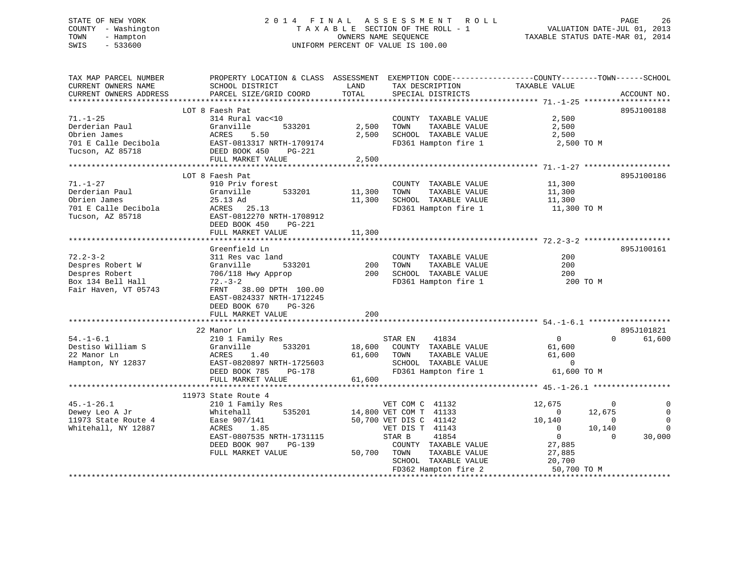STATE OF NEW YORK
COUNTY - Washington
TOWN - Hampton
SWIS - 533600

# 2014 FINAL ASSESSMENT ROLL

TAXABLE SECTION OF THE ROLL - 1
OWNERS NAME SEQUENCE
UNIFORM PERCENT OF VALUE IS 100.00

VALUATION DATE-JUL 01, 2013
TAXABLE STATUS DATE-MAR 01, 2014

| TAX MAP PARCEL NUMBER / CURRENT OWNERS NAME / CURRENT OWNERS ADDRESS | PROPERTY LOCATION & CLASS / SCHOOL DISTRICT / PARCEL SIZE/GRID COORD | ASSESSMENT LAND | TOTAL | EXEMPTION CODE / TAX DESCRIPTION / SPECIAL DISTRICTS | COUNTY TAXABLE VALUE | TOWN | SCHOOL | ACCOUNT NO. |
|---|---|---|---|---|---|---|---|---|
| **71.-1-25** | LOT 8 Faesh Pat | | | | | | | 895J100188 |
| 71.-1-25 | 314 Rural vac<10 | | | COUNTY TAXABLE VALUE | 2,500 | | | |
| Derderian Paul | Granville 533201 | 2,500 | | TOWN TAXABLE VALUE | 2,500 | | | |
| Obrien James | ACRES 5.50 | | 2,500 | SCHOOL TAXABLE VALUE | 2,500 | | | |
| 701 E Calle Decibola | EAST-0813317 NRTH-1709174 | | | FD361 Hampton fire 1 | 2,500 TO M | | | |
| Tucson, AZ 85718 | DEED BOOK 450 PG-221 | | | | | | | |
| | FULL MARKET VALUE | | 2,500 | | | | | |
| **71.-1-27** | LOT 8 Faesh Pat | | | | | | | 895J100186 |
| 71.-1-27 | 910 Priv forest | | | COUNTY TAXABLE VALUE | 11,300 | | | |
| Derderian Paul | Granville 533201 | 11,300 | | TOWN TAXABLE VALUE | 11,300 | | | |
| Obrien James | 25.13 Ad | | 11,300 | SCHOOL TAXABLE VALUE | 11,300 | | | |
| 701 E Calle Decibola | ACRES 25.13 | | | FD361 Hampton fire 1 | 11,300 TO M | | | |
| Tucson, AZ 85718 | EAST-0812270 NRTH-1708912 | | | | | | | |
| | DEED BOOK 450 PG-221 | | | | | | | |
| | FULL MARKET VALUE | | 11,300 | | | | | |
| **72.2-3-2** | Greenfield Ln | | | | | | | 895J100161 |
| 72.2-3-2 | 311 Res vac land | | | COUNTY TAXABLE VALUE | 200 | | | |
| Despres Robert W | Granville 533201 | 200 | | TOWN TAXABLE VALUE | 200 | | | |
| Despres Robert | 706/118 Hwy Approp | | 200 | SCHOOL TAXABLE VALUE | 200 | | | |
| Box 134 Bell Hall | 72.-3-2 | | | FD361 Hampton fire 1 | 200 TO M | | | |
| Fair Haven, VT 05743 | FRNT 38.00 DPTH 100.00 | | | | | | | |
| | EAST-0824337 NRTH-1712245 | | | | | | | |
| | DEED BOOK 670 PG-326 | | | | | | | |
| | FULL MARKET VALUE | | 200 | | | | | |
| **54.-1-6.1** | 22 Manor Ln | | | | | | | 895J101821 |
| 54.-1-6.1 | 210 1 Family Res | | | STAR EN 41834 | 0 | 0 | 61,600 | |
| Destiso William S | Granville 533201 | 18,600 | | COUNTY TAXABLE VALUE | 61,600 | | | |
| 22 Manor Ln | ACRES 1.40 | | 61,600 | TOWN TAXABLE VALUE | 61,600 | | | |
| Hampton, NY 12837 | EAST-0820897 NRTH-1725603 | | | SCHOOL TAXABLE VALUE | 0 | | | |
| | DEED BOOK 785 PG-178 | | | FD361 Hampton fire 1 | 61,600 TO M | | | |
| | FULL MARKET VALUE | | 61,600 | | | | | |
| **45.-1-26.1** | 11973 State Route 4 | | | | | | | |
| 45.-1-26.1 | 210 1 Family Res | | | VET COM C 41132 | 12,675 | 0 | 0 | |
| Dewey Leo A Jr | Whitehall 535201 | 14,800 | | VET COM T 41133 | 0 | 12,675 | 0 | |
| 11973 State Route 4 | Ease 907/141 | | 50,700 | VET DIS C 41142 | 10,140 | 0 | 0 | |
| Whitehall, NY 12887 | ACRES 1.85 | | | VET DIS T 41143 | 0 | 10,140 | 0 | |
| | EAST-0807535 NRTH-1731115 | | | STAR B 41854 | 0 | 0 | 30,000 | |
| | DEED BOOK 907 PG-139 | | | COUNTY TAXABLE VALUE | 27,885 | | | |
| | FULL MARKET VALUE | | 50,700 | TOWN TAXABLE VALUE | 27,885 | | | |
| | | | | SCHOOL TAXABLE VALUE | 20,700 | | | |
| | | | | FD362 Hampton fire 2 | 50,700 TO M | | | |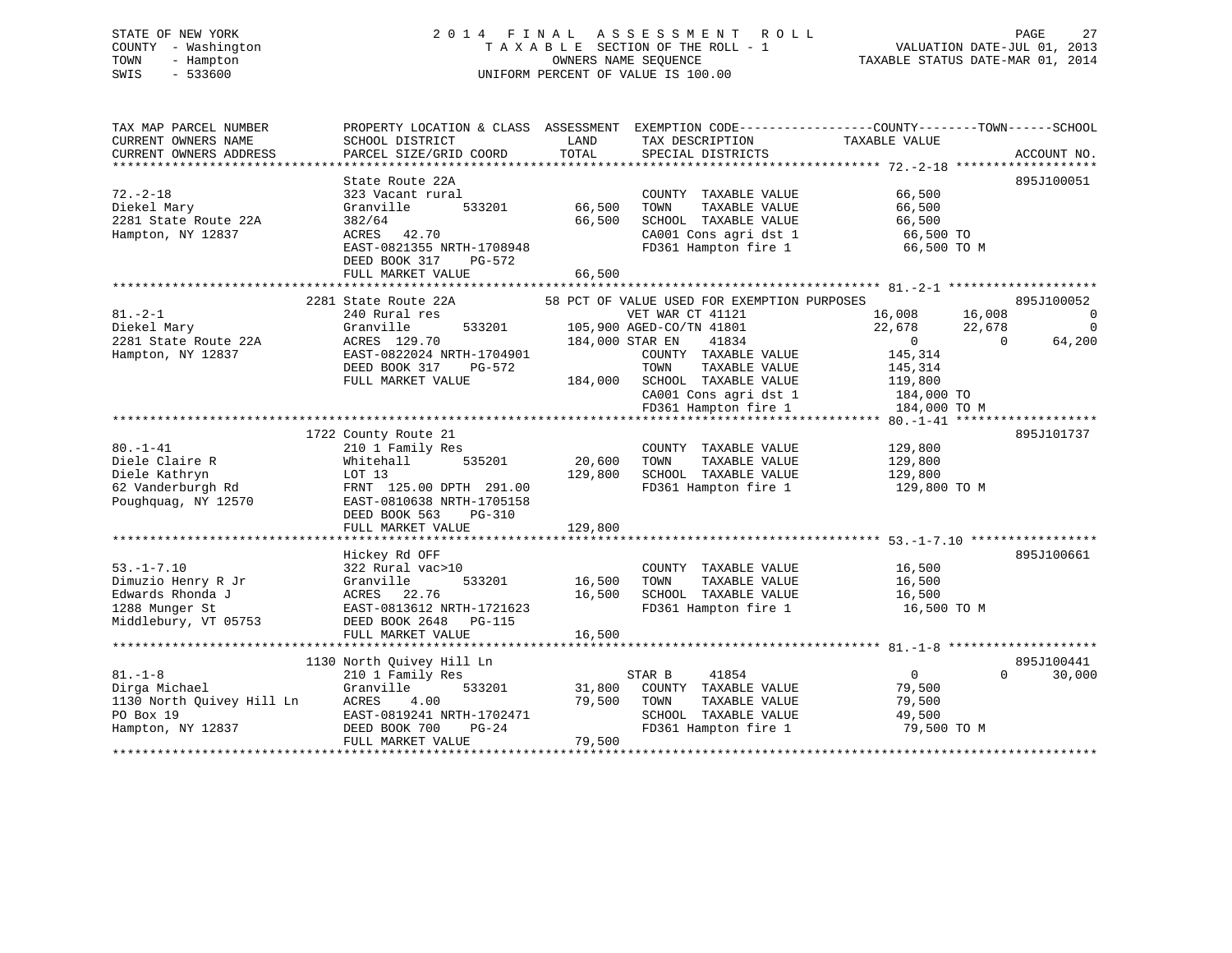STATE OF NEW YORK
COUNTY - Washington
TOWN - Hampton
SWIS - 533600

2014 FINAL ASSESSMENT ROLL
TAXABLE SECTION OF THE ROLL - 1
OWNERS NAME SEQUENCE
UNIFORM PERCENT OF VALUE IS 100.00

VALUATION DATE-JUL 01, 2013
TAXABLE STATUS DATE-MAR 01, 2014

```
TAX MAP PARCEL NUMBER          PROPERTY LOCATION & CLASS  ASSESSMENT  EXEMPTION CODE------------------COUNTY--------TOWN------SCHOOL
CURRENT OWNERS NAME            SCHOOL DISTRICT               LAND      TAX DESCRIPTION              TAXABLE VALUE
CURRENT OWNERS ADDRESS         PARCEL SIZE/GRID COORD        TOTAL     SPECIAL DISTRICTS                                         ACCOUNT NO.
******************************************************************************************************* 72.-2-18 *******************
                               State Route 22A                                                                              895J100051
72.-2-18                       323 Vacant rural                          COUNTY  TAXABLE VALUE            66,500
Diekel Mary                    Granville       533201         66,500     TOWN    TAXABLE VALUE            66,500
2281 State Route 22A           382/64                         66,500     SCHOOL  TAXABLE VALUE            66,500
Hampton, NY 12837              ACRES  42.70                              CA001 Cons agri dst 1             66,500 TO
                               EAST-0821355 NRTH-1708948                 FD361 Hampton fire 1              66,500 TO M
                               DEED BOOK 317    PG-572
                               FULL MARKET VALUE              66,500
******************************************************************************************************* 81.-2-1 ********************
                          2281 State Route 22A            58 PCT OF VALUE USED FOR EXEMPTION PURPOSES                        895J100052
81.-2-1                        240 Rural res                             VET WAR CT 41121             16,008      16,008            0
Diekel Mary                    Granville       533201        105,900 AGED-CO/TN 41801                 22,678      22,678            0
2281 State Route 22A           ACRES 129.70                  184,000 STAR EN    41834                      0           0       64,200
Hampton, NY 12837              EAST-0822024 NRTH-1704901                 COUNTY  TAXABLE VALUE           145,314
                               DEED BOOK 317    PG-572                   TOWN    TAXABLE VALUE           145,314
                               FULL MARKET VALUE             184,000     SCHOOL  TAXABLE VALUE           119,800
                                                                         CA001 Cons agri dst 1            184,000 TO
                                                                         FD361 Hampton fire 1             184,000 TO M
******************************************************************************************************* 80.-1-41 *******************
                          1722 County Route 21                                                                              895J101737
80.-1-41                       210 1 Family Res                          COUNTY  TAXABLE VALUE           129,800
Diele Claire R                 Whitehall       535201         20,600     TOWN    TAXABLE VALUE           129,800
Diele Kathryn                  LOT 13                        129,800     SCHOOL  TAXABLE VALUE           129,800
62 Vanderburgh Rd              FRNT 125.00 DPTH 291.00                   FD361 Hampton fire 1             129,800 TO M
Poughquag, NY 12570            EAST-0810638 NRTH-1705158
                               DEED BOOK 563    PG-310
                               FULL MARKET VALUE             129,800
******************************************************************************************************* 53.-1-7.10 *****************
                               Hickey Rd OFF                                                                                895J100661
53.-1-7.10                     322 Rural vac>10                          COUNTY  TAXABLE VALUE            16,500
Dimuzio Henry R Jr             Granville       533201         16,500     TOWN    TAXABLE VALUE            16,500
Edwards Rhonda J               ACRES  22.76                   16,500     SCHOOL  TAXABLE VALUE            16,500
1288 Munger St                 EAST-0813612 NRTH-1721623                 FD361 Hampton fire 1              16,500 TO M
Middlebury, VT 05753           DEED BOOK 2648   PG-115
                               FULL MARKET VALUE              16,500
******************************************************************************************************* 81.-1-8 ********************
                          1130 North Quivey Hill Ln                                                                         895J100441
81.-1-8                        210 1 Family Res                          STAR B     41854                      0           0       30,000
Dirga Michael                  Granville       533201         31,800     COUNTY  TAXABLE VALUE            79,500
1130 North Quivey Hill Ln      ACRES   4.00                   79,500     TOWN    TAXABLE VALUE            79,500
PO Box 19                      EAST-0819241 NRTH-1702471                 SCHOOL  TAXABLE VALUE            49,500
Hampton, NY 12837              DEED BOOK 700    PG-24                    FD361 Hampton fire 1              79,500 TO M
                               FULL MARKET VALUE              79,500
************************************************************************************************************************************
```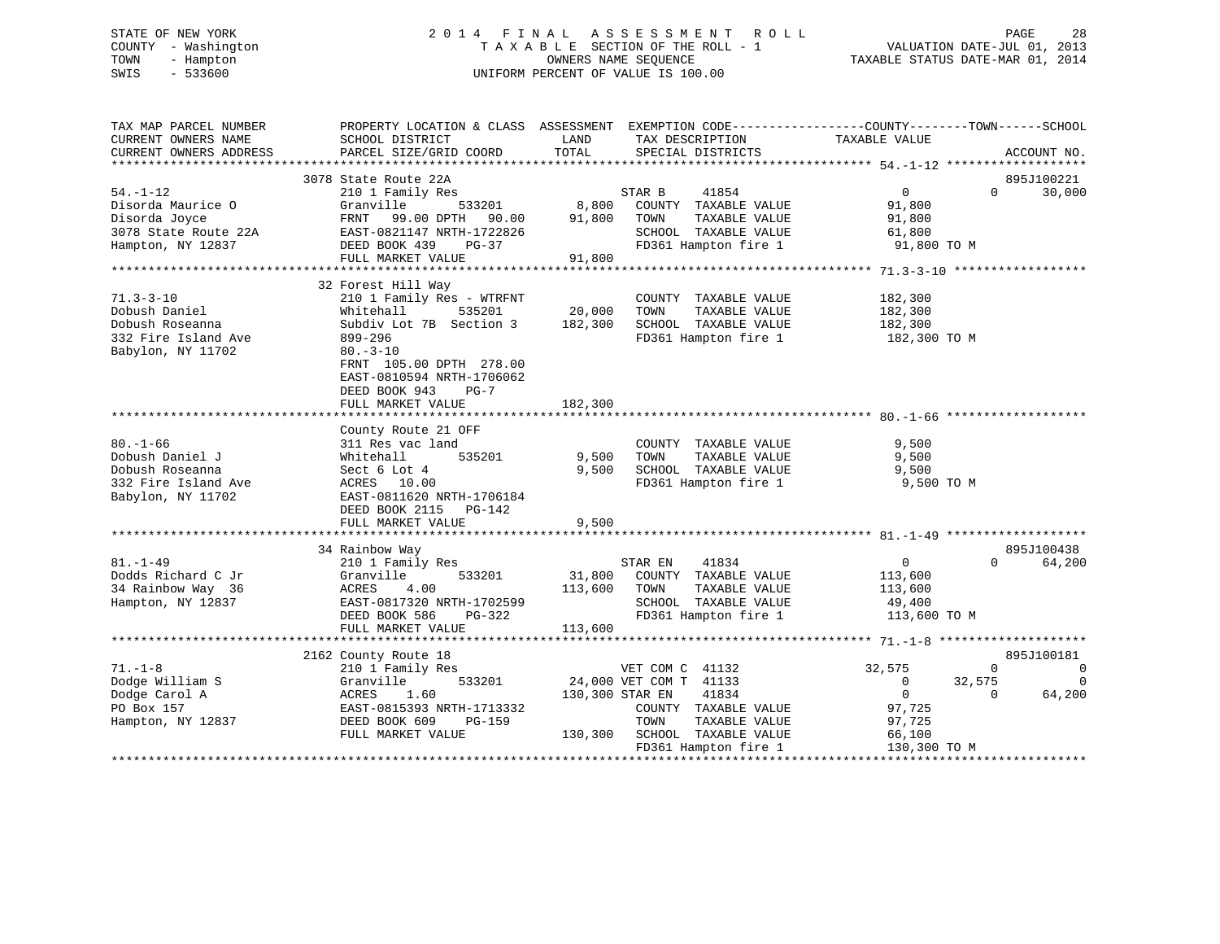STATE OF NEW YORK
COUNTY - Washington
TOWN - Hampton
SWIS - 533600

# 2014 FINAL ASSESSMENT ROLL

TAXABLE SECTION OF THE ROLL - 1
OWNERS NAME SEQUENCE
UNIFORM PERCENT OF VALUE IS 100.00

VALUATION DATE-JUL 01, 2013
TAXABLE STATUS DATE-MAR 01, 2014

```
TAX MAP PARCEL NUMBER          PROPERTY LOCATION & CLASS  ASSESSMENT  EXEMPTION CODE------------------COUNTY--------TOWN------SCHOOL
CURRENT OWNERS NAME            SCHOOL DISTRICT               LAND      TAX DESCRIPTION              TAXABLE VALUE
CURRENT OWNERS ADDRESS         PARCEL SIZE/GRID COORD       TOTAL      SPECIAL DISTRICTS                                    ACCOUNT NO.
******************************************************************************************************* 54.-1-12 *******************
                               3078 State Route 22A                                                                         895J100221
54.-1-12                       210 1 Family Res                       STAR B     41854                   0             0       30,000
Disorda Maurice O              Granville       533201       8,800     COUNTY  TAXABLE VALUE             91,800
Disorda Joyce                  FRNT   99.00 DPTH   90.00   91,800     TOWN    TAXABLE VALUE             91,800
3078 State Route 22A           EAST-0821147 NRTH-1722826              SCHOOL  TAXABLE VALUE             61,800
Hampton, NY 12837              DEED BOOK 439    PG-37                 FD361 Hampton fire 1               91,800 TO M
                               FULL MARKET VALUE           91,800
******************************************************************************************************* 71.3-3-10 ******************
                               32 Forest Hill Way
71.3-3-10                      210 1 Family Res - WTRFNT              COUNTY  TAXABLE VALUE            182,300
Dobush Daniel                  Whitehall       535201      20,000     TOWN    TAXABLE VALUE            182,300
Dobush Roseanna                Subdiv Lot 7B  Section 3   182,300     SCHOOL  TAXABLE VALUE            182,300
332 Fire Island Ave            899-296                                FD361 Hampton fire 1              182,300 TO M
Babylon, NY 11702              80.-3-10
                               FRNT 105.00 DPTH 278.00
                               EAST-0810594 NRTH-1706062
                               DEED BOOK 943    PG-7
                               FULL MARKET VALUE          182,300
******************************************************************************************************* 80.-1-66 *******************
                               County Route 21 OFF
80.-1-66                       311 Res vac land                       COUNTY  TAXABLE VALUE              9,500
Dobush Daniel J                Whitehall       535201       9,500     TOWN    TAXABLE VALUE              9,500
Dobush Roseanna                Sect 6 Lot 4                 9,500     SCHOOL  TAXABLE VALUE              9,500
332 Fire Island Ave            ACRES  10.00                           FD361 Hampton fire 1                9,500 TO M
Babylon, NY 11702              EAST-0811620 NRTH-1706184
                               DEED BOOK 2115   PG-142
                               FULL MARKET VALUE            9,500
******************************************************************************************************* 81.-1-49 *******************
                               34 Rainbow Way                                                                               895J100438
81.-1-49                       210 1 Family Res                       STAR EN    41834                   0             0       64,200
Dodds Richard C Jr             Granville       533201      31,800     COUNTY  TAXABLE VALUE            113,600
34 Rainbow Way  36             ACRES    4.00              113,600     TOWN    TAXABLE VALUE            113,600
Hampton, NY 12837              EAST-0817320 NRTH-1702599              SCHOOL  TAXABLE VALUE             49,400
                               DEED BOOK 586    PG-322                FD361 Hampton fire 1              113,600 TO M
                               FULL MARKET VALUE          113,600
******************************************************************************************************* 71.-1-8 ********************
                               2162 County Route 18                                                                         895J100181
71.-1-8                        210 1 Family Res                       VET COM C  41132              32,575             0            0
Dodge William S                Granville       533201      24,000 VET COM T  41133                   0        32,575            0
Dodge Carol A                  ACRES    1.60              130,300 STAR EN    41834                   0             0       64,200
PO Box 157                     EAST-0815393 NRTH-1713332              COUNTY  TAXABLE VALUE             97,725
Hampton, NY 12837              DEED BOOK 609    PG-159                TOWN    TAXABLE VALUE             97,725
                               FULL MARKET VALUE          130,300     SCHOOL  TAXABLE VALUE             66,100
                                                                      FD361 Hampton fire 1              130,300 TO M
************************************************************************************************************************************
```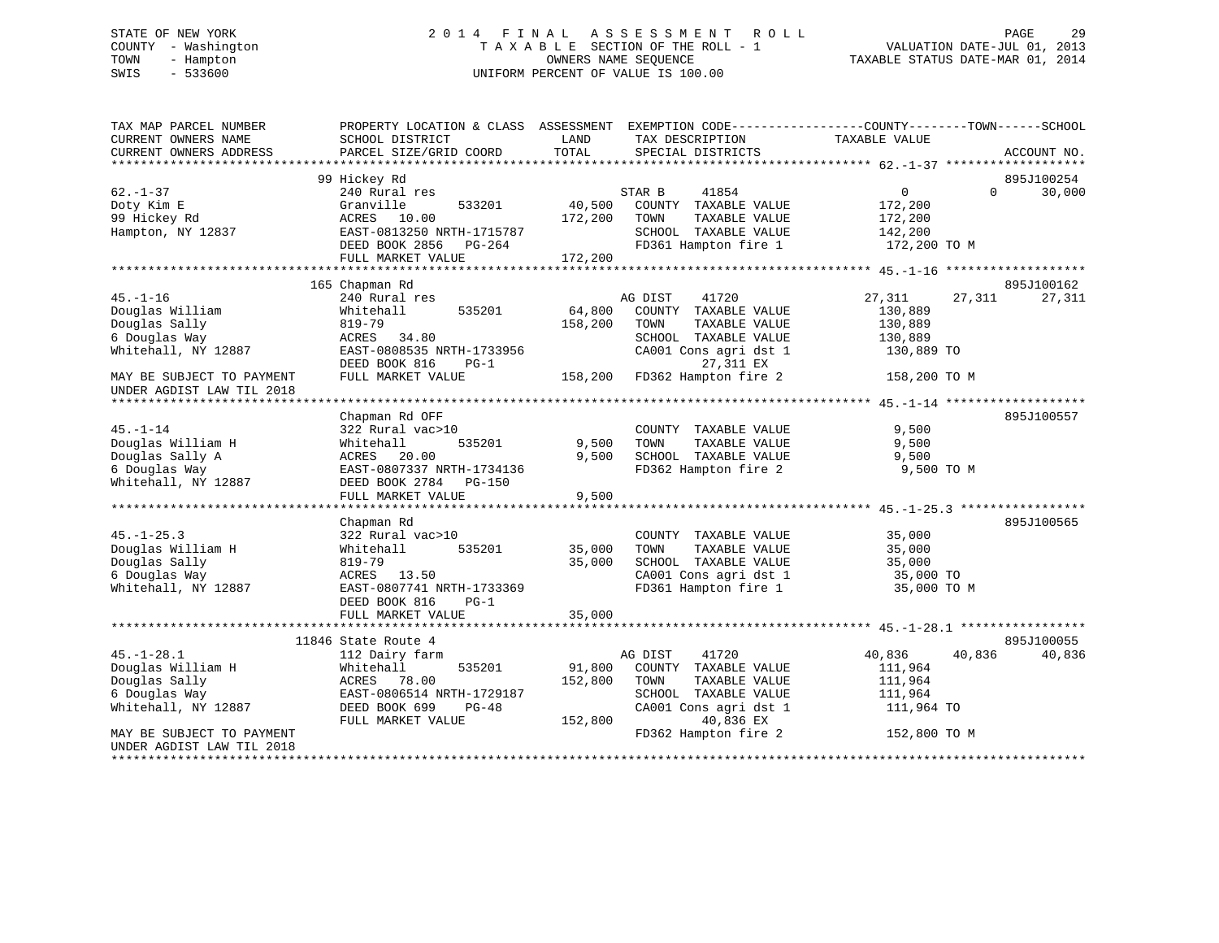STATE OF NEW YORK
COUNTY - Washington
TOWN - Hampton
SWIS - 533600

# 2014 FINAL ASSESSMENT ROLL
TAXABLE SECTION OF THE ROLL - 1
OWNERS NAME SEQUENCE
UNIFORM PERCENT OF VALUE IS 100.00

VALUATION DATE-JUL 01, 2013
TAXABLE STATUS DATE-MAR 01, 2014

```
TAX MAP PARCEL NUMBER          PROPERTY LOCATION & CLASS  ASSESSMENT  EXEMPTION CODE------------------COUNTY--------TOWN------SCHOOL
CURRENT OWNERS NAME            SCHOOL DISTRICT               LAND      TAX DESCRIPTION            TAXABLE VALUE
CURRENT OWNERS ADDRESS         PARCEL SIZE/GRID COORD        TOTAL     SPECIAL DISTRICTS                                     ACCOUNT NO.
******************************************************************************************************* 62.-1-37 *******************
                               99 Hickey Rd                                                                               895J100254
62.-1-37                       240 Rural res                          STAR B     41854                 0          0      30,000
Doty Kim E                     Granville      533201        40,500    COUNTY  TAXABLE VALUE         172,200
99 Hickey Rd                   ACRES  10.00                172,200    TOWN    TAXABLE VALUE         172,200
Hampton, NY 12837              EAST-0813250 NRTH-1715787              SCHOOL  TAXABLE VALUE         142,200
                               DEED BOOK 2856   PG-264                FD361 Hampton fire 1           172,200 TO M
                               FULL MARKET VALUE           172,200
******************************************************************************************************* 45.-1-16 *******************
                               165 Chapman Rd                                                                             895J100162
45.-1-16                       240 Rural res                          AG DIST    41720              27,311     27,311    27,311
Douglas William                Whitehall      535201        64,800    COUNTY  TAXABLE VALUE         130,889
Douglas Sally                  819-79                      158,200    TOWN    TAXABLE VALUE         130,889
6 Douglas Way                  ACRES  34.80                           SCHOOL  TAXABLE VALUE         130,889
Whitehall, NY 12887            EAST-0808535 NRTH-1733956              CA001 Cons agri dst 1          130,889 TO
                               DEED BOOK 816    PG-1                         27,311 EX
MAY BE SUBJECT TO PAYMENT      FULL MARKET VALUE           158,200    FD362 Hampton fire 2           158,200 TO M
UNDER AGDIST LAW TIL 2018
******************************************************************************************************* 45.-1-14 *******************
                               Chapman Rd OFF                                                                             895J100557
45.-1-14                       322 Rural vac>10                       COUNTY  TAXABLE VALUE           9,500
Douglas William H              Whitehall      535201         9,500    TOWN    TAXABLE VALUE           9,500
Douglas Sally A                ACRES  20.00                  9,500    SCHOOL  TAXABLE VALUE           9,500
6 Douglas Way                  EAST-0807337 NRTH-1734136              FD362 Hampton fire 2             9,500 TO M
Whitehall, NY 12887            DEED BOOK 2784   PG-150
                               FULL MARKET VALUE             9,500
******************************************************************************************************* 45.-1-25.3 *****************
                               Chapman Rd                                                                                 895J100565
45.-1-25.3                     322 Rural vac>10                       COUNTY  TAXABLE VALUE          35,000
Douglas William H              Whitehall      535201        35,000    TOWN    TAXABLE VALUE          35,000
Douglas Sally                  819-79                       35,000    SCHOOL  TAXABLE VALUE          35,000
6 Douglas Way                  ACRES  13.50                           CA001 Cons agri dst 1           35,000 TO
Whitehall, NY 12887            EAST-0807741 NRTH-1733369              FD361 Hampton fire 1            35,000 TO M
                               DEED BOOK 816    PG-1
                               FULL MARKET VALUE            35,000
******************************************************************************************************* 45.-1-28.1 *****************
                               11846 State Route 4                                                                        895J100055
45.-1-28.1                     112 Dairy farm                         AG DIST    41720              40,836     40,836    40,836
Douglas William H              Whitehall      535201        91,800    COUNTY  TAXABLE VALUE         111,964
Douglas Sally                  ACRES  78.00                152,800    TOWN    TAXABLE VALUE         111,964
6 Douglas Way                  EAST-0806514 NRTH-1729187              SCHOOL  TAXABLE VALUE         111,964
Whitehall, NY 12887            DEED BOOK 699    PG-48                 CA001 Cons agri dst 1          111,964 TO
                               FULL MARKET VALUE           152,800           40,836 EX
MAY BE SUBJECT TO PAYMENT                                             FD362 Hampton fire 2           152,800 TO M
UNDER AGDIST LAW TIL 2018
************************************************************************************************************************************
```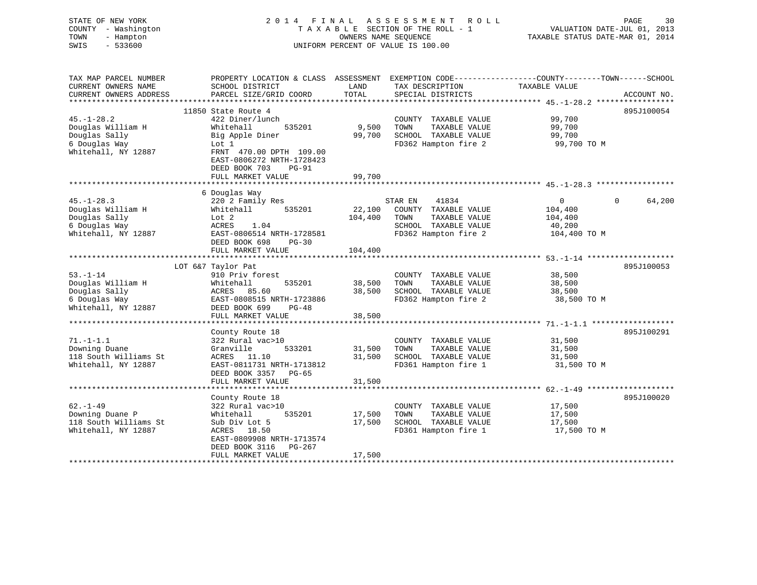STATE OF NEW YORK
COUNTY - Washington
TOWN - Hampton
SWIS - 533600

2014 FINAL ASSESSMENT ROLL
TAXABLE SECTION OF THE ROLL - 1
OWNERS NAME SEQUENCE
UNIFORM PERCENT OF VALUE IS 100.00

VALUATION DATE-JUL 01, 2013
TAXABLE STATUS DATE-MAR 01, 2014

```
TAX MAP PARCEL NUMBER          PROPERTY LOCATION & CLASS  ASSESSMENT  EXEMPTION CODE------------------COUNTY--------TOWN------SCHOOL
CURRENT OWNERS NAME            SCHOOL DISTRICT               LAND      TAX DESCRIPTION            TAXABLE VALUE
CURRENT OWNERS ADDRESS         PARCEL SIZE/GRID COORD        TOTAL     SPECIAL DISTRICTS                                     ACCOUNT NO.
******************************************************************************************************* 45.-1-28.2 *****************
                            11850 State Route 4                                                                          895J100054
45.-1-28.2                     422 Diner/lunch                          COUNTY  TAXABLE VALUE           99,700
Douglas William H              Whitehall       535201        9,500     TOWN    TAXABLE VALUE           99,700
Douglas Sally                  Big Apple Diner              99,700     SCHOOL  TAXABLE VALUE           99,700
6 Douglas Way                  Lot 1                                   FD362 Hampton fire 2             99,700 TO M
Whitehall, NY 12887            FRNT 470.00 DPTH 109.00
                               EAST-0806272 NRTH-1728423
                               DEED BOOK 703    PG-91
                               FULL MARKET VALUE            99,700
******************************************************************************************************* 45.-1-28.3 *****************
                            6 Douglas Way
45.-1-28.3                     220 2 Family Res                        STAR EN    41834                 0             0      64,200
Douglas William H              Whitehall       535201       22,100     COUNTY  TAXABLE VALUE          104,400
Douglas Sally                  Lot 2                       104,400     TOWN    TAXABLE VALUE          104,400
6 Douglas Way                  ACRES    1.04                           SCHOOL  TAXABLE VALUE           40,200
Whitehall, NY 12887            EAST-0806514 NRTH-1728581               FD362 Hampton fire 2            104,400 TO M
                               DEED BOOK 698    PG-30
                               FULL MARKET VALUE           104,400
******************************************************************************************************* 53.-1-14 *******************
                       LOT 6&7 Taylor Pat                                                                                895J100053
53.-1-14                       910 Priv forest                          COUNTY  TAXABLE VALUE           38,500
Douglas William H              Whitehall       535201       38,500     TOWN    TAXABLE VALUE           38,500
Douglas Sally                  ACRES   85.60                38,500     SCHOOL  TAXABLE VALUE           38,500
6 Douglas Way                  EAST-0808515 NRTH-1723886               FD362 Hampton fire 2             38,500 TO M
Whitehall, NY 12887            DEED BOOK 699    PG-48
                               FULL MARKET VALUE            38,500
******************************************************************************************************* 71.-1-1.1 ******************
                               County Route 18                                                                           895J100291
71.-1-1.1                      322 Rural vac>10                         COUNTY  TAXABLE VALUE           31,500
Downing Duane                  Granville       533201       31,500     TOWN    TAXABLE VALUE           31,500
118 South Williams St          ACRES   11.10                31,500     SCHOOL  TAXABLE VALUE           31,500
Whitehall, NY 12887            EAST-0811731 NRTH-1713812               FD361 Hampton fire 1             31,500 TO M
                               DEED BOOK 3357   PG-65
                               FULL MARKET VALUE            31,500
******************************************************************************************************* 62.-1-49 *******************
                               County Route 18                                                                           895J100020
62.-1-49                       322 Rural vac>10                         COUNTY  TAXABLE VALUE           17,500
Downing Duane P                Whitehall       535201       17,500     TOWN    TAXABLE VALUE           17,500
118 South Williams St          Sub Div Lot 5                17,500     SCHOOL  TAXABLE VALUE           17,500
Whitehall, NY 12887            ACRES   18.50                           FD361 Hampton fire 1             17,500 TO M
                               EAST-0809908 NRTH-1713574
                               DEED BOOK 3116   PG-267
                               FULL MARKET VALUE            17,500
************************************************************************************************************************************
```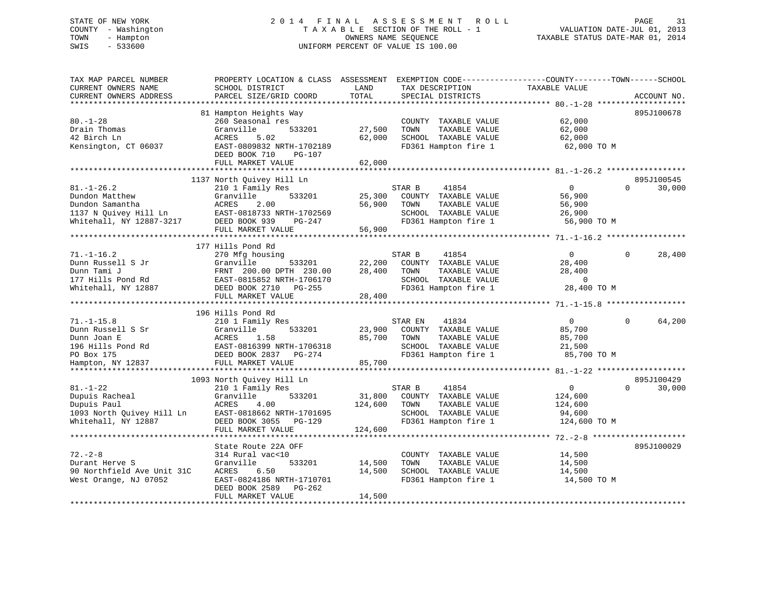STATE OF NEW YORK
COUNTY - Washington
TOWN - Hampton
SWIS - 533600

2 0 1 4 F I N A L A S S E S S M E N T R O L L
T A X A B L E SECTION OF THE ROLL - 1
OWNERS NAME SEQUENCE
UNIFORM PERCENT OF VALUE IS 100.00

VALUATION DATE-JUL 01, 2013
TAXABLE STATUS DATE-MAR 01, 2014

| TAX MAP PARCEL NUMBER / CURRENT OWNERS NAME / CURRENT OWNERS ADDRESS | PROPERTY LOCATION & CLASS / SCHOOL DISTRICT / PARCEL SIZE/GRID COORD | ASSESSMENT LAND / TOTAL | EXEMPTION CODE / TAX DESCRIPTION / SPECIAL DISTRICTS | COUNTY / TOWN / SCHOOL TAXABLE VALUE | ACCOUNT NO. |
|---|---|---|---|---|---|
| 80.-1-28 | 81 Hampton Heights Way | | | | 895J100678 |
| Drain Thomas | 260 Seasonal res | | COUNTY TAXABLE VALUE | 62,000 | |
| 42 Birch Ln | Granville 533201 | 27,500 | TOWN TAXABLE VALUE | 62,000 | |
| Kensington, CT 06037 | ACRES 5.02 | 62,000 | SCHOOL TAXABLE VALUE | 62,000 | |
| | EAST-0809832 NRTH-1702189 | | FD361 Hampton fire 1 | 62,000 TO M | |
| | DEED BOOK 710 PG-107 | | | | |
| | FULL MARKET VALUE | 62,000 | | | |
| 81.-1-26.2 | 1137 North Quivey Hill Ln | | | | 895J100545 |
| Dundon Matthew | 210 1 Family Res | | STAR B 41854 | 0 0 30,000 | |
| Dundon Samantha | Granville 533201 | 25,300 | COUNTY TAXABLE VALUE | 56,900 | |
| 1137 N Quivey Hill Ln | ACRES 2.00 | 56,900 | TOWN TAXABLE VALUE | 56,900 | |
| Whitehall, NY 12887-3217 | EAST-0818733 NRTH-1702569 | | SCHOOL TAXABLE VALUE | 26,900 | |
| | DEED BOOK 939 PG-247 | | FD361 Hampton fire 1 | 56,900 TO M | |
| | FULL MARKET VALUE | 56,900 | | | |
| 71.-1-16.2 | 177 Hills Pond Rd | | | | |
| Dunn Russell S Jr | 270 Mfg housing | | STAR B 41854 | 0 0 28,400 | |
| Dunn Tami J | Granville 533201 | 22,200 | COUNTY TAXABLE VALUE | 28,400 | |
| 177 Hills Pond Rd | FRNT 200.00 DPTH 230.00 | 28,400 | TOWN TAXABLE VALUE | 28,400 | |
| Whitehall, NY 12887 | EAST-0815852 NRTH-1706170 | | SCHOOL TAXABLE VALUE | 0 | |
| | DEED BOOK 2710 PG-255 | | FD361 Hampton fire 1 | 28,400 TO M | |
| | FULL MARKET VALUE | 28,400 | | | |
| 71.-1-15.8 | 196 Hills Pond Rd | | | | |
| Dunn Russell S Sr | 210 1 Family Res | | STAR EN 41834 | 0 0 64,200 | |
| Dunn Joan E | Granville 533201 | 23,900 | COUNTY TAXABLE VALUE | 85,700 | |
| 196 Hills Pond Rd | ACRES 1.58 | 85,700 | TOWN TAXABLE VALUE | 85,700 | |
| PO Box 175 | EAST-0816399 NRTH-1706318 | | SCHOOL TAXABLE VALUE | 21,500 | |
| Hampton, NY 12837 | DEED BOOK 2837 PG-274 | | FD361 Hampton fire 1 | 85,700 TO M | |
| | FULL MARKET VALUE | 85,700 | | | |
| 81.-1-22 | 1093 North Quivey Hill Ln | | | | 895J100429 |
| Dupuis Racheal | 210 1 Family Res | | STAR B 41854 | 0 0 30,000 | |
| Dupuis Paul | Granville 533201 | 31,800 | COUNTY TAXABLE VALUE | 124,600 | |
| 1093 North Quivey Hill Ln | ACRES 4.00 | 124,600 | TOWN TAXABLE VALUE | 124,600 | |
| Whitehall, NY 12887 | EAST-0818662 NRTH-1701695 | | SCHOOL TAXABLE VALUE | 94,600 | |
| | DEED BOOK 3055 PG-129 | | FD361 Hampton fire 1 | 124,600 TO M | |
| | FULL MARKET VALUE | 124,600 | | | |
| 72.-2-8 | State Route 22A OFF | | | | 895J100029 |
| Durant Herve S | 314 Rural vac<10 | | COUNTY TAXABLE VALUE | 14,500 | |
| 90 Northfield Ave Unit 31C | Granville 533201 | 14,500 | TOWN TAXABLE VALUE | 14,500 | |
| West Orange, NJ 07052 | ACRES 6.50 | 14,500 | SCHOOL TAXABLE VALUE | 14,500 | |
| | EAST-0824186 NRTH-1710701 | | FD361 Hampton fire 1 | 14,500 TO M | |
| | DEED BOOK 2589 PG-262 | | | | |
| | FULL MARKET VALUE | 14,500 | | | |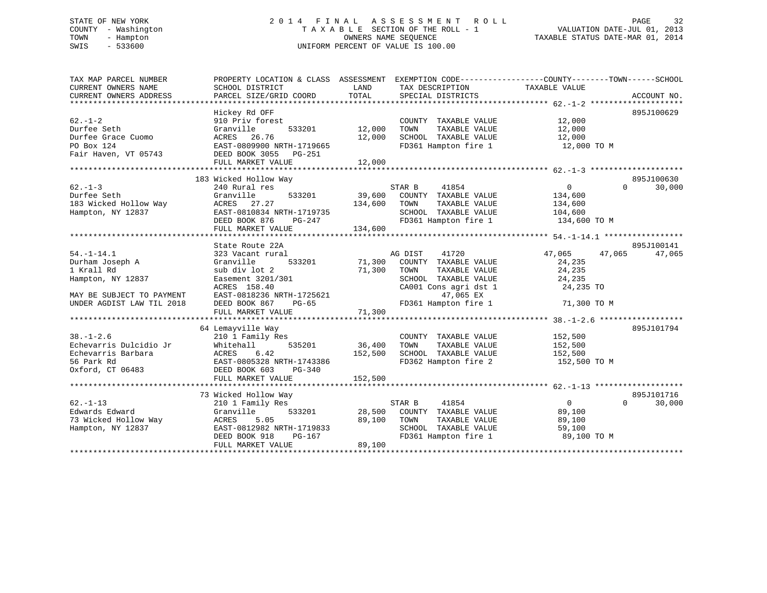STATE OF NEW YORK
COUNTY - Washington
TOWN - Hampton
SWIS - 533600

2014 FINAL ASSESSMENT ROLL
TAXABLE SECTION OF THE ROLL - 1
OWNERS NAME SEQUENCE
UNIFORM PERCENT OF VALUE IS 100.00

VALUATION DATE-JUL 01, 2013
TAXABLE STATUS DATE-MAR 01, 2014

```
TAX MAP PARCEL NUMBER          PROPERTY LOCATION & CLASS  ASSESSMENT  EXEMPTION CODE------------------COUNTY--------TOWN------SCHOOL
CURRENT OWNERS NAME            SCHOOL DISTRICT               LAND      TAX DESCRIPTION            TAXABLE VALUE
CURRENT OWNERS ADDRESS         PARCEL SIZE/GRID COORD        TOTAL     SPECIAL DISTRICTS                                   ACCOUNT NO.
******************************************************************************************************* 62.-1-2 ********************
                               Hickey Rd OFF                                                                          895J100629
62.-1-2                        910 Priv forest                          COUNTY  TAXABLE VALUE             12,000
Durfee Seth                    Granville        533201       12,000     TOWN    TAXABLE VALUE             12,000
Durfee Grace Cuomo             ACRES   26.76                 12,000     SCHOOL  TAXABLE VALUE             12,000
PO Box 124                     EAST-0809900 NRTH-1719665                FD361 Hampton fire 1               12,000 TO M
Fair Haven, VT 05743           DEED BOOK 3055   PG-251
                               FULL MARKET VALUE             12,000
******************************************************************************************************* 62.-1-3 ********************
                               183 Wicked Hollow Way                                                                  895J100630
62.-1-3                        240 Rural res                            STAR B     41854                       0          0      30,000
Durfee Seth                    Granville        533201       39,600     COUNTY  TAXABLE VALUE            134,600
183 Wicked Hollow Way          ACRES   27.27                134,600     TOWN    TAXABLE VALUE            134,600
Hampton, NY 12837              EAST-0810834 NRTH-1719735                SCHOOL  TAXABLE VALUE            104,600
                               DEED BOOK 876    PG-247                  FD361 Hampton fire 1              134,600 TO M
                               FULL MARKET VALUE            134,600
******************************************************************************************************* 54.-1-14.1 *****************
                               State Route 22A                                                                        895J100141
54.-1-14.1                     323 Vacant rural                         AG DIST    41720                  47,065     47,065      47,065
Durham Joseph A                Granville        533201       71,300     COUNTY  TAXABLE VALUE             24,235
1 Krall Rd                     sub div lot 2                 71,300     TOWN    TAXABLE VALUE             24,235
Hampton, NY 12837              Easement 3201/301                        SCHOOL  TAXABLE VALUE             24,235
                               ACRES  158.40                            CA001 Cons agri dst 1              24,235 TO
MAY BE SUBJECT TO PAYMENT      EAST-0818236 NRTH-1725621                      47,065 EX
UNDER AGDIST LAW TIL 2018      DEED BOOK 867    PG-65                   FD361 Hampton fire 1               71,300 TO M
                               FULL MARKET VALUE             71,300
******************************************************************************************************* 38.-1-2.6 ******************
                               64 Lemayville Way                                                                      895J101794
38.-1-2.6                      210 1 Family Res                         COUNTY  TAXABLE VALUE            152,500
Echevarris Dulcidio Jr         Whitehall        535201       36,400     TOWN    TAXABLE VALUE            152,500
Echevarris Barbara             ACRES    6.42                152,500     SCHOOL  TAXABLE VALUE            152,500
56 Park Rd                     EAST-0805328 NRTH-1743386                FD362 Hampton fire 2              152,500 TO M
Oxford, CT 06483               DEED BOOK 603    PG-340
                               FULL MARKET VALUE            152,500
******************************************************************************************************* 62.-1-13 *******************
                               73 Wicked Hollow Way                                                                   895J101716
62.-1-13                       210 1 Family Res                         STAR B     41854                       0          0      30,000
Edwards Edward                 Granville        533201       28,500     COUNTY  TAXABLE VALUE             89,100
73 Wicked Hollow Way           ACRES    5.05                 89,100     TOWN    TAXABLE VALUE             89,100
Hampton, NY 12837              EAST-0812982 NRTH-1719833                SCHOOL  TAXABLE VALUE             59,100
                               DEED BOOK 918    PG-167                  FD361 Hampton fire 1               89,100 TO M
                               FULL MARKET VALUE             89,100
************************************************************************************************************************************
```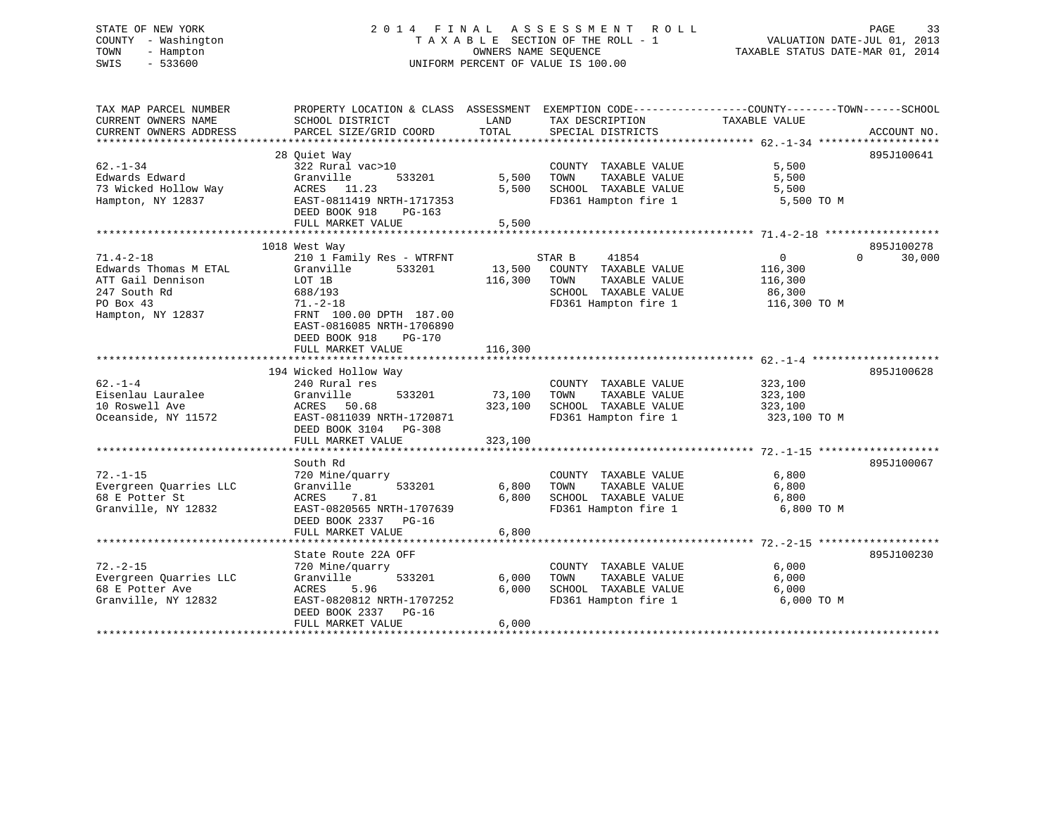STATE OF NEW YORK
COUNTY - Washington
TOWN - Hampton
SWIS - 533600

2014 FINAL ASSESSMENT ROLL
TAXABLE SECTION OF THE ROLL - 1
OWNERS NAME SEQUENCE
UNIFORM PERCENT OF VALUE IS 100.00

VALUATION DATE-JUL 01, 2013
TAXABLE STATUS DATE-MAR 01, 2014

| TAX MAP PARCEL NUMBER / CURRENT OWNERS NAME / CURRENT OWNERS ADDRESS | PROPERTY LOCATION & CLASS / SCHOOL DISTRICT / PARCEL SIZE/GRID COORD | ASSESSMENT LAND / TOTAL | EXEMPTION CODE / TAX DESCRIPTION / SPECIAL DISTRICTS | COUNTY | TOWN | SCHOOL | ACCOUNT NO. |
|---|---|---|---|---|---|---|---|
| **62.-1-34** | 28 Quiet Way | | | | | | 895J100641 |
| Edwards Edward | 322 Rural vac>10 | | COUNTY TAXABLE VALUE | 5,500 | | | |
| 73 Wicked Hollow Way | Granville 533201 | 5,500 | TOWN TAXABLE VALUE | | 5,500 | | |
| Hampton, NY 12837 | ACRES 11.23 | 5,500 | SCHOOL TAXABLE VALUE | | | 5,500 | |
| | EAST-0811419 NRTH-1717353 | | FD361 Hampton fire 1 | 5,500 TO M | | | |
| | DEED BOOK 918 PG-163 | | | | | | |
| | FULL MARKET VALUE | 5,500 | | | | | |
| **71.4-2-18** | 1018 West Way | | | | | | 895J100278 |
| Edwards Thomas M ETAL | 210 1 Family Res - WTRFNT | | STAR B 41854 | 0 | 0 | 30,000 | |
| ATT Gail Dennison | Granville 533201 | 13,500 | COUNTY TAXABLE VALUE | 116,300 | | | |
| 247 South Rd | LOT 1B | 116,300 | TOWN TAXABLE VALUE | | 116,300 | | |
| PO Box 43 | 688/193 | | SCHOOL TAXABLE VALUE | | | 86,300 | |
| Hampton, NY 12837 | 71.-2-18 | | FD361 Hampton fire 1 | 116,300 TO M | | | |
| | FRNT 100.00 DPTH 187.00 | | | | | | |
| | EAST-0816085 NRTH-1706890 | | | | | | |
| | DEED BOOK 918 PG-170 | | | | | | |
| | FULL MARKET VALUE | 116,300 | | | | | |
| **62.-1-4** | 194 Wicked Hollow Way | | | | | | 895J100628 |
| Eisenlau Lauralee | 240 Rural res | | COUNTY TAXABLE VALUE | 323,100 | | | |
| 10 Roswell Ave | Granville 533201 | 73,100 | TOWN TAXABLE VALUE | | 323,100 | | |
| Oceanside, NY 11572 | ACRES 50.68 | 323,100 | SCHOOL TAXABLE VALUE | | | 323,100 | |
| | EAST-0811039 NRTH-1720871 | | FD361 Hampton fire 1 | 323,100 TO M | | | |
| | DEED BOOK 3104 PG-308 | | | | | | |
| | FULL MARKET VALUE | 323,100 | | | | | |
| **72.-1-15** | South Rd | | | | | | 895J100067 |
| Evergreen Quarries LLC | 720 Mine/quarry | | COUNTY TAXABLE VALUE | 6,800 | | | |
| 68 E Potter St | Granville 533201 | 6,800 | TOWN TAXABLE VALUE | | 6,800 | | |
| Granville, NY 12832 | ACRES 7.81 | 6,800 | SCHOOL TAXABLE VALUE | | | 6,800 | |
| | EAST-0820565 NRTH-1707639 | | FD361 Hampton fire 1 | 6,800 TO M | | | |
| | DEED BOOK 2337 PG-16 | | | | | | |
| | FULL MARKET VALUE | 6,800 | | | | | |
| **72.-2-15** | State Route 22A OFF | | | | | | 895J100230 |
| Evergreen Quarries LLC | 720 Mine/quarry | | COUNTY TAXABLE VALUE | 6,000 | | | |
| 68 E Potter Ave | Granville 533201 | 6,000 | TOWN TAXABLE VALUE | | 6,000 | | |
| Granville, NY 12832 | ACRES 5.96 | 6,000 | SCHOOL TAXABLE VALUE | | | 6,000 | |
| | EAST-0820812 NRTH-1707252 | | FD361 Hampton fire 1 | 6,000 TO M | | | |
| | DEED BOOK 2337 PG-16 | | | | | | |
| | FULL MARKET VALUE | 6,000 | | | | | |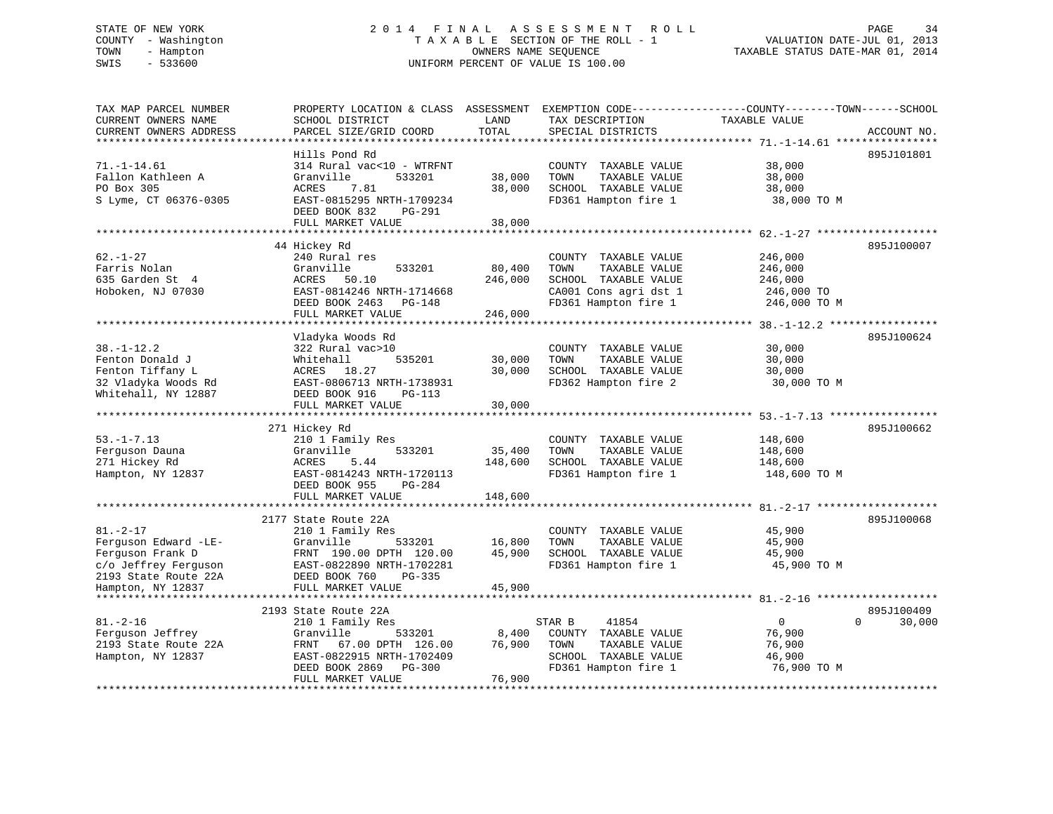STATE OF NEW YORK
COUNTY - Washington
TOWN - Hampton
SWIS - 533600

# 2014 FINAL ASSESSMENT ROLL
TAXABLE SECTION OF THE ROLL - 1
OWNERS NAME SEQUENCE
UNIFORM PERCENT OF VALUE IS 100.00

VALUATION DATE-JUL 01, 2013
TAXABLE STATUS DATE-MAR 01, 2014

| TAX MAP PARCEL NUMBER / CURRENT OWNERS NAME / CURRENT OWNERS ADDRESS | PROPERTY LOCATION & CLASS / SCHOOL DISTRICT / PARCEL SIZE/GRID COORD | ASSESSMENT LAND | TOTAL | EXEMPTION CODE / TAX DESCRIPTION / SPECIAL DISTRICTS | COUNTY--------TOWN------SCHOOL TAXABLE VALUE | ACCOUNT NO. |
|---|---|---|---|---|---|---|
| 71.-1-14.61 | Hills Pond Rd | | | | | 895J101801 |
| Fallon Kathleen A | 314 Rural vac<10 - WTRFNT | | | COUNTY TAXABLE VALUE | 38,000 | |
| PO Box 305 | Granville 533201 | 38,000 | | TOWN TAXABLE VALUE | 38,000 | |
| S Lyme, CT 06376-0305 | ACRES 7.81 | | 38,000 | SCHOOL TAXABLE VALUE | 38,000 | |
| | EAST-0815295 NRTH-1709234 | | | FD361 Hampton fire 1 | 38,000 TO M | |
| | DEED BOOK 832 PG-291 | | | | | |
| | FULL MARKET VALUE | | 38,000 | | | |
| 62.-1-27 | 44 Hickey Rd | | | | | 895J100007 |
| Farris Nolan | 240 Rural res | | | COUNTY TAXABLE VALUE | 246,000 | |
| 635 Garden St 4 | Granville 533201 | 80,400 | | TOWN TAXABLE VALUE | 246,000 | |
| Hoboken, NJ 07030 | ACRES 50.10 | | 246,000 | SCHOOL TAXABLE VALUE | 246,000 | |
| | EAST-0814246 NRTH-1714668 | | | CA001 Cons agri dst 1 | 246,000 TO | |
| | DEED BOOK 2463 PG-148 | | | FD361 Hampton fire 1 | 246,000 TO M | |
| | FULL MARKET VALUE | | 246,000 | | | |
| 38.-1-12.2 | Vladyka Woods Rd | | | | | 895J100624 |
| Fenton Donald J | 322 Rural vac>10 | | | COUNTY TAXABLE VALUE | 30,000 | |
| Fenton Tiffany L | Whitehall 535201 | 30,000 | | TOWN TAXABLE VALUE | 30,000 | |
| 32 Vladyka Woods Rd | ACRES 18.27 | | 30,000 | SCHOOL TAXABLE VALUE | 30,000 | |
| Whitehall, NY 12887 | EAST-0806713 NRTH-1738931 | | | FD362 Hampton fire 2 | 30,000 TO M | |
| | DEED BOOK 916 PG-113 | | | | | |
| | FULL MARKET VALUE | | 30,000 | | | |
| 53.-1-7.13 | 271 Hickey Rd | | | | | 895J100662 |
| Ferguson Dauna | 210 1 Family Res | | | COUNTY TAXABLE VALUE | 148,600 | |
| 271 Hickey Rd | Granville 533201 | 35,400 | | TOWN TAXABLE VALUE | 148,600 | |
| Hampton, NY 12837 | ACRES 5.44 | | 148,600 | SCHOOL TAXABLE VALUE | 148,600 | |
| | EAST-0814243 NRTH-1720113 | | | FD361 Hampton fire 1 | 148,600 TO M | |
| | DEED BOOK 955 PG-284 | | | | | |
| | FULL MARKET VALUE | | 148,600 | | | |
| 81.-2-17 | 2177 State Route 22A | | | | | 895J100068 |
| Ferguson Edward -LE- | 210 1 Family Res | | | COUNTY TAXABLE VALUE | 45,900 | |
| Ferguson Frank D | Granville 533201 | 16,800 | | TOWN TAXABLE VALUE | 45,900 | |
| c/o Jeffrey Ferguson | FRNT 190.00 DPTH 120.00 | | 45,900 | SCHOOL TAXABLE VALUE | 45,900 | |
| 2193 State Route 22A | EAST-0822890 NRTH-1702281 | | | FD361 Hampton fire 1 | 45,900 TO M | |
| Hampton, NY 12837 | DEED BOOK 760 PG-335 | | | | | |
| | FULL MARKET VALUE | | 45,900 | | | |
| 81.-2-16 | 2193 State Route 22A | | | | | 895J100409 |
| Ferguson Jeffrey | 210 1 Family Res | | | STAR B 41854 | 0 0 30,000 | |
| 2193 State Route 22A | Granville 533201 | 8,400 | | COUNTY TAXABLE VALUE | 76,900 | |
| Hampton, NY 12837 | FRNT 67.00 DPTH 126.00 | | 76,900 | TOWN TAXABLE VALUE | 76,900 | |
| | EAST-0822915 NRTH-1702409 | | | SCHOOL TAXABLE VALUE | 46,900 | |
| | DEED BOOK 2869 PG-300 | | | FD361 Hampton fire 1 | 76,900 TO M | |
| | FULL MARKET VALUE | | 76,900 | | | |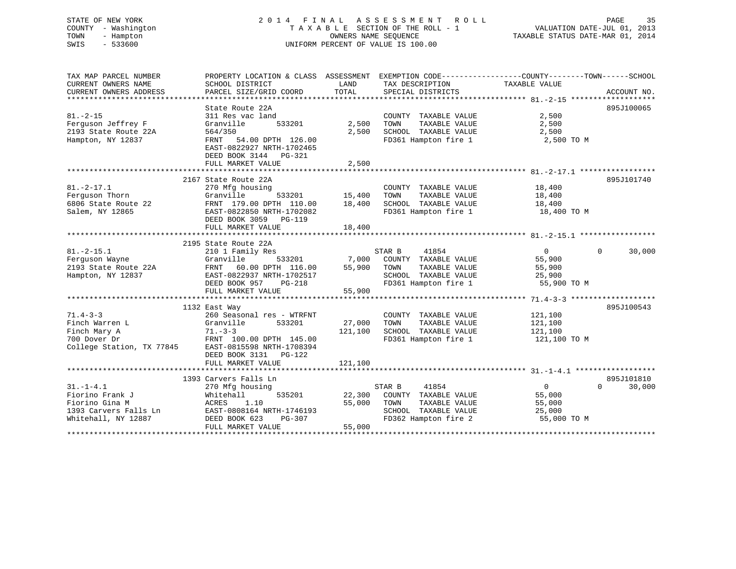STATE OF NEW YORK
COUNTY - Washington
TOWN - Hampton
SWIS - 533600

2 0 1 4 F I N A L A S S E S S M E N T R O L L
T A X A B L E SECTION OF THE ROLL - 1
OWNERS NAME SEQUENCE
UNIFORM PERCENT OF VALUE IS 100.00

VALUATION DATE-JUL 01, 2013
TAXABLE STATUS DATE-MAR 01, 2014

```
TAX MAP PARCEL NUMBER          PROPERTY LOCATION & CLASS  ASSESSMENT  EXEMPTION CODE------------------COUNTY--------TOWN------SCHOOL
CURRENT OWNERS NAME            SCHOOL DISTRICT               LAND      TAX DESCRIPTION              TAXABLE VALUE
CURRENT OWNERS ADDRESS         PARCEL SIZE/GRID COORD       TOTAL      SPECIAL DISTRICTS                                    ACCOUNT NO.
******************************************************************************************************* 81.-2-15 *******************
                               State Route 22A                                                                          895J100065
81.-2-15                       311 Res vac land                        COUNTY  TAXABLE VALUE             2,500
Ferguson Jeffrey F             Granville        533201       2,500     TOWN    TAXABLE VALUE             2,500
2193 State Route 22A           564/350                       2,500     SCHOOL  TAXABLE VALUE             2,500
Hampton, NY 12837              FRNT   54.00 DPTH 126.00                FD361 Hampton fire 1               2,500 TO M
                               EAST-0822927 NRTH-1702465
                               DEED BOOK 3144   PG-321
                               FULL MARKET VALUE             2,500
******************************************************************************************************* 81.-2-17.1 *****************
                          2167 State Route 22A                                                                          895J101740
81.-2-17.1                     270 Mfg housing                         COUNTY  TAXABLE VALUE            18,400
Ferguson Thorn                 Granville        533201      15,400     TOWN    TAXABLE VALUE            18,400
6806 State Route 22            FRNT 179.00 DPTH 110.00      18,400     SCHOOL  TAXABLE VALUE            18,400
Salem, NY 12865                EAST-0822850 NRTH-1702082               FD361 Hampton fire 1              18,400 TO M
                               DEED BOOK 3059   PG-119
                               FULL MARKET VALUE            18,400
******************************************************************************************************* 81.-2-15.1 *****************
                          2195 State Route 22A
81.-2-15.1                     210 1 Family Res                   STAR B      41854                  0            0        30,000
Ferguson Wayne                 Granville        533201       7,000     COUNTY  TAXABLE VALUE            55,900
2193 State Route 22A           FRNT   60.00 DPTH 116.00     55,900     TOWN    TAXABLE VALUE            55,900
Hampton, NY 12837              EAST-0822937 NRTH-1702517               SCHOOL  TAXABLE VALUE            25,900
                               DEED BOOK 957    PG-218                 FD361 Hampton fire 1              55,900 TO M
                               FULL MARKET VALUE            55,900
******************************************************************************************************* 71.4-3-3 *******************
                          1132 East Way                                                                                 895J100543
71.4-3-3                       260 Seasonal res - WTRFNT               COUNTY  TAXABLE VALUE           121,100
Finch Warren L                 Granville        533201      27,000     TOWN    TAXABLE VALUE           121,100
Finch Mary A                   71.-3-3                     121,100     SCHOOL  TAXABLE VALUE           121,100
700 Dover Dr                   FRNT 100.00 DPTH 145.00                 FD361 Hampton fire 1             121,100 TO M
College Station, TX 77845      EAST-0815598 NRTH-1708394
                               DEED BOOK 3131   PG-122
                               FULL MARKET VALUE           121,100
******************************************************************************************************* 31.-1-4.1 ******************
                          1393 Carvers Falls Ln                                                                         895J101810
31.-1-4.1                      270 Mfg housing                    STAR B      41854                  0            0        30,000
Fiorino Frank J                Whitehall        535201      22,300     COUNTY  TAXABLE VALUE            55,000
Fiorino Gina M                 ACRES    1.10                55,000     TOWN    TAXABLE VALUE            55,000
1393 Carvers Falls Ln          EAST-0808164 NRTH-1746193               SCHOOL  TAXABLE VALUE            25,000
Whitehall, NY 12887            DEED BOOK 623    PG-307                 FD362 Hampton fire 2              55,000 TO M
                               FULL MARKET VALUE            55,000
************************************************************************************************************************************
```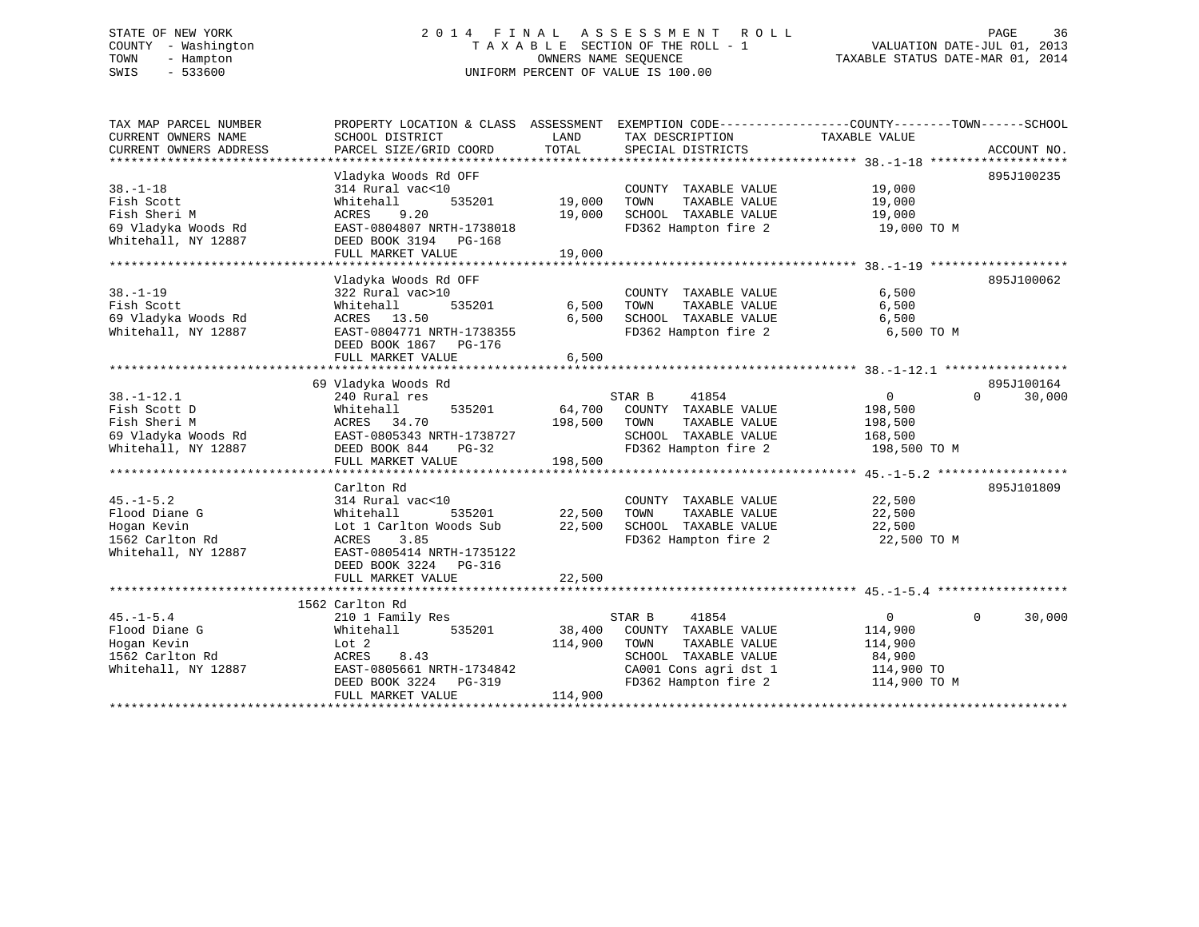STATE OF NEW YORK
COUNTY - Washington
TOWN - Hampton
SWIS - 533600

# 2014 FINAL ASSESSMENT ROLL
TAXABLE SECTION OF THE ROLL - 1
OWNERS NAME SEQUENCE
UNIFORM PERCENT OF VALUE IS 100.00

VALUATION DATE-JUL 01, 2013
TAXABLE STATUS DATE-MAR 01, 2014

```
TAX MAP PARCEL NUMBER          PROPERTY LOCATION & CLASS  ASSESSMENT  EXEMPTION CODE------------------COUNTY--------TOWN------SCHOOL
CURRENT OWNERS NAME            SCHOOL DISTRICT              LAND      TAX DESCRIPTION              TAXABLE VALUE
CURRENT OWNERS ADDRESS         PARCEL SIZE/GRID COORD       TOTAL     SPECIAL DISTRICTS                                     ACCOUNT NO.
******************************************************************************************************* 38.-1-18 *******************
                               Vladyka Woods Rd OFF                                                                          895J100235
38.-1-18                       314 Rural vac<10                       COUNTY  TAXABLE VALUE            19,000
Fish Scott                     Whitehall        535201       19,000   TOWN    TAXABLE VALUE            19,000
Fish Sheri M                   ACRES    9.20                 19,000   SCHOOL  TAXABLE VALUE            19,000
69 Vladyka Woods Rd            EAST-0804807 NRTH-1738018              FD362 Hampton fire 2              19,000 TO M
Whitehall, NY 12887            DEED BOOK 3194   PG-168
                               FULL MARKET VALUE             19,000
******************************************************************************************************* 38.-1-19 *******************
                               Vladyka Woods Rd OFF                                                                          895J100062
38.-1-19                       322 Rural vac>10                       COUNTY  TAXABLE VALUE             6,500
Fish Scott                     Whitehall        535201        6,500   TOWN    TAXABLE VALUE             6,500
69 Vladyka Woods Rd            ACRES   13.50                  6,500   SCHOOL  TAXABLE VALUE             6,500
Whitehall, NY 12887            EAST-0804771 NRTH-1738355              FD362 Hampton fire 2               6,500 TO M
                               DEED BOOK 1867   PG-176
                               FULL MARKET VALUE              6,500
******************************************************************************************************* 38.-1-12.1 *****************
                            69 Vladyka Woods Rd                                                                              895J100164
38.-1-12.1                     240 Rural res                          STAR B     41854                      0             0      30,000
Fish Scott D                   Whitehall        535201       64,700   COUNTY  TAXABLE VALUE           198,500
Fish Sheri M                   ACRES   34.70                198,500   TOWN    TAXABLE VALUE           198,500
69 Vladyka Woods Rd            EAST-0805343 NRTH-1738727              SCHOOL  TAXABLE VALUE           168,500
Whitehall, NY 12887            DEED BOOK 844    PG-32                 FD362 Hampton fire 2             198,500 TO M
                               FULL MARKET VALUE            198,500
******************************************************************************************************* 45.-1-5.2 ******************
                               Carlton Rd                                                                                    895J101809
45.-1-5.2                      314 Rural vac<10                       COUNTY  TAXABLE VALUE            22,500
Flood Diane G                  Whitehall        535201       22,500   TOWN    TAXABLE VALUE            22,500
Hogan Kevin                    Lot 1 Carlton Woods Sub       22,500   SCHOOL  TAXABLE VALUE            22,500
1562 Carlton Rd                ACRES    3.85                          FD362 Hampton fire 2              22,500 TO M
Whitehall, NY 12887            EAST-0805414 NRTH-1735122
                               DEED BOOK 3224   PG-316
                               FULL MARKET VALUE             22,500
******************************************************************************************************* 45.-1-5.4 ******************
                          1562 Carlton Rd
45.-1-5.4                      210 1 Family Res                       STAR B     41854                      0             0      30,000
Flood Diane G                  Whitehall        535201       38,400   COUNTY  TAXABLE VALUE           114,900
Hogan Kevin                    Lot 2                        114,900   TOWN    TAXABLE VALUE           114,900
1562 Carlton Rd                ACRES    8.43                          SCHOOL  TAXABLE VALUE            84,900
Whitehall, NY 12887            EAST-0805661 NRTH-1734842              CA001 Cons agri dst 1            114,900 TO
                               DEED BOOK 3224   PG-319                FD362 Hampton fire 2             114,900 TO M
                               FULL MARKET VALUE            114,900
************************************************************************************************************************************
```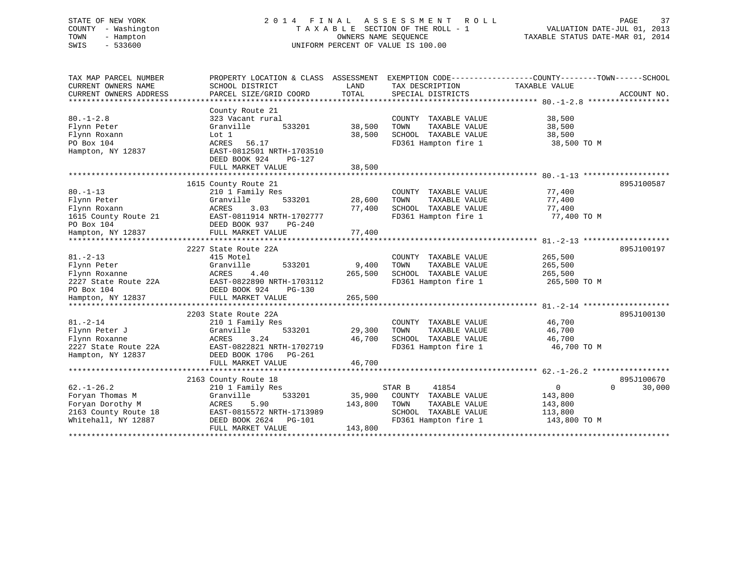STATE OF NEW YORK
COUNTY - Washington
TOWN - Hampton
SWIS - 533600

2014 FINAL ASSESSMENT ROLL
TAXABLE SECTION OF THE ROLL - 1
OWNERS NAME SEQUENCE
UNIFORM PERCENT OF VALUE IS 100.00

VALUATION DATE-JUL 01, 2013
TAXABLE STATUS DATE-MAR 01, 2014

| TAX MAP PARCEL NUMBER / CURRENT OWNERS NAME / CURRENT OWNERS ADDRESS | PROPERTY LOCATION & CLASS / SCHOOL DISTRICT / PARCEL SIZE/GRID COORD | ASSESSMENT LAND | TOTAL | EXEMPTION CODE / TAX DESCRIPTION / SPECIAL DISTRICTS | COUNTY | TOWN | SCHOOL | TAXABLE VALUE | ACCOUNT NO. |
|---|---|---|---|---|---|---|---|---|---|
| 80.-1-2.8 | County Route 21 | | | | | | | | |
| | 323 Vacant rural | | | COUNTY TAXABLE VALUE | | | | 38,500 | |
| Flynn Peter | Granville 533201 | 38,500 | | TOWN TAXABLE VALUE | | | | 38,500 | |
| Flynn Roxann | Lot 1 | | 38,500 | SCHOOL TAXABLE VALUE | | | | 38,500 | |
| PO Box 104 | ACRES 56.17 | | | FD361 Hampton fire 1 | | | | 38,500 TO M | |
| Hampton, NY 12837 | EAST-0812501 NRTH-1703510 | | | | | | | | |
| | DEED BOOK 924 PG-127 | | | | | | | | |
| | FULL MARKET VALUE | | 38,500 | | | | | | |
| 80.-1-13 | 1615 County Route 21 | | | | | | | | 895J100587 |
| | 210 1 Family Res | | | COUNTY TAXABLE VALUE | | | | 77,400 | |
| Flynn Peter | Granville 533201 | 28,600 | | TOWN TAXABLE VALUE | | | | 77,400 | |
| Flynn Roxann | ACRES 3.03 | | 77,400 | SCHOOL TAXABLE VALUE | | | | 77,400 | |
| 1615 County Route 21 | EAST-0811914 NRTH-1702777 | | | FD361 Hampton fire 1 | | | | 77,400 TO M | |
| PO Box 104 | DEED BOOK 937 PG-240 | | | | | | | | |
| Hampton, NY 12837 | FULL MARKET VALUE | | 77,400 | | | | | | |
| 81.-2-13 | 2227 State Route 22A | | | | | | | | 895J100197 |
| | 415 Motel | | | COUNTY TAXABLE VALUE | | | | 265,500 | |
| Flynn Peter | Granville 533201 | 9,400 | | TOWN TAXABLE VALUE | | | | 265,500 | |
| Flynn Roxanne | ACRES 4.40 | | 265,500 | SCHOOL TAXABLE VALUE | | | | 265,500 | |
| 2227 State Route 22A | EAST-0822890 NRTH-1703112 | | | FD361 Hampton fire 1 | | | | 265,500 TO M | |
| PO Box 104 | DEED BOOK 924 PG-130 | | | | | | | | |
| Hampton, NY 12837 | FULL MARKET VALUE | | 265,500 | | | | | | |
| 81.-2-14 | 2203 State Route 22A | | | | | | | | 895J100130 |
| | 210 1 Family Res | | | COUNTY TAXABLE VALUE | | | | 46,700 | |
| Flynn Peter J | Granville 533201 | 29,300 | | TOWN TAXABLE VALUE | | | | 46,700 | |
| Flynn Roxanne | ACRES 3.24 | | 46,700 | SCHOOL TAXABLE VALUE | | | | 46,700 | |
| 2227 State Route 22A | EAST-0822821 NRTH-1702719 | | | FD361 Hampton fire 1 | | | | 46,700 TO M | |
| Hampton, NY 12837 | DEED BOOK 1706 PG-261 | | | | | | | | |
| | FULL MARKET VALUE | | 46,700 | | | | | | |
| 62.-1-26.2 | 2163 County Route 18 | | | | | | | | 895J100670 |
| | 210 1 Family Res | | | STAR B 41854 | 0 | 0 | 30,000 | | |
| Foryan Thomas M | Granville 533201 | 35,900 | | COUNTY TAXABLE VALUE | | | | 143,800 | |
| Foryan Dorothy M | ACRES 5.90 | | 143,800 | TOWN TAXABLE VALUE | | | | 143,800 | |
| 2163 County Route 18 | EAST-0815572 NRTH-1713989 | | | SCHOOL TAXABLE VALUE | | | | 113,800 | |
| Whitehall, NY 12887 | DEED BOOK 2624 PG-101 | | | FD361 Hampton fire 1 | | | | 143,800 TO M | |
| | FULL MARKET VALUE | | 143,800 | | | | | | |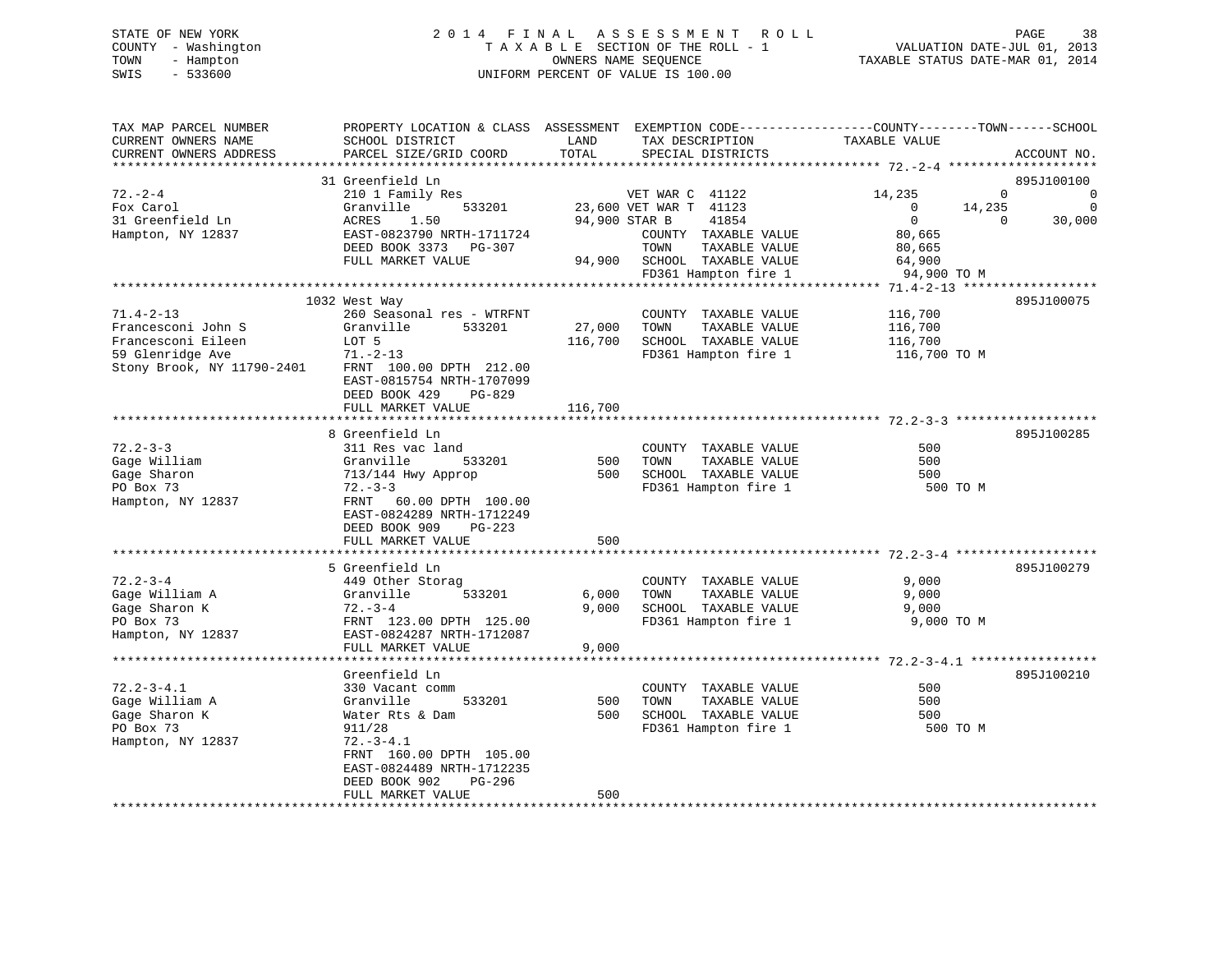STATE OF NEW YORK
COUNTY - Washington
TOWN - Hampton
SWIS - 533600

# 2014 FINAL ASSESSMENT ROLL

TAXABLE SECTION OF THE ROLL - 1
OWNERS NAME SEQUENCE
UNIFORM PERCENT OF VALUE IS 100.00

VALUATION DATE-JUL 01, 2013
TAXABLE STATUS DATE-MAR 01, 2014

```
TAX MAP PARCEL NUMBER          PROPERTY LOCATION & CLASS  ASSESSMENT  EXEMPTION CODE------------------COUNTY--------TOWN------SCHOOL
CURRENT OWNERS NAME            SCHOOL DISTRICT               LAND      TAX DESCRIPTION            TAXABLE VALUE
CURRENT OWNERS ADDRESS         PARCEL SIZE/GRID COORD        TOTAL     SPECIAL DISTRICTS                                         ACCOUNT NO.
************************************************************************************************************ 72.-2-4 ********************
                             31 Greenfield Ln                                                                                895J100100
72.-2-4                        210 1 Family Res                      VET WAR C  41122            14,235          0              0
Fox Carol                      Granville      533201        23,600 VET WAR T  41123                 0     14,235              0
31 Greenfield Ln               ACRES    1.50                94,900 STAR B     41854                 0          0         30,000
Hampton, NY 12837              EAST-0823790 NRTH-1711724             COUNTY  TAXABLE VALUE            80,665
                               DEED BOOK 3373   PG-307               TOWN    TAXABLE VALUE            80,665
                               FULL MARKET VALUE            94,900   SCHOOL  TAXABLE VALUE            64,900
                                                                     FD361 Hampton fire 1              94,900 TO M
************************************************************************************************************ 71.4-2-13 ******************
                             1032 West Way                                                                                   895J100075
71.4-2-13                      260 Seasonal res - WTRFNT             COUNTY  TAXABLE VALUE           116,700
Francesconi John S             Granville      533201        27,000   TOWN    TAXABLE VALUE           116,700
Francesconi Eileen             LOT 5                       116,700   SCHOOL  TAXABLE VALUE           116,700
59 Glenridge Ave               71.-2-13                              FD361 Hampton fire 1             116,700 TO M
Stony Brook, NY 11790-2401     FRNT 100.00 DPTH 212.00
                               EAST-0815754 NRTH-1707099
                               DEED BOOK 429    PG-829
                               FULL MARKET VALUE           116,700
************************************************************************************************************ 72.2-3-3 *******************
                             8 Greenfield Ln                                                                                 895J100285
72.2-3-3                       311 Res vac land                      COUNTY  TAXABLE VALUE               500
Gage William                   Granville      533201           500   TOWN    TAXABLE VALUE               500
Gage Sharon                    713/144 Hwy Approp              500   SCHOOL  TAXABLE VALUE               500
PO Box 73                      72.-3-3                               FD361 Hampton fire 1                 500 TO M
Hampton, NY 12837              FRNT  60.00 DPTH 100.00
                               EAST-0824289 NRTH-1712249
                               DEED BOOK 909    PG-223
                               FULL MARKET VALUE               500
************************************************************************************************************ 72.2-3-4 *******************
                             5 Greenfield Ln                                                                                 895J100279
72.2-3-4                       449 Other Storag                      COUNTY  TAXABLE VALUE             9,000
Gage William A                 Granville      533201         6,000   TOWN    TAXABLE VALUE             9,000
Gage Sharon K                  72.-3-4                       9,000   SCHOOL  TAXABLE VALUE             9,000
PO Box 73                      FRNT 123.00 DPTH 125.00               FD361 Hampton fire 1               9,000 TO M
Hampton, NY 12837              EAST-0824287 NRTH-1712087
                               FULL MARKET VALUE             9,000
************************************************************************************************************ 72.2-3-4.1 *****************
                               Greenfield Ln                                                                                 895J100210
72.2-3-4.1                     330 Vacant comm                       COUNTY  TAXABLE VALUE               500
Gage William A                 Granville      533201           500   TOWN    TAXABLE VALUE               500
Gage Sharon K                  Water Rts & Dam                 500   SCHOOL  TAXABLE VALUE               500
PO Box 73                      911/28                                FD361 Hampton fire 1                 500 TO M
Hampton, NY 12837              72.-3-4.1
                               FRNT 160.00 DPTH 105.00
                               EAST-0824489 NRTH-1712235
                               DEED BOOK 902    PG-296
                               FULL MARKET VALUE               500
****************************************************************************************************************************************
```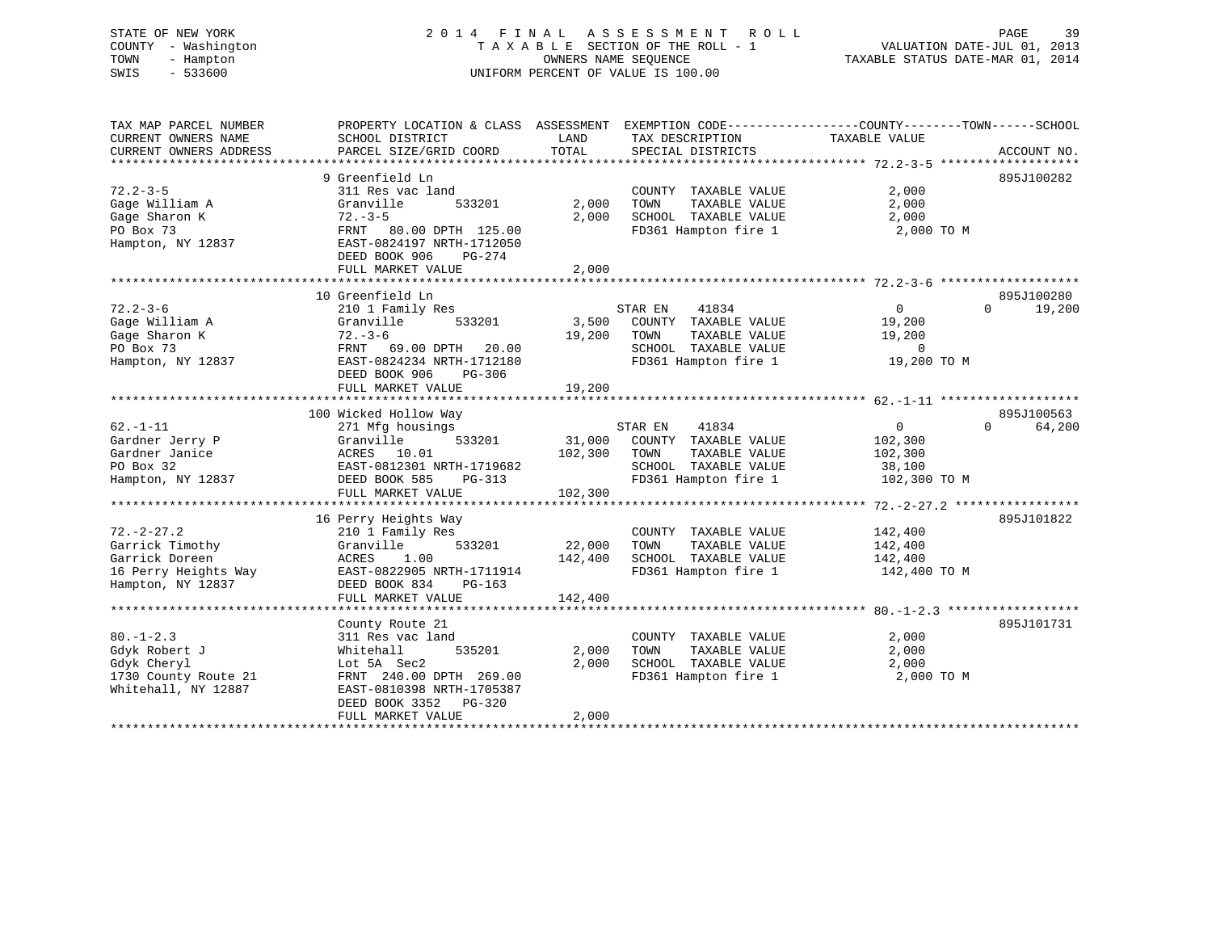STATE OF NEW YORK
COUNTY - Washington
TOWN - Hampton
SWIS - 533600

# 2014 FINAL ASSESSMENT ROLL

TAXABLE SECTION OF THE ROLL - 1
OWNERS NAME SEQUENCE
UNIFORM PERCENT OF VALUE IS 100.00

VALUATION DATE-JUL 01, 2013
TAXABLE STATUS DATE-MAR 01, 2014

| TAX MAP PARCEL NUMBER / CURRENT OWNERS NAME / CURRENT OWNERS ADDRESS | PROPERTY LOCATION & CLASS / SCHOOL DISTRICT / PARCEL SIZE/GRID COORD | ASSESSMENT LAND / TOTAL | EXEMPTION CODE / TAX DESCRIPTION / SPECIAL DISTRICTS | COUNTY TAXABLE VALUE | TOWN | SCHOOL | ACCOUNT NO. |
|---|---|---|---|---|---|---|---|
| **72.2-3-5** | 9 Greenfield Ln | | | | | | 895J100282 |
| 72.2-3-5 | 311 Res vac land | | COUNTY TAXABLE VALUE | 2,000 | | | |
| Gage William A | Granville 533201 | 2,000 | TOWN TAXABLE VALUE | 2,000 | | | |
| Gage Sharon K | 72.-3-5 | 2,000 | SCHOOL TAXABLE VALUE | 2,000 | | | |
| PO Box 73 | FRNT 80.00 DPTH 125.00 | | FD361 Hampton fire 1 | 2,000 TO M | | | |
| Hampton, NY 12837 | EAST-0824197 NRTH-1712050 | | | | | | |
| | DEED BOOK 906 PG-274 | | | | | | |
| | FULL MARKET VALUE | 2,000 | | | | | |
| **72.2-3-6** | 10 Greenfield Ln | | | | | | 895J100280 |
| 72.2-3-6 | 210 1 Family Res | | STAR EN 41834 | 0 | 0 | 19,200 | |
| Gage William A | Granville 533201 | 3,500 | COUNTY TAXABLE VALUE | 19,200 | | | |
| Gage Sharon K | 72.-3-6 | 19,200 | TOWN TAXABLE VALUE | 19,200 | | | |
| PO Box 73 | FRNT 69.00 DPTH 20.00 | | SCHOOL TAXABLE VALUE | 0 | | | |
| Hampton, NY 12837 | EAST-0824234 NRTH-1712180 | | FD361 Hampton fire 1 | 19,200 TO M | | | |
| | DEED BOOK 906 PG-306 | | | | | | |
| | FULL MARKET VALUE | 19,200 | | | | | |
| **62.-1-11** | 100 Wicked Hollow Way | | | | | | 895J100563 |
| 62.-1-11 | 271 Mfg housings | | STAR EN 41834 | 0 | 0 | 64,200 | |
| Gardner Jerry P | Granville 533201 | 31,000 | COUNTY TAXABLE VALUE | 102,300 | | | |
| Gardner Janice | ACRES 10.01 | 102,300 | TOWN TAXABLE VALUE | 102,300 | | | |
| PO Box 32 | EAST-0812301 NRTH-1719682 | | SCHOOL TAXABLE VALUE | 38,100 | | | |
| Hampton, NY 12837 | DEED BOOK 585 PG-313 | | FD361 Hampton fire 1 | 102,300 TO M | | | |
| | FULL MARKET VALUE | 102,300 | | | | | |
| **72.-2-27.2** | 16 Perry Heights Way | | | | | | 895J101822 |
| 72.-2-27.2 | 210 1 Family Res | | COUNTY TAXABLE VALUE | 142,400 | | | |
| Garrick Timothy | Granville 533201 | 22,000 | TOWN TAXABLE VALUE | 142,400 | | | |
| Garrick Doreen | ACRES 1.00 | 142,400 | SCHOOL TAXABLE VALUE | 142,400 | | | |
| 16 Perry Heights Way | EAST-0822905 NRTH-1711914 | | FD361 Hampton fire 1 | 142,400 TO M | | | |
| Hampton, NY 12837 | DEED BOOK 834 PG-163 | | | | | | |
| | FULL MARKET VALUE | 142,400 | | | | | |
| **80.-1-2.3** | County Route 21 | | | | | | 895J101731 |
| 80.-1-2.3 | 311 Res vac land | | COUNTY TAXABLE VALUE | 2,000 | | | |
| Gdyk Robert J | Whitehall 535201 | 2,000 | TOWN TAXABLE VALUE | 2,000 | | | |
| Gdyk Cheryl | Lot 5A Sec2 | 2,000 | SCHOOL TAXABLE VALUE | 2,000 | | | |
| 1730 County Route 21 | FRNT 240.00 DPTH 269.00 | | FD361 Hampton fire 1 | 2,000 TO M | | | |
| Whitehall, NY 12887 | EAST-0810398 NRTH-1705387 | | | | | | |
| | DEED BOOK 3352 PG-320 | | | | | | |
| | FULL MARKET VALUE | 2,000 | | | | | |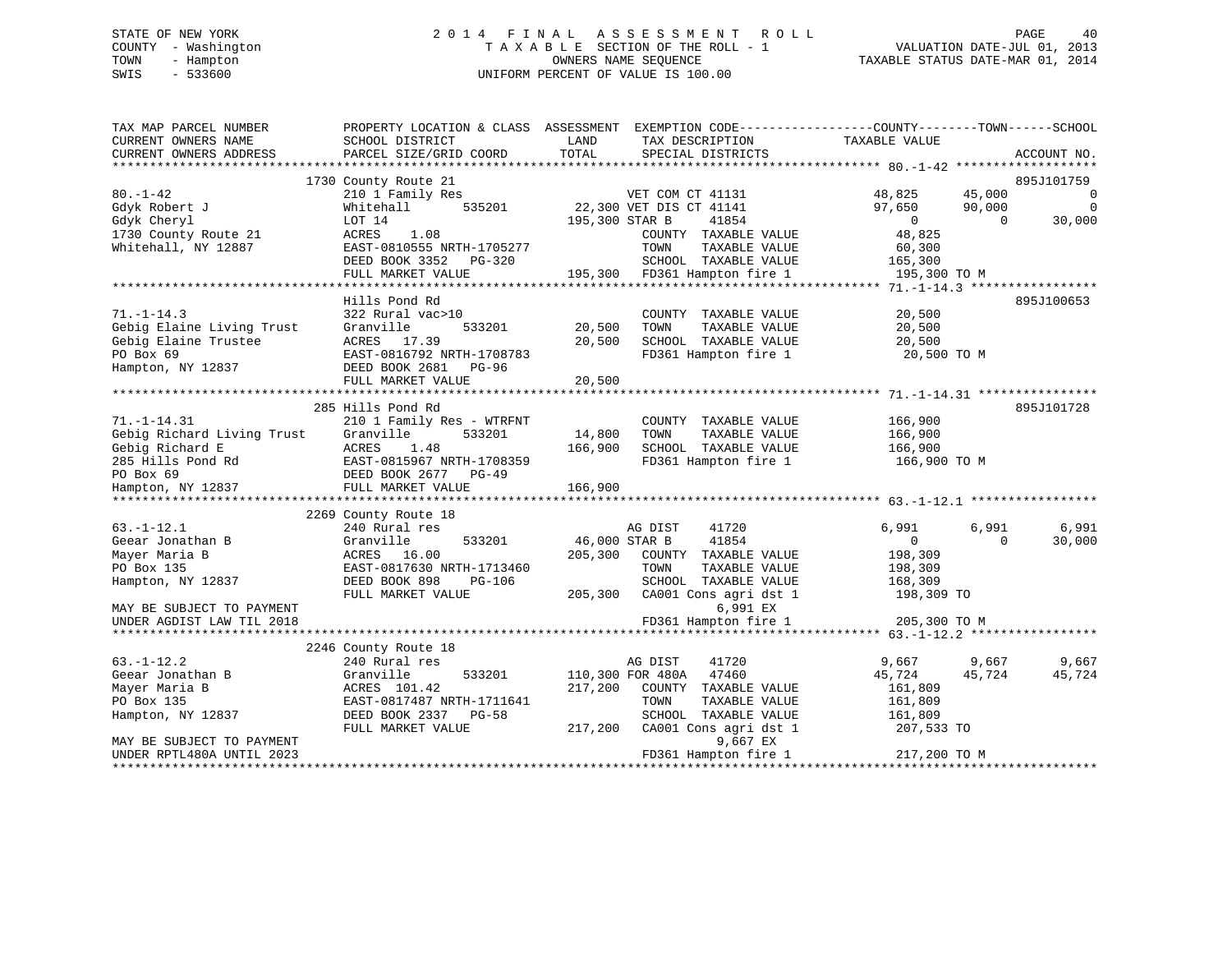STATE OF NEW YORK  
COUNTY - Washington  
TOWN - Hampton  
SWIS - 533600

2 0 1 4 F I N A L A S S E S S M E N T R O L L  
T A X A B L E SECTION OF THE ROLL - 1  
OWNERS NAME SEQUENCE  
UNIFORM PERCENT OF VALUE IS 100.00

VALUATION DATE-JUL 01, 2013  
TAXABLE STATUS DATE-MAR 01, 2014

```
TAX MAP PARCEL NUMBER          PROPERTY LOCATION & CLASS  ASSESSMENT  EXEMPTION CODE-----------------COUNTY--------TOWN------SCHOOL
CURRENT OWNERS NAME            SCHOOL DISTRICT               LAND      TAX DESCRIPTION             TAXABLE VALUE
CURRENT OWNERS ADDRESS         PARCEL SIZE/GRID COORD        TOTAL     SPECIAL DISTRICTS                                     ACCOUNT NO.
******************************************************************************************************* 80.-1-42 *******************
                          1730 County Route 21                                                                        895J101759
80.-1-42                       210 1 Family Res                     VET COM CT 41131            48,825      45,000            0
Gdyk Robert J                  Whitehall        535201      22,300 VET DIS CT 41141             97,650      90,000            0
Gdyk Cheryl                    LOT 14                      195,300 STAR B     41854                  0           0       30,000
1730 County Route 21           ACRES    1.08                         COUNTY  TAXABLE VALUE          48,825
Whitehall, NY 12887            EAST-0810555 NRTH-1705277             TOWN    TAXABLE VALUE          60,300
                               DEED BOOK 3352   PG-320               SCHOOL  TAXABLE VALUE         165,300
                               FULL MARKET VALUE           195,300   FD361 Hampton fire 1          195,300 TO M
******************************************************************************************************* 71.-1-14.3 *****************
                               Hills Pond Rd                                                                          895J100653
71.-1-14.3                     322 Rural vac>10                      COUNTY  TAXABLE VALUE          20,500
Gebig Elaine Living Trust      Granville        533201      20,500   TOWN    TAXABLE VALUE          20,500
Gebig Elaine Trustee           ACRES   17.39                20,500   SCHOOL  TAXABLE VALUE          20,500
PO Box 69                      EAST-0816792 NRTH-1708783             FD361 Hampton fire 1           20,500 TO M
Hampton, NY 12837              DEED BOOK 2681   PG-96
                               FULL MARKET VALUE            20,500
******************************************************************************************************* 71.-1-14.31 ****************
                          285 Hills Pond Rd                                                                           895J101728
71.-1-14.31                    210 1 Family Res - WTRFNT             COUNTY  TAXABLE VALUE         166,900
Gebig Richard Living Trust     Granville        533201      14,800   TOWN    TAXABLE VALUE         166,900
Gebig Richard E                ACRES    1.48               166,900   SCHOOL  TAXABLE VALUE         166,900
285 Hills Pond Rd              EAST-0815967 NRTH-1708359             FD361 Hampton fire 1          166,900 TO M
PO Box 69                      DEED BOOK 2677   PG-49
Hampton, NY 12837              FULL MARKET VALUE           166,900
******************************************************************************************************* 63.-1-12.1 *****************
                          2269 County Route 18
63.-1-12.1                     240 Rural res                        AG DIST    41720             6,991       6,991        6,991
Geear Jonathan B               Granville        533201      46,000 STAR B     41854                  0           0       30,000
Mayer Maria B                  ACRES   16.00               205,300   COUNTY  TAXABLE VALUE         198,309
PO Box 135                     EAST-0817630 NRTH-1713460             TOWN    TAXABLE VALUE         198,309
Hampton, NY 12837              DEED BOOK 898    PG-106               SCHOOL  TAXABLE VALUE         168,309
                               FULL MARKET VALUE           205,300   CA001 Cons agri dst 1         198,309 TO
MAY BE SUBJECT TO PAYMENT                                                   6,991 EX
UNDER AGDIST LAW TIL 2018                                            FD361 Hampton fire 1          205,300 TO M
******************************************************************************************************* 63.-1-12.2 *****************
                          2246 County Route 18
63.-1-12.2                     240 Rural res                        AG DIST    41720             9,667       9,667        9,667
Geear Jonathan B               Granville        533201     110,300 FOR 480A   47460             45,724      45,724       45,724
Mayer Maria B                  ACRES  101.42               217,200   COUNTY  TAXABLE VALUE         161,809
PO Box 135                     EAST-0817487 NRTH-1711641             TOWN    TAXABLE VALUE         161,809
Hampton, NY 12837              DEED BOOK 2337   PG-58                SCHOOL  TAXABLE VALUE         161,809
                               FULL MARKET VALUE           217,200   CA001 Cons agri dst 1         207,533 TO
MAY BE SUBJECT TO PAYMENT                                                   9,667 EX
UNDER RPTL480A UNTIL 2023                                            FD361 Hampton fire 1          217,200 TO M
************************************************************************************************************************************
```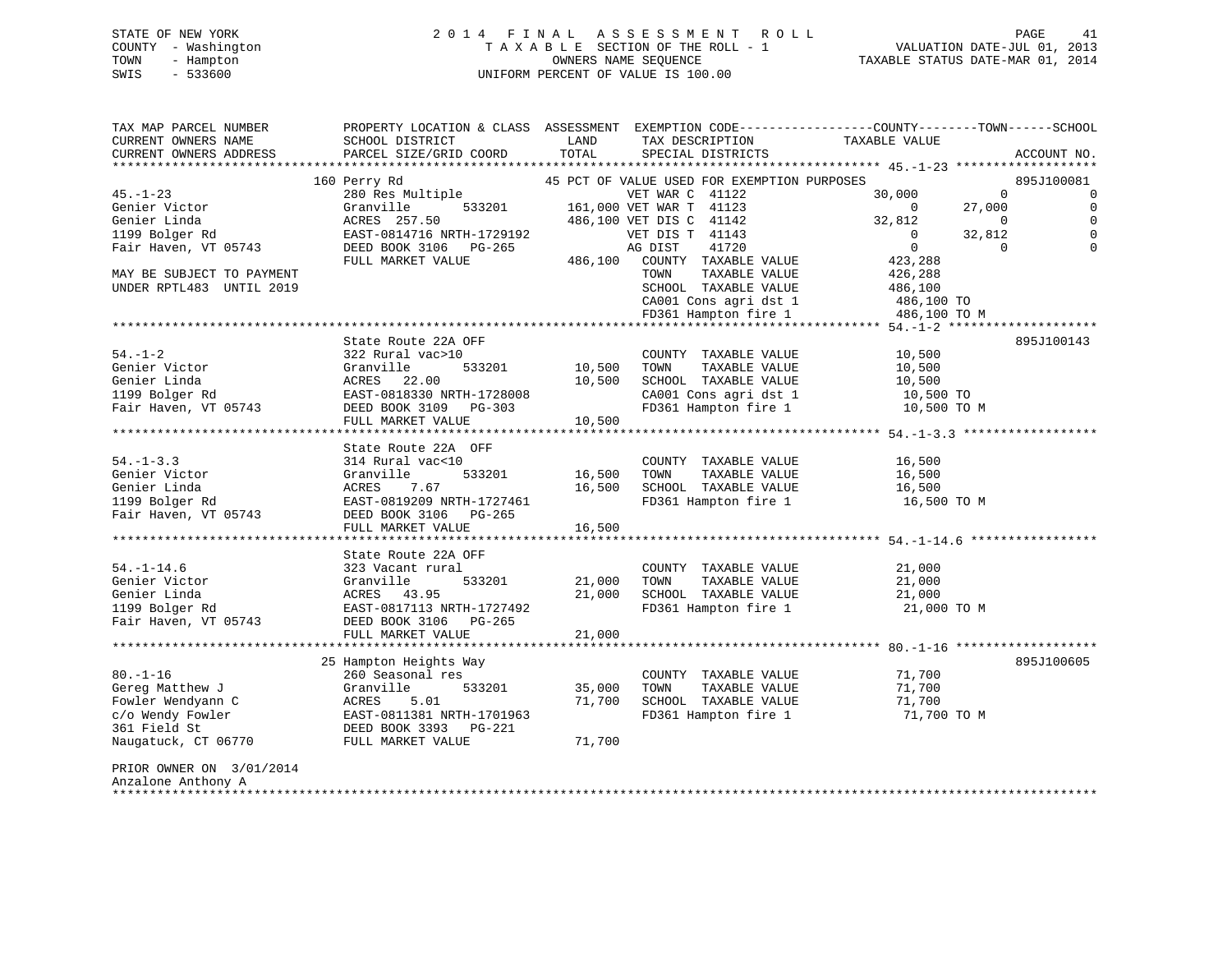STATE OF NEW YORK
COUNTY - Washington
TOWN - Hampton
SWIS - 533600

2014 FINAL ASSESSMENT ROLL
TAXABLE SECTION OF THE ROLL - 1
OWNERS NAME SEQUENCE
UNIFORM PERCENT OF VALUE IS 100.00

VALUATION DATE-JUL 01, 2013
TAXABLE STATUS DATE-MAR 01, 2014

```
TAX MAP PARCEL NUMBER          PROPERTY LOCATION & CLASS  ASSESSMENT  EXEMPTION CODE-----------------COUNTY--------TOWN------SCHOOL
CURRENT OWNERS NAME            SCHOOL DISTRICT               LAND      TAX DESCRIPTION             TAXABLE VALUE
CURRENT OWNERS ADDRESS         PARCEL SIZE/GRID COORD       TOTAL      SPECIAL DISTRICTS                                      ACCOUNT NO.
****************************************************************************************************** 45.-1-23 *******************
                  160 Perry Rd                        45 PCT OF VALUE USED FOR EXEMPTION PURPOSES                          895J100081
45.-1-23                       280 Res Multiple                   VET WAR C  41122             30,000          0              0
Genier Victor                  Granville       533201       161,000 VET WAR T  41123                  0     27,000              0
Genier Linda                   ACRES  257.50                486,100 VET DIS C  41142             32,812          0              0
1199 Bolger Rd                 EAST-0814716 NRTH-1729192          VET DIS T  41143                  0     32,812              0
Fair Haven, VT 05743           DEED BOOK 3106   PG-265            AG DIST    41720                  0          0              0
                               FULL MARKET VALUE            486,100   COUNTY  TAXABLE VALUE           423,288
MAY BE SUBJECT TO PAYMENT                                              TOWN    TAXABLE VALUE           426,288
UNDER RPTL483  UNTIL 2019                                              SCHOOL  TAXABLE VALUE           486,100
                                                                       CA001 Cons agri dst 1           486,100 TO
                                                                       FD361 Hampton fire 1            486,100 TO M
****************************************************************************************************** 54.-1-2 ********************
                  State Route 22A OFF                                                                                      895J100143
54.-1-2                        322 Rural vac>10                       COUNTY  TAXABLE VALUE            10,500
Genier Victor                  Granville       533201        10,500   TOWN    TAXABLE VALUE            10,500
Genier Linda                   ACRES   22.00                 10,500   SCHOOL  TAXABLE VALUE            10,500
1199 Bolger Rd                 EAST-0818330 NRTH-1728008              CA001 Cons agri dst 1            10,500 TO
Fair Haven, VT 05743           DEED BOOK 3109   PG-303                FD361 Hampton fire 1             10,500 TO M
                               FULL MARKET VALUE             10,500
****************************************************************************************************** 54.-1-3.3 ******************
                  State Route 22A  OFF
54.-1-3.3                      314 Rural vac<10                       COUNTY  TAXABLE VALUE            16,500
Genier Victor                  Granville       533201        16,500   TOWN    TAXABLE VALUE            16,500
Genier Linda                   ACRES    7.67                 16,500   SCHOOL  TAXABLE VALUE            16,500
1199 Bolger Rd                 EAST-0819209 NRTH-1727461              FD361 Hampton fire 1             16,500 TO M
Fair Haven, VT 05743           DEED BOOK 3106   PG-265
                               FULL MARKET VALUE             16,500
****************************************************************************************************** 54.-1-14.6 *****************
                  State Route 22A OFF
54.-1-14.6                     323 Vacant rural                       COUNTY  TAXABLE VALUE            21,000
Genier Victor                  Granville       533201        21,000   TOWN    TAXABLE VALUE            21,000
Genier Linda                   ACRES   43.95                 21,000   SCHOOL  TAXABLE VALUE            21,000
1199 Bolger Rd                 EAST-0817113 NRTH-1727492              FD361 Hampton fire 1             21,000 TO M
Fair Haven, VT 05743           DEED BOOK 3106   PG-265
                               FULL MARKET VALUE             21,000
****************************************************************************************************** 80.-1-16 *******************
                  25 Hampton Heights Way                                                                                   895J100605
80.-1-16                       260 Seasonal res                       COUNTY  TAXABLE VALUE            71,700
Gereg Matthew J                Granville       533201        35,000   TOWN    TAXABLE VALUE            71,700
Fowler Wendyann C              ACRES    5.01                 71,700   SCHOOL  TAXABLE VALUE            71,700
c/o Wendy Fowler               EAST-0811381 NRTH-1701963              FD361 Hampton fire 1             71,700 TO M
361 Field St                   DEED BOOK 3393   PG-221
Naugatuck, CT 06770            FULL MARKET VALUE             71,700

PRIOR OWNER ON  3/01/2014
Anzalone Anthony A
************************************************************************************************************************************
```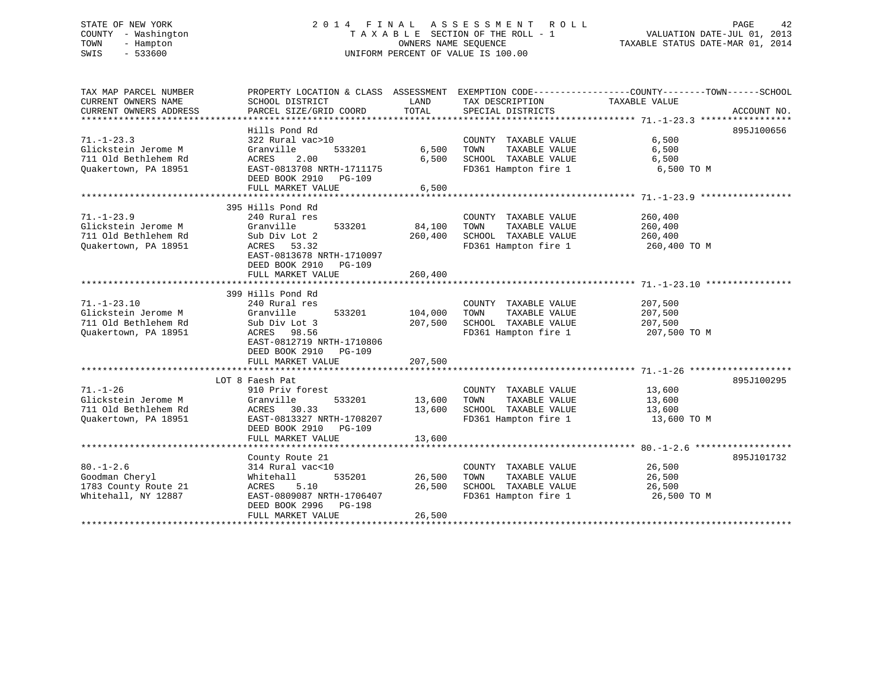STATE OF NEW YORK
COUNTY - Washington
TOWN - Hampton
SWIS - 533600

# 2014 FINAL ASSESSMENT ROLL

TAXABLE SECTION OF THE ROLL - 1
OWNERS NAME SEQUENCE
UNIFORM PERCENT OF VALUE IS 100.00

VALUATION DATE-JUL 01, 2013
TAXABLE STATUS DATE-MAR 01, 2014

| TAX MAP PARCEL NUMBER / CURRENT OWNERS NAME / CURRENT OWNERS ADDRESS | PROPERTY LOCATION & CLASS / SCHOOL DISTRICT / PARCEL SIZE/GRID COORD | ASSESSMENT LAND | TOTAL | EXEMPTION CODE / TAX DESCRIPTION / SPECIAL DISTRICTS | TAXABLE VALUE (COUNTY / TOWN / SCHOOL) | ACCOUNT NO. |
|---|---|---|---|---|---|---|
| 71.-1-23.3 | Hills Pond Rd | | | | | 895J100656 |
| | 322 Rural vac>10 | | | COUNTY TAXABLE VALUE | 6,500 | |
| Glickstein Jerome M | Granville 533201 | 6,500 | | TOWN TAXABLE VALUE | 6,500 | |
| 711 Old Bethlehem Rd | ACRES 2.00 | | 6,500 | SCHOOL TAXABLE VALUE | 6,500 | |
| Quakertown, PA 18951 | EAST-0813708 NRTH-1711175 | | | FD361 Hampton fire 1 | 6,500 TO M | |
| | DEED BOOK 2910 PG-109 | | | | | |
| | FULL MARKET VALUE | | 6,500 | | | |
| 71.-1-23.9 | 395 Hills Pond Rd | | | | | |
| | 240 Rural res | | | COUNTY TAXABLE VALUE | 260,400 | |
| Glickstein Jerome M | Granville 533201 | 84,100 | | TOWN TAXABLE VALUE | 260,400 | |
| 711 Old Bethlehem Rd | Sub Div Lot 2 | | 260,400 | SCHOOL TAXABLE VALUE | 260,400 | |
| Quakertown, PA 18951 | ACRES 53.32 | | | FD361 Hampton fire 1 | 260,400 TO M | |
| | EAST-0813678 NRTH-1710097 | | | | | |
| | DEED BOOK 2910 PG-109 | | | | | |
| | FULL MARKET VALUE | | 260,400 | | | |
| 71.-1-23.10 | 399 Hills Pond Rd | | | | | |
| | 240 Rural res | | | COUNTY TAXABLE VALUE | 207,500 | |
| Glickstein Jerome M | Granville 533201 | 104,000 | | TOWN TAXABLE VALUE | 207,500 | |
| 711 Old Bethlehem Rd | Sub Div Lot 3 | | 207,500 | SCHOOL TAXABLE VALUE | 207,500 | |
| Quakertown, PA 18951 | ACRES 98.56 | | | FD361 Hampton fire 1 | 207,500 TO M | |
| | EAST-0812719 NRTH-1710806 | | | | | |
| | DEED BOOK 2910 PG-109 | | | | | |
| | FULL MARKET VALUE | | 207,500 | | | |
| 71.-1-26 | LOT 8 Faesh Pat | | | | | 895J100295 |
| | 910 Priv forest | | | COUNTY TAXABLE VALUE | 13,600 | |
| Glickstein Jerome M | Granville 533201 | 13,600 | | TOWN TAXABLE VALUE | 13,600 | |
| 711 Old Bethlehem Rd | ACRES 30.33 | | 13,600 | SCHOOL TAXABLE VALUE | 13,600 | |
| Quakertown, PA 18951 | EAST-0813327 NRTH-1708207 | | | FD361 Hampton fire 1 | 13,600 TO M | |
| | DEED BOOK 2910 PG-109 | | | | | |
| | FULL MARKET VALUE | | 13,600 | | | |
| 80.-1-2.6 | County Route 21 | | | | | 895J101732 |
| | 314 Rural vac<10 | | | COUNTY TAXABLE VALUE | 26,500 | |
| Goodman Cheryl | Whitehall 535201 | 26,500 | | TOWN TAXABLE VALUE | 26,500 | |
| 1783 County Route 21 | ACRES 5.10 | | 26,500 | SCHOOL TAXABLE VALUE | 26,500 | |
| Whitehall, NY 12887 | EAST-0809087 NRTH-1706407 | | | FD361 Hampton fire 1 | 26,500 TO M | |
| | DEED BOOK 2996 PG-198 | | | | | |
| | FULL MARKET VALUE | | 26,500 | | | |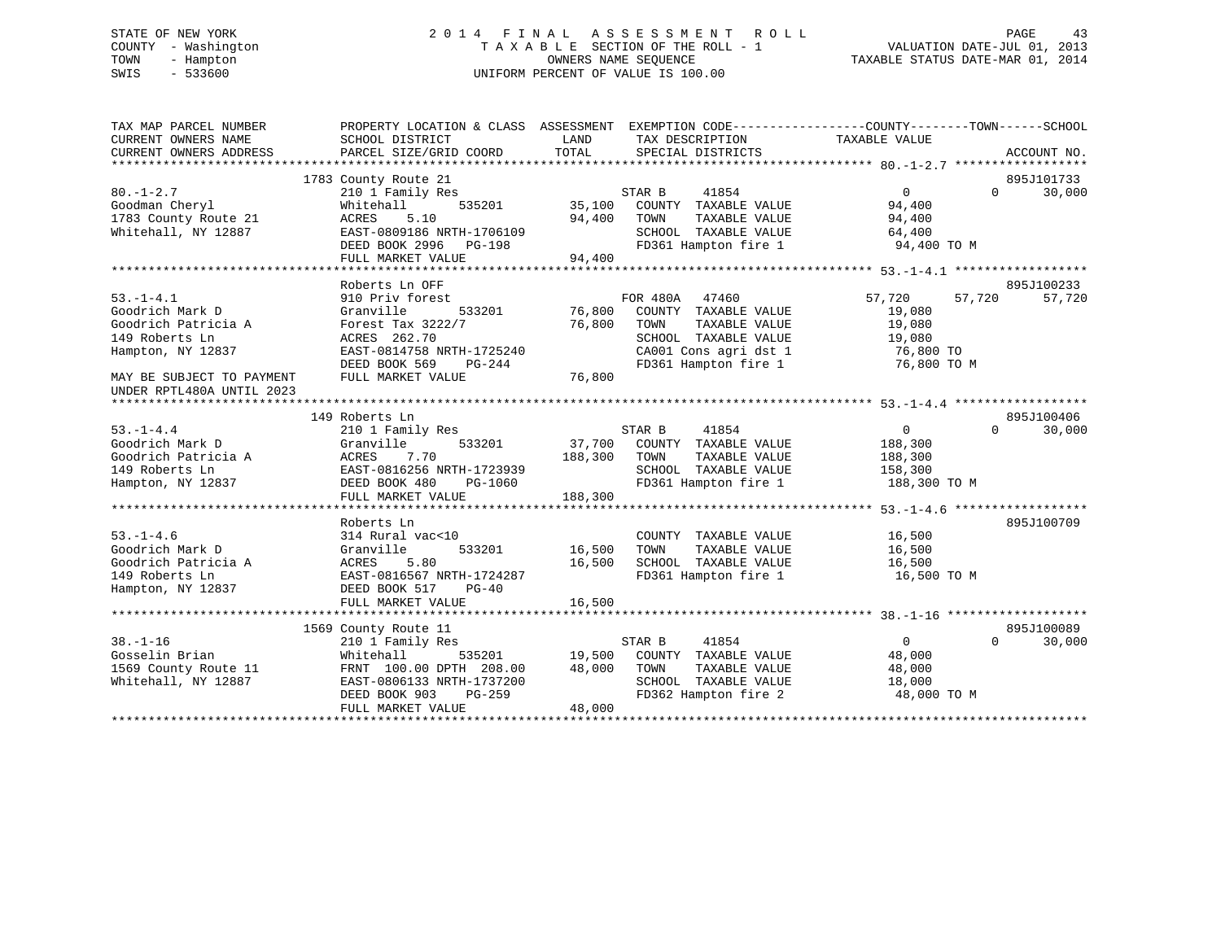STATE OF NEW YORK
COUNTY - Washington
TOWN - Hampton
SWIS - 533600

2 0 1 4 F I N A L A S S E S S M E N T R O L L
T A X A B L E SECTION OF THE ROLL - 1
OWNERS NAME SEQUENCE
UNIFORM PERCENT OF VALUE IS 100.00

VALUATION DATE-JUL 01, 2013
TAXABLE STATUS DATE-MAR 01, 2014

```
TAX MAP PARCEL NUMBER          PROPERTY LOCATION & CLASS  ASSESSMENT  EXEMPTION CODE------------------COUNTY--------TOWN------SCHOOL
CURRENT OWNERS NAME            SCHOOL DISTRICT              LAND      TAX DESCRIPTION              TAXABLE VALUE
CURRENT OWNERS ADDRESS         PARCEL SIZE/GRID COORD       TOTAL     SPECIAL DISTRICTS                                   ACCOUNT NO.
****************************************************************************************************** 80.-1-2.7 ******************
                               1783 County Route 21                                                                    895J101733
80.-1-2.7                      210 1 Family Res                       STAR B     41854               0           0      30,000
Goodman Cheryl                 Whitehall       535201       35,100    COUNTY  TAXABLE VALUE         94,400
1783 County Route 21           ACRES    5.10                94,400    TOWN    TAXABLE VALUE         94,400
Whitehall, NY 12887            EAST-0809186 NRTH-1706109              SCHOOL  TAXABLE VALUE         64,400
                               DEED BOOK 2996   PG-198                FD361 Hampton fire 1            94,400 TO M
                               FULL MARKET VALUE            94,400
****************************************************************************************************** 53.-1-4.1 ******************
                               Roberts Ln OFF                                                                          895J100233
53.-1-4.1                      910 Priv forest                        FOR 480A   47460          57,720      57,720      57,720
Goodrich Mark D                Granville       533201       76,800    COUNTY  TAXABLE VALUE         19,080
Goodrich Patricia A            Forest Tax 3222/7            76,800    TOWN    TAXABLE VALUE         19,080
149 Roberts Ln                 ACRES  262.70                          SCHOOL  TAXABLE VALUE         19,080
Hampton, NY 12837              EAST-0814758 NRTH-1725240              CA001 Cons agri dst 1           76,800 TO
                               DEED BOOK 569    PG-244                FD361 Hampton fire 1            76,800 TO M
MAY BE SUBJECT TO PAYMENT      FULL MARKET VALUE            76,800
UNDER RPTL480A UNTIL 2023
****************************************************************************************************** 53.-1-4.4 ******************
                               149 Roberts Ln                                                                          895J100406
53.-1-4.4                      210 1 Family Res                       STAR B     41854               0           0      30,000
Goodrich Mark D                Granville       533201       37,700    COUNTY  TAXABLE VALUE        188,300
Goodrich Patricia A            ACRES    7.70               188,300    TOWN    TAXABLE VALUE        188,300
149 Roberts Ln                 EAST-0816256 NRTH-1723939              SCHOOL  TAXABLE VALUE        158,300
Hampton, NY 12837              DEED BOOK 480    PG-1060               FD361 Hampton fire 1           188,300 TO M
                               FULL MARKET VALUE           188,300
****************************************************************************************************** 53.-1-4.6 ******************
                               Roberts Ln                                                                              895J100709
53.-1-4.6                      314 Rural vac<10                       COUNTY  TAXABLE VALUE         16,500
Goodrich Mark D                Granville       533201       16,500    TOWN    TAXABLE VALUE         16,500
Goodrich Patricia A            ACRES    5.80                16,500    SCHOOL  TAXABLE VALUE         16,500
149 Roberts Ln                 EAST-0816567 NRTH-1724287              FD361 Hampton fire 1            16,500 TO M
Hampton, NY 12837              DEED BOOK 517    PG-40
                               FULL MARKET VALUE            16,500
****************************************************************************************************** 38.-1-16 *******************
                               1569 County Route 11                                                                    895J100089
38.-1-16                       210 1 Family Res                       STAR B     41854               0           0      30,000
Gosselin Brian                 Whitehall       535201       19,500    COUNTY  TAXABLE VALUE         48,000
1569 County Route 11           FRNT 100.00 DPTH 208.00      48,000    TOWN    TAXABLE VALUE         48,000
Whitehall, NY 12887            EAST-0806133 NRTH-1737200              SCHOOL  TAXABLE VALUE         18,000
                               DEED BOOK 903    PG-259                FD362 Hampton fire 2            48,000 TO M
                               FULL MARKET VALUE            48,000
************************************************************************************************************************************
```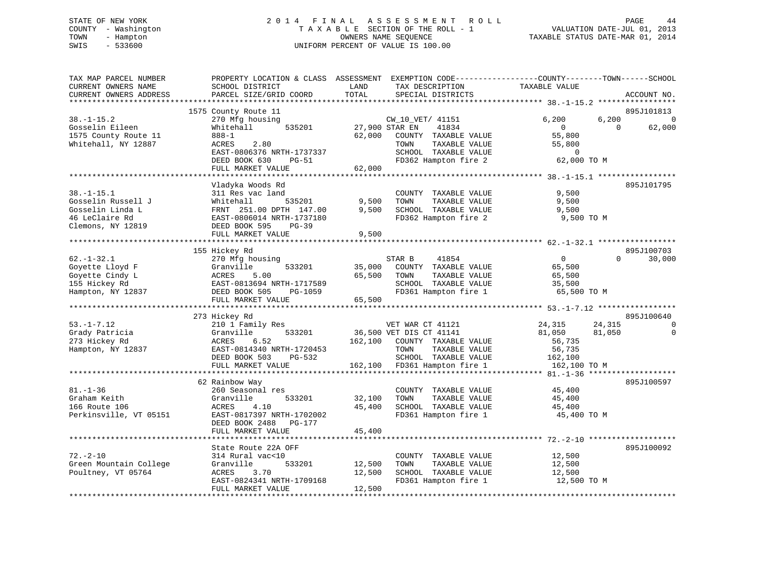STATE OF NEW YORK
COUNTY - Washington
TOWN - Hampton
SWIS - 533600

2014 FINAL ASSESSMENT ROLL
TAXABLE SECTION OF THE ROLL - 1
OWNERS NAME SEQUENCE
UNIFORM PERCENT OF VALUE IS 100.00

VALUATION DATE-JUL 01, 2013
TAXABLE STATUS DATE-MAR 01, 2014

```
TAX MAP PARCEL NUMBER     PROPERTY LOCATION & CLASS  ASSESSMENT  EXEMPTION CODE-----------------COUNTY--------TOWN------SCHOOL
CURRENT OWNERS NAME       SCHOOL DISTRICT              LAND      TAX DESCRIPTION              TAXABLE VALUE
CURRENT OWNERS ADDRESS    PARCEL SIZE/GRID COORD       TOTAL     SPECIAL DISTRICTS                                     ACCOUNT NO.
******************************************************************************************************* 38.-1-15.2 *****************
                      1575 County Route 11                                                                              895J101813
38.-1-15.2                 270 Mfg housing                      CW_10_VET/ 41151                6,200       6,200           0
Gosselin Eileen            Whitehall         535201      27,900 STAR EN     41834                   0           0      62,000
1575 County Route 11       888-1                         62,000    COUNTY  TAXABLE VALUE           55,800
Whitehall, NY 12887        ACRES     2.80                          TOWN    TAXABLE VALUE           55,800
                           EAST-0806376 NRTH-1737337               SCHOOL  TAXABLE VALUE                0
                           DEED BOOK 630     PG-51                 FD362 Hampton fire 2            62,000 TO M
                           FULL MARKET VALUE             62,000
******************************************************************************************************* 38.-1-15.1 *****************
                           Vladyka Woods Rd                                                                             895J101795
38.-1-15.1                 311 Res vac land                        COUNTY  TAXABLE VALUE            9,500
Gosselin Russell J         Whitehall         535201       9,500    TOWN    TAXABLE VALUE            9,500
Gosselin Linda L           FRNT  251.00 DPTH  147.00      9,500    SCHOOL  TAXABLE VALUE            9,500
46 LeClaire Rd             EAST-0806014 NRTH-1737180               FD362 Hampton fire 2             9,500 TO M
Clemons, NY 12819          DEED BOOK 595     PG-39
                           FULL MARKET VALUE              9,500
******************************************************************************************************* 62.-1-32.1 *****************
                       155 Hickey Rd                                                                                    895J100703
62.-1-32.1                 270 Mfg housing                      STAR B      41854                   0           0      30,000
Goyette Lloyd F            Granville         533201      35,000    COUNTY  TAXABLE VALUE           65,500
Goyette Cindy L            ACRES     5.00                65,500    TOWN    TAXABLE VALUE           65,500
155 Hickey Rd              EAST-0813694 NRTH-1717589               SCHOOL  TAXABLE VALUE           35,500
Hampton, NY 12837          DEED BOOK 505     PG-1059               FD361 Hampton fire 1            65,500 TO M
                           FULL MARKET VALUE             65,500
******************************************************************************************************* 53.-1-7.12 *****************
                       273 Hickey Rd                                                                                    895J100640
53.-1-7.12                 210 1 Family Res                     VET WAR CT 41121               24,315      24,315           0
Grady Patricia             Granville         533201      36,500 VET DIS CT 41141               81,050      81,050           0
273 Hickey Rd              ACRES     6.52               162,100    COUNTY  TAXABLE VALUE           56,735
Hampton, NY 12837          EAST-0814340 NRTH-1720453               TOWN    TAXABLE VALUE           56,735
                           DEED BOOK 503     PG-532                SCHOOL  TAXABLE VALUE          162,100
                           FULL MARKET VALUE            162,100    FD361 Hampton fire 1           162,100 TO M
******************************************************************************************************* 81.-1-36 *******************
                        62 Rainbow Way                                                                                  895J100597
81.-1-36                   260 Seasonal res                        COUNTY  TAXABLE VALUE           45,400
Graham Keith               Granville         533201      32,100    TOWN    TAXABLE VALUE           45,400
166 Route 106              ACRES     4.10                45,400    SCHOOL  TAXABLE VALUE           45,400
Perkinsville, VT 05151     EAST-0817397 NRTH-1702002               FD361 Hampton fire 1            45,400 TO M
                           DEED BOOK 2488    PG-177
                           FULL MARKET VALUE             45,400
******************************************************************************************************* 72.-2-10 *******************
                           State Route 22A OFF                                                                          895J100092
72.-2-10                   314 Rural vac<10                        COUNTY  TAXABLE VALUE           12,500
Green Mountain College     Granville         533201      12,500    TOWN    TAXABLE VALUE           12,500
Poultney, VT 05764         ACRES     3.70                12,500    SCHOOL  TAXABLE VALUE           12,500
                           EAST-0824341 NRTH-1709168               FD361 Hampton fire 1            12,500 TO M
                           FULL MARKET VALUE             12,500
************************************************************************************************************************************
```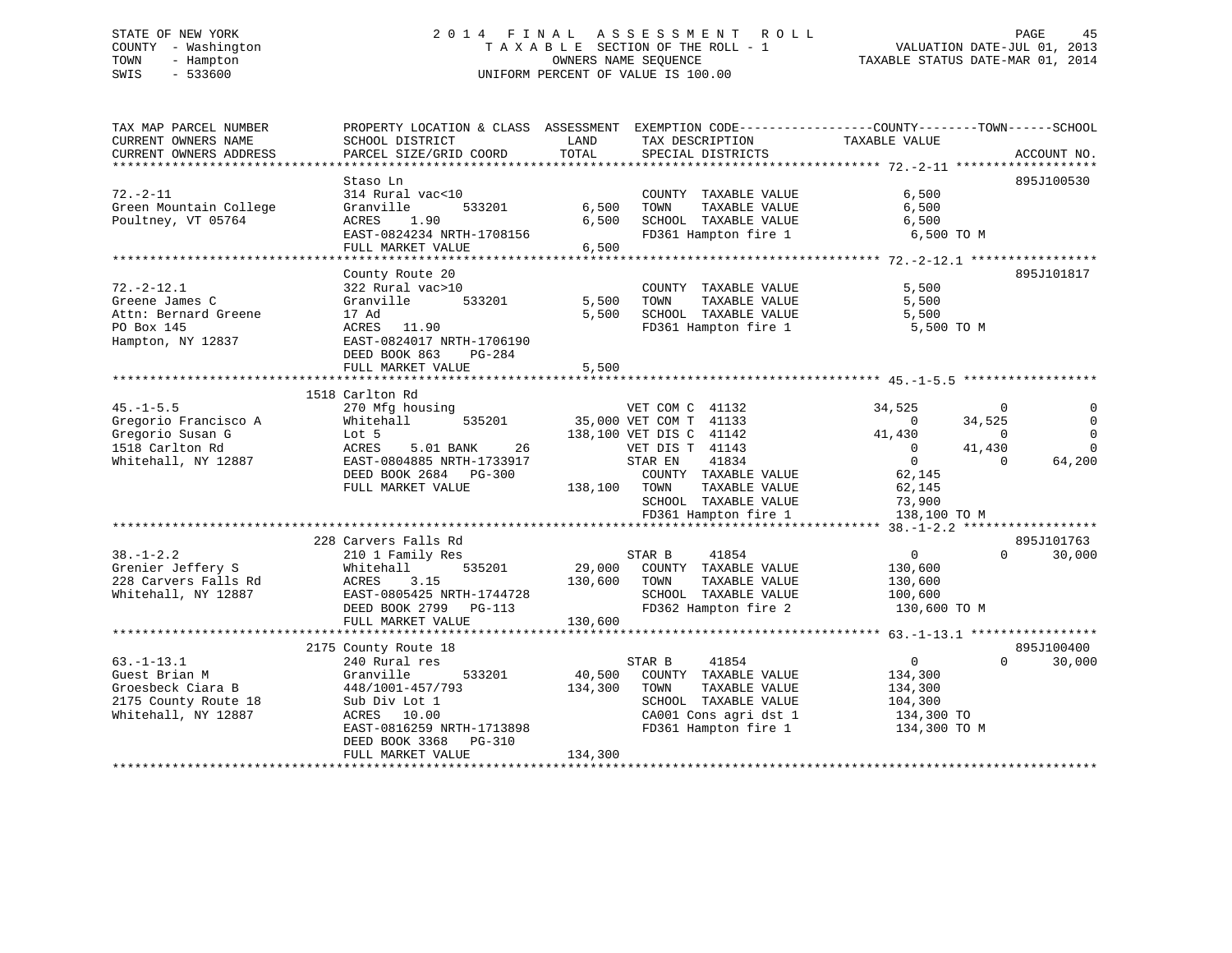STATE OF NEW YORK
COUNTY - Washington
TOWN - Hampton
SWIS - 533600

2014 FINAL ASSESSMENT ROLL
TAXABLE SECTION OF THE ROLL - 1
OWNERS NAME SEQUENCE
UNIFORM PERCENT OF VALUE IS 100.00

VALUATION DATE-JUL 01, 2013
TAXABLE STATUS DATE-MAR 01, 2014

```
TAX MAP PARCEL NUMBER          PROPERTY LOCATION & CLASS  ASSESSMENT  EXEMPTION CODE-----------------COUNTY--------TOWN------SCHOOL
CURRENT OWNERS NAME            SCHOOL DISTRICT               LAND      TAX DESCRIPTION            TAXABLE VALUE
CURRENT OWNERS ADDRESS         PARCEL SIZE/GRID COORD        TOTAL     SPECIAL DISTRICTS                                    ACCOUNT NO.
******************************************************************************************************* 72.-2-11 *******************
                               Staso Ln                                                                                 895J100530
72.-2-11                       314 Rural vac<10                        COUNTY  TAXABLE VALUE             6,500
Green Mountain College         Granville       533201        6,500     TOWN    TAXABLE VALUE             6,500
Poultney, VT 05764             ACRES    1.90                 6,500     SCHOOL  TAXABLE VALUE             6,500
                               EAST-0824234 NRTH-1708156               FD361 Hampton fire 1               6,500 TO M
                               FULL MARKET VALUE             6,500
******************************************************************************************************* 72.-2-12.1 *****************
                               County Route 20                                                                          895J101817
72.-2-12.1                     322 Rural vac>10                        COUNTY  TAXABLE VALUE             5,500
Greene James C                 Granville       533201        5,500     TOWN    TAXABLE VALUE             5,500
Attn: Bernard Greene           17 Ad                         5,500     SCHOOL  TAXABLE VALUE             5,500
PO Box 145                     ACRES   11.90                           FD361 Hampton fire 1               5,500 TO M
Hampton, NY 12837              EAST-0824017 NRTH-1706190
                               DEED BOOK 863    PG-284
                               FULL MARKET VALUE             5,500
******************************************************************************************************* 45.-1-5.5 ******************
                    1518 Carlton Rd
45.-1-5.5                      270 Mfg housing                     VET COM C  41132                34,525          0           0
Gregorio Francisco A           Whitehall       535201       35,000 VET COM T  41133                     0     34,525           0
Gregorio Susan G               Lot 5                       138,100 VET DIS C  41142                41,430          0           0
1518 Carlton Rd                ACRES    5.01 BANK     26           VET DIS T  41143                     0     41,430           0
Whitehall, NY 12887            EAST-0804885 NRTH-1733917           STAR EN    41834                     0          0      64,200
                               DEED BOOK 2684   PG-300                 COUNTY  TAXABLE VALUE            62,145
                               FULL MARKET VALUE           138,100     TOWN    TAXABLE VALUE            62,145
                                                                       SCHOOL  TAXABLE VALUE            73,900
                                                                       FD361 Hampton fire 1             138,100 TO M
******************************************************************************************************* 38.-1-2.2 ******************
                    228 Carvers Falls Rd                                                                                895J101763
38.-1-2.2                      210 1 Family Res                    STAR B     41854                     0          0      30,000
Grenier Jeffery S              Whitehall       535201       29,000     COUNTY  TAXABLE VALUE           130,600
228 Carvers Falls Rd           ACRES    3.15               130,600     TOWN    TAXABLE VALUE           130,600
Whitehall, NY 12887            EAST-0805425 NRTH-1744728               SCHOOL  TAXABLE VALUE           100,600
                               DEED BOOK 2799   PG-113                 FD362 Hampton fire 2             130,600 TO M
                               FULL MARKET VALUE           130,600
******************************************************************************************************* 63.-1-13.1 *****************
                    2175 County Route 18                                                                                895J100400
63.-1-13.1                     240 Rural res                       STAR B     41854                     0          0      30,000
Guest Brian M                  Granville       533201       40,500     COUNTY  TAXABLE VALUE           134,300
Groesbeck Ciara B              448/1001-457/793            134,300     TOWN    TAXABLE VALUE           134,300
2175 County Route 18           Sub Div Lot 1                           SCHOOL  TAXABLE VALUE           104,300
Whitehall, NY 12887            ACRES   10.00                           CA001 Cons agri dst 1            134,300 TO
                               EAST-0816259 NRTH-1713898               FD361 Hampton fire 1             134,300 TO M
                               DEED BOOK 3368   PG-310
                               FULL MARKET VALUE           134,300
************************************************************************************************************************************
```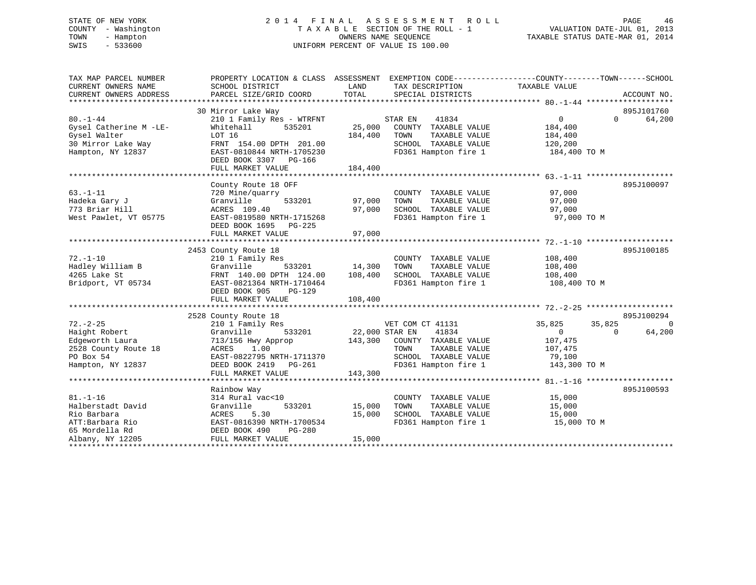STATE OF NEW YORK
COUNTY - Washington
TOWN - Hampton
SWIS - 533600

2 0 1 4 F I N A L A S S E S S M E N T R O L L
T A X A B L E SECTION OF THE ROLL - 1
OWNERS NAME SEQUENCE
UNIFORM PERCENT OF VALUE IS 100.00

VALUATION DATE-JUL 01, 2013
TAXABLE STATUS DATE-MAR 01, 2014

```
TAX MAP PARCEL NUMBER          PROPERTY LOCATION & CLASS  ASSESSMENT  EXEMPTION CODE-----------------COUNTY--------TOWN------SCHOOL
CURRENT OWNERS NAME            SCHOOL DISTRICT               LAND      TAX DESCRIPTION             TAXABLE VALUE
CURRENT OWNERS ADDRESS         PARCEL SIZE/GRID COORD       TOTAL      SPECIAL DISTRICTS                                    ACCOUNT NO.
******************************************************************************************************* 80.-1-44 *******************
                               30 Mirror Lake Way                                                                       895J101760
80.-1-44                       210 1 Family Res - WTRFNT         STAR EN    41834                  0             0       64,200
Gysel Catherine M -LE-         Whitehall        535201     25,000   COUNTY  TAXABLE VALUE         184,400
Gysel Walter                   LOT 16                     184,400   TOWN    TAXABLE VALUE         184,400
30 Mirror Lake Way             FRNT 154.00 DPTH 201.00              SCHOOL  TAXABLE VALUE         120,200
Hampton, NY 12837              EAST-0810844 NRTH-1705230            FD361 Hampton fire 1           184,400 TO M
                               DEED BOOK 3307   PG-166
                               FULL MARKET VALUE          184,400
******************************************************************************************************* 63.-1-11 *******************
                               County Route 18 OFF                                                                      895J100097
63.-1-11                       720 Mine/quarry                      COUNTY  TAXABLE VALUE          97,000
Hadeka Gary J                  Granville        533201     97,000   TOWN    TAXABLE VALUE          97,000
773 Briar Hill                 ACRES 109.40                97,000   SCHOOL  TAXABLE VALUE          97,000
West Pawlet, VT 05775          EAST-0819580 NRTH-1715268            FD361 Hampton fire 1            97,000 TO M
                               DEED BOOK 1695   PG-225
                               FULL MARKET VALUE           97,000
******************************************************************************************************* 72.-1-10 *******************
                               2453 County Route 18                                                                     895J100185
72.-1-10                       210 1 Family Res                     COUNTY  TAXABLE VALUE         108,400
Hadley William B               Granville        533201     14,300   TOWN    TAXABLE VALUE         108,400
4265 Lake St                   FRNT 140.00 DPTH 124.00    108,400   SCHOOL  TAXABLE VALUE         108,400
Bridport, VT 05734             EAST-0821364 NRTH-1710464            FD361 Hampton fire 1           108,400 TO M
                               DEED BOOK 905    PG-129
                               FULL MARKET VALUE          108,400
******************************************************************************************************* 72.-2-25 *******************
                               2528 County Route 18                                                                     895J100294
72.-2-25                       210 1 Family Res                  VET COM CT 41131             35,825        35,825            0
Haight Robert                  Granville        533201     22,000 STAR EN    41834                  0             0       64,200
Edgeworth Laura                713/156 Hwy Approp         143,300   COUNTY  TAXABLE VALUE         107,475
2528 County Route 18           ACRES     1.00                       TOWN    TAXABLE VALUE         107,475
PO Box 54                      EAST-0822795 NRTH-1711370            SCHOOL  TAXABLE VALUE          79,100
Hampton, NY 12837              DEED BOOK 2419   PG-261              FD361 Hampton fire 1           143,300 TO M
                               FULL MARKET VALUE          143,300
******************************************************************************************************* 81.-1-16 *******************
                               Rainbow Way                                                                              895J100593
81.-1-16                       314 Rural vac<10                     COUNTY  TAXABLE VALUE          15,000
Halberstadt David              Granville        533201     15,000   TOWN    TAXABLE VALUE          15,000
Rio Barbara                    ACRES     5.30              15,000   SCHOOL  TAXABLE VALUE          15,000
ATT:Barbara Rio                EAST-0816390 NRTH-1700534            FD361 Hampton fire 1            15,000 TO M
65 Mordella Rd                 DEED BOOK 490    PG-280
Albany, NY 12205               FULL MARKET VALUE           15,000
************************************************************************************************************************************
```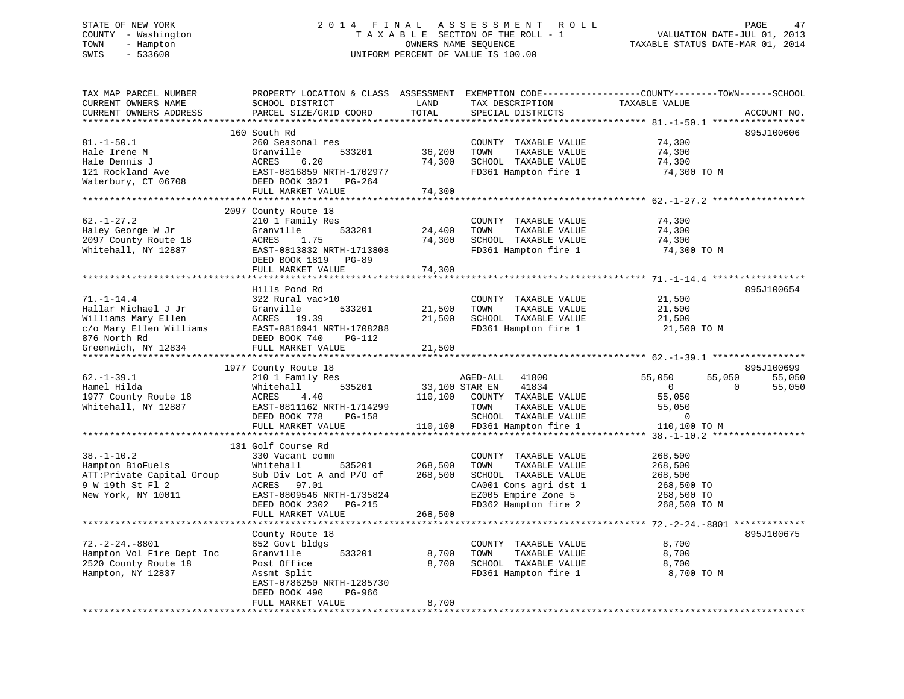STATE OF NEW YORK
COUNTY - Washington
TOWN - Hampton
SWIS - 533600

# 2014 FINAL ASSESSMENT ROLL
TAXABLE SECTION OF THE ROLL - 1
OWNERS NAME SEQUENCE
UNIFORM PERCENT OF VALUE IS 100.00

VALUATION DATE-JUL 01, 2013
TAXABLE STATUS DATE-MAR 01, 2014

| TAX MAP PARCEL NUMBER / CURRENT OWNERS NAME / CURRENT OWNERS ADDRESS | PROPERTY LOCATION & CLASS / SCHOOL DISTRICT / PARCEL SIZE/GRID COORD | ASSESSMENT LAND | TOTAL | EXEMPTION CODE / TAX DESCRIPTION / SPECIAL DISTRICTS | COUNTY TAXABLE VALUE | TOWN | SCHOOL | ACCOUNT NO. |
|---|---|---|---|---|---|---|---|---|
| 81.-1-50.1 | 160 South Rd | | | | | | | 895J100606 |
| | 260 Seasonal res | | | COUNTY TAXABLE VALUE | 74,300 | | | |
| Hale Irene M | Granville 533201 | 36,200 | | TOWN TAXABLE VALUE | 74,300 | | | |
| Hale Dennis J | ACRES 6.20 | | 74,300 | SCHOOL TAXABLE VALUE | 74,300 | | | |
| 121 Rockland Ave | EAST-0816859 NRTH-1702977 | | | FD361 Hampton fire 1 | 74,300 TO M | | | |
| Waterbury, CT 06708 | DEED BOOK 3021 PG-264 | | | | | | | |
| | FULL MARKET VALUE | | 74,300 | | | | | |
| 62.-1-27.2 | 2097 County Route 18 | | | | | | | |
| | 210 1 Family Res | | | COUNTY TAXABLE VALUE | 74,300 | | | |
| Haley George W Jr | Granville 533201 | 24,400 | | TOWN TAXABLE VALUE | 74,300 | | | |
| 2097 County Route 18 | ACRES 1.75 | | 74,300 | SCHOOL TAXABLE VALUE | 74,300 | | | |
| Whitehall, NY 12887 | EAST-0813832 NRTH-1713808 | | | FD361 Hampton fire 1 | 74,300 TO M | | | |
| | DEED BOOK 1819 PG-89 | | | | | | | |
| | FULL MARKET VALUE | | 74,300 | | | | | |
| 71.-1-14.4 | Hills Pond Rd | | | | | | | 895J100654 |
| | 322 Rural vac>10 | | | COUNTY TAXABLE VALUE | 21,500 | | | |
| Hallar Michael J Jr | Granville 533201 | 21,500 | | TOWN TAXABLE VALUE | 21,500 | | | |
| Williams Mary Ellen | ACRES 19.39 | | 21,500 | SCHOOL TAXABLE VALUE | 21,500 | | | |
| c/o Mary Ellen Williams | EAST-0816941 NRTH-1708288 | | | FD361 Hampton fire 1 | 21,500 TO M | | | |
| 876 North Rd | DEED BOOK 740 PG-112 | | | | | | | |
| Greenwich, NY 12834 | FULL MARKET VALUE | | 21,500 | | | | | |
| 62.-1-39.1 | 1977 County Route 18 | | | | | | | 895J100699 |
| | 210 1 Family Res | | | AGED-ALL 41800 | 55,050 | 55,050 | 55,050 | |
| Hamel Hilda | Whitehall 535201 | 33,100 | | STAR EN 41834 | 0 | 0 | 55,050 | |
| 1977 County Route 18 | ACRES 4.40 | | 110,100 | COUNTY TAXABLE VALUE | 55,050 | | | |
| Whitehall, NY 12887 | EAST-0811162 NRTH-1714299 | | | TOWN TAXABLE VALUE | 55,050 | | | |
| | DEED BOOK 778 PG-158 | | | SCHOOL TAXABLE VALUE | 0 | | | |
| | FULL MARKET VALUE | | 110,100 | FD361 Hampton fire 1 | 110,100 TO M | | | |
| 38.-1-10.2 | 131 Golf Course Rd | | | | | | | |
| | 330 Vacant comm | | | COUNTY TAXABLE VALUE | 268,500 | | | |
| Hampton BioFuels | Whitehall 535201 | 268,500 | | TOWN TAXABLE VALUE | 268,500 | | | |
| ATT:Private Capital Group | Sub Div Lot A and P/O of | | 268,500 | SCHOOL TAXABLE VALUE | 268,500 | | | |
| 9 W 19th St Fl 2 | ACRES 97.01 | | | CA001 Cons agri dst 1 | 268,500 TO | | | |
| New York, NY 10011 | EAST-0809546 NRTH-1735824 | | | EZ005 Empire Zone 5 | 268,500 TO | | | |
| | DEED BOOK 2302 PG-215 | | | FD362 Hampton fire 2 | 268,500 TO M | | | |
| | FULL MARKET VALUE | | 268,500 | | | | | |
| 72.-2-24.-8801 | County Route 18 | | | | | | | 895J100675 |
| | 652 Govt bldgs | | | COUNTY TAXABLE VALUE | 8,700 | | | |
| Hampton Vol Fire Dept Inc | Granville 533201 | 8,700 | | TOWN TAXABLE VALUE | 8,700 | | | |
| 2520 County Route 18 | Post Office | | 8,700 | SCHOOL TAXABLE VALUE | 8,700 | | | |
| Hampton, NY 12837 | Assmt Split | | | FD361 Hampton fire 1 | 8,700 TO M | | | |
| | EAST-0786250 NRTH-1285730 | | | | | | | |
| | DEED BOOK 490 PG-966 | | | | | | | |
| | FULL MARKET VALUE | | 8,700 | | | | | |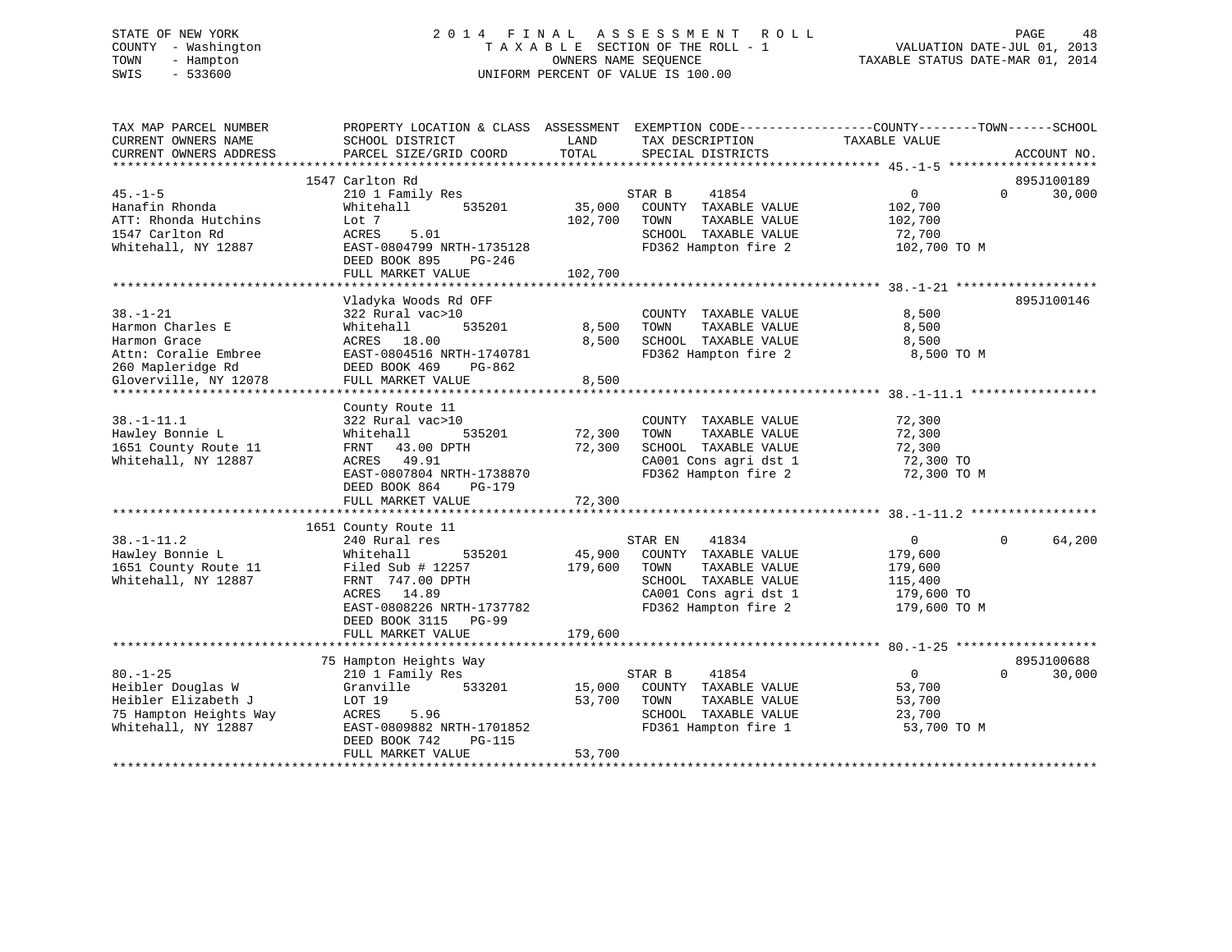STATE OF NEW YORK
COUNTY - Washington
TOWN - Hampton
SWIS - 533600

2014 FINAL ASSESSMENT ROLL
TAXABLE SECTION OF THE ROLL - 1
OWNERS NAME SEQUENCE
UNIFORM PERCENT OF VALUE IS 100.00

VALUATION DATE-JUL 01, 2013
TAXABLE STATUS DATE-MAR 01, 2014

| TAX MAP PARCEL NUMBER / CURRENT OWNERS NAME / CURRENT OWNERS ADDRESS | PROPERTY LOCATION & CLASS / SCHOOL DISTRICT / PARCEL SIZE/GRID COORD | ASSESSMENT LAND / TOTAL | EXEMPTION CODE / TAX DESCRIPTION / SPECIAL DISTRICTS | COUNTY TAXABLE VALUE | TOWN | SCHOOL / ACCOUNT NO. |
|---|---|---|---|---|---|---|
| **45.-1-5** | 1547 Carlton Rd | | | | | 895J100189 |
| 45.-1-5 | 210 1 Family Res | | STAR B 41854 | 0 | 0 | 30,000 |
| Hanafin Rhonda | Whitehall 535201 | 35,000 | COUNTY TAXABLE VALUE | 102,700 | | |
| ATT: Rhonda Hutchins | Lot 7 | 102,700 | TOWN TAXABLE VALUE | 102,700 | | |
| 1547 Carlton Rd | ACRES 5.01 | | SCHOOL TAXABLE VALUE | 72,700 | | |
| Whitehall, NY 12887 | EAST-0804799 NRTH-1735128 | | FD362 Hampton fire 2 | 102,700 TO M | | |
| | DEED BOOK 895 PG-246 | | | | | |
| | FULL MARKET VALUE | 102,700 | | | | |
| **38.-1-21** | Vladyka Woods Rd OFF | | | | | 895J100146 |
| 38.-1-21 | 322 Rural vac>10 | | COUNTY TAXABLE VALUE | 8,500 | | |
| Harmon Charles E | Whitehall 535201 | 8,500 | TOWN TAXABLE VALUE | 8,500 | | |
| Harmon Grace | ACRES 18.00 | 8,500 | SCHOOL TAXABLE VALUE | 8,500 | | |
| Attn: Coralie Embree | EAST-0804516 NRTH-1740781 | | FD362 Hampton fire 2 | 8,500 TO M | | |
| 260 Mapleridge Rd | DEED BOOK 469 PG-862 | | | | | |
| Gloverville, NY 12078 | FULL MARKET VALUE | 8,500 | | | | |
| **38.-1-11.1** | County Route 11 | | | | | |
| 38.-1-11.1 | 322 Rural vac>10 | | COUNTY TAXABLE VALUE | 72,300 | | |
| Hawley Bonnie L | Whitehall 535201 | 72,300 | TOWN TAXABLE VALUE | 72,300 | | |
| 1651 County Route 11 | FRNT 43.00 DPTH | 72,300 | SCHOOL TAXABLE VALUE | 72,300 | | |
| Whitehall, NY 12887 | ACRES 49.91 | | CA001 Cons agri dst 1 | 72,300 TO | | |
| | EAST-0807804 NRTH-1738870 | | FD362 Hampton fire 2 | 72,300 TO M | | |
| | DEED BOOK 864 PG-179 | | | | | |
| | FULL MARKET VALUE | 72,300 | | | | |
| **38.-1-11.2** | 1651 County Route 11 | | | | | |
| 38.-1-11.2 | 240 Rural res | | STAR EN 41834 | 0 | 0 | 64,200 |
| Hawley Bonnie L | Whitehall 535201 | 45,900 | COUNTY TAXABLE VALUE | 179,600 | | |
| 1651 County Route 11 | Filed Sub # 12257 | 179,600 | TOWN TAXABLE VALUE | 179,600 | | |
| Whitehall, NY 12887 | FRNT 747.00 DPTH | | SCHOOL TAXABLE VALUE | 115,400 | | |
| | ACRES 14.89 | | CA001 Cons agri dst 1 | 179,600 TO | | |
| | EAST-0808226 NRTH-1737782 | | FD362 Hampton fire 2 | 179,600 TO M | | |
| | DEED BOOK 3115 PG-99 | | | | | |
| | FULL MARKET VALUE | 179,600 | | | | |
| **80.-1-25** | 75 Hampton Heights Way | | | | | 895J100688 |
| 80.-1-25 | 210 1 Family Res | | STAR B 41854 | 0 | 0 | 30,000 |
| Heibler Douglas W | Granville 533201 | 15,000 | COUNTY TAXABLE VALUE | 53,700 | | |
| Heibler Elizabeth J | LOT 19 | 53,700 | TOWN TAXABLE VALUE | 53,700 | | |
| 75 Hampton Heights Way | ACRES 5.96 | | SCHOOL TAXABLE VALUE | 23,700 | | |
| Whitehall, NY 12887 | EAST-0809882 NRTH-1701852 | | FD361 Hampton fire 1 | 53,700 TO M | | |
| | DEED BOOK 742 PG-115 | | | | | |
| | FULL MARKET VALUE | 53,700 | | | | |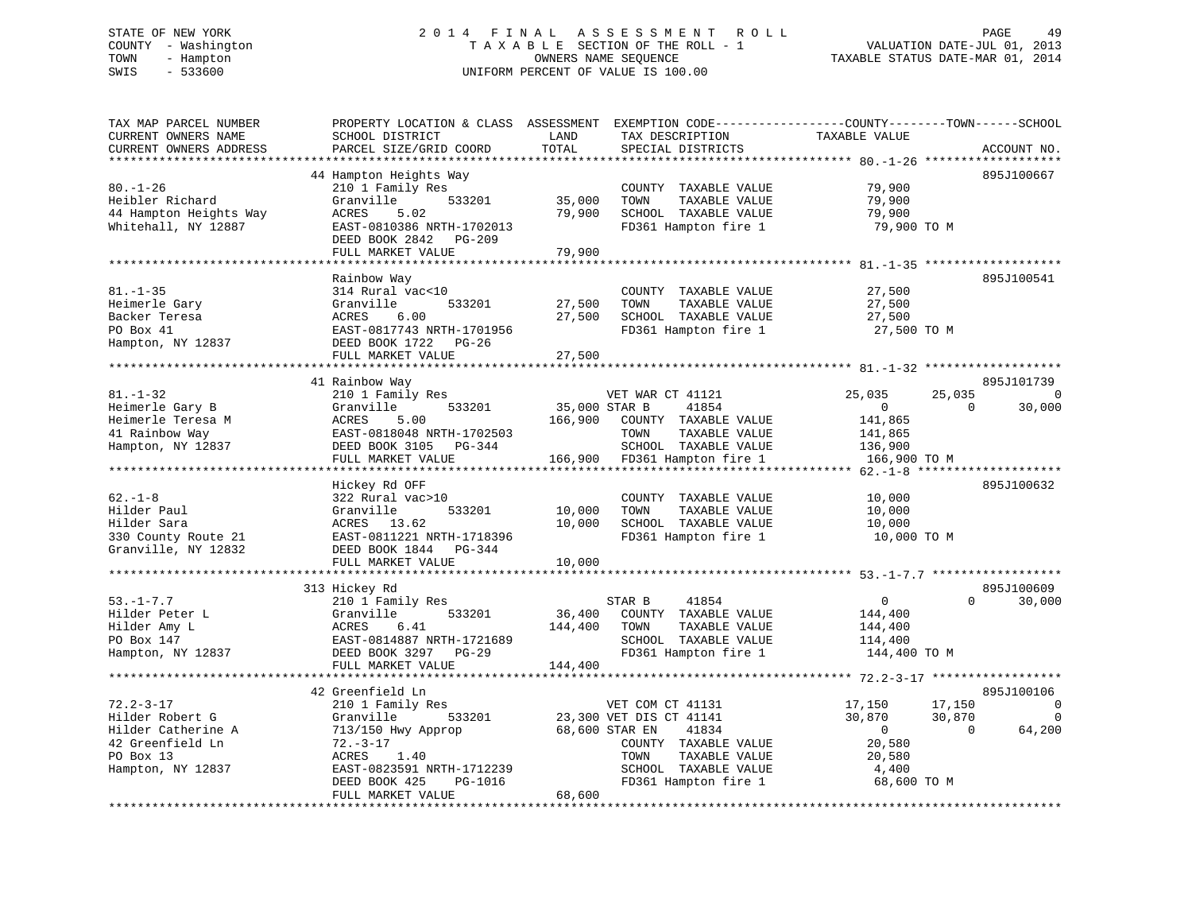STATE OF NEW YORK
COUNTY - Washington
TOWN - Hampton
SWIS - 533600

2014 FINAL ASSESSMENT ROLL
TAXABLE SECTION OF THE ROLL - 1
OWNERS NAME SEQUENCE
UNIFORM PERCENT OF VALUE IS 100.00

VALUATION DATE-JUL 01, 2013
TAXABLE STATUS DATE-MAR 01, 2014

```
TAX MAP PARCEL NUMBER          PROPERTY LOCATION & CLASS  ASSESSMENT  EXEMPTION CODE------------------COUNTY--------TOWN------SCHOOL
CURRENT OWNERS NAME            SCHOOL DISTRICT              LAND      TAX DESCRIPTION            TAXABLE VALUE
CURRENT OWNERS ADDRESS         PARCEL SIZE/GRID COORD       TOTAL     SPECIAL DISTRICTS                                     ACCOUNT NO.
******************************************************************************************************* 80.-1-26 *******************
                               44 Hampton Heights Way                                                                      895J100667
80.-1-26                       210 1 Family Res                       COUNTY  TAXABLE VALUE            79,900
Heibler Richard                Granville       533201       35,000    TOWN    TAXABLE VALUE            79,900
44 Hampton Heights Way         ACRES    5.02                79,900    SCHOOL  TAXABLE VALUE            79,900
Whitehall, NY 12887            EAST-0810386 NRTH-1702013              FD361 Hampton fire 1              79,900 TO M
                               DEED BOOK 2842   PG-209
                               FULL MARKET VALUE            79,900
******************************************************************************************************* 81.-1-35 *******************
                               Rainbow Way                                                                                 895J100541
81.-1-35                       314 Rural vac<10                       COUNTY  TAXABLE VALUE            27,500
Heimerle Gary                  Granville       533201       27,500    TOWN    TAXABLE VALUE            27,500
Backer Teresa                  ACRES    6.00                27,500    SCHOOL  TAXABLE VALUE            27,500
PO Box 41                      EAST-0817743 NRTH-1701956              FD361 Hampton fire 1              27,500 TO M
Hampton, NY 12837              DEED BOOK 1722   PG-26
                               FULL MARKET VALUE            27,500
******************************************************************************************************* 81.-1-32 *******************
                               41 Rainbow Way                                                                              895J101739
81.-1-32                       210 1 Family Res                       VET WAR CT 41121          25,035        25,035              0
Heimerle Gary B                Granville       533201       35,000 STAR B      41854                 0             0         30,000
Heimerle Teresa M              ACRES    5.00               166,900    COUNTY  TAXABLE VALUE           141,865
41 Rainbow Way                 EAST-0818048 NRTH-1702503              TOWN    TAXABLE VALUE           141,865
Hampton, NY 12837              DEED BOOK 3105   PG-344                SCHOOL  TAXABLE VALUE           136,900
                               FULL MARKET VALUE           166,900    FD361 Hampton fire 1             166,900 TO M
******************************************************************************************************* 62.-1-8 ********************
                               Hickey Rd OFF                                                                               895J100632
62.-1-8                        322 Rural vac>10                       COUNTY  TAXABLE VALUE            10,000
Hilder Paul                    Granville       533201       10,000    TOWN    TAXABLE VALUE            10,000
Hilder Sara                    ACRES   13.62                10,000    SCHOOL  TAXABLE VALUE            10,000
330 County Route 21            EAST-0811221 NRTH-1718396              FD361 Hampton fire 1              10,000 TO M
Granville, NY 12832            DEED BOOK 1844   PG-344
                               FULL MARKET VALUE            10,000
******************************************************************************************************* 53.-1-7.7 ******************
                               313 Hickey Rd                                                                               895J100609
53.-1-7.7                      210 1 Family Res                       STAR B      41854                 0             0         30,000
Hilder Peter L                 Granville       533201       36,400    COUNTY  TAXABLE VALUE           144,400
Hilder Amy L                   ACRES    6.41               144,400    TOWN    TAXABLE VALUE           144,400
PO Box 147                     EAST-0814887 NRTH-1721689              SCHOOL  TAXABLE VALUE           114,400
Hampton, NY 12837              DEED BOOK 3297   PG-29                 FD361 Hampton fire 1             144,400 TO M
                               FULL MARKET VALUE           144,400
******************************************************************************************************* 72.2-3-17 ******************
                               42 Greenfield Ln                                                                            895J100106
72.2-3-17                      210 1 Family Res                       VET COM CT 41131          17,150        17,150              0
Hilder Robert G                Granville       533201       23,300 VET DIS CT 41141             30,870        30,870              0
Hilder Catherine A             713/150 Hwy Approp           68,600 STAR EN     41834                 0             0         64,200
42 Greenfield Ln               72.-3-17                               COUNTY  TAXABLE VALUE            20,580
PO Box 13                      ACRES    1.40                          TOWN    TAXABLE VALUE            20,580
Hampton, NY 12837              EAST-0823591 NRTH-1712239              SCHOOL  TAXABLE VALUE             4,400
                               DEED BOOK 425    PG-1016               FD361 Hampton fire 1              68,600 TO M
                               FULL MARKET VALUE            68,600
************************************************************************************************************************************
```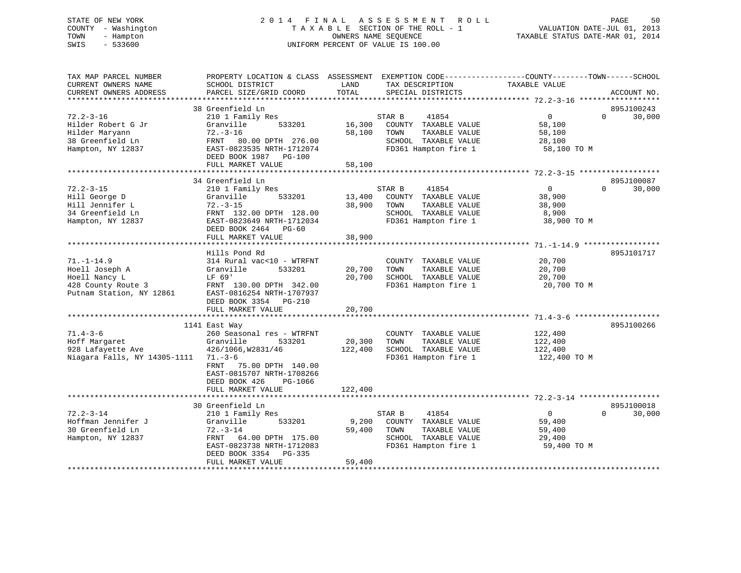STATE OF NEW YORK
COUNTY - Washington
TOWN - Hampton
SWIS - 533600

2014 FINAL ASSESSMENT ROLL
TAXABLE SECTION OF THE ROLL - 1
OWNERS NAME SEQUENCE
UNIFORM PERCENT OF VALUE IS 100.00

VALUATION DATE-JUL 01, 2013
TAXABLE STATUS DATE-MAR 01, 2014

```
TAX MAP PARCEL NUMBER          PROPERTY LOCATION & CLASS  ASSESSMENT  EXEMPTION CODE-----------------COUNTY--------TOWN------SCHOOL
CURRENT OWNERS NAME            SCHOOL DISTRICT               LAND      TAX DESCRIPTION             TAXABLE VALUE
CURRENT OWNERS ADDRESS         PARCEL SIZE/GRID COORD        TOTAL     SPECIAL DISTRICTS                                      ACCOUNT NO.
******************************************************************************************************* 72.2-3-16 ******************
                               38 Greenfield Ln                                                                             895J100243
72.2-3-16                      210 1 Family Res                     STAR B     41854             0            0      30,000
Hilder Robert G Jr             Granville        533201       16,300   COUNTY  TAXABLE VALUE          58,100
Hilder Maryann                 72.-3-16                      58,100   TOWN    TAXABLE VALUE          58,100
38 Greenfield Ln               FRNT   80.00 DPTH 276.00               SCHOOL  TAXABLE VALUE          28,100
Hampton, NY 12837              EAST-0823535 NRTH-1712074              FD361 Hampton fire 1            58,100 TO M
                               DEED BOOK 1987   PG-100
                               FULL MARKET VALUE             58,100
******************************************************************************************************* 72.2-3-15 ******************
                               34 Greenfield Ln                                                                             895J100087
72.2-3-15                      210 1 Family Res                     STAR B     41854             0            0      30,000
Hill George D                  Granville        533201       13,400   COUNTY  TAXABLE VALUE          38,900
Hill Jennifer L                72.-3-15                      38,900   TOWN    TAXABLE VALUE          38,900
34 Greenfield Ln               FRNT  132.00 DPTH 128.00               SCHOOL  TAXABLE VALUE           8,900
Hampton, NY 12837              EAST-0823649 NRTH-1712034              FD361 Hampton fire 1            38,900 TO M
                               DEED BOOK 2464   PG-60
                               FULL MARKET VALUE             38,900
******************************************************************************************************* 71.-1-14.9 *****************
                               Hills Pond Rd                                                                                895J101717
71.-1-14.9                     314 Rural vac<10 - WTRFNT              COUNTY  TAXABLE VALUE          20,700
Hoell Joseph A                 Granville        533201       20,700   TOWN    TAXABLE VALUE          20,700
Hoell Nancy L                  LF 69'                        20,700   SCHOOL  TAXABLE VALUE          20,700
428 County Route 3             FRNT  130.00 DPTH 342.00               FD361 Hampton fire 1            20,700 TO M
Putnam Station, NY 12861       EAST-0816254 NRTH-1707937
                               DEED BOOK 3354   PG-210
                               FULL MARKET VALUE             20,700
******************************************************************************************************* 71.4-3-6 *******************
                               1141 East Way                                                                                895J100266
71.4-3-6                       260 Seasonal res - WTRFNT              COUNTY  TAXABLE VALUE         122,400
Hoff Margaret                  Granville        533201       20,300   TOWN    TAXABLE VALUE         122,400
928 Lafayette Ave              426/1066,W2831/46            122,400   SCHOOL  TAXABLE VALUE         122,400
Niagara Falls, NY 14305-1111   71.-3-6                                FD361 Hampton fire 1           122,400 TO M
                               FRNT   75.00 DPTH 140.00
                               EAST-0815707 NRTH-1708266
                               DEED BOOK 426    PG-1066
                               FULL MARKET VALUE            122,400
******************************************************************************************************* 72.2-3-14 ******************
                               30 Greenfield Ln                                                                             895J100018
72.2-3-14                      210 1 Family Res                     STAR B     41854             0            0      30,000
Hoffman Jennifer J             Granville        533201        9,200   COUNTY  TAXABLE VALUE          59,400
30 Greenfield Ln               72.-3-14                      59,400   TOWN    TAXABLE VALUE          59,400
Hampton, NY 12837              FRNT   64.00 DPTH 175.00               SCHOOL  TAXABLE VALUE          29,400
                               EAST-0823738 NRTH-1712083              FD361 Hampton fire 1            59,400 TO M
                               DEED BOOK 3354   PG-335
                               FULL MARKET VALUE             59,400
************************************************************************************************************************************
```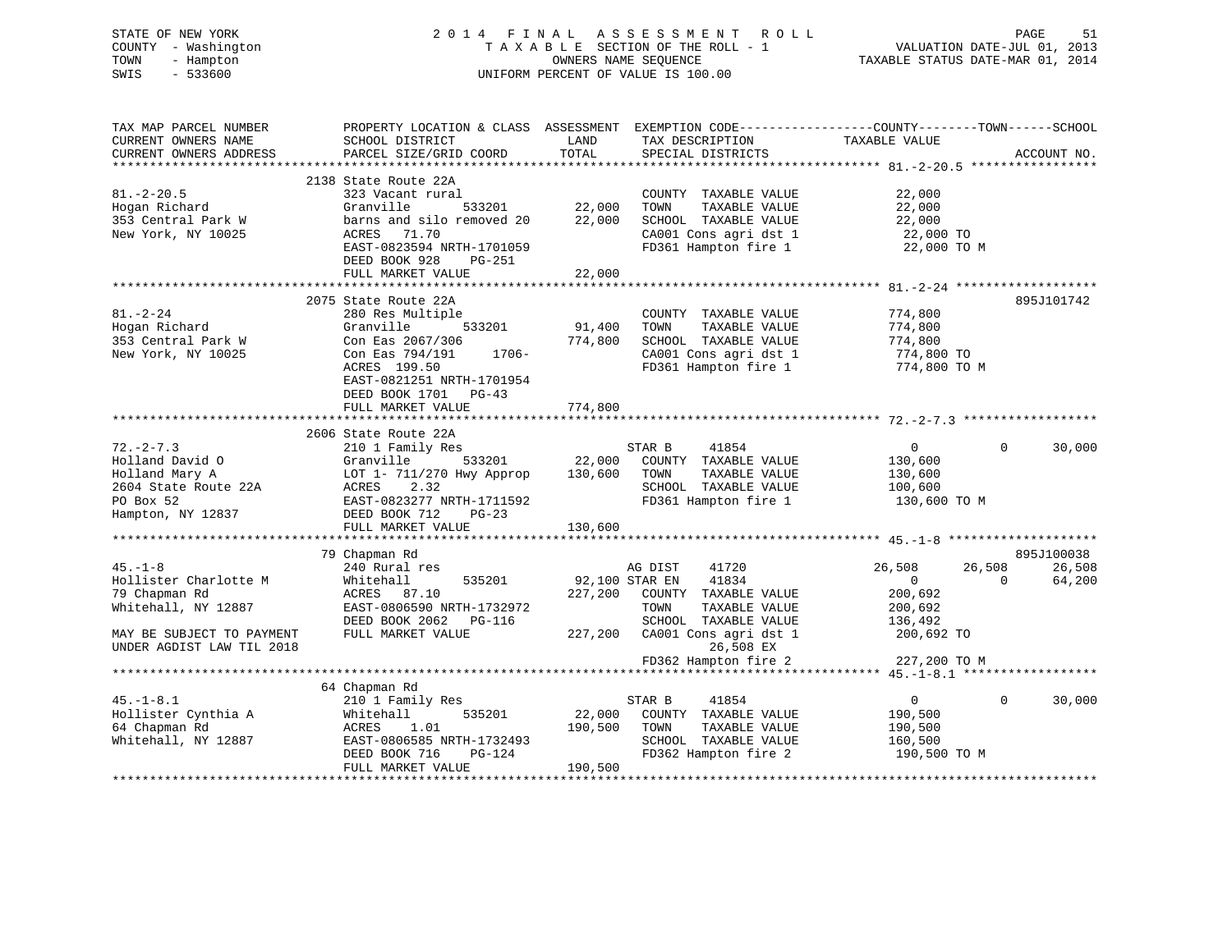STATE OF NEW YORK
COUNTY - Washington
TOWN - Hampton
SWIS - 533600

2 0 1 4 F I N A L A S S E S S M E N T R O L L
T A X A B L E SECTION OF THE ROLL - 1
OWNERS NAME SEQUENCE
UNIFORM PERCENT OF VALUE IS 100.00

VALUATION DATE-JUL 01, 2013
TAXABLE STATUS DATE-MAR 01, 2014

```
TAX MAP PARCEL NUMBER          PROPERTY LOCATION & CLASS  ASSESSMENT  EXEMPTION CODE------------------COUNTY--------TOWN------SCHOOL
CURRENT OWNERS NAME            SCHOOL DISTRICT               LAND      TAX DESCRIPTION              TAXABLE VALUE
CURRENT OWNERS ADDRESS         PARCEL SIZE/GRID COORD        TOTAL     SPECIAL DISTRICTS                                    ACCOUNT NO.
******************************************************************************************************* 81.-2-20.5 *****************
                               2138 State Route 22A
81.-2-20.5                     323 Vacant rural                        COUNTY  TAXABLE VALUE             22,000
Hogan Richard                  Granville        533201       22,000    TOWN    TAXABLE VALUE             22,000
353 Central Park W             barns and silo removed 20     22,000    SCHOOL  TAXABLE VALUE             22,000
New York, NY 10025             ACRES   71.70                           CA001 Cons agri dst 1              22,000 TO
                               EAST-0823594 NRTH-1701059               FD361 Hampton fire 1               22,000 TO M
                               DEED BOOK 928    PG-251
                               FULL MARKET VALUE             22,000
******************************************************************************************************* 81.-2-24 *******************
                               2075 State Route 22A                                                                   895J101742
81.-2-24                       280 Res Multiple                        COUNTY  TAXABLE VALUE            774,800
Hogan Richard                  Granville        533201       91,400    TOWN    TAXABLE VALUE            774,800
353 Central Park W             Con Eas 2067/306             774,800    SCHOOL  TAXABLE VALUE            774,800
New York, NY 10025             Con Eas 794/191     1706-               CA001 Cons agri dst 1             774,800 TO
                               ACRES  199.50                           FD361 Hampton fire 1              774,800 TO M
                               EAST-0821251 NRTH-1701954
                               DEED BOOK 1701   PG-43
                               FULL MARKET VALUE            774,800
******************************************************************************************************* 72.-2-7.3 ******************
                               2606 State Route 22A
72.-2-7.3                      210 1 Family Res                        STAR B      41854                  0           0     30,000
Holland David O                Granville        533201       22,000    COUNTY  TAXABLE VALUE            130,600
Holland Mary A                 LOT 1- 711/270 Hwy Approp    130,600    TOWN    TAXABLE VALUE            130,600
2604 State Route 22A           ACRES    2.32                           SCHOOL  TAXABLE VALUE            100,600
PO Box 52                      EAST-0823277 NRTH-1711592               FD361 Hampton fire 1              130,600 TO M
Hampton, NY 12837              DEED BOOK 712    PG-23
                               FULL MARKET VALUE            130,600
******************************************************************************************************* 45.-1-8 ********************
                               79 Chapman Rd                                                                          895J100038
45.-1-8                        240 Rural res                           AG DIST     41720             26,508      26,508     26,508
Hollister Charlotte M          Whitehall        535201       92,100    STAR EN     41834                  0           0     64,200
79 Chapman Rd                  ACRES   87.10                227,200    COUNTY  TAXABLE VALUE            200,692
Whitehall, NY 12887            EAST-0806590 NRTH-1732972               TOWN    TAXABLE VALUE            200,692
                               DEED BOOK 2062   PG-116                 SCHOOL  TAXABLE VALUE            136,492
MAY BE SUBJECT TO PAYMENT      FULL MARKET VALUE            227,200    CA001 Cons agri dst 1             200,692 TO
UNDER AGDIST LAW TIL 2018                                                    26,508 EX
                                                                       FD362 Hampton fire 2              227,200 TO M
******************************************************************************************************* 45.-1-8.1 ******************
                               64 Chapman Rd
45.-1-8.1                      210 1 Family Res                        STAR B      41854                  0           0     30,000
Hollister Cynthia A            Whitehall        535201       22,000    COUNTY  TAXABLE VALUE            190,500
64 Chapman Rd                  ACRES    1.01                190,500    TOWN    TAXABLE VALUE            190,500
Whitehall, NY 12887            EAST-0806585 NRTH-1732493               SCHOOL  TAXABLE VALUE            160,500
                               DEED BOOK 716    PG-124                 FD362 Hampton fire 2              190,500 TO M
                               FULL MARKET VALUE            190,500
************************************************************************************************************************************
```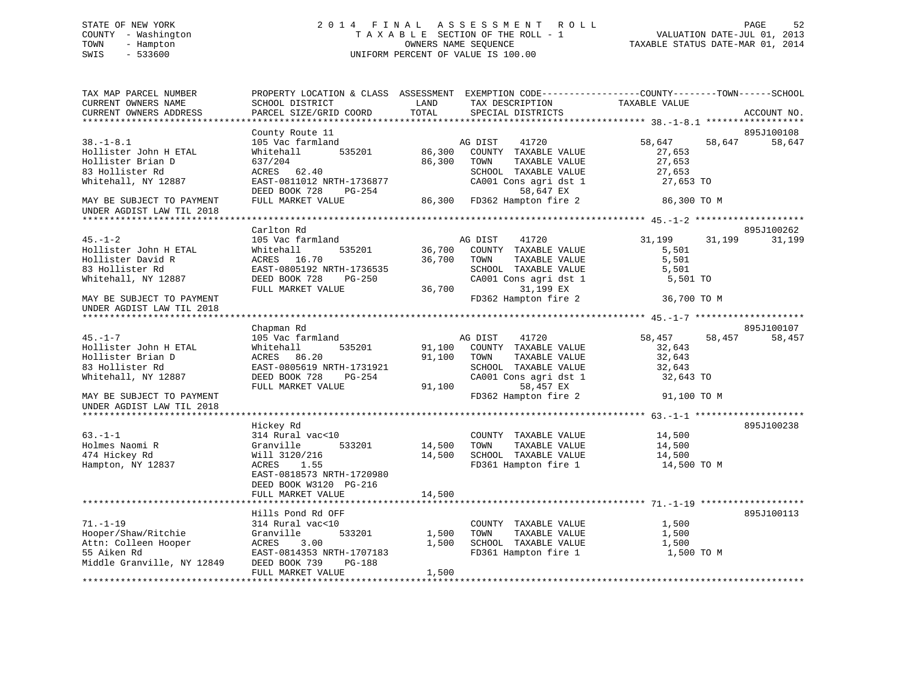STATE OF NEW YORK
COUNTY - Washington
TOWN - Hampton
SWIS - 533600

# 2014 FINAL ASSESSMENT ROLL
TAXABLE SECTION OF THE ROLL - 1
OWNERS NAME SEQUENCE
UNIFORM PERCENT OF VALUE IS 100.00

VALUATION DATE-JUL 01, 2013
TAXABLE STATUS DATE-MAR 01, 2014

```
TAX MAP PARCEL NUMBER          PROPERTY LOCATION & CLASS  ASSESSMENT  EXEMPTION CODE------------------COUNTY--------TOWN------SCHOOL
CURRENT OWNERS NAME            SCHOOL DISTRICT              LAND      TAX DESCRIPTION             TAXABLE VALUE
CURRENT OWNERS ADDRESS         PARCEL SIZE/GRID COORD       TOTAL     SPECIAL DISTRICTS                                      ACCOUNT NO.
******************************************************************************************************* 38.-1-8.1 ******************
                               County Route 11                                                                            895J100108
38.-1-8.1                      105 Vac farmland                       AG DIST     41720              58,647      58,647      58,647
Hollister John H ETAL          Whitehall        535201      86,300    COUNTY  TAXABLE VALUE           27,653
Hollister Brian D              637/204                      86,300    TOWN    TAXABLE VALUE           27,653
83 Hollister Rd                ACRES  62.40                           SCHOOL  TAXABLE VALUE           27,653
Whitehall, NY 12887            EAST-0811012 NRTH-1736877              CA001 Cons agri dst 1            27,653 TO
                               DEED BOOK 728    PG-254                       58,647 EX
MAY BE SUBJECT TO PAYMENT      FULL MARKET VALUE            86,300    FD362 Hampton fire 2             86,300 TO M
UNDER AGDIST LAW TIL 2018
******************************************************************************************************* 45.-1-2 ********************
                               Carlton Rd                                                                                 895J100262
45.-1-2                        105 Vac farmland                       AG DIST     41720              31,199      31,199      31,199
Hollister John H ETAL          Whitehall        535201      36,700    COUNTY  TAXABLE VALUE            5,501
Hollister David R              ACRES  16.70                 36,700    TOWN    TAXABLE VALUE            5,501
83 Hollister Rd                EAST-0805192 NRTH-1736535              SCHOOL  TAXABLE VALUE            5,501
Whitehall, NY 12887            DEED BOOK 728    PG-250                CA001 Cons agri dst 1             5,501 TO
                               FULL MARKET VALUE            36,700           31,199 EX
MAY BE SUBJECT TO PAYMENT                                             FD362 Hampton fire 2             36,700 TO M
UNDER AGDIST LAW TIL 2018
******************************************************************************************************* 45.-1-7 ********************
                               Chapman Rd                                                                                 895J100107
45.-1-7                        105 Vac farmland                       AG DIST     41720              58,457      58,457      58,457
Hollister John H ETAL          Whitehall        535201      91,100    COUNTY  TAXABLE VALUE           32,643
Hollister Brian D              ACRES  86.20                 91,100    TOWN    TAXABLE VALUE           32,643
83 Hollister Rd                EAST-0805619 NRTH-1731921              SCHOOL  TAXABLE VALUE           32,643
Whitehall, NY 12887            DEED BOOK 728    PG-254                CA001 Cons agri dst 1            32,643 TO
                               FULL MARKET VALUE            91,100           58,457 EX
MAY BE SUBJECT TO PAYMENT                                             FD362 Hampton fire 2             91,100 TO M
UNDER AGDIST LAW TIL 2018
******************************************************************************************************* 63.-1-1 ********************
                               Hickey Rd                                                                                  895J100238
63.-1-1                        314 Rural vac<10                       COUNTY  TAXABLE VALUE           14,500
Holmes Naomi R                 Granville        533201      14,500    TOWN    TAXABLE VALUE           14,500
474 Hickey Rd                  Will 3120/216                14,500    SCHOOL  TAXABLE VALUE           14,500
Hampton, NY 12837              ACRES   1.55                           FD361 Hampton fire 1             14,500 TO M
                               EAST-0818573 NRTH-1720980
                               DEED BOOK W3120 PG-216
                               FULL MARKET VALUE            14,500
******************************************************************************************************* 71.-1-19 *******************
                               Hills Pond Rd OFF                                                                          895J100113
71.-1-19                       314 Rural vac<10                       COUNTY  TAXABLE VALUE            1,500
Hooper/Shaw/Ritchie            Granville        533201       1,500    TOWN    TAXABLE VALUE            1,500
Attn: Colleen Hooper           ACRES   3.00                  1,500    SCHOOL  TAXABLE VALUE            1,500
55 Aiken Rd                    EAST-0814353 NRTH-1707183              FD361 Hampton fire 1              1,500 TO M
Middle Granville, NY 12849     DEED BOOK 739    PG-188
                               FULL MARKET VALUE             1,500
************************************************************************************************************************************
```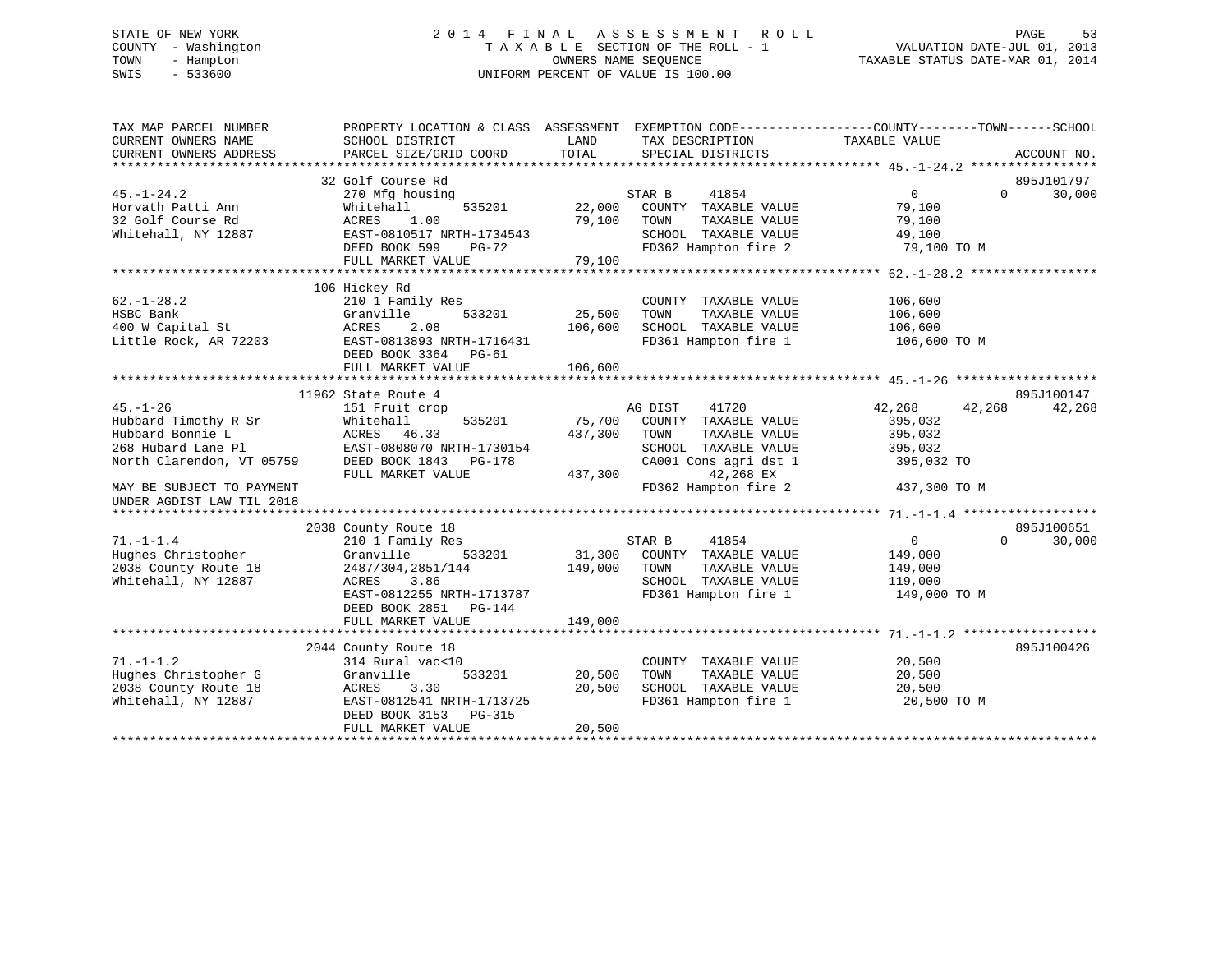STATE OF NEW YORK
COUNTY - Washington
TOWN - Hampton
SWIS - 533600

# 2014 FINAL ASSESSMENT ROLL

TAXABLE SECTION OF THE ROLL - 1
OWNERS NAME SEQUENCE
UNIFORM PERCENT OF VALUE IS 100.00

VALUATION DATE-JUL 01, 2013
TAXABLE STATUS DATE-MAR 01, 2014

```
TAX MAP PARCEL NUMBER          PROPERTY LOCATION & CLASS  ASSESSMENT  EXEMPTION CODE------------------COUNTY--------TOWN------SCHOOL
CURRENT OWNERS NAME            SCHOOL DISTRICT            LAND        TAX DESCRIPTION              TAXABLE VALUE
CURRENT OWNERS ADDRESS         PARCEL SIZE/GRID COORD     TOTAL       SPECIAL DISTRICTS                                      ACCOUNT NO.
******************************************************************************************************* 45.-1-24.2 *****************
                               32 Golf Course Rd                                                                          895J101797
45.-1-24.2                     270 Mfg housing                    STAR B    41854                 0            0       30,000
Horvath Patti Ann              Whitehall        535201      22,000   COUNTY  TAXABLE VALUE          79,100
32 Golf Course Rd              ACRES    1.00                79,100   TOWN    TAXABLE VALUE          79,100
Whitehall, NY 12887            EAST-0810517 NRTH-1734543             SCHOOL  TAXABLE VALUE          49,100
                               DEED BOOK 599    PG-72                FD362 Hampton fire 2            79,100 TO M
                               FULL MARKET VALUE            79,100
******************************************************************************************************* 62.-1-28.2 *****************
                               106 Hickey Rd
62.-1-28.2                     210 1 Family Res                      COUNTY  TAXABLE VALUE         106,600
HSBC Bank                      Granville        533201      25,500   TOWN    TAXABLE VALUE         106,600
400 W Capital St               ACRES    2.08               106,600   SCHOOL  TAXABLE VALUE         106,600
Little Rock, AR 72203          EAST-0813893 NRTH-1716431             FD361 Hampton fire 1           106,600 TO M
                               DEED BOOK 3364   PG-61
                               FULL MARKET VALUE           106,600
******************************************************************************************************* 45.-1-26 *******************
                               11962 State Route 4                                                                        895J100147
45.-1-26                       151 Fruit crop                     AG DIST   41720            42,268       42,268       42,268
Hubbard Timothy R Sr           Whitehall        535201      75,700   COUNTY  TAXABLE VALUE         395,032
Hubbard Bonnie L               ACRES   46.33               437,300   TOWN    TAXABLE VALUE         395,032
268 Hubard Lane Pl             EAST-0808070 NRTH-1730154             SCHOOL  TAXABLE VALUE         395,032
North Clarendon, VT 05759      DEED BOOK 1843   PG-178               CA001 Cons agri dst 1          395,032 TO
                               FULL MARKET VALUE           437,300          42,268 EX
MAY BE SUBJECT TO PAYMENT                                            FD362 Hampton fire 2           437,300 TO M
UNDER AGDIST LAW TIL 2018
******************************************************************************************************* 71.-1-1.4 ******************
                               2038 County Route 18                                                                       895J100651
71.-1-1.4                      210 1 Family Res                   STAR B    41854                 0            0       30,000
Hughes Christopher             Granville        533201      31,300   COUNTY  TAXABLE VALUE         149,000
2038 County Route 18           2487/304,2851/144           149,000   TOWN    TAXABLE VALUE         149,000
Whitehall, NY 12887            ACRES    3.86                         SCHOOL  TAXABLE VALUE         119,000
                               EAST-0812255 NRTH-1713787             FD361 Hampton fire 1           149,000 TO M
                               DEED BOOK 2851   PG-144
                               FULL MARKET VALUE           149,000
******************************************************************************************************* 71.-1-1.2 ******************
                               2044 County Route 18                                                                       895J100426
71.-1-1.2                      314 Rural vac<10                      COUNTY  TAXABLE VALUE          20,500
Hughes Christopher G           Granville        533201      20,500   TOWN    TAXABLE VALUE          20,500
2038 County Route 18           ACRES    3.30                20,500   SCHOOL  TAXABLE VALUE          20,500
Whitehall, NY 12887            EAST-0812541 NRTH-1713725             FD361 Hampton fire 1            20,500 TO M
                               DEED BOOK 3153   PG-315
                               FULL MARKET VALUE            20,500
************************************************************************************************************************************
```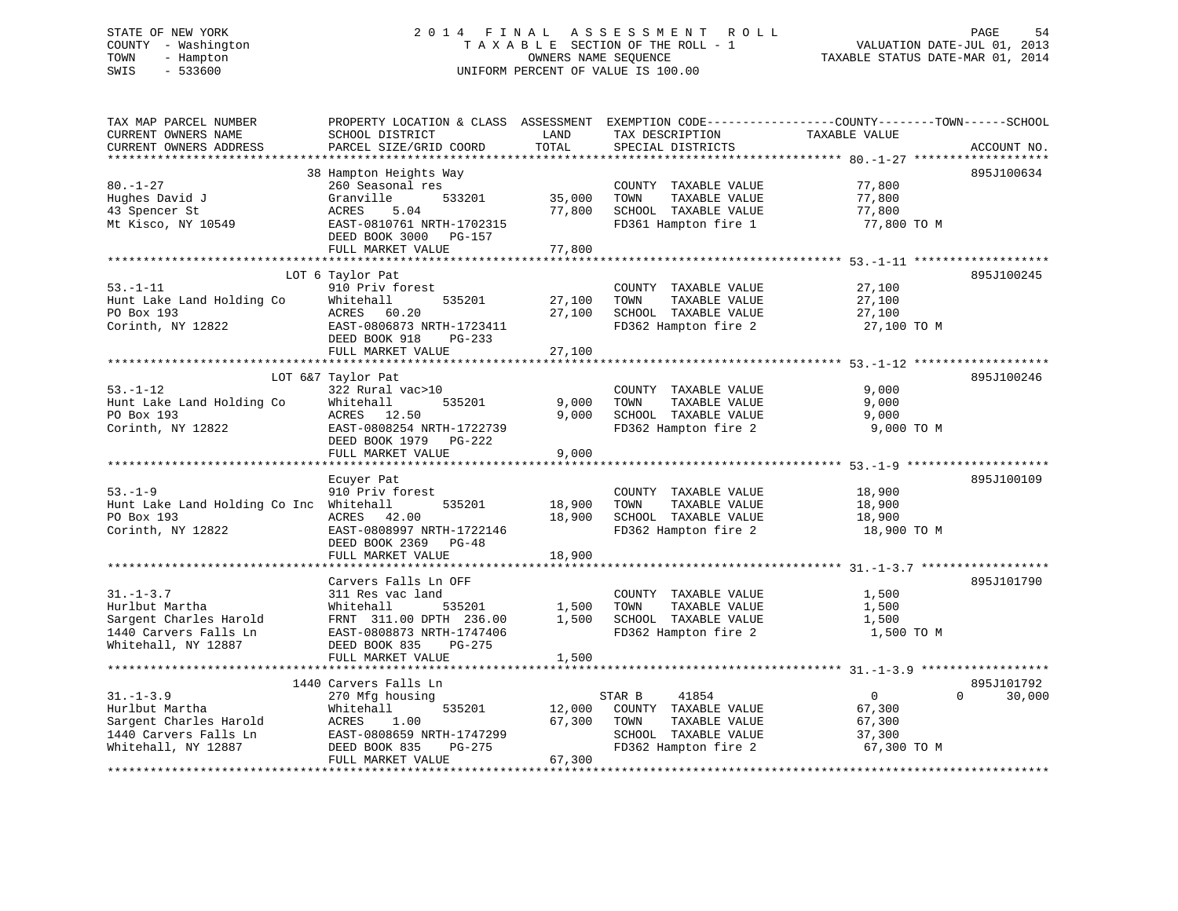STATE OF NEW YORK
COUNTY - Washington
TOWN - Hampton
SWIS - 533600

# 2014 FINAL ASSESSMENT ROLL
TAXABLE SECTION OF THE ROLL - 1
OWNERS NAME SEQUENCE
UNIFORM PERCENT OF VALUE IS 100.00

VALUATION DATE-JUL 01, 2013
TAXABLE STATUS DATE-MAR 01, 2014

```
TAX MAP PARCEL NUMBER          PROPERTY LOCATION & CLASS  ASSESSMENT  EXEMPTION CODE-----------------COUNTY--------TOWN------SCHOOL
CURRENT OWNERS NAME            SCHOOL DISTRICT               LAND      TAX DESCRIPTION            TAXABLE VALUE
CURRENT OWNERS ADDRESS         PARCEL SIZE/GRID COORD        TOTAL     SPECIAL DISTRICTS                                     ACCOUNT NO.
******************************************************************************************************* 80.-1-27 *******************
                               38 Hampton Heights Way                                                                       895J100634
80.-1-27                       260 Seasonal res                        COUNTY  TAXABLE VALUE            77,800
Hughes David J                 Granville        533201       35,000    TOWN    TAXABLE VALUE            77,800
43 Spencer St                  ACRES    5.04                 77,800    SCHOOL  TAXABLE VALUE            77,800
Mt Kisco, NY 10549             EAST-0810761 NRTH-1702315               FD361 Hampton fire 1              77,800 TO M
                               DEED BOOK 3000   PG-157
                               FULL MARKET VALUE             77,800
******************************************************************************************************* 53.-1-11 *******************
                               LOT 6 Taylor Pat                                                                             895J100245
53.-1-11                       910 Priv forest                         COUNTY  TAXABLE VALUE            27,100
Hunt Lake Land Holding Co      Whitehall        535201       27,100    TOWN    TAXABLE VALUE            27,100
PO Box 193                     ACRES   60.20                 27,100    SCHOOL  TAXABLE VALUE            27,100
Corinth, NY 12822              EAST-0806873 NRTH-1723411               FD362 Hampton fire 2              27,100 TO M
                               DEED BOOK 918    PG-233
                               FULL MARKET VALUE             27,100
******************************************************************************************************* 53.-1-12 *******************
                               LOT 6&7 Taylor Pat                                                                           895J100246
53.-1-12                       322 Rural vac>10                        COUNTY  TAXABLE VALUE             9,000
Hunt Lake Land Holding Co      Whitehall        535201        9,000    TOWN    TAXABLE VALUE             9,000
PO Box 193                     ACRES   12.50                  9,000    SCHOOL  TAXABLE VALUE             9,000
Corinth, NY 12822              EAST-0808254 NRTH-1722739               FD362 Hampton fire 2               9,000 TO M
                               DEED BOOK 1979   PG-222
                               FULL MARKET VALUE              9,000
******************************************************************************************************* 53.-1-9 ********************
                               Ecuyer Pat                                                                                   895J100109
53.-1-9                        910 Priv forest                         COUNTY  TAXABLE VALUE            18,900
Hunt Lake Land Holding Co Inc  Whitehall        535201       18,900    TOWN    TAXABLE VALUE            18,900
PO Box 193                     ACRES   42.00                 18,900    SCHOOL  TAXABLE VALUE            18,900
Corinth, NY 12822              EAST-0808997 NRTH-1722146               FD362 Hampton fire 2              18,900 TO M
                               DEED BOOK 2369   PG-48
                               FULL MARKET VALUE             18,900
******************************************************************************************************* 31.-1-3.7 ******************
                               Carvers Falls Ln OFF                                                                         895J101790
31.-1-3.7                      311 Res vac land                        COUNTY  TAXABLE VALUE             1,500
Hurlbut Martha                 Whitehall        535201        1,500    TOWN    TAXABLE VALUE             1,500
Sargent Charles Harold         FRNT 311.00 DPTH 236.00        1,500    SCHOOL  TAXABLE VALUE             1,500
1440 Carvers Falls Ln          EAST-0808873 NRTH-1747406               FD362 Hampton fire 2               1,500 TO M
Whitehall, NY 12887            DEED BOOK 835    PG-275
                               FULL MARKET VALUE              1,500
******************************************************************************************************* 31.-1-3.9 ******************
                               1440 Carvers Falls Ln                                                                        895J101792
31.-1-3.9                      270 Mfg housing                         STAR B     41854                      0            0      30,000
Hurlbut Martha                 Whitehall        535201       12,000    COUNTY  TAXABLE VALUE            67,300
Sargent Charles Harold         ACRES    1.00                 67,300    TOWN    TAXABLE VALUE            67,300
1440 Carvers Falls Ln          EAST-0808659 NRTH-1747299               SCHOOL  TAXABLE VALUE            37,300
Whitehall, NY 12887            DEED BOOK 835    PG-275                 FD362 Hampton fire 2              67,300 TO M
                               FULL MARKET VALUE             67,300
************************************************************************************************************************************
```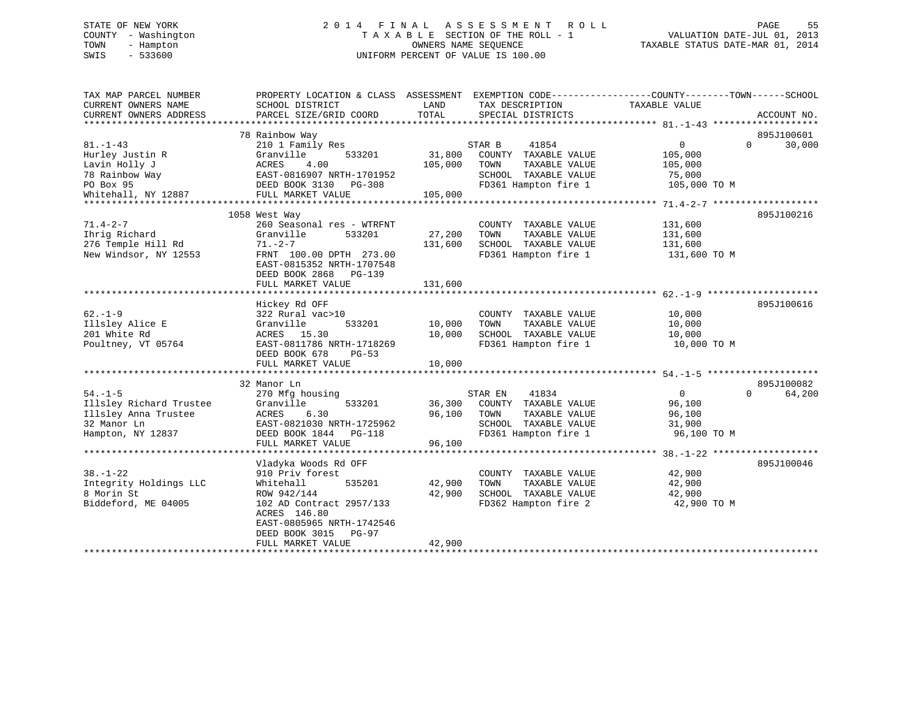STATE OF NEW YORK
COUNTY - Washington
TOWN - Hampton
SWIS - 533600

# 2014 FINAL ASSESSMENT ROLL
TAXABLE SECTION OF THE ROLL - 1
OWNERS NAME SEQUENCE
UNIFORM PERCENT OF VALUE IS 100.00

VALUATION DATE-JUL 01, 2013
TAXABLE STATUS DATE-MAR 01, 2014

| TAX MAP PARCEL NUMBER / CURRENT OWNERS NAME / CURRENT OWNERS ADDRESS | PROPERTY LOCATION & CLASS / SCHOOL DISTRICT / PARCEL SIZE/GRID COORD | ASSESSMENT LAND / TOTAL | EXEMPTION CODE / TAX DESCRIPTION / SPECIAL DISTRICTS | COUNTY TAXABLE VALUE | TOWN | SCHOOL | ACCOUNT NO. |
|---|---|---|---|---|---|---|---|
| 81.-1-43 | 78 Rainbow Way | | | | | | 895J100601 |
| Hurley Justin R | 210 1 Family Res | | STAR B 41854 | 0 | 0 | 30,000 | |
| Lavin Holly J | Granville 533201 | 31,800 | COUNTY TAXABLE VALUE | 105,000 | | | |
| 78 Rainbow Way | ACRES 4.00 | 105,000 | TOWN TAXABLE VALUE | 105,000 | | | |
| PO Box 95 | EAST-0816907 NRTH-1701952 | | SCHOOL TAXABLE VALUE | 75,000 | | | |
| Whitehall, NY 12887 | DEED BOOK 3130 PG-308 | | FD361 Hampton fire 1 | 105,000 TO M | | | |
| | FULL MARKET VALUE | 105,000 | | | | | |
| 71.4-2-7 | 1058 West Way | | | | | | 895J100216 |
| Ihrig Richard | 260 Seasonal res - WTRFNT | | COUNTY TAXABLE VALUE | 131,600 | | | |
| 276 Temple Hill Rd | Granville 533201 | 27,200 | TOWN TAXABLE VALUE | 131,600 | | | |
| New Windsor, NY 12553 | 71.-2-7 | 131,600 | SCHOOL TAXABLE VALUE | 131,600 | | | |
| | FRNT 100.00 DPTH 273.00 | | FD361 Hampton fire 1 | 131,600 TO M | | | |
| | EAST-0815352 NRTH-1707548 | | | | | | |
| | DEED BOOK 2868 PG-139 | | | | | | |
| | FULL MARKET VALUE | 131,600 | | | | | |
| 62.-1-9 | Hickey Rd OFF | | | | | | 895J100616 |
| Illsley Alice E | 322 Rural vac>10 | | COUNTY TAXABLE VALUE | 10,000 | | | |
| 201 White Rd | Granville 533201 | 10,000 | TOWN TAXABLE VALUE | 10,000 | | | |
| Poultney, VT 05764 | ACRES 15.30 | 10,000 | SCHOOL TAXABLE VALUE | 10,000 | | | |
| | EAST-0811786 NRTH-1718269 | | FD361 Hampton fire 1 | 10,000 TO M | | | |
| | DEED BOOK 678 PG-53 | | | | | | |
| | FULL MARKET VALUE | 10,000 | | | | | |
| 54.-1-5 | 32 Manor Ln | | | | | | 895J100082 |
| Illsley Richard Trustee | 270 Mfg housing | | STAR EN 41834 | 0 | 0 | 64,200 | |
| Illsley Anna Trustee | Granville 533201 | 36,300 | COUNTY TAXABLE VALUE | 96,100 | | | |
| 32 Manor Ln | ACRES 6.30 | 96,100 | TOWN TAXABLE VALUE | 96,100 | | | |
| Hampton, NY 12837 | EAST-0821030 NRTH-1725962 | | SCHOOL TAXABLE VALUE | 31,900 | | | |
| | DEED BOOK 1844 PG-118 | | FD361 Hampton fire 1 | 96,100 TO M | | | |
| | FULL MARKET VALUE | 96,100 | | | | | |
| 38.-1-22 | Vladyka Woods Rd OFF | | | | | | 895J100046 |
| Integrity Holdings LLC | 910 Priv forest | | COUNTY TAXABLE VALUE | 42,900 | | | |
| 8 Morin St | Whitehall 535201 | 42,900 | TOWN TAXABLE VALUE | 42,900 | | | |
| Biddeford, ME 04005 | ROW 942/144 | 42,900 | SCHOOL TAXABLE VALUE | 42,900 | | | |
| | 102 AD Contract 2957/133 | | FD362 Hampton fire 2 | 42,900 TO M | | | |
| | ACRES 146.80 | | | | | | |
| | EAST-0805965 NRTH-1742546 | | | | | | |
| | DEED BOOK 3015 PG-97 | | | | | | |
| | FULL MARKET VALUE | 42,900 | | | | | |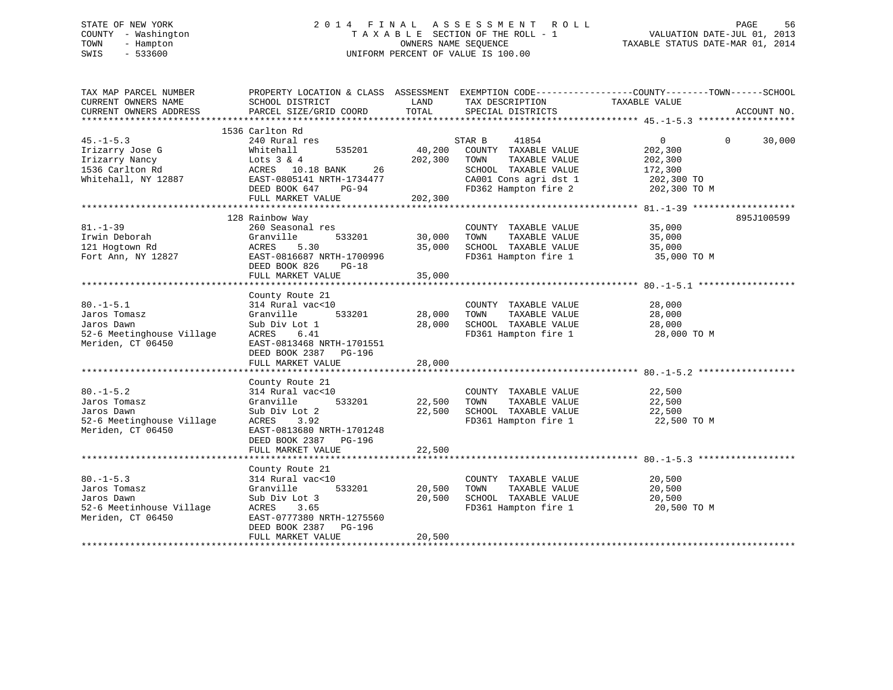STATE OF NEW YORK
COUNTY - Washington
TOWN - Hampton
SWIS - 533600

# 2014 FINAL ASSESSMENT ROLL

TAXABLE SECTION OF THE ROLL - 1
OWNERS NAME SEQUENCE
UNIFORM PERCENT OF VALUE IS 100.00

VALUATION DATE-JUL 01, 2013
TAXABLE STATUS DATE-MAR 01, 2014

```
TAX MAP PARCEL NUMBER          PROPERTY LOCATION & CLASS  ASSESSMENT  EXEMPTION CODE------------------COUNTY--------TOWN------SCHOOL
CURRENT OWNERS NAME            SCHOOL DISTRICT              LAND      TAX DESCRIPTION             TAXABLE VALUE
CURRENT OWNERS ADDRESS         PARCEL SIZE/GRID COORD       TOTAL     SPECIAL DISTRICTS                                    ACCOUNT NO.
******************************************************************************************************* 45.-1-5.3 ******************
                               1536 Carlton Rd
45.-1-5.3                      240 Rural res                          STAR B     41854               0           0      30,000
Irizarry Jose G                Whitehall        535201       40,200   COUNTY  TAXABLE VALUE        202,300
Irizarry Nancy                 Lots 3 & 4                   202,300   TOWN    TAXABLE VALUE        202,300
1536 Carlton Rd                ACRES  10.18 BANK     26                SCHOOL  TAXABLE VALUE        172,300
Whitehall, NY 12887            EAST-0805141 NRTH-1734477               CA001 Cons agri dst 1         202,300 TO
                               DEED BOOK 647    PG-94                  FD362 Hampton fire 2          202,300 TO M
                               FULL MARKET VALUE            202,300
******************************************************************************************************* 81.-1-39 *******************
                               128 Rainbow Way                                                                    895J100599
81.-1-39                       260 Seasonal res                       COUNTY  TAXABLE VALUE         35,000
Irwin Deborah                  Granville        533201       30,000   TOWN    TAXABLE VALUE         35,000
121 Hogtown Rd                 ACRES    5.30                 35,000   SCHOOL  TAXABLE VALUE         35,000
Fort Ann, NY 12827             EAST-0816687 NRTH-1700996               FD361 Hampton fire 1           35,000 TO M
                               DEED BOOK 826    PG-18
                               FULL MARKET VALUE             35,000
******************************************************************************************************* 80.-1-5.1 ******************
                               County Route 21
80.-1-5.1                      314 Rural vac<10                       COUNTY  TAXABLE VALUE         28,000
Jaros Tomasz                   Granville        533201       28,000   TOWN    TAXABLE VALUE         28,000
Jaros Dawn                     Sub Div Lot 1                 28,000   SCHOOL  TAXABLE VALUE         28,000
52-6 Meetinghouse Village      ACRES    6.41                           FD361 Hampton fire 1           28,000 TO M
Meriden, CT 06450              EAST-0813468 NRTH-1701551
                               DEED BOOK 2387   PG-196
                               FULL MARKET VALUE             28,000
******************************************************************************************************* 80.-1-5.2 ******************
                               County Route 21
80.-1-5.2                      314 Rural vac<10                       COUNTY  TAXABLE VALUE         22,500
Jaros Tomasz                   Granville        533201       22,500   TOWN    TAXABLE VALUE         22,500
Jaros Dawn                     Sub Div Lot 2                 22,500   SCHOOL  TAXABLE VALUE         22,500
52-6 Meetinghouse Village      ACRES    3.92                           FD361 Hampton fire 1           22,500 TO M
Meriden, CT 06450              EAST-0813680 NRTH-1701248
                               DEED BOOK 2387   PG-196
                               FULL MARKET VALUE             22,500
******************************************************************************************************* 80.-1-5.3 ******************
                               County Route 21
80.-1-5.3                      314 Rural vac<10                       COUNTY  TAXABLE VALUE         20,500
Jaros Tomasz                   Granville        533201       20,500   TOWN    TAXABLE VALUE         20,500
Jaros Dawn                     Sub Div Lot 3                 20,500   SCHOOL  TAXABLE VALUE         20,500
52-6 Meetinhouse Village       ACRES    3.65                           FD361 Hampton fire 1           20,500 TO M
Meriden, CT 06450              EAST-0777380 NRTH-1275560
                               DEED BOOK 2387   PG-196
                               FULL MARKET VALUE             20,500
************************************************************************************************************************************
```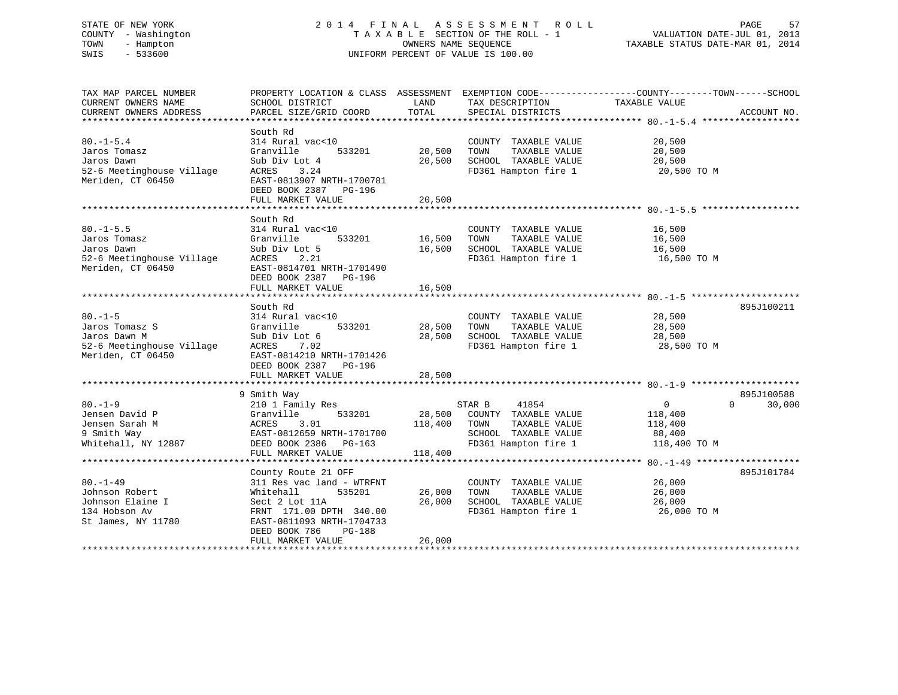STATE OF NEW YORK
COUNTY - Washington
TOWN - Hampton
SWIS - 533600

# 2014 FINAL ASSESSMENT ROLL
TAXABLE SECTION OF THE ROLL - 1
OWNERS NAME SEQUENCE
UNIFORM PERCENT OF VALUE IS 100.00

VALUATION DATE-JUL 01, 2013
TAXABLE STATUS DATE-MAR 01, 2014

| TAX MAP PARCEL NUMBER / CURRENT OWNERS NAME / CURRENT OWNERS ADDRESS | PROPERTY LOCATION & CLASS / SCHOOL DISTRICT / PARCEL SIZE/GRID COORD | ASSESSMENT LAND | TOTAL | EXEMPTION CODE / TAX DESCRIPTION / SPECIAL DISTRICTS | COUNTY TAXABLE VALUE | TOWN | SCHOOL | ACCOUNT NO. |
|---|---|---|---|---|---|---|---|---|
| **80.-1-5.4** | South Rd | | | | | | | |
| 80.-1-5.4 | 314 Rural vac<10 | | | COUNTY TAXABLE VALUE | 20,500 | | | |
| Jaros Tomasz | Granville 533201 | 20,500 | | TOWN TAXABLE VALUE | 20,500 | | | |
| Jaros Dawn | Sub Div Lot 4 | | 20,500 | SCHOOL TAXABLE VALUE | 20,500 | | | |
| 52-6 Meetinghouse Village | ACRES 3.24 | | | FD361 Hampton fire 1 | 20,500 TO M | | | |
| Meriden, CT 06450 | EAST-0813907 NRTH-1700781 | | | | | | | |
| | DEED BOOK 2387 PG-196 | | | | | | | |
| | FULL MARKET VALUE | | 20,500 | | | | | |
| **80.-1-5.5** | South Rd | | | | | | | |
| 80.-1-5.5 | 314 Rural vac<10 | | | COUNTY TAXABLE VALUE | 16,500 | | | |
| Jaros Tomasz | Granville 533201 | 16,500 | | TOWN TAXABLE VALUE | 16,500 | | | |
| Jaros Dawn | Sub Div Lot 5 | | 16,500 | SCHOOL TAXABLE VALUE | 16,500 | | | |
| 52-6 Meetinghouse Village | ACRES 2.21 | | | FD361 Hampton fire 1 | 16,500 TO M | | | |
| Meriden, CT 06450 | EAST-0814701 NRTH-1701490 | | | | | | | |
| | DEED BOOK 2387 PG-196 | | | | | | | |
| | FULL MARKET VALUE | | 16,500 | | | | | |
| **80.-1-5** | South Rd | | | | | | | 895J100211 |
| 80.-1-5 | 314 Rural vac<10 | | | COUNTY TAXABLE VALUE | 28,500 | | | |
| Jaros Tomasz S | Granville 533201 | 28,500 | | TOWN TAXABLE VALUE | 28,500 | | | |
| Jaros Dawn M | Sub Div Lot 6 | | 28,500 | SCHOOL TAXABLE VALUE | 28,500 | | | |
| 52-6 Meetinghouse Village | ACRES 7.02 | | | FD361 Hampton fire 1 | 28,500 TO M | | | |
| Meriden, CT 06450 | EAST-0814210 NRTH-1701426 | | | | | | | |
| | DEED BOOK 2387 PG-196 | | | | | | | |
| | FULL MARKET VALUE | | 28,500 | | | | | |
| **80.-1-9** | 9 Smith Way | | | | | | | 895J100588 |
| 80.-1-9 | 210 1 Family Res | | | STAR B 41854 | 0 | 0 | 30,000 | |
| Jensen David P | Granville 533201 | 28,500 | | COUNTY TAXABLE VALUE | 118,400 | | | |
| Jensen Sarah M | ACRES 3.01 | | 118,400 | TOWN TAXABLE VALUE | 118,400 | | | |
| 9 Smith Way | EAST-0812659 NRTH-1701700 | | | SCHOOL TAXABLE VALUE | 88,400 | | | |
| Whitehall, NY 12887 | DEED BOOK 2386 PG-163 | | | FD361 Hampton fire 1 | 118,400 TO M | | | |
| | FULL MARKET VALUE | | 118,400 | | | | | |
| **80.-1-49** | County Route 21 OFF | | | | | | | 895J101784 |
| 80.-1-49 | 311 Res vac land - WTRFNT | | | COUNTY TAXABLE VALUE | 26,000 | | | |
| Johnson Robert | Whitehall 535201 | 26,000 | | TOWN TAXABLE VALUE | 26,000 | | | |
| Johnson Elaine I | Sect 2 Lot 11A | | 26,000 | SCHOOL TAXABLE VALUE | 26,000 | | | |
| 134 Hobson Av | FRNT 171.00 DPTH 340.00 | | | FD361 Hampton fire 1 | 26,000 TO M | | | |
| St James, NY 11780 | EAST-0811093 NRTH-1704733 | | | | | | | |
| | DEED BOOK 786 PG-188 | | | | | | | |
| | FULL MARKET VALUE | | 26,000 | | | | | |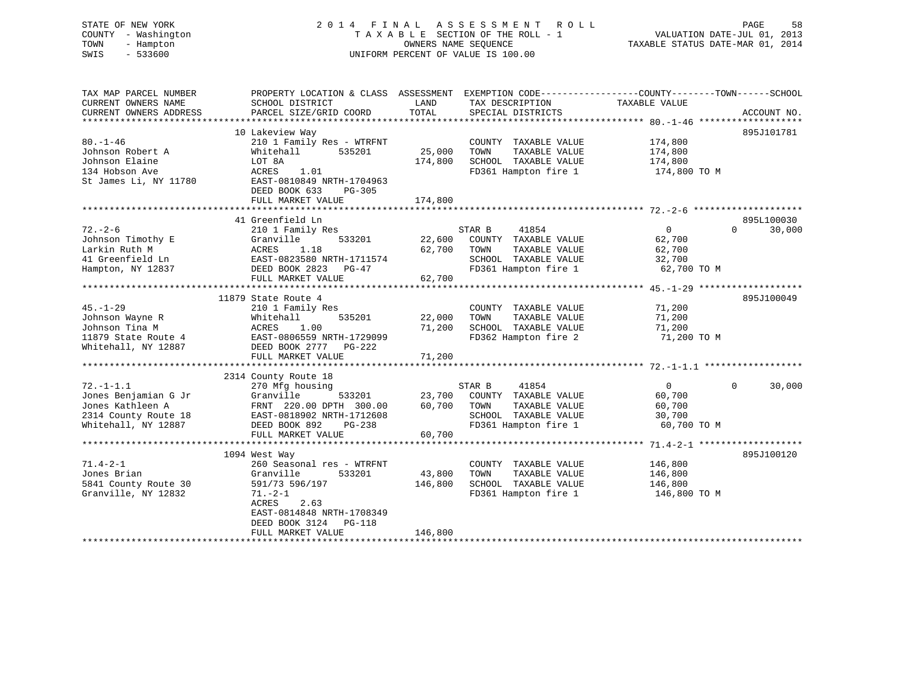STATE OF NEW YORK
COUNTY - Washington
TOWN - Hampton
SWIS - 533600

2014 FINAL ASSESSMENT ROLL
TAXABLE SECTION OF THE ROLL - 1
OWNERS NAME SEQUENCE
UNIFORM PERCENT OF VALUE IS 100.00

VALUATION DATE-JUL 01, 2013
TAXABLE STATUS DATE-MAR 01, 2014

```
TAX MAP PARCEL NUMBER          PROPERTY LOCATION & CLASS  ASSESSMENT  EXEMPTION CODE------------------COUNTY--------TOWN------SCHOOL
CURRENT OWNERS NAME            SCHOOL DISTRICT              LAND      TAX DESCRIPTION           TAXABLE VALUE
CURRENT OWNERS ADDRESS         PARCEL SIZE/GRID COORD      TOTAL      SPECIAL DISTRICTS                                    ACCOUNT NO.
******************************************************************************************************* 80.-1-46 *******************
                               10 Lakeview Way                                                                            895J101781
80.-1-46                       210 1 Family Res - WTRFNT             COUNTY  TAXABLE VALUE         174,800
Johnson Robert A               Whitehall        535201     25,000    TOWN    TAXABLE VALUE         174,800
Johnson Elaine                 LOT 8A                     174,800    SCHOOL  TAXABLE VALUE         174,800
134 Hobson Ave                 ACRES    1.01                         FD361 Hampton fire 1           174,800 TO M
St James Li, NY 11780          EAST-0810849 NRTH-1704963
                               DEED BOOK 633    PG-305
                               FULL MARKET VALUE          174,800
******************************************************************************************************* 72.-2-6 ********************
                               41 Greenfield Ln                                                                           895L100030
72.-2-6                        210 1 Family Res                      STAR B      41854                  0            0      30,000
Johnson Timothy E              Granville        533201     22,600    COUNTY  TAXABLE VALUE          62,700
Larkin Ruth M                  ACRES    1.18               62,700    TOWN    TAXABLE VALUE          62,700
41 Greenfield Ln               EAST-0823580 NRTH-1711574             SCHOOL  TAXABLE VALUE          32,700
Hampton, NY 12837              DEED BOOK 2823   PG-47                FD361 Hampton fire 1            62,700 TO M
                               FULL MARKET VALUE           62,700
******************************************************************************************************* 45.-1-29 *******************
                               11879 State Route 4                                                                        895J100049
45.-1-29                       210 1 Family Res                      COUNTY  TAXABLE VALUE          71,200
Johnson Wayne R                Whitehall        535201     22,000    TOWN    TAXABLE VALUE          71,200
Johnson Tina M                 ACRES    1.00               71,200    SCHOOL  TAXABLE VALUE          71,200
11879 State Route 4            EAST-0806559 NRTH-1729099             FD362 Hampton fire 2            71,200 TO M
Whitehall, NY 12887            DEED BOOK 2777   PG-222
                               FULL MARKET VALUE           71,200
******************************************************************************************************* 72.-1-1.1 ******************
                               2314 County Route 18
72.-1-1.1                      270 Mfg housing                       STAR B      41854                  0            0      30,000
Jones Benjamian G Jr           Granville        533201     23,700    COUNTY  TAXABLE VALUE          60,700
Jones Kathleen A               FRNT  220.00 DPTH  300.00   60,700    TOWN    TAXABLE VALUE          60,700
2314 County Route 18           EAST-0818902 NRTH-1712608             SCHOOL  TAXABLE VALUE          30,700
Whitehall, NY 12887            DEED BOOK 892    PG-238               FD361 Hampton fire 1            60,700 TO M
                               FULL MARKET VALUE           60,700
******************************************************************************************************* 71.4-2-1 *******************
                               1094 West Way                                                                              895J100120
71.4-2-1                       260 Seasonal res - WTRFNT             COUNTY  TAXABLE VALUE         146,800
Jones Brian                    Granville        533201     43,800    TOWN    TAXABLE VALUE         146,800
5841 County Route 30           591/73 596/197             146,800    SCHOOL  TAXABLE VALUE         146,800
Granville, NY 12832            71.-2-1                               FD361 Hampton fire 1           146,800 TO M
                               ACRES    2.63
                               EAST-0814848 NRTH-1708349
                               DEED BOOK 3124   PG-118
                               FULL MARKET VALUE          146,800
************************************************************************************************************************************
```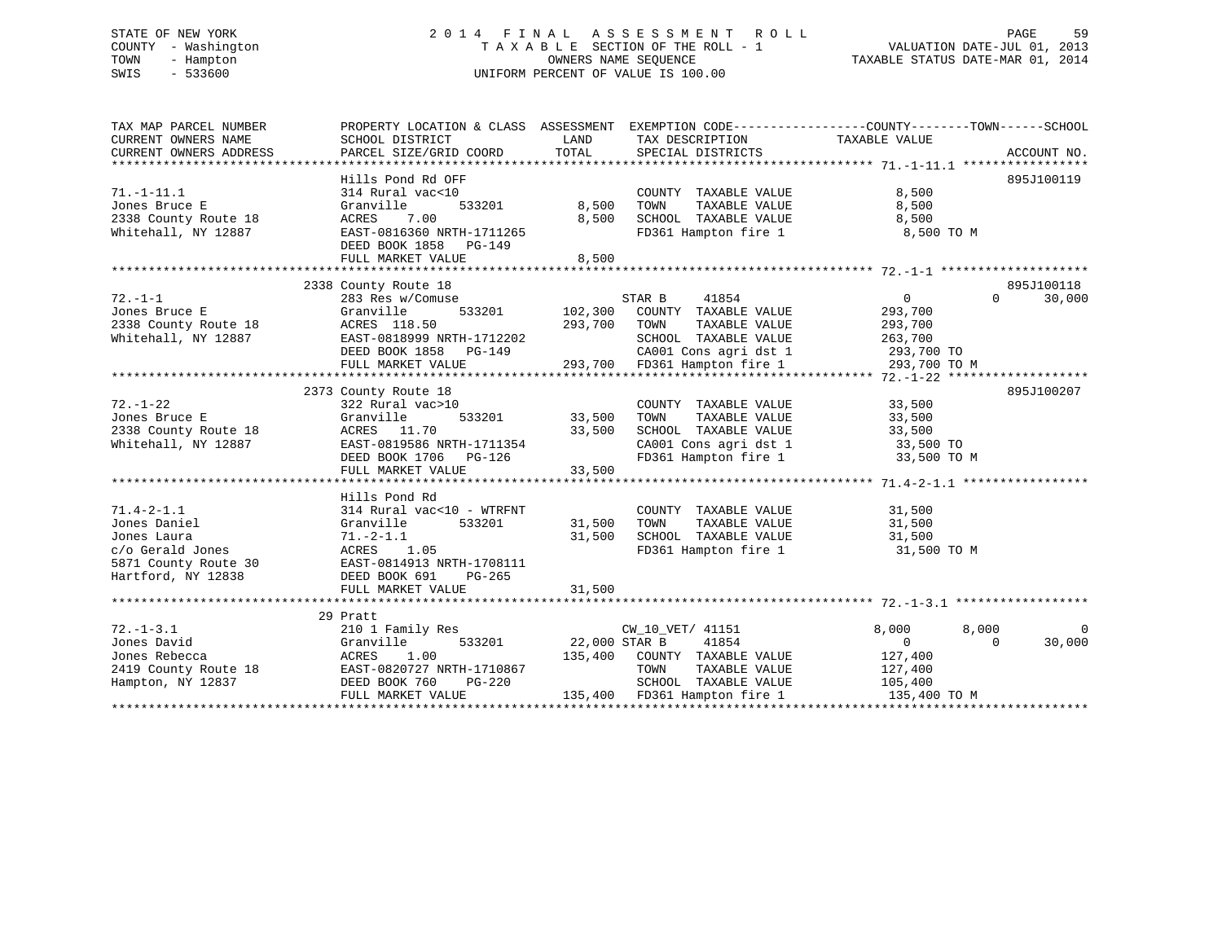STATE OF NEW YORK
COUNTY - Washington
TOWN - Hampton
SWIS - 533600

# 2014 FINAL ASSESSMENT ROLL

TAXABLE SECTION OF THE ROLL - 1
OWNERS NAME SEQUENCE
UNIFORM PERCENT OF VALUE IS 100.00

VALUATION DATE-JUL 01, 2013
TAXABLE STATUS DATE-MAR 01, 2014

```
TAX MAP PARCEL NUMBER          PROPERTY LOCATION & CLASS  ASSESSMENT  EXEMPTION CODE------------------COUNTY--------TOWN------SCHOOL
CURRENT OWNERS NAME            SCHOOL DISTRICT             LAND       TAX DESCRIPTION            TAXABLE VALUE
CURRENT OWNERS ADDRESS         PARCEL SIZE/GRID COORD      TOTAL      SPECIAL DISTRICTS                                   ACCOUNT NO.
******************************************************************************************************* 71.-1-11.1 *****************
                               Hills Pond Rd OFF                                                                          895J100119
71.-1-11.1                     314 Rural vac<10                        COUNTY  TAXABLE VALUE           8,500
Jones Bruce E                  Granville      533201        8,500     TOWN    TAXABLE VALUE           8,500
2338 County Route 18           ACRES    7.00                8,500     SCHOOL  TAXABLE VALUE           8,500
Whitehall, NY 12887            EAST-0816360 NRTH-1711265              FD361 Hampton fire 1              8,500 TO M
                               DEED BOOK 1858   PG-149
                               FULL MARKET VALUE            8,500
******************************************************************************************************* 72.-1-1 ********************
                               2338 County Route 18                                                                       895J100118
72.-1-1                        283 Res w/Comuse                       STAR B     41854                 0           0      30,000
Jones Bruce E                  Granville      533201      102,300     COUNTY  TAXABLE VALUE         293,700
2338 County Route 18           ACRES  118.50              293,700     TOWN    TAXABLE VALUE         293,700
Whitehall, NY 12887            EAST-0818999 NRTH-1712202              SCHOOL  TAXABLE VALUE         263,700
                               DEED BOOK 1858   PG-149                CA001 Cons agri dst 1           293,700 TO
                               FULL MARKET VALUE          293,700     FD361 Hampton fire 1            293,700 TO M
******************************************************************************************************* 72.-1-22 *******************
                               2373 County Route 18                                                                       895J100207
72.-1-22                       322 Rural vac>10                        COUNTY  TAXABLE VALUE          33,500
Jones Bruce E                  Granville      533201       33,500     TOWN    TAXABLE VALUE          33,500
2338 County Route 18           ACRES   11.70               33,500     SCHOOL  TAXABLE VALUE          33,500
Whitehall, NY 12887            EAST-0819586 NRTH-1711354              CA001 Cons agri dst 1            33,500 TO
                               DEED BOOK 1706   PG-126                FD361 Hampton fire 1             33,500 TO M
                               FULL MARKET VALUE           33,500
******************************************************************************************************* 71.4-2-1.1 *****************
                               Hills Pond Rd
71.4-2-1.1                     314 Rural vac<10 - WTRFNT               COUNTY  TAXABLE VALUE          31,500
Jones Daniel                   Granville      533201       31,500     TOWN    TAXABLE VALUE          31,500
Jones Laura                    71.-2-1.1                   31,500     SCHOOL  TAXABLE VALUE          31,500
c/o Gerald Jones               ACRES    1.05                          FD361 Hampton fire 1             31,500 TO M
5871 County Route 30           EAST-0814913 NRTH-1708111
Hartford, NY 12838             DEED BOOK 691    PG-265
                               FULL MARKET VALUE           31,500
******************************************************************************************************* 72.-1-3.1 ******************
                               29 Pratt
72.-1-3.1                      210 1 Family Res                       CW_10_VET/ 41151             8,000       8,000           0
Jones David                    Granville      533201       22,000 STAR B     41854                 0           0      30,000
Jones Rebecca                  ACRES    1.00              135,400     COUNTY  TAXABLE VALUE         127,400
2419 County Route 18           EAST-0820727 NRTH-1710867              TOWN    TAXABLE VALUE         127,400
Hampton, NY 12837              DEED BOOK 760    PG-220                SCHOOL  TAXABLE VALUE         105,400
                               FULL MARKET VALUE          135,400     FD361 Hampton fire 1            135,400 TO M
************************************************************************************************************************************
```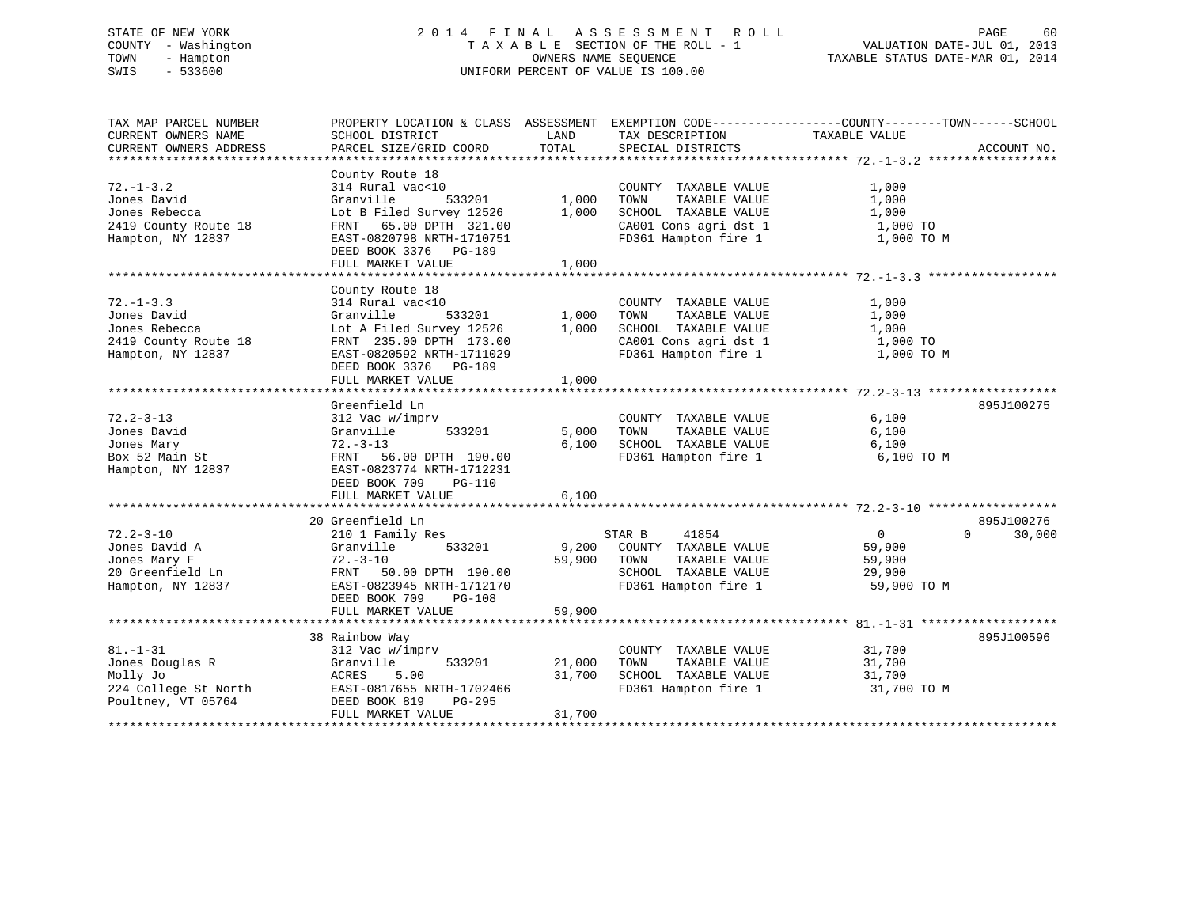STATE OF NEW YORK
COUNTY - Washington
TOWN - Hampton
SWIS - 533600

# 2014 FINAL ASSESSMENT ROLL
TAXABLE SECTION OF THE ROLL - 1
OWNERS NAME SEQUENCE
UNIFORM PERCENT OF VALUE IS 100.00

VALUATION DATE-JUL 01, 2013
TAXABLE STATUS DATE-MAR 01, 2014

```
TAX MAP PARCEL NUMBER          PROPERTY LOCATION & CLASS  ASSESSMENT  EXEMPTION CODE------------------COUNTY--------TOWN------SCHOOL
CURRENT OWNERS NAME            SCHOOL DISTRICT              LAND       TAX DESCRIPTION              TAXABLE VALUE
CURRENT OWNERS ADDRESS         PARCEL SIZE/GRID COORD       TOTAL      SPECIAL DISTRICTS                                     ACCOUNT NO.
******************************************************************************************************* 72.-1-3.2 ******************
                               County Route 18
72.-1-3.2                      314 Rural vac<10                        COUNTY  TAXABLE VALUE           1,000
Jones David                    Granville       533201       1,000      TOWN    TAXABLE VALUE           1,000
Jones Rebecca                  Lot B Filed Survey 12526     1,000      SCHOOL  TAXABLE VALUE           1,000
2419 County Route 18           FRNT   65.00 DPTH 321.00                CA001 Cons agri dst 1             1,000 TO
Hampton, NY 12837              EAST-0820798 NRTH-1710751               FD361 Hampton fire 1              1,000 TO M
                               DEED BOOK 3376   PG-189
                               FULL MARKET VALUE            1,000
******************************************************************************************************* 72.-1-3.3 ******************
                               County Route 18
72.-1-3.3                      314 Rural vac<10                        COUNTY  TAXABLE VALUE           1,000
Jones David                    Granville       533201       1,000      TOWN    TAXABLE VALUE           1,000
Jones Rebecca                  Lot A Filed Survey 12526     1,000      SCHOOL  TAXABLE VALUE           1,000
2419 County Route 18           FRNT  235.00 DPTH 173.00                CA001 Cons agri dst 1             1,000 TO
Hampton, NY 12837              EAST-0820592 NRTH-1711029               FD361 Hampton fire 1              1,000 TO M
                               DEED BOOK 3376   PG-189
                               FULL MARKET VALUE            1,000
******************************************************************************************************* 72.2-3-13 ******************
                               Greenfield Ln                                                                          895J100275
72.2-3-13                      312 Vac w/imprv                         COUNTY  TAXABLE VALUE           6,100
Jones David                    Granville       533201       5,000      TOWN    TAXABLE VALUE           6,100
Jones Mary                     72.-3-13                     6,100      SCHOOL  TAXABLE VALUE           6,100
Box 52 Main St                 FRNT   56.00 DPTH 190.00                FD361 Hampton fire 1              6,100 TO M
Hampton, NY 12837              EAST-0823774 NRTH-1712231
                               DEED BOOK 709    PG-110
                               FULL MARKET VALUE            6,100
******************************************************************************************************* 72.2-3-10 ******************
                               20 Greenfield Ln                                                                       895J100276
72.2-3-10                      210 1 Family Res                        STAR B     41854                    0           0      30,000
Jones David A                  Granville       533201       9,200      COUNTY  TAXABLE VALUE          59,900
Jones Mary F                   72.-3-10                    59,900      TOWN    TAXABLE VALUE          59,900
20 Greenfield Ln               FRNT   50.00 DPTH 190.00                SCHOOL  TAXABLE VALUE          29,900
Hampton, NY 12837              EAST-0823945 NRTH-1712170               FD361 Hampton fire 1             59,900 TO M
                               DEED BOOK 709    PG-108
                               FULL MARKET VALUE           59,900
******************************************************************************************************* 81.-1-31 *******************
                               38 Rainbow Way                                                                         895J100596
81.-1-31                       312 Vac w/imprv                         COUNTY  TAXABLE VALUE          31,700
Jones Douglas R                Granville       533201      21,000      TOWN    TAXABLE VALUE          31,700
Molly Jo                       ACRES    5.00               31,700      SCHOOL  TAXABLE VALUE          31,700
224 College St North           EAST-0817655 NRTH-1702466               FD361 Hampton fire 1             31,700 TO M
Poultney, VT 05764             DEED BOOK 819    PG-295
                               FULL MARKET VALUE           31,700
************************************************************************************************************************************
```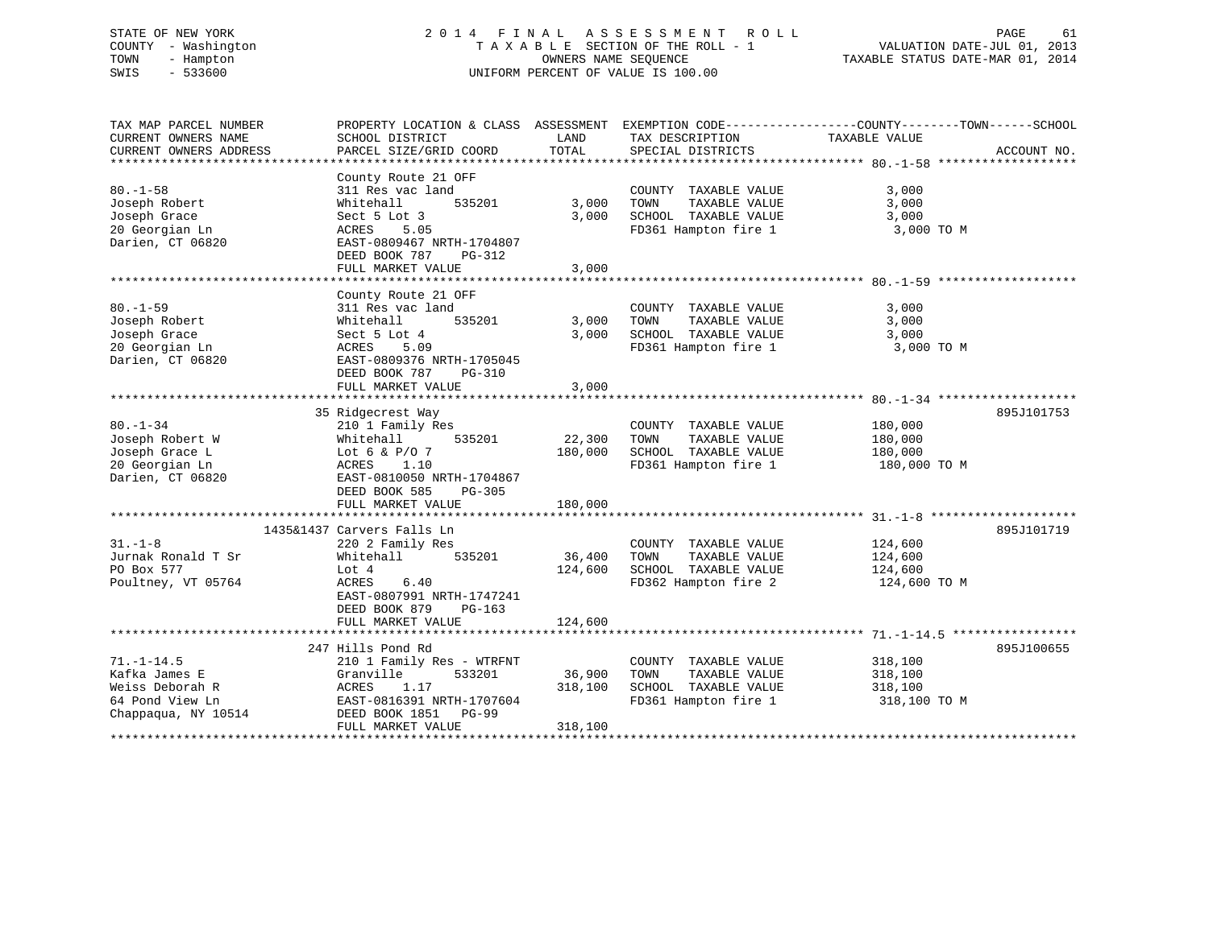STATE OF NEW YORK
COUNTY - Washington
TOWN - Hampton
SWIS - 533600

2014 FINAL ASSESSMENT ROLL
TAXABLE SECTION OF THE ROLL - 1
OWNERS NAME SEQUENCE
UNIFORM PERCENT OF VALUE IS 100.00

VALUATION DATE-JUL 01, 2013
TAXABLE STATUS DATE-MAR 01, 2014

| TAX MAP PARCEL NUMBER / CURRENT OWNERS NAME / CURRENT OWNERS ADDRESS | PROPERTY LOCATION & CLASS / SCHOOL DISTRICT / PARCEL SIZE/GRID COORD | ASSESSMENT LAND / TOTAL | EXEMPTION CODE / TAX DESCRIPTION / SPECIAL DISTRICTS | TAXABLE VALUE (COUNTY--TOWN--SCHOOL) | ACCOUNT NO. |
|---|---|---|---|---|---|
| 80.-1-58 | County Route 21 OFF | | | | |
| | 311 Res vac land | | COUNTY TAXABLE VALUE | 3,000 | |
| Joseph Robert | Whitehall 535201 | 3,000 | TOWN TAXABLE VALUE | 3,000 | |
| Joseph Grace | Sect 5 Lot 3 | 3,000 | SCHOOL TAXABLE VALUE | 3,000 | |
| 20 Georgian Ln | ACRES 5.05 | | FD361 Hampton fire 1 | 3,000 TO M | |
| Darien, CT 06820 | EAST-0809467 NRTH-1704807 | | | | |
| | DEED BOOK 787 PG-312 | | | | |
| | FULL MARKET VALUE | 3,000 | | | |
| 80.-1-59 | County Route 21 OFF | | | | |
| | 311 Res vac land | | COUNTY TAXABLE VALUE | 3,000 | |
| Joseph Robert | Whitehall 535201 | 3,000 | TOWN TAXABLE VALUE | 3,000 | |
| Joseph Grace | Sect 5 Lot 4 | 3,000 | SCHOOL TAXABLE VALUE | 3,000 | |
| 20 Georgian Ln | ACRES 5.09 | | FD361 Hampton fire 1 | 3,000 TO M | |
| Darien, CT 06820 | EAST-0809376 NRTH-1705045 | | | | |
| | DEED BOOK 787 PG-310 | | | | |
| | FULL MARKET VALUE | 3,000 | | | |
| 80.-1-34 | 35 Ridgecrest Way | | | | 895J101753 |
| | 210 1 Family Res | | COUNTY TAXABLE VALUE | 180,000 | |
| Joseph Robert W | Whitehall 535201 | 22,300 | TOWN TAXABLE VALUE | 180,000 | |
| Joseph Grace L | Lot 6 & P/O 7 | 180,000 | SCHOOL TAXABLE VALUE | 180,000 | |
| 20 Georgian Ln | ACRES 1.10 | | FD361 Hampton fire 1 | 180,000 TO M | |
| Darien, CT 06820 | EAST-0810050 NRTH-1704867 | | | | |
| | DEED BOOK 585 PG-305 | | | | |
| | FULL MARKET VALUE | 180,000 | | | |
| 31.-1-8 | 1435&1437 Carvers Falls Ln | | | | 895J101719 |
| | 220 2 Family Res | | COUNTY TAXABLE VALUE | 124,600 | |
| Jurnak Ronald T Sr | Whitehall 535201 | 36,400 | TOWN TAXABLE VALUE | 124,600 | |
| PO Box 577 | Lot 4 | 124,600 | SCHOOL TAXABLE VALUE | 124,600 | |
| Poultney, VT 05764 | ACRES 6.40 | | FD362 Hampton fire 2 | 124,600 TO M | |
| | EAST-0807991 NRTH-1747241 | | | | |
| | DEED BOOK 879 PG-163 | | | | |
| | FULL MARKET VALUE | 124,600 | | | |
| 71.-1-14.5 | 247 Hills Pond Rd | | | | 895J100655 |
| | 210 1 Family Res - WTRFNT | | COUNTY TAXABLE VALUE | 318,100 | |
| Kafka James E | Granville 533201 | 36,900 | TOWN TAXABLE VALUE | 318,100 | |
| Weiss Deborah R | ACRES 1.17 | 318,100 | SCHOOL TAXABLE VALUE | 318,100 | |
| 64 Pond View Ln | EAST-0816391 NRTH-1707604 | | FD361 Hampton fire 1 | 318,100 TO M | |
| Chappaqua, NY 10514 | DEED BOOK 1851 PG-99 | | | | |
| | FULL MARKET VALUE | 318,100 | | | |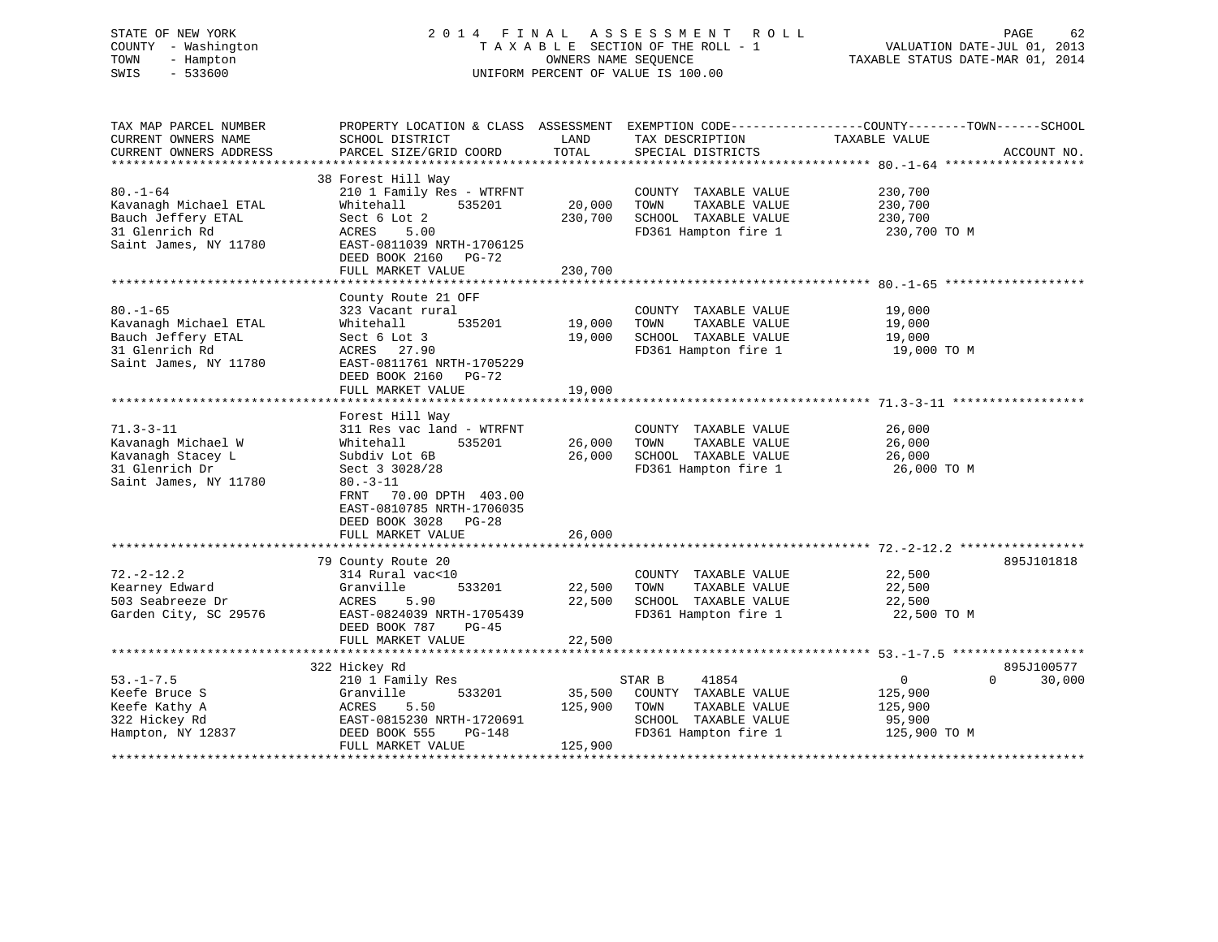STATE OF NEW YORK
COUNTY - Washington
TOWN - Hampton
SWIS - 533600

2014 FINAL ASSESSMENT ROLL
TAXABLE SECTION OF THE ROLL - 1
OWNERS NAME SEQUENCE
UNIFORM PERCENT OF VALUE IS 100.00

VALUATION DATE-JUL 01, 2013
TAXABLE STATUS DATE-MAR 01, 2014

| TAX MAP PARCEL NUMBER / CURRENT OWNERS NAME / CURRENT OWNERS ADDRESS | PROPERTY LOCATION & CLASS / SCHOOL DISTRICT / PARCEL SIZE/GRID COORD | ASSESSMENT LAND / TOTAL | EXEMPTION CODE / TAX DESCRIPTION / SPECIAL DISTRICTS | COUNTY / TAXABLE VALUE | TOWN | SCHOOL / ACCOUNT NO. |
|---|---|---|---|---|---|---|
| **80.-1-64** | 38 Forest Hill Way | | | | | |
| 80.-1-64 | 210 1 Family Res - WTRFNT | | COUNTY TAXABLE VALUE | 230,700 | | |
| Kavanagh Michael ETAL | Whitehall 535201 | 20,000 | TOWN TAXABLE VALUE | 230,700 | | |
| Bauch Jeffery ETAL | Sect 6 Lot 2 | 230,700 | SCHOOL TAXABLE VALUE | 230,700 | | |
| 31 Glenrich Rd | ACRES 5.00 | | FD361 Hampton fire 1 | 230,700 TO M | | |
| Saint James, NY 11780 | EAST-0811039 NRTH-1706125 | | | | | |
| | DEED BOOK 2160 PG-72 | | | | | |
| | FULL MARKET VALUE | 230,700 | | | | |
| **80.-1-65** | County Route 21 OFF | | | | | |
| 80.-1-65 | 323 Vacant rural | | COUNTY TAXABLE VALUE | 19,000 | | |
| Kavanagh Michael ETAL | Whitehall 535201 | 19,000 | TOWN TAXABLE VALUE | 19,000 | | |
| Bauch Jeffery ETAL | Sect 6 Lot 3 | 19,000 | SCHOOL TAXABLE VALUE | 19,000 | | |
| 31 Glenrich Rd | ACRES 27.90 | | FD361 Hampton fire 1 | 19,000 TO M | | |
| Saint James, NY 11780 | EAST-0811761 NRTH-1705229 | | | | | |
| | DEED BOOK 2160 PG-72 | | | | | |
| | FULL MARKET VALUE | 19,000 | | | | |
| **71.3-3-11** | Forest Hill Way | | | | | |
| 71.3-3-11 | 311 Res vac land - WTRFNT | | COUNTY TAXABLE VALUE | 26,000 | | |
| Kavanagh Michael W | Whitehall 535201 | 26,000 | TOWN TAXABLE VALUE | 26,000 | | |
| Kavanagh Stacey L | Subdiv Lot 6B | 26,000 | SCHOOL TAXABLE VALUE | 26,000 | | |
| 31 Glenrich Dr | Sect 3 3028/28 | | FD361 Hampton fire 1 | 26,000 TO M | | |
| Saint James, NY 11780 | 80.-3-11 | | | | | |
| | FRNT 70.00 DPTH 403.00 | | | | | |
| | EAST-0810785 NRTH-1706035 | | | | | |
| | DEED BOOK 3028 PG-28 | | | | | |
| | FULL MARKET VALUE | 26,000 | | | | |
| **72.-2-12.2** | 79 County Route 20 | | | | | 895J101818 |
| 72.-2-12.2 | 314 Rural vac<10 | | COUNTY TAXABLE VALUE | 22,500 | | |
| Kearney Edward | Granville 533201 | 22,500 | TOWN TAXABLE VALUE | 22,500 | | |
| 503 Seabreeze Dr | ACRES 5.90 | 22,500 | SCHOOL TAXABLE VALUE | 22,500 | | |
| Garden City, SC 29576 | EAST-0824039 NRTH-1705439 | | FD361 Hampton fire 1 | 22,500 TO M | | |
| | DEED BOOK 787 PG-45 | | | | | |
| | FULL MARKET VALUE | 22,500 | | | | |
| **53.-1-7.5** | 322 Hickey Rd | | | | | 895J100577 |
| 53.-1-7.5 | 210 1 Family Res | | STAR B 41854 | 0 | 0 | 30,000 |
| Keefe Bruce S | Granville 533201 | 35,500 | COUNTY TAXABLE VALUE | 125,900 | | |
| Keefe Kathy A | ACRES 5.50 | 125,900 | TOWN TAXABLE VALUE | 125,900 | | |
| 322 Hickey Rd | EAST-0815230 NRTH-1720691 | | SCHOOL TAXABLE VALUE | 95,900 | | |
| Hampton, NY 12837 | DEED BOOK 555 PG-148 | | FD361 Hampton fire 1 | 125,900 TO M | | |
| | FULL MARKET VALUE | 125,900 | | | | |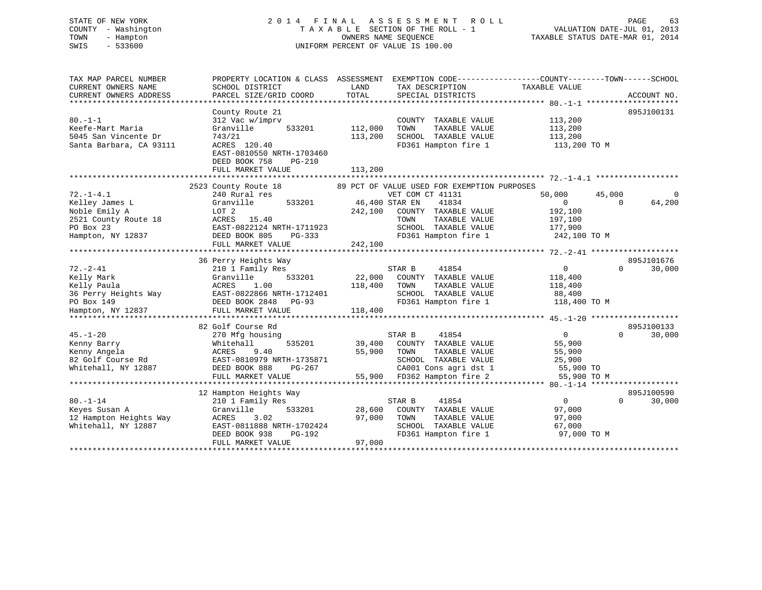STATE OF NEW YORK
COUNTY - Washington
TOWN - Hampton
SWIS - 533600

# 2014 FINAL ASSESSMENT ROLL

TAXABLE SECTION OF THE ROLL - 1
OWNERS NAME SEQUENCE
UNIFORM PERCENT OF VALUE IS 100.00

VALUATION DATE-JUL 01, 2013
TAXABLE STATUS DATE-MAR 01, 2014

```
TAX MAP PARCEL NUMBER          PROPERTY LOCATION & CLASS  ASSESSMENT  EXEMPTION CODE------------------COUNTY--------TOWN------SCHOOL
CURRENT OWNERS NAME            SCHOOL DISTRICT               LAND      TAX DESCRIPTION            TAXABLE VALUE
CURRENT OWNERS ADDRESS         PARCEL SIZE/GRID COORD        TOTAL     SPECIAL DISTRICTS                                   ACCOUNT NO.
******************************************************************************************************* 80.-1-1 ********************
                               County Route 21                                                                             895J100131
80.-1-1                        312 Vac w/imprv                         COUNTY  TAXABLE VALUE            113,200
Keefe-Mart Maria               Granville        533201      112,000    TOWN    TAXABLE VALUE            113,200
5045 San Vincente Dr           743/21                       113,200    SCHOOL  TAXABLE VALUE            113,200
Santa Barbara, CA 93111        ACRES 120.40                            FD361 Hampton fire 1             113,200 TO M
                               EAST-0810550 NRTH-1703460
                               DEED BOOK 758    PG-210
                               FULL MARKET VALUE            113,200
******************************************************************************************************* 72.-1-4.1 ******************
                               2523 County Route 18          89 PCT OF VALUE USED FOR EXEMPTION PURPOSES
72.-1-4.1                      240 Rural res                           VET COM CT 41131          50,000       45,000            0
Kelley James L                 Granville        533201       46,400 STAR EN    41834                 0            0       64,200
Noble Emily A                  LOT 2                        242,100    COUNTY  TAXABLE VALUE            192,100
2521 County Route 18           ACRES  15.40                            TOWN    TAXABLE VALUE            197,100
PO Box 23                      EAST-0822124 NRTH-1711923               SCHOOL  TAXABLE VALUE            177,900
Hampton, NY 12837              DEED BOOK 805    PG-333                 FD361 Hampton fire 1             242,100 TO M
                               FULL MARKET VALUE            242,100
******************************************************************************************************* 72.-2-41 *******************
                               36 Perry Heights Way                                                                        895J101676
72.-2-41                       210 1 Family Res                        STAR B     41854                  0            0       30,000
Kelly Mark                     Granville        533201       22,000    COUNTY  TAXABLE VALUE            118,400
Kelly Paula                    ACRES   1.00                 118,400    TOWN    TAXABLE VALUE            118,400
36 Perry Heights Way           EAST-0822866 NRTH-1712401               SCHOOL  TAXABLE VALUE             88,400
PO Box 149                     DEED BOOK 2848   PG-93                  FD361 Hampton fire 1             118,400 TO M
Hampton, NY 12837              FULL MARKET VALUE            118,400
******************************************************************************************************* 45.-1-20 *******************
                               82 Golf Course Rd                                                                           895J100133
45.-1-20                       270 Mfg housing                         STAR B     41854                  0            0       30,000
Kenny Barry                    Whitehall        535201       39,400    COUNTY  TAXABLE VALUE             55,900
Kenny Angela                   ACRES   9.40                  55,900    TOWN    TAXABLE VALUE             55,900
82 Golf Course Rd              EAST-0810979 NRTH-1735871               SCHOOL  TAXABLE VALUE             25,900
Whitehall, NY 12887            DEED BOOK 888    PG-267                 CA001 Cons agri dst 1             55,900 TO
                               FULL MARKET VALUE             55,900    FD362 Hampton fire 2              55,900 TO M
******************************************************************************************************* 80.-1-14 *******************
                               12 Hampton Heights Way                                                                      895J100590
80.-1-14                       210 1 Family Res                        STAR B     41854                  0            0       30,000
Keyes Susan A                  Granville        533201       28,600    COUNTY  TAXABLE VALUE             97,000
12 Hampton Heights Way         ACRES   3.02                  97,000    TOWN    TAXABLE VALUE             97,000
Whitehall, NY 12887            EAST-0811888 NRTH-1702424               SCHOOL  TAXABLE VALUE             67,000
                               DEED BOOK 938    PG-192                 FD361 Hampton fire 1              97,000 TO M
                               FULL MARKET VALUE             97,000
************************************************************************************************************************************
```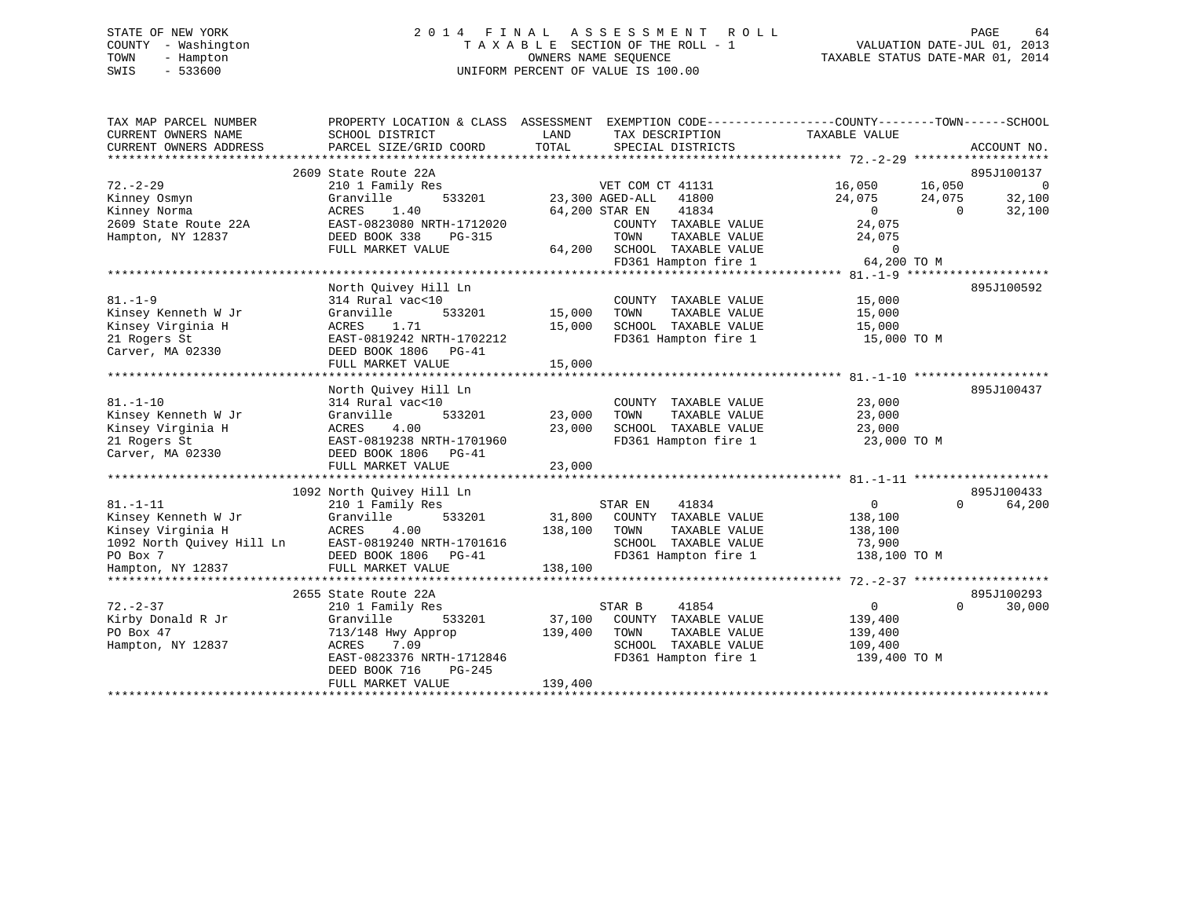STATE OF NEW YORK
COUNTY - Washington
TOWN - Hampton
SWIS - 533600

2 0 1 4 F I N A L A S S E S S M E N T R O L L
T A X A B L E SECTION OF THE ROLL - 1
OWNERS NAME SEQUENCE
UNIFORM PERCENT OF VALUE IS 100.00

VALUATION DATE-JUL 01, 2013
TAXABLE STATUS DATE-MAR 01, 2014

```
TAX MAP PARCEL NUMBER          PROPERTY LOCATION & CLASS  ASSESSMENT  EXEMPTION CODE------------------COUNTY--------TOWN------SCHOOL
CURRENT OWNERS NAME            SCHOOL DISTRICT             LAND       TAX DESCRIPTION              TAXABLE VALUE
CURRENT OWNERS ADDRESS         PARCEL SIZE/GRID COORD      TOTAL      SPECIAL DISTRICTS                                     ACCOUNT NO.
******************************************************************************************************* 72.-2-29 *******************
                               2609 State Route 22A                                                                          895J100137
72.-2-29                       210 1 Family Res                       VET COM CT 41131          16,050      16,050             0
Kinney Osmyn                   Granville      533201       23,300 AGED-ALL   41800              24,075      24,075        32,100
Kinney Norma                   ACRES    1.40               64,200 STAR EN    41834                   0           0        32,100
2609 State Route 22A           EAST-0823080 NRTH-1712020              COUNTY  TAXABLE VALUE         24,075
Hampton, NY 12837              DEED BOOK 338    PG-315                TOWN    TAXABLE VALUE         24,075
                               FULL MARKET VALUE            64,200    SCHOOL  TAXABLE VALUE              0
                                                                      FD361 Hampton fire 1          64,200 TO M
******************************************************************************************************* 81.-1-9 ********************
                               North Quivey Hill Ln                                                                          895J100592
81.-1-9                        314 Rural vac<10                       COUNTY  TAXABLE VALUE         15,000
Kinsey Kenneth W Jr            Granville      533201       15,000     TOWN    TAXABLE VALUE         15,000
Kinsey Virginia H              ACRES    1.71               15,000     SCHOOL  TAXABLE VALUE         15,000
21 Rogers St                   EAST-0819242 NRTH-1702212              FD361 Hampton fire 1          15,000 TO M
Carver, MA 02330               DEED BOOK 1806   PG-41
                               FULL MARKET VALUE            15,000
******************************************************************************************************* 81.-1-10 *******************
                               North Quivey Hill Ln                                                                          895J100437
81.-1-10                       314 Rural vac<10                       COUNTY  TAXABLE VALUE         23,000
Kinsey Kenneth W Jr            Granville      533201       23,000     TOWN    TAXABLE VALUE         23,000
Kinsey Virginia H              ACRES    4.00               23,000     SCHOOL  TAXABLE VALUE         23,000
21 Rogers St                   EAST-0819238 NRTH-1701960              FD361 Hampton fire 1          23,000 TO M
Carver, MA 02330               DEED BOOK 1806   PG-41
                               FULL MARKET VALUE            23,000
******************************************************************************************************* 81.-1-11 *******************
                               1092 North Quivey Hill Ln                                                                     895J100433
81.-1-11                       210 1 Family Res                       STAR EN    41834                   0           0        64,200
Kinsey Kenneth W Jr            Granville      533201       31,800     COUNTY  TAXABLE VALUE        138,100
Kinsey Virginia H              ACRES    4.00              138,100     TOWN    TAXABLE VALUE        138,100
1092 North Quivey Hill Ln      EAST-0819240 NRTH-1701616              SCHOOL  TAXABLE VALUE         73,900
PO Box 7                       DEED BOOK 1806   PG-41                 FD361 Hampton fire 1         138,100 TO M
Hampton, NY 12837              FULL MARKET VALUE           138,100
******************************************************************************************************* 72.-2-37 *******************
                               2655 State Route 22A                                                                          895J100293
72.-2-37                       210 1 Family Res                       STAR B     41854                   0           0        30,000
Kirby Donald R Jr              Granville      533201       37,100     COUNTY  TAXABLE VALUE        139,400
PO Box 47                      713/148 Hwy Approp         139,400     TOWN    TAXABLE VALUE        139,400
Hampton, NY 12837              ACRES    7.09                          SCHOOL  TAXABLE VALUE        109,400
                               EAST-0823376 NRTH-1712846              FD361 Hampton fire 1         139,400 TO M
                               DEED BOOK 716    PG-245
                               FULL MARKET VALUE           139,400
************************************************************************************************************************************
```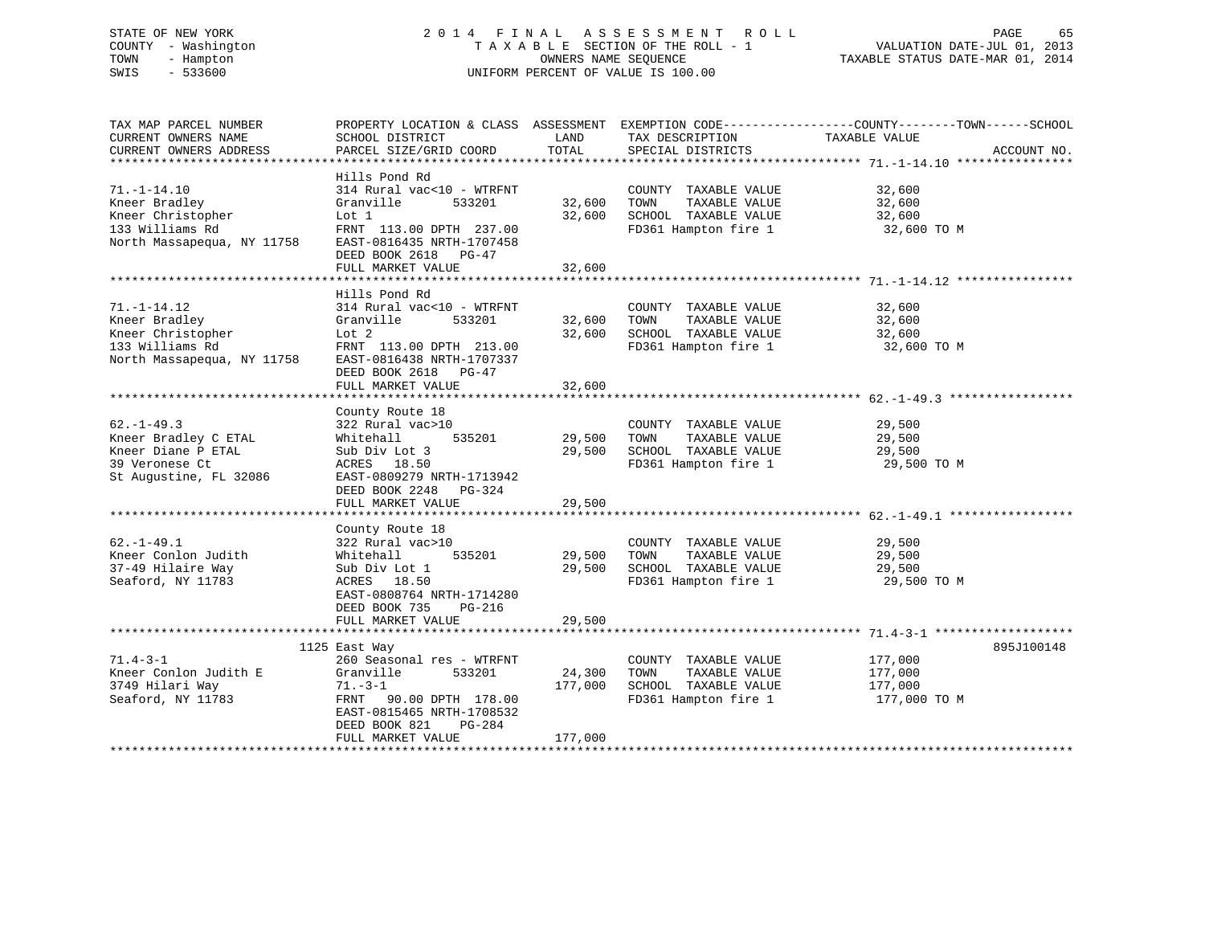STATE OF NEW YORK
COUNTY - Washington
TOWN - Hampton
SWIS - 533600

# 2014 FINAL ASSESSMENT ROLL

TAXABLE SECTION OF THE ROLL - 1
OWNERS NAME SEQUENCE
UNIFORM PERCENT OF VALUE IS 100.00

VALUATION DATE-JUL 01, 2013
TAXABLE STATUS DATE-MAR 01, 2014

| TAX MAP PARCEL NUMBER / CURRENT OWNERS NAME / CURRENT OWNERS ADDRESS | PROPERTY LOCATION & CLASS / SCHOOL DISTRICT / PARCEL SIZE/GRID COORD | ASSESSMENT LAND | TOTAL | EXEMPTION CODE / TAX DESCRIPTION / SPECIAL DISTRICTS | COUNTY--------TOWN------SCHOOL TAXABLE VALUE | ACCOUNT NO. |
|---|---|---|---|---|---|---|
| **71.-1-14.10** | Hills Pond Rd | | | | | |
| 71.-1-14.10 | 314 Rural vac<10 - WTRFNT | | | COUNTY TAXABLE VALUE | 32,600 | |
| Kneer Bradley | Granville 533201 | 32,600 | | TOWN TAXABLE VALUE | 32,600 | |
| Kneer Christopher | Lot 1 | | 32,600 | SCHOOL TAXABLE VALUE | 32,600 | |
| 133 Williams Rd | FRNT 113.00 DPTH 237.00 | | | FD361 Hampton fire 1 | 32,600 TO M | |
| North Massapequa, NY 11758 | EAST-0816435 NRTH-1707458 | | | | | |
| | DEED BOOK 2618 PG-47 | | | | | |
| | FULL MARKET VALUE | | 32,600 | | | |
| **71.-1-14.12** | Hills Pond Rd | | | | | |
| 71.-1-14.12 | 314 Rural vac<10 - WTRFNT | | | COUNTY TAXABLE VALUE | 32,600 | |
| Kneer Bradley | Granville 533201 | 32,600 | | TOWN TAXABLE VALUE | 32,600 | |
| Kneer Christopher | Lot 2 | | 32,600 | SCHOOL TAXABLE VALUE | 32,600 | |
| 133 Williams Rd | FRNT 113.00 DPTH 213.00 | | | FD361 Hampton fire 1 | 32,600 TO M | |
| North Massapequa, NY 11758 | EAST-0816438 NRTH-1707337 | | | | | |
| | DEED BOOK 2618 PG-47 | | | | | |
| | FULL MARKET VALUE | | 32,600 | | | |
| **62.-1-49.3** | County Route 18 | | | | | |
| 62.-1-49.3 | 322 Rural vac>10 | | | COUNTY TAXABLE VALUE | 29,500 | |
| Kneer Bradley C ETAL | Whitehall 535201 | 29,500 | | TOWN TAXABLE VALUE | 29,500 | |
| Kneer Diane P ETAL | Sub Div Lot 3 | | 29,500 | SCHOOL TAXABLE VALUE | 29,500 | |
| 39 Veronese Ct | ACRES 18.50 | | | FD361 Hampton fire 1 | 29,500 TO M | |
| St Augustine, FL 32086 | EAST-0809279 NRTH-1713942 | | | | | |
| | DEED BOOK 2248 PG-324 | | | | | |
| | FULL MARKET VALUE | | 29,500 | | | |
| **62.-1-49.1** | County Route 18 | | | | | |
| 62.-1-49.1 | 322 Rural vac>10 | | | COUNTY TAXABLE VALUE | 29,500 | |
| Kneer Conlon Judith | Whitehall 535201 | 29,500 | | TOWN TAXABLE VALUE | 29,500 | |
| 37-49 Hilaire Way | Sub Div Lot 1 | | 29,500 | SCHOOL TAXABLE VALUE | 29,500 | |
| Seaford, NY 11783 | ACRES 18.50 | | | FD361 Hampton fire 1 | 29,500 TO M | |
| | EAST-0808764 NRTH-1714280 | | | | | |
| | DEED BOOK 735 PG-216 | | | | | |
| | FULL MARKET VALUE | | 29,500 | | | |
| **71.4-3-1** | 1125 East Way | | | | | 895J100148 |
| 71.4-3-1 | 260 Seasonal res - WTRFNT | | | COUNTY TAXABLE VALUE | 177,000 | |
| Kneer Conlon Judith E | Granville 533201 | 24,300 | | TOWN TAXABLE VALUE | 177,000 | |
| 3749 Hilari Way | 71.-3-1 | | 177,000 | SCHOOL TAXABLE VALUE | 177,000 | |
| Seaford, NY 11783 | FRNT 90.00 DPTH 178.00 | | | FD361 Hampton fire 1 | 177,000 TO M | |
| | EAST-0815465 NRTH-1708532 | | | | | |
| | DEED BOOK 821 PG-284 | | | | | |
| | FULL MARKET VALUE | | 177,000 | | | |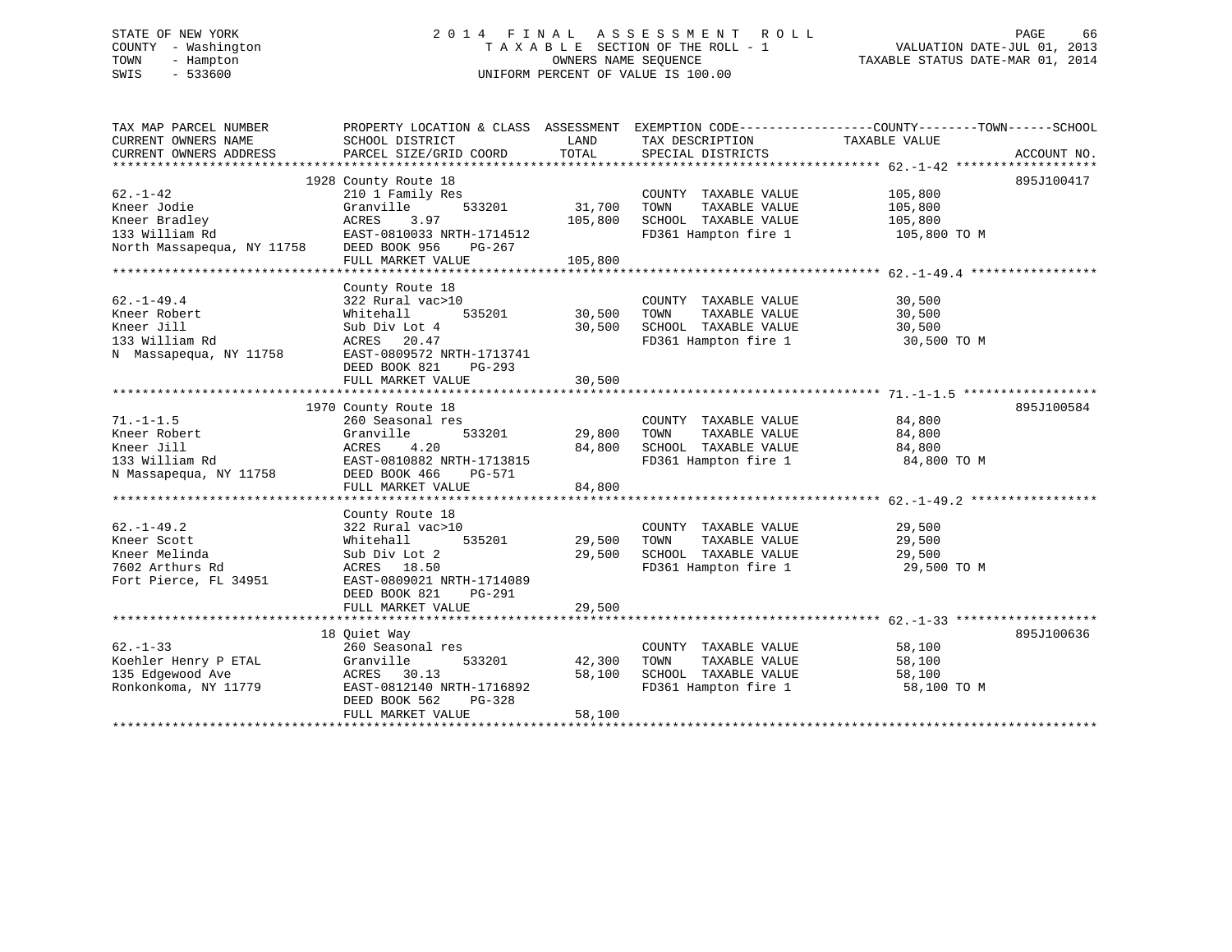STATE OF NEW YORK
COUNTY - Washington
TOWN - Hampton
SWIS - 533600

# 2014 FINAL ASSESSMENT ROLL
TAXABLE SECTION OF THE ROLL - 1
OWNERS NAME SEQUENCE
UNIFORM PERCENT OF VALUE IS 100.00

VALUATION DATE-JUL 01, 2013
TAXABLE STATUS DATE-MAR 01, 2014

```
TAX MAP PARCEL NUMBER          PROPERTY LOCATION & CLASS  ASSESSMENT  EXEMPTION CODE------------------COUNTY--------TOWN------SCHOOL
CURRENT OWNERS NAME            SCHOOL DISTRICT              LAND       TAX DESCRIPTION             TAXABLE VALUE
CURRENT OWNERS ADDRESS         PARCEL SIZE/GRID COORD       TOTAL      SPECIAL DISTRICTS                                   ACCOUNT NO.
******************************************************************************************************* 62.-1-42 *******************
                          1928 County Route 18                                                                          895J100417
62.-1-42                       210 1 Family Res                        COUNTY  TAXABLE VALUE            105,800
Kneer Jodie                    Granville       533201       31,700    TOWN    TAXABLE VALUE            105,800
Kneer Bradley                  ACRES    3.97               105,800    SCHOOL  TAXABLE VALUE            105,800
133 William Rd                 EAST-0810033 NRTH-1714512              FD361 Hampton fire 1              105,800 TO M
North Massapequa, NY 11758     DEED BOOK 956    PG-267
                               FULL MARKET VALUE           105,800
******************************************************************************************************* 62.-1-49.4 *****************
                               County Route 18
62.-1-49.4                     322 Rural vac>10                        COUNTY  TAXABLE VALUE             30,500
Kneer Robert                   Whitehall       535201       30,500    TOWN    TAXABLE VALUE             30,500
Kneer Jill                     Sub Div Lot 4                30,500    SCHOOL  TAXABLE VALUE             30,500
133 William Rd                 ACRES   20.47                          FD361 Hampton fire 1               30,500 TO M
N  Massapequa, NY 11758        EAST-0809572 NRTH-1713741
                               DEED BOOK 821    PG-293
                               FULL MARKET VALUE            30,500
******************************************************************************************************* 71.-1-1.5 ******************
                          1970 County Route 18                                                                          895J100584
71.-1-1.5                      260 Seasonal res                        COUNTY  TAXABLE VALUE             84,800
Kneer Robert                   Granville       533201       29,800    TOWN    TAXABLE VALUE             84,800
Kneer Jill                     ACRES    4.20                84,800    SCHOOL  TAXABLE VALUE             84,800
133 William Rd                 EAST-0810882 NRTH-1713815              FD361 Hampton fire 1               84,800 TO M
N Massapequa, NY 11758         DEED BOOK 466    PG-571
                               FULL MARKET VALUE            84,800
******************************************************************************************************* 62.-1-49.2 *****************
                               County Route 18
62.-1-49.2                     322 Rural vac>10                        COUNTY  TAXABLE VALUE             29,500
Kneer Scott                    Whitehall       535201       29,500    TOWN    TAXABLE VALUE             29,500
Kneer Melinda                  Sub Div Lot 2                29,500    SCHOOL  TAXABLE VALUE             29,500
7602 Arthurs Rd                ACRES   18.50                          FD361 Hampton fire 1               29,500 TO M
Fort Pierce, FL 34951          EAST-0809021 NRTH-1714089
                               DEED BOOK 821    PG-291
                               FULL MARKET VALUE            29,500
******************************************************************************************************* 62.-1-33 *******************
                            18 Quiet Way                                                                                895J100636
62.-1-33                       260 Seasonal res                        COUNTY  TAXABLE VALUE             58,100
Koehler Henry P ETAL           Granville       533201       42,300    TOWN    TAXABLE VALUE             58,100
135 Edgewood Ave               ACRES   30.13                58,100    SCHOOL  TAXABLE VALUE             58,100
Ronkonkoma, NY 11779           EAST-0812140 NRTH-1716892              FD361 Hampton fire 1               58,100 TO M
                               DEED BOOK 562    PG-328
                               FULL MARKET VALUE            58,100
************************************************************************************************************************************
```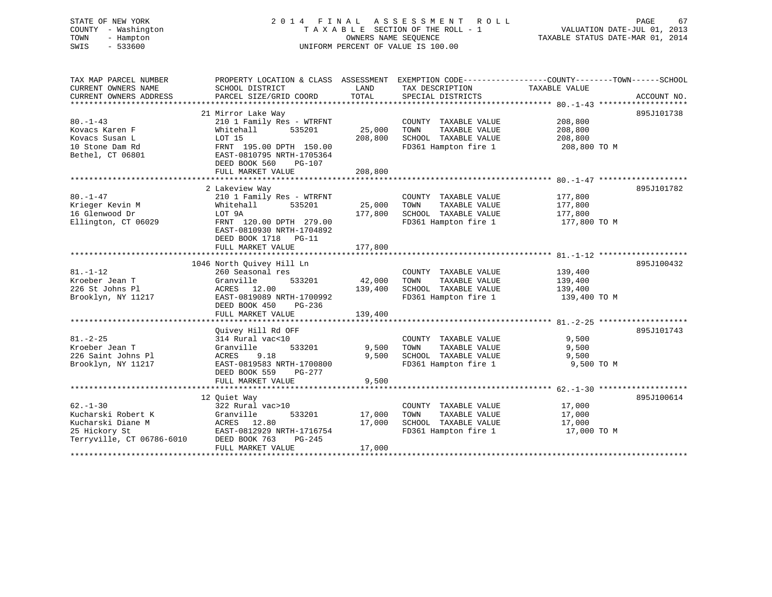STATE OF NEW YORK
COUNTY - Washington
TOWN - Hampton
SWIS - 533600

# 2014 FINAL ASSESSMENT ROLL
TAXABLE SECTION OF THE ROLL - 1
OWNERS NAME SEQUENCE
UNIFORM PERCENT OF VALUE IS 100.00

VALUATION DATE-JUL 01, 2013
TAXABLE STATUS DATE-MAR 01, 2014

| TAX MAP PARCEL NUMBER / CURRENT OWNERS NAME / CURRENT OWNERS ADDRESS | PROPERTY LOCATION & CLASS / SCHOOL DISTRICT / PARCEL SIZE/GRID COORD | ASSESSMENT LAND / TOTAL | EXEMPTION CODE / TAX DESCRIPTION / SPECIAL DISTRICTS | COUNTY / TOWN / SCHOOL TAXABLE VALUE | ACCOUNT NO. |
|---|---|---|---|---|---|
| **80.-1-43** | 21 Mirror Lake Way | | | | 895J101738 |
| 80.-1-43 | 210 1 Family Res - WTRFNT | | COUNTY TAXABLE VALUE | 208,800 | |
| Kovacs Karen F | Whitehall 535201 | 25,000 | TOWN TAXABLE VALUE | 208,800 | |
| Kovacs Susan L | LOT 15 | 208,800 | SCHOOL TAXABLE VALUE | 208,800 | |
| 10 Stone Dam Rd | FRNT 195.00 DPTH 150.00 | | FD361 Hampton fire 1 | 208,800 TO M | |
| Bethel, CT 06801 | EAST-0810795 NRTH-1705364 | | | | |
| | DEED BOOK 560 PG-107 | | | | |
| | FULL MARKET VALUE | 208,800 | | | |
| **80.-1-47** | 2 Lakeview Way | | | | 895J101782 |
| 80.-1-47 | 210 1 Family Res - WTRFNT | | COUNTY TAXABLE VALUE | 177,800 | |
| Krieger Kevin M | Whitehall 535201 | 25,000 | TOWN TAXABLE VALUE | 177,800 | |
| 16 Glenwood Dr | LOT 9A | 177,800 | SCHOOL TAXABLE VALUE | 177,800 | |
| Ellington, CT 06029 | FRNT 120.00 DPTH 279.00 | | FD361 Hampton fire 1 | 177,800 TO M | |
| | EAST-0810930 NRTH-1704892 | | | | |
| | DEED BOOK 1718 PG-11 | | | | |
| | FULL MARKET VALUE | 177,800 | | | |
| **81.-1-12** | 1046 North Quivey Hill Ln | | | | 895J100432 |
| 81.-1-12 | 260 Seasonal res | | COUNTY TAXABLE VALUE | 139,400 | |
| Kroeber Jean T | Granville 533201 | 42,000 | TOWN TAXABLE VALUE | 139,400 | |
| 226 St Johns Pl | ACRES 12.00 | 139,400 | SCHOOL TAXABLE VALUE | 139,400 | |
| Brooklyn, NY 11217 | EAST-0819089 NRTH-1700992 | | FD361 Hampton fire 1 | 139,400 TO M | |
| | DEED BOOK 450 PG-236 | | | | |
| | FULL MARKET VALUE | 139,400 | | | |
| **81.-2-25** | Quivey Hill Rd OFF | | | | 895J101743 |
| 81.-2-25 | 314 Rural vac<10 | | COUNTY TAXABLE VALUE | 9,500 | |
| Kroeber Jean T | Granville 533201 | 9,500 | TOWN TAXABLE VALUE | 9,500 | |
| 226 Saint Johns Pl | ACRES 9.18 | 9,500 | SCHOOL TAXABLE VALUE | 9,500 | |
| Brooklyn, NY 11217 | EAST-0819583 NRTH-1700800 | | FD361 Hampton fire 1 | 9,500 TO M | |
| | DEED BOOK 559 PG-277 | | | | |
| | FULL MARKET VALUE | 9,500 | | | |
| **62.-1-30** | 12 Quiet Way | | | | 895J100614 |
| 62.-1-30 | 322 Rural vac>10 | | COUNTY TAXABLE VALUE | 17,000 | |
| Kucharski Robert K | Granville 533201 | 17,000 | TOWN TAXABLE VALUE | 17,000 | |
| Kucharski Diane M | ACRES 12.80 | 17,000 | SCHOOL TAXABLE VALUE | 17,000 | |
| 25 Hickory St | EAST-0812929 NRTH-1716754 | | FD361 Hampton fire 1 | 17,000 TO M | |
| Terryville, CT 06786-6010 | DEED BOOK 763 PG-245 | | | | |
| | FULL MARKET VALUE | 17,000 | | | |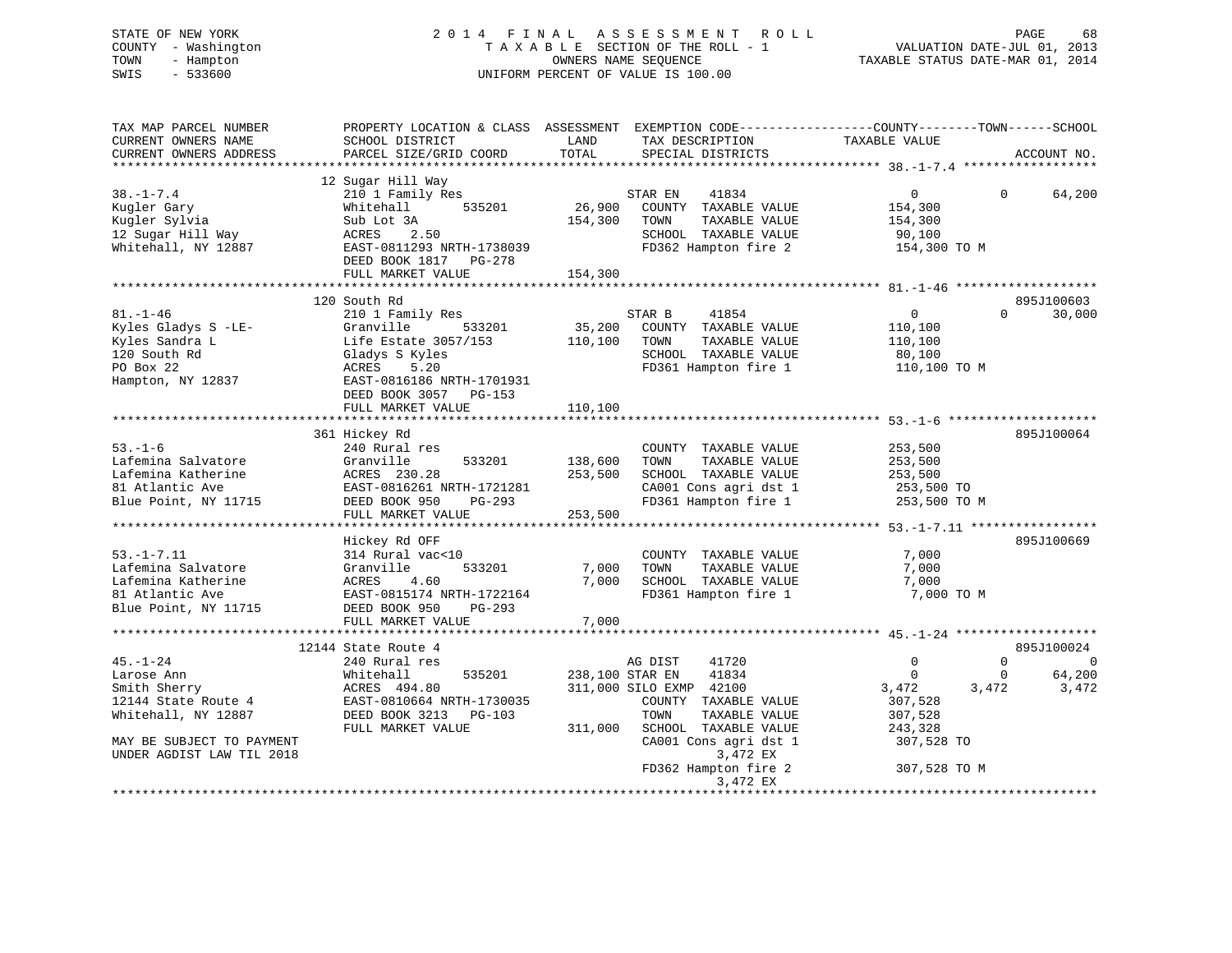STATE OF NEW YORK
COUNTY - Washington
TOWN - Hampton
SWIS - 533600

2014 FINAL ASSESSMENT ROLL
TAXABLE SECTION OF THE ROLL - 1
OWNERS NAME SEQUENCE
UNIFORM PERCENT OF VALUE IS 100.00

VALUATION DATE-JUL 01, 2013
TAXABLE STATUS DATE-MAR 01, 2014

```
TAX MAP PARCEL NUMBER          PROPERTY LOCATION & CLASS  ASSESSMENT  EXEMPTION CODE-----------------COUNTY--------TOWN------SCHOOL
CURRENT OWNERS NAME            SCHOOL DISTRICT               LAND      TAX DESCRIPTION            TAXABLE VALUE
CURRENT OWNERS ADDRESS         PARCEL SIZE/GRID COORD        TOTAL     SPECIAL DISTRICTS                                  ACCOUNT NO.
******************************************************************************************************* 38.-1-7.4 ******************
                               12 Sugar Hill Way
38.-1-7.4                      210 1 Family Res                   STAR EN    41834              0            0       64,200
Kugler Gary                    Whitehall        535201     26,900   COUNTY  TAXABLE VALUE        154,300
Kugler Sylvia                  Sub Lot 3A                 154,300   TOWN    TAXABLE VALUE        154,300
12 Sugar Hill Way              ACRES    2.50                         SCHOOL  TAXABLE VALUE         90,100
Whitehall, NY 12887            EAST-0811293 NRTH-1738039             FD362 Hampton fire 2          154,300 TO M
                               DEED BOOK 1817   PG-278
                               FULL MARKET VALUE          154,300
******************************************************************************************************* 81.-1-46 *******************
                               120 South Rd                                                                        895J100603
81.-1-46                       210 1 Family Res                   STAR B     41854              0            0       30,000
Kyles Gladys S -LE-            Granville        533201     35,200   COUNTY  TAXABLE VALUE        110,100
Kyles Sandra L                 Life Estate 3057/153       110,100   TOWN    TAXABLE VALUE        110,100
120 South Rd                   Gladys S Kyles                        SCHOOL  TAXABLE VALUE         80,100
PO Box 22                      ACRES    5.20                         FD361 Hampton fire 1          110,100 TO M
Hampton, NY 12837              EAST-0816186 NRTH-1701931
                               DEED BOOK 3057   PG-153
                               FULL MARKET VALUE          110,100
******************************************************************************************************* 53.-1-6 ********************
                               361 Hickey Rd                                                                       895J100064
53.-1-6                        240 Rural res                         COUNTY  TAXABLE VALUE        253,500
Lafemina Salvatore             Granville        533201    138,600   TOWN    TAXABLE VALUE        253,500
Lafemina Katherine             ACRES  230.28              253,500   SCHOOL  TAXABLE VALUE        253,500
81 Atlantic Ave                EAST-0816261 NRTH-1721281             CA001 Cons agri dst 1         253,500 TO
Blue Point, NY 11715           DEED BOOK 950    PG-293               FD361 Hampton fire 1          253,500 TO M
                               FULL MARKET VALUE          253,500
******************************************************************************************************* 53.-1-7.11 *****************
                               Hickey Rd OFF                                                                       895J100669
53.-1-7.11                     314 Rural vac<10                      COUNTY  TAXABLE VALUE          7,000
Lafemina Salvatore             Granville        533201      7,000   TOWN    TAXABLE VALUE          7,000
Lafemina Katherine             ACRES    4.60                7,000   SCHOOL  TAXABLE VALUE          7,000
81 Atlantic Ave                EAST-0815174 NRTH-1722164             FD361 Hampton fire 1            7,000 TO M
Blue Point, NY 11715           DEED BOOK 950    PG-293
                               FULL MARKET VALUE            7,000
******************************************************************************************************* 45.-1-24 *******************
                               12144 State Route 4                                                                 895J100024
45.-1-24                       240 Rural res                      AG DIST    41720              0            0            0
Larose Ann                     Whitehall        535201    238,100 STAR EN    41834              0            0       64,200
Smith Sherry                   ACRES  494.80              311,000 SILO EXMP  42100          3,472        3,472        3,472
12144 State Route 4            EAST-0810664 NRTH-1730035             COUNTY  TAXABLE VALUE        307,528
Whitehall, NY 12887            DEED BOOK 3213   PG-103               TOWN    TAXABLE VALUE        307,528
                               FULL MARKET VALUE          311,000   SCHOOL  TAXABLE VALUE        243,328
MAY BE SUBJECT TO PAYMENT                                            CA001 Cons agri dst 1         307,528 TO
UNDER AGDIST LAW TIL 2018                                                     3,472 EX
                                                                     FD362 Hampton fire 2          307,528 TO M
                                                                              3,472 EX
************************************************************************************************************************************
```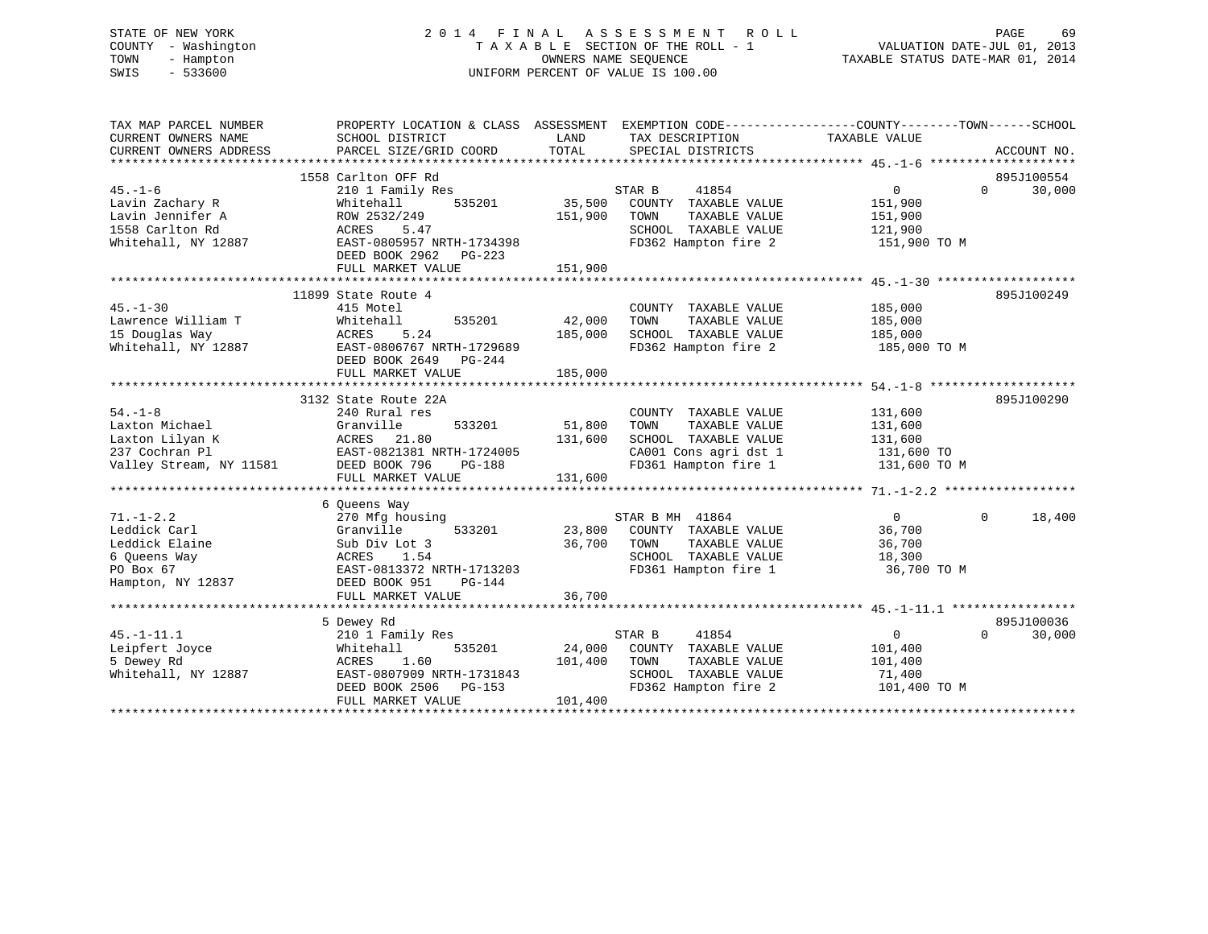STATE OF NEW YORK
COUNTY - Washington
TOWN - Hampton
SWIS - 533600

2014 FINAL ASSESSMENT ROLL
TAXABLE SECTION OF THE ROLL - 1
OWNERS NAME SEQUENCE
UNIFORM PERCENT OF VALUE IS 100.00

VALUATION DATE-JUL 01, 2013
TAXABLE STATUS DATE-MAR 01, 2014

```
TAX MAP PARCEL NUMBER          PROPERTY LOCATION & CLASS  ASSESSMENT  EXEMPTION CODE-----------------COUNTY--------TOWN------SCHOOL
CURRENT OWNERS NAME            SCHOOL DISTRICT               LAND      TAX DESCRIPTION            TAXABLE VALUE
CURRENT OWNERS ADDRESS         PARCEL SIZE/GRID COORD       TOTAL      SPECIAL DISTRICTS                                     ACCOUNT NO.
****************************************************************************************************** 45.-1-6 *******************
                    1558 Carlton OFF Rd                                                                                   895J100554
45.-1-6                        210 1 Family Res                       STAR B     41854              0          0      30,000
Lavin Zachary R                Whitehall       535201       35,500   COUNTY  TAXABLE VALUE          151,900
Lavin Jennifer A               ROW 2532/249                151,900   TOWN    TAXABLE VALUE          151,900
1558 Carlton Rd                ACRES    5.47                         SCHOOL  TAXABLE VALUE          121,900
Whitehall, NY 12887            EAST-0805957 NRTH-1734398             FD362 Hampton fire 2           151,900 TO M
                               DEED BOOK 2962   PG-223
                               FULL MARKET VALUE           151,900
****************************************************************************************************** 45.-1-30 ******************
                    11899 State Route 4                                                                                   895J100249
45.-1-30                       415 Motel                              COUNTY  TAXABLE VALUE          185,000
Lawrence William T             Whitehall       535201       42,000   TOWN    TAXABLE VALUE          185,000
15 Douglas Way                 ACRES    5.24               185,000   SCHOOL  TAXABLE VALUE          185,000
Whitehall, NY 12887            EAST-0806767 NRTH-1729689             FD362 Hampton fire 2           185,000 TO M
                               DEED BOOK 2649   PG-244
                               FULL MARKET VALUE           185,000
****************************************************************************************************** 54.-1-8 *******************
                    3132 State Route 22A                                                                                  895J100290
54.-1-8                        240 Rural res                          COUNTY  TAXABLE VALUE          131,600
Laxton Michael                 Granville       533201       51,800   TOWN    TAXABLE VALUE          131,600
Laxton Lilyan K                ACRES   21.80               131,600   SCHOOL  TAXABLE VALUE          131,600
237 Cochran Pl                 EAST-0821381 NRTH-1724005             CA001 Cons agri dst 1          131,600 TO
Valley Stream, NY 11581        DEED BOOK 796    PG-188               FD361 Hampton fire 1           131,600 TO M
                               FULL MARKET VALUE           131,600
****************************************************************************************************** 71.-1-2.2 *****************
                    6 Queens Way
71.-1-2.2                      270 Mfg housing                        STAR B MH  41864              0          0      18,400
Leddick Carl                   Granville       533201       23,800   COUNTY  TAXABLE VALUE           36,700
Leddick Elaine                 Sub Div Lot 3                36,700   TOWN    TAXABLE VALUE           36,700
6 Queens Way                   ACRES    1.54                         SCHOOL  TAXABLE VALUE           18,300
PO Box 67                      EAST-0813372 NRTH-1713203             FD361 Hampton fire 1            36,700 TO M
Hampton, NY 12837              DEED BOOK 951    PG-144
                               FULL MARKET VALUE            36,700
****************************************************************************************************** 45.-1-11.1 ****************
                    5 Dewey Rd                                                                                            895J100036
45.-1-11.1                     210 1 Family Res                       STAR B     41854              0          0      30,000
Leipfert Joyce                 Whitehall       535201       24,000   COUNTY  TAXABLE VALUE          101,400
5 Dewey Rd                     ACRES    1.60               101,400   TOWN    TAXABLE VALUE          101,400
Whitehall, NY 12887            EAST-0807909 NRTH-1731843             SCHOOL  TAXABLE VALUE           71,400
                               DEED BOOK 2506   PG-153               FD362 Hampton fire 2           101,400 TO M
                               FULL MARKET VALUE           101,400
************************************************************************************************************************************
```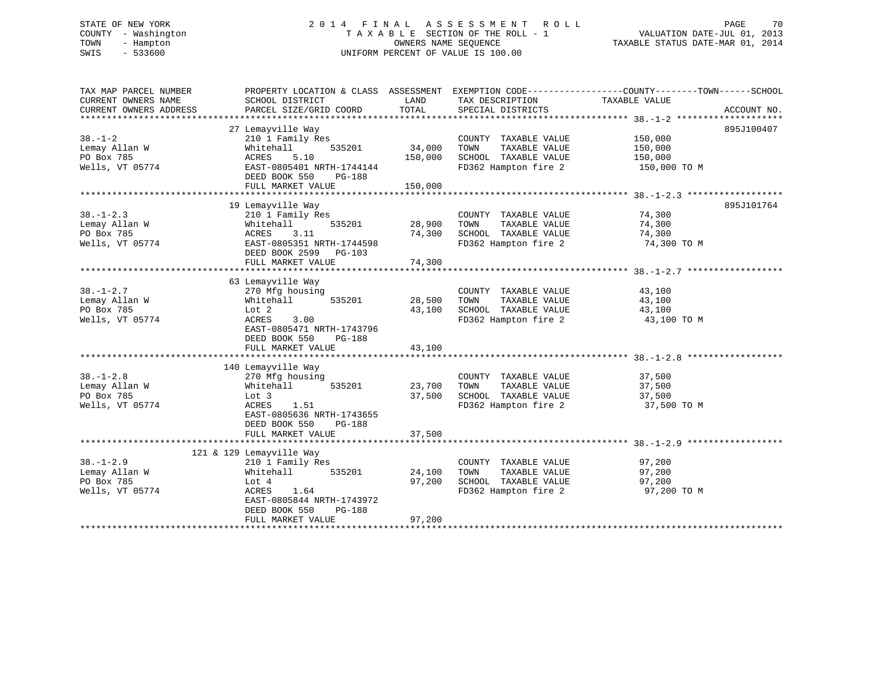STATE OF NEW YORK
COUNTY - Washington
TOWN - Hampton
SWIS - 533600

2014 FINAL ASSESSMENT ROLL
TAXABLE SECTION OF THE ROLL - 1
OWNERS NAME SEQUENCE
UNIFORM PERCENT OF VALUE IS 100.00

VALUATION DATE-JUL 01, 2013
TAXABLE STATUS DATE-MAR 01, 2014

| TAX MAP PARCEL NUMBER / CURRENT OWNERS NAME / CURRENT OWNERS ADDRESS | PROPERTY LOCATION & CLASS / SCHOOL DISTRICT / PARCEL SIZE/GRID COORD | ASSESSMENT LAND | TOTAL | EXEMPTION CODE / TAX DESCRIPTION / SPECIAL DISTRICTS | TAXABLE VALUE (COUNTY/TOWN/SCHOOL) | ACCOUNT NO. |
|---|---|---|---|---|---|---|
| **38.-1-2** | 27 Lemayville Way | | | | | 895J100407 |
| Lemay Allan W | 210 1 Family Res | | | COUNTY TAXABLE VALUE | 150,000 | |
| PO Box 785 | Whitehall 535201 | 34,000 | | TOWN TAXABLE VALUE | 150,000 | |
| Wells, VT 05774 | ACRES 5.10 | | 150,000 | SCHOOL TAXABLE VALUE | 150,000 | |
| | EAST-0805401 NRTH-1744144 | | | FD362 Hampton fire 2 | 150,000 TO M | |
| | DEED BOOK 550 PG-188 | | | | | |
| | FULL MARKET VALUE | | 150,000 | | | |
| **38.-1-2.3** | 19 Lemayville Way | | | | | 895J101764 |
| Lemay Allan W | 210 1 Family Res | | | COUNTY TAXABLE VALUE | 74,300 | |
| PO Box 785 | Whitehall 535201 | 28,900 | | TOWN TAXABLE VALUE | 74,300 | |
| Wells, VT 05774 | ACRES 3.11 | | 74,300 | SCHOOL TAXABLE VALUE | 74,300 | |
| | EAST-0805351 NRTH-1744598 | | | FD362 Hampton fire 2 | 74,300 TO M | |
| | DEED BOOK 2599 PG-103 | | | | | |
| | FULL MARKET VALUE | | 74,300 | | | |
| **38.-1-2.7** | 63 Lemayville Way | | | | | |
| Lemay Allan W | 270 Mfg housing | | | COUNTY TAXABLE VALUE | 43,100 | |
| PO Box 785 | Whitehall 535201 | 28,500 | | TOWN TAXABLE VALUE | 43,100 | |
| Wells, VT 05774 | Lot 2 | | 43,100 | SCHOOL TAXABLE VALUE | 43,100 | |
| | ACRES 3.00 | | | FD362 Hampton fire 2 | 43,100 TO M | |
| | EAST-0805471 NRTH-1743796 | | | | | |
| | DEED BOOK 550 PG-188 | | | | | |
| | FULL MARKET VALUE | | 43,100 | | | |
| **38.-1-2.8** | 140 Lemayville Way | | | | | |
| Lemay Allan W | 270 Mfg housing | | | COUNTY TAXABLE VALUE | 37,500 | |
| PO Box 785 | Whitehall 535201 | 23,700 | | TOWN TAXABLE VALUE | 37,500 | |
| Wells, VT 05774 | Lot 3 | | 37,500 | SCHOOL TAXABLE VALUE | 37,500 | |
| | ACRES 1.51 | | | FD362 Hampton fire 2 | 37,500 TO M | |
| | EAST-0805636 NRTH-1743655 | | | | | |
| | DEED BOOK 550 PG-188 | | | | | |
| | FULL MARKET VALUE | | 37,500 | | | |
| **38.-1-2.9** | 121 & 129 Lemayville Way | | | | | |
| Lemay Allan W | 210 1 Family Res | | | COUNTY TAXABLE VALUE | 97,200 | |
| PO Box 785 | Whitehall 535201 | 24,100 | | TOWN TAXABLE VALUE | 97,200 | |
| Wells, VT 05774 | Lot 4 | | 97,200 | SCHOOL TAXABLE VALUE | 97,200 | |
| | ACRES 1.64 | | | FD362 Hampton fire 2 | 97,200 TO M | |
| | EAST-0805844 NRTH-1743972 | | | | | |
| | DEED BOOK 550 PG-188 | | | | | |
| | FULL MARKET VALUE | | 97,200 | | | |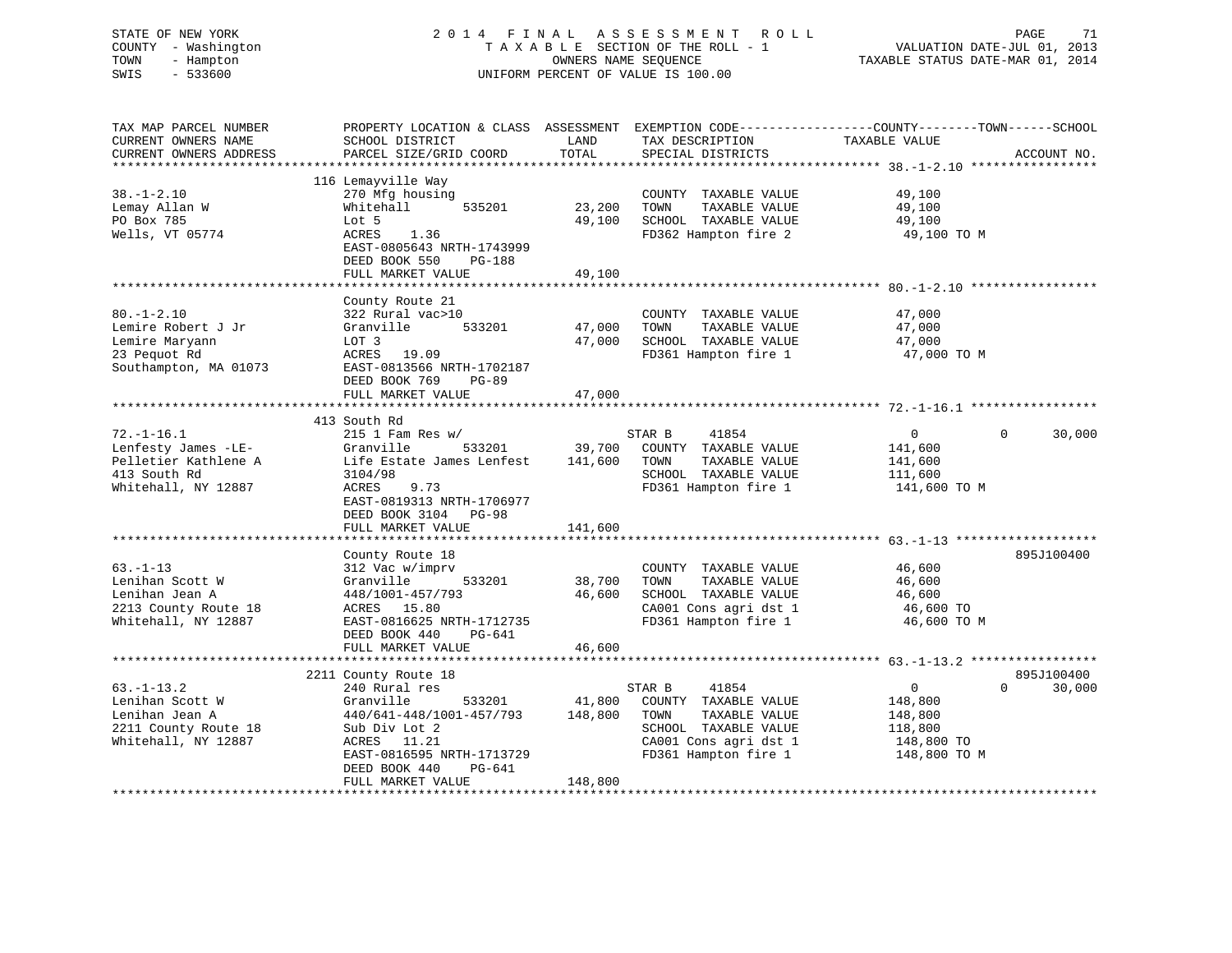STATE OF NEW YORK
COUNTY - Washington
TOWN - Hampton
SWIS - 533600

2014 FINAL ASSESSMENT ROLL
TAXABLE SECTION OF THE ROLL - 1
OWNERS NAME SEQUENCE
UNIFORM PERCENT OF VALUE IS 100.00

VALUATION DATE-JUL 01, 2013
TAXABLE STATUS DATE-MAR 01, 2014

```
TAX MAP PARCEL NUMBER          PROPERTY LOCATION & CLASS  ASSESSMENT  EXEMPTION CODE------------------COUNTY--------TOWN------SCHOOL
CURRENT OWNERS NAME            SCHOOL DISTRICT               LAND      TAX DESCRIPTION            TAXABLE VALUE
CURRENT OWNERS ADDRESS         PARCEL SIZE/GRID COORD        TOTAL     SPECIAL DISTRICTS                                    ACCOUNT NO.
******************************************************************************************************* 38.-1-2.10 *****************
                               116 Lemayville Way
38.-1-2.10                     270 Mfg housing                         COUNTY  TAXABLE VALUE            49,100
Lemay Allan W                  Whitehall      535201        23,200     TOWN    TAXABLE VALUE            49,100
PO Box 785                     Lot 5                        49,100     SCHOOL  TAXABLE VALUE            49,100
Wells, VT 05774                ACRES    1.36                           FD362 Hampton fire 2              49,100 TO M
                               EAST-0805643 NRTH-1743999
                               DEED BOOK 550    PG-188
                               FULL MARKET VALUE            49,100
******************************************************************************************************* 80.-1-2.10 *****************
                               County Route 21
80.-1-2.10                     322 Rural vac>10                        COUNTY  TAXABLE VALUE            47,000
Lemire Robert J Jr             Granville      533201        47,000     TOWN    TAXABLE VALUE            47,000
Lemire Maryann                 LOT 3                        47,000     SCHOOL  TAXABLE VALUE            47,000
23 Pequot Rd                   ACRES   19.09                           FD361 Hampton fire 1              47,000 TO M
Southampton, MA 01073          EAST-0813566 NRTH-1702187
                               DEED BOOK 769    PG-89
                               FULL MARKET VALUE            47,000
******************************************************************************************************* 72.-1-16.1 *****************
                               413 South Rd
72.-1-16.1                     215 1 Fam Res w/                        STAR B     41854                  0             0      30,000
Lenfesty James -LE-            Granville      533201        39,700     COUNTY  TAXABLE VALUE           141,600
Pelletier Kathlene A           Life Estate James Lenfest   141,600     TOWN    TAXABLE VALUE           141,600
413 South Rd                   3104/98                                 SCHOOL  TAXABLE VALUE           111,600
Whitehall, NY 12887            ACRES    9.73                           FD361 Hampton fire 1             141,600 TO M
                               EAST-0819313 NRTH-1706977
                               DEED BOOK 3104   PG-98
                               FULL MARKET VALUE           141,600
******************************************************************************************************* 63.-1-13 *******************
                               County Route 18                                                                          895J100400
63.-1-13                       312 Vac w/imprv                         COUNTY  TAXABLE VALUE            46,600
Lenihan Scott W                Granville      533201        38,700     TOWN    TAXABLE VALUE            46,600
Lenihan Jean A                 448/1001-457/793             46,600     SCHOOL  TAXABLE VALUE            46,600
2213 County Route 18           ACRES   15.80                           CA001 Cons agri dst 1             46,600 TO
Whitehall, NY 12887            EAST-0816625 NRTH-1712735               FD361 Hampton fire 1              46,600 TO M
                               DEED BOOK 440    PG-641
                               FULL MARKET VALUE            46,600
******************************************************************************************************* 63.-1-13.2 *****************
                               2211 County Route 18                                                                     895J100400
63.-1-13.2                     240 Rural res                           STAR B     41854                  0             0      30,000
Lenihan Scott W                Granville      533201        41,800     COUNTY  TAXABLE VALUE           148,800
Lenihan Jean A                 440/641-448/1001-457/793    148,800     TOWN    TAXABLE VALUE           148,800
2211 County Route 18           Sub Div Lot 2                           SCHOOL  TAXABLE VALUE           118,800
Whitehall, NY 12887            ACRES   11.21                           CA001 Cons agri dst 1            148,800 TO
                               EAST-0816595 NRTH-1713729               FD361 Hampton fire 1             148,800 TO M
                               DEED BOOK 440    PG-641
                               FULL MARKET VALUE           148,800
************************************************************************************************************************************
```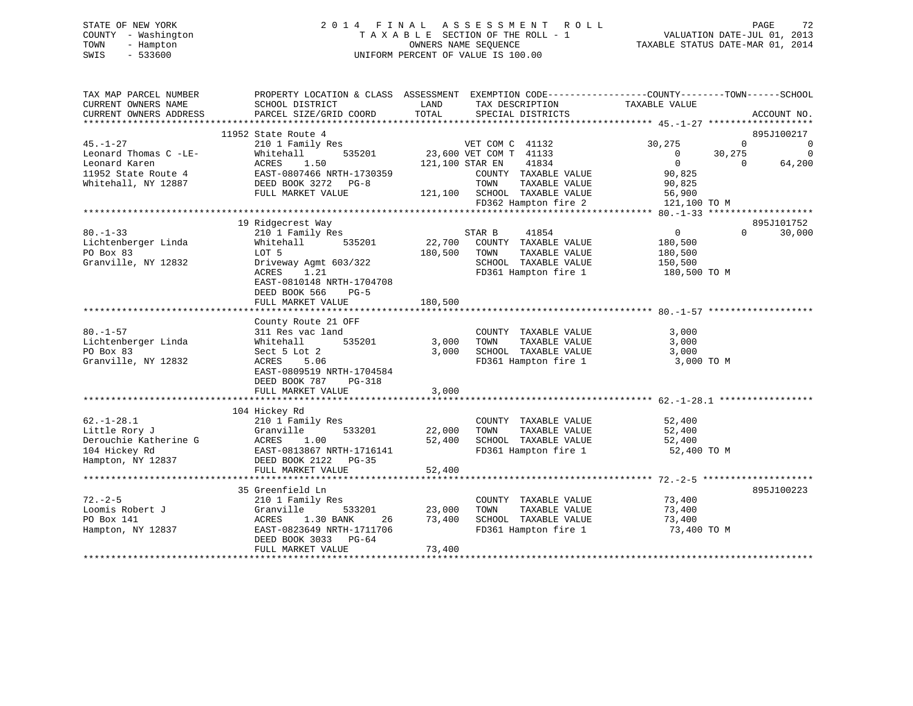STATE OF NEW YORK
COUNTY - Washington
TOWN - Hampton
SWIS - 533600

2014 FINAL ASSESSMENT ROLL
TAXABLE SECTION OF THE ROLL - 1
OWNERS NAME SEQUENCE
UNIFORM PERCENT OF VALUE IS 100.00

VALUATION DATE-JUL 01, 2013
TAXABLE STATUS DATE-MAR 01, 2014

```
TAX MAP PARCEL NUMBER          PROPERTY LOCATION & CLASS  ASSESSMENT  EXEMPTION CODE------------------COUNTY--------TOWN------SCHOOL
CURRENT OWNERS NAME            SCHOOL DISTRICT              LAND       TAX DESCRIPTION           TAXABLE VALUE
CURRENT OWNERS ADDRESS         PARCEL SIZE/GRID COORD       TOTAL      SPECIAL DISTRICTS                                    ACCOUNT NO.
******************************************************************************************************* 45.-1-27 *******************
                    11952 State Route 4                                                                                895J100217
45.-1-27                       210 1 Family Res                       VET COM C  41132           30,275           0           0
Leonard Thomas C -LE-          Whitehall        535201      23,600 VET COM T  41133                0      30,275           0
Leonard Karen                  ACRES     1.50              121,100 STAR EN    41834                0           0      64,200
11952 State Route 4            EAST-0807466 NRTH-1730359             COUNTY  TAXABLE VALUE          90,825
Whitehall, NY 12887            DEED BOOK 3272   PG-8                 TOWN    TAXABLE VALUE          90,825
                               FULL MARKET VALUE           121,100  SCHOOL  TAXABLE VALUE          56,900
                                                                     FD362 Hampton fire 2          121,100 TO M
******************************************************************************************************* 80.-1-33 *******************
                    19 Ridgecrest Way                                                                                  895J101752
80.-1-33                       210 1 Family Res                       STAR B     41854                0           0      30,000
Lichtenberger Linda            Whitehall        535201      22,700   COUNTY  TAXABLE VALUE         180,500
PO Box 83                      LOT 5                       180,500   TOWN    TAXABLE VALUE         180,500
Granville, NY 12832            Driveway Agmt 603/322                 SCHOOL  TAXABLE VALUE         150,500
                               ACRES     1.21                        FD361 Hampton fire 1          180,500 TO M
                               EAST-0810148 NRTH-1704708
                               DEED BOOK 566    PG-5
                               FULL MARKET VALUE           180,500
******************************************************************************************************* 80.-1-57 *******************
                    County Route 21 OFF
80.-1-57                       311 Res vac land                      COUNTY  TAXABLE VALUE           3,000
Lichtenberger Linda            Whitehall        535201       3,000   TOWN    TAXABLE VALUE           3,000
PO Box 83                      Sect 5 Lot 2                  3,000   SCHOOL  TAXABLE VALUE           3,000
Granville, NY 12832            ACRES     5.06                        FD361 Hampton fire 1            3,000 TO M
                               EAST-0809519 NRTH-1704584
                               DEED BOOK 787    PG-318
                               FULL MARKET VALUE             3,000
******************************************************************************************************* 62.-1-28.1 *****************
                    104 Hickey Rd
62.-1-28.1                     210 1 Family Res                      COUNTY  TAXABLE VALUE          52,400
Little Rory J                  Granville        533201      22,000   TOWN    TAXABLE VALUE          52,400
Derouchie Katherine G          ACRES     1.00               52,400   SCHOOL  TAXABLE VALUE          52,400
104 Hickey Rd                  EAST-0813867 NRTH-1716141             FD361 Hampton fire 1           52,400 TO M
Hampton, NY 12837              DEED BOOK 2122   PG-35
                               FULL MARKET VALUE            52,400
******************************************************************************************************* 72.-2-5 ********************
                    35 Greenfield Ln                                                                                   895J100223
72.-2-5                        210 1 Family Res                      COUNTY  TAXABLE VALUE          73,400
Loomis Robert J                Granville        533201      23,000   TOWN    TAXABLE VALUE          73,400
PO Box 141                     ACRES     1.30 BANK     26   73,400   SCHOOL  TAXABLE VALUE          73,400
Hampton, NY 12837              EAST-0823649 NRTH-1711706             FD361 Hampton fire 1           73,400 TO M
                               DEED BOOK 3033   PG-64
                               FULL MARKET VALUE            73,400
************************************************************************************************************************************
```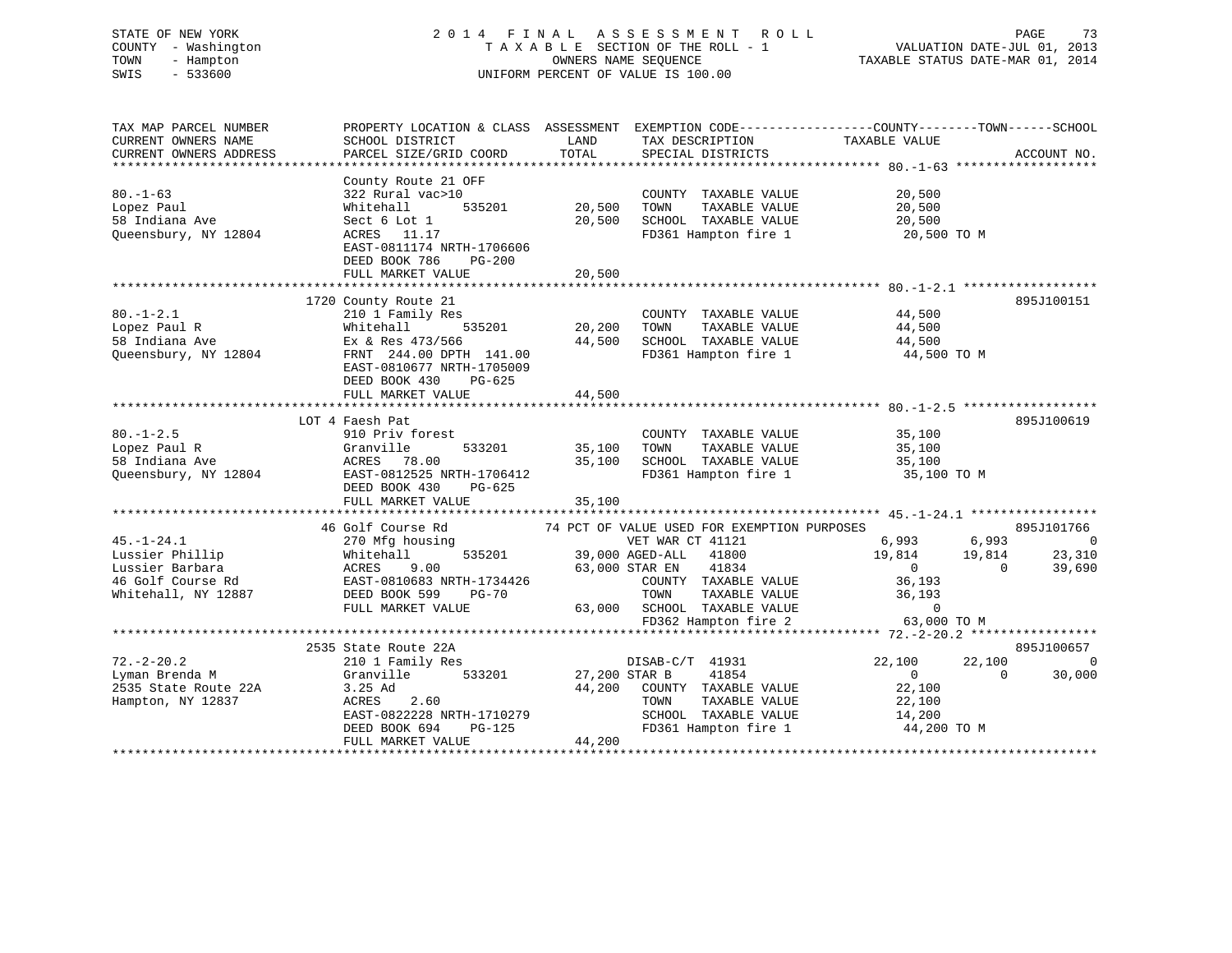STATE OF NEW YORK
COUNTY - Washington
TOWN - Hampton
SWIS - 533600

2 0 1 4 F I N A L A S S E S S M E N T R O L L
T A X A B L E SECTION OF THE ROLL - 1
OWNERS NAME SEQUENCE
UNIFORM PERCENT OF VALUE IS 100.00

VALUATION DATE-JUL 01, 2013
TAXABLE STATUS DATE-MAR 01, 2014

```
TAX MAP PARCEL NUMBER          PROPERTY LOCATION & CLASS  ASSESSMENT  EXEMPTION CODE------------------COUNTY--------TOWN------SCHOOL
CURRENT OWNERS NAME            SCHOOL DISTRICT               LAND      TAX DESCRIPTION            TAXABLE VALUE
CURRENT OWNERS ADDRESS         PARCEL SIZE/GRID COORD        TOTAL     SPECIAL DISTRICTS                                     ACCOUNT NO.
************************************************************************************************************ 80.-1-63 *******************
                               County Route 21 OFF
80.-1-63                       322 Rural vac>10                        COUNTY  TAXABLE VALUE            20,500
Lopez Paul                     Whitehall        535201       20,500    TOWN    TAXABLE VALUE            20,500
58 Indiana Ave                 Sect 6 Lot 1                  20,500    SCHOOL  TAXABLE VALUE            20,500
Queensbury, NY 12804           ACRES   11.17                           FD361 Hampton fire 1              20,500 TO M
                               EAST-0811174 NRTH-1706606
                               DEED BOOK 786    PG-200
                               FULL MARKET VALUE             20,500
************************************************************************************************************ 80.-1-2.1 ******************
                          1720 County Route 21                                                                           895J100151
80.-1-2.1                      210 1 Family Res                        COUNTY  TAXABLE VALUE            44,500
Lopez Paul R                   Whitehall        535201       20,200    TOWN    TAXABLE VALUE            44,500
58 Indiana Ave                 Ex & Res 473/566              44,500    SCHOOL  TAXABLE VALUE            44,500
Queensbury, NY 12804           FRNT  244.00 DPTH  141.00               FD361 Hampton fire 1              44,500 TO M
                               EAST-0810677 NRTH-1705009
                               DEED BOOK 430    PG-625
                               FULL MARKET VALUE             44,500
************************************************************************************************************ 80.-1-2.5 ******************
                          LOT 4 Faesh Pat                                                                                895J100619
80.-1-2.5                      910 Priv forest                         COUNTY  TAXABLE VALUE            35,100
Lopez Paul R                   Granville        533201       35,100    TOWN    TAXABLE VALUE            35,100
58 Indiana Ave                 ACRES   78.00                 35,100    SCHOOL  TAXABLE VALUE            35,100
Queensbury, NY 12804           EAST-0812525 NRTH-1706412               FD361 Hampton fire 1              35,100 TO M
                               DEED BOOK 430    PG-625
                               FULL MARKET VALUE             35,100
************************************************************************************************************ 45.-1-24.1 *****************
                          46 Golf Course Rd              74 PCT OF VALUE USED FOR EXEMPTION PURPOSES                     895J101766
45.-1-24.1                     270 Mfg housing                         VET WAR CT 41121             6,993      6,993           0
Lussier Phillip                Whitehall        535201       39,000 AGED-ALL   41800               19,814     19,814      23,310
Lussier Barbara                ACRES    9.00                 63,000 STAR EN    41834                    0          0      39,690
46 Golf Course Rd              EAST-0810683 NRTH-1734426               COUNTY  TAXABLE VALUE            36,193
Whitehall, NY 12887            DEED BOOK 599    PG-70                  TOWN    TAXABLE VALUE            36,193
                               FULL MARKET VALUE             63,000    SCHOOL  TAXABLE VALUE                 0
                                                                       FD362 Hampton fire 2              63,000 TO M
************************************************************************************************************ 72.-2-20.2 *****************
                          2535 State Route 22A                                                                           895J100657
72.-2-20.2                     210 1 Family Res                        DISAB-C/T  41931            22,100     22,100           0
Lyman Brenda M                 Granville        533201       27,200 STAR B     41854                    0          0      30,000
2535 State Route 22A           3.25 Ad                       44,200    COUNTY  TAXABLE VALUE            22,100
Hampton, NY 12837              ACRES    2.60                           TOWN    TAXABLE VALUE            22,100
                               EAST-0822228 NRTH-1710279               SCHOOL  TAXABLE VALUE            14,200
                               DEED BOOK 694    PG-125                 FD361 Hampton fire 1              44,200 TO M
                               FULL MARKET VALUE             44,200
************************************************************************************************************************************
```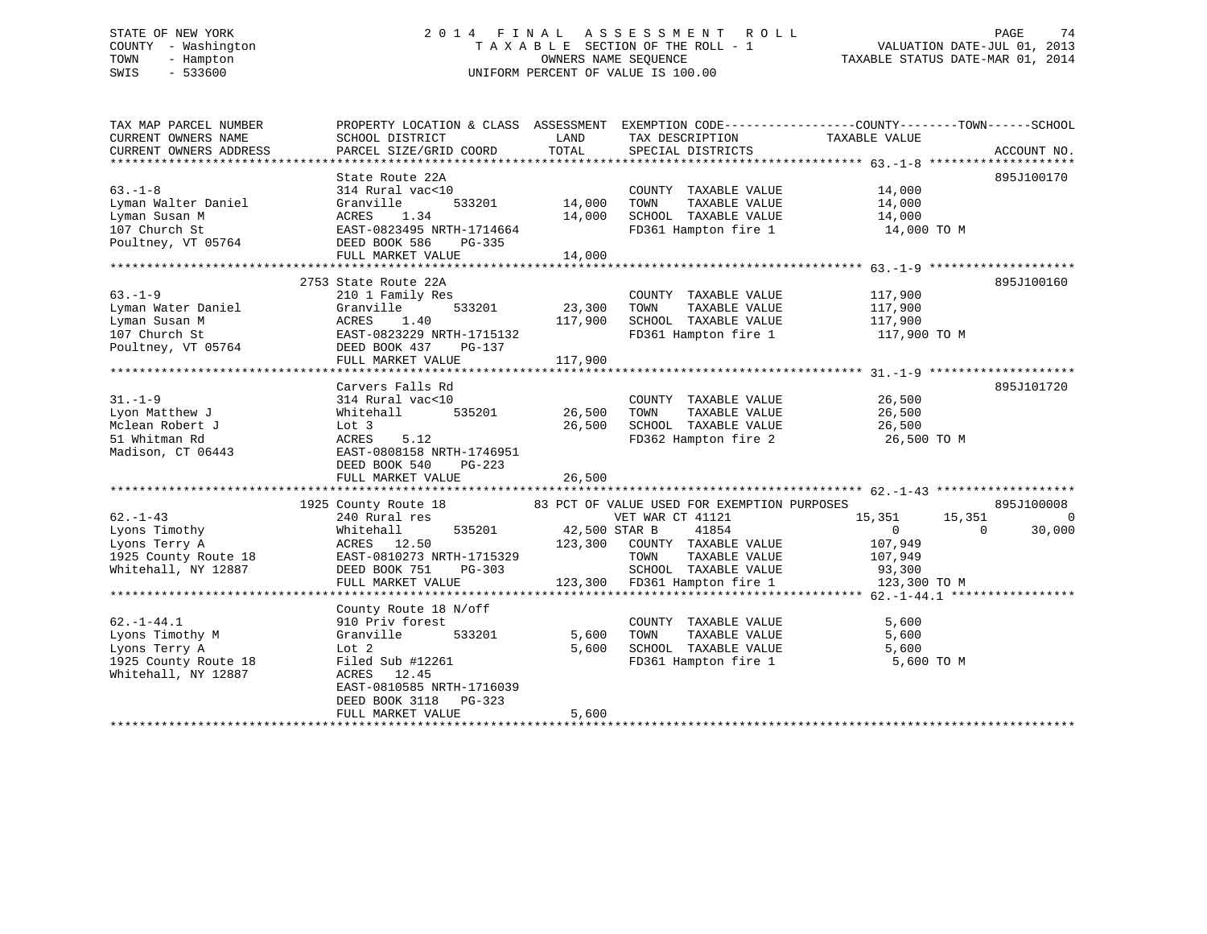STATE OF NEW YORK
COUNTY - Washington
TOWN - Hampton
SWIS - 533600

# 2014 FINAL ASSESSMENT ROLL

TAXABLE SECTION OF THE ROLL - 1
OWNERS NAME SEQUENCE
UNIFORM PERCENT OF VALUE IS 100.00

VALUATION DATE-JUL 01, 2013
TAXABLE STATUS DATE-MAR 01, 2014

| TAX MAP PARCEL NUMBER / CURRENT OWNERS NAME / CURRENT OWNERS ADDRESS | PROPERTY LOCATION & CLASS / SCHOOL DISTRICT / PARCEL SIZE/GRID COORD | ASSESSMENT LAND | TOTAL | EXEMPTION CODE / TAX DESCRIPTION / SPECIAL DISTRICTS | COUNTY TAXABLE VALUE | TOWN | SCHOOL | ACCOUNT NO. |
|---|---|---|---|---|---|---|---|---|
| **63.-1-8** | State Route 22A | | | | | | | 895J100170 |
| Lyman Walter Daniel | 314 Rural vac<10 | | | COUNTY TAXABLE VALUE | 14,000 | | | |
| Lyman Susan M | Granville 533201 | 14,000 | | TOWN TAXABLE VALUE | 14,000 | | | |
| 107 Church St | ACRES 1.34 | | 14,000 | SCHOOL TAXABLE VALUE | 14,000 | | | |
| Poultney, VT 05764 | EAST-0823495 NRTH-1714664 | | | FD361 Hampton fire 1 | 14,000 TO M | | | |
| | DEED BOOK 586 PG-335 | | | | | | | |
| | FULL MARKET VALUE | | 14,000 | | | | | |
| **63.-1-9** | 2753 State Route 22A | | | | | | | 895J100160 |
| Lyman Water Daniel | 210 1 Family Res | | | COUNTY TAXABLE VALUE | 117,900 | | | |
| Lyman Susan M | Granville 533201 | 23,300 | | TOWN TAXABLE VALUE | 117,900 | | | |
| 107 Church St | ACRES 1.40 | | 117,900 | SCHOOL TAXABLE VALUE | 117,900 | | | |
| Poultney, VT 05764 | EAST-0823229 NRTH-1715132 | | | FD361 Hampton fire 1 | 117,900 TO M | | | |
| | DEED BOOK 437 PG-137 | | | | | | | |
| | FULL MARKET VALUE | | 117,900 | | | | | |
| **31.-1-9** | Carvers Falls Rd | | | | | | | 895J101720 |
| Lyon Matthew J | 314 Rural vac<10 | | | COUNTY TAXABLE VALUE | 26,500 | | | |
| Mclean Robert J | Whitehall 535201 | 26,500 | | TOWN TAXABLE VALUE | 26,500 | | | |
| 51 Whitman Rd | Lot 3 | | 26,500 | SCHOOL TAXABLE VALUE | 26,500 | | | |
| Madison, CT 06443 | ACRES 5.12 | | | FD362 Hampton fire 2 | 26,500 TO M | | | |
| | EAST-0808158 NRTH-1746951 | | | | | | | |
| | DEED BOOK 540 PG-223 | | | | | | | |
| | FULL MARKET VALUE | | 26,500 | | | | | |
| **62.-1-43** | 1925 County Route 18 | | | 83 PCT OF VALUE USED FOR EXEMPTION PURPOSES | | | | 895J100008 |
| Lyons Timothy | 240 Rural res | | | VET WAR CT 41121 | 15,351 | 15,351 | 0 | |
| Lyons Terry A | Whitehall 535201 | 42,500 | | STAR B 41854 | 0 | 0 | 30,000 | |
| 1925 County Route 18 | ACRES 12.50 | | 123,300 | COUNTY TAXABLE VALUE | 107,949 | | | |
| Whitehall, NY 12887 | EAST-0810273 NRTH-1715329 | | | TOWN TAXABLE VALUE | 107,949 | | | |
| | DEED BOOK 751 PG-303 | | | SCHOOL TAXABLE VALUE | 93,300 | | | |
| | FULL MARKET VALUE | | 123,300 | FD361 Hampton fire 1 | 123,300 TO M | | | |
| **62.-1-44.1** | County Route 18 N/off | | | | | | | |
| Lyons Timothy M | 910 Priv forest | | | COUNTY TAXABLE VALUE | 5,600 | | | |
| Lyons Terry A | Granville 533201 | 5,600 | | TOWN TAXABLE VALUE | 5,600 | | | |
| 1925 County Route 18 | Lot 2 | | 5,600 | SCHOOL TAXABLE VALUE | 5,600 | | | |
| Whitehall, NY 12887 | Filed Sub #12261 | | | FD361 Hampton fire 1 | 5,600 TO M | | | |
| | ACRES 12.45 | | | | | | | |
| | EAST-0810585 NRTH-1716039 | | | | | | | |
| | DEED BOOK 3118 PG-323 | | | | | | | |
| | FULL MARKET VALUE | | 5,600 | | | | | |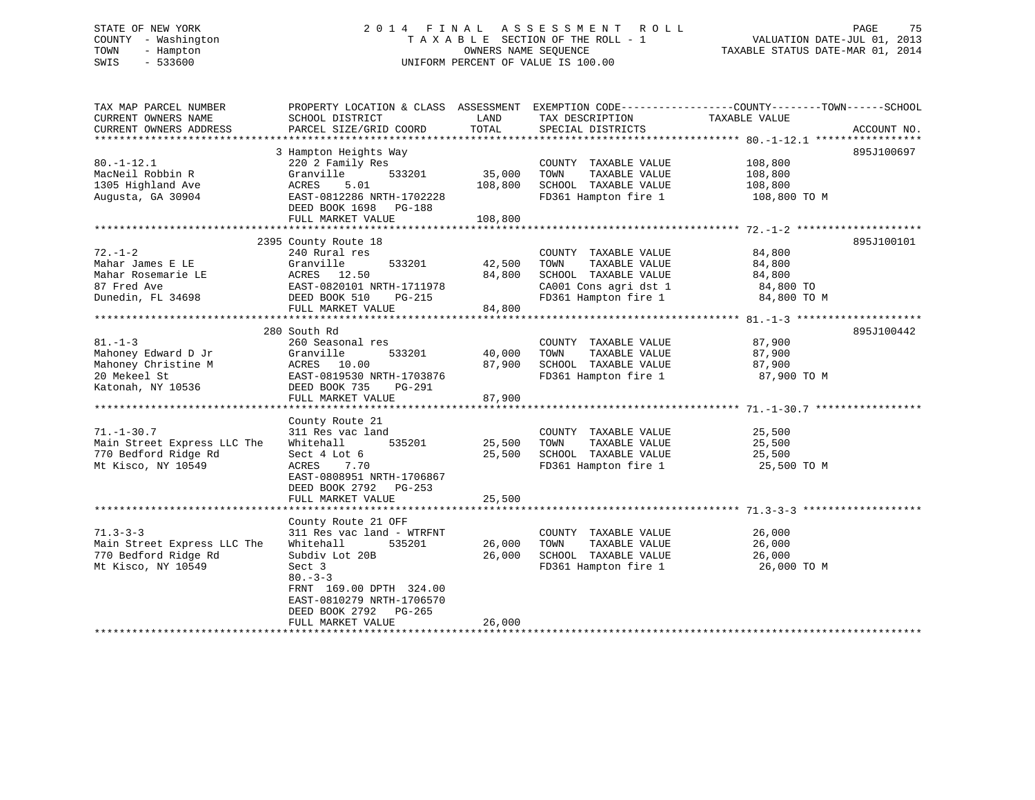STATE OF NEW YORK | 2014 FINAL ASSESSMENT ROLL | VALUATION DATE-JUL 01, 2013
COUNTY - Washington | TAXABLE SECTION OF THE ROLL - 1 | TAXABLE STATUS DATE-MAR 01, 2014
TOWN - Hampton | OWNERS NAME SEQUENCE
SWIS - 533600 | UNIFORM PERCENT OF VALUE IS 100.00

| TAX MAP PARCEL NUMBER / CURRENT OWNERS NAME / CURRENT OWNERS ADDRESS | PROPERTY LOCATION & CLASS / SCHOOL DISTRICT / PARCEL SIZE/GRID COORD | ASSESSMENT LAND / TOTAL | EXEMPTION CODE / TAX DESCRIPTION / SPECIAL DISTRICTS | COUNTY / TOWN / SCHOOL TAXABLE VALUE | ACCOUNT NO. |
|---|---|---|---|---|---|
| 80.-1-12.1 | 3 Hampton Heights Way | | | | 895J100697 |
| | 220 2 Family Res | | COUNTY TAXABLE VALUE | 108,800 | |
| MacNeil Robbin R | Granville 533201 | 35,000 | TOWN TAXABLE VALUE | 108,800 | |
| 1305 Highland Ave | ACRES 5.01 | 108,800 | SCHOOL TAXABLE VALUE | 108,800 | |
| Augusta, GA 30904 | EAST-0812286 NRTH-1702228 | | FD361 Hampton fire 1 | 108,800 TO M | |
| | DEED BOOK 1698 PG-188 | | | | |
| | FULL MARKET VALUE | 108,800 | | | |
| 72.-1-2 | 2395 County Route 18 | | | | 895J100101 |
| | 240 Rural res | | COUNTY TAXABLE VALUE | 84,800 | |
| Mahar James E LE | Granville 533201 | 42,500 | TOWN TAXABLE VALUE | 84,800 | |
| Mahar Rosemarie LE | ACRES 12.50 | 84,800 | SCHOOL TAXABLE VALUE | 84,800 | |
| 87 Fred Ave | EAST-0820101 NRTH-1711978 | | CA001 Cons agri dst 1 | 84,800 TO | |
| Dunedin, FL 34698 | DEED BOOK 510 PG-215 | | FD361 Hampton fire 1 | 84,800 TO M | |
| | FULL MARKET VALUE | 84,800 | | | |
| 81.-1-3 | 280 South Rd | | | | 895J100442 |
| | 260 Seasonal res | | COUNTY TAXABLE VALUE | 87,900 | |
| Mahoney Edward D Jr | Granville 533201 | 40,000 | TOWN TAXABLE VALUE | 87,900 | |
| Mahoney Christine M | ACRES 10.00 | 87,900 | SCHOOL TAXABLE VALUE | 87,900 | |
| 20 Mekeel St | EAST-0819530 NRTH-1703876 | | FD361 Hampton fire 1 | 87,900 TO M | |
| Katonah, NY 10536 | DEED BOOK 735 PG-291 | | | | |
| | FULL MARKET VALUE | 87,900 | | | |
| 71.-1-30.7 | County Route 21 | | | | |
| | 311 Res vac land | | COUNTY TAXABLE VALUE | 25,500 | |
| Main Street Express LLC The | Whitehall 535201 | 25,500 | TOWN TAXABLE VALUE | 25,500 | |
| 770 Bedford Ridge Rd | Sect 4 Lot 6 | 25,500 | SCHOOL TAXABLE VALUE | 25,500 | |
| Mt Kisco, NY 10549 | ACRES 7.70 | | FD361 Hampton fire 1 | 25,500 TO M | |
| | EAST-0808951 NRTH-1706867 | | | | |
| | DEED BOOK 2792 PG-253 | | | | |
| | FULL MARKET VALUE | 25,500 | | | |
| 71.3-3-3 | County Route 21 OFF | | | | |
| | 311 Res vac land - WTRFNT | | COUNTY TAXABLE VALUE | 26,000 | |
| Main Street Express LLC The | Whitehall 535201 | 26,000 | TOWN TAXABLE VALUE | 26,000 | |
| 770 Bedford Ridge Rd | Subdiv Lot 20B | 26,000 | SCHOOL TAXABLE VALUE | 26,000 | |
| Mt Kisco, NY 10549 | Sect 3 | | FD361 Hampton fire 1 | 26,000 TO M | |
| | 80.-3-3 | | | | |
| | FRNT 169.00 DPTH 324.00 | | | | |
| | EAST-0810279 NRTH-1706570 | | | | |
| | DEED BOOK 2792 PG-265 | | | | |
| | FULL MARKET VALUE | 26,000 | | | |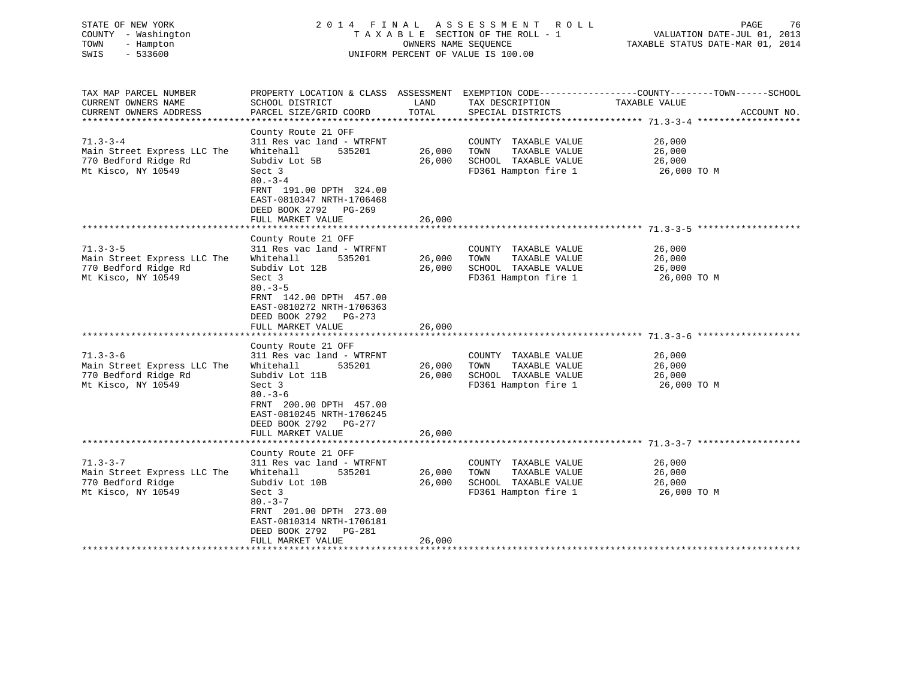STATE OF NEW YORK
COUNTY - Washington
TOWN - Hampton
SWIS - 533600

2014 FINAL ASSESSMENT ROLL
TAXABLE SECTION OF THE ROLL - 1
OWNERS NAME SEQUENCE
UNIFORM PERCENT OF VALUE IS 100.00

VALUATION DATE-JUL 01, 2013
TAXABLE STATUS DATE-MAR 01, 2014

| TAX MAP PARCEL NUMBER / CURRENT OWNERS NAME / CURRENT OWNERS ADDRESS | PROPERTY LOCATION & CLASS / SCHOOL DISTRICT / PARCEL SIZE/GRID COORD | ASSESSMENT LAND / TOTAL | EXEMPTION CODE / TAX DESCRIPTION / SPECIAL DISTRICTS | COUNTY--------TOWN------SCHOOL TAXABLE VALUE | ACCOUNT NO. |
|---|---|---|---|---|---|
| ******* 71.3-3-4 ******* | | | | | |
| 71.3-3-4 | County Route 21 OFF | | | | |
| Main Street Express LLC The | 311 Res vac land - WTRFNT | | COUNTY TAXABLE VALUE | 26,000 | |
| 770 Bedford Ridge Rd | Whitehall 535201 | 26,000 | TOWN TAXABLE VALUE | 26,000 | |
| Mt Kisco, NY 10549 | Subdiv Lot 5B | 26,000 | SCHOOL TAXABLE VALUE | 26,000 | |
| | Sect 3 | | FD361 Hampton fire 1 | 26,000 TO M | |
| | 80.-3-4 | | | | |
| | FRNT 191.00 DPTH 324.00 | | | | |
| | EAST-0810347 NRTH-1706468 | | | | |
| | DEED BOOK 2792 PG-269 | | | | |
| | FULL MARKET VALUE | 26,000 | | | |
| ******* 71.3-3-5 ******* | | | | | |
| 71.3-3-5 | County Route 21 OFF | | | | |
| Main Street Express LLC The | 311 Res vac land - WTRFNT | | COUNTY TAXABLE VALUE | 26,000 | |
| 770 Bedford Ridge Rd | Whitehall 535201 | 26,000 | TOWN TAXABLE VALUE | 26,000 | |
| Mt Kisco, NY 10549 | Subdiv Lot 12B | 26,000 | SCHOOL TAXABLE VALUE | 26,000 | |
| | Sect 3 | | FD361 Hampton fire 1 | 26,000 TO M | |
| | 80.-3-5 | | | | |
| | FRNT 142.00 DPTH 457.00 | | | | |
| | EAST-0810272 NRTH-1706363 | | | | |
| | DEED BOOK 2792 PG-273 | | | | |
| | FULL MARKET VALUE | 26,000 | | | |
| ******* 71.3-3-6 ******* | | | | | |
| 71.3-3-6 | County Route 21 OFF | | | | |
| Main Street Express LLC The | 311 Res vac land - WTRFNT | | COUNTY TAXABLE VALUE | 26,000 | |
| 770 Bedford Ridge Rd | Whitehall 535201 | 26,000 | TOWN TAXABLE VALUE | 26,000 | |
| Mt Kisco, NY 10549 | Subdiv Lot 11B | 26,000 | SCHOOL TAXABLE VALUE | 26,000 | |
| | Sect 3 | | FD361 Hampton fire 1 | 26,000 TO M | |
| | 80.-3-6 | | | | |
| | FRNT 200.00 DPTH 457.00 | | | | |
| | EAST-0810245 NRTH-1706245 | | | | |
| | DEED BOOK 2792 PG-277 | | | | |
| | FULL MARKET VALUE | 26,000 | | | |
| ******* 71.3-3-7 ******* | | | | | |
| 71.3-3-7 | County Route 21 OFF | | | | |
| Main Street Express LLC The | 311 Res vac land - WTRFNT | | COUNTY TAXABLE VALUE | 26,000 | |
| 770 Bedford Ridge | Whitehall 535201 | 26,000 | TOWN TAXABLE VALUE | 26,000 | |
| Mt Kisco, NY 10549 | Subdiv Lot 10B | 26,000 | SCHOOL TAXABLE VALUE | 26,000 | |
| | Sect 3 | | FD361 Hampton fire 1 | 26,000 TO M | |
| | 80.-3-7 | | | | |
| | FRNT 201.00 DPTH 273.00 | | | | |
| | EAST-0810314 NRTH-1706181 | | | | |
| | DEED BOOK 2792 PG-281 | | | | |
| | FULL MARKET VALUE | 26,000 | | | |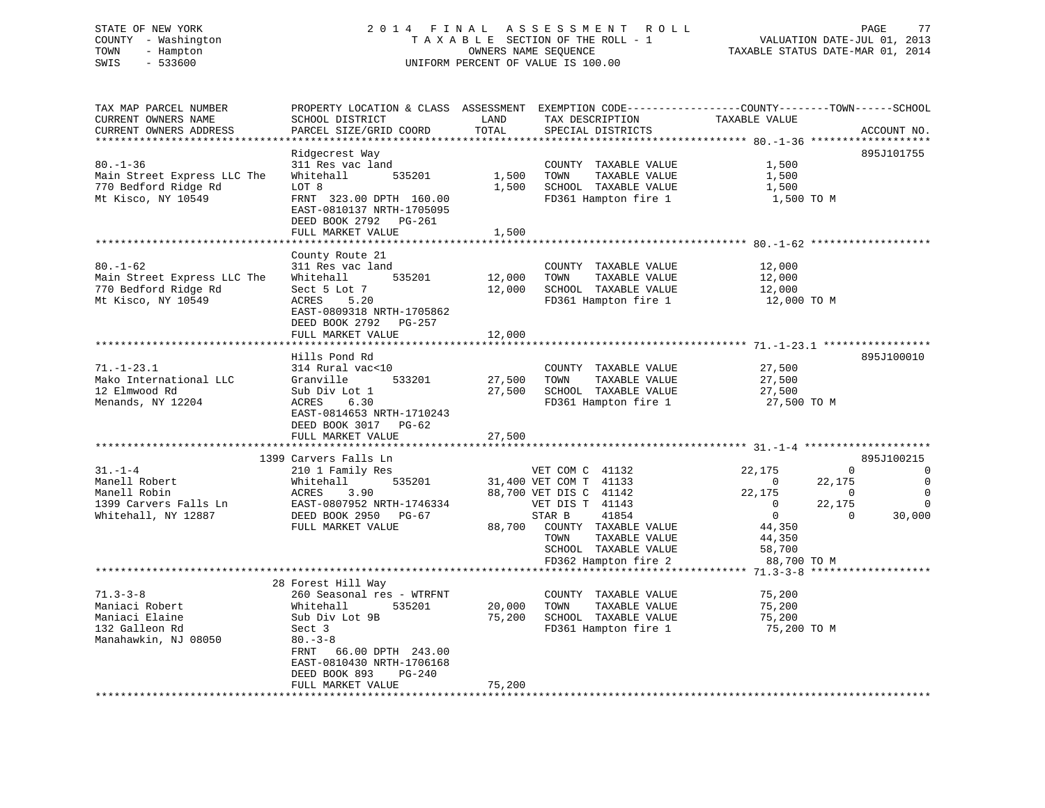STATE OF NEW YORK
COUNTY - Washington
TOWN - Hampton
SWIS - 533600

# 2014 FINAL ASSESSMENT ROLL

TAXABLE SECTION OF THE ROLL - 1
OWNERS NAME SEQUENCE
UNIFORM PERCENT OF VALUE IS 100.00

VALUATION DATE-JUL 01, 2013
TAXABLE STATUS DATE-MAR 01, 2014

```
TAX MAP PARCEL NUMBER          PROPERTY LOCATION & CLASS  ASSESSMENT  EXEMPTION CODE------------------COUNTY--------TOWN------SCHOOL
CURRENT OWNERS NAME            SCHOOL DISTRICT               LAND      TAX DESCRIPTION            TAXABLE VALUE
CURRENT OWNERS ADDRESS         PARCEL SIZE/GRID COORD        TOTAL     SPECIAL DISTRICTS                                     ACCOUNT NO.
******************************************************************************************************* 80.-1-36 *******************
                               Ridgecrest Way                                                                              895J101755
80.-1-36                       311 Res vac land                        COUNTY  TAXABLE VALUE              1,500
Main Street Express LLC The    Whitehall        535201        1,500    TOWN    TAXABLE VALUE              1,500
770 Bedford Ridge Rd           LOT 8                          1,500    SCHOOL  TAXABLE VALUE              1,500
Mt Kisco, NY 10549             FRNT 323.00 DPTH 160.00                 FD361 Hampton fire 1                1,500 TO M
                               EAST-0810137 NRTH-1705095
                               DEED BOOK 2792   PG-261
                               FULL MARKET VALUE              1,500
******************************************************************************************************* 80.-1-62 *******************
                               County Route 21
80.-1-62                       311 Res vac land                        COUNTY  TAXABLE VALUE             12,000
Main Street Express LLC The    Whitehall        535201       12,000    TOWN    TAXABLE VALUE             12,000
770 Bedford Ridge Rd           Sect 5 Lot 7                  12,000    SCHOOL  TAXABLE VALUE             12,000
Mt Kisco, NY 10549             ACRES    5.20                           FD361 Hampton fire 1               12,000 TO M
                               EAST-0809318 NRTH-1705862
                               DEED BOOK 2792   PG-257
                               FULL MARKET VALUE             12,000
******************************************************************************************************* 71.-1-23.1 *****************
                               Hills Pond Rd                                                                               895J100010
71.-1-23.1                     314 Rural vac<10                        COUNTY  TAXABLE VALUE             27,500
Mako International LLC         Granville        533201       27,500    TOWN    TAXABLE VALUE             27,500
12 Elmwood Rd                  Sub Div Lot 1                 27,500    SCHOOL  TAXABLE VALUE             27,500
Menands, NY 12204              ACRES    6.30                           FD361 Hampton fire 1               27,500 TO M
                               EAST-0814653 NRTH-1710243
                               DEED BOOK 3017   PG-62
                               FULL MARKET VALUE             27,500
******************************************************************************************************* 31.-1-4 ********************
                          1399 Carvers Falls Ln                                                                            895J100215
31.-1-4                        210 1 Family Res                    VET COM C  41132              22,175            0             0
Manell Robert                  Whitehall        535201       31,400 VET COM T  41133                  0       22,175             0
Manell Robin                   ACRES    3.90                 88,700 VET DIS C  41142              22,175            0             0
1399 Carvers Falls Ln          EAST-0807952 NRTH-1746334           VET DIS T  41143                  0       22,175             0
Whitehall, NY 12887            DEED BOOK 2950   PG-67              STAR B     41854                  0            0        30,000
                               FULL MARKET VALUE             88,700    COUNTY  TAXABLE VALUE             44,350
                                                                       TOWN    TAXABLE VALUE             44,350
                                                                       SCHOOL  TAXABLE VALUE             58,700
                                                                       FD362 Hampton fire 2               88,700 TO M
******************************************************************************************************* 71.3-3-8 *******************
                            28 Forest Hill Way
71.3-3-8                       260 Seasonal res - WTRFNT               COUNTY  TAXABLE VALUE             75,200
Maniaci Robert                 Whitehall        535201       20,000    TOWN    TAXABLE VALUE             75,200
Maniaci Elaine                 Sub Div Lot 9B                75,200    SCHOOL  TAXABLE VALUE             75,200
132 Galleon Rd                 Sect 3                                  FD361 Hampton fire 1               75,200 TO M
Manahawkin, NJ 08050           80.-3-8
                               FRNT  66.00 DPTH 243.00
                               EAST-0810430 NRTH-1706168
                               DEED BOOK 893    PG-240
                               FULL MARKET VALUE             75,200
************************************************************************************************************************************
```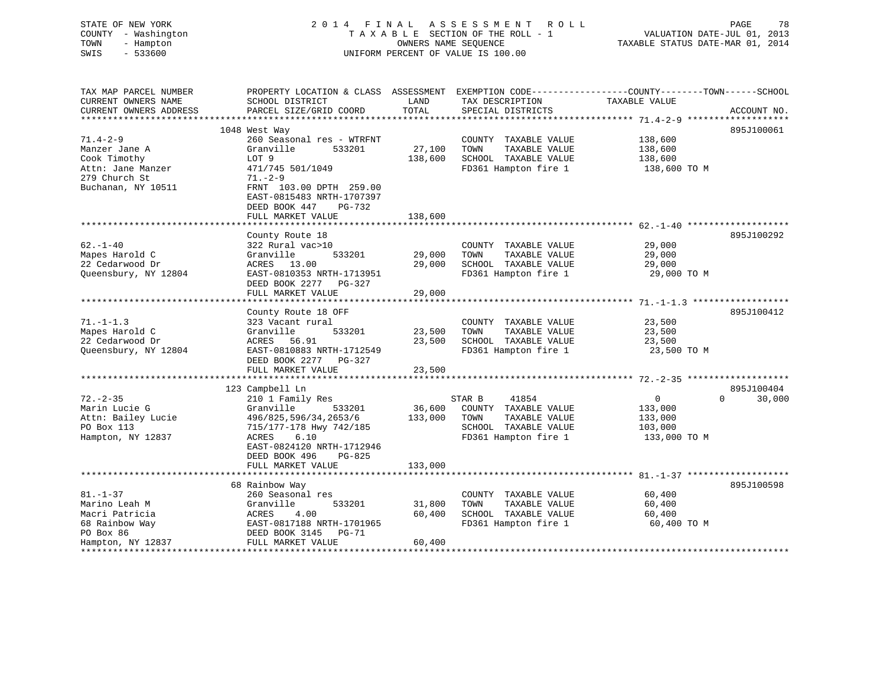STATE OF NEW YORK
COUNTY - Washington
TOWN - Hampton
SWIS - 533600

# 2014 FINAL ASSESSMENT ROLL

TAXABLE SECTION OF THE ROLL - 1
OWNERS NAME SEQUENCE
UNIFORM PERCENT OF VALUE IS 100.00

VALUATION DATE-JUL 01, 2013
TAXABLE STATUS DATE-MAR 01, 2014

| TAX MAP PARCEL NUMBER / CURRENT OWNERS NAME / CURRENT OWNERS ADDRESS | PROPERTY LOCATION & CLASS / SCHOOL DISTRICT / PARCEL SIZE/GRID COORD | ASSESSMENT LAND | TOTAL | EXEMPTION CODE / TAX DESCRIPTION / SPECIAL DISTRICTS | COUNTY / TOWN / SCHOOL TAXABLE VALUE | ACCOUNT NO. |
|---|---|---|---|---|---|---|
| 71.4-2-9 | 1048 West Way | | | | | 895J100061 |
| 71.4-2-9 | 260 Seasonal res - WTRFNT | | | COUNTY TAXABLE VALUE | 138,600 | |
| Manzer Jane A | Granville 533201 | 27,100 | | TOWN TAXABLE VALUE | 138,600 | |
| Cook Timothy | LOT 9 | | 138,600 | SCHOOL TAXABLE VALUE | 138,600 | |
| Attn: Jane Manzer | 471/745 501/1049 | | | FD361 Hampton fire 1 | 138,600 TO M | |
| 279 Church St | 71.-2-9 | | | | | |
| Buchanan, NY 10511 | FRNT 103.00 DPTH 259.00 | | | | | |
| | EAST-0815483 NRTH-1707397 | | | | | |
| | DEED BOOK 447 PG-732 | | | | | |
| | FULL MARKET VALUE | | 138,600 | | | |
| 62.-1-40 | County Route 18 | | | | | 895J100292 |
| 62.-1-40 | 322 Rural vac>10 | | | COUNTY TAXABLE VALUE | 29,000 | |
| Mapes Harold C | Granville 533201 | 29,000 | | TOWN TAXABLE VALUE | 29,000 | |
| 22 Cedarwood Dr | ACRES 13.00 | | 29,000 | SCHOOL TAXABLE VALUE | 29,000 | |
| Queensbury, NY 12804 | EAST-0810353 NRTH-1713951 | | | FD361 Hampton fire 1 | 29,000 TO M | |
| | DEED BOOK 2277 PG-327 | | | | | |
| | FULL MARKET VALUE | | 29,000 | | | |
| 71.-1-1.3 | County Route 18 OFF | | | | | 895J100412 |
| 71.-1-1.3 | 323 Vacant rural | | | COUNTY TAXABLE VALUE | 23,500 | |
| Mapes Harold C | Granville 533201 | 23,500 | | TOWN TAXABLE VALUE | 23,500 | |
| 22 Cedarwood Dr | ACRES 56.91 | | 23,500 | SCHOOL TAXABLE VALUE | 23,500 | |
| Queensbury, NY 12804 | EAST-0810883 NRTH-1712549 | | | FD361 Hampton fire 1 | 23,500 TO M | |
| | DEED BOOK 2277 PG-327 | | | | | |
| | FULL MARKET VALUE | | 23,500 | | | |
| 72.-2-35 | 123 Campbell Ln | | | | | 895J100404 |
| 72.-2-35 | 210 1 Family Res | | | STAR B 41854 | 0 0 30,000 | |
| Marin Lucie G | Granville 533201 | 36,600 | | COUNTY TAXABLE VALUE | 133,000 | |
| Attn: Bailey Lucie | 496/825,596/34,2653/6 | | 133,000 | TOWN TAXABLE VALUE | 133,000 | |
| PO Box 113 | 715/177-178 Hwy 742/185 | | | SCHOOL TAXABLE VALUE | 103,000 | |
| Hampton, NY 12837 | ACRES 6.10 | | | FD361 Hampton fire 1 | 133,000 TO M | |
| | EAST-0824120 NRTH-1712946 | | | | | |
| | DEED BOOK 496 PG-825 | | | | | |
| | FULL MARKET VALUE | | 133,000 | | | |
| 81.-1-37 | 68 Rainbow Way | | | | | 895J100598 |
| 81.-1-37 | 260 Seasonal res | | | COUNTY TAXABLE VALUE | 60,400 | |
| Marino Leah M | Granville 533201 | 31,800 | | TOWN TAXABLE VALUE | 60,400 | |
| Macri Patricia | ACRES 4.00 | | 60,400 | SCHOOL TAXABLE VALUE | 60,400 | |
| 68 Rainbow Way | EAST-0817188 NRTH-1701965 | | | FD361 Hampton fire 1 | 60,400 TO M | |
| PO Box 86 | DEED BOOK 3145 PG-71 | | | | | |
| Hampton, NY 12837 | FULL MARKET VALUE | | 60,400 | | | |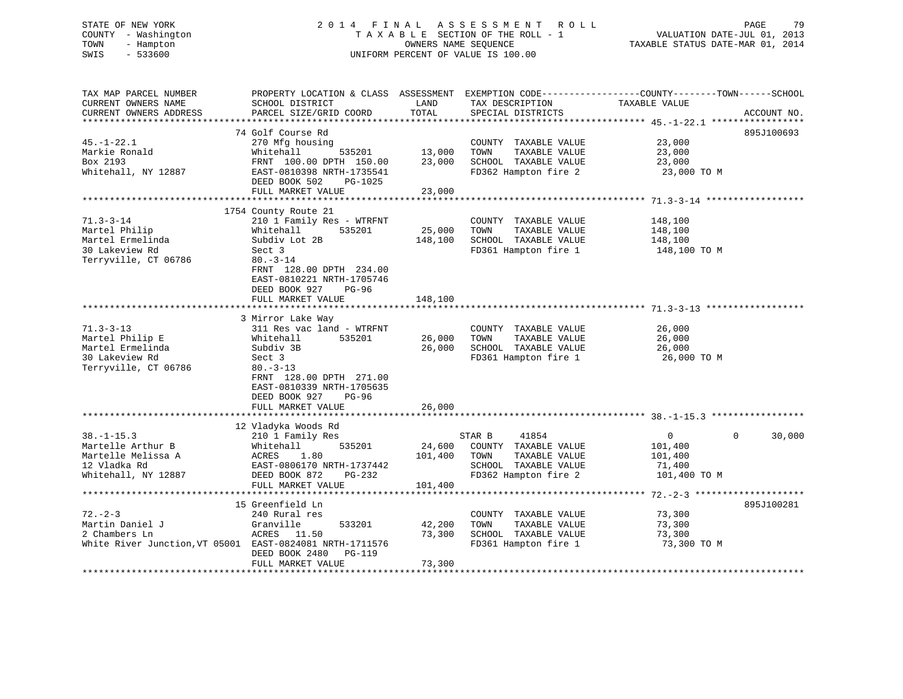STATE OF NEW YORK
COUNTY - Washington
TOWN - Hampton
SWIS - 533600

2014 FINAL ASSESSMENT ROLL
TAXABLE SECTION OF THE ROLL - 1
OWNERS NAME SEQUENCE
UNIFORM PERCENT OF VALUE IS 100.00

VALUATION DATE-JUL 01, 2013
TAXABLE STATUS DATE-MAR 01, 2014

```
TAX MAP PARCEL NUMBER          PROPERTY LOCATION & CLASS  ASSESSMENT  EXEMPTION CODE------------------COUNTY--------TOWN------SCHOOL
CURRENT OWNERS NAME            SCHOOL DISTRICT               LAND      TAX DESCRIPTION            TAXABLE VALUE
CURRENT OWNERS ADDRESS         PARCEL SIZE/GRID COORD        TOTAL     SPECIAL DISTRICTS                                    ACCOUNT NO.
******************************************************************************************************* 45.-1-22.1 *****************
                               74 Golf Course Rd                                                                            895J100693
45.-1-22.1                     270 Mfg housing                          COUNTY  TAXABLE VALUE             23,000
Markie Ronald                  Whitehall         535201     13,000     TOWN    TAXABLE VALUE             23,000
Box 2193                       FRNT 100.00 DPTH 150.00      23,000     SCHOOL  TAXABLE VALUE             23,000
Whitehall, NY 12887            EAST-0810398 NRTH-1735541               FD362 Hampton fire 2               23,000 TO M
                               DEED BOOK 502    PG-1025
                               FULL MARKET VALUE            23,000
******************************************************************************************************* 71.3-3-14 ******************
                               1754 County Route 21
71.3-3-14                      210 1 Family Res - WTRFNT                COUNTY  TAXABLE VALUE            148,100
Martel Philip                  Whitehall         535201     25,000     TOWN    TAXABLE VALUE            148,100
Martel Ermelinda               Subdiv Lot 2B               148,100     SCHOOL  TAXABLE VALUE            148,100
30 Lakeview Rd                 Sect 3                                  FD361 Hampton fire 1              148,100 TO M
Terryville, CT 06786           80.-3-14
                               FRNT 128.00 DPTH 234.00
                               EAST-0810221 NRTH-1705746
                               DEED BOOK 927    PG-96
                               FULL MARKET VALUE           148,100
******************************************************************************************************* 71.3-3-13 ******************
                               3 Mirror Lake Way
71.3-3-13                      311 Res vac land - WTRFNT                COUNTY  TAXABLE VALUE             26,000
Martel Philip E                Whitehall         535201     26,000     TOWN    TAXABLE VALUE             26,000
Martel Ermelinda               Subdiv 3B                    26,000     SCHOOL  TAXABLE VALUE             26,000
30 Lakeview Rd                 Sect 3                                  FD361 Hampton fire 1               26,000 TO M
Terryville, CT 06786           80.-3-13
                               FRNT 128.00 DPTH 271.00
                               EAST-0810339 NRTH-1705635
                               DEED BOOK 927    PG-96
                               FULL MARKET VALUE            26,000
******************************************************************************************************* 38.-1-15.3 *****************
                               12 Vladyka Woods Rd
38.-1-15.3                     210 1 Family Res                        STAR B     41854                  0            0      30,000
Martelle Arthur B              Whitehall         535201     24,600     COUNTY  TAXABLE VALUE            101,400
Martelle Melissa A             ACRES    1.80               101,400     TOWN    TAXABLE VALUE            101,400
12 Vladka Rd                   EAST-0806170 NRTH-1737442               SCHOOL  TAXABLE VALUE             71,400
Whitehall, NY 12887            DEED BOOK 872    PG-232                 FD362 Hampton fire 2              101,400 TO M
                               FULL MARKET VALUE           101,400
******************************************************************************************************* 72.-2-3 ********************
                               15 Greenfield Ln                                                                             895J100281
72.-2-3                        240 Rural res                            COUNTY  TAXABLE VALUE             73,300
Martin Daniel J                Granville         533201     42,200     TOWN    TAXABLE VALUE             73,300
2 Chambers Ln                  ACRES   11.50                73,300     SCHOOL  TAXABLE VALUE             73,300
White River Junction,VT 05001  EAST-0824081 NRTH-1711576               FD361 Hampton fire 1               73,300 TO M
                               DEED BOOK 2480   PG-119
                               FULL MARKET VALUE            73,300
************************************************************************************************************************************
```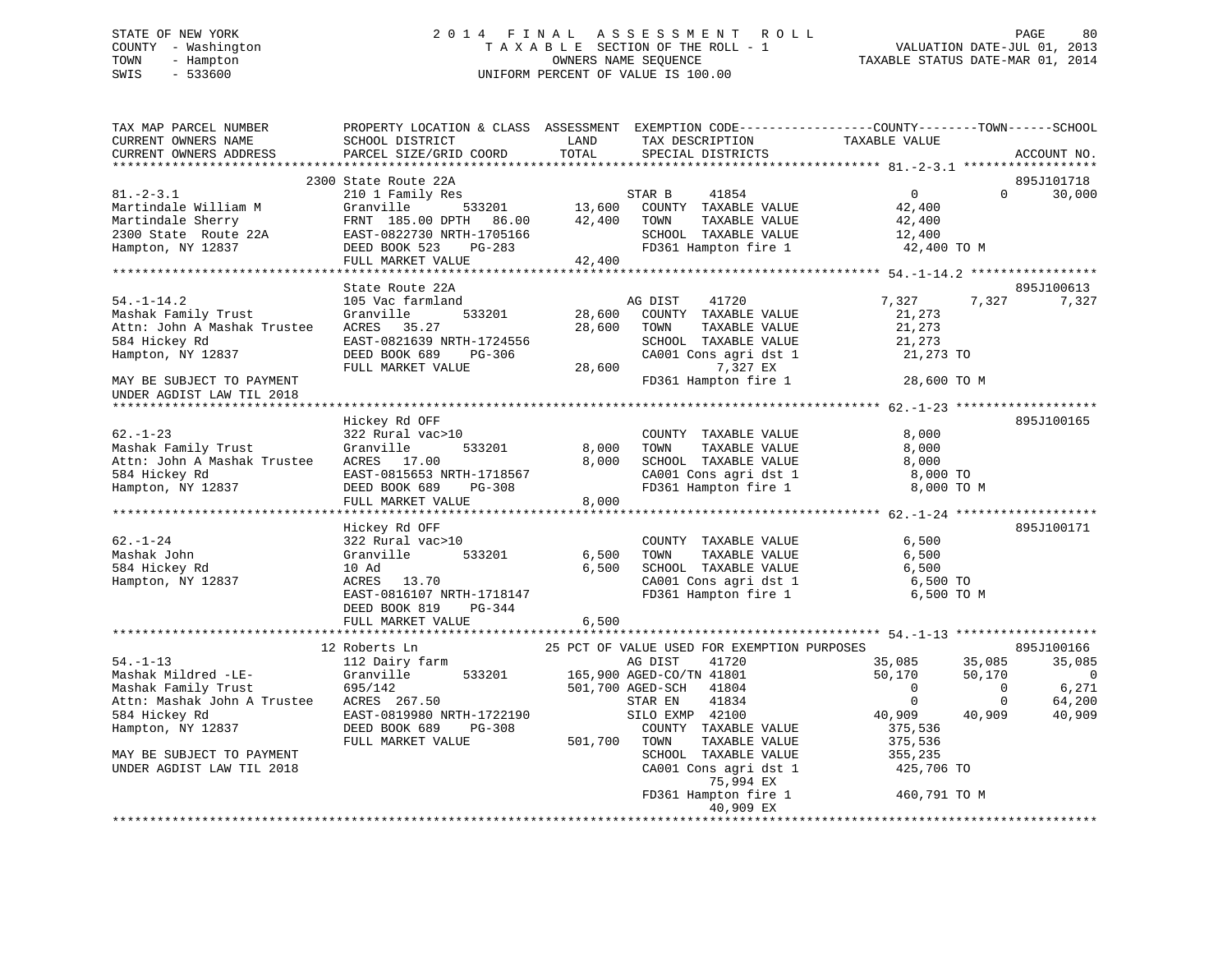STATE OF NEW YORK
COUNTY - Washington
TOWN - Hampton
SWIS - 533600

2014 FINAL ASSESSMENT ROLL
TAXABLE SECTION OF THE ROLL - 1
OWNERS NAME SEQUENCE
UNIFORM PERCENT OF VALUE IS 100.00

VALUATION DATE-JUL 01, 2013
TAXABLE STATUS DATE-MAR 01, 2014

```
TAX MAP PARCEL NUMBER          PROPERTY LOCATION & CLASS  ASSESSMENT  EXEMPTION CODE------------------COUNTY--------TOWN------SCHOOL
CURRENT OWNERS NAME            SCHOOL DISTRICT               LAND      TAX DESCRIPTION             TAXABLE VALUE
CURRENT OWNERS ADDRESS         PARCEL SIZE/GRID COORD        TOTAL     SPECIAL DISTRICTS                                         ACCOUNT NO.
*********************************************************************************************************** 81.-2-3.1 *****************
                              2300 State Route 22A                                                                          895J101718
81.-2-3.1                      210 1 Family Res                       STAR B    41854                 0            0        30,000
Martindale William M           Granville       533201        13,600   COUNTY  TAXABLE VALUE          42,400
Martindale Sherry              FRNT 185.00 DPTH  86.00       42,400   TOWN    TAXABLE VALUE          42,400
2300 State  Route 22A          EAST-0822730 NRTH-1705166              SCHOOL  TAXABLE VALUE          12,400
Hampton, NY 12837              DEED BOOK 523    PG-283                FD361 Hampton fire 1            42,400 TO M
                               FULL MARKET VALUE             42,400
*********************************************************************************************************** 54.-1-14.2 *****************
                               State Route 22A                                                                              895J100613
54.-1-14.2                     105 Vac farmland                       AG DIST    41720              7,327        7,327         7,327
Mashak Family Trust            Granville       533201        28,600   COUNTY  TAXABLE VALUE          21,273
Attn: John A Mashak Trustee    ACRES  35.27                  28,600   TOWN    TAXABLE VALUE          21,273
584 Hickey Rd                  EAST-0821639 NRTH-1724556              SCHOOL  TAXABLE VALUE          21,273
Hampton, NY 12837              DEED BOOK 689    PG-306                CA001 Cons agri dst 1           21,273 TO
                               FULL MARKET VALUE             28,600           7,327 EX
MAY BE SUBJECT TO PAYMENT                                             FD361 Hampton fire 1            28,600 TO M
UNDER AGDIST LAW TIL 2018
*********************************************************************************************************** 62.-1-23 *******************
                               Hickey Rd OFF                                                                                895J100165
62.-1-23                       322 Rural vac>10                       COUNTY  TAXABLE VALUE           8,000
Mashak Family Trust            Granville       533201         8,000   TOWN    TAXABLE VALUE           8,000
Attn: John A Mashak Trustee    ACRES  17.00                   8,000   SCHOOL  TAXABLE VALUE           8,000
584 Hickey Rd                  EAST-0815653 NRTH-1718567              CA001 Cons agri dst 1            8,000 TO
Hampton, NY 12837              DEED BOOK 689    PG-308                FD361 Hampton fire 1             8,000 TO M
                               FULL MARKET VALUE              8,000
*********************************************************************************************************** 62.-1-24 *******************
                               Hickey Rd OFF                                                                                895J100171
62.-1-24                       322 Rural vac>10                       COUNTY  TAXABLE VALUE           6,500
Mashak John                    Granville       533201         6,500   TOWN    TAXABLE VALUE           6,500
584 Hickey Rd                  10 Ad                          6,500   SCHOOL  TAXABLE VALUE           6,500
Hampton, NY 12837              ACRES  13.70                           CA001 Cons agri dst 1            6,500 TO
                               EAST-0816107 NRTH-1718147              FD361 Hampton fire 1             6,500 TO M
                               DEED BOOK 819    PG-344
                               FULL MARKET VALUE              6,500
*********************************************************************************************************** 54.-1-13 *******************
                              12 Roberts Ln               25 PCT OF VALUE USED FOR EXEMPTION PURPOSES                        895J100166
54.-1-13                       112 Dairy farm                         AG DIST    41720             35,085       35,085        35,085
Mashak Mildred -LE-            Granville       533201       165,900 AGED-CO/TN 41801               50,170       50,170             0
Mashak Family Trust            695/142                      501,700 AGED-SCH   41804                    0            0         6,271
Attn: Mashak John A Trustee    ACRES 267.50                           STAR EN    41834                    0            0        64,200
584 Hickey Rd                  EAST-0819980 NRTH-1722190              SILO EXMP  42100             40,909       40,909        40,909
Hampton, NY 12837              DEED BOOK 689    PG-308                COUNTY  TAXABLE VALUE         375,536
                               FULL MARKET VALUE            501,700   TOWN    TAXABLE VALUE         375,536
MAY BE SUBJECT TO PAYMENT                                             SCHOOL  TAXABLE VALUE         355,235
UNDER AGDIST LAW TIL 2018                                             CA001 Cons agri dst 1          425,706 TO
                                                                              75,994 EX
                                                                      FD361 Hampton fire 1           460,791 TO M
                                                                              40,909 EX
***************************************************************************************************************************************
```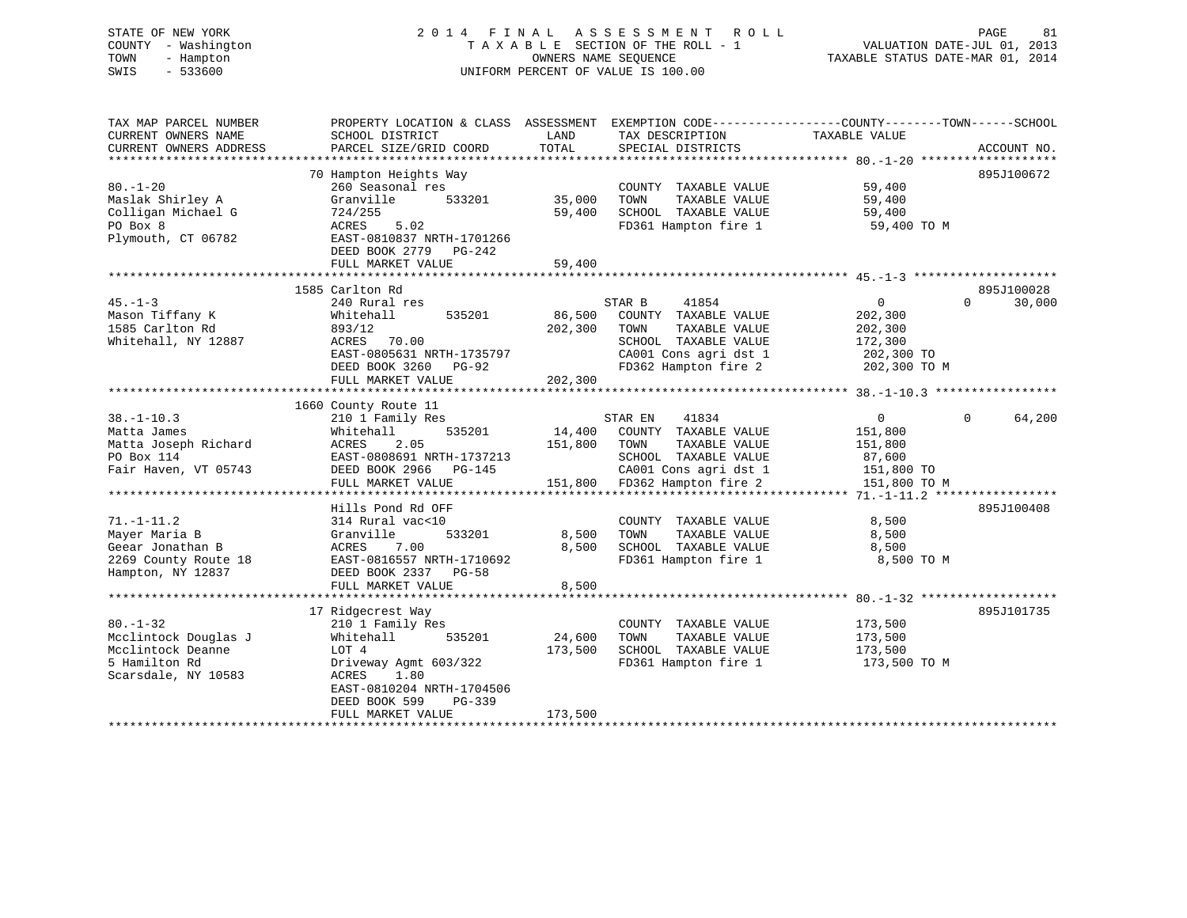STATE OF NEW YORK
COUNTY - Washington
TOWN - Hampton
SWIS - 533600

2014 FINAL ASSESSMENT ROLL
TAXABLE SECTION OF THE ROLL - 1
OWNERS NAME SEQUENCE
UNIFORM PERCENT OF VALUE IS 100.00

VALUATION DATE-JUL 01, 2013
TAXABLE STATUS DATE-MAR 01, 2014

```
TAX MAP PARCEL NUMBER          PROPERTY LOCATION & CLASS  ASSESSMENT  EXEMPTION CODE------------------COUNTY--------TOWN------SCHOOL
CURRENT OWNERS NAME            SCHOOL DISTRICT            LAND        TAX DESCRIPTION             TAXABLE VALUE
CURRENT OWNERS ADDRESS         PARCEL SIZE/GRID COORD     TOTAL       SPECIAL DISTRICTS                                        ACCOUNT NO.
****************************************************************************************************** 80.-1-20 *******************
                               70 Hampton Heights Way                                                                          895J100672
80.-1-20                       260 Seasonal res                        COUNTY  TAXABLE VALUE           59,400
Maslak Shirley A               Granville       533201      35,000     TOWN    TAXABLE VALUE           59,400
Colligan Michael G             724/255                     59,400     SCHOOL  TAXABLE VALUE           59,400
PO Box 8                       ACRES    5.02                          FD361 Hampton fire 1             59,400 TO M
Plymouth, CT 06782             EAST-0810837 NRTH-1701266
                               DEED BOOK 2779   PG-242
                               FULL MARKET VALUE           59,400
****************************************************************************************************** 45.-1-3 ********************
                               1585 Carlton Rd                                                                                 895J100028
45.-1-3                        240 Rural res                          STAR B     41854                  0              0        30,000
Mason Tiffany K                Whitehall       535201      86,500     COUNTY  TAXABLE VALUE          202,300
1585 Carlton Rd                893/12                     202,300     TOWN    TAXABLE VALUE          202,300
Whitehall, NY 12887            ACRES   70.00                          SCHOOL  TAXABLE VALUE          172,300
                               EAST-0805631 NRTH-1735797              CA001 Cons agri dst 1           202,300 TO
                               DEED BOOK 3260   PG-92                 FD362 Hampton fire 2            202,300 TO M
                               FULL MARKET VALUE          202,300
****************************************************************************************************** 38.-1-10.3 *****************
                               1660 County Route 11
38.-1-10.3                     210 1 Family Res                       STAR EN    41834                  0              0        64,200
Matta James                    Whitehall       535201      14,400     COUNTY  TAXABLE VALUE          151,800
Matta Joseph Richard           ACRES    2.05              151,800     TOWN    TAXABLE VALUE          151,800
PO Box 114                     EAST-0808691 NRTH-1737213              SCHOOL  TAXABLE VALUE           87,600
Fair Haven, VT 05743           DEED BOOK 2966   PG-145                CA001 Cons agri dst 1           151,800 TO
                               FULL MARKET VALUE          151,800     FD362 Hampton fire 2            151,800 TO M
****************************************************************************************************** 71.-1-11.2 *****************
                               Hills Pond Rd OFF                                                                               895J100408
71.-1-11.2                     314 Rural vac<10                       COUNTY  TAXABLE VALUE            8,500
Mayer Maria B                  Granville       533201       8,500     TOWN    TAXABLE VALUE            8,500
Geear Jonathan B               ACRES    7.00                8,500     SCHOOL  TAXABLE VALUE            8,500
2269 County Route 18           EAST-0816557 NRTH-1710692              FD361 Hampton fire 1              8,500 TO M
Hampton, NY 12837              DEED BOOK 2337   PG-58
                               FULL MARKET VALUE            8,500
****************************************************************************************************** 80.-1-32 *******************
                               17 Ridgecrest Way                                                                               895J101735
80.-1-32                       210 1 Family Res                       COUNTY  TAXABLE VALUE          173,500
Mcclintock Douglas J           Whitehall       535201      24,600     TOWN    TAXABLE VALUE          173,500
Mcclintock Deanne              LOT 4                      173,500     SCHOOL  TAXABLE VALUE          173,500
5 Hamilton Rd                  Driveway Agmt 603/322                  FD361 Hampton fire 1            173,500 TO M
Scarsdale, NY 10583            ACRES    1.80
                               EAST-0810204 NRTH-1704506
                               DEED BOOK 599    PG-339
                               FULL MARKET VALUE          173,500
************************************************************************************************************************************
```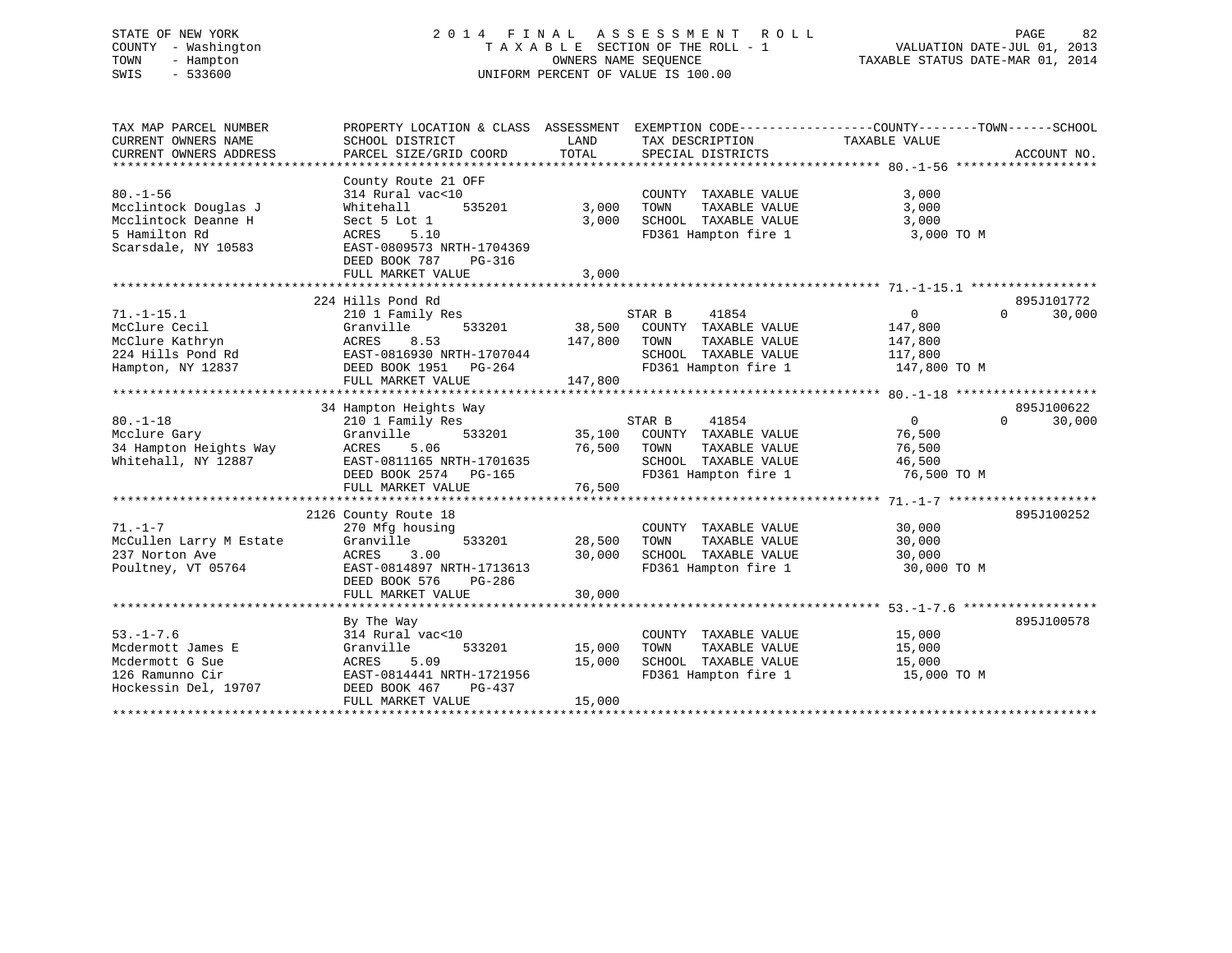STATE OF NEW YORK
COUNTY - Washington
TOWN - Hampton
SWIS - 533600

# 2014 FINAL ASSESSMENT ROLL

TAXABLE SECTION OF THE ROLL - 1
OWNERS NAME SEQUENCE
UNIFORM PERCENT OF VALUE IS 100.00

VALUATION DATE-JUL 01, 2013
TAXABLE STATUS DATE-MAR 01, 2014

| TAX MAP PARCEL NUMBER / CURRENT OWNERS NAME / CURRENT OWNERS ADDRESS | PROPERTY LOCATION & CLASS / SCHOOL DISTRICT / PARCEL SIZE/GRID COORD | ASSESSMENT LAND | TOTAL | EXEMPTION CODE / TAX DESCRIPTION / SPECIAL DISTRICTS | COUNTY / TOWN TAXABLE VALUE | SCHOOL | ACCOUNT NO. |
|---|---|---|---|---|---|---|---|
| 80.-1-56 | County Route 21 OFF | | | | | | |
| | 314 Rural vac<10 | | | COUNTY TAXABLE VALUE | 3,000 | | |
| Mcclintock Douglas J | Whitehall 535201 | 3,000 | | TOWN TAXABLE VALUE | 3,000 | | |
| Mcclintock Deanne H | Sect 5 Lot 1 | | 3,000 | SCHOOL TAXABLE VALUE | 3,000 | | |
| 5 Hamilton Rd | ACRES 5.10 | | | FD361 Hampton fire 1 | 3,000 TO M | | |
| Scarsdale, NY 10583 | EAST-0809573 NRTH-1704369 | | | | | | |
| | DEED BOOK 787 PG-316 | | | | | | |
| | FULL MARKET VALUE | | 3,000 | | | | |
| 71.-1-15.1 | 224 Hills Pond Rd | | | | | | 895J101772 |
| | 210 1 Family Res | | | STAR B 41854 | 0 | 0 | 30,000 |
| McClure Cecil | Granville 533201 | 38,500 | | COUNTY TAXABLE VALUE | 147,800 | | |
| McClure Kathryn | ACRES 8.53 | | 147,800 | TOWN TAXABLE VALUE | 147,800 | | |
| 224 Hills Pond Rd | EAST-0816930 NRTH-1707044 | | | SCHOOL TAXABLE VALUE | 117,800 | | |
| Hampton, NY 12837 | DEED BOOK 1951 PG-264 | | | FD361 Hampton fire 1 | 147,800 TO M | | |
| | FULL MARKET VALUE | | 147,800 | | | | |
| 80.-1-18 | 34 Hampton Heights Way | | | | | | 895J100622 |
| | 210 1 Family Res | | | STAR B 41854 | 0 | 0 | 30,000 |
| Mcclure Gary | Granville 533201 | 35,100 | | COUNTY TAXABLE VALUE | 76,500 | | |
| 34 Hampton Heights Way | ACRES 5.06 | | 76,500 | TOWN TAXABLE VALUE | 76,500 | | |
| Whitehall, NY 12887 | EAST-0811165 NRTH-1701635 | | | SCHOOL TAXABLE VALUE | 46,500 | | |
| | DEED BOOK 2574 PG-165 | | | FD361 Hampton fire 1 | 76,500 TO M | | |
| | FULL MARKET VALUE | | 76,500 | | | | |
| 71.-1-7 | 2126 County Route 18 | | | | | | 895J100252 |
| | 270 Mfg housing | | | COUNTY TAXABLE VALUE | 30,000 | | |
| McCullen Larry M Estate | Granville 533201 | 28,500 | | TOWN TAXABLE VALUE | 30,000 | | |
| 237 Norton Ave | ACRES 3.00 | | 30,000 | SCHOOL TAXABLE VALUE | 30,000 | | |
| Poultney, VT 05764 | EAST-0814897 NRTH-1713613 | | | FD361 Hampton fire 1 | 30,000 TO M | | |
| | DEED BOOK 576 PG-286 | | | | | | |
| | FULL MARKET VALUE | | 30,000 | | | | |
| 53.-1-7.6 | By The Way | | | | | | 895J100578 |
| | 314 Rural vac<10 | | | COUNTY TAXABLE VALUE | 15,000 | | |
| Mcdermott James E | Granville 533201 | 15,000 | | TOWN TAXABLE VALUE | 15,000 | | |
| Mcdermott G Sue | ACRES 5.09 | | 15,000 | SCHOOL TAXABLE VALUE | 15,000 | | |
| 126 Ramunno Cir | EAST-0814441 NRTH-1721956 | | | FD361 Hampton fire 1 | 15,000 TO M | | |
| Hockessin Del, 19707 | DEED BOOK 467 PG-437 | | | | | | |
| | FULL MARKET VALUE | | 15,000 | | | | |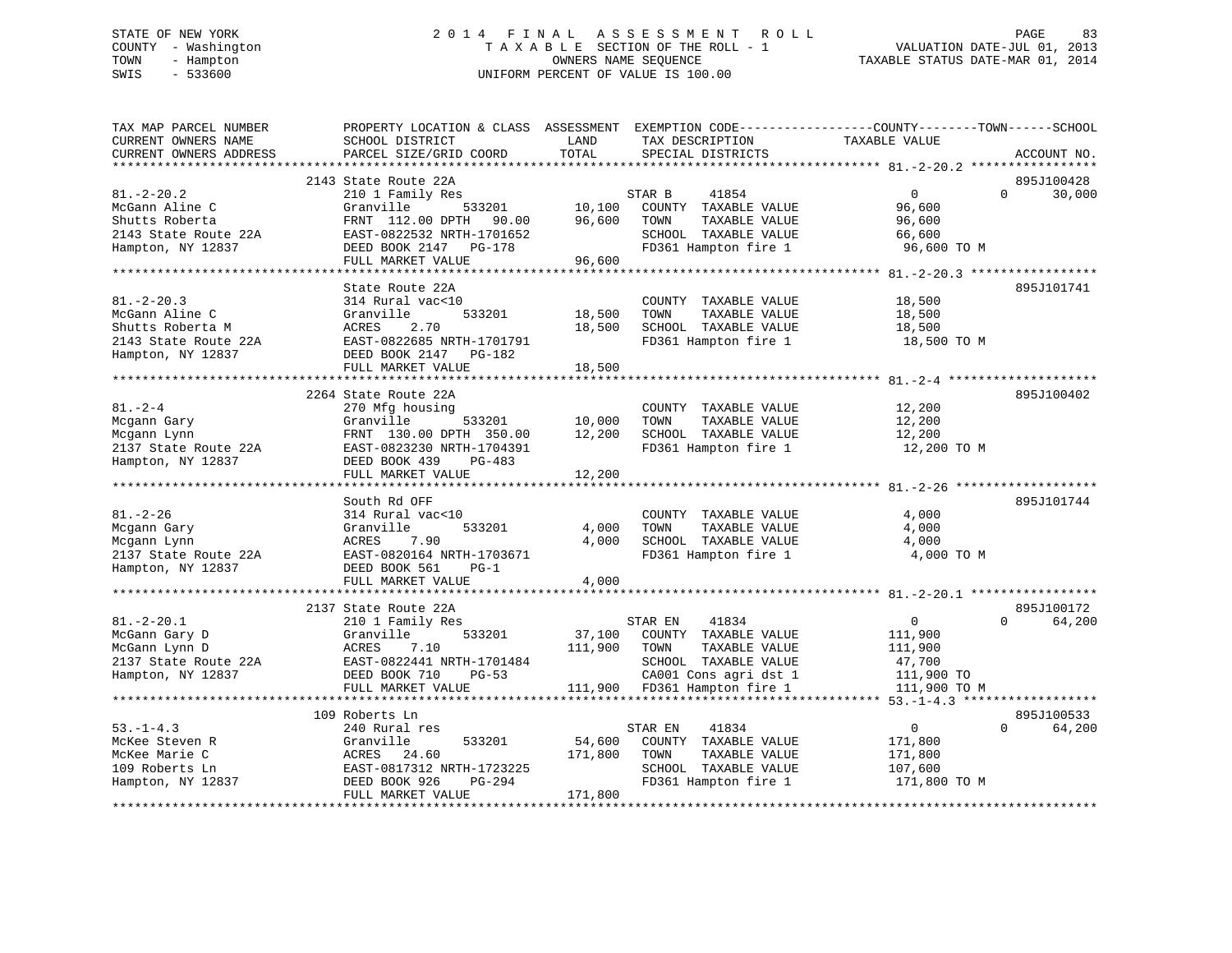STATE OF NEW YORK
COUNTY - Washington
TOWN - Hampton
SWIS - 533600

# 2014 FINAL ASSESSMENT ROLL
TAXABLE SECTION OF THE ROLL - 1
OWNERS NAME SEQUENCE
UNIFORM PERCENT OF VALUE IS 100.00

VALUATION DATE-JUL 01, 2013
TAXABLE STATUS DATE-MAR 01, 2014

```
TAX MAP PARCEL NUMBER          PROPERTY LOCATION & CLASS  ASSESSMENT  EXEMPTION CODE------------------COUNTY--------TOWN------SCHOOL
CURRENT OWNERS NAME            SCHOOL DISTRICT               LAND      TAX DESCRIPTION            TAXABLE VALUE
CURRENT OWNERS ADDRESS         PARCEL SIZE/GRID COORD        TOTAL     SPECIAL DISTRICTS                                   ACCOUNT NO.
******************************************************************************************************* 81.-2-20.2 *****************
                               2143 State Route 22A                                                                    895J100428
81.-2-20.2                     210 1 Family Res                        STAR B      41854              0           0      30,000
McGann Aline C                 Granville         533201       10,100   COUNTY  TAXABLE VALUE          96,600
Shutts Roberta                 FRNT 112.00 DPTH  90.00        96,600   TOWN    TAXABLE VALUE          96,600
2143 State Route 22A           EAST-0822532 NRTH-1701652               SCHOOL  TAXABLE VALUE          66,600
Hampton, NY 12837              DEED BOOK 2147   PG-178                 FD361 Hampton fire 1            96,600 TO M
                               FULL MARKET VALUE              96,600
******************************************************************************************************* 81.-2-20.3 *****************
                               State Route 22A                                                                         895J101741
81.-2-20.3                     314 Rural vac<10                        COUNTY  TAXABLE VALUE          18,500
McGann Aline C                 Granville         533201       18,500   TOWN    TAXABLE VALUE          18,500
Shutts Roberta M               ACRES    2.70                  18,500   SCHOOL  TAXABLE VALUE          18,500
2143 State Route 22A           EAST-0822685 NRTH-1701791               FD361 Hampton fire 1            18,500 TO M
Hampton, NY 12837              DEED BOOK 2147   PG-182
                               FULL MARKET VALUE              18,500
******************************************************************************************************* 81.-2-4 ********************
                               2264 State Route 22A                                                                    895J100402
81.-2-4                        270 Mfg housing                         COUNTY  TAXABLE VALUE          12,200
Mcgann Gary                    Granville         533201       10,000   TOWN    TAXABLE VALUE          12,200
Mcgann Lynn                    FRNT 130.00 DPTH 350.00        12,200   SCHOOL  TAXABLE VALUE          12,200
2137 State Route 22A           EAST-0823230 NRTH-1704391               FD361 Hampton fire 1            12,200 TO M
Hampton, NY 12837              DEED BOOK 439    PG-483
                               FULL MARKET VALUE              12,200
******************************************************************************************************* 81.-2-26 *******************
                               South Rd OFF                                                                            895J101744
81.-2-26                       314 Rural vac<10                        COUNTY  TAXABLE VALUE           4,000
Mcgann Gary                    Granville         533201        4,000   TOWN    TAXABLE VALUE           4,000
Mcgann Lynn                    ACRES    7.90                   4,000   SCHOOL  TAXABLE VALUE           4,000
2137 State Route 22A           EAST-0820164 NRTH-1703671               FD361 Hampton fire 1             4,000 TO M
Hampton, NY 12837              DEED BOOK 561    PG-1
                               FULL MARKET VALUE               4,000
******************************************************************************************************* 81.-2-20.1 *****************
                               2137 State Route 22A                                                                    895J100172
81.-2-20.1                     210 1 Family Res                        STAR EN     41834              0           0      64,200
McGann Gary D                  Granville         533201       37,100   COUNTY  TAXABLE VALUE         111,900
McGann Lynn D                  ACRES    7.10                 111,900   TOWN    TAXABLE VALUE         111,900
2137 State Route 22A           EAST-0822441 NRTH-1701484               SCHOOL  TAXABLE VALUE          47,700
Hampton, NY 12837              DEED BOOK 710    PG-53                  CA001 Cons agri dst 1          111,900 TO
                               FULL MARKET VALUE             111,900   FD361 Hampton fire 1           111,900 TO M
******************************************************************************************************* 53.-1-4.3 ******************
                               109 Roberts Ln                                                                          895J100533
53.-1-4.3                      240 Rural res                           STAR EN     41834              0           0      64,200
McKee Steven R                 Granville         533201       54,600   COUNTY  TAXABLE VALUE         171,800
McKee Marie C                  ACRES   24.60                 171,800   TOWN    TAXABLE VALUE         171,800
109 Roberts Ln                 EAST-0817312 NRTH-1723225               SCHOOL  TAXABLE VALUE         107,600
Hampton, NY 12837              DEED BOOK 926    PG-294                 FD361 Hampton fire 1           171,800 TO M
                               FULL MARKET VALUE             171,800
************************************************************************************************************************************
```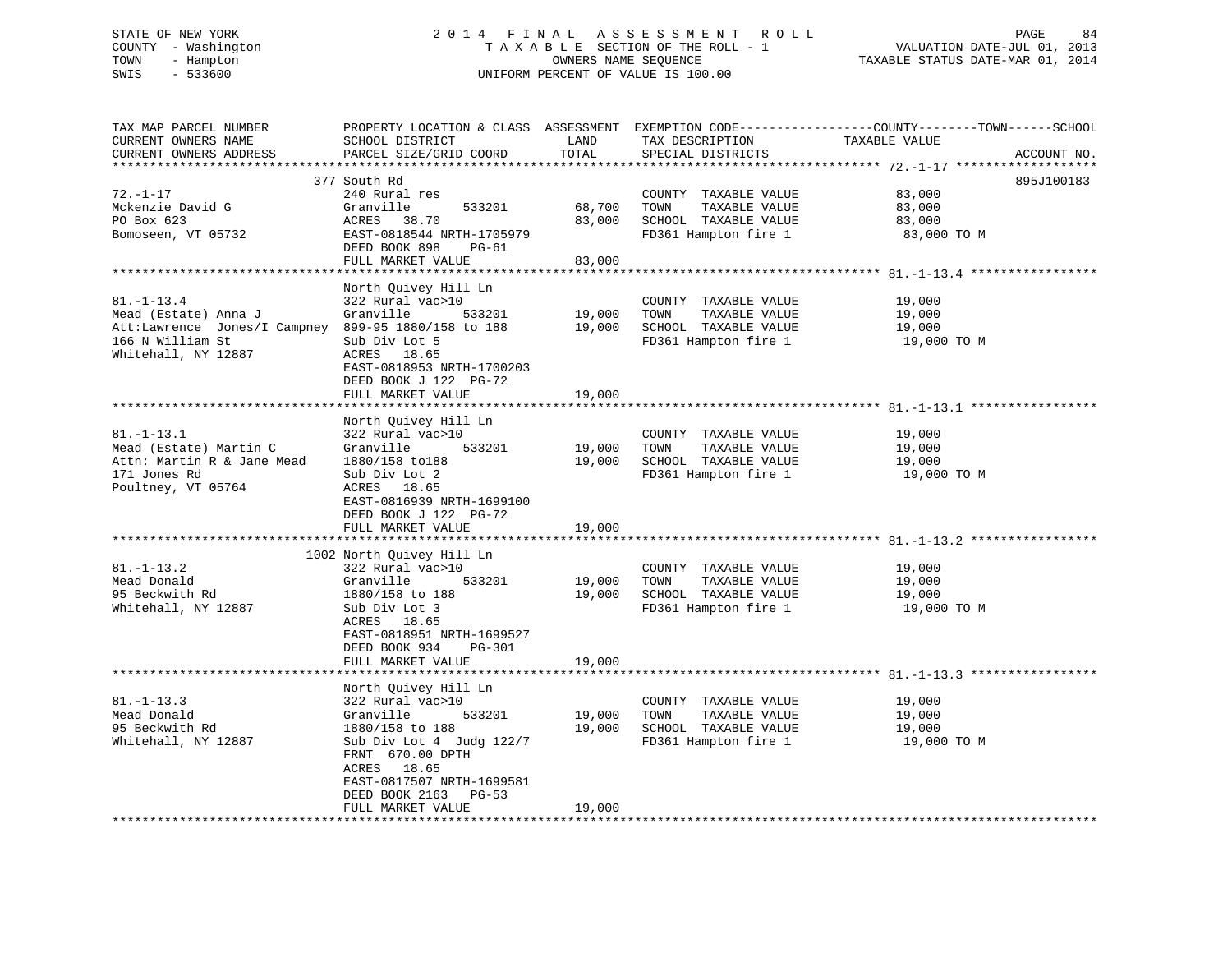STATE OF NEW YORK — 2014 FINAL ASSESSMENT ROLL
COUNTY - Washington — TAXABLE SECTION OF THE ROLL - 1 — VALUATION DATE-JUL 01, 2013
TOWN - Hampton — OWNERS NAME SEQUENCE — TAXABLE STATUS DATE-MAR 01, 2014
SWIS - 533600 — UNIFORM PERCENT OF VALUE IS 100.00

| TAX MAP PARCEL NUMBER / CURRENT OWNERS NAME / CURRENT OWNERS ADDRESS | PROPERTY LOCATION & CLASS / SCHOOL DISTRICT / PARCEL SIZE/GRID COORD | ASSESSMENT LAND | TOTAL | EXEMPTION CODE / TAX DESCRIPTION / SPECIAL DISTRICTS | COUNTY--------TOWN------SCHOOL TAXABLE VALUE | ACCOUNT NO. |
|---|---|---|---|---|---|---|
| 72.-1-17 | 377 South Rd | | | | | 895J100183 |
| Mckenzie David G | 240 Rural res | | | COUNTY TAXABLE VALUE | 83,000 | |
| PO Box 623 | Granville 533201 | 68,700 | | TOWN TAXABLE VALUE | 83,000 | |
| Bomoseen, VT 05732 | ACRES 38.70 | | 83,000 | SCHOOL TAXABLE VALUE | 83,000 | |
| | EAST-0818544 NRTH-1705979 | | | FD361 Hampton fire 1 | 83,000 TO M | |
| | DEED BOOK 898 PG-61 | | | | | |
| | FULL MARKET VALUE | | 83,000 | | | |
| 81.-1-13.4 | North Quivey Hill Ln | | | | | |
| Mead (Estate) Anna J | 322 Rural vac>10 | | | COUNTY TAXABLE VALUE | 19,000 | |
| Att:Lawrence Jones/I Campney | Granville 533201 | 19,000 | | TOWN TAXABLE VALUE | 19,000 | |
| 166 N William St | 899-95 1880/158 to 188 | | 19,000 | SCHOOL TAXABLE VALUE | 19,000 | |
| Whitehall, NY 12887 | Sub Div Lot 5 | | | FD361 Hampton fire 1 | 19,000 TO M | |
| | ACRES 18.65 | | | | | |
| | EAST-0818953 NRTH-1700203 | | | | | |
| | DEED BOOK J 122 PG-72 | | | | | |
| | FULL MARKET VALUE | | 19,000 | | | |
| 81.-1-13.1 | North Quivey Hill Ln | | | | | |
| Mead (Estate) Martin C | 322 Rural vac>10 | | | COUNTY TAXABLE VALUE | 19,000 | |
| Attn: Martin R & Jane Mead | Granville 533201 | 19,000 | | TOWN TAXABLE VALUE | 19,000 | |
| 171 Jones Rd | 1880/158 to188 | | 19,000 | SCHOOL TAXABLE VALUE | 19,000 | |
| Poultney, VT 05764 | Sub Div Lot 2 | | | FD361 Hampton fire 1 | 19,000 TO M | |
| | ACRES 18.65 | | | | | |
| | EAST-0816939 NRTH-1699100 | | | | | |
| | DEED BOOK J 122 PG-72 | | | | | |
| | FULL MARKET VALUE | | 19,000 | | | |
| 81.-1-13.2 | 1002 North Quivey Hill Ln | | | | | |
| Mead Donald | 322 Rural vac>10 | | | COUNTY TAXABLE VALUE | 19,000 | |
| 95 Beckwith Rd | Granville 533201 | 19,000 | | TOWN TAXABLE VALUE | 19,000 | |
| Whitehall, NY 12887 | 1880/158 to 188 | | 19,000 | SCHOOL TAXABLE VALUE | 19,000 | |
| | Sub Div Lot 3 | | | FD361 Hampton fire 1 | 19,000 TO M | |
| | ACRES 18.65 | | | | | |
| | EAST-0818951 NRTH-1699527 | | | | | |
| | DEED BOOK 934 PG-301 | | | | | |
| | FULL MARKET VALUE | | 19,000 | | | |
| 81.-1-13.3 | North Quivey Hill Ln | | | | | |
| Mead Donald | 322 Rural vac>10 | | | COUNTY TAXABLE VALUE | 19,000 | |
| 95 Beckwith Rd | Granville 533201 | 19,000 | | TOWN TAXABLE VALUE | 19,000 | |
| Whitehall, NY 12887 | 1880/158 to 188 | | 19,000 | SCHOOL TAXABLE VALUE | 19,000 | |
| | Sub Div Lot 4 Judg 122/7 | | | FD361 Hampton fire 1 | 19,000 TO M | |
| | FRNT 670.00 DPTH | | | | | |
| | ACRES 18.65 | | | | | |
| | EAST-0817507 NRTH-1699581 | | | | | |
| | DEED BOOK 2163 PG-53 | | | | | |
| | FULL MARKET VALUE | | 19,000 | | | |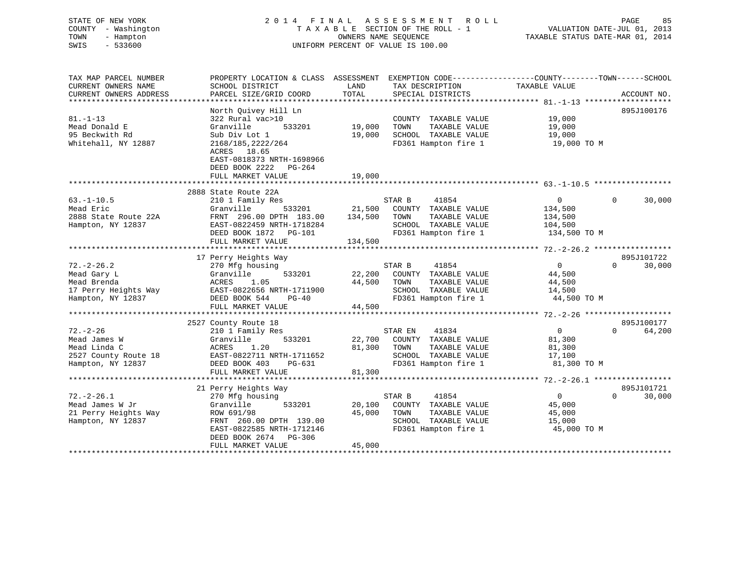STATE OF NEW YORK
COUNTY - Washington
TOWN - Hampton
SWIS - 533600

2 0 1 4 F I N A L A S S E S S M E N T R O L L
T A X A B L E SECTION OF THE ROLL - 1
OWNERS NAME SEQUENCE
UNIFORM PERCENT OF VALUE IS 100.00

VALUATION DATE-JUL 01, 2013
TAXABLE STATUS DATE-MAR 01, 2014

| TAX MAP PARCEL NUMBER / CURRENT OWNERS NAME / CURRENT OWNERS ADDRESS | PROPERTY LOCATION & CLASS / SCHOOL DISTRICT / PARCEL SIZE/GRID COORD | ASSESSMENT LAND | TOTAL | EXEMPTION CODE / TAX DESCRIPTION / SPECIAL DISTRICTS | COUNTY TAXABLE VALUE | TOWN | SCHOOL | ACCOUNT NO. |
|---|---|---|---|---|---|---|---|---|
| 81.-1-13 | North Quivey Hill Ln | | | | | | | 895J100176 |
| Mead Donald E | 322 Rural vac>10 | | | COUNTY TAXABLE VALUE | 19,000 | | | |
| 95 Beckwith Rd | Granville 533201 | 19,000 | | TOWN TAXABLE VALUE | 19,000 | | | |
| Whitehall, NY 12887 | Sub Div Lot 1 | | 19,000 | SCHOOL TAXABLE VALUE | 19,000 | | | |
| | 2168/185,2222/264 | | | FD361 Hampton fire 1 | 19,000 TO M | | | |
| | ACRES 18.65 | | | | | | | |
| | EAST-0818373 NRTH-1698966 | | | | | | | |
| | DEED BOOK 2222 PG-264 | | | | | | | |
| | FULL MARKET VALUE | | 19,000 | | | | | |
| 63.-1-10.5 | 2888 State Route 22A | | | | | | | |
| Mead Eric | 210 1 Family Res | | | STAR B 41854 | 0 | 0 | 30,000 | |
| 2888 State Route 22A | Granville 533201 | 21,500 | | COUNTY TAXABLE VALUE | 134,500 | | | |
| Hampton, NY 12837 | FRNT 296.00 DPTH 183.00 | | 134,500 | TOWN TAXABLE VALUE | 134,500 | | | |
| | EAST-0822459 NRTH-1718284 | | | SCHOOL TAXABLE VALUE | 104,500 | | | |
| | DEED BOOK 1872 PG-101 | | | FD361 Hampton fire 1 | 134,500 TO M | | | |
| | FULL MARKET VALUE | | 134,500 | | | | | |
| 72.-2-26.2 | 17 Perry Heights Way | | | | | | | 895J101722 |
| Mead Gary L | 270 Mfg housing | | | STAR B 41854 | 0 | 0 | 30,000 | |
| Mead Brenda | Granville 533201 | 22,200 | | COUNTY TAXABLE VALUE | 44,500 | | | |
| 17 Perry Heights Way | ACRES 1.05 | | 44,500 | TOWN TAXABLE VALUE | 44,500 | | | |
| Hampton, NY 12837 | EAST-0822656 NRTH-1711900 | | | SCHOOL TAXABLE VALUE | 14,500 | | | |
| | DEED BOOK 544 PG-40 | | | FD361 Hampton fire 1 | 44,500 TO M | | | |
| | FULL MARKET VALUE | | 44,500 | | | | | |
| 72.-2-26 | 2527 County Route 18 | | | | | | | 895J100177 |
| Mead James W | 210 1 Family Res | | | STAR EN 41834 | 0 | 0 | 64,200 | |
| Mead Linda C | Granville 533201 | 22,700 | | COUNTY TAXABLE VALUE | 81,300 | | | |
| 2527 County Route 18 | ACRES 1.20 | | 81,300 | TOWN TAXABLE VALUE | 81,300 | | | |
| Hampton, NY 12837 | EAST-0822711 NRTH-1711652 | | | SCHOOL TAXABLE VALUE | 17,100 | | | |
| | DEED BOOK 403 PG-631 | | | FD361 Hampton fire 1 | 81,300 TO M | | | |
| | FULL MARKET VALUE | | 81,300 | | | | | |
| 72.-2-26.1 | 21 Perry Heights Way | | | | | | | 895J101721 |
| Mead James W Jr | 270 Mfg housing | | | STAR B 41854 | 0 | 0 | 30,000 | |
| 21 Perry Heights Way | Granville 533201 | 20,100 | | COUNTY TAXABLE VALUE | 45,000 | | | |
| Hampton, NY 12837 | ROW 691/98 | | 45,000 | TOWN TAXABLE VALUE | 45,000 | | | |
| | FRNT 260.00 DPTH 139.00 | | | SCHOOL TAXABLE VALUE | 15,000 | | | |
| | EAST-0822585 NRTH-1712146 | | | FD361 Hampton fire 1 | 45,000 TO M | | | |
| | DEED BOOK 2674 PG-306 | | | | | | | |
| | FULL MARKET VALUE | | 45,000 | | | | | |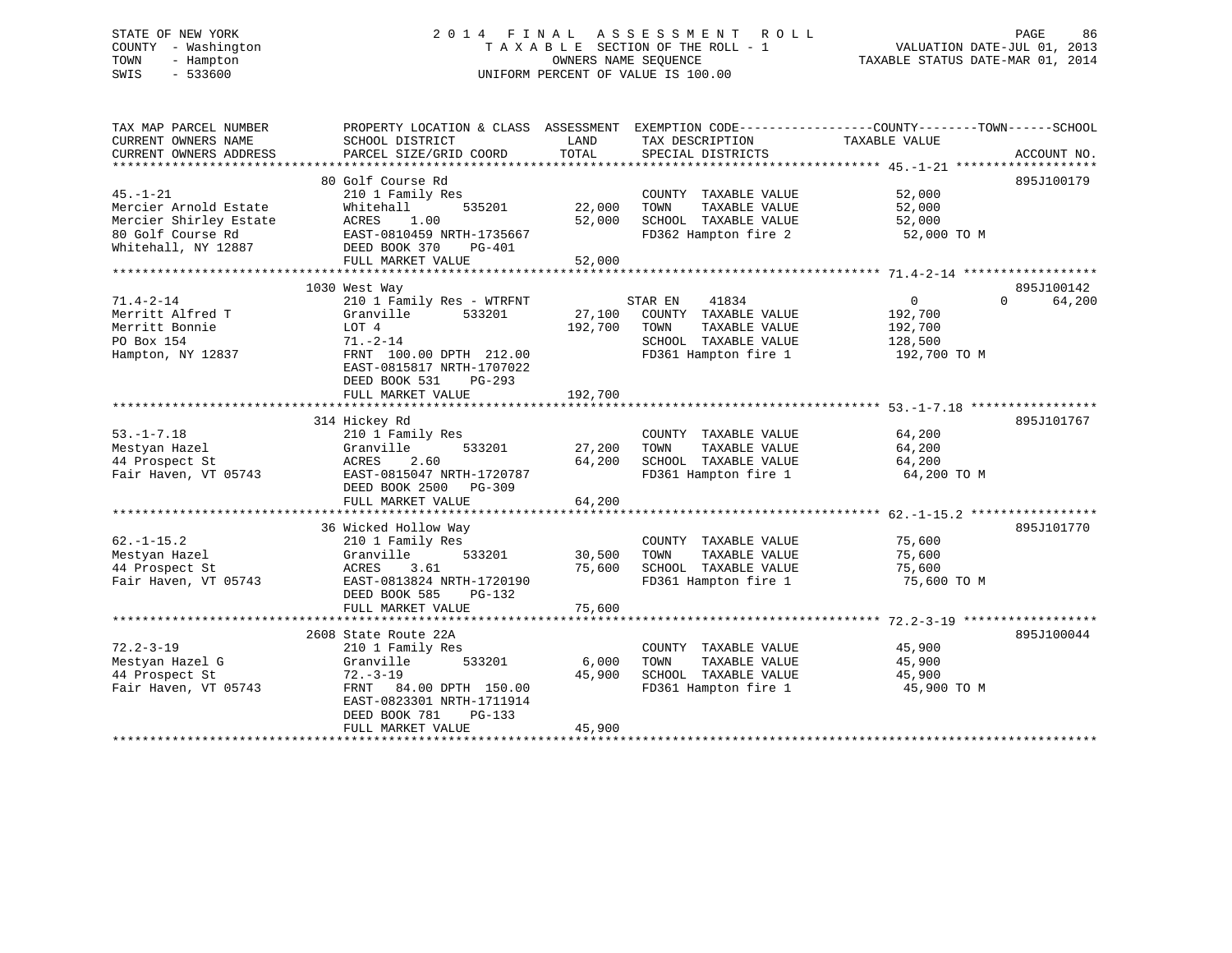STATE OF NEW YORK
COUNTY - Washington
TOWN - Hampton
SWIS - 533600

# 2014 FINAL ASSESSMENT ROLL

TAXABLE SECTION OF THE ROLL - 1
OWNERS NAME SEQUENCE
UNIFORM PERCENT OF VALUE IS 100.00

VALUATION DATE-JUL 01, 2013
TAXABLE STATUS DATE-MAR 01, 2014

| TAX MAP PARCEL NUMBER / CURRENT OWNERS NAME / CURRENT OWNERS ADDRESS | PROPERTY LOCATION & CLASS / SCHOOL DISTRICT / PARCEL SIZE/GRID COORD | ASSESSMENT LAND | TOTAL | EXEMPTION CODE / TAX DESCRIPTION / SPECIAL DISTRICTS | COUNTY / TOWN / SCHOOL TAXABLE VALUE | ACCOUNT NO. |
|---|---|---|---|---|---|---|
| 45.-1-21 | 80 Golf Course Rd | | | | | 895J100179 |
| Mercier Arnold Estate | 210 1 Family Res | | | COUNTY TAXABLE VALUE | 52,000 | |
| Mercier Shirley Estate | Whitehall 535201 | 22,000 | | TOWN TAXABLE VALUE | 52,000 | |
| 80 Golf Course Rd | ACRES 1.00 | | 52,000 | SCHOOL TAXABLE VALUE | 52,000 | |
| Whitehall, NY 12887 | EAST-0810459 NRTH-1735667 | | | FD362 Hampton fire 2 | 52,000 TO M | |
| | DEED BOOK 370 PG-401 | | | | | |
| | FULL MARKET VALUE | | 52,000 | | | |
| 71.4-2-14 | 1030 West Way | | | | | 895J100142 |
| Merritt Alfred T | 210 1 Family Res - WTRFNT | | | STAR EN 41834 | 0 0 64,200 | |
| Merritt Bonnie | Granville 533201 | 27,100 | | COUNTY TAXABLE VALUE | 192,700 | |
| PO Box 154 | LOT 4 | | 192,700 | TOWN TAXABLE VALUE | 192,700 | |
| Hampton, NY 12837 | 71.-2-14 | | | SCHOOL TAXABLE VALUE | 128,500 | |
| | FRNT 100.00 DPTH 212.00 | | | FD361 Hampton fire 1 | 192,700 TO M | |
| | EAST-0815817 NRTH-1707022 | | | | | |
| | DEED BOOK 531 PG-293 | | | | | |
| | FULL MARKET VALUE | | 192,700 | | | |
| 53.-1-7.18 | 314 Hickey Rd | | | | | 895J101767 |
| Mestyan Hazel | 210 1 Family Res | | | COUNTY TAXABLE VALUE | 64,200 | |
| 44 Prospect St | Granville 533201 | 27,200 | | TOWN TAXABLE VALUE | 64,200 | |
| Fair Haven, VT 05743 | ACRES 2.60 | | 64,200 | SCHOOL TAXABLE VALUE | 64,200 | |
| | EAST-0815047 NRTH-1720787 | | | FD361 Hampton fire 1 | 64,200 TO M | |
| | DEED BOOK 2500 PG-309 | | | | | |
| | FULL MARKET VALUE | | 64,200 | | | |
| 62.-1-15.2 | 36 Wicked Hollow Way | | | | | 895J101770 |
| Mestyan Hazel | 210 1 Family Res | | | COUNTY TAXABLE VALUE | 75,600 | |
| 44 Prospect St | Granville 533201 | 30,500 | | TOWN TAXABLE VALUE | 75,600 | |
| Fair Haven, VT 05743 | ACRES 3.61 | | 75,600 | SCHOOL TAXABLE VALUE | 75,600 | |
| | EAST-0813824 NRTH-1720190 | | | FD361 Hampton fire 1 | 75,600 TO M | |
| | DEED BOOK 585 PG-132 | | | | | |
| | FULL MARKET VALUE | | 75,600 | | | |
| 72.2-3-19 | 2608 State Route 22A | | | | | 895J100044 |
| Mestyan Hazel G | 210 1 Family Res | | | COUNTY TAXABLE VALUE | 45,900 | |
| 44 Prospect St | Granville 533201 | 6,000 | | TOWN TAXABLE VALUE | 45,900 | |
| Fair Haven, VT 05743 | 72.-3-19 | | 45,900 | SCHOOL TAXABLE VALUE | 45,900 | |
| | FRNT 84.00 DPTH 150.00 | | | FD361 Hampton fire 1 | 45,900 TO M | |
| | EAST-0823301 NRTH-1711914 | | | | | |
| | DEED BOOK 781 PG-133 | | | | | |
| | FULL MARKET VALUE | | 45,900 | | | |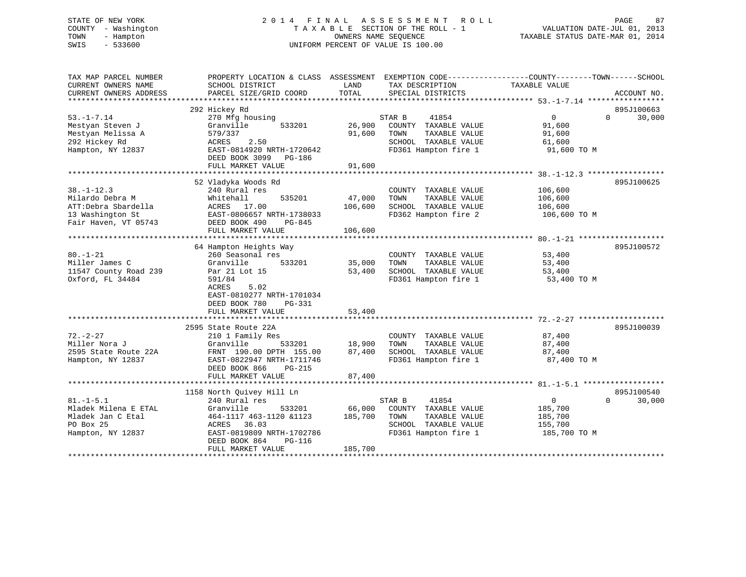STATE OF NEW YORK
COUNTY - Washington
TOWN - Hampton
SWIS - 533600

# 2014 FINAL ASSESSMENT ROLL

TAXABLE SECTION OF THE ROLL - 1
OWNERS NAME SEQUENCE
UNIFORM PERCENT OF VALUE IS 100.00

VALUATION DATE-JUL 01, 2013
TAXABLE STATUS DATE-MAR 01, 2014

```
TAX MAP PARCEL NUMBER          PROPERTY LOCATION & CLASS  ASSESSMENT  EXEMPTION CODE------------------COUNTY--------TOWN------SCHOOL
CURRENT OWNERS NAME            SCHOOL DISTRICT               LAND      TAX DESCRIPTION              TAXABLE VALUE
CURRENT OWNERS ADDRESS         PARCEL SIZE/GRID COORD        TOTAL     SPECIAL DISTRICTS                                         ACCOUNT NO.
******************************************************************************************************* 53.-1-7.14 *****************
                              292 Hickey Rd                                                                             895J100663
53.-1-7.14                     270 Mfg housing                    STAR B     41854                  0            0      30,000
Mestyan Steven J               Granville      533201      26,900   COUNTY  TAXABLE VALUE           91,600
Mestyan Melissa A              579/337                    91,600   TOWN    TAXABLE VALUE           91,600
292 Hickey Rd                  ACRES    2.50                       SCHOOL  TAXABLE VALUE           61,600
Hampton, NY 12837              EAST-0814920 NRTH-1720642           FD361 Hampton fire 1            91,600 TO M
                               DEED BOOK 3099   PG-186
                               FULL MARKET VALUE          91,600
******************************************************************************************************* 38.-1-12.3 *****************
                              52 Vladyka Woods Rd                                                                       895J100625
38.-1-12.3                     240 Rural res                       COUNTY  TAXABLE VALUE          106,600
Milardo Debra M                Whitehall      535201      47,000   TOWN    TAXABLE VALUE          106,600
ATT:Debra Sbardella            ACRES   17.00             106,600   SCHOOL  TAXABLE VALUE          106,600
13 Washington St               EAST-0806657 NRTH-1738033           FD362 Hampton fire 2           106,600 TO M
Fair Haven, VT 05743           DEED BOOK 490    PG-845
                               FULL MARKET VALUE         106,600
******************************************************************************************************* 80.-1-21 *******************
                              64 Hampton Heights Way                                                                    895J100572
80.-1-21                       260 Seasonal res                    COUNTY  TAXABLE VALUE           53,400
Miller James C                 Granville      533201      35,000   TOWN    TAXABLE VALUE           53,400
11547 County Road 239          Par 21 Lot 15              53,400   SCHOOL  TAXABLE VALUE           53,400
Oxford, FL 34484               591/84                              FD361 Hampton fire 1            53,400 TO M
                               ACRES    5.02
                               EAST-0810277 NRTH-1701034
                               DEED BOOK 780    PG-331
                               FULL MARKET VALUE          53,400
******************************************************************************************************* 72.-2-27 *******************
                              2595 State Route 22A                                                                      895J100039
72.-2-27                       210 1 Family Res                    COUNTY  TAXABLE VALUE           87,400
Miller Nora J                  Granville      533201      18,900   TOWN    TAXABLE VALUE           87,400
2595 State Route 22A           FRNT 190.00 DPTH 155.00    87,400   SCHOOL  TAXABLE VALUE           87,400
Hampton, NY 12837              EAST-0822947 NRTH-1711746           FD361 Hampton fire 1            87,400 TO M
                               DEED BOOK 866    PG-215
                               FULL MARKET VALUE          87,400
******************************************************************************************************* 81.-1-5.1 ******************
                              1158 North Quivey Hill Ln                                                                 895J100540
81.-1-5.1                      240 Rural res                      STAR B     41854                  0            0      30,000
Mladek Milena E ETAL           Granville      533201      66,000   COUNTY  TAXABLE VALUE          185,700
Mladek Jan C Etal              464-1117 463-1120 &1123   185,700   TOWN    TAXABLE VALUE          185,700
PO Box 25                      ACRES   36.03                       SCHOOL  TAXABLE VALUE          155,700
Hampton, NY 12837              EAST-0819809 NRTH-1702786           FD361 Hampton fire 1           185,700 TO M
                               DEED BOOK 864    PG-116
                               FULL MARKET VALUE         185,700
************************************************************************************************************************************
```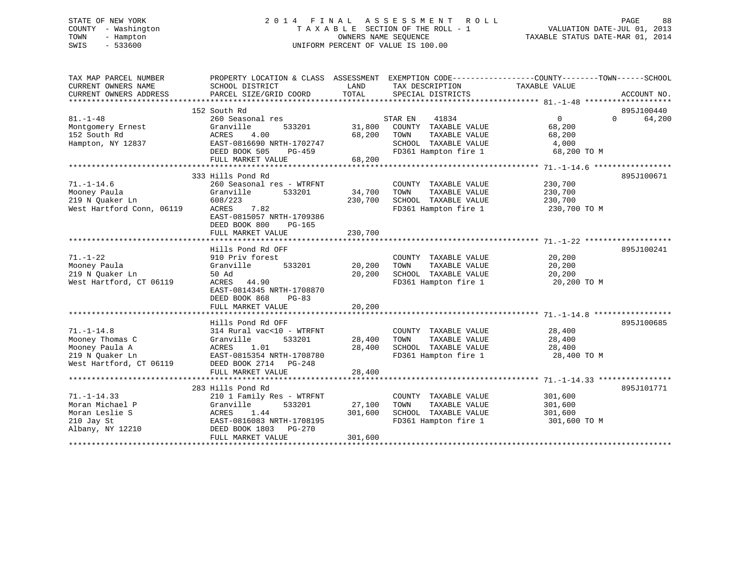STATE OF NEW YORK
COUNTY - Washington
TOWN - Hampton
SWIS - 533600

# 2014 FINAL ASSESSMENT ROLL

TAXABLE SECTION OF THE ROLL - 1
OWNERS NAME SEQUENCE
UNIFORM PERCENT OF VALUE IS 100.00

VALUATION DATE-JUL 01, 2013
TAXABLE STATUS DATE-MAR 01, 2014

| TAX MAP PARCEL NUMBER / CURRENT OWNERS NAME / CURRENT OWNERS ADDRESS | PROPERTY LOCATION & CLASS / SCHOOL DISTRICT / PARCEL SIZE/GRID COORD | ASSESSMENT LAND | TOTAL | EXEMPTION CODE / TAX DESCRIPTION / SPECIAL DISTRICTS | COUNTY TAXABLE VALUE | TOWN | SCHOOL | ACCOUNT NO. |
|---|---|---|---|---|---|---|---|---|
| **81.-1-48** | 152 South Rd | | | | | | | 895J100440 |
| Montgomery Ernest | 260 Seasonal res | | | STAR EN 41834 | 0 | 0 | 64,200 | |
| 152 South Rd | Granville 533201 | 31,800 | | COUNTY TAXABLE VALUE | 68,200 | | | |
| Hampton, NY 12837 | ACRES 4.00 | | 68,200 | TOWN TAXABLE VALUE | 68,200 | | | |
| | EAST-0816690 NRTH-1702747 | | | SCHOOL TAXABLE VALUE | 4,000 | | | |
| | DEED BOOK 505 PG-459 | | | FD361 Hampton fire 1 | 68,200 TO M | | | |
| | FULL MARKET VALUE | | 68,200 | | | | | |
| **71.-1-14.6** | 333 Hills Pond Rd | | | | | | | 895J100671 |
| Mooney Paula | 260 Seasonal res - WTRFNT | | | COUNTY TAXABLE VALUE | 230,700 | | | |
| 219 N Quaker Ln | Granville 533201 | 34,700 | | TOWN TAXABLE VALUE | 230,700 | | | |
| West Hartford Conn, 06119 | 608/223 | | 230,700 | SCHOOL TAXABLE VALUE | 230,700 | | | |
| | ACRES 7.82 | | | FD361 Hampton fire 1 | 230,700 TO M | | | |
| | EAST-0815057 NRTH-1709386 | | | | | | | |
| | DEED BOOK 800 PG-165 | | | | | | | |
| | FULL MARKET VALUE | | 230,700 | | | | | |
| **71.-1-22** | Hills Pond Rd OFF | | | | | | | 895J100241 |
| Mooney Paula | 910 Priv forest | | | COUNTY TAXABLE VALUE | 20,200 | | | |
| 219 N Quaker Ln | Granville 533201 | 20,200 | | TOWN TAXABLE VALUE | 20,200 | | | |
| West Hartford, CT 06119 | 50 Ad | | 20,200 | SCHOOL TAXABLE VALUE | 20,200 | | | |
| | ACRES 44.90 | | | FD361 Hampton fire 1 | 20,200 TO M | | | |
| | EAST-0814345 NRTH-1708870 | | | | | | | |
| | DEED BOOK 868 PG-83 | | | | | | | |
| | FULL MARKET VALUE | | 20,200 | | | | | |
| **71.-1-14.8** | Hills Pond Rd OFF | | | | | | | 895J100685 |
| Mooney Thomas C | 314 Rural vac<10 - WTRFNT | | | COUNTY TAXABLE VALUE | 28,400 | | | |
| Mooney Paula A | Granville 533201 | 28,400 | | TOWN TAXABLE VALUE | 28,400 | | | |
| 219 N Quaker Ln | ACRES 1.01 | | 28,400 | SCHOOL TAXABLE VALUE | 28,400 | | | |
| West Hartford, CT 06119 | EAST-0815354 NRTH-1708780 | | | FD361 Hampton fire 1 | 28,400 TO M | | | |
| | DEED BOOK 2714 PG-248 | | | | | | | |
| | FULL MARKET VALUE | | 28,400 | | | | | |
| **71.-1-14.33** | 283 Hills Pond Rd | | | | | | | 895J101771 |
| Moran Michael P | 210 1 Family Res - WTRFNT | | | COUNTY TAXABLE VALUE | 301,600 | | | |
| Moran Leslie S | Granville 533201 | 27,100 | | TOWN TAXABLE VALUE | 301,600 | | | |
| 210 Jay St | ACRES 1.44 | | 301,600 | SCHOOL TAXABLE VALUE | 301,600 | | | |
| Albany, NY 12210 | EAST-0816083 NRTH-1708195 | | | FD361 Hampton fire 1 | 301,600 TO M | | | |
| | DEED BOOK 1803 PG-270 | | | | | | | |
| | FULL MARKET VALUE | | 301,600 | | | | | |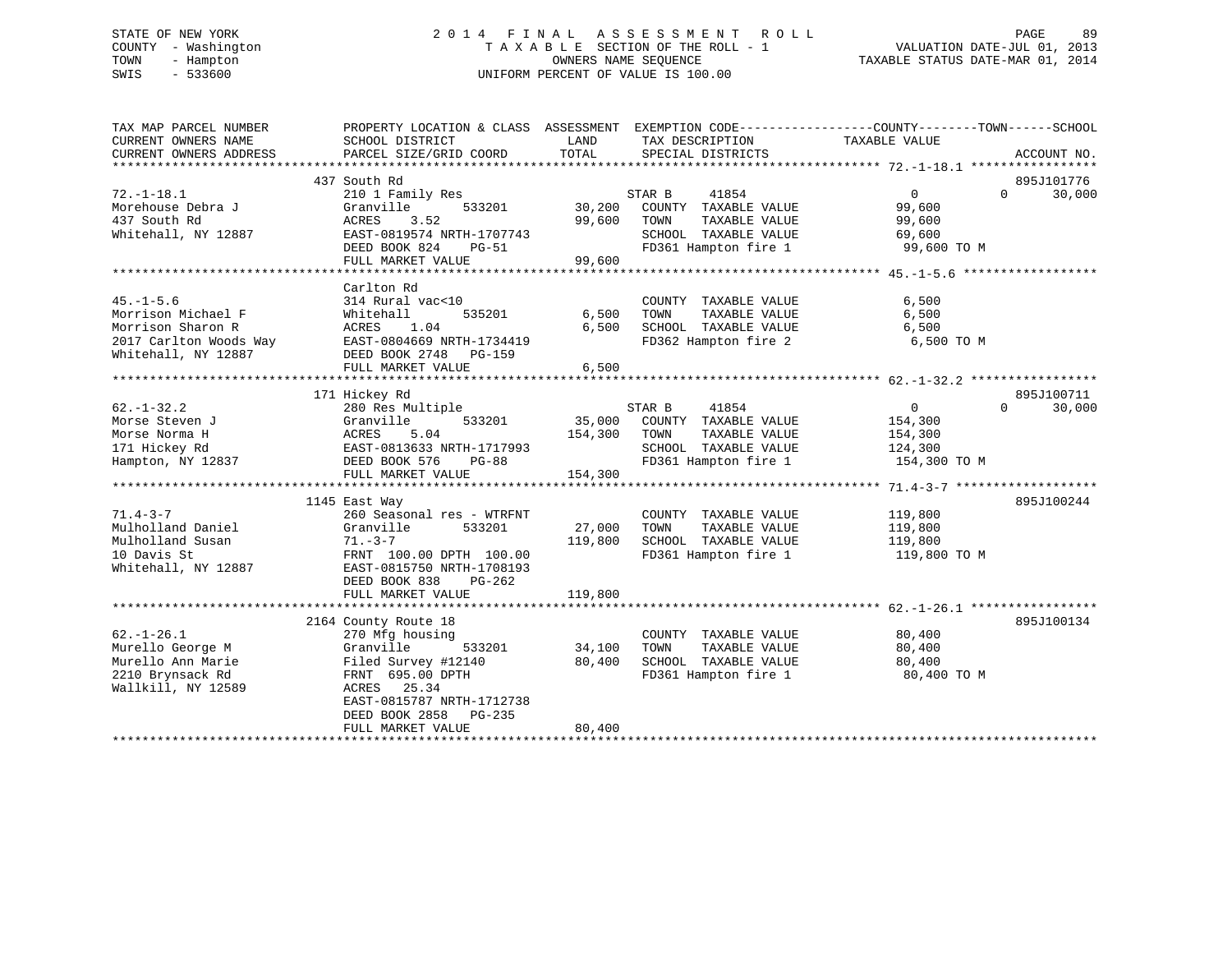STATE OF NEW YORK
COUNTY - Washington
TOWN - Hampton
SWIS - 533600

2014 FINAL ASSESSMENT ROLL
TAXABLE SECTION OF THE ROLL - 1
OWNERS NAME SEQUENCE
UNIFORM PERCENT OF VALUE IS 100.00

VALUATION DATE-JUL 01, 2013
TAXABLE STATUS DATE-MAR 01, 2014

```
TAX MAP PARCEL NUMBER          PROPERTY LOCATION & CLASS  ASSESSMENT  EXEMPTION CODE------------------COUNTY--------TOWN------SCHOOL
CURRENT OWNERS NAME            SCHOOL DISTRICT               LAND      TAX DESCRIPTION            TAXABLE VALUE
CURRENT OWNERS ADDRESS         PARCEL SIZE/GRID COORD        TOTAL     SPECIAL DISTRICTS                                  ACCOUNT NO.
******************************************************************************************************* 72.-1-18.1 *****************
                               437 South Rd                                                                               895J101776
72.-1-18.1                     210 1 Family Res                        STAR B     41854                0              0     30,000
Morehouse Debra J              Granville        533201      30,200    COUNTY  TAXABLE VALUE           99,600
437 South Rd                   ACRES    3.52                99,600    TOWN    TAXABLE VALUE           99,600
Whitehall, NY 12887            EAST-0819574 NRTH-1707743              SCHOOL  TAXABLE VALUE           69,600
                               DEED BOOK 824    PG-51                 FD361 Hampton fire 1             99,600 TO M
                               FULL MARKET VALUE            99,600
******************************************************************************************************* 45.-1-5.6 ******************
                               Carlton Rd
45.-1-5.6                      314 Rural vac<10                       COUNTY  TAXABLE VALUE            6,500
Morrison Michael F             Whitehall        535201       6,500    TOWN    TAXABLE VALUE            6,500
Morrison Sharon R              ACRES    1.04                 6,500    SCHOOL  TAXABLE VALUE            6,500
2017 Carlton Woods Way         EAST-0804669 NRTH-1734419              FD362 Hampton fire 2              6,500 TO M
Whitehall, NY 12887            DEED BOOK 2748   PG-159
                               FULL MARKET VALUE             6,500
******************************************************************************************************* 62.-1-32.2 *****************
                               171 Hickey Rd                                                                              895J100711
62.-1-32.2                     280 Res Multiple                        STAR B     41854                0              0     30,000
Morse Steven J                 Granville        533201      35,000    COUNTY  TAXABLE VALUE          154,300
Morse Norma H                  ACRES    5.04               154,300    TOWN    TAXABLE VALUE          154,300
171 Hickey Rd                  EAST-0813633 NRTH-1717993              SCHOOL  TAXABLE VALUE          124,300
Hampton, NY 12837              DEED BOOK 576    PG-88                 FD361 Hampton fire 1            154,300 TO M
                               FULL MARKET VALUE           154,300
******************************************************************************************************* 71.4-3-7 *******************
                               1145 East Way                                                                              895J100244
71.4-3-7                       260 Seasonal res - WTRFNT              COUNTY  TAXABLE VALUE          119,800
Mulholland Daniel              Granville        533201      27,000    TOWN    TAXABLE VALUE          119,800
Mulholland Susan               71.-3-7                     119,800    SCHOOL  TAXABLE VALUE          119,800
10 Davis St                    FRNT 100.00 DPTH 100.00                FD361 Hampton fire 1            119,800 TO M
Whitehall, NY 12887            EAST-0815750 NRTH-1708193
                               DEED BOOK 838    PG-262
                               FULL MARKET VALUE           119,800
******************************************************************************************************* 62.-1-26.1 *****************
                               2164 County Route 18                                                                       895J100134
62.-1-26.1                     270 Mfg housing                        COUNTY  TAXABLE VALUE           80,400
Murello George M               Granville        533201      34,100    TOWN    TAXABLE VALUE           80,400
Murello Ann Marie              Filed Survey #12140          80,400    SCHOOL  TAXABLE VALUE           80,400
2210 Brynsack Rd               FRNT 695.00 DPTH                       FD361 Hampton fire 1             80,400 TO M
Wallkill, NY 12589             ACRES   25.34
                               EAST-0815787 NRTH-1712738
                               DEED BOOK 2858   PG-235
                               FULL MARKET VALUE            80,400
************************************************************************************************************************************
```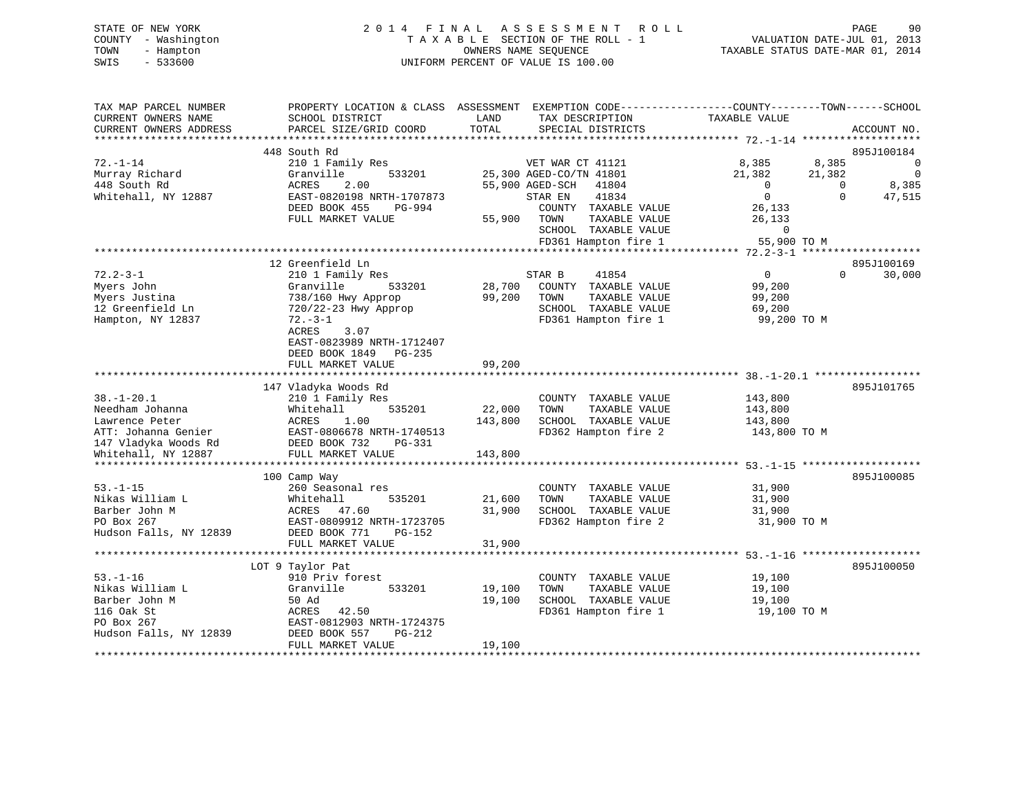STATE OF NEW YORK
COUNTY - Washington
TOWN - Hampton
SWIS - 533600

# 2014 FINAL ASSESSMENT ROLL

TAXABLE SECTION OF THE ROLL - 1
OWNERS NAME SEQUENCE
UNIFORM PERCENT OF VALUE IS 100.00

VALUATION DATE-JUL 01, 2013
TAXABLE STATUS DATE-MAR 01, 2014

```
TAX MAP PARCEL NUMBER          PROPERTY LOCATION & CLASS  ASSESSMENT  EXEMPTION CODE------------------COUNTY--------TOWN------SCHOOL
CURRENT OWNERS NAME            SCHOOL DISTRICT              LAND       TAX DESCRIPTION              TAXABLE VALUE
CURRENT OWNERS ADDRESS         PARCEL SIZE/GRID COORD       TOTAL      SPECIAL DISTRICTS                                     ACCOUNT NO.
******************************************************************************************************* 72.-1-14 *******************
                    448 South Rd                                                                                          895J100184
72.-1-14                       210 1 Family Res                     VET WAR CT 41121              8,385      8,385             0
Murray Richard                 Granville      533201        25,300 AGED-CO/TN 41801              21,382     21,382             0
448 South Rd                   ACRES    2.00                55,900 AGED-SCH   41804                   0          0         8,385
Whitehall, NY 12887            EAST-0820198 NRTH-1707873           STAR EN    41834                   0          0        47,515
                               DEED BOOK 455    PG-994              COUNTY  TAXABLE VALUE           26,133
                               FULL MARKET VALUE            55,900  TOWN    TAXABLE VALUE           26,133
                                                                    SCHOOL  TAXABLE VALUE                0
                                                                    FD361 Hampton fire 1            55,900 TO M
******************************************************************************************************* 72.2-3-1 *******************
                    12 Greenfield Ln                                                                                      895J100169
72.2-3-1                       210 1 Family Res                     STAR B     41854                   0          0        30,000
Myers John                     Granville      533201        28,700  COUNTY  TAXABLE VALUE           99,200
Myers Justina                  738/160 Hwy Approp           99,200  TOWN    TAXABLE VALUE           99,200
12 Greenfield Ln               720/22-23 Hwy Approp                 SCHOOL  TAXABLE VALUE           69,200
Hampton, NY 12837              72.-3-1                              FD361 Hampton fire 1            99,200 TO M
                               ACRES    3.07
                               EAST-0823989 NRTH-1712407
                               DEED BOOK 1849   PG-235
                               FULL MARKET VALUE            99,200
******************************************************************************************************* 38.-1-20.1 *****************
                    147 Vladyka Woods Rd                                                                                  895J101765
38.-1-20.1                     210 1 Family Res                     COUNTY  TAXABLE VALUE          143,800
Needham Johanna                Whitehall      535201        22,000  TOWN    TAXABLE VALUE          143,800
Lawrence Peter                 ACRES    1.00               143,800  SCHOOL  TAXABLE VALUE          143,800
ATT: Johanna Genier            EAST-0806678 NRTH-1740513            FD362 Hampton fire 2           143,800 TO M
147 Vladyka Woods Rd           DEED BOOK 732    PG-331
Whitehall, NY 12887            FULL MARKET VALUE           143,800
******************************************************************************************************* 53.-1-15 *******************
                    100 Camp Way                                                                                          895J100085
53.-1-15                       260 Seasonal res                     COUNTY  TAXABLE VALUE           31,900
Nikas William L                Whitehall      535201        21,600  TOWN    TAXABLE VALUE           31,900
Barber John M                  ACRES   47.60                31,900  SCHOOL  TAXABLE VALUE           31,900
PO Box 267                     EAST-0809912 NRTH-1723705            FD362 Hampton fire 2            31,900 TO M
Hudson Falls, NY 12839         DEED BOOK 771    PG-152
                               FULL MARKET VALUE            31,900
******************************************************************************************************* 53.-1-16 *******************
                 LOT 9 Taylor Pat                                                                                         895J100050
53.-1-16                       910 Priv forest                      COUNTY  TAXABLE VALUE           19,100
Nikas William L                Granville      533201        19,100  TOWN    TAXABLE VALUE           19,100
Barber John M                  50 Ad                        19,100  SCHOOL  TAXABLE VALUE           19,100
116 Oak St                     ACRES   42.50                        FD361 Hampton fire 1            19,100 TO M
PO Box 267                     EAST-0812903 NRTH-1724375
Hudson Falls, NY 12839         DEED BOOK 557    PG-212
                               FULL MARKET VALUE            19,100
************************************************************************************************************************************
```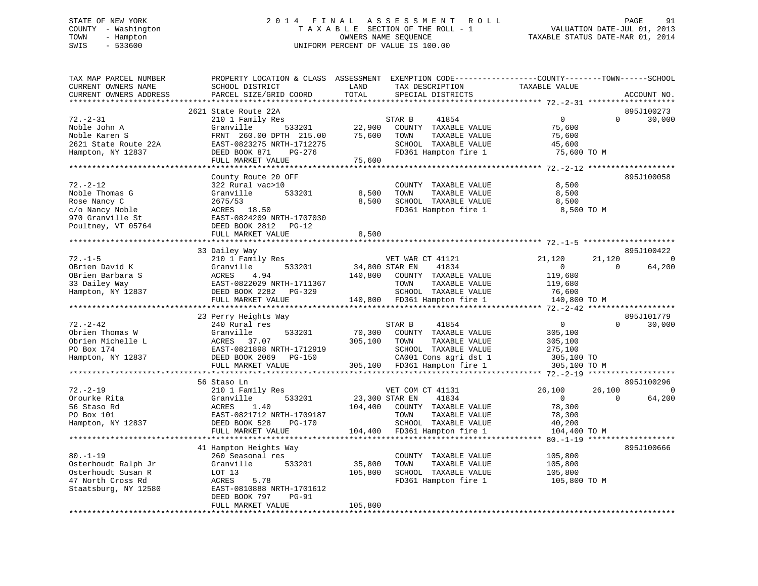STATE OF NEW YORK
COUNTY - Washington
TOWN - Hampton
SWIS - 533600

# 2014 FINAL ASSESSMENT ROLL

TAXABLE SECTION OF THE ROLL - 1
OWNERS NAME SEQUENCE
UNIFORM PERCENT OF VALUE IS 100.00

VALUATION DATE-JUL 01, 2013
TAXABLE STATUS DATE-MAR 01, 2014

```
TAX MAP PARCEL NUMBER          PROPERTY LOCATION & CLASS  ASSESSMENT  EXEMPTION CODE------------------COUNTY--------TOWN------SCHOOL
CURRENT OWNERS NAME            SCHOOL DISTRICT               LAND      TAX DESCRIPTION              TAXABLE VALUE
CURRENT OWNERS ADDRESS         PARCEL SIZE/GRID COORD        TOTAL     SPECIAL DISTRICTS                                          ACCOUNT NO.
******************************************************************************************************* 72.-2-31 *******************
                          2621 State Route 22A                                                                              895J100273
72.-2-31                       210 1 Family Res                    STAR B     41854                  0           0       30,000
Noble John A                   Granville       533201       22,900   COUNTY  TAXABLE VALUE            75,600
Noble Karen S                  FRNT 260.00 DPTH 215.00      75,600   TOWN    TAXABLE VALUE            75,600
2621 State Route 22A           EAST-0823275 NRTH-1712275             SCHOOL  TAXABLE VALUE            45,600
Hampton, NY 12837              DEED BOOK 871    PG-276               FD361 Hampton fire 1              75,600 TO M
                               FULL MARKET VALUE            75,600
******************************************************************************************************* 72.-2-12 *******************
                          County Route 20 OFF                                                                               895J100058
72.-2-12                       322 Rural vac>10                      COUNTY  TAXABLE VALUE             8,500
Noble Thomas G                 Granville       533201        8,500   TOWN    TAXABLE VALUE             8,500
Rose Nancy C                   2675/53                       8,500   SCHOOL  TAXABLE VALUE             8,500
c/o Nancy Noble                ACRES  18.50                          FD361 Hampton fire 1               8,500 TO M
970 Granville St               EAST-0824209 NRTH-1707030
Poultney, VT 05764             DEED BOOK 2812   PG-12
                               FULL MARKET VALUE             8,500
******************************************************************************************************* 72.-1-5 ********************
                          33 Dailey Way                                                                                     895J100422
72.-1-5                        210 1 Family Res                    VET WAR CT 41121              21,120      21,120            0
OBrien David K                 Granville       533201       34,800 STAR EN    41834                  0           0       64,200
OBrien Barbara S               ACRES    4.94               140,800   COUNTY  TAXABLE VALUE           119,680
33 Dailey Way                  EAST-0822029 NRTH-1711367             TOWN    TAXABLE VALUE           119,680
Hampton, NY 12837              DEED BOOK 2282   PG-329               SCHOOL  TAXABLE VALUE            76,600
                               FULL MARKET VALUE           140,800   FD361 Hampton fire 1             140,800 TO M
******************************************************************************************************* 72.-2-42 *******************
                          23 Perry Heights Way                                                                              895J101779
72.-2-42                       240 Rural res                       STAR B     41854                  0           0       30,000
Obrien Thomas W                Granville       533201       70,300   COUNTY  TAXABLE VALUE           305,100
Obrien Michelle L              ACRES  37.07                305,100   TOWN    TAXABLE VALUE           305,100
PO Box 174                     EAST-0821898 NRTH-1712919             SCHOOL  TAXABLE VALUE           275,100
Hampton, NY 12837              DEED BOOK 2069   PG-150               CA001 Cons agri dst 1            305,100 TO
                               FULL MARKET VALUE           305,100   FD361 Hampton fire 1             305,100 TO M
******************************************************************************************************* 72.-2-19 *******************
                          56 Staso Ln                                                                                       895J100296
72.-2-19                       210 1 Family Res                    VET COM CT 41131              26,100      26,100            0
Orourke Rita                   Granville       533201       23,300 STAR EN    41834                  0           0       64,200
56 Staso Rd                    ACRES    1.40               104,400   COUNTY  TAXABLE VALUE            78,300
PO Box 101                     EAST-0821712 NRTH-1709187             TOWN    TAXABLE VALUE            78,300
Hampton, NY 12837              DEED BOOK 528    PG-170               SCHOOL  TAXABLE VALUE            40,200
                               FULL MARKET VALUE           104,400   FD361 Hampton fire 1             104,400 TO M
******************************************************************************************************* 80.-1-19 *******************
                          41 Hampton Heights Way                                                                            895J100666
80.-1-19                       260 Seasonal res                      COUNTY  TAXABLE VALUE           105,800
Osterhoudt Ralph Jr            Granville       533201       35,800   TOWN    TAXABLE VALUE           105,800
Osterhoudt Susan R             LOT 13                      105,800   SCHOOL  TAXABLE VALUE           105,800
47 North Cross Rd              ACRES    5.78                         FD361 Hampton fire 1             105,800 TO M
Staatsburg, NY 12580           EAST-0810888 NRTH-1701612
                               DEED BOOK 797    PG-91
                               FULL MARKET VALUE           105,800
************************************************************************************************************************************
```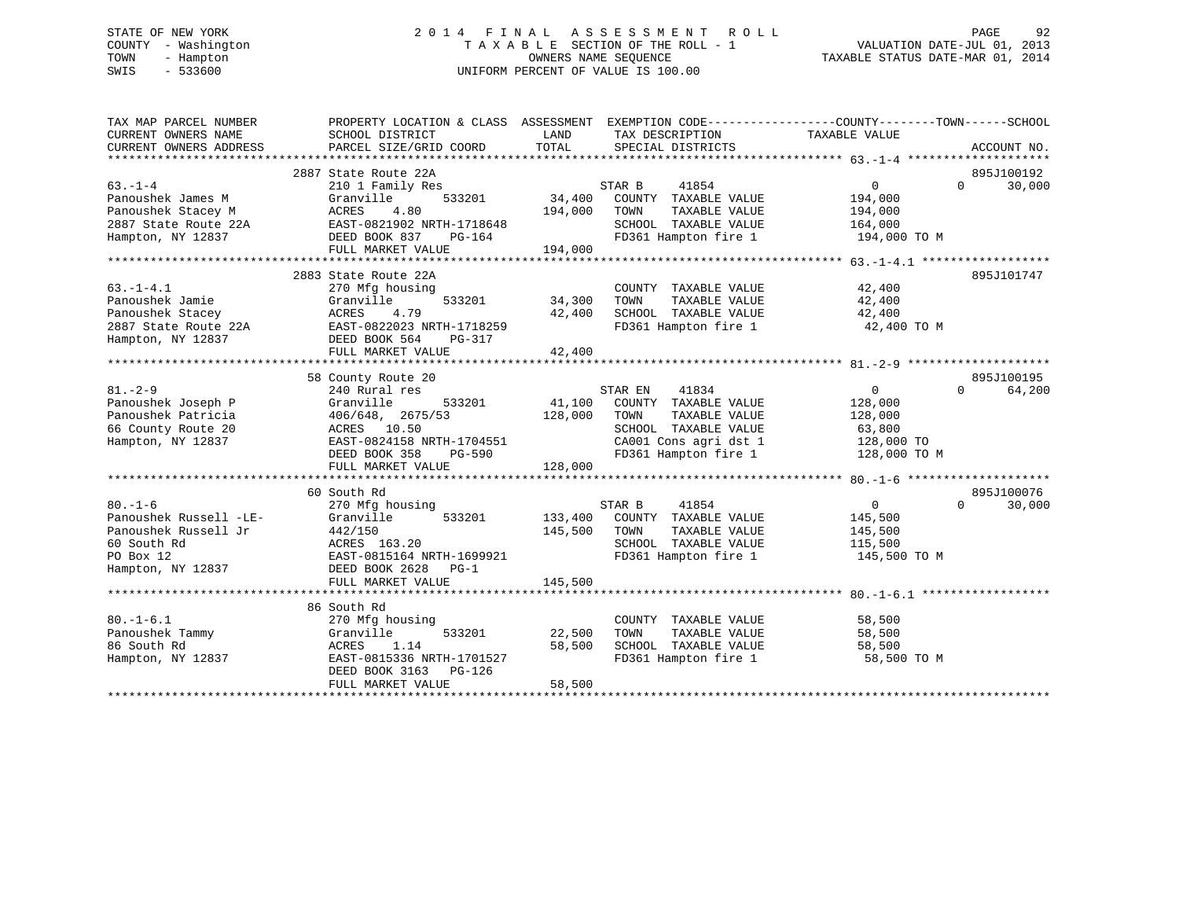STATE OF NEW YORK
COUNTY - Washington
TOWN - Hampton
SWIS - 533600

# 2014 FINAL ASSESSMENT ROLL
TAXABLE SECTION OF THE ROLL - 1
OWNERS NAME SEQUENCE
UNIFORM PERCENT OF VALUE IS 100.00

VALUATION DATE-JUL 01, 2013
TAXABLE STATUS DATE-MAR 01, 2014

```
TAX MAP PARCEL NUMBER          PROPERTY LOCATION & CLASS  ASSESSMENT  EXEMPTION CODE------------------COUNTY--------TOWN------SCHOOL
CURRENT OWNERS NAME            SCHOOL DISTRICT             LAND        TAX DESCRIPTION            TAXABLE VALUE
CURRENT OWNERS ADDRESS         PARCEL SIZE/GRID COORD      TOTAL       SPECIAL DISTRICTS                                      ACCOUNT NO.
******************************************************************************************************* 63.-1-4 ********************
                               2887 State Route 22A                                                                        895J100192
63.-1-4                        210 1 Family Res                        STAR B    41854                 0           0      30,000
Panoushek James M              Granville      533201        34,400    COUNTY  TAXABLE VALUE         194,000
Panoushek Stacey M             ACRES    4.80               194,000    TOWN    TAXABLE VALUE         194,000
2887 State Route 22A           EAST-0821902 NRTH-1718648               SCHOOL  TAXABLE VALUE         164,000
Hampton, NY 12837              DEED BOOK 837    PG-164                 FD361 Hampton fire 1           194,000 TO M
                               FULL MARKET VALUE           194,000
******************************************************************************************************* 63.-1-4.1 ******************
                               2883 State Route 22A                                                                        895J101747
63.-1-4.1                      270 Mfg housing                         COUNTY  TAXABLE VALUE          42,400
Panoushek Jamie                Granville      533201        34,300    TOWN    TAXABLE VALUE          42,400
Panoushek Stacey               ACRES    4.79                42,400    SCHOOL  TAXABLE VALUE          42,400
2887 State Route 22A           EAST-0822023 NRTH-1718259               FD361 Hampton fire 1            42,400 TO M
Hampton, NY 12837              DEED BOOK 564    PG-317
                               FULL MARKET VALUE            42,400
******************************************************************************************************* 81.-2-9 ********************
                               58 County Route 20                                                                          895J100195
81.-2-9                        240 Rural res                           STAR EN   41834                 0           0      64,200
Panoushek Joseph P             Granville      533201        41,100    COUNTY  TAXABLE VALUE         128,000
Panoushek Patricia             406/648, 2675/53            128,000    TOWN    TAXABLE VALUE         128,000
66 County Route 20             ACRES   10.50                           SCHOOL  TAXABLE VALUE          63,800
Hampton, NY 12837              EAST-0824158 NRTH-1704551               CA001 Cons agri dst 1          128,000 TO
                               DEED BOOK 358    PG-590                 FD361 Hampton fire 1           128,000 TO M
                               FULL MARKET VALUE           128,000
******************************************************************************************************* 80.-1-6 ********************
                               60 South Rd                                                                                 895J100076
80.-1-6                        270 Mfg housing                         STAR B    41854                 0           0      30,000
Panoushek Russell -LE-         Granville      533201       133,400    COUNTY  TAXABLE VALUE         145,500
Panoushek Russell Jr           442/150                     145,500    TOWN    TAXABLE VALUE         145,500
60 South Rd                    ACRES  163.20                           SCHOOL  TAXABLE VALUE         115,500
PO Box 12                      EAST-0815164 NRTH-1699921               FD361 Hampton fire 1           145,500 TO M
Hampton, NY 12837              DEED BOOK 2628   PG-1
                               FULL MARKET VALUE           145,500
******************************************************************************************************* 80.-1-6.1 ******************
                               86 South Rd
80.-1-6.1                      270 Mfg housing                         COUNTY  TAXABLE VALUE          58,500
Panoushek Tammy                Granville      533201        22,500    TOWN    TAXABLE VALUE          58,500
86 South Rd                    ACRES    1.14                58,500    SCHOOL  TAXABLE VALUE          58,500
Hampton, NY 12837              EAST-0815336 NRTH-1701527               FD361 Hampton fire 1            58,500 TO M
                               DEED BOOK 3163   PG-126
                               FULL MARKET VALUE            58,500
************************************************************************************************************************************
```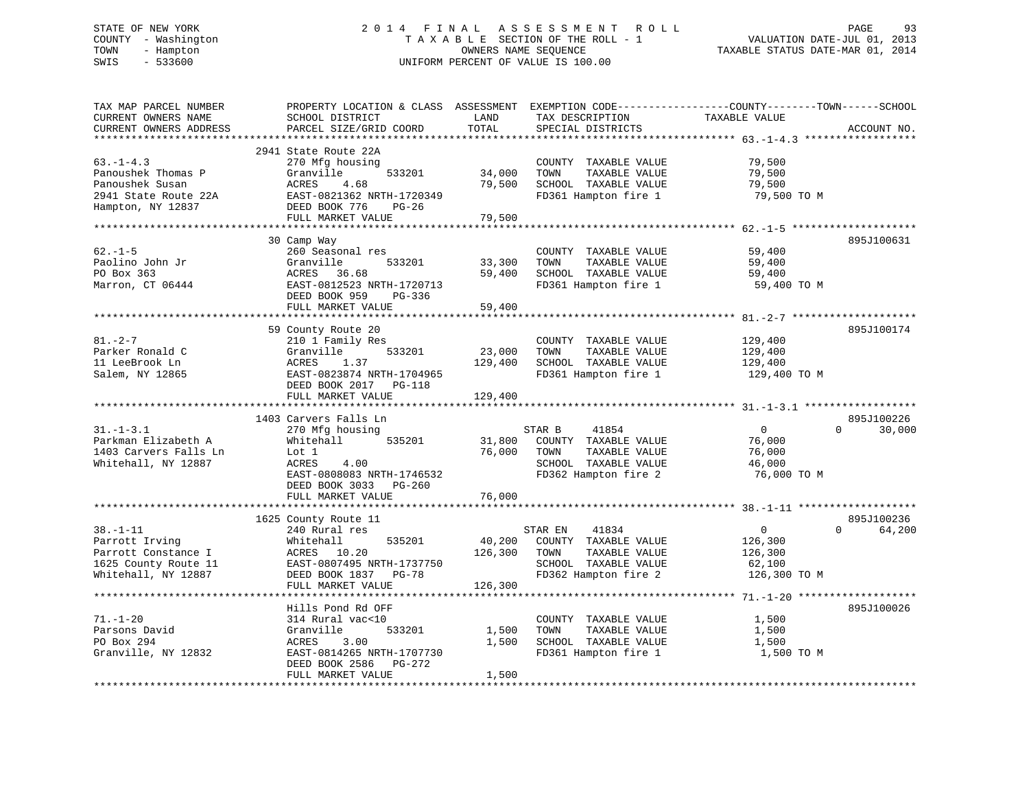STATE OF NEW YORK — 2014 FINAL ASSESSMENT ROLL — TAXABLE SECTION OF THE ROLL - 1
COUNTY - Washington — VALUATION DATE-JUL 01, 2013
TOWN - Hampton — OWNERS NAME SEQUENCE — TAXABLE STATUS DATE-MAR 01, 2014
SWIS - 533600 — UNIFORM PERCENT OF VALUE IS 100.00

| TAX MAP PARCEL NUMBER / CURRENT OWNERS NAME / CURRENT OWNERS ADDRESS | PROPERTY LOCATION & CLASS / SCHOOL DISTRICT / PARCEL SIZE/GRID COORD | ASSESSMENT LAND | TOTAL | EXEMPTION CODE / TAX DESCRIPTION / SPECIAL DISTRICTS | COUNTY TAXABLE VALUE | TOWN | SCHOOL | ACCOUNT NO. |
|---|---|---|---|---|---|---|---|---|
| 63.-1-4.3 | 2941 State Route 22A | | | | | | | |
| Panoushek Thomas P | 270 Mfg housing | | | COUNTY TAXABLE VALUE | 79,500 | | | |
| Panoushek Susan | Granville 533201 | 34,000 | | TOWN TAXABLE VALUE | 79,500 | | | |
| 2941 State Route 22A | ACRES 4.68 | | 79,500 | SCHOOL TAXABLE VALUE | 79,500 | | | |
| Hampton, NY 12837 | EAST-0821362 NRTH-1720349 | | | FD361 Hampton fire 1 | 79,500 TO M | | | |
| | DEED BOOK 776 PG-26 | | | | | | | |
| | FULL MARKET VALUE | | 79,500 | | | | | |
| 62.-1-5 | 30 Camp Way | | | | | | | 895J100631 |
| Paolino John Jr | 260 Seasonal res | | | COUNTY TAXABLE VALUE | 59,400 | | | |
| PO Box 363 | Granville 533201 | 33,300 | | TOWN TAXABLE VALUE | 59,400 | | | |
| Marron, CT 06444 | ACRES 36.68 | | 59,400 | SCHOOL TAXABLE VALUE | 59,400 | | | |
| | EAST-0812523 NRTH-1720713 | | | FD361 Hampton fire 1 | 59,400 TO M | | | |
| | DEED BOOK 959 PG-336 | | | | | | | |
| | FULL MARKET VALUE | | 59,400 | | | | | |
| 81.-2-7 | 59 County Route 20 | | | | | | | 895J100174 |
| Parker Ronald C | 210 1 Family Res | | | COUNTY TAXABLE VALUE | 129,400 | | | |
| 11 LeeBrook Ln | Granville 533201 | 23,000 | | TOWN TAXABLE VALUE | 129,400 | | | |
| Salem, NY 12865 | ACRES 1.37 | | 129,400 | SCHOOL TAXABLE VALUE | 129,400 | | | |
| | EAST-0823874 NRTH-1704965 | | | FD361 Hampton fire 1 | 129,400 TO M | | | |
| | DEED BOOK 2017 PG-118 | | | | | | | |
| | FULL MARKET VALUE | | 129,400 | | | | | |
| 31.-1-3.1 | 1403 Carvers Falls Ln | | | | | | | 895J100226 |
| Parkman Elizabeth A | 270 Mfg housing | | | STAR B 41854 | 0 | 0 | 30,000 | |
| 1403 Carvers Falls Ln | Whitehall 535201 | 31,800 | | COUNTY TAXABLE VALUE | 76,000 | | | |
| Whitehall, NY 12887 | Lot 1 | | 76,000 | TOWN TAXABLE VALUE | 76,000 | | | |
| | ACRES 4.00 | | | SCHOOL TAXABLE VALUE | 46,000 | | | |
| | EAST-0808083 NRTH-1746532 | | | FD362 Hampton fire 2 | 76,000 TO M | | | |
| | DEED BOOK 3033 PG-260 | | | | | | | |
| | FULL MARKET VALUE | | 76,000 | | | | | |
| 38.-1-11 | 1625 County Route 11 | | | | | | | 895J100236 |
| Parrott Irving | 240 Rural res | | | STAR EN 41834 | 0 | 0 | 64,200 | |
| Parrott Constance I | Whitehall 535201 | 40,200 | | COUNTY TAXABLE VALUE | 126,300 | | | |
| 1625 County Route 11 | ACRES 10.20 | | 126,300 | TOWN TAXABLE VALUE | 126,300 | | | |
| Whitehall, NY 12887 | EAST-0807495 NRTH-1737750 | | | SCHOOL TAXABLE VALUE | 62,100 | | | |
| | DEED BOOK 1837 PG-78 | | | FD362 Hampton fire 2 | 126,300 TO M | | | |
| | FULL MARKET VALUE | | 126,300 | | | | | |
| 71.-1-20 | Hills Pond Rd OFF | | | | | | | 895J100026 |
| Parsons David | 314 Rural vac<10 | | | COUNTY TAXABLE VALUE | 1,500 | | | |
| PO Box 294 | Granville 533201 | 1,500 | | TOWN TAXABLE VALUE | 1,500 | | | |
| Granville, NY 12832 | ACRES 3.00 | | 1,500 | SCHOOL TAXABLE VALUE | 1,500 | | | |
| | EAST-0814265 NRTH-1707730 | | | FD361 Hampton fire 1 | 1,500 TO M | | | |
| | DEED BOOK 2586 PG-272 | | | | | | | |
| | FULL MARKET VALUE | | 1,500 | | | | | |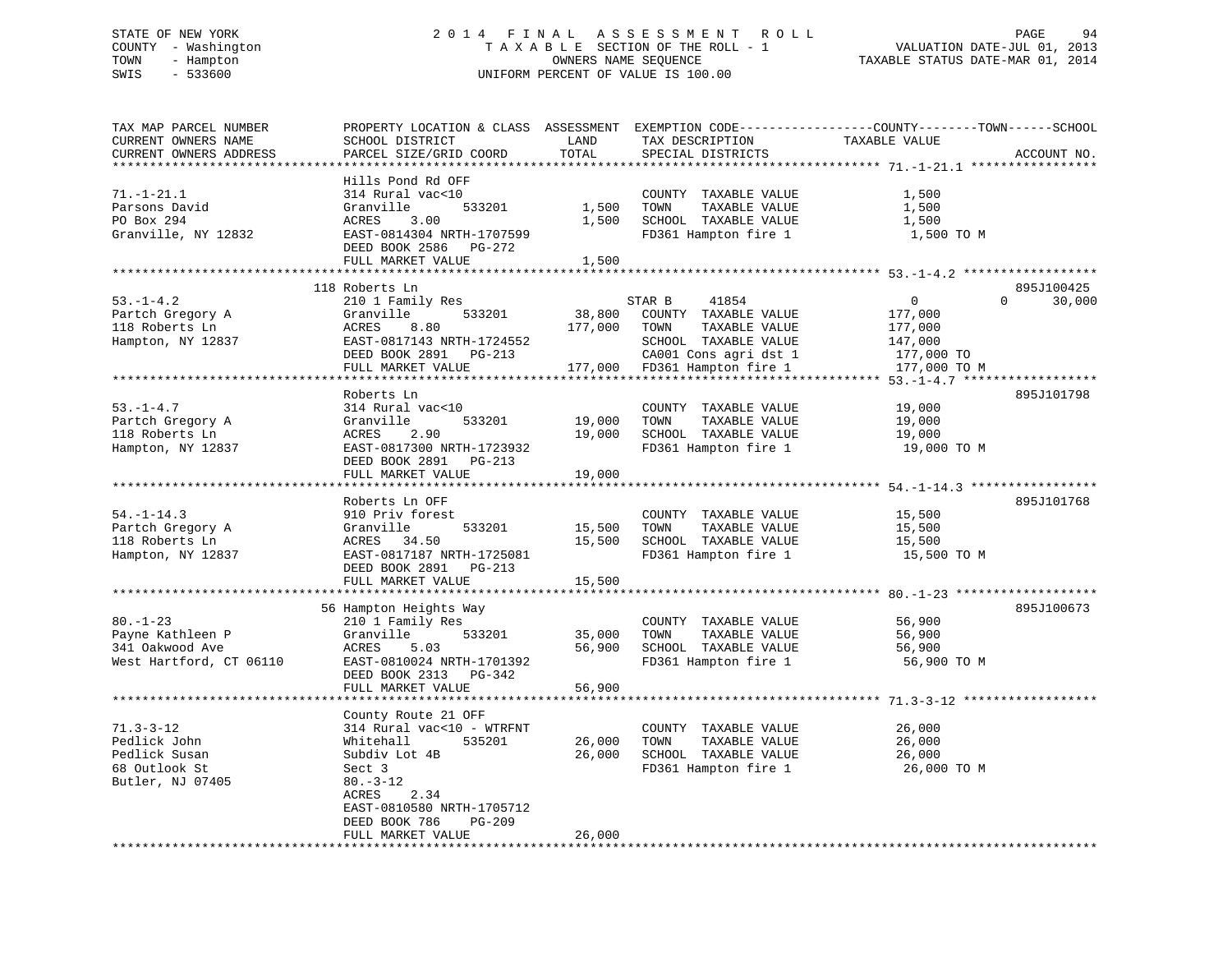STATE OF NEW YORK
COUNTY - Washington
TOWN - Hampton
SWIS - 533600

2014 FINAL ASSESSMENT ROLL
TAXABLE SECTION OF THE ROLL - 1
OWNERS NAME SEQUENCE
UNIFORM PERCENT OF VALUE IS 100.00

VALUATION DATE-JUL 01, 2013
TAXABLE STATUS DATE-MAR 01, 2014

```
TAX MAP PARCEL NUMBER          PROPERTY LOCATION & CLASS  ASSESSMENT  EXEMPTION CODE------------------COUNTY--------TOWN------SCHOOL
CURRENT OWNERS NAME            SCHOOL DISTRICT               LAND      TAX DESCRIPTION            TAXABLE VALUE
CURRENT OWNERS ADDRESS         PARCEL SIZE/GRID COORD        TOTAL     SPECIAL DISTRICTS                                    ACCOUNT NO.
******************************************************************************************************* 71.-1-21.1 *****************
                               Hills Pond Rd OFF
71.-1-21.1                     314 Rural vac<10                        COUNTY  TAXABLE VALUE            1,500
Parsons David                  Granville         533201       1,500    TOWN    TAXABLE VALUE            1,500
PO Box 294                     ACRES    3.00                  1,500    SCHOOL  TAXABLE VALUE            1,500
Granville, NY 12832            EAST-0814304 NRTH-1707599               FD361 Hampton fire 1              1,500 TO M
                               DEED BOOK 2586   PG-272
                               FULL MARKET VALUE              1,500
******************************************************************************************************* 53.-1-4.2 ******************
                               118 Roberts Ln                                                                       895J100425
53.-1-4.2                      210 1 Family Res                        STAR B     41854                 0          0     30,000
Partch Gregory A               Granville         533201      38,800    COUNTY  TAXABLE VALUE          177,000
118 Roberts Ln                 ACRES    8.80                177,000    TOWN    TAXABLE VALUE          177,000
Hampton, NY 12837              EAST-0817143 NRTH-1724552               SCHOOL  TAXABLE VALUE          147,000
                               DEED BOOK 2891   PG-213                 CA001 Cons agri dst 1           177,000 TO
                               FULL MARKET VALUE            177,000    FD361 Hampton fire 1            177,000 TO M
******************************************************************************************************* 53.-1-4.7 ******************
                               Roberts Ln                                                                           895J101798
53.-1-4.7                      314 Rural vac<10                        COUNTY  TAXABLE VALUE           19,000
Partch Gregory A               Granville         533201      19,000    TOWN    TAXABLE VALUE           19,000
118 Roberts Ln                 ACRES    2.90                 19,000    SCHOOL  TAXABLE VALUE           19,000
Hampton, NY 12837              EAST-0817300 NRTH-1723932               FD361 Hampton fire 1             19,000 TO M
                               DEED BOOK 2891   PG-213
                               FULL MARKET VALUE             19,000
******************************************************************************************************* 54.-1-14.3 *****************
                               Roberts Ln OFF                                                                       895J101768
54.-1-14.3                     910 Priv forest                         COUNTY  TAXABLE VALUE           15,500
Partch Gregory A               Granville         533201      15,500    TOWN    TAXABLE VALUE           15,500
118 Roberts Ln                 ACRES   34.50                 15,500    SCHOOL  TAXABLE VALUE           15,500
Hampton, NY 12837              EAST-0817187 NRTH-1725081               FD361 Hampton fire 1             15,500 TO M
                               DEED BOOK 2891   PG-213
                               FULL MARKET VALUE             15,500
******************************************************************************************************* 80.-1-23 *******************
                               56 Hampton Heights Way                                                               895J100673
80.-1-23                       210 1 Family Res                        COUNTY  TAXABLE VALUE           56,900
Payne Kathleen P               Granville         533201      35,000    TOWN    TAXABLE VALUE           56,900
341 Oakwood Ave                ACRES    5.03                 56,900    SCHOOL  TAXABLE VALUE           56,900
West Hartford, CT 06110        EAST-0810024 NRTH-1701392               FD361 Hampton fire 1             56,900 TO M
                               DEED BOOK 2313   PG-342
                               FULL MARKET VALUE             56,900
******************************************************************************************************* 71.3-3-12 ******************
                               County Route 21 OFF
71.3-3-12                      314 Rural vac<10 - WTRFNT               COUNTY  TAXABLE VALUE           26,000
Pedlick John                   Whitehall         535201      26,000    TOWN    TAXABLE VALUE           26,000
Pedlick Susan                  Subdiv Lot 4B                 26,000    SCHOOL  TAXABLE VALUE           26,000
68 Outlook St                  Sect 3                                  FD361 Hampton fire 1             26,000 TO M
Butler, NJ 07405               80.-3-12
                               ACRES    2.34
                               EAST-0810580 NRTH-1705712
                               DEED BOOK 786    PG-209
                               FULL MARKET VALUE             26,000
************************************************************************************************************************************
```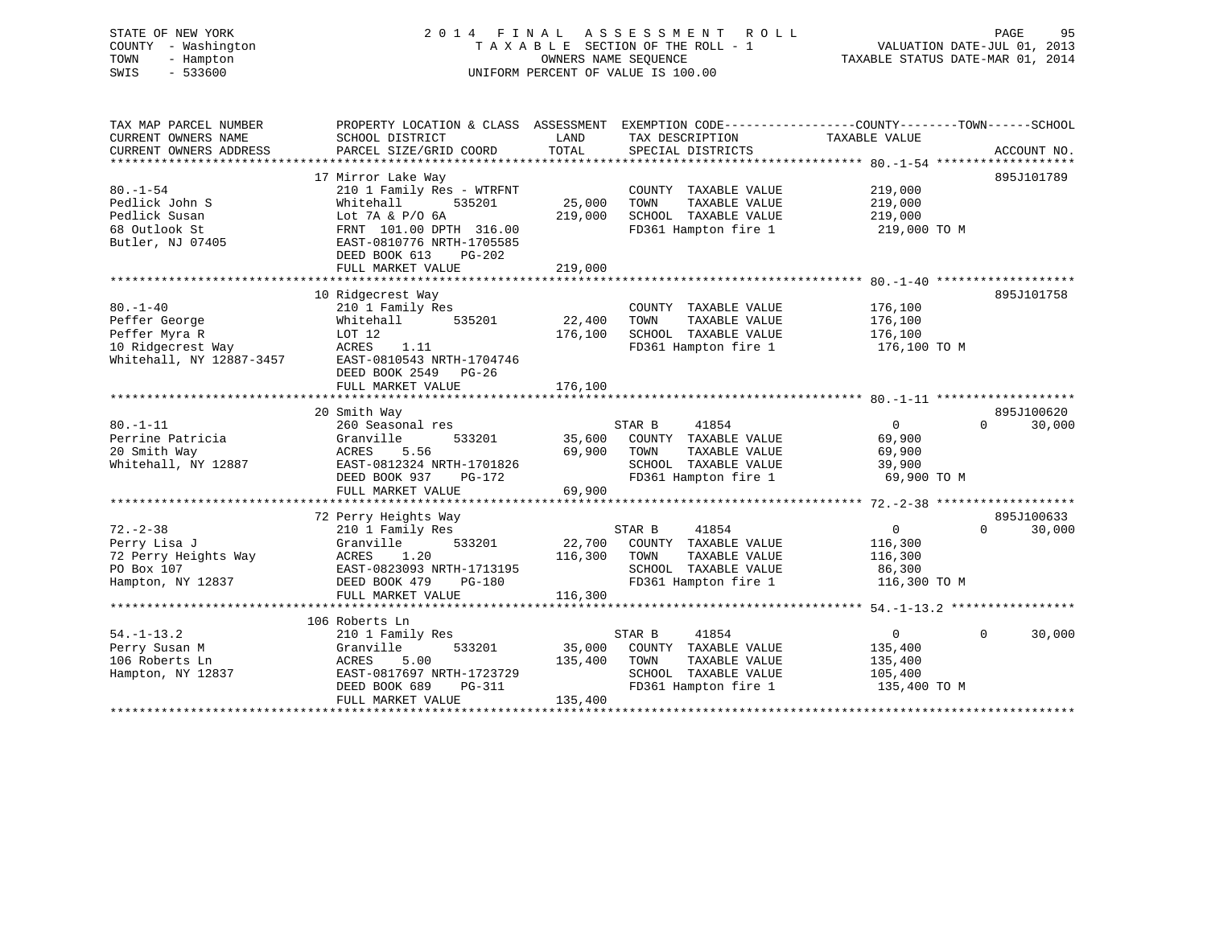STATE OF NEW YORK
COUNTY - Washington
TOWN - Hampton
SWIS - 533600

2014 FINAL ASSESSMENT ROLL
TAXABLE SECTION OF THE ROLL - 1
OWNERS NAME SEQUENCE
UNIFORM PERCENT OF VALUE IS 100.00

VALUATION DATE-JUL 01, 2013
TAXABLE STATUS DATE-MAR 01, 2014

```
TAX MAP PARCEL NUMBER          PROPERTY LOCATION & CLASS  ASSESSMENT  EXEMPTION CODE------------------COUNTY--------TOWN------SCHOOL
CURRENT OWNERS NAME            SCHOOL DISTRICT               LAND      TAX DESCRIPTION            TAXABLE VALUE
CURRENT OWNERS ADDRESS         PARCEL SIZE/GRID COORD       TOTAL      SPECIAL DISTRICTS                                  ACCOUNT NO.
******************************************************************************************************* 80.-1-54 *******************
                               17 Mirror Lake Way                                                                    895J101789
80.-1-54                       210 1 Family Res - WTRFNT            COUNTY  TAXABLE VALUE          219,000
Pedlick John S                 Whitehall        535201     25,000   TOWN    TAXABLE VALUE          219,000
Pedlick Susan                  Lot 7A & P/O 6A            219,000   SCHOOL  TAXABLE VALUE          219,000
68 Outlook St                  FRNT 101.00 DPTH 316.00              FD361 Hampton fire 1            219,000 TO M
Butler, NJ 07405               EAST-0810776 NRTH-1705585
                               DEED BOOK 613    PG-202
                               FULL MARKET VALUE          219,000
******************************************************************************************************* 80.-1-40 *******************
                               10 Ridgecrest Way                                                                     895J101758
80.-1-40                       210 1 Family Res                     COUNTY  TAXABLE VALUE          176,100
Peffer George                  Whitehall        535201     22,400   TOWN    TAXABLE VALUE          176,100
Peffer Myra R                  LOT 12                     176,100   SCHOOL  TAXABLE VALUE          176,100
10 Ridgecrest Way              ACRES    1.11                        FD361 Hampton fire 1            176,100 TO M
Whitehall, NY 12887-3457       EAST-0810543 NRTH-1704746
                               DEED BOOK 2549   PG-26
                               FULL MARKET VALUE          176,100
******************************************************************************************************* 80.-1-11 *******************
                               20 Smith Way                                                                          895J100620
80.-1-11                       260 Seasonal res                     STAR B     41854                 0           0      30,000
Perrine Patricia               Granville        533201     35,600   COUNTY  TAXABLE VALUE           69,900
20 Smith Way                   ACRES    5.56               69,900   TOWN    TAXABLE VALUE           69,900
Whitehall, NY 12887            EAST-0812324 NRTH-1701826            SCHOOL  TAXABLE VALUE           39,900
                               DEED BOOK 937    PG-172              FD361 Hampton fire 1             69,900 TO M
                               FULL MARKET VALUE           69,900
******************************************************************************************************* 72.-2-38 *******************
                               72 Perry Heights Way                                                                  895J100633
72.-2-38                       210 1 Family Res                     STAR B     41854                 0           0      30,000
Perry Lisa J                   Granville        533201     22,700   COUNTY  TAXABLE VALUE          116,300
72 Perry Heights Way           ACRES    1.20              116,300   TOWN    TAXABLE VALUE          116,300
PO Box 107                     EAST-0823093 NRTH-1713195            SCHOOL  TAXABLE VALUE           86,300
Hampton, NY 12837              DEED BOOK 479    PG-180              FD361 Hampton fire 1            116,300 TO M
                               FULL MARKET VALUE          116,300
******************************************************************************************************* 54.-1-13.2 *****************
                               106 Roberts Ln
54.-1-13.2                     210 1 Family Res                     STAR B     41854                 0           0      30,000
Perry Susan M                  Granville        533201     35,000   COUNTY  TAXABLE VALUE          135,400
106 Roberts Ln                 ACRES    5.00              135,400   TOWN    TAXABLE VALUE          135,400
Hampton, NY 12837              EAST-0817697 NRTH-1723729            SCHOOL  TAXABLE VALUE          105,400
                               DEED BOOK 689    PG-311              FD361 Hampton fire 1            135,400 TO M
                               FULL MARKET VALUE          135,400
************************************************************************************************************************************
```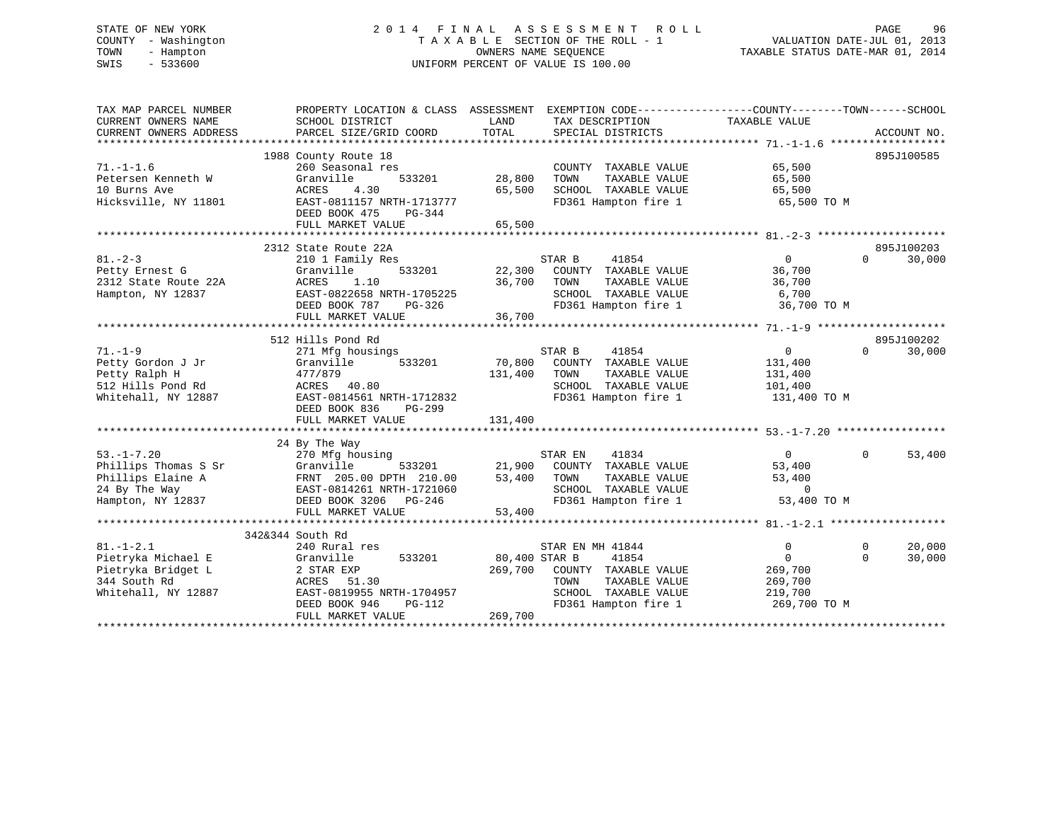STATE OF NEW YORK
COUNTY - Washington
TOWN - Hampton
SWIS - 533600

# 2014 FINAL ASSESSMENT ROLL

TAXABLE SECTION OF THE ROLL - 1
OWNERS NAME SEQUENCE
UNIFORM PERCENT OF VALUE IS 100.00

VALUATION DATE-JUL 01, 2013
TAXABLE STATUS DATE-MAR 01, 2014

| TAX MAP PARCEL NUMBER / CURRENT OWNERS NAME / CURRENT OWNERS ADDRESS | PROPERTY LOCATION & CLASS / SCHOOL DISTRICT / PARCEL SIZE/GRID COORD | ASSESSMENT LAND / TOTAL | EXEMPTION CODE / TAX DESCRIPTION / SPECIAL DISTRICTS | COUNTY / TAXABLE VALUE | TOWN | SCHOOL | ACCOUNT NO. |
|---|---|---|---|---|---|---|---|
| **71.-1-1.6** | 1988 County Route 18 | | | | | | 895J100585 |
| Petersen Kenneth W | 260 Seasonal res | | COUNTY TAXABLE VALUE | 65,500 | | | |
| 10 Burns Ave | Granville 533201 | 28,800 | TOWN TAXABLE VALUE | 65,500 | | | |
| Hicksville, NY 11801 | ACRES 4.30 | 65,500 | SCHOOL TAXABLE VALUE | 65,500 | | | |
| | EAST-0811157 NRTH-1713777 | | FD361 Hampton fire 1 | 65,500 TO M | | | |
| | DEED BOOK 475 PG-344 | | | | | | |
| | FULL MARKET VALUE | 65,500 | | | | | |
| **81.-2-3** | 2312 State Route 22A | | | | | | 895J100203 |
| Petty Ernest G | 210 1 Family Res | | STAR B 41854 | 0 | 0 | 30,000 | |
| 2312 State Route 22A | Granville 533201 | 22,300 | COUNTY TAXABLE VALUE | 36,700 | | | |
| Hampton, NY 12837 | ACRES 1.10 | 36,700 | TOWN TAXABLE VALUE | 36,700 | | | |
| | EAST-0822658 NRTH-1705225 | | SCHOOL TAXABLE VALUE | 6,700 | | | |
| | DEED BOOK 787 PG-326 | | FD361 Hampton fire 1 | 36,700 TO M | | | |
| | FULL MARKET VALUE | 36,700 | | | | | |
| **71.-1-9** | 512 Hills Pond Rd | | | | | | 895J100202 |
| Petty Gordon J Jr | 271 Mfg housings | | STAR B 41854 | 0 | 0 | 30,000 | |
| Petty Ralph H | Granville 533201 | 70,800 | COUNTY TAXABLE VALUE | 131,400 | | | |
| 512 Hills Pond Rd | 477/879 | 131,400 | TOWN TAXABLE VALUE | 131,400 | | | |
| Whitehall, NY 12887 | ACRES 40.80 | | SCHOOL TAXABLE VALUE | 101,400 | | | |
| | EAST-0814561 NRTH-1712832 | | FD361 Hampton fire 1 | 131,400 TO M | | | |
| | DEED BOOK 836 PG-299 | | | | | | |
| | FULL MARKET VALUE | 131,400 | | | | | |
| **53.-1-7.20** | 24 By The Way | | | | | | |
| Phillips Thomas S Sr | 270 Mfg housing | | STAR EN 41834 | 0 | 0 | 53,400 | |
| Phillips Elaine A | Granville 533201 | 21,900 | COUNTY TAXABLE VALUE | 53,400 | | | |
| 24 By The Way | FRNT 205.00 DPTH 210.00 | 53,400 | TOWN TAXABLE VALUE | 53,400 | | | |
| Hampton, NY 12837 | EAST-0814261 NRTH-1721060 | | SCHOOL TAXABLE VALUE | 0 | | | |
| | DEED BOOK 3206 PG-246 | | FD361 Hampton fire 1 | 53,400 TO M | | | |
| | FULL MARKET VALUE | 53,400 | | | | | |
| **81.-1-2.1** | 342&344 South Rd | | | | | | |
| Pietryka Michael E | 240 Rural res | | STAR EN MH 41844 | 0 | 0 | 20,000 | |
| Pietryka Bridget L | Granville 533201 | 80,400 | STAR B 41854 | 0 | 0 | 30,000 | |
| 344 South Rd | 2 STAR EXP | 269,700 | COUNTY TAXABLE VALUE | 269,700 | | | |
| Whitehall, NY 12887 | ACRES 51.30 | | TOWN TAXABLE VALUE | 269,700 | | | |
| | EAST-0819955 NRTH-1704957 | | SCHOOL TAXABLE VALUE | 219,700 | | | |
| | DEED BOOK 946 PG-112 | | FD361 Hampton fire 1 | 269,700 TO M | | | |
| | FULL MARKET VALUE | 269,700 | | | | | |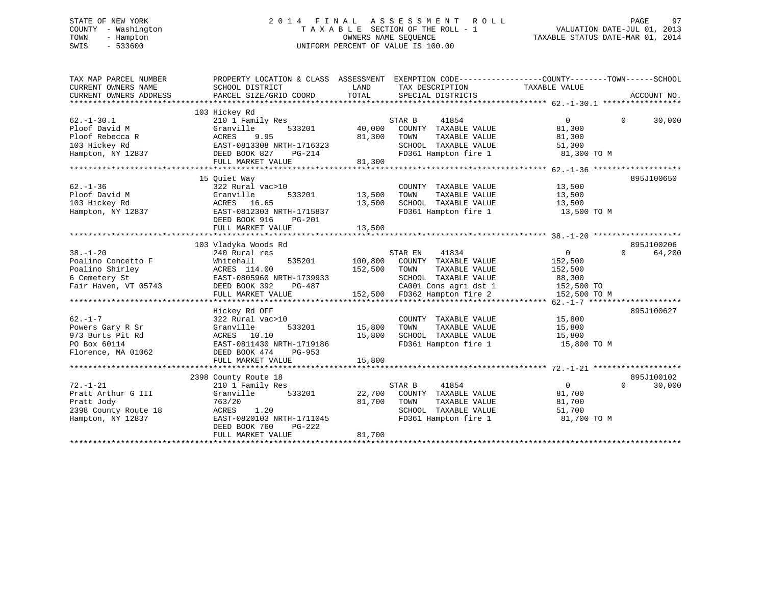STATE OF NEW YORK
COUNTY - Washington
TOWN - Hampton
SWIS - 533600

# 2014 FINAL ASSESSMENT ROLL
TAXABLE SECTION OF THE ROLL - 1
OWNERS NAME SEQUENCE
UNIFORM PERCENT OF VALUE IS 100.00

VALUATION DATE-JUL 01, 2013
TAXABLE STATUS DATE-MAR 01, 2014

```
TAX MAP PARCEL NUMBER        PROPERTY LOCATION & CLASS  ASSESSMENT  EXEMPTION CODE------------------COUNTY--------TOWN------SCHOOL
CURRENT OWNERS NAME          SCHOOL DISTRICT              LAND      TAX DESCRIPTION              TAXABLE VALUE
CURRENT OWNERS ADDRESS       PARCEL SIZE/GRID COORD       TOTAL     SPECIAL DISTRICTS                                     ACCOUNT NO.
******************************************************************************************************* 62.-1-30.1 *****************
                             103 Hickey Rd
62.-1-30.1                   210 1 Family Res                   STAR B     41854                 0            0       30,000
Ploof David M                Granville      533201      40,000   COUNTY  TAXABLE VALUE          81,300
Ploof Rebecca R              ACRES    9.95              81,300   TOWN    TAXABLE VALUE          81,300
103 Hickey Rd                EAST-0813308 NRTH-1716323           SCHOOL  TAXABLE VALUE          51,300
Hampton, NY 12837            DEED BOOK 827    PG-214             FD361 Hampton fire 1            81,300 TO M
                             FULL MARKET VALUE          81,300
******************************************************************************************************* 62.-1-36 *******************
                             15 Quiet Way                                                                          895J100650
62.-1-36                     322 Rural vac>10                    COUNTY  TAXABLE VALUE          13,500
Ploof David M                Granville      533201      13,500   TOWN    TAXABLE VALUE          13,500
103 Hickey Rd                ACRES   16.65              13,500   SCHOOL  TAXABLE VALUE          13,500
Hampton, NY 12837            EAST-0812303 NRTH-1715837           FD361 Hampton fire 1            13,500 TO M
                             DEED BOOK 916    PG-201
                             FULL MARKET VALUE          13,500
******************************************************************************************************* 38.-1-20 *******************
                             103 Vladyka Woods Rd                                                                  895J100206
38.-1-20                     240 Rural res                      STAR EN    41834                 0            0       64,200
Poalino Concetto F           Whitehall      535201     100,800   COUNTY  TAXABLE VALUE         152,500
Poalino Shirley              ACRES  114.00             152,500   TOWN    TAXABLE VALUE         152,500
6 Cemetery St                EAST-0805960 NRTH-1739933           SCHOOL  TAXABLE VALUE          88,300
Fair Haven, VT 05743         DEED BOOK 392    PG-487             CA001 Cons agri dst 1          152,500 TO
                             FULL MARKET VALUE         152,500   FD362 Hampton fire 2           152,500 TO M
******************************************************************************************************* 62.-1-7 ********************
                             Hickey Rd OFF                                                                         895J100627
62.-1-7                      322 Rural vac>10                    COUNTY  TAXABLE VALUE          15,800
Powers Gary R Sr             Granville      533201      15,800   TOWN    TAXABLE VALUE          15,800
973 Burts Pit Rd             ACRES   10.10              15,800   SCHOOL  TAXABLE VALUE          15,800
PO Box 60114                 EAST-0811430 NRTH-1719186           FD361 Hampton fire 1            15,800 TO M
Florence, MA 01062           DEED BOOK 474    PG-953
                             FULL MARKET VALUE          15,800
******************************************************************************************************* 72.-1-21 *******************
                             2398 County Route 18                                                                  895J100102
72.-1-21                     210 1 Family Res                   STAR B     41854                 0            0       30,000
Pratt Arthur G III           Granville      533201      22,700   COUNTY  TAXABLE VALUE          81,700
Pratt Jody                   763/20                     81,700   TOWN    TAXABLE VALUE          81,700
2398 County Route 18         ACRES    1.20                       SCHOOL  TAXABLE VALUE          51,700
Hampton, NY 12837            EAST-0820103 NRTH-1711045           FD361 Hampton fire 1            81,700 TO M
                             DEED BOOK 760    PG-222
                             FULL MARKET VALUE          81,700
************************************************************************************************************************************
```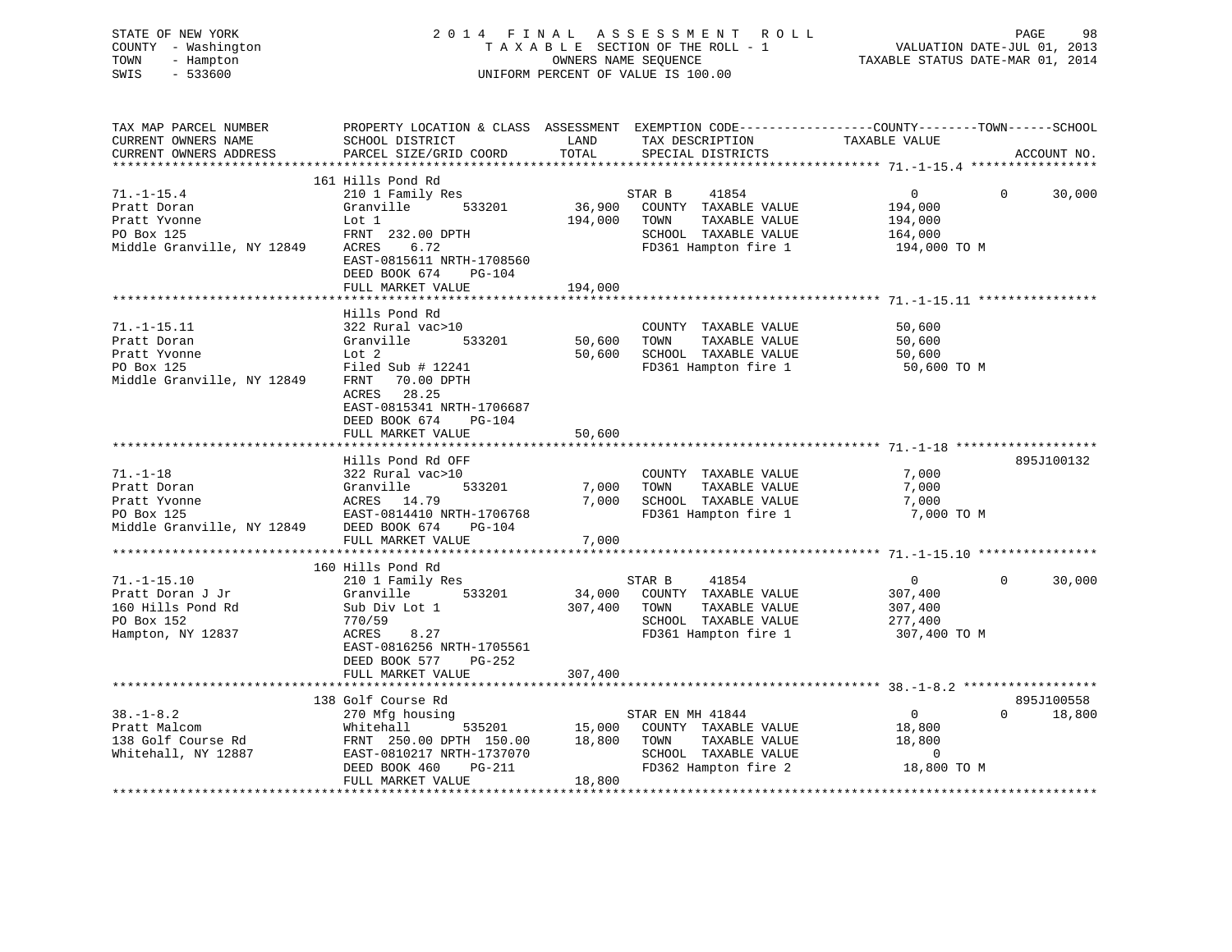STATE OF NEW YORK
COUNTY - Washington
TOWN - Hampton
SWIS - 533600

# 2014 FINAL ASSESSMENT ROLL
TAXABLE SECTION OF THE ROLL - 1
OWNERS NAME SEQUENCE
UNIFORM PERCENT OF VALUE IS 100.00

VALUATION DATE-JUL 01, 2013
TAXABLE STATUS DATE-MAR 01, 2014

```
TAX MAP PARCEL NUMBER          PROPERTY LOCATION & CLASS  ASSESSMENT  EXEMPTION CODE-----------------COUNTY--------TOWN------SCHOOL
CURRENT OWNERS NAME            SCHOOL DISTRICT              LAND      TAX DESCRIPTION            TAXABLE VALUE
CURRENT OWNERS ADDRESS         PARCEL SIZE/GRID COORD       TOTAL     SPECIAL DISTRICTS                                    ACCOUNT NO.
******************************************************************************************************* 71.-1-15.4 *****************
                               161 Hills Pond Rd
71.-1-15.4                     210 1 Family Res                       STAR B      41854              0             0       30,000
Pratt Doran                    Granville        533201       36,900   COUNTY  TAXABLE VALUE          194,000
Pratt Yvonne                   Lot 1                        194,000   TOWN    TAXABLE VALUE          194,000
PO Box 125                     FRNT 232.00 DPTH                       SCHOOL  TAXABLE VALUE          164,000
Middle Granville, NY 12849     ACRES    6.72                          FD361 Hampton fire 1            194,000 TO M
                               EAST-0815611 NRTH-1708560
                               DEED BOOK 674    PG-104
                               FULL MARKET VALUE            194,000
******************************************************************************************************* 71.-1-15.11 ****************
                               Hills Pond Rd
71.-1-15.11                    322 Rural vac>10                       COUNTY  TAXABLE VALUE           50,600
Pratt Doran                    Granville        533201       50,600   TOWN    TAXABLE VALUE           50,600
Pratt Yvonne                   Lot 2                         50,600   SCHOOL  TAXABLE VALUE           50,600
PO Box 125                     Filed Sub # 12241                      FD361 Hampton fire 1             50,600 TO M
Middle Granville, NY 12849     FRNT   70.00 DPTH
                               ACRES   28.25
                               EAST-0815341 NRTH-1706687
                               DEED BOOK 674    PG-104
                               FULL MARKET VALUE             50,600
******************************************************************************************************* 71.-1-18 *******************
                               Hills Pond Rd OFF                                                                     895J100132
71.-1-18                       322 Rural vac>10                       COUNTY  TAXABLE VALUE            7,000
Pratt Doran                    Granville        533201        7,000   TOWN    TAXABLE VALUE            7,000
Pratt Yvonne                   ACRES   14.79                  7,000   SCHOOL  TAXABLE VALUE            7,000
PO Box 125                     EAST-0814410 NRTH-1706768              FD361 Hampton fire 1              7,000 TO M
Middle Granville, NY 12849     DEED BOOK 674    PG-104
                               FULL MARKET VALUE              7,000
******************************************************************************************************* 71.-1-15.10 ****************
                               160 Hills Pond Rd
71.-1-15.10                    210 1 Family Res                       STAR B      41854              0             0       30,000
Pratt Doran J Jr               Granville        533201       34,000   COUNTY  TAXABLE VALUE          307,400
160 Hills Pond Rd              Sub Div Lot 1                307,400   TOWN    TAXABLE VALUE          307,400
PO Box 152                     770/59                                 SCHOOL  TAXABLE VALUE          277,400
Hampton, NY 12837              ACRES    8.27                          FD361 Hampton fire 1            307,400 TO M
                               EAST-0816256 NRTH-1705561
                               DEED BOOK 577    PG-252
                               FULL MARKET VALUE            307,400
******************************************************************************************************* 38.-1-8.2 ******************
                               138 Golf Course Rd                                                                    895J100558
38.-1-8.2                      270 Mfg housing                        STAR EN MH 41844               0             0       18,800
Pratt Malcom                   Whitehall        535201       15,000   COUNTY  TAXABLE VALUE           18,800
138 Golf Course Rd             FRNT 250.00 DPTH 150.00       18,800   TOWN    TAXABLE VALUE           18,800
Whitehall, NY 12887            EAST-0810217 NRTH-1737070              SCHOOL  TAXABLE VALUE                0
                               DEED BOOK 460    PG-211                FD362 Hampton fire 2             18,800 TO M
                               FULL MARKET VALUE             18,800
************************************************************************************************************************************
```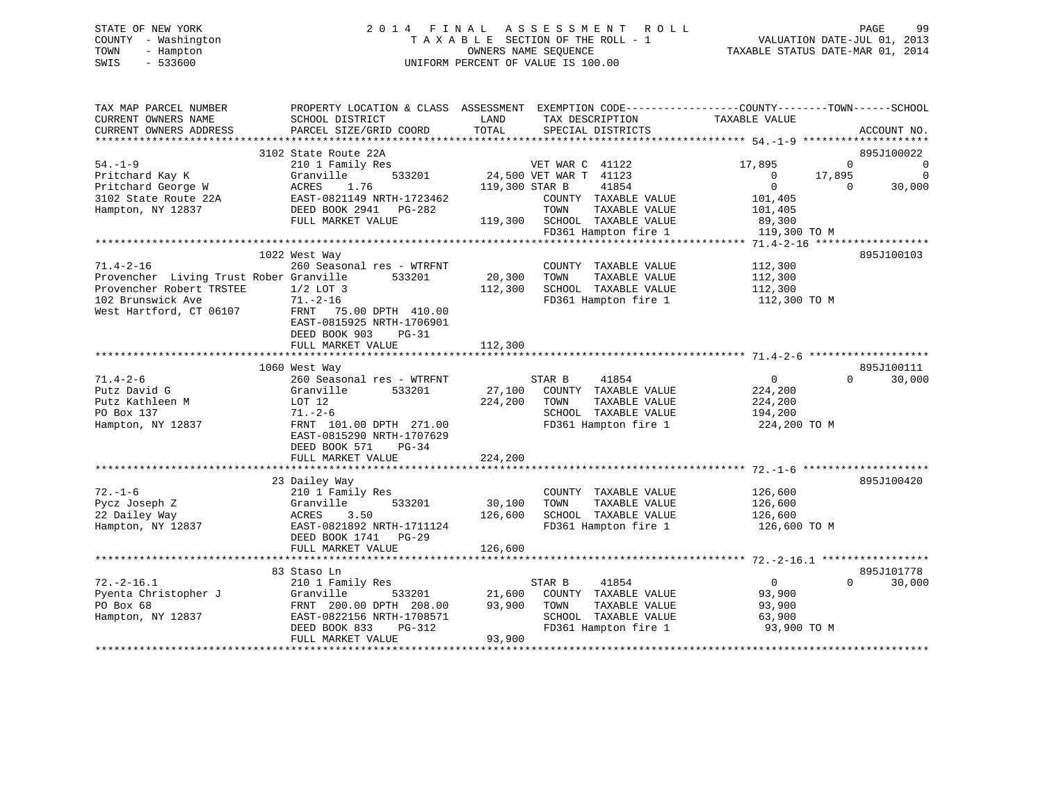STATE OF NEW YORK
COUNTY - Washington
TOWN - Hampton
SWIS - 533600

2 0 1 4 F I N A L A S S E S S M E N T R O L L
T A X A B L E SECTION OF THE ROLL - 1
OWNERS NAME SEQUENCE
UNIFORM PERCENT OF VALUE IS 100.00

VALUATION DATE-JUL 01, 2013
TAXABLE STATUS DATE-MAR 01, 2014

```
TAX MAP PARCEL NUMBER          PROPERTY LOCATION & CLASS  ASSESSMENT  EXEMPTION CODE------------------COUNTY--------TOWN------SCHOOL
CURRENT OWNERS NAME            SCHOOL DISTRICT              LAND      TAX DESCRIPTION            TAXABLE VALUE
CURRENT OWNERS ADDRESS         PARCEL SIZE/GRID COORD       TOTAL     SPECIAL DISTRICTS                                    ACCOUNT NO.
******************************************************************************************************* 54.-1-9 ********************
                    3102 State Route 22A                                                                                  895J100022
54.-1-9                        210 1 Family Res                   VET WAR C  41122              17,895          0              0
Pritchard Kay K                Granville        533201      24,500 VET WAR T  41123                   0     17,895              0
Pritchard George W             ACRES    1.76               119,300 STAR B      41854                   0          0         30,000
3102 State Route 22A           EAST-0821149 NRTH-1723462               COUNTY  TAXABLE VALUE          101,405
Hampton, NY 12837              DEED BOOK 2941   PG-282                  TOWN    TAXABLE VALUE          101,405
                               FULL MARKET VALUE           119,300   SCHOOL  TAXABLE VALUE           89,300
                                                                      FD361 Hampton fire 1           119,300 TO M
******************************************************************************************************* 71.4-2-16 ******************
                    1022 West Way                                                                                         895J100103
71.4-2-16                      260 Seasonal res - WTRFNT                COUNTY  TAXABLE VALUE          112,300
Provencher  Living Trust Rober Granville        533201      20,300   TOWN    TAXABLE VALUE          112,300
Provencher Robert TRSTEE       1/2 LOT 3                   112,300   SCHOOL  TAXABLE VALUE          112,300
102 Brunswick Ave              71.-2-16                               FD361 Hampton fire 1           112,300 TO M
West Hartford, CT 06107        FRNT   75.00 DPTH 410.00
                               EAST-0815925 NRTH-1706901
                               DEED BOOK 903     PG-31
                               FULL MARKET VALUE           112,300
******************************************************************************************************* 71.4-2-6 *******************
                    1060 West Way                                                                                         895J100111
71.4-2-6                       260 Seasonal res - WTRFNT          STAR B      41854                   0          0         30,000
Putz David G                   Granville        533201      27,100   COUNTY  TAXABLE VALUE          224,200
Putz Kathleen M                LOT 12                      224,200   TOWN    TAXABLE VALUE          224,200
PO Box 137                     71.-2-6                                SCHOOL  TAXABLE VALUE          194,200
Hampton, NY 12837              FRNT  101.00 DPTH 271.00               FD361 Hampton fire 1           224,200 TO M
                               EAST-0815290 NRTH-1707629
                               DEED BOOK 571     PG-34
                               FULL MARKET VALUE           224,200
******************************************************************************************************* 72.-1-6 ********************
                    23 Dailey Way                                                                                         895J100420
72.-1-6                        210 1 Family Res                         COUNTY  TAXABLE VALUE          126,600
Pycz Joseph Z                  Granville        533201      30,100   TOWN    TAXABLE VALUE          126,600
22 Dailey Way                  ACRES    3.50               126,600   SCHOOL  TAXABLE VALUE          126,600
Hampton, NY 12837              EAST-0821892 NRTH-1711124               FD361 Hampton fire 1           126,600 TO M
                               DEED BOOK 1741   PG-29
                               FULL MARKET VALUE           126,600
******************************************************************************************************* 72.-2-16.1 *****************
                    83 Staso Ln                                                                                           895J101778
72.-2-16.1                     210 1 Family Res                   STAR B      41854                   0          0         30,000
Pyenta Christopher J           Granville        533201      21,600   COUNTY  TAXABLE VALUE           93,900
PO Box 68                      FRNT  200.00 DPTH 208.00     93,900   TOWN    TAXABLE VALUE           93,900
Hampton, NY 12837              EAST-0822156 NRTH-1708571               SCHOOL  TAXABLE VALUE           63,900
                               DEED BOOK 833     PG-312                FD361 Hampton fire 1            93,900 TO M
                               FULL MARKET VALUE            93,900
************************************************************************************************************************************
```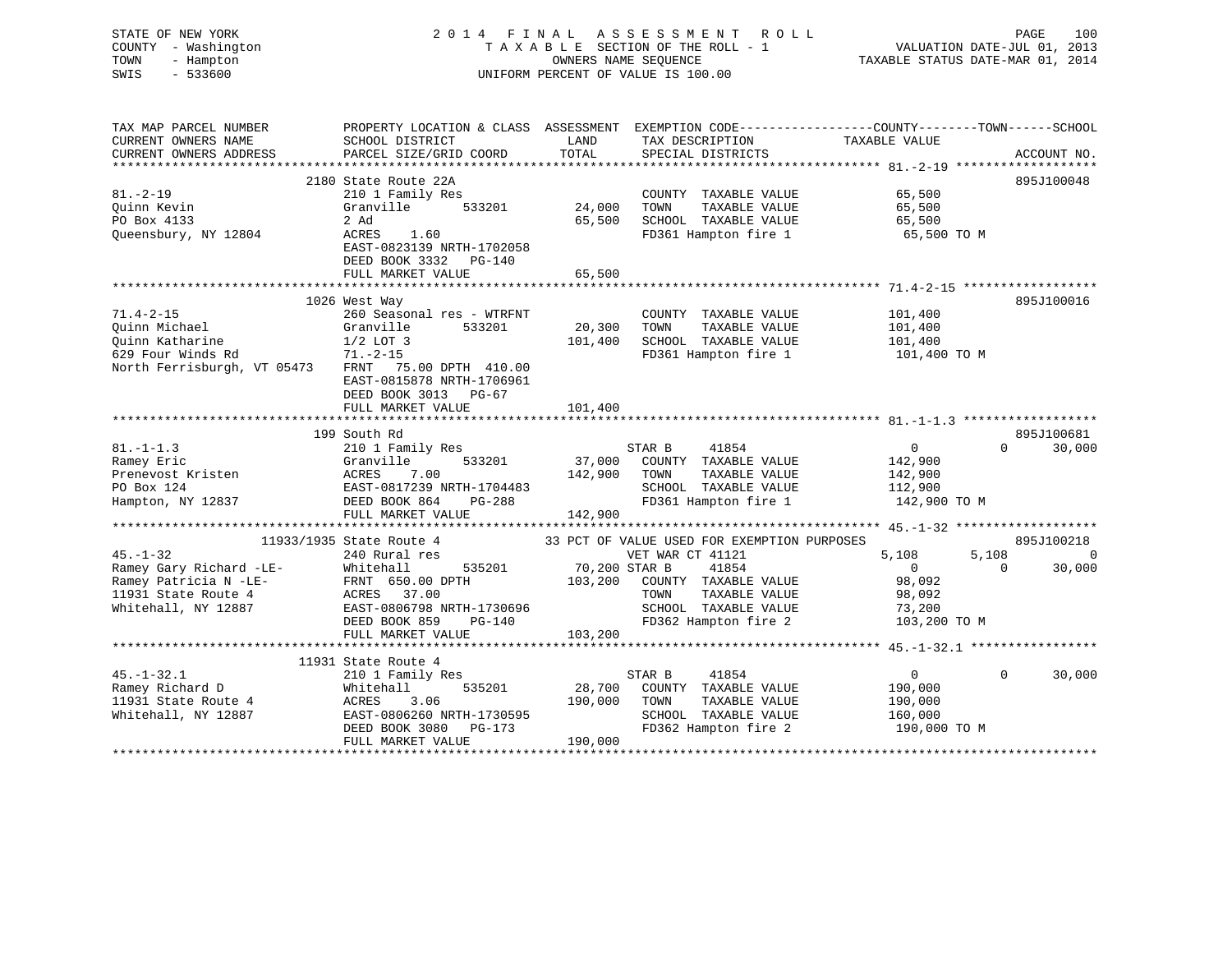STATE OF NEW YORK
COUNTY - Washington
TOWN - Hampton
SWIS - 533600

2014 FINAL ASSESSMENT ROLL
TAXABLE SECTION OF THE ROLL - 1
OWNERS NAME SEQUENCE
UNIFORM PERCENT OF VALUE IS 100.00

VALUATION DATE-JUL 01, 2013
TAXABLE STATUS DATE-MAR 01, 2014

```
TAX MAP PARCEL NUMBER          PROPERTY LOCATION & CLASS  ASSESSMENT  EXEMPTION CODE------------------COUNTY--------TOWN------SCHOOL
CURRENT OWNERS NAME            SCHOOL DISTRICT               LAND      TAX DESCRIPTION              TAXABLE VALUE
CURRENT OWNERS ADDRESS         PARCEL SIZE/GRID COORD        TOTAL     SPECIAL DISTRICTS                                        ACCOUNT NO.
****************************************************************************************************** 81.-2-19 *******************
                               2180 State Route 22A                                                                         895J100048
81.-2-19                       210 1 Family Res                        COUNTY  TAXABLE VALUE            65,500
Quinn Kevin                    Granville        533201       24,000    TOWN    TAXABLE VALUE            65,500
PO Box 4133                    2 Ad                          65,500    SCHOOL  TAXABLE VALUE            65,500
Queensbury, NY 12804           ACRES    1.60                           FD361 Hampton fire 1              65,500 TO M
                               EAST-0823139 NRTH-1702058
                               DEED BOOK 3332   PG-140
                               FULL MARKET VALUE             65,500
****************************************************************************************************** 71.4-2-15 ******************
                               1026 West Way                                                                                895J100016
71.4-2-15                      260 Seasonal res - WTRFNT               COUNTY  TAXABLE VALUE           101,400
Quinn Michael                  Granville        533201       20,300    TOWN    TAXABLE VALUE           101,400
Quinn Katharine                1/2 LOT 3                    101,400    SCHOOL  TAXABLE VALUE           101,400
629 Four Winds Rd              71.-2-15                                FD361 Hampton fire 1             101,400 TO M
North Ferrisburgh, VT 05473    FRNT   75.00 DPTH 410.00
                               EAST-0815878 NRTH-1706961
                               DEED BOOK 3013   PG-67
                               FULL MARKET VALUE            101,400
****************************************************************************************************** 81.-1-1.3 ******************
                               199 South Rd                                                                                 895J100681
81.-1-1.3                      210 1 Family Res                        STAR B     41854                      0          0       30,000
Ramey Eric                     Granville        533201       37,000    COUNTY  TAXABLE VALUE           142,900
Prenevost Kristen              ACRES    7.00                142,900    TOWN    TAXABLE VALUE           142,900
PO Box 124                     EAST-0817239 NRTH-1704483               SCHOOL  TAXABLE VALUE           112,900
Hampton, NY 12837              DEED BOOK 864    PG-288                 FD361 Hampton fire 1             142,900 TO M
                               FULL MARKET VALUE            142,900
****************************************************************************************************** 45.-1-32 *******************
                               11933/1935 State Route 4          33 PCT OF VALUE USED FOR EXEMPTION PURPOSES                895J100218
45.-1-32                       240 Rural res                           VET WAR CT 41121                  5,108      5,108            0
Ramey Gary Richard -LE-        Whitehall        535201       70,200 STAR B     41854                      0          0       30,000
Ramey Patricia N -LE-          FRNT 650.00 DPTH             103,200    COUNTY  TAXABLE VALUE            98,092
11931 State Route 4            ACRES   37.00                           TOWN    TAXABLE VALUE            98,092
Whitehall, NY 12887            EAST-0806798 NRTH-1730696               SCHOOL  TAXABLE VALUE            73,200
                               DEED BOOK 859    PG-140                 FD362 Hampton fire 2             103,200 TO M
                               FULL MARKET VALUE            103,200
****************************************************************************************************** 45.-1-32.1 *****************
                               11931 State Route 4
45.-1-32.1                     210 1 Family Res                        STAR B     41854                      0          0       30,000
Ramey Richard D                Whitehall        535201       28,700    COUNTY  TAXABLE VALUE           190,000
11931 State Route 4            ACRES    3.06                190,000    TOWN    TAXABLE VALUE           190,000
Whitehall, NY 12887            EAST-0806260 NRTH-1730595               SCHOOL  TAXABLE VALUE           160,000
                               DEED BOOK 3080   PG-173                 FD362 Hampton fire 2             190,000 TO M
                               FULL MARKET VALUE            190,000
************************************************************************************************************************************
```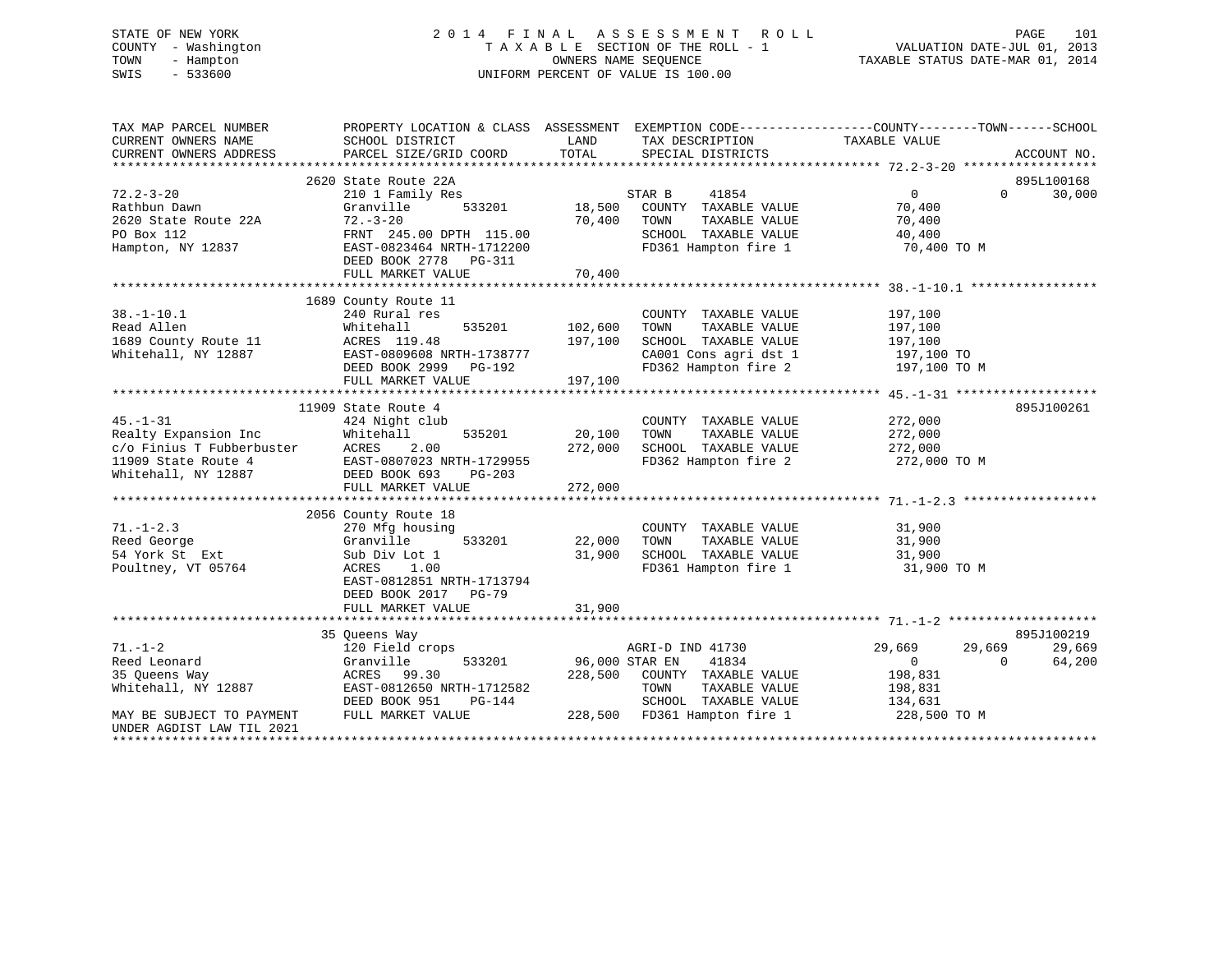STATE OF NEW YORK
COUNTY - Washington
TOWN - Hampton
SWIS - 533600

2014 FINAL ASSESSMENT ROLL
TAXABLE SECTION OF THE ROLL - 1
OWNERS NAME SEQUENCE
UNIFORM PERCENT OF VALUE IS 100.00

VALUATION DATE-JUL 01, 2013
TAXABLE STATUS DATE-MAR 01, 2014

```
TAX MAP PARCEL NUMBER          PROPERTY LOCATION & CLASS  ASSESSMENT  EXEMPTION CODE------------------COUNTY--------TOWN------SCHOOL
CURRENT OWNERS NAME            SCHOOL DISTRICT               LAND     TAX DESCRIPTION             TAXABLE VALUE
CURRENT OWNERS ADDRESS         PARCEL SIZE/GRID COORD        TOTAL    SPECIAL DISTRICTS                                      ACCOUNT NO.
******************************************************************************************************* 72.2-3-20 ******************
                    2620 State Route 22A                                                                                 895L100168
72.2-3-20                      210 1 Family Res                        STAR B     41854              0            0        30,000
Rathbun Dawn                   Granville        533201        18,500   COUNTY  TAXABLE VALUE          70,400
2620 State Route 22A           72.-3-20                       70,400   TOWN    TAXABLE VALUE          70,400
PO Box 112                     FRNT 245.00 DPTH 115.00                 SCHOOL  TAXABLE VALUE          40,400
Hampton, NY 12837              EAST-0823464 NRTH-1712200               FD361 Hampton fire 1            70,400 TO M
                               DEED BOOK 2778   PG-311
                               FULL MARKET VALUE              70,400
******************************************************************************************************* 38.-1-10.1 *****************
                    1689 County Route 11
38.-1-10.1                     240 Rural res                           COUNTY  TAXABLE VALUE         197,100
Read Allen                     Whitehall        535201       102,600   TOWN    TAXABLE VALUE         197,100
1689 County Route 11           ACRES 119.48                  197,100   SCHOOL  TAXABLE VALUE         197,100
Whitehall, NY 12887            EAST-0809608 NRTH-1738777               CA001 Cons agri dst 1          197,100 TO
                               DEED BOOK 2999   PG-192                 FD362 Hampton fire 2           197,100 TO M
                               FULL MARKET VALUE             197,100
******************************************************************************************************* 45.-1-31 *******************
                   11909 State Route 4                                                                                   895J100261
45.-1-31                       424 Night club                          COUNTY  TAXABLE VALUE         272,000
Realty Expansion Inc           Whitehall        535201        20,100   TOWN    TAXABLE VALUE         272,000
c/o Finius T Fubberbuster      ACRES    2.00                 272,000   SCHOOL  TAXABLE VALUE         272,000
11909 State Route 4            EAST-0807023 NRTH-1729955               FD362 Hampton fire 2           272,000 TO M
Whitehall, NY 12887            DEED BOOK 693    PG-203
                               FULL MARKET VALUE             272,000
******************************************************************************************************* 71.-1-2.3 ******************
                    2056 County Route 18
71.-1-2.3                      270 Mfg housing                         COUNTY  TAXABLE VALUE          31,900
Reed George                    Granville        533201        22,000   TOWN    TAXABLE VALUE          31,900
54 York St  Ext                Sub Div Lot 1                  31,900   SCHOOL  TAXABLE VALUE          31,900
Poultney, VT 05764             ACRES    1.00                           FD361 Hampton fire 1            31,900 TO M
                               EAST-0812851 NRTH-1713794
                               DEED BOOK 2017   PG-79
                               FULL MARKET VALUE              31,900
******************************************************************************************************* 71.-1-2 ********************
                      35 Queens Way                                                                                      895J100219
71.-1-2                        120 Field crops                         AGRI-D IND 41730           29,669       29,669        29,669
Reed Leonard                   Granville        533201        96,000 STAR EN    41834              0            0        64,200
35 Queens Way                  ACRES   99.30                 228,500   COUNTY  TAXABLE VALUE         198,831
Whitehall, NY 12887            EAST-0812650 NRTH-1712582               TOWN    TAXABLE VALUE         198,831
                               DEED BOOK 951    PG-144                 SCHOOL  TAXABLE VALUE         134,631
MAY BE SUBJECT TO PAYMENT      FULL MARKET VALUE             228,500   FD361 Hampton fire 1           228,500 TO M
UNDER AGDIST LAW TIL 2021
************************************************************************************************************************************
```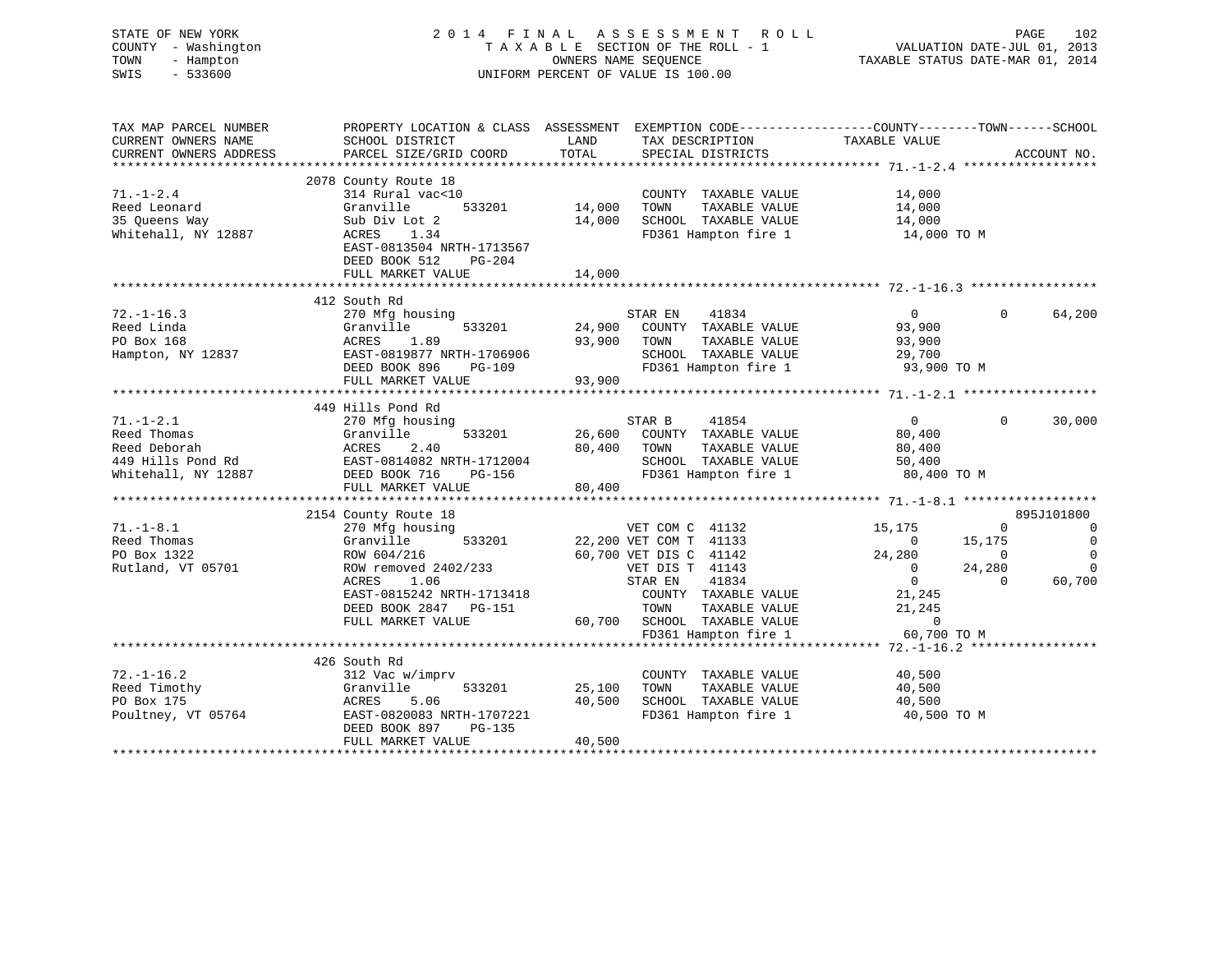STATE OF NEW YORK
COUNTY - Washington
TOWN - Hampton
SWIS - 533600

2 0 1 4 F I N A L A S S E S S M E N T R O L L
T A X A B L E SECTION OF THE ROLL - 1
OWNERS NAME SEQUENCE
UNIFORM PERCENT OF VALUE IS 100.00

VALUATION DATE-JUL 01, 2013
TAXABLE STATUS DATE-MAR 01, 2014

```
TAX MAP PARCEL NUMBER          PROPERTY LOCATION & CLASS  ASSESSMENT  EXEMPTION CODE------------------COUNTY--------TOWN------SCHOOL
CURRENT OWNERS NAME            SCHOOL DISTRICT              LAND      TAX DESCRIPTION              TAXABLE VALUE
CURRENT OWNERS ADDRESS         PARCEL SIZE/GRID COORD       TOTAL     SPECIAL DISTRICTS                                  ACCOUNT NO.
******************************************************************************************************* 71.-1-2.4 ******************
                              2078 County Route 18
71.-1-2.4                      314 Rural vac<10                        COUNTY  TAXABLE VALUE           14,000
Reed Leonard                   Granville       533201       14,000     TOWN    TAXABLE VALUE           14,000
35 Queens Way                  Sub Div Lot 2                14,000     SCHOOL  TAXABLE VALUE           14,000
Whitehall, NY 12887            ACRES    1.34                           FD361 Hampton fire 1             14,000 TO M
                               EAST-0813504 NRTH-1713567
                               DEED BOOK 512    PG-204
                               FULL MARKET VALUE            14,000
******************************************************************************************************* 72.-1-16.3 *****************
                              412 South Rd
72.-1-16.3                     270 Mfg housing                         STAR EN    41834                 0            0      64,200
Reed Linda                     Granville       533201       24,900     COUNTY  TAXABLE VALUE           93,900
PO Box 168                     ACRES    1.89                93,900     TOWN    TAXABLE VALUE           93,900
Hampton, NY 12837              EAST-0819877 NRTH-1706906               SCHOOL  TAXABLE VALUE           29,700
                               DEED BOOK 896    PG-109                 FD361 Hampton fire 1             93,900 TO M
                               FULL MARKET VALUE            93,900
******************************************************************************************************* 71.-1-2.1 ******************
                              449 Hills Pond Rd
71.-1-2.1                      270 Mfg housing                         STAR B     41854                 0            0      30,000
Reed Thomas                    Granville       533201       26,600     COUNTY  TAXABLE VALUE           80,400
Reed Deborah                   ACRES    2.40                80,400     TOWN    TAXABLE VALUE           80,400
449 Hills Pond Rd              EAST-0814082 NRTH-1712004               SCHOOL  TAXABLE VALUE           50,400
Whitehall, NY 12887            DEED BOOK 716    PG-156                 FD361 Hampton fire 1             80,400 TO M
                               FULL MARKET VALUE            80,400
******************************************************************************************************* 71.-1-8.1 ******************
                              2154 County Route 18                                                                  895J101800
71.-1-8.1                      270 Mfg housing                         VET COM C  41132            15,175            0           0
Reed Thomas                    Granville       533201       22,200 VET COM T  41133                 0       15,175           0
PO Box 1322                    ROW 604/216                  60,700 VET DIS C  41142            24,280            0           0
Rutland, VT 05701              ROW removed 2402/233                    VET DIS T  41143                 0       24,280           0
                               ACRES    1.06                           STAR EN    41834                 0            0      60,700
                               EAST-0815242 NRTH-1713418               COUNTY  TAXABLE VALUE           21,245
                               DEED BOOK 2847   PG-151                 TOWN    TAXABLE VALUE           21,245
                               FULL MARKET VALUE            60,700     SCHOOL  TAXABLE VALUE                0
                                                                       FD361 Hampton fire 1             60,700 TO M
******************************************************************************************************* 72.-1-16.2 *****************
                              426 South Rd
72.-1-16.2                     312 Vac w/imprv                         COUNTY  TAXABLE VALUE           40,500
Reed Timothy                   Granville       533201       25,100     TOWN    TAXABLE VALUE           40,500
PO Box 175                     ACRES    5.06                40,500     SCHOOL  TAXABLE VALUE           40,500
Poultney, VT 05764             EAST-0820083 NRTH-1707221               FD361 Hampton fire 1             40,500 TO M
                               DEED BOOK 897    PG-135
                               FULL MARKET VALUE            40,500
************************************************************************************************************************************
```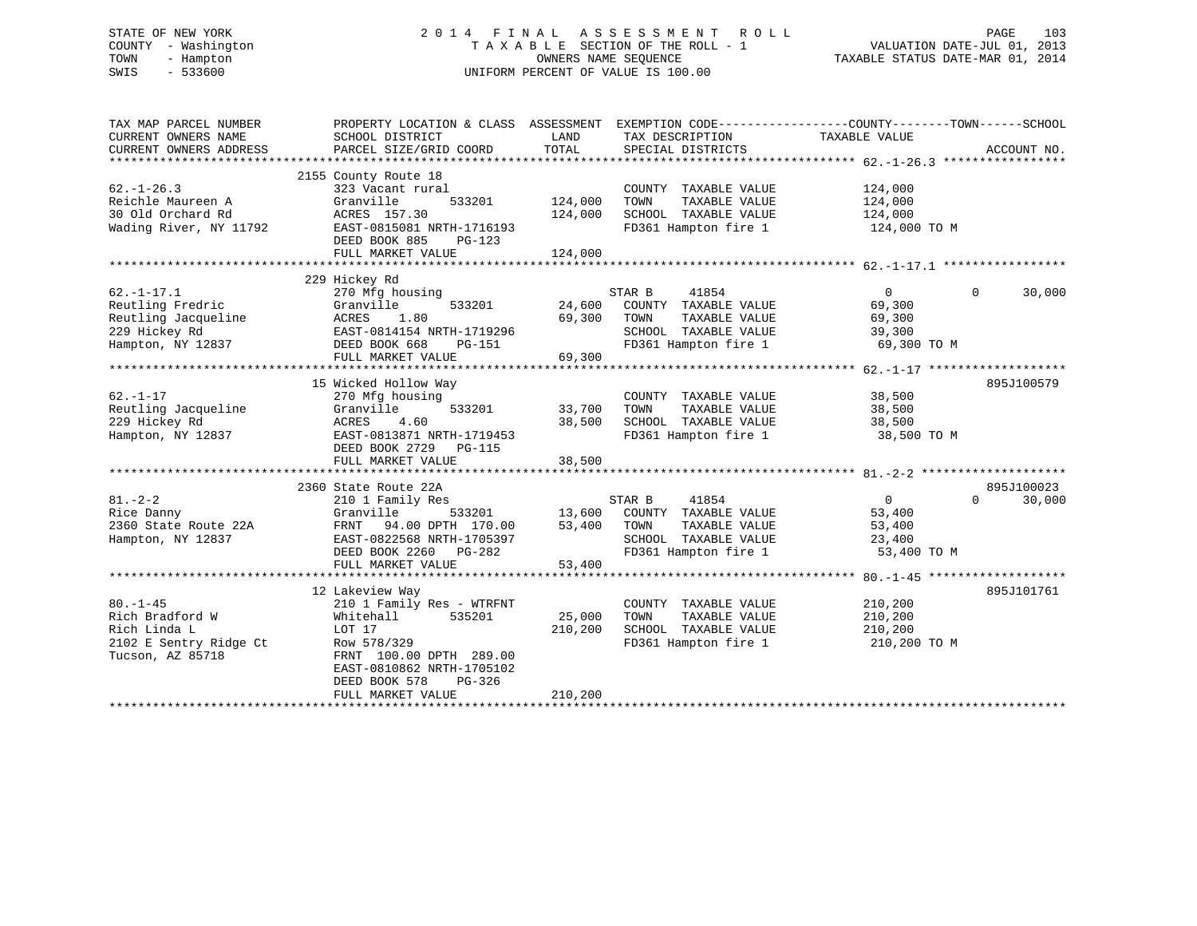STATE OF NEW YORK
COUNTY - Washington
TOWN - Hampton
SWIS - 533600

# 2014 FINAL ASSESSMENT ROLL

TAXABLE SECTION OF THE ROLL - 1
OWNERS NAME SEQUENCE
UNIFORM PERCENT OF VALUE IS 100.00

VALUATION DATE-JUL 01, 2013
TAXABLE STATUS DATE-MAR 01, 2014

| TAX MAP PARCEL NUMBER / CURRENT OWNERS NAME / CURRENT OWNERS ADDRESS | PROPERTY LOCATION & CLASS / SCHOOL DISTRICT / PARCEL SIZE/GRID COORD | ASSESSMENT LAND / TOTAL | EXEMPTION CODE / TAX DESCRIPTION / SPECIAL DISTRICTS | COUNTY TAXABLE VALUE | TOWN | SCHOOL | ACCOUNT NO. |
|---|---|---|---|---|---|---|---|
| **62.-1-26.3** | 2155 County Route 18 | | | | | | |
| 62.-1-26.3 | 323 Vacant rural | | COUNTY TAXABLE VALUE | 124,000 | | | |
| Reichle Maureen A | Granville 533201 | 124,000 | TOWN TAXABLE VALUE | 124,000 | | | |
| 30 Old Orchard Rd | ACRES 157.30 | 124,000 | SCHOOL TAXABLE VALUE | 124,000 | | | |
| Wading River, NY 11792 | EAST-0815081 NRTH-1716193 | | FD361 Hampton fire 1 | 124,000 TO M | | | |
| | DEED BOOK 885 PG-123 | | | | | | |
| | FULL MARKET VALUE | 124,000 | | | | | |
| **62.-1-17.1** | 229 Hickey Rd | | | | | | |
| 62.-1-17.1 | 270 Mfg housing | | STAR B 41854 | 0 | 0 | 30,000 | |
| Reutling Fredric | Granville 533201 | 24,600 | COUNTY TAXABLE VALUE | 69,300 | | | |
| Reutling Jacqueline | ACRES 1.80 | 69,300 | TOWN TAXABLE VALUE | 69,300 | | | |
| 229 Hickey Rd | EAST-0814154 NRTH-1719296 | | SCHOOL TAXABLE VALUE | 39,300 | | | |
| Hampton, NY 12837 | DEED BOOK 668 PG-151 | | FD361 Hampton fire 1 | 69,300 TO M | | | |
| | FULL MARKET VALUE | 69,300 | | | | | |
| **62.-1-17** | 15 Wicked Hollow Way | | | | | | 895J100579 |
| 62.-1-17 | 270 Mfg housing | | COUNTY TAXABLE VALUE | 38,500 | | | |
| Reutling Jacqueline | Granville 533201 | 33,700 | TOWN TAXABLE VALUE | 38,500 | | | |
| 229 Hickey Rd | ACRES 4.60 | 38,500 | SCHOOL TAXABLE VALUE | 38,500 | | | |
| Hampton, NY 12837 | EAST-0813871 NRTH-1719453 | | FD361 Hampton fire 1 | 38,500 TO M | | | |
| | DEED BOOK 2729 PG-115 | | | | | | |
| | FULL MARKET VALUE | 38,500 | | | | | |
| **81.-2-2** | 2360 State Route 22A | | | | | | 895J100023 |
| 81.-2-2 | 210 1 Family Res | | STAR B 41854 | 0 | 0 | 30,000 | |
| Rice Danny | Granville 533201 | 13,600 | COUNTY TAXABLE VALUE | 53,400 | | | |
| 2360 State Route 22A | FRNT 94.00 DPTH 170.00 | 53,400 | TOWN TAXABLE VALUE | 53,400 | | | |
| Hampton, NY 12837 | EAST-0822568 NRTH-1705397 | | SCHOOL TAXABLE VALUE | 23,400 | | | |
| | DEED BOOK 2260 PG-282 | | FD361 Hampton fire 1 | 53,400 TO M | | | |
| | FULL MARKET VALUE | 53,400 | | | | | |
| **80.-1-45** | 12 Lakeview Way | | | | | | 895J101761 |
| 80.-1-45 | 210 1 Family Res - WTRFNT | | COUNTY TAXABLE VALUE | 210,200 | | | |
| Rich Bradford W | Whitehall 535201 | 25,000 | TOWN TAXABLE VALUE | 210,200 | | | |
| Rich Linda L | LOT 17 | 210,200 | SCHOOL TAXABLE VALUE | 210,200 | | | |
| 2102 E Sentry Ridge Ct | Row 578/329 | | FD361 Hampton fire 1 | 210,200 TO M | | | |
| Tucson, AZ 85718 | FRNT 100.00 DPTH 289.00 | | | | | | |
| | EAST-0810862 NRTH-1705102 | | | | | | |
| | DEED BOOK 578 PG-326 | | | | | | |
| | FULL MARKET VALUE | 210,200 | | | | | |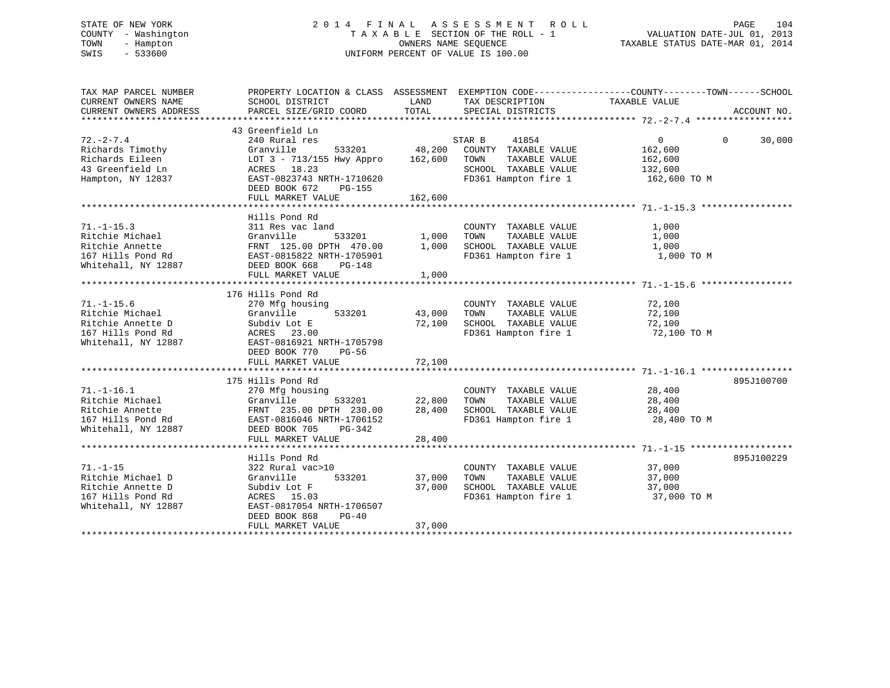STATE OF NEW YORK
COUNTY - Washington
TOWN - Hampton
SWIS - 533600

2014 FINAL ASSESSMENT ROLL
TAXABLE SECTION OF THE ROLL - 1
OWNERS NAME SEQUENCE
UNIFORM PERCENT OF VALUE IS 100.00

VALUATION DATE-JUL 01, 2013
TAXABLE STATUS DATE-MAR 01, 2014

```
TAX MAP PARCEL NUMBER      PROPERTY LOCATION & CLASS  ASSESSMENT  EXEMPTION CODE------------------COUNTY--------TOWN------SCHOOL
CURRENT OWNERS NAME        SCHOOL DISTRICT               LAND      TAX DESCRIPTION            TAXABLE VALUE
CURRENT OWNERS ADDRESS     PARCEL SIZE/GRID COORD       TOTAL      SPECIAL DISTRICTS                                      ACCOUNT NO.
******************************************************************************************************* 72.-2-7.4 ******************
                           43 Greenfield Ln
72.-2-7.4                  240 Rural res                           STAR B     41854               0             0       30,000
Richards Timothy           Granville        533201     48,200      COUNTY  TAXABLE VALUE          162,600
Richards Eileen            LOT 3 - 713/155 Hwy Appro  162,600      TOWN    TAXABLE VALUE          162,600
43 Greenfield Ln           ACRES  18.23                            SCHOOL  TAXABLE VALUE          132,600
Hampton, NY 12837          EAST-0823743 NRTH-1710620               FD361 Hampton fire 1           162,600 TO M
                           DEED BOOK 672    PG-155
                           FULL MARKET VALUE          162,600
******************************************************************************************************* 71.-1-15.3 *****************
                           Hills Pond Rd
71.-1-15.3                 311 Res vac land                        COUNTY  TAXABLE VALUE            1,000
Ritchie Michael            Granville        533201      1,000      TOWN    TAXABLE VALUE            1,000
Ritchie Annette            FRNT 125.00 DPTH 470.00      1,000      SCHOOL  TAXABLE VALUE            1,000
167 Hills Pond Rd          EAST-0815822 NRTH-1705901               FD361 Hampton fire 1             1,000 TO M
Whitehall, NY 12887        DEED BOOK 668    PG-148
                           FULL MARKET VALUE            1,000
******************************************************************************************************* 71.-1-15.6 *****************
                           176 Hills Pond Rd
71.-1-15.6                 270 Mfg housing                         COUNTY  TAXABLE VALUE           72,100
Ritchie Michael            Granville        533201     43,000      TOWN    TAXABLE VALUE           72,100
Ritchie Annette D          Subdiv Lot E                72,100      SCHOOL  TAXABLE VALUE           72,100
167 Hills Pond Rd          ACRES  23.00                            FD361 Hampton fire 1            72,100 TO M
Whitehall, NY 12887        EAST-0816921 NRTH-1705798
                           DEED BOOK 770    PG-56
                           FULL MARKET VALUE           72,100
******************************************************************************************************* 71.-1-16.1 *****************
                           175 Hills Pond Rd                                                                         895J100700
71.-1-16.1                 270 Mfg housing                         COUNTY  TAXABLE VALUE           28,400
Ritchie Michael            Granville        533201     22,800      TOWN    TAXABLE VALUE           28,400
Ritchie Annette            FRNT 235.00 DPTH 230.00     28,400      SCHOOL  TAXABLE VALUE           28,400
167 Hills Pond Rd          EAST-0816046 NRTH-1706152               FD361 Hampton fire 1            28,400 TO M
Whitehall, NY 12887        DEED BOOK 705    PG-342
                           FULL MARKET VALUE           28,400
******************************************************************************************************* 71.-1-15 *******************
                           Hills Pond Rd                                                                             895J100229
71.-1-15                   322 Rural vac>10                        COUNTY  TAXABLE VALUE           37,000
Ritchie Michael D          Granville        533201     37,000      TOWN    TAXABLE VALUE           37,000
Ritchie Annette D          Subdiv Lot F                37,000      SCHOOL  TAXABLE VALUE           37,000
167 Hills Pond Rd          ACRES  15.03                            FD361 Hampton fire 1            37,000 TO M
Whitehall, NY 12887        EAST-0817054 NRTH-1706507
                           DEED BOOK 868    PG-40
                           FULL MARKET VALUE           37,000
************************************************************************************************************************************
```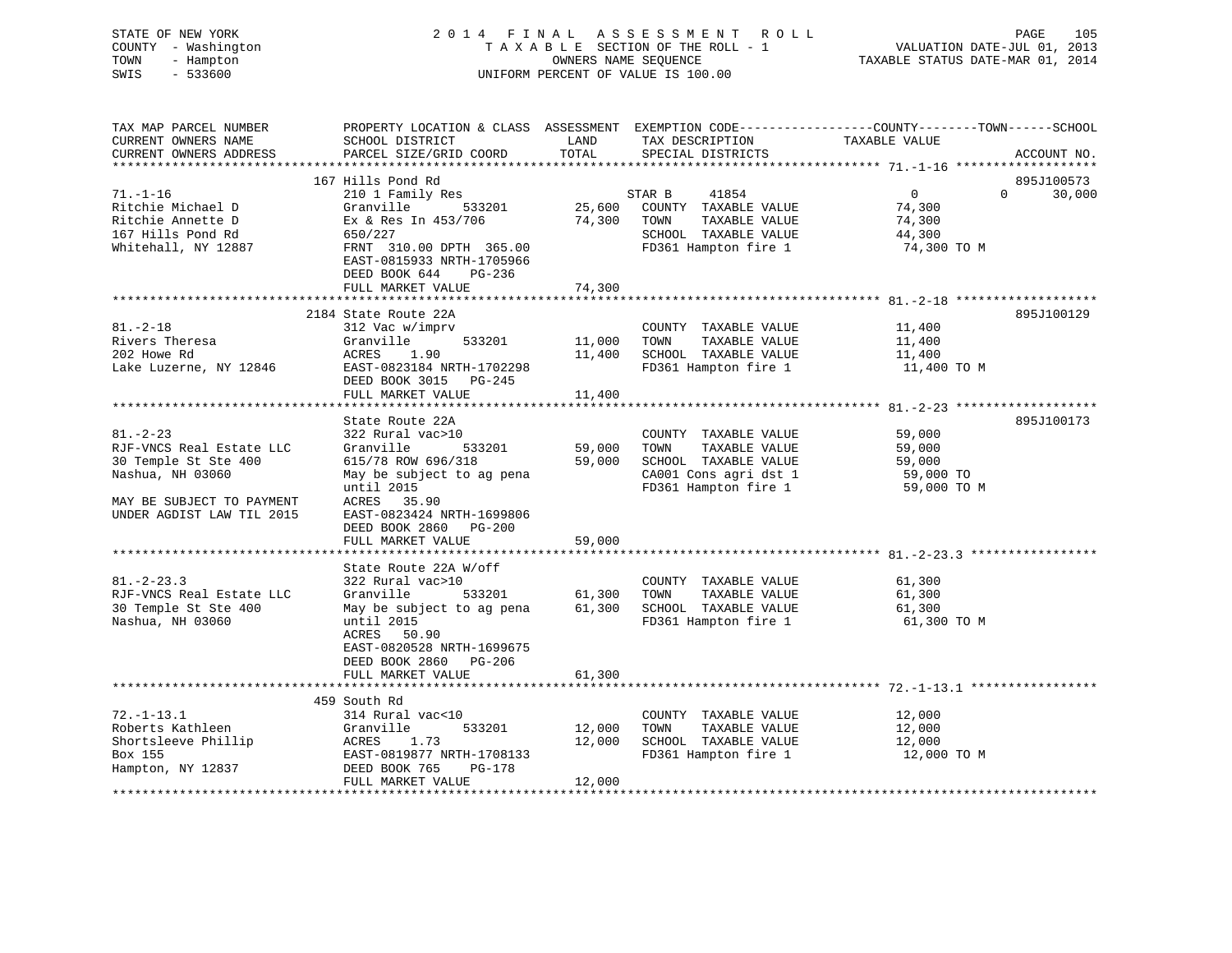STATE OF NEW YORK
COUNTY - Washington
TOWN - Hampton
SWIS - 533600

2014 FINAL ASSESSMENT ROLL
TAXABLE SECTION OF THE ROLL - 1
OWNERS NAME SEQUENCE
UNIFORM PERCENT OF VALUE IS 100.00

VALUATION DATE-JUL 01, 2013
TAXABLE STATUS DATE-MAR 01, 2014

```
TAX MAP PARCEL NUMBER          PROPERTY LOCATION & CLASS  ASSESSMENT  EXEMPTION CODE------------------COUNTY--------TOWN------SCHOOL
CURRENT OWNERS NAME            SCHOOL DISTRICT               LAND      TAX DESCRIPTION              TAXABLE VALUE
CURRENT OWNERS ADDRESS         PARCEL SIZE/GRID COORD        TOTAL     SPECIAL DISTRICTS                                    ACCOUNT NO.
******************************************************************************************************* 71.-1-16 *******************
                               167 Hills Pond Rd                                                                            895J100573
71.-1-16                       210 1 Family Res                         STAR B     41854                 0            0      30,000
Ritchie Michael D              Granville        533201       25,600    COUNTY  TAXABLE VALUE             74,300
Ritchie Annette D              Ex & Res In 453/706           74,300    TOWN    TAXABLE VALUE             74,300
167 Hills Pond Rd              650/227                                 SCHOOL  TAXABLE VALUE             44,300
Whitehall, NY 12887            FRNT 310.00 DPTH 365.00                 FD361 Hampton fire 1               74,300 TO M
                               EAST-0815933 NRTH-1705966
                               DEED BOOK 644    PG-236
                               FULL MARKET VALUE             74,300
******************************************************************************************************* 81.-2-18 *******************
                               2184 State Route 22A                                                                         895J100129
81.-2-18                       312 Vac w/imprv                         COUNTY  TAXABLE VALUE             11,400
Rivers Theresa                 Granville        533201       11,000    TOWN    TAXABLE VALUE             11,400
202 Howe Rd                    ACRES    1.90                 11,400    SCHOOL  TAXABLE VALUE             11,400
Lake Luzerne, NY 12846         EAST-0823184 NRTH-1702298               FD361 Hampton fire 1               11,400 TO M
                               DEED BOOK 3015   PG-245
                               FULL MARKET VALUE             11,400
******************************************************************************************************* 81.-2-23 *******************
                               State Route 22A                                                                              895J100173
81.-2-23                       322 Rural vac>10                        COUNTY  TAXABLE VALUE             59,000
RJF-VNCS Real Estate LLC       Granville        533201       59,000    TOWN    TAXABLE VALUE             59,000
30 Temple St Ste 400           615/78 ROW 696/318            59,000    SCHOOL  TAXABLE VALUE             59,000
Nashua, NH 03060               May be subject to ag pena               CA001 Cons agri dst 1              59,000 TO
                               until 2015                              FD361 Hampton fire 1               59,000 TO M
MAY BE SUBJECT TO PAYMENT      ACRES   35.90
UNDER AGDIST LAW TIL 2015      EAST-0823424 NRTH-1699806
                               DEED BOOK 2860   PG-200
                               FULL MARKET VALUE             59,000
******************************************************************************************************* 81.-2-23.3 *****************
                               State Route 22A W/off
81.-2-23.3                     322 Rural vac>10                        COUNTY  TAXABLE VALUE             61,300
RJF-VNCS Real Estate LLC       Granville        533201       61,300    TOWN    TAXABLE VALUE             61,300
30 Temple St Ste 400           May be subject to ag pena     61,300    SCHOOL  TAXABLE VALUE             61,300
Nashua, NH 03060               until 2015                              FD361 Hampton fire 1               61,300 TO M
                               ACRES   50.90
                               EAST-0820528 NRTH-1699675
                               DEED BOOK 2860   PG-206
                               FULL MARKET VALUE             61,300
******************************************************************************************************* 72.-1-13.1 *****************
                               459 South Rd
72.-1-13.1                     314 Rural vac<10                        COUNTY  TAXABLE VALUE             12,000
Roberts Kathleen               Granville        533201       12,000    TOWN    TAXABLE VALUE             12,000
Shortsleeve Phillip            ACRES    1.73                 12,000    SCHOOL  TAXABLE VALUE             12,000
Box 155                        EAST-0819877 NRTH-1708133               FD361 Hampton fire 1               12,000 TO M
Hampton, NY 12837              DEED BOOK 765    PG-178
                               FULL MARKET VALUE             12,000
************************************************************************************************************************************
```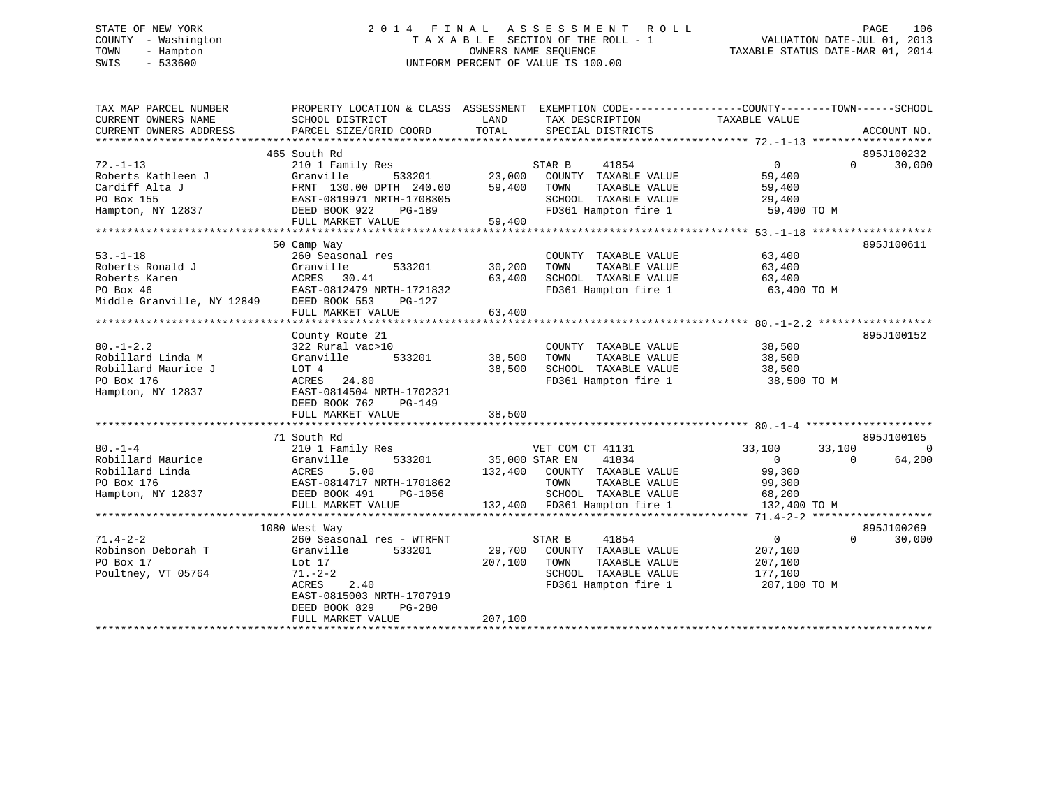STATE OF NEW YORK
COUNTY - Washington
TOWN - Hampton
SWIS - 533600

# 2014 FINAL ASSESSMENT ROLL

TAXABLE SECTION OF THE ROLL - 1
OWNERS NAME SEQUENCE
UNIFORM PERCENT OF VALUE IS 100.00

VALUATION DATE-JUL 01, 2013
TAXABLE STATUS DATE-MAR 01, 2014

```
TAX MAP PARCEL NUMBER          PROPERTY LOCATION & CLASS  ASSESSMENT  EXEMPTION CODE-----------------COUNTY--------TOWN------SCHOOL
CURRENT OWNERS NAME            SCHOOL DISTRICT              LAND       TAX DESCRIPTION            TAXABLE VALUE
CURRENT OWNERS ADDRESS         PARCEL SIZE/GRID COORD       TOTAL      SPECIAL DISTRICTS                                    ACCOUNT NO.
******************************************************************************************************* 72.-1-13 *******************
                               465 South Rd                                                                                 895J100232
72.-1-13                       210 1 Family Res                        STAR B     41854                  0          0      30,000
Roberts Kathleen J             Granville       533201       23,000     COUNTY  TAXABLE VALUE           59,400
Cardiff Alta J                 FRNT 130.00 DPTH 240.00      59,400     TOWN    TAXABLE VALUE           59,400
PO Box 155                     EAST-0819971 NRTH-1708305               SCHOOL  TAXABLE VALUE           29,400
Hampton, NY 12837              DEED BOOK 922    PG-189                 FD361 Hampton fire 1             59,400 TO M
                               FULL MARKET VALUE            59,400
******************************************************************************************************* 53.-1-18 *******************
                               50 Camp Way                                                                                  895J100611
53.-1-18                       260 Seasonal res                        COUNTY  TAXABLE VALUE           63,400
Roberts Ronald J               Granville       533201       30,200     TOWN    TAXABLE VALUE           63,400
Roberts Karen                  ACRES   30.41                63,400     SCHOOL  TAXABLE VALUE           63,400
PO Box 46                      EAST-0812479 NRTH-1721832               FD361 Hampton fire 1             63,400 TO M
Middle Granville, NY 12849     DEED BOOK 553    PG-127
                               FULL MARKET VALUE            63,400
******************************************************************************************************* 80.-1-2.2 ******************
                               County Route 21                                                                              895J100152
80.-1-2.2                      322 Rural vac>10                        COUNTY  TAXABLE VALUE           38,500
Robillard Linda M              Granville       533201       38,500     TOWN    TAXABLE VALUE           38,500
Robillard Maurice J            LOT 4                        38,500     SCHOOL  TAXABLE VALUE           38,500
PO Box 176                     ACRES   24.80                           FD361 Hampton fire 1             38,500 TO M
Hampton, NY 12837              EAST-0814504 NRTH-1702321
                               DEED BOOK 762    PG-149
                               FULL MARKET VALUE            38,500
******************************************************************************************************* 80.-1-4 ********************
                               71 South Rd                                                                                  895J100105
80.-1-4                        210 1 Family Res                        VET COM CT 41131             33,100     33,100           0
Robillard Maurice              Granville       533201       35,000     STAR EN    41834                  0          0      64,200
Robillard Linda                ACRES    5.00               132,400     COUNTY  TAXABLE VALUE           99,300
PO Box 176                     EAST-0814717 NRTH-1701862               TOWN    TAXABLE VALUE           99,300
Hampton, NY 12837              DEED BOOK 491    PG-1056                SCHOOL  TAXABLE VALUE           68,200
                               FULL MARKET VALUE           132,400     FD361 Hampton fire 1            132,400 TO M
******************************************************************************************************* 71.4-2-2 *******************
                               1080 West Way                                                                                895J100269
71.4-2-2                       260 Seasonal res - WTRFNT               STAR B     41854                  0          0      30,000
Robinson Deborah T             Granville       533201       29,700     COUNTY  TAXABLE VALUE          207,100
PO Box 17                      Lot 17                      207,100     TOWN    TAXABLE VALUE          207,100
Poultney, VT 05764             71.-2-2                                 SCHOOL  TAXABLE VALUE          177,100
                               ACRES    2.40                           FD361 Hampton fire 1            207,100 TO M
                               EAST-0815003 NRTH-1707919
                               DEED BOOK 829    PG-280
                               FULL MARKET VALUE           207,100
************************************************************************************************************************************
```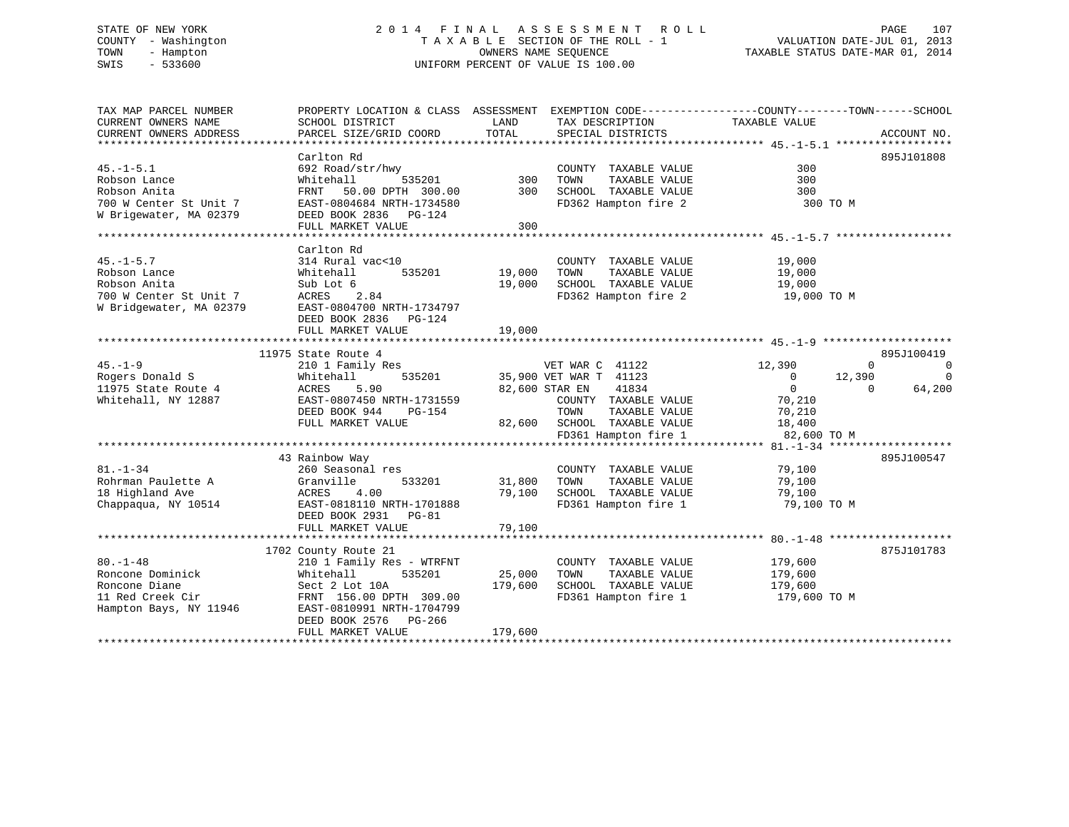STATE OF NEW YORK
COUNTY - Washington
TOWN - Hampton
SWIS - 533600

# 2014 FINAL ASSESSMENT ROLL
TAXABLE SECTION OF THE ROLL - 1
OWNERS NAME SEQUENCE
UNIFORM PERCENT OF VALUE IS 100.00

VALUATION DATE-JUL 01, 2013
TAXABLE STATUS DATE-MAR 01, 2014

```
TAX MAP PARCEL NUMBER          PROPERTY LOCATION & CLASS  ASSESSMENT  EXEMPTION CODE------------------COUNTY--------TOWN------SCHOOL
CURRENT OWNERS NAME            SCHOOL DISTRICT              LAND      TAX DESCRIPTION            TAXABLE VALUE
CURRENT OWNERS ADDRESS         PARCEL SIZE/GRID COORD      TOTAL      SPECIAL DISTRICTS                                   ACCOUNT NO.
******************************************************************************************************* 45.-1-5.1 ******************
                               Carlton Rd                                                                              895J101808
45.-1-5.1                      692 Road/str/hwy                        COUNTY  TAXABLE VALUE              300
Robson Lance                   Whitehall       535201          300    TOWN    TAXABLE VALUE              300
Robson Anita                   FRNT   50.00 DPTH 300.00        300    SCHOOL  TAXABLE VALUE              300
700 W Center St Unit 7         EAST-0804684 NRTH-1734580              FD362 Hampton fire 2                300 TO M
W Brigewater, MA 02379         DEED BOOK 2836   PG-124
                               FULL MARKET VALUE                300
******************************************************************************************************* 45.-1-5.7 ******************
                               Carlton Rd
45.-1-5.7                      314 Rural vac<10                        COUNTY  TAXABLE VALUE           19,000
Robson Lance                   Whitehall       535201       19,000    TOWN    TAXABLE VALUE           19,000
Robson Anita                   Sub Lot 6                     19,000    SCHOOL  TAXABLE VALUE           19,000
700 W Center St Unit 7         ACRES    2.84                          FD362 Hampton fire 2             19,000 TO M
W Bridgewater, MA 02379        EAST-0804700 NRTH-1734797
                               DEED BOOK 2836   PG-124
                               FULL MARKET VALUE             19,000
******************************************************************************************************* 45.-1-9 ********************
                        11975 State Route 4                                                                            895J100419
45.-1-9                        210 1 Family Res                  VET WAR C  41122          12,390          0             0
Rogers Donald S                Whitehall       535201       35,900 VET WAR T  41123               0     12,390             0
11975 State Route 4            ACRES    5.90                82,600 STAR EN    41834               0          0        64,200
Whitehall, NY 12887            EAST-0807450 NRTH-1731559              COUNTY  TAXABLE VALUE           70,210
                               DEED BOOK 944    PG-154                TOWN    TAXABLE VALUE           70,210
                               FULL MARKET VALUE             82,600    SCHOOL  TAXABLE VALUE           18,400
                                                                      FD361 Hampton fire 1             82,600 TO M
******************************************************************************************************* 81.-1-34 *******************
                          43 Rainbow Way                                                                               895J100547
81.-1-34                       260 Seasonal res                        COUNTY  TAXABLE VALUE           79,100
Rohrman Paulette A             Granville       533201       31,800    TOWN    TAXABLE VALUE           79,100
18 Highland Ave                ACRES    4.00                 79,100    SCHOOL  TAXABLE VALUE           79,100
Chappaqua, NY 10514            EAST-0818110 NRTH-1701888              FD361 Hampton fire 1             79,100 TO M
                               DEED BOOK 2931   PG-81
                               FULL MARKET VALUE             79,100
******************************************************************************************************* 80.-1-48 *******************
                        1702 County Route 21                                                                           875J101783
80.-1-48                       210 1 Family Res - WTRFNT               COUNTY  TAXABLE VALUE          179,600
Roncone Dominick               Whitehall       535201       25,000    TOWN    TAXABLE VALUE          179,600
Roncone Diane                  Sect 2 Lot 10A               179,600    SCHOOL  TAXABLE VALUE          179,600
11 Red Creek Cir               FRNT  156.00 DPTH 309.00               FD361 Hampton fire 1            179,600 TO M
Hampton Bays, NY 11946         EAST-0810991 NRTH-1704799
                               DEED BOOK 2576   PG-266
                               FULL MARKET VALUE            179,600
************************************************************************************************************************************
```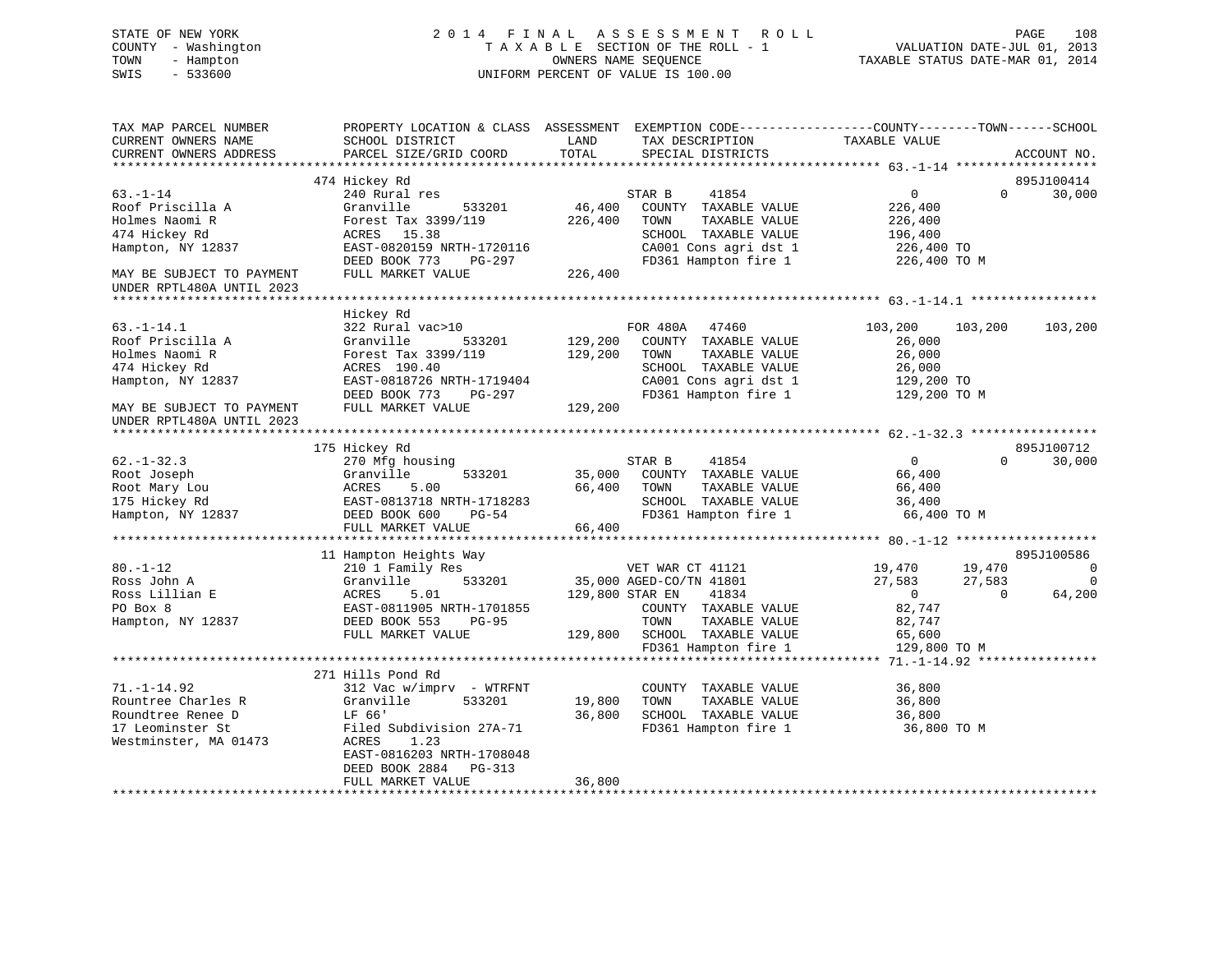STATE OF NEW YORK
COUNTY - Washington
TOWN - Hampton
SWIS - 533600

2 0 1 4 F I N A L A S S E S S M E N T R O L L
T A X A B L E SECTION OF THE ROLL - 1
OWNERS NAME SEQUENCE
UNIFORM PERCENT OF VALUE IS 100.00

VALUATION DATE-JUL 01, 2013
TAXABLE STATUS DATE-MAR 01, 2014

```
TAX MAP PARCEL NUMBER          PROPERTY LOCATION & CLASS  ASSESSMENT  EXEMPTION CODE------------------COUNTY--------TOWN------SCHOOL
CURRENT OWNERS NAME            SCHOOL DISTRICT               LAND      TAX DESCRIPTION             TAXABLE VALUE
CURRENT OWNERS ADDRESS         PARCEL SIZE/GRID COORD        TOTAL     SPECIAL DISTRICTS                                     ACCOUNT NO.
******************************************************************************************************* 63.-1-14 *******************
                               474 Hickey Rd                                                                                895J100414
63.-1-14                       240 Rural res                        STAR B     41854              0             0        30,000
Roof Priscilla A               Granville        533201      46,400   COUNTY  TAXABLE VALUE        226,400
Holmes Naomi R                 Forest Tax 3399/119          226,400   TOWN    TAXABLE VALUE        226,400
474 Hickey Rd                  ACRES   15.38                          SCHOOL  TAXABLE VALUE        196,400
Hampton, NY 12837              EAST-0820159 NRTH-1720116              CA001 Cons agri dst 1         226,400 TO
                               DEED BOOK 773    PG-297                FD361 Hampton fire 1          226,400 TO M
MAY BE SUBJECT TO PAYMENT      FULL MARKET VALUE            226,400
UNDER RPTL480A UNTIL 2023
******************************************************************************************************* 63.-1-14.1 *****************
                               Hickey Rd
63.-1-14.1                     322 Rural vac>10                     FOR 480A   47460         103,200       103,200       103,200
Roof Priscilla A               Granville        533201     129,200   COUNTY  TAXABLE VALUE         26,000
Holmes Naomi R                 Forest Tax 3399/119          129,200   TOWN    TAXABLE VALUE         26,000
474 Hickey Rd                  ACRES  190.40                          SCHOOL  TAXABLE VALUE         26,000
Hampton, NY 12837              EAST-0818726 NRTH-1719404              CA001 Cons agri dst 1         129,200 TO
                               DEED BOOK 773    PG-297                FD361 Hampton fire 1          129,200 TO M
MAY BE SUBJECT TO PAYMENT      FULL MARKET VALUE            129,200
UNDER RPTL480A UNTIL 2023
******************************************************************************************************* 62.-1-32.3 *****************
                               175 Hickey Rd                                                                                895J100712
62.-1-32.3                     270 Mfg housing                      STAR B     41854              0             0        30,000
Root Joseph                    Granville        533201      35,000   COUNTY  TAXABLE VALUE         66,400
Root Mary Lou                  ACRES    5.00                 66,400   TOWN    TAXABLE VALUE         66,400
175 Hickey Rd                  EAST-0813718 NRTH-1718283              SCHOOL  TAXABLE VALUE         36,400
Hampton, NY 12837              DEED BOOK 600    PG-54                 FD361 Hampton fire 1           66,400 TO M
                               FULL MARKET VALUE             66,400
******************************************************************************************************* 80.-1-12 *******************
                               11 Hampton Heights Way                                                                       895J100586
80.-1-12                       210 1 Family Res                     VET WAR CT 41121          19,470        19,470             0
Ross John A                    Granville        533201      35,000 AGED-CO/TN 41801          27,583        27,583             0
Ross Lillian E                 ACRES    5.01               129,800 STAR EN    41834              0             0        64,200
PO Box 8                       EAST-0811905 NRTH-1701855              COUNTY  TAXABLE VALUE         82,747
Hampton, NY 12837              DEED BOOK 553    PG-95                 TOWN    TAXABLE VALUE         82,747
                               FULL MARKET VALUE            129,800   SCHOOL  TAXABLE VALUE         65,600
                                                                      FD361 Hampton fire 1          129,800 TO M
******************************************************************************************************* 71.-1-14.92 ****************
                               271 Hills Pond Rd
71.-1-14.92                    312 Vac w/imprv  - WTRFNT              COUNTY  TAXABLE VALUE         36,800
Rountree Charles R             Granville        533201      19,800   TOWN    TAXABLE VALUE         36,800
Roundtree Renee D              LF 66'                        36,800   SCHOOL  TAXABLE VALUE         36,800
17 Leominster St               Filed Subdivision 27A-71               FD361 Hampton fire 1           36,800 TO M
Westminster, MA 01473          ACRES    1.23
                               EAST-0816203 NRTH-1708048
                               DEED BOOK 2884   PG-313
                               FULL MARKET VALUE             36,800
************************************************************************************************************************************
```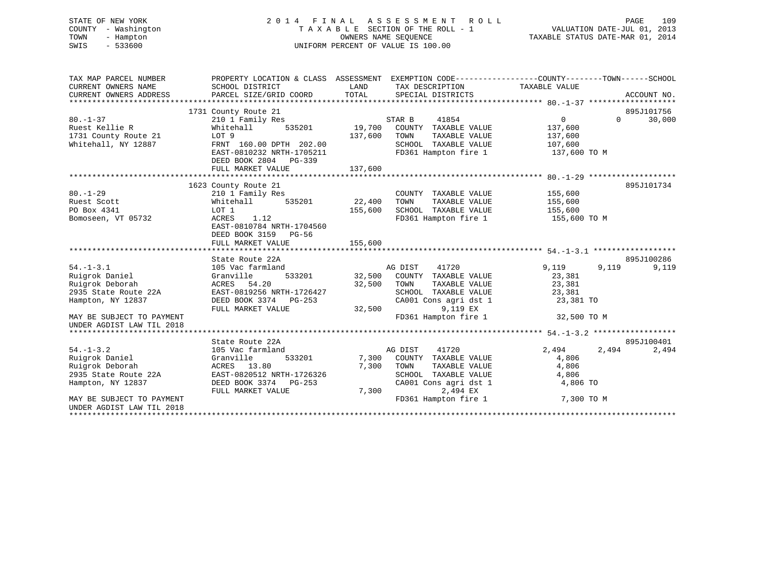STATE OF NEW YORK
COUNTY - Washington
TOWN - Hampton
SWIS - 533600

2014 FINAL ASSESSMENT ROLL
TAXABLE SECTION OF THE ROLL - 1
OWNERS NAME SEQUENCE
UNIFORM PERCENT OF VALUE IS 100.00

VALUATION DATE-JUL 01, 2013
TAXABLE STATUS DATE-MAR 01, 2014

```
TAX MAP PARCEL NUMBER          PROPERTY LOCATION & CLASS  ASSESSMENT  EXEMPTION CODE-----------------COUNTY--------TOWN------SCHOOL
CURRENT OWNERS NAME            SCHOOL DISTRICT               LAND      TAX DESCRIPTION             TAXABLE VALUE
CURRENT OWNERS ADDRESS         PARCEL SIZE/GRID COORD        TOTAL     SPECIAL DISTRICTS                                   ACCOUNT NO.
******************************************************************************************************* 80.-1-37 *******************
                               1731 County Route 21                                                                       895J101756
80.-1-37                       210 1 Family Res                        STAR B     41854               0           0       30,000
Ruest Kellie R                 Whitehall      535201        19,700     COUNTY  TAXABLE VALUE         137,600
1731 County Route 21           LOT 9                       137,600     TOWN    TAXABLE VALUE         137,600
Whitehall, NY 12887            FRNT 160.00 DPTH 202.00                 SCHOOL  TAXABLE VALUE         107,600
                               EAST-0810232 NRTH-1705211               FD361 Hampton fire 1           137,600 TO M
                               DEED BOOK 2804   PG-339
                               FULL MARKET VALUE           137,600
******************************************************************************************************* 80.-1-29 *******************
                               1623 County Route 21                                                                       895J101734
80.-1-29                       210 1 Family Res                        COUNTY  TAXABLE VALUE         155,600
Ruest Scott                    Whitehall      535201        22,400     TOWN    TAXABLE VALUE         155,600
PO Box 4341                    LOT 1                       155,600     SCHOOL  TAXABLE VALUE         155,600
Bomoseen, VT 05732             ACRES     1.12                          FD361 Hampton fire 1           155,600 TO M
                               EAST-0810784 NRTH-1704560
                               DEED BOOK 3159   PG-56
                               FULL MARKET VALUE           155,600
******************************************************************************************************* 54.-1-3.1 ******************
                               State Route 22A                                                                            895J100286
54.-1-3.1                      105 Vac farmland                        AG DIST    41720           9,119       9,119        9,119
Ruigrok Daniel                 Granville      533201        32,500     COUNTY  TAXABLE VALUE          23,381
Ruigrok Deborah                ACRES    54.20               32,500     TOWN    TAXABLE VALUE          23,381
2935 State Route 22A           EAST-0819256 NRTH-1726427               SCHOOL  TAXABLE VALUE          23,381
Hampton, NY 12837              DEED BOOK 3374   PG-253                 CA001 Cons agri dst 1           23,381 TO
                               FULL MARKET VALUE            32,500             9,119 EX
MAY BE SUBJECT TO PAYMENT                                              FD361 Hampton fire 1            32,500 TO M
UNDER AGDIST LAW TIL 2018
******************************************************************************************************* 54.-1-3.2 ******************
                               State Route 22A                                                                            895J100401
54.-1-3.2                      105 Vac farmland                        AG DIST    41720           2,494       2,494        2,494
Ruigrok Daniel                 Granville      533201         7,300     COUNTY  TAXABLE VALUE           4,806
Ruigrok Deborah                ACRES    13.80                7,300     TOWN    TAXABLE VALUE           4,806
2935 State Route 22A           EAST-0820512 NRTH-1726326               SCHOOL  TAXABLE VALUE           4,806
Hampton, NY 12837              DEED BOOK 3374   PG-253                 CA001 Cons agri dst 1            4,806 TO
                               FULL MARKET VALUE             7,300             2,494 EX
MAY BE SUBJECT TO PAYMENT                                              FD361 Hampton fire 1             7,300 TO M
UNDER AGDIST LAW TIL 2018
************************************************************************************************************************************
```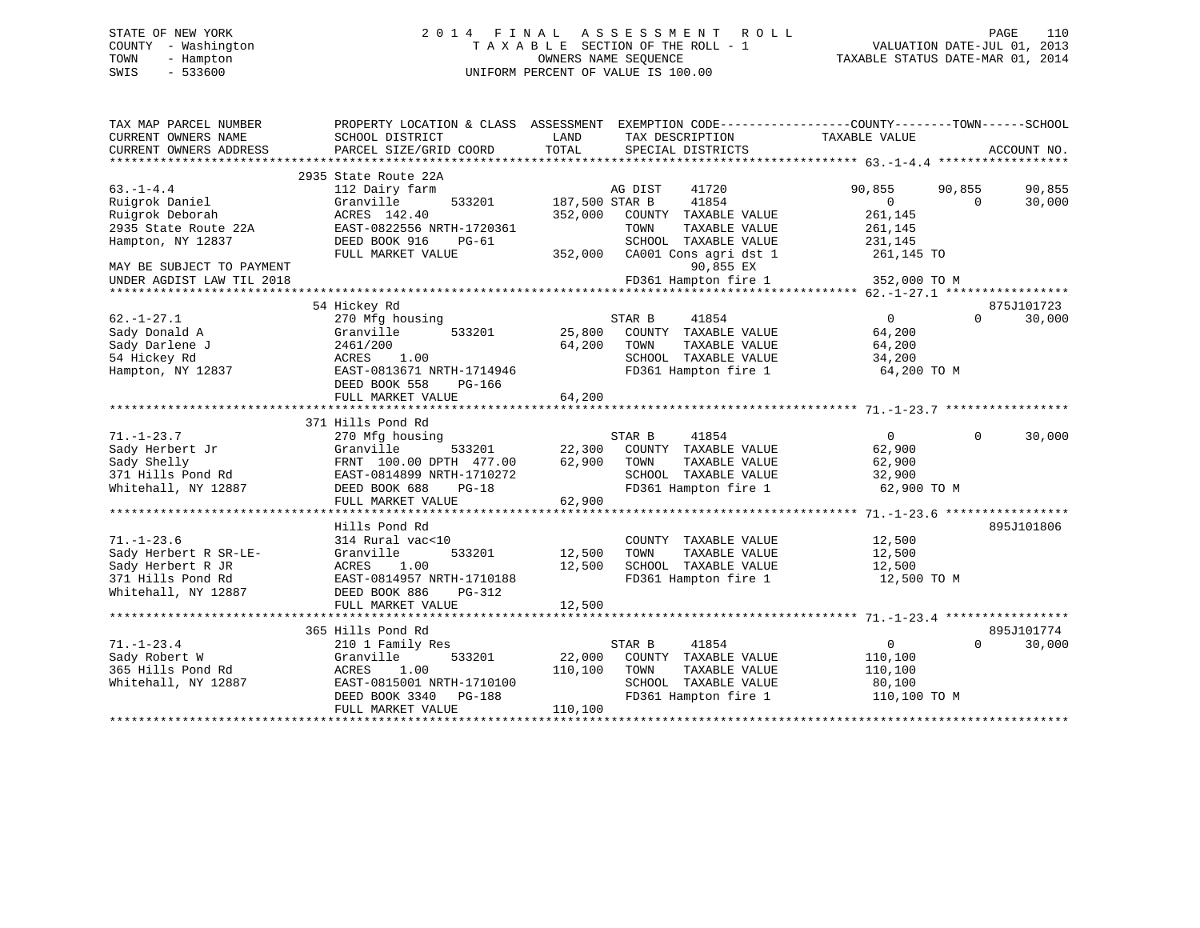STATE OF NEW YORK
COUNTY - Washington
TOWN - Hampton
SWIS - 533600

2014 FINAL ASSESSMENT ROLL
TAXABLE SECTION OF THE ROLL - 1
OWNERS NAME SEQUENCE
UNIFORM PERCENT OF VALUE IS 100.00

VALUATION DATE-JUL 01, 2013
TAXABLE STATUS DATE-MAR 01, 2014

```
TAX MAP PARCEL NUMBER          PROPERTY LOCATION & CLASS  ASSESSMENT  EXEMPTION CODE------------------COUNTY--------TOWN------SCHOOL
CURRENT OWNERS NAME            SCHOOL DISTRICT               LAND       TAX DESCRIPTION            TAXABLE VALUE
CURRENT OWNERS ADDRESS         PARCEL SIZE/GRID COORD        TOTAL      SPECIAL DISTRICTS                                    ACCOUNT NO.
******************************************************************************************************* 63.-1-4.4 ******************
                               2935 State Route 22A
63.-1-4.4                      112 Dairy farm                   AG DIST    41720            90,855      90,855       90,855
Ruigrok Daniel                 Granville        533201    187,500 STAR B     41854                 0           0       30,000
Ruigrok Deborah                ACRES 142.40                352,000   COUNTY  TAXABLE VALUE       261,145
2935 State Route 22A           EAST-0822556 NRTH-1720361             TOWN    TAXABLE VALUE       261,145
Hampton, NY 12837              DEED BOOK 916    PG-61                SCHOOL  TAXABLE VALUE       231,145
                               FULL MARKET VALUE           352,000   CA001 Cons agri dst 1        261,145 TO
MAY BE SUBJECT TO PAYMENT                                                  90,855 EX
UNDER AGDIST LAW TIL 2018                                            FD361 Hampton fire 1         352,000 TO M
******************************************************************************************************* 62.-1-27.1 *****************
                               54 Hickey Rd                                                                          875J101723
62.-1-27.1                     270 Mfg housing                  STAR B     41854                 0           0       30,000
Sady Donald A                  Granville        533201     25,800   COUNTY  TAXABLE VALUE        64,200
Sady Darlene J                 2461/200                    64,200   TOWN    TAXABLE VALUE        64,200
54 Hickey Rd                   ACRES    1.00                        SCHOOL  TAXABLE VALUE        34,200
Hampton, NY 12837              EAST-0813671 NRTH-1714946             FD361 Hampton fire 1          64,200 TO M
                               DEED BOOK 558    PG-166
                               FULL MARKET VALUE            64,200
******************************************************************************************************* 71.-1-23.7 *****************
                               371 Hills Pond Rd
71.-1-23.7                     270 Mfg housing                  STAR B     41854                 0           0       30,000
Sady Herbert Jr                Granville        533201     22,300   COUNTY  TAXABLE VALUE        62,900
Sady Shelly                    FRNT 100.00 DPTH 477.00     62,900   TOWN    TAXABLE VALUE        62,900
371 Hills Pond Rd              EAST-0814899 NRTH-1710272             SCHOOL  TAXABLE VALUE        32,900
Whitehall, NY 12887            DEED BOOK 688    PG-18                FD361 Hampton fire 1          62,900 TO M
                               FULL MARKET VALUE            62,900
******************************************************************************************************* 71.-1-23.6 *****************
                               Hills Pond Rd                                                                         895J101806
71.-1-23.6                     314 Rural vac<10                      COUNTY  TAXABLE VALUE        12,500
Sady Herbert R SR-LE-          Granville        533201     12,500   TOWN    TAXABLE VALUE        12,500
Sady Herbert R JR              ACRES    1.00               12,500   SCHOOL  TAXABLE VALUE        12,500
371 Hills Pond Rd              EAST-0814957 NRTH-1710188             FD361 Hampton fire 1          12,500 TO M
Whitehall, NY 12887            DEED BOOK 886    PG-312
                               FULL MARKET VALUE            12,500
******************************************************************************************************* 71.-1-23.4 *****************
                               365 Hills Pond Rd                                                                     895J101774
71.-1-23.4                     210 1 Family Res                 STAR B     41854                 0           0       30,000
Sady Robert W                  Granville        533201     22,000   COUNTY  TAXABLE VALUE       110,100
365 Hills Pond Rd              ACRES    1.00              110,100   TOWN    TAXABLE VALUE       110,100
Whitehall, NY 12887            EAST-0815001 NRTH-1710100             SCHOOL  TAXABLE VALUE        80,100
                               DEED BOOK 3340   PG-188               FD361 Hampton fire 1         110,100 TO M
                               FULL MARKET VALUE           110,100
************************************************************************************************************************************
```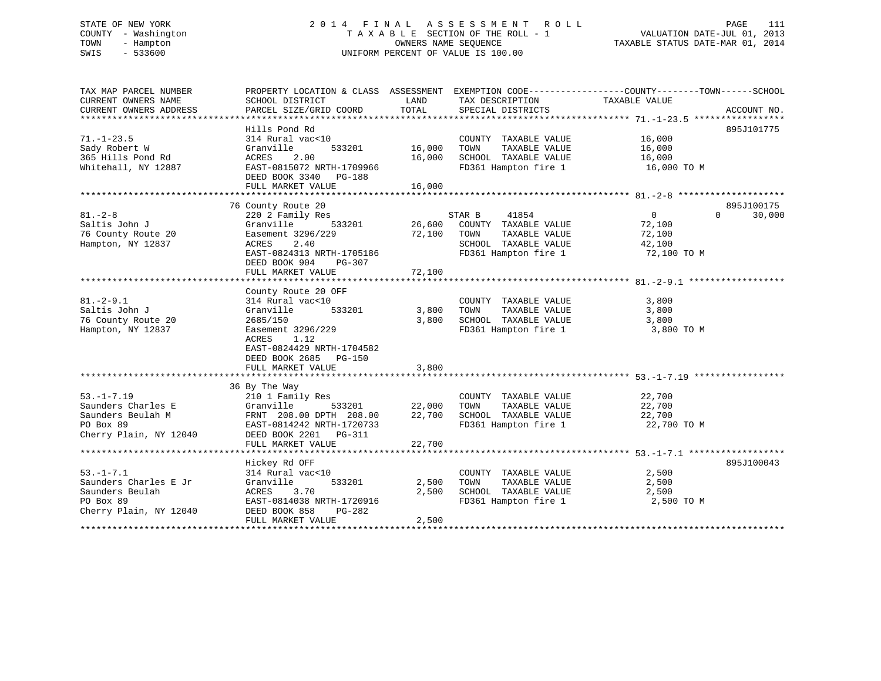STATE OF NEW YORK
COUNTY - Washington
TOWN - Hampton
SWIS - 533600

2014 FINAL ASSESSMENT ROLL
TAXABLE SECTION OF THE ROLL - 1
OWNERS NAME SEQUENCE
UNIFORM PERCENT OF VALUE IS 100.00

VALUATION DATE-JUL 01, 2013
TAXABLE STATUS DATE-MAR 01, 2014

```
TAX MAP PARCEL NUMBER          PROPERTY LOCATION & CLASS  ASSESSMENT  EXEMPTION CODE------------------COUNTY--------TOWN------SCHOOL
CURRENT OWNERS NAME            SCHOOL DISTRICT               LAND      TAX DESCRIPTION            TAXABLE VALUE
CURRENT OWNERS ADDRESS         PARCEL SIZE/GRID COORD        TOTAL     SPECIAL DISTRICTS                                    ACCOUNT NO.
******************************************************************************************************* 71.-1-23.5 *****************
                               Hills Pond Rd                                                                                895J101775
71.-1-23.5                     314 Rural vac<10                        COUNTY  TAXABLE VALUE            16,000
Sady Robert W                  Granville       533201      16,000      TOWN    TAXABLE VALUE            16,000
365 Hills Pond Rd              ACRES    2.00               16,000      SCHOOL  TAXABLE VALUE            16,000
Whitehall, NY 12887            EAST-0815072 NRTH-1709966               FD361 Hampton fire 1              16,000 TO M
                               DEED BOOK 3340   PG-188
                               FULL MARKET VALUE           16,000
******************************************************************************************************* 81.-2-8 ********************
                               76 County Route 20                                                                           895J100175
81.-2-8                        220 2 Family Res                        STAR B     41854                  0          0     30,000
Saltis John J                  Granville       533201      26,600      COUNTY  TAXABLE VALUE            72,100
76 County Route 20             Easement 3296/229           72,100      TOWN    TAXABLE VALUE            72,100
Hampton, NY 12837              ACRES    2.40                           SCHOOL  TAXABLE VALUE            42,100
                               EAST-0824313 NRTH-1705186               FD361 Hampton fire 1              72,100 TO M
                               DEED BOOK 904    PG-307
                               FULL MARKET VALUE           72,100
******************************************************************************************************* 81.-2-9.1 ******************
                               County Route 20 OFF
81.-2-9.1                      314 Rural vac<10                        COUNTY  TAXABLE VALUE             3,800
Saltis John J                  Granville       533201       3,800      TOWN    TAXABLE VALUE             3,800
76 County Route 20             2685/150                     3,800      SCHOOL  TAXABLE VALUE             3,800
Hampton, NY 12837              Easement 3296/229                       FD361 Hampton fire 1               3,800 TO M
                               ACRES    1.12
                               EAST-0824429 NRTH-1704582
                               DEED BOOK 2685   PG-150
                               FULL MARKET VALUE            3,800
******************************************************************************************************* 53.-1-7.19 *****************
                               36 By The Way
53.-1-7.19                     210 1 Family Res                        COUNTY  TAXABLE VALUE            22,700
Saunders Charles E             Granville       533201      22,000      TOWN    TAXABLE VALUE            22,700
Saunders Beulah M              FRNT 208.00 DPTH 208.00     22,700      SCHOOL  TAXABLE VALUE            22,700
PO Box 89                      EAST-0814242 NRTH-1720733               FD361 Hampton fire 1              22,700 TO M
Cherry Plain, NY 12040         DEED BOOK 2201   PG-311
                               FULL MARKET VALUE           22,700
******************************************************************************************************* 53.-1-7.1 ******************
                               Hickey Rd OFF                                                                                895J100043
53.-1-7.1                      314 Rural vac<10                        COUNTY  TAXABLE VALUE             2,500
Saunders Charles E Jr          Granville       533201       2,500      TOWN    TAXABLE VALUE             2,500
Saunders Beulah                ACRES    3.70                2,500      SCHOOL  TAXABLE VALUE             2,500
PO Box 89                      EAST-0814038 NRTH-1720916               FD361 Hampton fire 1               2,500 TO M
Cherry Plain, NY 12040         DEED BOOK 858    PG-282
                               FULL MARKET VALUE            2,500
************************************************************************************************************************************
```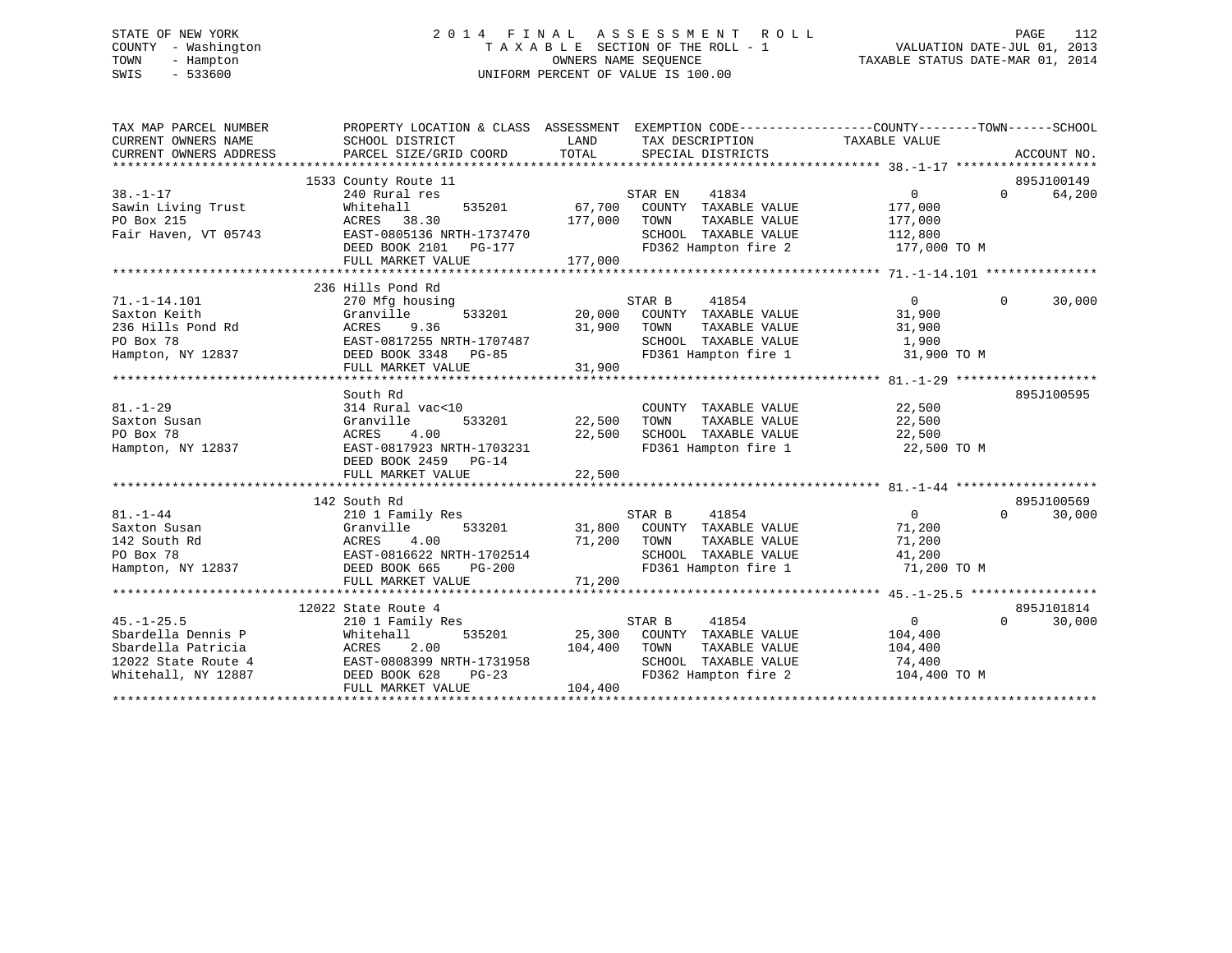STATE OF NEW YORK
COUNTY - Washington
TOWN - Hampton
SWIS - 533600

# 2014 FINAL ASSESSMENT ROLL
TAXABLE SECTION OF THE ROLL - 1
OWNERS NAME SEQUENCE
UNIFORM PERCENT OF VALUE IS 100.00

VALUATION DATE-JUL 01, 2013
TAXABLE STATUS DATE-MAR 01, 2014

| TAX MAP PARCEL NUMBER / CURRENT OWNERS NAME / CURRENT OWNERS ADDRESS | PROPERTY LOCATION & CLASS / SCHOOL DISTRICT / PARCEL SIZE/GRID COORD | ASSESSMENT LAND | TOTAL | EXEMPTION CODE / TAX DESCRIPTION / SPECIAL DISTRICTS | COUNTY TAXABLE VALUE | TOWN | SCHOOL | ACCOUNT NO. |
|---|---|---|---|---|---|---|---|---|
| 38.-1-17 | 1533 County Route 11 | | | | | | | 895J100149 |
| | 240 Rural res | | | STAR EN 41834 | 0 | 0 | 64,200 | |
| Sawin Living Trust | Whitehall 535201 | 67,700 | | COUNTY TAXABLE VALUE | 177,000 | | | |
| PO Box 215 | ACRES 38.30 | | 177,000 | TOWN TAXABLE VALUE | 177,000 | | | |
| Fair Haven, VT 05743 | EAST-0805136 NRTH-1737470 | | | SCHOOL TAXABLE VALUE | 112,800 | | | |
| | DEED BOOK 2101 PG-177 | | | FD362 Hampton fire 2 | 177,000 TO M | | | |
| | FULL MARKET VALUE | | 177,000 | | | | | |
| 71.-1-14.101 | 236 Hills Pond Rd | | | | | | | |
| | 270 Mfg housing | | | STAR B 41854 | 0 | 0 | 30,000 | |
| Saxton Keith | Granville 533201 | 20,000 | | COUNTY TAXABLE VALUE | 31,900 | | | |
| 236 Hills Pond Rd | ACRES 9.36 | | 31,900 | TOWN TAXABLE VALUE | 31,900 | | | |
| PO Box 78 | EAST-0817255 NRTH-1707487 | | | SCHOOL TAXABLE VALUE | 1,900 | | | |
| Hampton, NY 12837 | DEED BOOK 3348 PG-85 | | | FD361 Hampton fire 1 | 31,900 TO M | | | |
| | FULL MARKET VALUE | | 31,900 | | | | | |
| 81.-1-29 | South Rd | | | | | | | 895J100595 |
| | 314 Rural vac<10 | | | COUNTY TAXABLE VALUE | 22,500 | | | |
| Saxton Susan | Granville 533201 | 22,500 | | TOWN TAXABLE VALUE | 22,500 | | | |
| PO Box 78 | ACRES 4.00 | | 22,500 | SCHOOL TAXABLE VALUE | 22,500 | | | |
| Hampton, NY 12837 | EAST-0817923 NRTH-1703231 | | | FD361 Hampton fire 1 | 22,500 TO M | | | |
| | DEED BOOK 2459 PG-14 | | | | | | | |
| | FULL MARKET VALUE | | 22,500 | | | | | |
| 81.-1-44 | 142 South Rd | | | | | | | 895J100569 |
| | 210 1 Family Res | | | STAR B 41854 | 0 | 0 | 30,000 | |
| Saxton Susan | Granville 533201 | 31,800 | | COUNTY TAXABLE VALUE | 71,200 | | | |
| 142 South Rd | ACRES 4.00 | | 71,200 | TOWN TAXABLE VALUE | 71,200 | | | |
| PO Box 78 | EAST-0816622 NRTH-1702514 | | | SCHOOL TAXABLE VALUE | 41,200 | | | |
| Hampton, NY 12837 | DEED BOOK 665 PG-200 | | | FD361 Hampton fire 1 | 71,200 TO M | | | |
| | FULL MARKET VALUE | | 71,200 | | | | | |
| 45.-1-25.5 | 12022 State Route 4 | | | | | | | 895J101814 |
| | 210 1 Family Res | | | STAR B 41854 | 0 | 0 | 30,000 | |
| Sbardella Dennis P | Whitehall 535201 | 25,300 | | COUNTY TAXABLE VALUE | 104,400 | | | |
| Sbardella Patricia | ACRES 2.00 | | 104,400 | TOWN TAXABLE VALUE | 104,400 | | | |
| 12022 State Route 4 | EAST-0808399 NRTH-1731958 | | | SCHOOL TAXABLE VALUE | 74,400 | | | |
| Whitehall, NY 12887 | DEED BOOK 628 PG-23 | | | FD362 Hampton fire 2 | 104,400 TO M | | | |
| | FULL MARKET VALUE | | 104,400 | | | | | |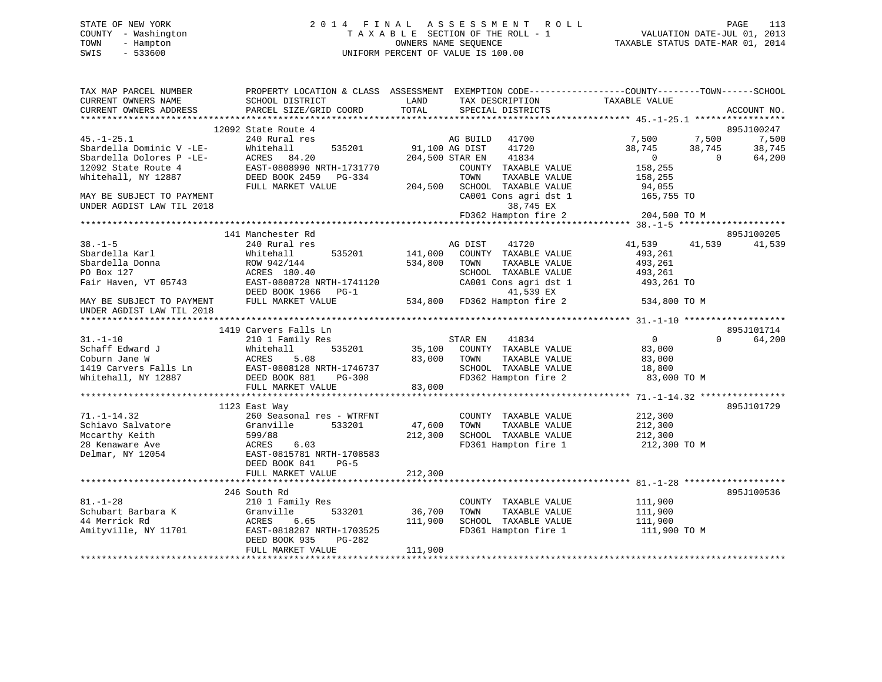STATE OF NEW YORK
COUNTY - Washington
TOWN - Hampton
SWIS - 533600

2014 FINAL ASSESSMENT ROLL
TAXABLE SECTION OF THE ROLL - 1
OWNERS NAME SEQUENCE
UNIFORM PERCENT OF VALUE IS 100.00

VALUATION DATE-JUL 01, 2013
TAXABLE STATUS DATE-MAR 01, 2014

```
TAX MAP PARCEL NUMBER          PROPERTY LOCATION & CLASS  ASSESSMENT  EXEMPTION CODE------------------COUNTY--------TOWN------SCHOOL
CURRENT OWNERS NAME            SCHOOL DISTRICT              LAND      TAX DESCRIPTION              TAXABLE VALUE
CURRENT OWNERS ADDRESS         PARCEL SIZE/GRID COORD       TOTAL     SPECIAL DISTRICTS                                   ACCOUNT NO.
******************************************************************************************************* 45.-1-25.1 *****************
                    12092 State Route 4                                                                                895J100247
45.-1-25.1                     240 Rural res                          AG BUILD   41700              7,500       7,500       7,500
Sbardella Dominic V -LE-       Whitehall      535201       91,100 AG DIST    41720             38,745      38,745      38,745
Sbardella Dolores P -LE-       ACRES  84.20               204,500 STAR EN    41834                  0           0      64,200
12092 State Route 4            EAST-0808990 NRTH-1731770              COUNTY  TAXABLE VALUE         158,255
Whitehall, NY 12887            DEED BOOK 2459   PG-334                TOWN    TAXABLE VALUE         158,255
                               FULL MARKET VALUE          204,500     SCHOOL  TAXABLE VALUE          94,055
MAY BE SUBJECT TO PAYMENT                                             CA001 Cons agri dst 1          165,755 TO
UNDER AGDIST LAW TIL 2018                                                  38,745 EX
                                                                      FD362 Hampton fire 2           204,500 TO M
******************************************************************************************************* 38.-1-5 ********************
                    141 Manchester Rd                                                                                   895J100205
38.-1-5                        240 Rural res                          AG DIST    41720             41,539      41,539      41,539
Sbardella Karl                 Whitehall      535201      141,000     COUNTY  TAXABLE VALUE         493,261
Sbardella Donna                ROW 942/144                534,800     TOWN    TAXABLE VALUE         493,261
PO Box 127                     ACRES 180.40                           SCHOOL  TAXABLE VALUE         493,261
Fair Haven, VT 05743           EAST-0808728 NRTH-1741120              CA001 Cons agri dst 1          493,261 TO
                               DEED BOOK 1966   PG-1                       41,539 EX
MAY BE SUBJECT TO PAYMENT      FULL MARKET VALUE          534,800     FD362 Hampton fire 2           534,800 TO M
UNDER AGDIST LAW TIL 2018
******************************************************************************************************* 31.-1-10 *******************
                    1419 Carvers Falls Ln                                                                               895J101714
31.-1-10                       210 1 Family Res                       STAR EN    41834                  0           0      64,200
Schaff Edward J                Whitehall      535201       35,100     COUNTY  TAXABLE VALUE          83,000
Coburn Jane W                  ACRES   5.08                83,000     TOWN    TAXABLE VALUE          83,000
1419 Carvers Falls Ln          EAST-0808128 NRTH-1746737              SCHOOL  TAXABLE VALUE          18,800
Whitehall, NY 12887            DEED BOOK 881    PG-308                FD362 Hampton fire 2            83,000 TO M
                               FULL MARKET VALUE           83,000
******************************************************************************************************* 71.-1-14.32 ****************
                    1123 East Way                                                                                       895J101729
71.-1-14.32                    260 Seasonal res - WTRFNT              COUNTY  TAXABLE VALUE         212,300
Schiavo Salvatore              Granville      533201       47,600     TOWN    TAXABLE VALUE         212,300
Mccarthy Keith                 599/88                     212,300     SCHOOL  TAXABLE VALUE         212,300
28 Kenaware Ave                ACRES   6.03                           FD361 Hampton fire 1           212,300 TO M
Delmar, NY 12054               EAST-0815781 NRTH-1708583
                               DEED BOOK 841    PG-5
                               FULL MARKET VALUE          212,300
******************************************************************************************************* 81.-1-28 *******************
                    246 South Rd                                                                                        895J100536
81.-1-28                       210 1 Family Res                       COUNTY  TAXABLE VALUE         111,900
Schubart Barbara K             Granville      533201       36,700     TOWN    TAXABLE VALUE         111,900
44 Merrick Rd                  ACRES   6.65               111,900     SCHOOL  TAXABLE VALUE         111,900
Amityville, NY 11701           EAST-0818287 NRTH-1703525              FD361 Hampton fire 1           111,900 TO M
                               DEED BOOK 935    PG-282
                               FULL MARKET VALUE          111,900
************************************************************************************************************************************
```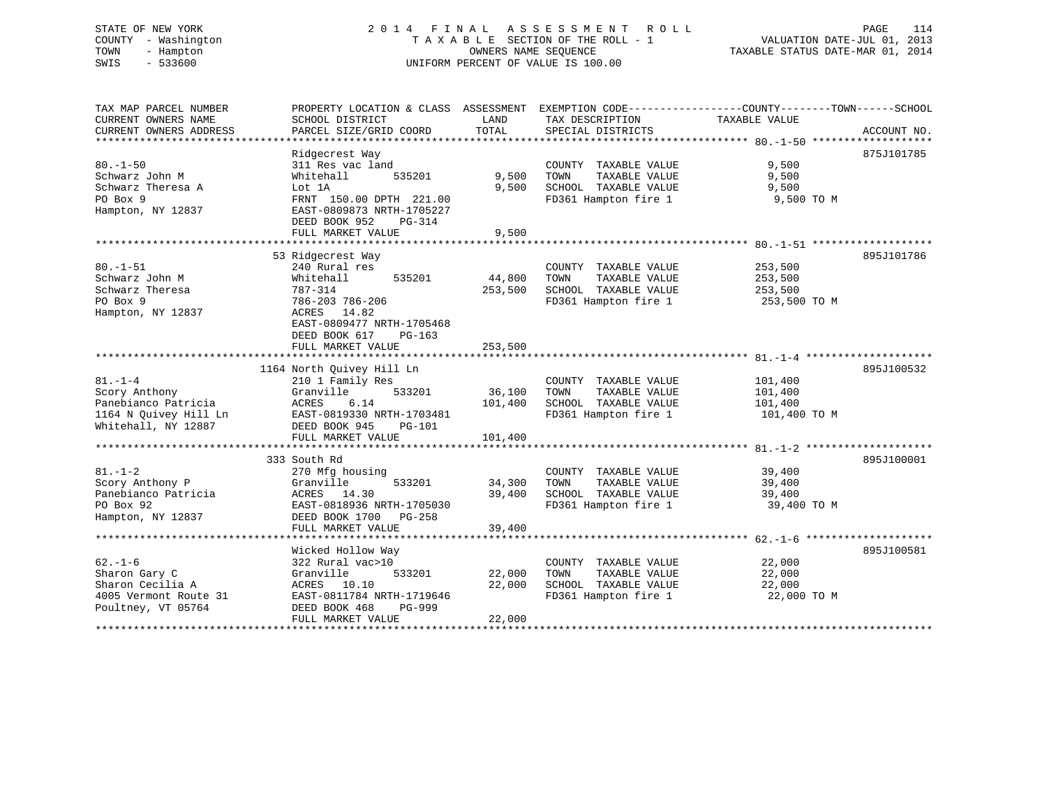STATE OF NEW YORK
COUNTY - Washington
TOWN - Hampton
SWIS - 533600

2014 FINAL ASSESSMENT ROLL
TAXABLE SECTION OF THE ROLL - 1
OWNERS NAME SEQUENCE
UNIFORM PERCENT OF VALUE IS 100.00

VALUATION DATE-JUL 01, 2013
TAXABLE STATUS DATE-MAR 01, 2014

| TAX MAP PARCEL NUMBER / CURRENT OWNERS NAME / CURRENT OWNERS ADDRESS | PROPERTY LOCATION & CLASS / SCHOOL DISTRICT / PARCEL SIZE/GRID COORD | ASSESSMENT LAND | TOTAL | EXEMPTION CODE / TAX DESCRIPTION / SPECIAL DISTRICTS | TAXABLE VALUE (COUNTY / TOWN / SCHOOL) | ACCOUNT NO. |
|---|---|---|---|---|---|---|
| 80.-1-50 | Ridgecrest Way | | | | | 875J101785 |
| Schwarz John M | 311 Res vac land | | | COUNTY TAXABLE VALUE | 9,500 | |
| Schwarz Theresa A | Whitehall 535201 | 9,500 | | TOWN TAXABLE VALUE | 9,500 | |
| PO Box 9 | Lot 1A | | 9,500 | SCHOOL TAXABLE VALUE | 9,500 | |
| Hampton, NY 12837 | FRNT 150.00 DPTH 221.00 | | | FD361 Hampton fire 1 | 9,500 TO M | |
| | EAST-0809873 NRTH-1705227 | | | | | |
| | DEED BOOK 952 PG-314 | | | | | |
| | FULL MARKET VALUE | | 9,500 | | | |
| 80.-1-51 | 53 Ridgecrest Way | | | | | 895J101786 |
| Schwarz John M | 240 Rural res | | | COUNTY TAXABLE VALUE | 253,500 | |
| Schwarz Theresa | Whitehall 535201 | 44,800 | | TOWN TAXABLE VALUE | 253,500 | |
| PO Box 9 | 787-314 | | 253,500 | SCHOOL TAXABLE VALUE | 253,500 | |
| Hampton, NY 12837 | 786-203 786-206 | | | FD361 Hampton fire 1 | 253,500 TO M | |
| | ACRES 14.82 | | | | | |
| | EAST-0809477 NRTH-1705468 | | | | | |
| | DEED BOOK 617 PG-163 | | | | | |
| | FULL MARKET VALUE | | 253,500 | | | |
| 81.-1-4 | 1164 North Quivey Hill Ln | | | | | 895J100532 |
| Scory Anthony | 210 1 Family Res | | | COUNTY TAXABLE VALUE | 101,400 | |
| Panebianco Patricia | Granville 533201 | 36,100 | | TOWN TAXABLE VALUE | 101,400 | |
| 1164 N Quivey Hill Ln | ACRES 6.14 | | 101,400 | SCHOOL TAXABLE VALUE | 101,400 | |
| Whitehall, NY 12887 | EAST-0819330 NRTH-1703481 | | | FD361 Hampton fire 1 | 101,400 TO M | |
| | DEED BOOK 945 PG-101 | | | | | |
| | FULL MARKET VALUE | | 101,400 | | | |
| 81.-1-2 | 333 South Rd | | | | | 895J100001 |
| Scory Anthony P | 270 Mfg housing | | | COUNTY TAXABLE VALUE | 39,400 | |
| Panebianco Patricia | Granville 533201 | 34,300 | | TOWN TAXABLE VALUE | 39,400 | |
| PO Box 92 | ACRES 14.30 | | 39,400 | SCHOOL TAXABLE VALUE | 39,400 | |
| Hampton, NY 12837 | EAST-0818936 NRTH-1705030 | | | FD361 Hampton fire 1 | 39,400 TO M | |
| | DEED BOOK 1700 PG-258 | | | | | |
| | FULL MARKET VALUE | | 39,400 | | | |
| 62.-1-6 | Wicked Hollow Way | | | | | 895J100581 |
| Sharon Gary C | 322 Rural vac>10 | | | COUNTY TAXABLE VALUE | 22,000 | |
| Sharon Cecilia A | Granville 533201 | 22,000 | | TOWN TAXABLE VALUE | 22,000 | |
| 4005 Vermont Route 31 | ACRES 10.10 | | 22,000 | SCHOOL TAXABLE VALUE | 22,000 | |
| Poultney, VT 05764 | EAST-0811784 NRTH-1719646 | | | FD361 Hampton fire 1 | 22,000 TO M | |
| | DEED BOOK 468 PG-999 | | | | | |
| | FULL MARKET VALUE | | 22,000 | | | |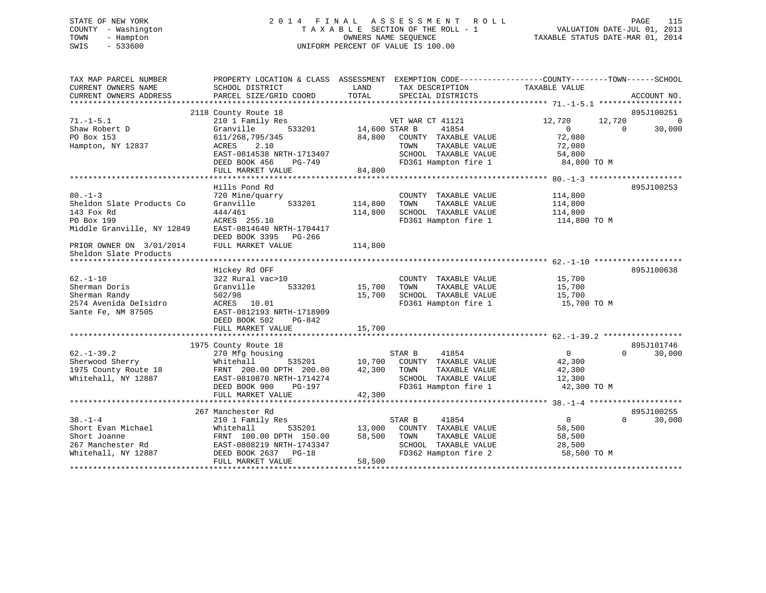STATE OF NEW YORK
COUNTY - Washington
TOWN - Hampton
SWIS - 533600

2014 FINAL ASSESSMENT ROLL
TAXABLE SECTION OF THE ROLL - 1
OWNERS NAME SEQUENCE
UNIFORM PERCENT OF VALUE IS 100.00

VALUATION DATE-JUL 01, 2013
TAXABLE STATUS DATE-MAR 01, 2014

```
TAX MAP PARCEL NUMBER          PROPERTY LOCATION & CLASS  ASSESSMENT  EXEMPTION CODE------------------COUNTY--------TOWN------SCHOOL
CURRENT OWNERS NAME            SCHOOL DISTRICT               LAND      TAX DESCRIPTION              TAXABLE VALUE
CURRENT OWNERS ADDRESS         PARCEL SIZE/GRID COORD        TOTAL     SPECIAL DISTRICTS                                         ACCOUNT NO.
******************************************************************************************************* 71.-1-5.1 ******************
                               2118 County Route 18                                                                    895J100251
71.-1-5.1                      210 1 Family Res                    VET WAR CT 41121         12,720      12,720               0
Shaw Robert D                  Granville       533201        14,600 STAR B      41854            0           0          30,000
PO Box 153                     611/268,795/345               84,800   COUNTY  TAXABLE VALUE          72,080
Hampton, NY 12837              ACRES     2.10                         TOWN    TAXABLE VALUE          72,080
                               EAST-0814538 NRTH-1713407               SCHOOL  TAXABLE VALUE          54,800
                               DEED BOOK 456     PG-749                FD361 Hampton fire 1            84,800 TO M
                               FULL MARKET VALUE             84,800
******************************************************************************************************* 80.-1-3 ********************
                               Hills Pond Rd                                                                           895J100253
80.-1-3                        720 Mine/quarry                         COUNTY  TAXABLE VALUE         114,800
Sheldon Slate Products Co      Granville       533201       114,800   TOWN    TAXABLE VALUE         114,800
143 Fox Rd                     444/461                      114,800   SCHOOL  TAXABLE VALUE         114,800
PO Box 199                     ACRES  255.10                           FD361 Hampton fire 1           114,800 TO M
Middle Granville, NY 12849     EAST-0814640 NRTH-1704417
                               DEED BOOK 3395    PG-266
PRIOR OWNER ON 3/01/2014       FULL MARKET VALUE            114,800
Sheldon Slate Products
******************************************************************************************************* 62.-1-10 *******************
                               Hickey Rd OFF                                                                           895J100638
62.-1-10                       322 Rural vac>10                        COUNTY  TAXABLE VALUE          15,700
Sherman Doris                  Granville       533201        15,700   TOWN    TAXABLE VALUE          15,700
Sherman Randy                  502/98                        15,700   SCHOOL  TAXABLE VALUE          15,700
2574 Avenida DeIsidro          ACRES    10.01                          FD361 Hampton fire 1            15,700 TO M
Sante Fe, NM 87505             EAST-0812193 NRTH-1718909
                               DEED BOOK 502     PG-842
                               FULL MARKET VALUE             15,700
******************************************************************************************************* 62.-1-39.2 *****************
                               1975 County Route 18                                                                    895J101746
62.-1-39.2                     270 Mfg housing                     STAR B      41854            0           0          30,000
Sherwood Sherry                Whitehall       535201        10,700   COUNTY  TAXABLE VALUE          42,300
1975 County Route 18           FRNT  200.00 DPTH  200.00     42,300   TOWN    TAXABLE VALUE          42,300
Whitehall, NY 12887            EAST-0810870 NRTH-1714274               SCHOOL  TAXABLE VALUE          12,300
                               DEED BOOK 900     PG-197                FD361 Hampton fire 1            42,300 TO M
                               FULL MARKET VALUE             42,300
******************************************************************************************************* 38.-1-4 ********************
                               267 Manchester Rd                                                                       895J100255
38.-1-4                        210 1 Family Res                    STAR B      41854            0           0          30,000
Short Evan Michael             Whitehall       535201        13,000   COUNTY  TAXABLE VALUE          58,500
Short Joanne                   FRNT  100.00 DPTH  150.00     58,500   TOWN    TAXABLE VALUE          58,500
267 Manchester Rd              EAST-0808219 NRTH-1743347               SCHOOL  TAXABLE VALUE          28,500
Whitehall, NY 12887            DEED BOOK 2637    PG-18                 FD362 Hampton fire 2            58,500 TO M
                               FULL MARKET VALUE             58,500
************************************************************************************************************************************
```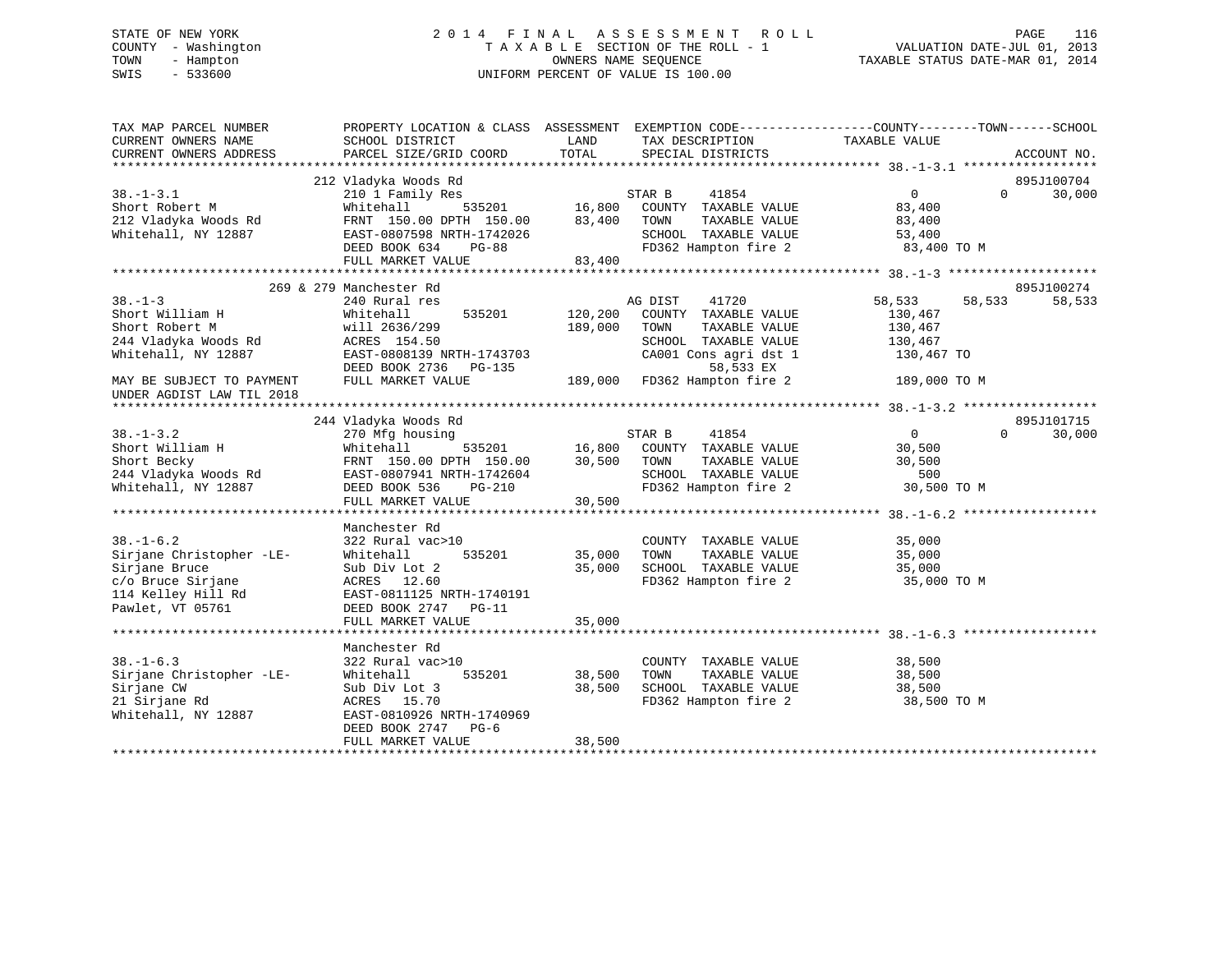STATE OF NEW YORK
COUNTY - Washington
TOWN - Hampton
SWIS - 533600

2014 FINAL ASSESSMENT ROLL
TAXABLE SECTION OF THE ROLL - 1
OWNERS NAME SEQUENCE
UNIFORM PERCENT OF VALUE IS 100.00

VALUATION DATE-JUL 01, 2013
TAXABLE STATUS DATE-MAR 01, 2014

```
TAX MAP PARCEL NUMBER          PROPERTY LOCATION & CLASS  ASSESSMENT  EXEMPTION CODE-----------------COUNTY--------TOWN------SCHOOL
CURRENT OWNERS NAME            SCHOOL DISTRICT               LAND      TAX DESCRIPTION            TAXABLE VALUE
CURRENT OWNERS ADDRESS         PARCEL SIZE/GRID COORD        TOTAL     SPECIAL DISTRICTS                                    ACCOUNT NO.
******************************************************************************************************* 38.-1-3.1 ******************
                        212 Vladyka Woods Rd                                                                               895J100704
38.-1-3.1                      210 1 Family Res                    STAR B     41854                  0            0      30,000
Short Robert M                 Whitehall         535201      16,800   COUNTY  TAXABLE VALUE          83,400
212 Vladyka Woods Rd           FRNT 150.00 DPTH 150.00       83,400   TOWN    TAXABLE VALUE          83,400
Whitehall, NY 12887            EAST-0807598 NRTH-1742026              SCHOOL  TAXABLE VALUE          53,400
                               DEED BOOK 634    PG-88                 FD362 Hampton fire 2            83,400 TO M
                               FULL MARKET VALUE             83,400
******************************************************************************************************* 38.-1-3 ********************
                  269 & 279 Manchester Rd                                                                                  895J100274
38.-1-3                        240 Rural res                       AG DIST    41720              58,533      58,533      58,533
Short William H                Whitehall         535201     120,200   COUNTY  TAXABLE VALUE         130,467
Short Robert M                 will 2636/299                189,000   TOWN    TAXABLE VALUE         130,467
244 Vladyka Woods Rd           ACRES 154.50                           SCHOOL  TAXABLE VALUE         130,467
Whitehall, NY 12887            EAST-0808139 NRTH-1743703              CA001 Cons agri dst 1          130,467 TO
                               DEED BOOK 2736   PG-135                      58,533 EX
MAY BE SUBJECT TO PAYMENT      FULL MARKET VALUE            189,000   FD362 Hampton fire 2           189,000 TO M
UNDER AGDIST LAW TIL 2018
******************************************************************************************************* 38.-1-3.2 ******************
                        244 Vladyka Woods Rd                                                                               895J101715
38.-1-3.2                      270 Mfg housing                     STAR B     41854                  0            0      30,000
Short William H                Whitehall         535201      16,800   COUNTY  TAXABLE VALUE          30,500
Short Becky                    FRNT 150.00 DPTH 150.00       30,500   TOWN    TAXABLE VALUE          30,500
244 Vladyka Woods Rd           EAST-0807941 NRTH-1742604              SCHOOL  TAXABLE VALUE             500
Whitehall, NY 12887            DEED BOOK 536    PG-210                FD362 Hampton fire 2            30,500 TO M
                               FULL MARKET VALUE             30,500
******************************************************************************************************* 38.-1-6.2 ******************
                        Manchester Rd
38.-1-6.2                      322 Rural vac>10                       COUNTY  TAXABLE VALUE          35,000
Sirjane Christopher -LE-       Whitehall         535201      35,000   TOWN    TAXABLE VALUE          35,000
Sirjane Bruce                  Sub Div Lot 2                 35,000   SCHOOL  TAXABLE VALUE          35,000
c/o Bruce Sirjane              ACRES  12.60                           FD362 Hampton fire 2            35,000 TO M
114 Kelley Hill Rd             EAST-0811125 NRTH-1740191
Pawlet, VT 05761               DEED BOOK 2747   PG-11
                               FULL MARKET VALUE             35,000
******************************************************************************************************* 38.-1-6.3 ******************
                        Manchester Rd
38.-1-6.3                      322 Rural vac>10                       COUNTY  TAXABLE VALUE          38,500
Sirjane Christopher -LE-       Whitehall         535201      38,500   TOWN    TAXABLE VALUE          38,500
Sirjane CW                     Sub Div Lot 3                 38,500   SCHOOL  TAXABLE VALUE          38,500
21 Sirjane Rd                  ACRES  15.70                           FD362 Hampton fire 2            38,500 TO M
Whitehall, NY 12887            EAST-0810926 NRTH-1740969
                               DEED BOOK 2747   PG-6
                               FULL MARKET VALUE             38,500
************************************************************************************************************************************
```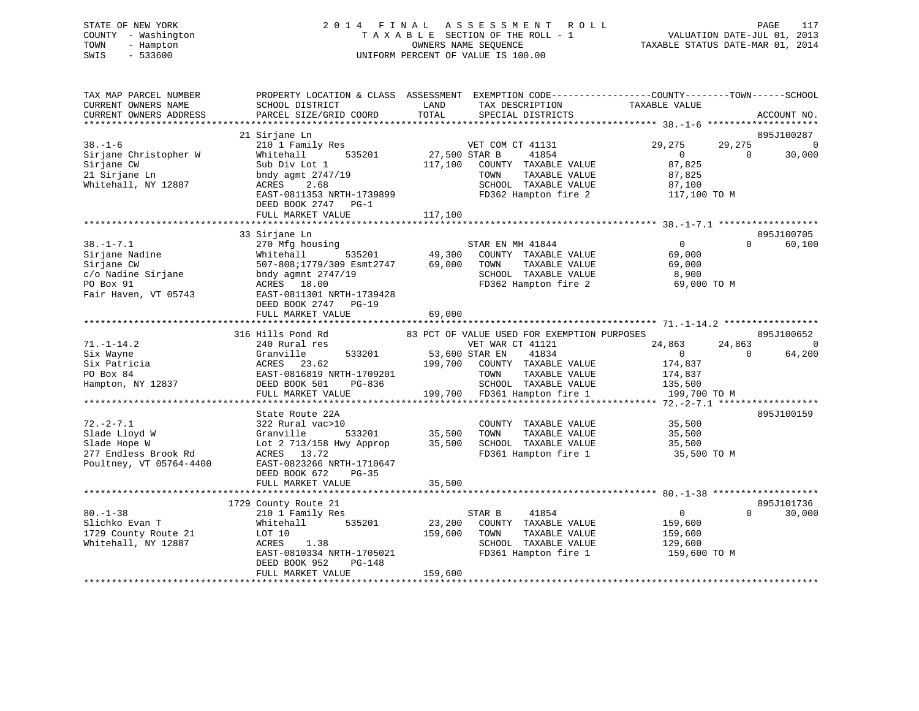STATE OF NEW YORK
COUNTY - Washington
TOWN - Hampton
SWIS - 533600

2014 FINAL ASSESSMENT ROLL
TAXABLE SECTION OF THE ROLL - 1
OWNERS NAME SEQUENCE
UNIFORM PERCENT OF VALUE IS 100.00

VALUATION DATE-JUL 01, 2013
TAXABLE STATUS DATE-MAR 01, 2014

```
TAX MAP PARCEL NUMBER          PROPERTY LOCATION & CLASS  ASSESSMENT  EXEMPTION CODE------------------COUNTY--------TOWN------SCHOOL
CURRENT OWNERS NAME            SCHOOL DISTRICT               LAND      TAX DESCRIPTION             TAXABLE VALUE
CURRENT OWNERS ADDRESS         PARCEL SIZE/GRID COORD        TOTAL     SPECIAL DISTRICTS                                   ACCOUNT NO.
****************************************************************************************************** 38.-1-6 ********************
                               21 Sirjane Ln                                                                                895J100287
38.-1-6                        210 1 Family Res                        VET COM CT 41131          29,275      29,275            0
Sirjane Christopher W          Whitehall      535201       27,500 STAR B     41854                0           0       30,000
Sirjane CW                     Sub Div Lot 1              117,100   COUNTY  TAXABLE VALUE          87,825
21 Sirjane Ln                  bndy agmt 2747/19                     TOWN    TAXABLE VALUE          87,825
Whitehall, NY 12887            ACRES    2.68                         SCHOOL  TAXABLE VALUE          87,100
                               EAST-0811353 NRTH-1739899             FD362 Hampton fire 2          117,100 TO M
                               DEED BOOK 2747   PG-1
                               FULL MARKET VALUE          117,100
****************************************************************************************************** 38.-1-7.1 ******************
                               33 Sirjane Ln                                                                                895J100705
38.-1-7.1                      270 Mfg housing                         STAR EN MH 41844               0           0       60,100
Sirjane Nadine                 Whitehall      535201       49,300   COUNTY  TAXABLE VALUE          69,000
Sirjane CW                     507-808;1779/309 Esmt2747   69,000   TOWN    TAXABLE VALUE          69,000
c/o Nadine Sirjane             bndy agmnt 2747/19                    SCHOOL  TAXABLE VALUE           8,900
PO Box 91                      ACRES   18.00                         FD362 Hampton fire 2           69,000 TO M
Fair Haven, VT 05743           EAST-0811301 NRTH-1739428
                               DEED BOOK 2747   PG-19
                               FULL MARKET VALUE           69,000
****************************************************************************************************** 71.-1-14.2 *****************
                               316 Hills Pond Rd           83 PCT OF VALUE USED FOR EXEMPTION PURPOSES                       895J100652
71.-1-14.2                     240 Rural res                           VET WAR CT 41121          24,863      24,863            0
Six Wayne                      Granville      533201       53,600 STAR EN    41834                0           0       64,200
Six Patricia                   ACRES   23.62              199,700   COUNTY  TAXABLE VALUE         174,837
PO Box 84                      EAST-0816819 NRTH-1709201             TOWN    TAXABLE VALUE         174,837
Hampton, NY 12837              DEED BOOK 501    PG-836               SCHOOL  TAXABLE VALUE         135,500
                               FULL MARKET VALUE          199,700   FD361 Hampton fire 1          199,700 TO M
****************************************************************************************************** 72.-2-7.1 ******************
                               State Route 22A                                                                              895J100159
72.-2-7.1                      322 Rural vac>10                        COUNTY  TAXABLE VALUE          35,500
Slade Lloyd W                  Granville      533201       35,500   TOWN    TAXABLE VALUE          35,500
Slade Hope W                   Lot 2 713/158 Hwy Approp    35,500   SCHOOL  TAXABLE VALUE          35,500
277 Endless Brook Rd           ACRES   13.72                         FD361 Hampton fire 1           35,500 TO M
Poultney, VT 05764-4400        EAST-0823266 NRTH-1710647
                               DEED BOOK 672    PG-35
                               FULL MARKET VALUE           35,500
****************************************************************************************************** 80.-1-38 *******************
                               1729 County Route 21                                                                         895J101736
80.-1-38                       210 1 Family Res                        STAR B     41854                0           0       30,000
Slichko Evan T                 Whitehall      535201       23,200   COUNTY  TAXABLE VALUE         159,600
1729 County Route 21           LOT 10                     159,600   TOWN    TAXABLE VALUE         159,600
Whitehall, NY 12887            ACRES    1.38                         SCHOOL  TAXABLE VALUE         129,600
                               EAST-0810334 NRTH-1705021             FD361 Hampton fire 1          159,600 TO M
                               DEED BOOK 952    PG-148
                               FULL MARKET VALUE          159,600
************************************************************************************************************************************
```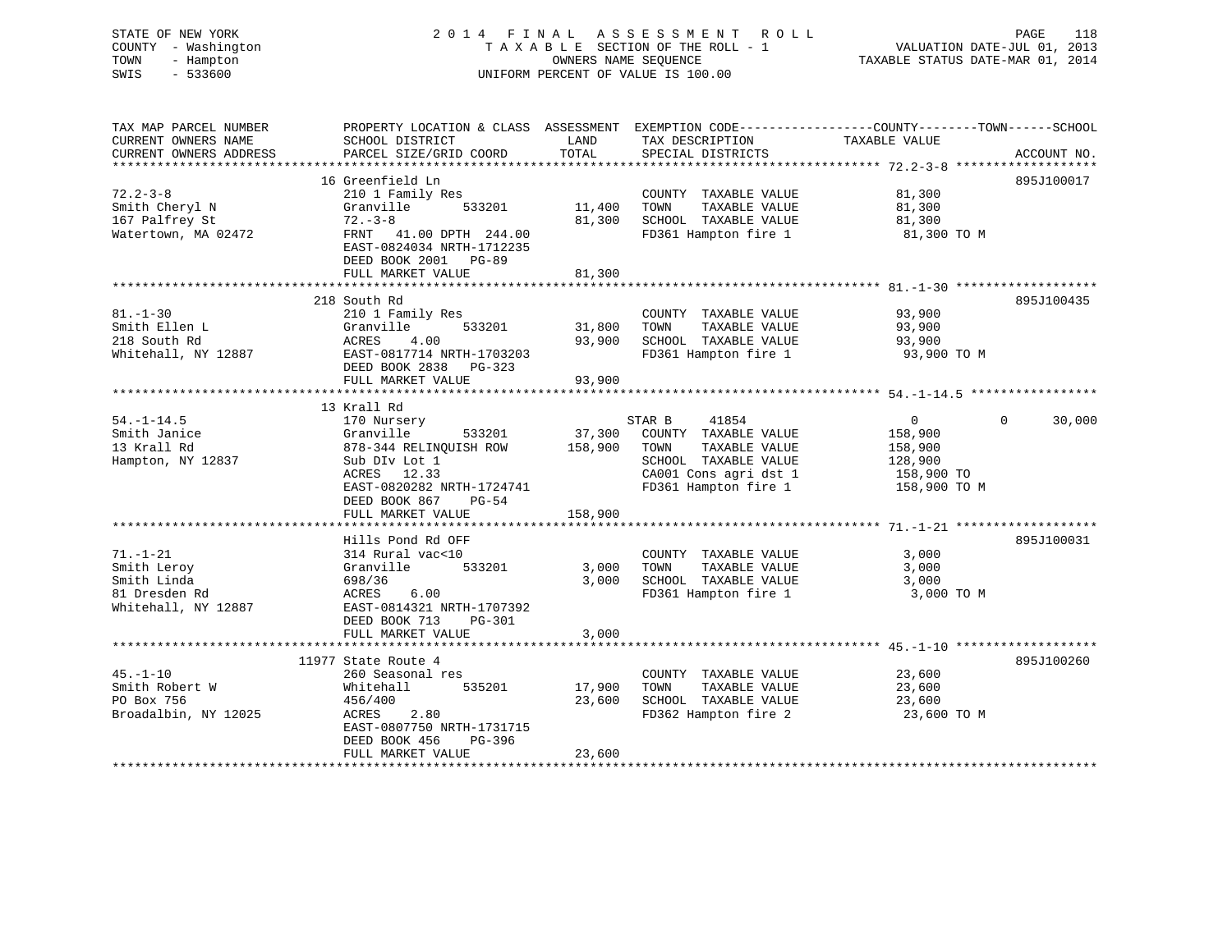STATE OF NEW YORK
COUNTY - Washington
TOWN - Hampton
SWIS - 533600

2014 FINAL ASSESSMENT ROLL
TAXABLE SECTION OF THE ROLL - 1
OWNERS NAME SEQUENCE
UNIFORM PERCENT OF VALUE IS 100.00

VALUATION DATE-JUL 01, 2013
TAXABLE STATUS DATE-MAR 01, 2014

| TAX MAP PARCEL NUMBER / CURRENT OWNERS NAME / CURRENT OWNERS ADDRESS | PROPERTY LOCATION & CLASS / SCHOOL DISTRICT / PARCEL SIZE/GRID COORD | ASSESSMENT LAND / TOTAL | EXEMPTION CODE / TAX DESCRIPTION / SPECIAL DISTRICTS | COUNTY / TAXABLE VALUE | TOWN | SCHOOL / ACCOUNT NO. |
|---|---|---|---|---|---|---|
| | 16 Greenfield Ln | | | | | 895J100017 |
| 72.2-3-8 | 210 1 Family Res | | COUNTY TAXABLE VALUE | 81,300 | | |
| Smith Cheryl N | Granville 533201 | 11,400 | TOWN TAXABLE VALUE | 81,300 | | |
| 167 Palfrey St | 72.-3-8 | 81,300 | SCHOOL TAXABLE VALUE | 81,300 | | |
| Watertown, MA 02472 | FRNT 41.00 DPTH 244.00 | | FD361 Hampton fire 1 | 81,300 TO M | | |
| | EAST-0824034 NRTH-1712235 | | | | | |
| | DEED BOOK 2001 PG-89 | | | | | |
| | FULL MARKET VALUE | 81,300 | | | | |
| | 218 South Rd | | | | | 895J100435 |
| 81.-1-30 | 210 1 Family Res | | COUNTY TAXABLE VALUE | 93,900 | | |
| Smith Ellen L | Granville 533201 | 31,800 | TOWN TAXABLE VALUE | 93,900 | | |
| 218 South Rd | ACRES 4.00 | 93,900 | SCHOOL TAXABLE VALUE | 93,900 | | |
| Whitehall, NY 12887 | EAST-0817714 NRTH-1703203 | | FD361 Hampton fire 1 | 93,900 TO M | | |
| | DEED BOOK 2838 PG-323 | | | | | |
| | FULL MARKET VALUE | 93,900 | | | | |
| | 13 Krall Rd | | | | | |
| 54.-1-14.5 | 170 Nursery | | STAR B 41854 | 0 | 0 | 30,000 |
| Smith Janice | Granville 533201 | 37,300 | COUNTY TAXABLE VALUE | 158,900 | | |
| 13 Krall Rd | 878-344 RELINQUISH ROW | 158,900 | TOWN TAXABLE VALUE | 158,900 | | |
| Hampton, NY 12837 | Sub DIv Lot 1 | | SCHOOL TAXABLE VALUE | 128,900 | | |
| | ACRES 12.33 | | CA001 Cons agri dst 1 | 158,900 TO | | |
| | EAST-0820282 NRTH-1724741 | | FD361 Hampton fire 1 | 158,900 TO M | | |
| | DEED BOOK 867 PG-54 | | | | | |
| | FULL MARKET VALUE | 158,900 | | | | |
| | Hills Pond Rd OFF | | | | | 895J100031 |
| 71.-1-21 | 314 Rural vac<10 | | COUNTY TAXABLE VALUE | 3,000 | | |
| Smith Leroy | Granville 533201 | 3,000 | TOWN TAXABLE VALUE | 3,000 | | |
| Smith Linda | 698/36 | 3,000 | SCHOOL TAXABLE VALUE | 3,000 | | |
| 81 Dresden Rd | ACRES 6.00 | | FD361 Hampton fire 1 | 3,000 TO M | | |
| Whitehall, NY 12887 | EAST-0814321 NRTH-1707392 | | | | | |
| | DEED BOOK 713 PG-301 | | | | | |
| | FULL MARKET VALUE | 3,000 | | | | |
| | 11977 State Route 4 | | | | | 895J100260 |
| 45.-1-10 | 260 Seasonal res | | COUNTY TAXABLE VALUE | 23,600 | | |
| Smith Robert W | Whitehall 535201 | 17,900 | TOWN TAXABLE VALUE | 23,600 | | |
| PO Box 756 | 456/400 | 23,600 | SCHOOL TAXABLE VALUE | 23,600 | | |
| Broadalbin, NY 12025 | ACRES 2.80 | | FD362 Hampton fire 2 | 23,600 TO M | | |
| | EAST-0807750 NRTH-1731715 | | | | | |
| | DEED BOOK 456 PG-396 | | | | | |
| | FULL MARKET VALUE | 23,600 | | | | |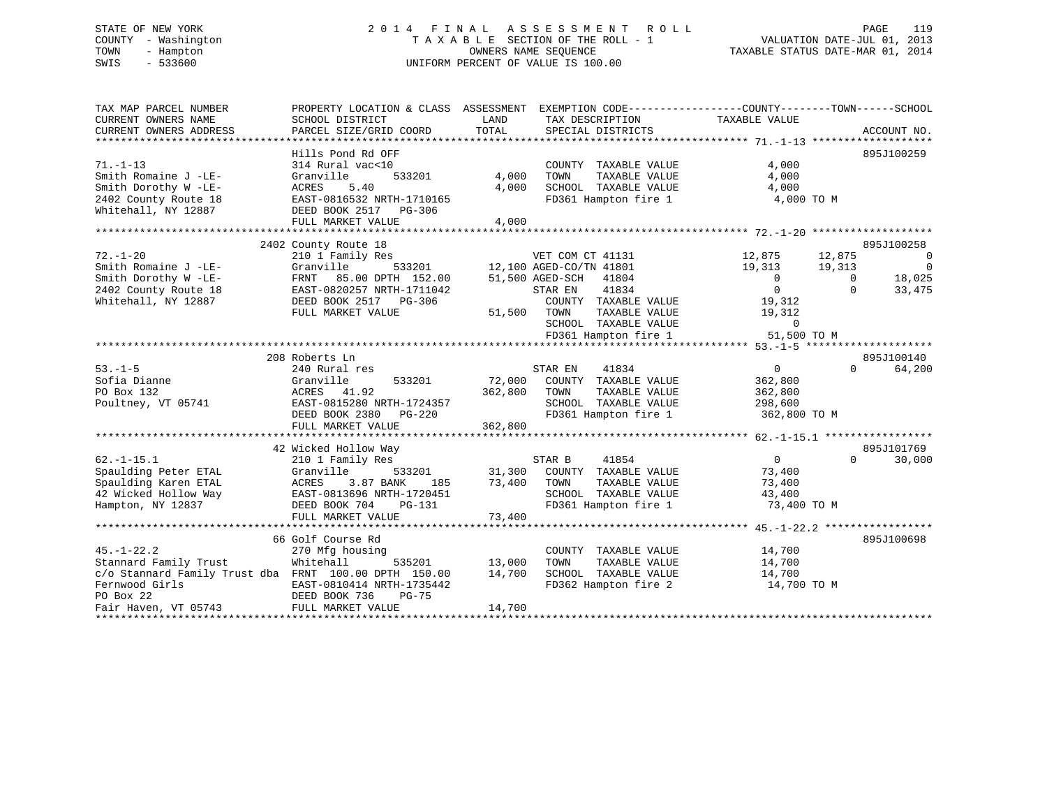STATE OF NEW YORK
COUNTY - Washington
TOWN - Hampton
SWIS - 533600

# 2014 FINAL ASSESSMENT ROLL

TAXABLE SECTION OF THE ROLL - 1
OWNERS NAME SEQUENCE
UNIFORM PERCENT OF VALUE IS 100.00

VALUATION DATE-JUL 01, 2013
TAXABLE STATUS DATE-MAR 01, 2014

```
TAX MAP PARCEL NUMBER          PROPERTY LOCATION & CLASS  ASSESSMENT  EXEMPTION CODE------------------COUNTY--------TOWN------SCHOOL
CURRENT OWNERS NAME            SCHOOL DISTRICT               LAND      TAX DESCRIPTION            TAXABLE VALUE
CURRENT OWNERS ADDRESS         PARCEL SIZE/GRID COORD        TOTAL     SPECIAL DISTRICTS                                   ACCOUNT NO.
******************************************************************************************************* 71.-1-13 ******************
                               Hills Pond Rd OFF                                                                        895J100259
71.-1-13                       314 Rural vac<10                         COUNTY  TAXABLE VALUE          4,000
Smith Romaine J -LE-           Granville        533201       4,000      TOWN    TAXABLE VALUE          4,000
Smith Dorothy W -LE-           ACRES    5.40                 4,000      SCHOOL  TAXABLE VALUE          4,000
2402 County Route 18           EAST-0816532 NRTH-1710165                FD361 Hampton fire 1            4,000 TO M
Whitehall, NY 12887            DEED BOOK 2517   PG-306
                               FULL MARKET VALUE             4,000
******************************************************************************************************* 72.-1-20 ******************
                               2402 County Route 18                                                                     895J100258
72.-1-20                       210 1 Family Res                         VET COM CT 41131           12,875      12,875            0
Smith Romaine J -LE-           Granville        533201      12,100 AGED-CO/TN 41801                19,313      19,313            0
Smith Dorothy W -LE-           FRNT   85.00 DPTH 152.00     51,500 AGED-SCH   41804                     0           0       18,025
2402 County Route 18           EAST-0820257 NRTH-1711042               STAR EN    41834                     0           0       33,475
Whitehall, NY 12887            DEED BOOK 2517   PG-306                  COUNTY  TAXABLE VALUE         19,312
                               FULL MARKET VALUE            51,500      TOWN    TAXABLE VALUE         19,312
                                                                        SCHOOL  TAXABLE VALUE              0
                                                                        FD361 Hampton fire 1           51,500 TO M
******************************************************************************************************* 53.-1-5 *******************
                               208 Roberts Ln                                                                           895J100140
53.-1-5                        240 Rural res                            STAR EN    41834                     0           0       64,200
Sofia Dianne                   Granville        533201      72,000      COUNTY  TAXABLE VALUE        362,800
PO Box 132                     ACRES   41.92               362,800      TOWN    TAXABLE VALUE        362,800
Poultney, VT 05741             EAST-0815280 NRTH-1724357                SCHOOL  TAXABLE VALUE        298,600
                               DEED BOOK 2380   PG-220                  FD361 Hampton fire 1          362,800 TO M
                               FULL MARKET VALUE           362,800
******************************************************************************************************* 62.-1-15.1 ****************
                               42 Wicked Hollow Way                                                                     895J101769
62.-1-15.1                     210 1 Family Res                         STAR B     41854                     0           0       30,000
Spaulding Peter ETAL           Granville        533201      31,300      COUNTY  TAXABLE VALUE         73,400
Spaulding Karen ETAL           ACRES    3.87 BANK    185    73,400      TOWN    TAXABLE VALUE         73,400
42 Wicked Hollow Way           EAST-0813696 NRTH-1720451                SCHOOL  TAXABLE VALUE         43,400
Hampton, NY 12837              DEED BOOK 704    PG-131                  FD361 Hampton fire 1           73,400 TO M
                               FULL MARKET VALUE            73,400
******************************************************************************************************* 45.-1-22.2 ****************
                               66 Golf Course Rd                                                                        895J100698
45.-1-22.2                     270 Mfg housing                          COUNTY  TAXABLE VALUE         14,700
Stannard Family Trust          Whitehall        535201      13,000      TOWN    TAXABLE VALUE         14,700
c/o Stannard Family Trust dba  FRNT  100.00 DPTH 150.00     14,700      SCHOOL  TAXABLE VALUE         14,700
Fernwood Girls                 EAST-0810414 NRTH-1735442                FD362 Hampton fire 2           14,700 TO M
PO Box 22                      DEED BOOK 736    PG-75
Fair Haven, VT 05743           FULL MARKET VALUE            14,700
************************************************************************************************************************************
```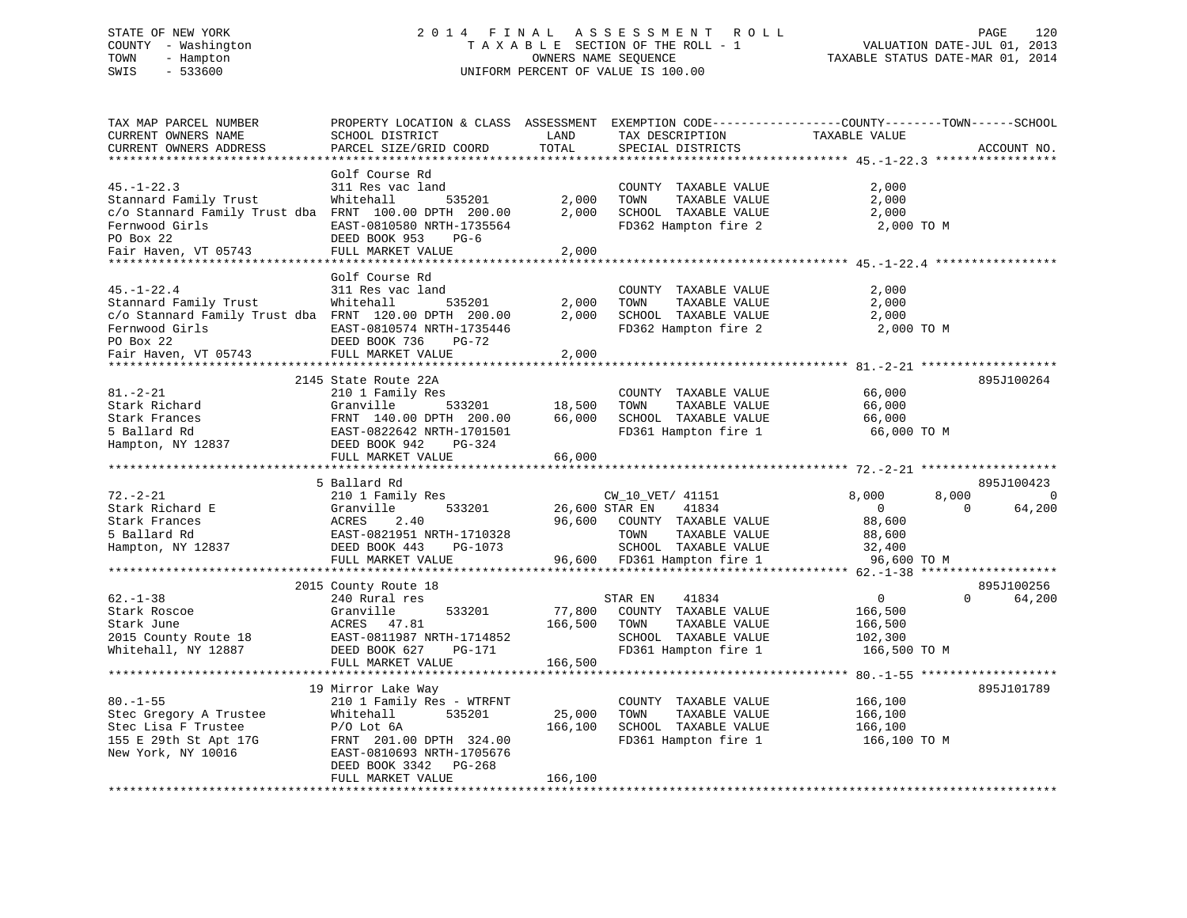STATE OF NEW YORK
COUNTY - Washington
TOWN - Hampton
SWIS - 533600

2014 FINAL ASSESSMENT ROLL
TAXABLE SECTION OF THE ROLL - 1
OWNERS NAME SEQUENCE
UNIFORM PERCENT OF VALUE IS 100.00

VALUATION DATE-JUL 01, 2013
TAXABLE STATUS DATE-MAR 01, 2014

```
TAX MAP PARCEL NUMBER          PROPERTY LOCATION & CLASS  ASSESSMENT  EXEMPTION CODE------------------COUNTY--------TOWN------SCHOOL
CURRENT OWNERS NAME            SCHOOL DISTRICT               LAND      TAX DESCRIPTION            TAXABLE VALUE
CURRENT OWNERS ADDRESS         PARCEL SIZE/GRID COORD        TOTAL     SPECIAL DISTRICTS                                    ACCOUNT NO.
****************************************************************************************************** 45.-1-22.3 *****************
                               Golf Course Rd
45.-1-22.3                     311 Res vac land                         COUNTY  TAXABLE VALUE              2,000
Stannard Family Trust          Whitehall         535201        2,000    TOWN    TAXABLE VALUE              2,000
c/o Stannard Family Trust dba  FRNT 100.00 DPTH 200.00         2,000    SCHOOL  TAXABLE VALUE              2,000
Fernwood Girls                 EAST-0810580 NRTH-1735564                FD362 Hampton fire 2               2,000 TO M
PO Box 22                      DEED BOOK 953    PG-6
Fair Haven, VT 05743           FULL MARKET VALUE               2,000
****************************************************************************************************** 45.-1-22.4 *****************
                               Golf Course Rd
45.-1-22.4                     311 Res vac land                         COUNTY  TAXABLE VALUE              2,000
Stannard Family Trust          Whitehall         535201        2,000    TOWN    TAXABLE VALUE              2,000
c/o Stannard Family Trust dba  FRNT 120.00 DPTH 200.00         2,000    SCHOOL  TAXABLE VALUE              2,000
Fernwood Girls                 EAST-0810574 NRTH-1735446                FD362 Hampton fire 2               2,000 TO M
PO Box 22                      DEED BOOK 736    PG-72
Fair Haven, VT 05743           FULL MARKET VALUE               2,000
****************************************************************************************************** 81.-2-21 *******************
                        2145 State Route 22A                                                                         895J100264
81.-2-21                       210 1 Family Res                         COUNTY  TAXABLE VALUE             66,000
Stark Richard                  Granville         533201       18,500    TOWN    TAXABLE VALUE             66,000
Stark Frances                  FRNT 140.00 DPTH 200.00        66,000    SCHOOL  TAXABLE VALUE             66,000
5 Ballard Rd                   EAST-0822642 NRTH-1701501                FD361 Hampton fire 1              66,000 TO M
Hampton, NY 12837              DEED BOOK 942    PG-324
                               FULL MARKET VALUE              66,000
****************************************************************************************************** 72.-2-21 *******************
                           5 Ballard Rd                                                                              895J100423
72.-2-21                       210 1 Family Res                    CW_10_VET/ 41151                8,000        8,000            0
Stark Richard E                Granville         533201       26,600 STAR EN    41834                  0            0       64,200
Stark Frances                  ACRES    2.40                  96,600    COUNTY  TAXABLE VALUE             88,600
5 Ballard Rd                   EAST-0821951 NRTH-1710328                TOWN    TAXABLE VALUE             88,600
Hampton, NY 12837              DEED BOOK 443    PG-1073                 SCHOOL  TAXABLE VALUE             32,400
                               FULL MARKET VALUE              96,600    FD361 Hampton fire 1              96,600 TO M
****************************************************************************************************** 62.-1-38 *******************
                        2015 County Route 18                                                                         895J100256
62.-1-38                       240 Rural res                       STAR EN    41834                    0            0       64,200
Stark Roscoe                   Granville         533201       77,800    COUNTY  TAXABLE VALUE            166,500
Stark June                     ACRES   47.81                 166,500    TOWN    TAXABLE VALUE            166,500
2015 County Route 18           EAST-0811987 NRTH-1714852                SCHOOL  TAXABLE VALUE            102,300
Whitehall, NY 12887            DEED BOOK 627    PG-171                  FD361 Hampton fire 1             166,500 TO M
                               FULL MARKET VALUE             166,500
****************************************************************************************************** 80.-1-55 *******************
                          19 Mirror Lake Way                                                                         895J101789
80.-1-55                       210 1 Family Res - WTRFNT                COUNTY  TAXABLE VALUE            166,100
Stec Gregory A Trustee         Whitehall         535201       25,000    TOWN    TAXABLE VALUE            166,100
Stec Lisa F Trustee            P/O Lot 6A                    166,100    SCHOOL  TAXABLE VALUE            166,100
155 E 29th St Apt 17G          FRNT 201.00 DPTH 324.00                  FD361 Hampton fire 1             166,100 TO M
New York, NY 10016             EAST-0810693 NRTH-1705676
                               DEED BOOK 3342   PG-268
                               FULL MARKET VALUE             166,100
************************************************************************************************************************************
```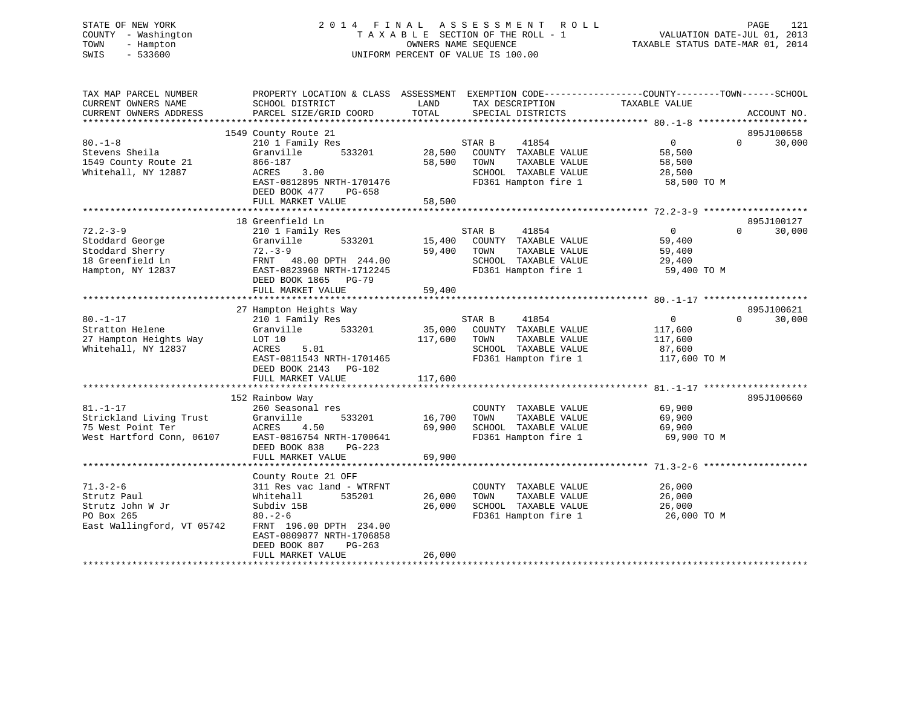STATE OF NEW YORK
COUNTY - Washington
TOWN - Hampton
SWIS - 533600

2 0 1 4 F I N A L A S S E S S M E N T R O L L
T A X A B L E SECTION OF THE ROLL - 1
OWNERS NAME SEQUENCE
UNIFORM PERCENT OF VALUE IS 100.00

VALUATION DATE-JUL 01, 2013
TAXABLE STATUS DATE-MAR 01, 2014

```
TAX MAP PARCEL NUMBER          PROPERTY LOCATION & CLASS  ASSESSMENT  EXEMPTION CODE------------------COUNTY--------TOWN------SCHOOL
CURRENT OWNERS NAME            SCHOOL DISTRICT               LAND      TAX DESCRIPTION            TAXABLE VALUE
CURRENT OWNERS ADDRESS         PARCEL SIZE/GRID COORD        TOTAL     SPECIAL DISTRICTS                                    ACCOUNT NO.
******************************************************************************************************* 80.-1-8 ********************
                          1549 County Route 21                                                                          895J100658
80.-1-8                        210 1 Family Res                    STAR B      41854                0           0      30,000
Stevens Sheila                 Granville        533201      28,500   COUNTY  TAXABLE VALUE         58,500
1549 County Route 21           866-187                      58,500   TOWN    TAXABLE VALUE         58,500
Whitehall, NY 12887            ACRES     3.00                        SCHOOL  TAXABLE VALUE         28,500
                               EAST-0812895 NRTH-1701476             FD361 Hampton fire 1           58,500 TO M
                               DEED BOOK 477     PG-658
                               FULL MARKET VALUE            58,500
******************************************************************************************************* 72.2-3-9 *******************
                          18 Greenfield Ln                                                                              895J100127
72.2-3-9                       210 1 Family Res                    STAR B      41854                0           0      30,000
Stoddard George                Granville        533201      15,400   COUNTY  TAXABLE VALUE         59,400
Stoddard Sherry                72.-3-9                      59,400   TOWN    TAXABLE VALUE         59,400
18 Greenfield Ln               FRNT   48.00 DPTH  244.00             SCHOOL  TAXABLE VALUE         29,400
Hampton, NY 12837              EAST-0823960 NRTH-1712245             FD361 Hampton fire 1           59,400 TO M
                               DEED BOOK 1865    PG-79
                               FULL MARKET VALUE            59,400
******************************************************************************************************* 80.-1-17 *******************
                          27 Hampton Heights Way                                                                        895J100621
80.-1-17                       210 1 Family Res                    STAR B      41854                0           0      30,000
Stratton Helene                Granville        533201      35,000   COUNTY  TAXABLE VALUE        117,600
27 Hampton Heights Way         LOT 10                      117,600   TOWN    TAXABLE VALUE        117,600
Whitehall, NY 12837            ACRES     5.01                        SCHOOL  TAXABLE VALUE         87,600
                               EAST-0811543 NRTH-1701465             FD361 Hampton fire 1          117,600 TO M
                               DEED BOOK 2143    PG-102
                               FULL MARKET VALUE           117,600
******************************************************************************************************* 81.-1-17 *******************
                          152 Rainbow Way                                                                               895J100660
81.-1-17                       260 Seasonal res                      COUNTY  TAXABLE VALUE         69,900
Strickland Living Trust        Granville        533201      16,700   TOWN    TAXABLE VALUE         69,900
75 West Point Ter              ACRES     4.50               69,900   SCHOOL  TAXABLE VALUE         69,900
West Hartford Conn, 06107      EAST-0816754 NRTH-1700641             FD361 Hampton fire 1           69,900 TO M
                               DEED BOOK 838     PG-223
                               FULL MARKET VALUE            69,900
******************************************************************************************************* 71.3-2-6 *******************
                          County Route 21 OFF
71.3-2-6                       311 Res vac land - WTRFNT             COUNTY  TAXABLE VALUE         26,000
Strutz Paul                    Whitehall        535201      26,000   TOWN    TAXABLE VALUE         26,000
Strutz John W Jr               Subdiv 15B                   26,000   SCHOOL  TAXABLE VALUE         26,000
PO Box 265                     80.-2-6                               FD361 Hampton fire 1           26,000 TO M
East Wallingford, VT 05742     FRNT  196.00 DPTH  234.00
                               EAST-0809877 NRTH-1706858
                               DEED BOOK 807     PG-263
                               FULL MARKET VALUE            26,000
************************************************************************************************************************************
```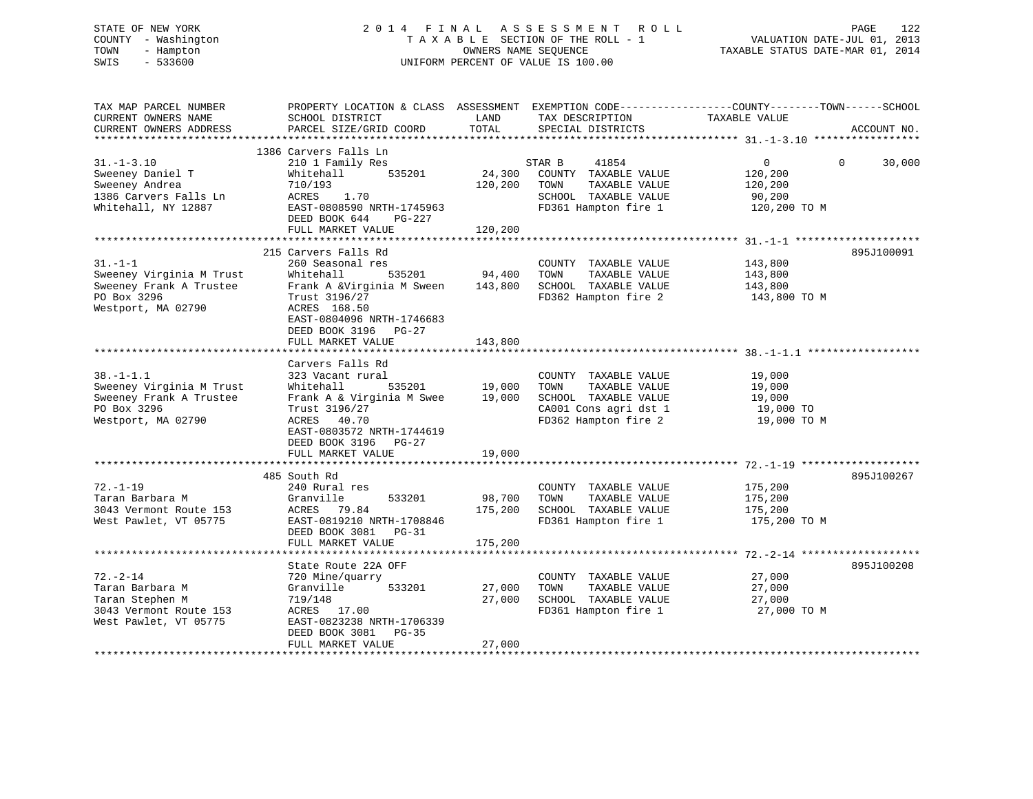STATE OF NEW YORK
COUNTY - Washington
TOWN - Hampton
SWIS - 533600

# 2014 FINAL ASSESSMENT ROLL

TAXABLE SECTION OF THE ROLL - 1
OWNERS NAME SEQUENCE
UNIFORM PERCENT OF VALUE IS 100.00

VALUATION DATE-JUL 01, 2013
TAXABLE STATUS DATE-MAR 01, 2014

| TAX MAP PARCEL NUMBER / CURRENT OWNERS NAME / CURRENT OWNERS ADDRESS | PROPERTY LOCATION & CLASS / SCHOOL DISTRICT / PARCEL SIZE/GRID COORD | ASSESSMENT LAND | TOTAL | EXEMPTION CODE / TAX DESCRIPTION / SPECIAL DISTRICTS | TAXABLE VALUE (COUNTY / TOWN / SCHOOL) | ACCOUNT NO. |
|---|---|---|---|---|---|---|
| **31.-1-3.10** | 1386 Carvers Falls Ln | | | | | |
| 31.-1-3.10 | 210 1 Family Res | | | STAR B 41854 | 0 0 30,000 | |
| Sweeney Daniel T | Whitehall 535201 | 24,300 | | COUNTY TAXABLE VALUE | 120,200 | |
| Sweeney Andrea | 710/193 | | 120,200 | TOWN TAXABLE VALUE | 120,200 | |
| 1386 Carvers Falls Ln | ACRES 1.70 | | | SCHOOL TAXABLE VALUE | 90,200 | |
| Whitehall, NY 12887 | EAST-0808590 NRTH-1745963 | | | FD361 Hampton fire 1 | 120,200 TO M | |
| | DEED BOOK 644 PG-227 | | | | | |
| | FULL MARKET VALUE | | 120,200 | | | |
| **31.-1-1** | 215 Carvers Falls Rd | | | | | 895J100091 |
| 31.-1-1 | 260 Seasonal res | | | COUNTY TAXABLE VALUE | 143,800 | |
| Sweeney Virginia M Trust | Whitehall 535201 | 94,400 | | TOWN TAXABLE VALUE | 143,800 | |
| Sweeney Frank A Trustee | Frank A &Virginia M Sween | | 143,800 | SCHOOL TAXABLE VALUE | 143,800 | |
| PO Box 3296 | Trust 3196/27 | | | FD362 Hampton fire 2 | 143,800 TO M | |
| Westport, MA 02790 | ACRES 168.50 | | | | | |
| | EAST-0804096 NRTH-1746683 | | | | | |
| | DEED BOOK 3196 PG-27 | | | | | |
| | FULL MARKET VALUE | | 143,800 | | | |
| **38.-1-1.1** | Carvers Falls Rd | | | | | |
| 38.-1-1.1 | 323 Vacant rural | | | COUNTY TAXABLE VALUE | 19,000 | |
| Sweeney Virginia M Trust | Whitehall 535201 | 19,000 | | TOWN TAXABLE VALUE | 19,000 | |
| Sweeney Frank A Trustee | Frank A & Virginia M Swee | | 19,000 | SCHOOL TAXABLE VALUE | 19,000 | |
| PO Box 3296 | Trust 3196/27 | | | CA001 Cons agri dst 1 | 19,000 TO | |
| Westport, MA 02790 | ACRES 40.70 | | | FD362 Hampton fire 2 | 19,000 TO M | |
| | EAST-0803572 NRTH-1744619 | | | | | |
| | DEED BOOK 3196 PG-27 | | | | | |
| | FULL MARKET VALUE | | 19,000 | | | |
| **72.-1-19** | 485 South Rd | | | | | 895J100267 |
| 72.-1-19 | 240 Rural res | | | COUNTY TAXABLE VALUE | 175,200 | |
| Taran Barbara M | Granville 533201 | 98,700 | | TOWN TAXABLE VALUE | 175,200 | |
| 3043 Vermont Route 153 | ACRES 79.84 | | 175,200 | SCHOOL TAXABLE VALUE | 175,200 | |
| West Pawlet, VT 05775 | EAST-0819210 NRTH-1708846 | | | FD361 Hampton fire 1 | 175,200 TO M | |
| | DEED BOOK 3081 PG-31 | | | | | |
| | FULL MARKET VALUE | | 175,200 | | | |
| **72.-2-14** | State Route 22A OFF | | | | | 895J100208 |
| 72.-2-14 | 720 Mine/quarry | | | COUNTY TAXABLE VALUE | 27,000 | |
| Taran Barbara M | Granville 533201 | 27,000 | | TOWN TAXABLE VALUE | 27,000 | |
| Taran Stephen M | 719/148 | | 27,000 | SCHOOL TAXABLE VALUE | 27,000 | |
| 3043 Vermont Route 153 | ACRES 17.00 | | | FD361 Hampton fire 1 | 27,000 TO M | |
| West Pawlet, VT 05775 | EAST-0823238 NRTH-1706339 | | | | | |
| | DEED BOOK 3081 PG-35 | | | | | |
| | FULL MARKET VALUE | | 27,000 | | | |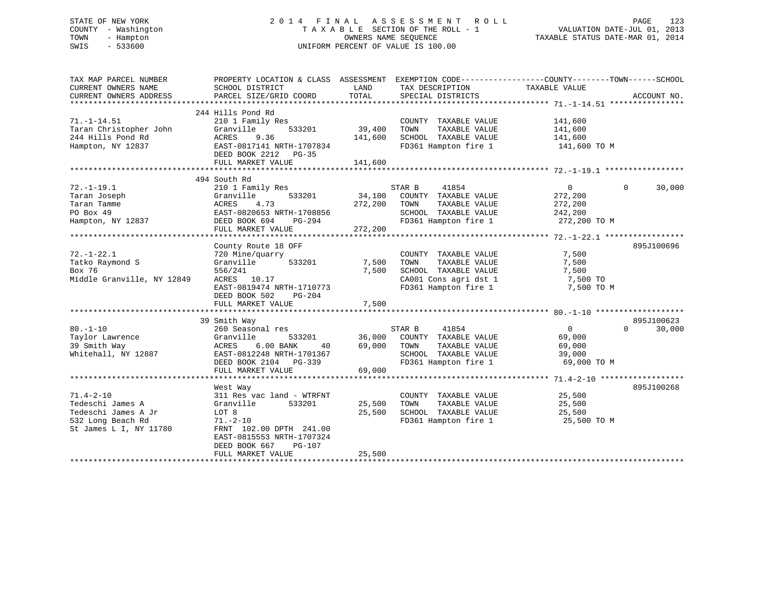STATE OF NEW YORK — COUNTY - Washington — TOWN - Hampton — SWIS - 533600

# 2014 FINAL ASSESSMENT ROLL

TAXABLE SECTION OF THE ROLL - 1
OWNERS NAME SEQUENCE
UNIFORM PERCENT OF VALUE IS 100.00

VALUATION DATE-JUL 01, 2013
TAXABLE STATUS DATE-MAR 01, 2014

| TAX MAP PARCEL NUMBER / CURRENT OWNERS NAME / CURRENT OWNERS ADDRESS | PROPERTY LOCATION & CLASS / SCHOOL DISTRICT / PARCEL SIZE/GRID COORD | ASSESSMENT LAND | ASSESSMENT TOTAL | EXEMPTION CODE / TAX DESCRIPTION / SPECIAL DISTRICTS | COUNTY TAXABLE VALUE | TOWN | SCHOOL | ACCOUNT NO. |
|---|---|---|---|---|---|---|---|---|
| **71.-1-14.51** | 244 Hills Pond Rd | | | | | | | |
| 71.-1-14.51 | 210 1 Family Res | | | COUNTY TAXABLE VALUE | 141,600 | | | |
| Taran Christopher John | Granville 533201 | 39,400 | | TOWN TAXABLE VALUE | 141,600 | | | |
| 244 Hills Pond Rd | ACRES 9.36 | | 141,600 | SCHOOL TAXABLE VALUE | 141,600 | | | |
| Hampton, NY 12837 | EAST-0817141 NRTH-1707834 | | | FD361 Hampton fire 1 | 141,600 TO M | | | |
| | DEED BOOK 2212 PG-35 | | | | | | | |
| | FULL MARKET VALUE | | 141,600 | | | | | |
| **72.-1-19.1** | 494 South Rd | | | | | | | |
| 72.-1-19.1 | 210 1 Family Res | | | STAR B 41854 | 0 | 0 | 30,000 | |
| Taran Joseph | Granville 533201 | 34,100 | | COUNTY TAXABLE VALUE | 272,200 | | | |
| Taran Tamme | ACRES 4.73 | | 272,200 | TOWN TAXABLE VALUE | 272,200 | | | |
| PO Box 49 | EAST-0820653 NRTH-1708856 | | | SCHOOL TAXABLE VALUE | 242,200 | | | |
| Hampton, NY 12837 | DEED BOOK 694 PG-294 | | | FD361 Hampton fire 1 | 272,200 TO M | | | |
| | FULL MARKET VALUE | | 272,200 | | | | | |
| **72.-1-22.1** | County Route 18 OFF | | | | | | | 895J100696 |
| 72.-1-22.1 | 720 Mine/quarry | | | COUNTY TAXABLE VALUE | 7,500 | | | |
| Tatko Raymond S | Granville 533201 | 7,500 | | TOWN TAXABLE VALUE | 7,500 | | | |
| Box 76 | 556/241 | | 7,500 | SCHOOL TAXABLE VALUE | 7,500 | | | |
| Middle Granville, NY 12849 | ACRES 10.17 | | | CA001 Cons agri dst 1 | 7,500 TO | | | |
| | EAST-0819474 NRTH-1710773 | | | FD361 Hampton fire 1 | 7,500 TO M | | | |
| | DEED BOOK 502 PG-204 | | | | | | | |
| | FULL MARKET VALUE | | 7,500 | | | | | |
| **80.-1-10** | 39 Smith Way | | | | | | | 895J100623 |
| 80.-1-10 | 260 Seasonal res | | | STAR B 41854 | 0 | 0 | 30,000 | |
| Taylor Lawrence | Granville 533201 | 36,000 | | COUNTY TAXABLE VALUE | 69,000 | | | |
| 39 Smith Way | ACRES 6.00 BANK 40 | | 69,000 | TOWN TAXABLE VALUE | 69,000 | | | |
| Whitehall, NY 12887 | EAST-0812248 NRTH-1701367 | | | SCHOOL TAXABLE VALUE | 39,000 | | | |
| | DEED BOOK 2104 PG-339 | | | FD361 Hampton fire 1 | 69,000 TO M | | | |
| | FULL MARKET VALUE | | 69,000 | | | | | |
| **71.4-2-10** | West Way | | | | | | | 895J100268 |
| 71.4-2-10 | 311 Res vac land - WTRFNT | | | COUNTY TAXABLE VALUE | 25,500 | | | |
| Tedeschi James A | Granville 533201 | 25,500 | | TOWN TAXABLE VALUE | 25,500 | | | |
| Tedeschi James A Jr | LOT 8 | | 25,500 | SCHOOL TAXABLE VALUE | 25,500 | | | |
| 532 Long Beach Rd | 71.-2-10 | | | FD361 Hampton fire 1 | 25,500 TO M | | | |
| St James L I, NY 11780 | FRNT 102.00 DPTH 241.00 | | | | | | | |
| | EAST-0815553 NRTH-1707324 | | | | | | | |
| | DEED BOOK 667 PG-107 | | | | | | | |
| | FULL MARKET VALUE | | 25,500 | | | | | |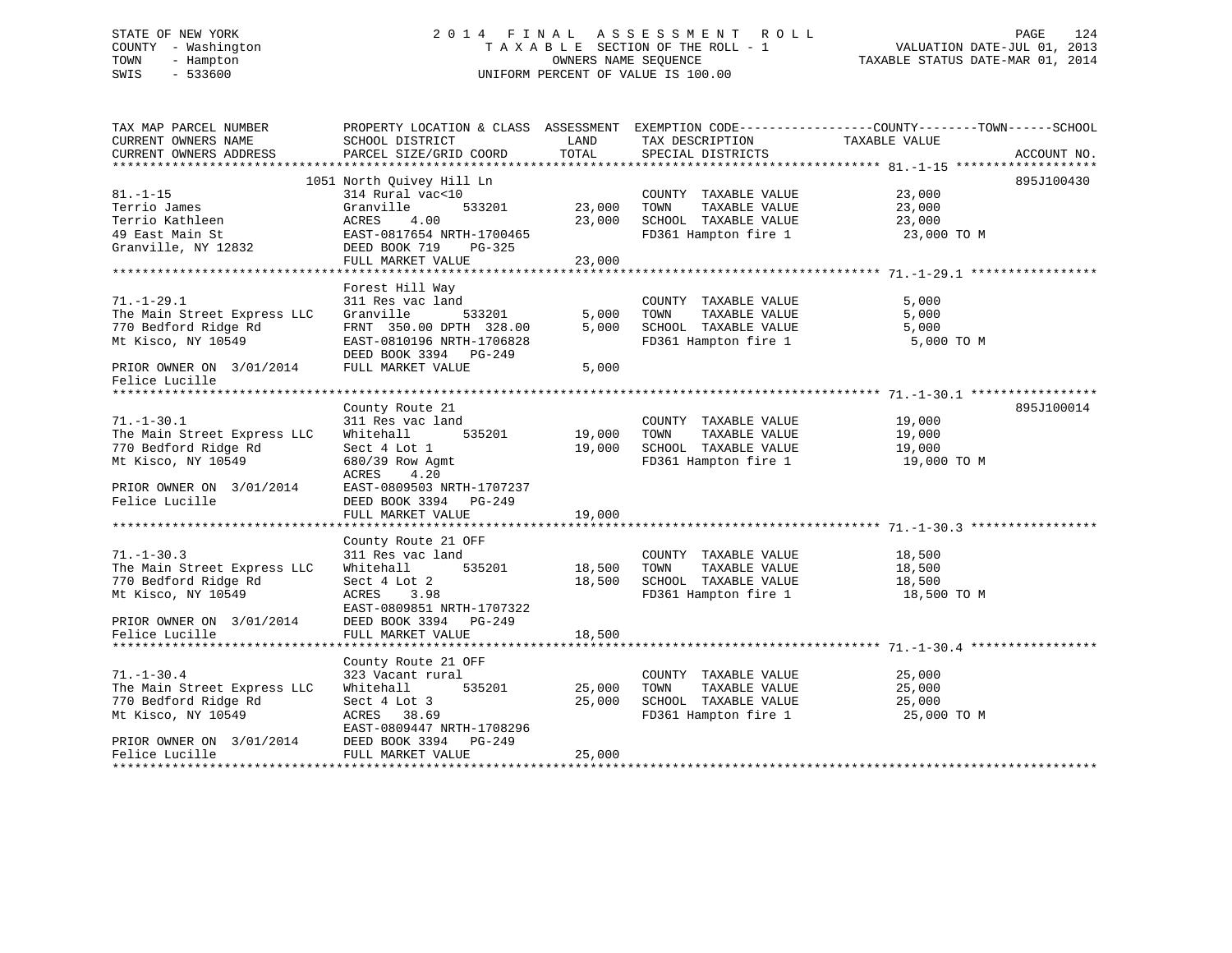STATE OF NEW YORK
COUNTY - Washington
TOWN - Hampton
SWIS - 533600

# 2014 FINAL ASSESSMENT ROLL
TAXABLE SECTION OF THE ROLL - 1
OWNERS NAME SEQUENCE
UNIFORM PERCENT OF VALUE IS 100.00

VALUATION DATE-JUL 01, 2013
TAXABLE STATUS DATE-MAR 01, 2014

| TAX MAP PARCEL NUMBER / CURRENT OWNERS NAME / CURRENT OWNERS ADDRESS | PROPERTY LOCATION & CLASS / SCHOOL DISTRICT / PARCEL SIZE/GRID COORD | ASSESSMENT LAND | TOTAL | EXEMPTION CODE / TAX DESCRIPTION / SPECIAL DISTRICTS | TAXABLE VALUE (COUNTY / TOWN / SCHOOL) | ACCOUNT NO. |
|---|---|---|---|---|---|---|
| 81.-1-15 | 1051 North Quivey Hill Ln | | | | | 895J100430 |
| | 314 Rural vac<10 | | | COUNTY TAXABLE VALUE | 23,000 | |
| Terrio James | Granville 533201 | 23,000 | | TOWN TAXABLE VALUE | 23,000 | |
| Terrio Kathleen | ACRES 4.00 | | 23,000 | SCHOOL TAXABLE VALUE | 23,000 | |
| 49 East Main St | EAST-0817654 NRTH-1700465 | | | FD361 Hampton fire 1 | 23,000 TO M | |
| Granville, NY 12832 | DEED BOOK 719 PG-325 | | | | | |
| | FULL MARKET VALUE | | 23,000 | | | |
| 71.-1-29.1 | Forest Hill Way | | | | | |
| | 311 Res vac land | | | COUNTY TAXABLE VALUE | 5,000 | |
| The Main Street Express LLC | Granville 533201 | 5,000 | | TOWN TAXABLE VALUE | 5,000 | |
| 770 Bedford Ridge Rd | FRNT 350.00 DPTH 328.00 | | 5,000 | SCHOOL TAXABLE VALUE | 5,000 | |
| Mt Kisco, NY 10549 | EAST-0810196 NRTH-1706828 | | | FD361 Hampton fire 1 | 5,000 TO M | |
| | DEED BOOK 3394 PG-249 | | | | | |
| PRIOR OWNER ON 3/01/2014 | FULL MARKET VALUE | | 5,000 | | | |
| Felice Lucille | | | | | | |
| 71.-1-30.1 | County Route 21 | | | | | 895J100014 |
| | 311 Res vac land | | | COUNTY TAXABLE VALUE | 19,000 | |
| The Main Street Express LLC | Whitehall 535201 | 19,000 | | TOWN TAXABLE VALUE | 19,000 | |
| 770 Bedford Ridge Rd | Sect 4 Lot 1 | | 19,000 | SCHOOL TAXABLE VALUE | 19,000 | |
| Mt Kisco, NY 10549 | 680/39 Row Agmt | | | FD361 Hampton fire 1 | 19,000 TO M | |
| | ACRES 4.20 | | | | | |
| PRIOR OWNER ON 3/01/2014 | EAST-0809503 NRTH-1707237 | | | | | |
| Felice Lucille | DEED BOOK 3394 PG-249 | | | | | |
| | FULL MARKET VALUE | | 19,000 | | | |
| 71.-1-30.3 | County Route 21 OFF | | | | | |
| | 311 Res vac land | | | COUNTY TAXABLE VALUE | 18,500 | |
| The Main Street Express LLC | Whitehall 535201 | 18,500 | | TOWN TAXABLE VALUE | 18,500 | |
| 770 Bedford Ridge Rd | Sect 4 Lot 2 | | 18,500 | SCHOOL TAXABLE VALUE | 18,500 | |
| Mt Kisco, NY 10549 | ACRES 3.98 | | | FD361 Hampton fire 1 | 18,500 TO M | |
| | EAST-0809851 NRTH-1707322 | | | | | |
| PRIOR OWNER ON 3/01/2014 | DEED BOOK 3394 PG-249 | | | | | |
| Felice Lucille | FULL MARKET VALUE | | 18,500 | | | |
| 71.-1-30.4 | County Route 21 OFF | | | | | |
| | 323 Vacant rural | | | COUNTY TAXABLE VALUE | 25,000 | |
| The Main Street Express LLC | Whitehall 535201 | 25,000 | | TOWN TAXABLE VALUE | 25,000 | |
| 770 Bedford Ridge Rd | Sect 4 Lot 3 | | 25,000 | SCHOOL TAXABLE VALUE | 25,000 | |
| Mt Kisco, NY 10549 | ACRES 38.69 | | | FD361 Hampton fire 1 | 25,000 TO M | |
| | EAST-0809447 NRTH-1708296 | | | | | |
| PRIOR OWNER ON 3/01/2014 | DEED BOOK 3394 PG-249 | | | | | |
| Felice Lucille | FULL MARKET VALUE | | 25,000 | | | |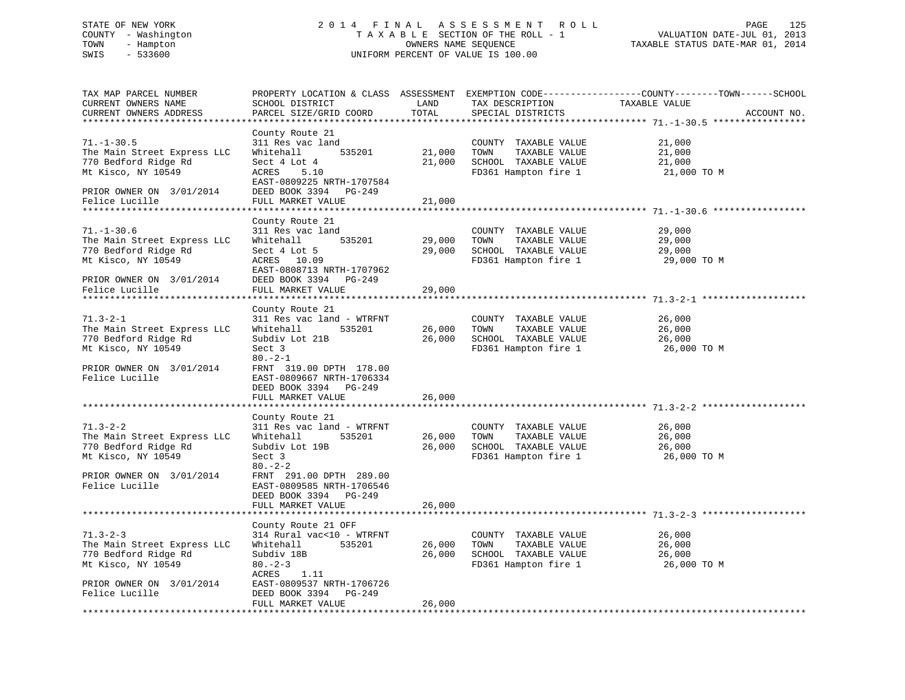STATE OF NEW YORK
COUNTY - Washington
TOWN - Hampton
SWIS - 533600

# 2014 FINAL ASSESSMENT ROLL
TAXABLE SECTION OF THE ROLL - 1
OWNERS NAME SEQUENCE
UNIFORM PERCENT OF VALUE IS 100.00

VALUATION DATE-JUL 01, 2013
TAXABLE STATUS DATE-MAR 01, 2014

| TAX MAP PARCEL NUMBER / CURRENT OWNERS NAME / CURRENT OWNERS ADDRESS | PROPERTY LOCATION & CLASS / SCHOOL DISTRICT / PARCEL SIZE/GRID COORD | ASSESSMENT LAND | TOTAL | EXEMPTION CODE / TAX DESCRIPTION / SPECIAL DISTRICTS | COUNTY--------TOWN------SCHOOL TAXABLE VALUE | ACCOUNT NO. |
|---|---|---|---|---|---|---|
| **71.-1-30.5** | County Route 21 | | | | | |
| 71.-1-30.5 | 311 Res vac land | | | COUNTY TAXABLE VALUE | 21,000 | |
| The Main Street Express LLC | Whitehall 535201 | 21,000 | | TOWN TAXABLE VALUE | 21,000 | |
| 770 Bedford Ridge Rd | Sect 4 Lot 4 | | 21,000 | SCHOOL TAXABLE VALUE | 21,000 | |
| Mt Kisco, NY 10549 | ACRES 5.10 | | | FD361 Hampton fire 1 | 21,000 TO M | |
| | EAST-0809225 NRTH-1707584 | | | | | |
| PRIOR OWNER ON 3/01/2014 | DEED BOOK 3394 PG-249 | | | | | |
| Felice Lucille | FULL MARKET VALUE | | 21,000 | | | |
| **71.-1-30.6** | County Route 21 | | | | | |
| 71.-1-30.6 | 311 Res vac land | | | COUNTY TAXABLE VALUE | 29,000 | |
| The Main Street Express LLC | Whitehall 535201 | 29,000 | | TOWN TAXABLE VALUE | 29,000 | |
| 770 Bedford Ridge Rd | Sect 4 Lot 5 | | 29,000 | SCHOOL TAXABLE VALUE | 29,000 | |
| Mt Kisco, NY 10549 | ACRES 10.09 | | | FD361 Hampton fire 1 | 29,000 TO M | |
| | EAST-0808713 NRTH-1707962 | | | | | |
| PRIOR OWNER ON 3/01/2014 | DEED BOOK 3394 PG-249 | | | | | |
| Felice Lucille | FULL MARKET VALUE | | 29,000 | | | |
| **71.3-2-1** | County Route 21 | | | | | |
| 71.3-2-1 | 311 Res vac land - WTRFNT | | | COUNTY TAXABLE VALUE | 26,000 | |
| The Main Street Express LLC | Whitehall 535201 | 26,000 | | TOWN TAXABLE VALUE | 26,000 | |
| 770 Bedford Ridge Rd | Subdiv Lot 21B | | 26,000 | SCHOOL TAXABLE VALUE | 26,000 | |
| Mt Kisco, NY 10549 | Sect 3 | | | FD361 Hampton fire 1 | 26,000 TO M | |
| | 80.-2-1 | | | | | |
| PRIOR OWNER ON 3/01/2014 | FRNT 319.00 DPTH 178.00 | | | | | |
| Felice Lucille | EAST-0809667 NRTH-1706334 | | | | | |
| | DEED BOOK 3394 PG-249 | | | | | |
| | FULL MARKET VALUE | | 26,000 | | | |
| **71.3-2-2** | County Route 21 | | | | | |
| 71.3-2-2 | 311 Res vac land - WTRFNT | | | COUNTY TAXABLE VALUE | 26,000 | |
| The Main Street Express LLC | Whitehall 535201 | 26,000 | | TOWN TAXABLE VALUE | 26,000 | |
| 770 Bedford Ridge Rd | Subdiv Lot 19B | | 26,000 | SCHOOL TAXABLE VALUE | 26,000 | |
| Mt Kisco, NY 10549 | Sect 3 | | | FD361 Hampton fire 1 | 26,000 TO M | |
| | 80.-2-2 | | | | | |
| PRIOR OWNER ON 3/01/2014 | FRNT 291.00 DPTH 289.00 | | | | | |
| Felice Lucille | EAST-0809585 NRTH-1706546 | | | | | |
| | DEED BOOK 3394 PG-249 | | | | | |
| | FULL MARKET VALUE | | 26,000 | | | |
| **71.3-2-3** | County Route 21 OFF | | | | | |
| 71.3-2-3 | 314 Rural vac<10 - WTRFNT | | | COUNTY TAXABLE VALUE | 26,000 | |
| The Main Street Express LLC | Whitehall 535201 | 26,000 | | TOWN TAXABLE VALUE | 26,000 | |
| 770 Bedford Ridge Rd | Subdiv 18B | | 26,000 | SCHOOL TAXABLE VALUE | 26,000 | |
| Mt Kisco, NY 10549 | 80.-2-3 | | | FD361 Hampton fire 1 | 26,000 TO M | |
| | ACRES 1.11 | | | | | |
| PRIOR OWNER ON 3/01/2014 | EAST-0809537 NRTH-1706726 | | | | | |
| Felice Lucille | DEED BOOK 3394 PG-249 | | | | | |
| | FULL MARKET VALUE | | 26,000 | | | |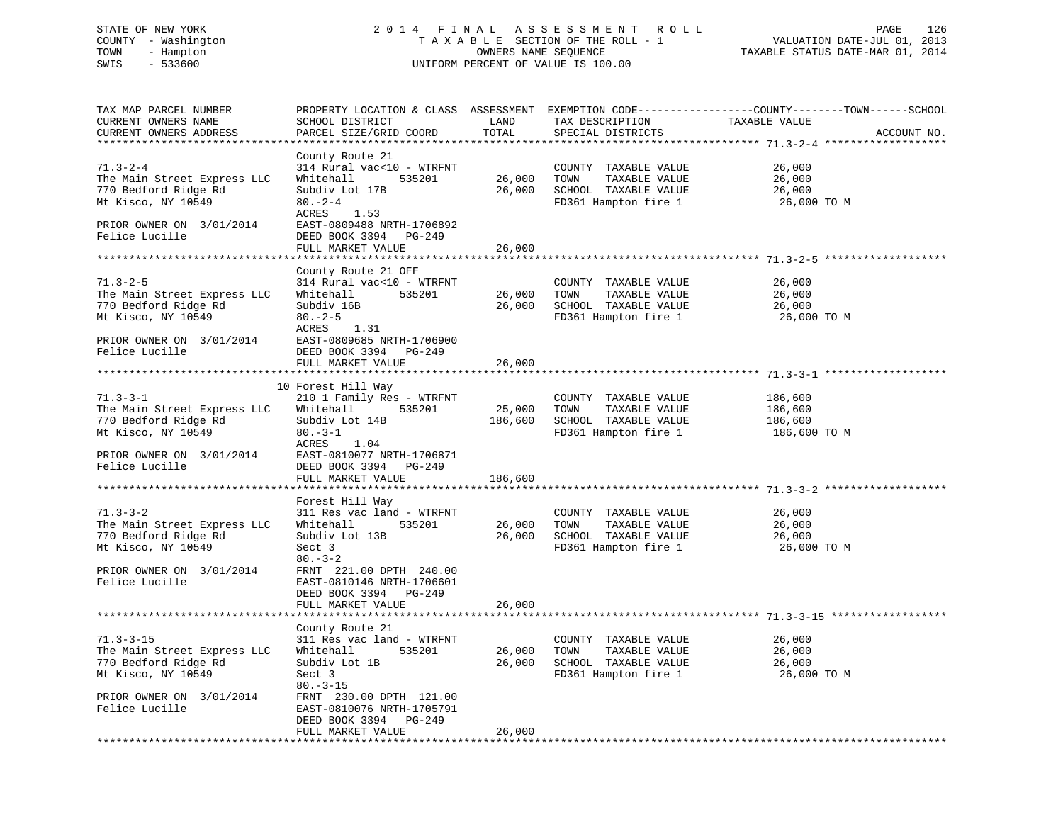STATE OF NEW YORK
COUNTY - Washington
TOWN - Hampton
SWIS - 533600

2014 FINAL ASSESSMENT ROLL
TAXABLE SECTION OF THE ROLL - 1
OWNERS NAME SEQUENCE
UNIFORM PERCENT OF VALUE IS 100.00

VALUATION DATE-JUL 01, 2013
TAXABLE STATUS DATE-MAR 01, 2014

| TAX MAP PARCEL NUMBER / CURRENT OWNERS NAME / CURRENT OWNERS ADDRESS | PROPERTY LOCATION & CLASS / SCHOOL DISTRICT / PARCEL SIZE/GRID COORD | ASSESSMENT LAND | TOTAL | EXEMPTION CODE / TAX DESCRIPTION / SPECIAL DISTRICTS | COUNTY--------TOWN------SCHOOL TAXABLE VALUE | ACCOUNT NO. |
|---|---|---|---|---|---|---|
| **71.3-2-4** | County Route 21 | | | | | |
| 71.3-2-4 | 314 Rural vac<10 - WTRFNT | | | COUNTY TAXABLE VALUE | 26,000 | |
| The Main Street Express LLC | Whitehall 535201 | 26,000 | | TOWN TAXABLE VALUE | 26,000 | |
| 770 Bedford Ridge Rd | Subdiv Lot 17B | | 26,000 | SCHOOL TAXABLE VALUE | 26,000 | |
| Mt Kisco, NY 10549 | 80.-2-4 | | | FD361 Hampton fire 1 | 26,000 TO M | |
| | ACRES 1.53 | | | | | |
| PRIOR OWNER ON 3/01/2014 | EAST-0809488 NRTH-1706892 | | | | | |
| Felice Lucille | DEED BOOK 3394 PG-249 | | | | | |
| | FULL MARKET VALUE | | 26,000 | | | |
| **71.3-2-5** | County Route 21 OFF | | | | | |
| 71.3-2-5 | 314 Rural vac<10 - WTRFNT | | | COUNTY TAXABLE VALUE | 26,000 | |
| The Main Street Express LLC | Whitehall 535201 | 26,000 | | TOWN TAXABLE VALUE | 26,000 | |
| 770 Bedford Ridge Rd | Subdiv 16B | | 26,000 | SCHOOL TAXABLE VALUE | 26,000 | |
| Mt Kisco, NY 10549 | 80.-2-5 | | | FD361 Hampton fire 1 | 26,000 TO M | |
| | ACRES 1.31 | | | | | |
| PRIOR OWNER ON 3/01/2014 | EAST-0809685 NRTH-1706900 | | | | | |
| Felice Lucille | DEED BOOK 3394 PG-249 | | | | | |
| | FULL MARKET VALUE | | 26,000 | | | |
| **71.3-3-1** | 10 Forest Hill Way | | | | | |
| 71.3-3-1 | 210 1 Family Res - WTRFNT | | | COUNTY TAXABLE VALUE | 186,600 | |
| The Main Street Express LLC | Whitehall 535201 | 25,000 | | TOWN TAXABLE VALUE | 186,600 | |
| 770 Bedford Ridge Rd | Subdiv Lot 14B | | 186,600 | SCHOOL TAXABLE VALUE | 186,600 | |
| Mt Kisco, NY 10549 | 80.-3-1 | | | FD361 Hampton fire 1 | 186,600 TO M | |
| | ACRES 1.04 | | | | | |
| PRIOR OWNER ON 3/01/2014 | EAST-0810077 NRTH-1706871 | | | | | |
| Felice Lucille | DEED BOOK 3394 PG-249 | | | | | |
| | FULL MARKET VALUE | | 186,600 | | | |
| **71.3-3-2** | Forest Hill Way | | | | | |
| 71.3-3-2 | 311 Res vac land - WTRFNT | | | COUNTY TAXABLE VALUE | 26,000 | |
| The Main Street Express LLC | Whitehall 535201 | 26,000 | | TOWN TAXABLE VALUE | 26,000 | |
| 770 Bedford Ridge Rd | Subdiv Lot 13B | | 26,000 | SCHOOL TAXABLE VALUE | 26,000 | |
| Mt Kisco, NY 10549 | Sect 3 | | | FD361 Hampton fire 1 | 26,000 TO M | |
| | 80.-3-2 | | | | | |
| PRIOR OWNER ON 3/01/2014 | FRNT 221.00 DPTH 240.00 | | | | | |
| Felice Lucille | EAST-0810146 NRTH-1706601 | | | | | |
| | DEED BOOK 3394 PG-249 | | | | | |
| | FULL MARKET VALUE | | 26,000 | | | |
| **71.3-3-15** | County Route 21 | | | | | |
| 71.3-3-15 | 311 Res vac land - WTRFNT | | | COUNTY TAXABLE VALUE | 26,000 | |
| The Main Street Express LLC | Whitehall 535201 | 26,000 | | TOWN TAXABLE VALUE | 26,000 | |
| 770 Bedford Ridge Rd | Subdiv Lot 1B | | 26,000 | SCHOOL TAXABLE VALUE | 26,000 | |
| Mt Kisco, NY 10549 | Sect 3 | | | FD361 Hampton fire 1 | 26,000 TO M | |
| | 80.-3-15 | | | | | |
| PRIOR OWNER ON 3/01/2014 | FRNT 230.00 DPTH 121.00 | | | | | |
| Felice Lucille | EAST-0810076 NRTH-1705791 | | | | | |
| | DEED BOOK 3394 PG-249 | | | | | |
| | FULL MARKET VALUE | | 26,000 | | | |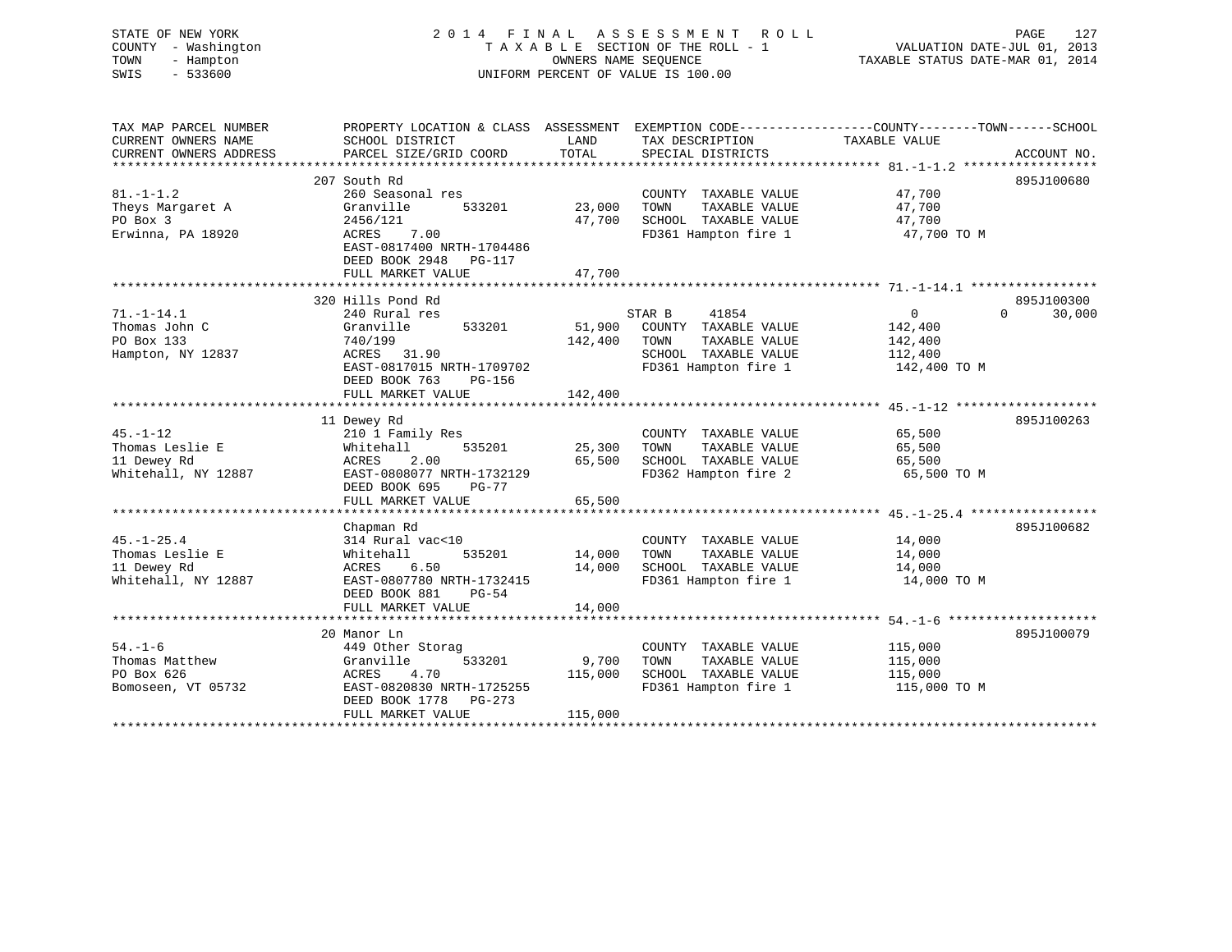STATE OF NEW YORK
COUNTY - Washington
TOWN - Hampton
SWIS - 533600

# 2014 FINAL ASSESSMENT ROLL

TAXABLE SECTION OF THE ROLL - 1
OWNERS NAME SEQUENCE
UNIFORM PERCENT OF VALUE IS 100.00

VALUATION DATE-JUL 01, 2013
TAXABLE STATUS DATE-MAR 01, 2014

```
TAX MAP PARCEL NUMBER          PROPERTY LOCATION & CLASS  ASSESSMENT  EXEMPTION CODE-----------------COUNTY--------TOWN------SCHOOL
CURRENT OWNERS NAME            SCHOOL DISTRICT              LAND      TAX DESCRIPTION            TAXABLE VALUE
CURRENT OWNERS ADDRESS         PARCEL SIZE/GRID COORD       TOTAL     SPECIAL DISTRICTS                                    ACCOUNT NO.
******************************************************************************************************* 81.-1-1.2 ******************
                               207 South Rd                                                                          895J100680
81.-1-1.2                      260 Seasonal res                       COUNTY  TAXABLE VALUE              47,700
Theys Margaret A               Granville       533201      23,000     TOWN    TAXABLE VALUE              47,700
PO Box 3                       2456/121                    47,700     SCHOOL  TAXABLE VALUE              47,700
Erwinna, PA 18920              ACRES    7.00                          FD361 Hampton fire 1                47,700 TO M
                               EAST-0817400 NRTH-1704486
                               DEED BOOK 2948   PG-117
                               FULL MARKET VALUE           47,700
******************************************************************************************************* 71.-1-14.1 *****************
                               320 Hills Pond Rd                                                                     895J100300
71.-1-14.1                     240 Rural res                          STAR B     41854                   0            0     30,000
Thomas John C                  Granville       533201      51,900     COUNTY  TAXABLE VALUE             142,400
PO Box 133                     740/199                    142,400     TOWN    TAXABLE VALUE             142,400
Hampton, NY 12837              ACRES   31.90                          SCHOOL  TAXABLE VALUE             112,400
                               EAST-0817015 NRTH-1709702              FD361 Hampton fire 1               142,400 TO M
                               DEED BOOK 763    PG-156
                               FULL MARKET VALUE          142,400
******************************************************************************************************* 45.-1-12 *******************
                               11 Dewey Rd                                                                           895J100263
45.-1-12                       210 1 Family Res                       COUNTY  TAXABLE VALUE              65,500
Thomas Leslie E                Whitehall       535201      25,300     TOWN    TAXABLE VALUE              65,500
11 Dewey Rd                    ACRES    2.00               65,500     SCHOOL  TAXABLE VALUE              65,500
Whitehall, NY 12887            EAST-0808077 NRTH-1732129              FD362 Hampton fire 2                65,500 TO M
                               DEED BOOK 695    PG-77
                               FULL MARKET VALUE           65,500
******************************************************************************************************* 45.-1-25.4 *****************
                               Chapman Rd                                                                            895J100682
45.-1-25.4                     314 Rural vac<10                       COUNTY  TAXABLE VALUE              14,000
Thomas Leslie E                Whitehall       535201      14,000     TOWN    TAXABLE VALUE              14,000
11 Dewey Rd                    ACRES    6.50               14,000     SCHOOL  TAXABLE VALUE              14,000
Whitehall, NY 12887            EAST-0807780 NRTH-1732415              FD361 Hampton fire 1                14,000 TO M
                               DEED BOOK 881    PG-54
                               FULL MARKET VALUE           14,000
******************************************************************************************************* 54.-1-6 ********************
                               20 Manor Ln                                                                           895J100079
54.-1-6                        449 Other Storag                       COUNTY  TAXABLE VALUE             115,000
Thomas Matthew                 Granville       533201       9,700     TOWN    TAXABLE VALUE             115,000
PO Box 626                     ACRES    4.70              115,000     SCHOOL  TAXABLE VALUE             115,000
Bomoseen, VT 05732             EAST-0820830 NRTH-1725255              FD361 Hampton fire 1               115,000 TO M
                               DEED BOOK 1778   PG-273
                               FULL MARKET VALUE          115,000
************************************************************************************************************************************
```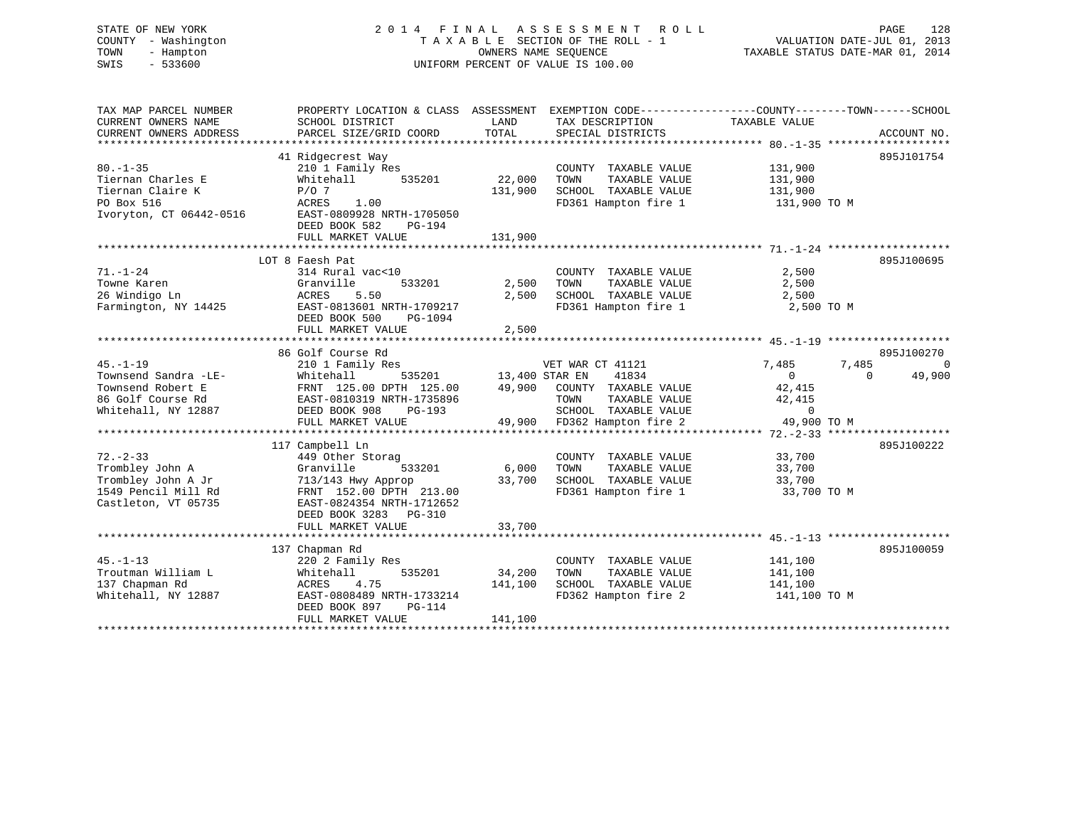STATE OF NEW YORK
COUNTY - Washington
TOWN - Hampton
SWIS - 533600

# 2014 FINAL ASSESSMENT ROLL
TAXABLE SECTION OF THE ROLL - 1
OWNERS NAME SEQUENCE
UNIFORM PERCENT OF VALUE IS 100.00

VALUATION DATE-JUL 01, 2013
TAXABLE STATUS DATE-MAR 01, 2014

| TAX MAP PARCEL NUMBER / CURRENT OWNERS NAME / CURRENT OWNERS ADDRESS | PROPERTY LOCATION & CLASS / SCHOOL DISTRICT / PARCEL SIZE/GRID COORD | ASSESSMENT LAND | TOTAL | EXEMPTION CODE / TAX DESCRIPTION / SPECIAL DISTRICTS | COUNTY TAXABLE VALUE | TOWN | SCHOOL | ACCOUNT NO. |
|---|---|---|---|---|---|---|---|---|
| 80.-1-35 | 41 Ridgecrest Way | | | | | | | 895J101754 |
| Tiernan Charles E | 210 1 Family Res | | | COUNTY TAXABLE VALUE | 131,900 | | | |
| Tiernan Claire K | Whitehall 535201 | 22,000 | | TOWN TAXABLE VALUE | 131,900 | | | |
| PO Box 516 | P/O 7 | | 131,900 | SCHOOL TAXABLE VALUE | 131,900 | | | |
| Ivoryton, CT 06442-0516 | ACRES 1.00 | | | FD361 Hampton fire 1 | 131,900 TO M | | | |
| | EAST-0809928 NRTH-1705050 | | | | | | | |
| | DEED BOOK 582 PG-194 | | | | | | | |
| | FULL MARKET VALUE | | 131,900 | | | | | |
| 71.-1-24 | LOT 8 Faesh Pat | | | | | | | 895J100695 |
| Towne Karen | 314 Rural vac<10 | | | COUNTY TAXABLE VALUE | 2,500 | | | |
| 26 Windigo Ln | Granville 533201 | 2,500 | | TOWN TAXABLE VALUE | 2,500 | | | |
| Farmington, NY 14425 | ACRES 5.50 | | 2,500 | SCHOOL TAXABLE VALUE | 2,500 | | | |
| | EAST-0813601 NRTH-1709217 | | | FD361 Hampton fire 1 | 2,500 TO M | | | |
| | DEED BOOK 500 PG-1094 | | | | | | | |
| | FULL MARKET VALUE | | 2,500 | | | | | |
| 45.-1-19 | 86 Golf Course Rd | | | | | | | 895J100270 |
| Townsend Sandra -LE- | 210 1 Family Res | | | VET WAR CT 41121 | 7,485 | 7,485 | 0 | |
| Townsend Robert E | Whitehall 535201 | 13,400 | | STAR EN 41834 | 0 | 0 | 49,900 | |
| 86 Golf Course Rd | FRNT 125.00 DPTH 125.00 | | 49,900 | COUNTY TAXABLE VALUE | 42,415 | | | |
| Whitehall, NY 12887 | EAST-0810319 NRTH-1735896 | | | TOWN TAXABLE VALUE | 42,415 | | | |
| | DEED BOOK 908 PG-193 | | | SCHOOL TAXABLE VALUE | 0 | | | |
| | FULL MARKET VALUE | | 49,900 | FD362 Hampton fire 2 | 49,900 TO M | | | |
| 72.-2-33 | 117 Campbell Ln | | | | | | | 895J100222 |
| Trombley John A | 449 Other Storag | | | COUNTY TAXABLE VALUE | 33,700 | | | |
| Trombley John A Jr | Granville 533201 | 6,000 | | TOWN TAXABLE VALUE | 33,700 | | | |
| 1549 Pencil Mill Rd | 713/143 Hwy Approp | | 33,700 | SCHOOL TAXABLE VALUE | 33,700 | | | |
| Castleton, VT 05735 | FRNT 152.00 DPTH 213.00 | | | FD361 Hampton fire 1 | 33,700 TO M | | | |
| | EAST-0824354 NRTH-1712652 | | | | | | | |
| | DEED BOOK 3283 PG-310 | | | | | | | |
| | FULL MARKET VALUE | | 33,700 | | | | | |
| 45.-1-13 | 137 Chapman Rd | | | | | | | 895J100059 |
| Troutman William L | 220 2 Family Res | | | COUNTY TAXABLE VALUE | 141,100 | | | |
| 137 Chapman Rd | Whitehall 535201 | 34,200 | | TOWN TAXABLE VALUE | 141,100 | | | |
| Whitehall, NY 12887 | ACRES 4.75 | | 141,100 | SCHOOL TAXABLE VALUE | 141,100 | | | |
| | EAST-0808489 NRTH-1733214 | | | FD362 Hampton fire 2 | 141,100 TO M | | | |
| | DEED BOOK 897 PG-114 | | | | | | | |
| | FULL MARKET VALUE | | 141,100 | | | | | |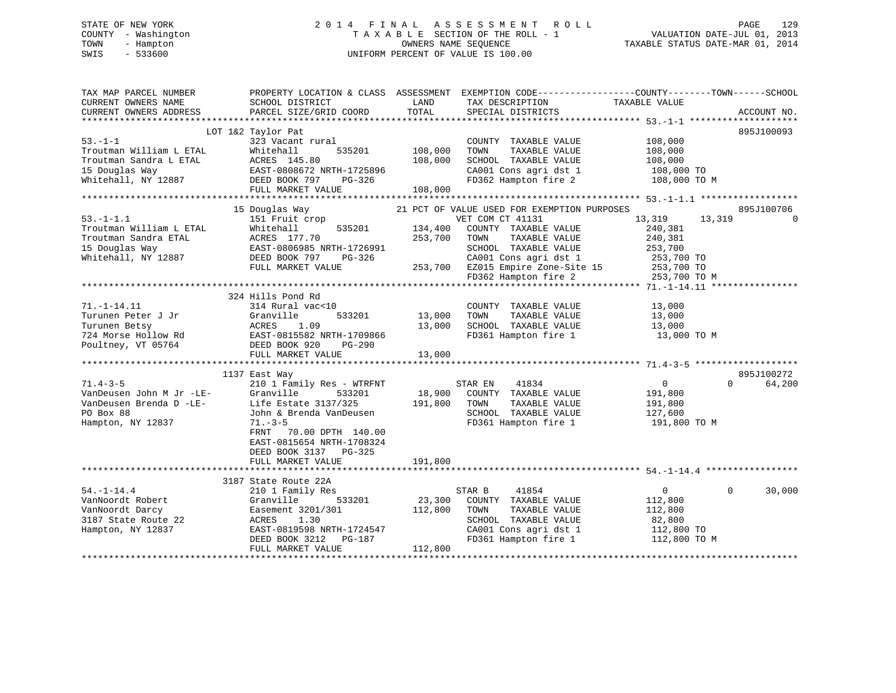STATE OF NEW YORK
COUNTY - Washington
TOWN - Hampton
SWIS - 533600

# 2014 FINAL ASSESSMENT ROLL
TAXABLE SECTION OF THE ROLL - 1
OWNERS NAME SEQUENCE
UNIFORM PERCENT OF VALUE IS 100.00

VALUATION DATE-JUL 01, 2013
TAXABLE STATUS DATE-MAR 01, 2014

```
TAX MAP PARCEL NUMBER          PROPERTY LOCATION & CLASS  ASSESSMENT  EXEMPTION CODE------------------COUNTY--------TOWN------SCHOOL
CURRENT OWNERS NAME            SCHOOL DISTRICT               LAND      TAX DESCRIPTION            TAXABLE VALUE
CURRENT OWNERS ADDRESS         PARCEL SIZE/GRID COORD        TOTAL     SPECIAL DISTRICTS                                    ACCOUNT NO.
******************************************************************************************************* 53.-1-1 ********************
                     LOT 1&2 Taylor Pat                                                                                   895J100093
53.-1-1                        323 Vacant rural                        COUNTY  TAXABLE VALUE          108,000
Troutman William L ETAL        Whitehall       535201      108,000     TOWN    TAXABLE VALUE          108,000
Troutman Sandra L ETAL         ACRES  145.80               108,000     SCHOOL  TAXABLE VALUE          108,000
15 Douglas Way                 EAST-0808672 NRTH-1725896               CA001 Cons agri dst 1           108,000 TO
Whitehall, NY 12887            DEED BOOK 797    PG-326                 FD362 Hampton fire 2            108,000 TO M
                               FULL MARKET VALUE           108,000
******************************************************************************************************* 53.-1-1.1 ******************
                      15 Douglas Way                  21 PCT OF VALUE USED FOR EXEMPTION PURPOSES                        895J100706
53.-1-1.1                      151 Fruit crop                          VET COM CT 41131               13,319      13,319           0
Troutman William L ETAL        Whitehall       535201      134,400     COUNTY  TAXABLE VALUE          240,381
Troutman Sandra ETAL           ACRES  177.70               253,700     TOWN    TAXABLE VALUE          240,381
15 Douglas Way                 EAST-0806985 NRTH-1726991               SCHOOL  TAXABLE VALUE          253,700
Whitehall, NY 12887            DEED BOOK 797    PG-326                 CA001 Cons agri dst 1           253,700 TO
                               FULL MARKET VALUE           253,700     EZ015 Empire Zone-Site 15       253,700 TO
                                                                       FD362 Hampton fire 2            253,700 TO M
******************************************************************************************************* 71.-1-14.11 ****************
                     324 Hills Pond Rd
71.-1-14.11                    314 Rural vac<10                        COUNTY  TAXABLE VALUE           13,000
Turunen Peter J Jr             Granville       533201       13,000     TOWN    TAXABLE VALUE           13,000
Turunen Betsy                  ACRES    1.09                13,000     SCHOOL  TAXABLE VALUE           13,000
724 Morse Hollow Rd            EAST-0815582 NRTH-1709866               FD361 Hampton fire 1             13,000 TO M
Poultney, VT 05764             DEED BOOK 920    PG-290
                               FULL MARKET VALUE            13,000
******************************************************************************************************* 71.4-3-5 *******************
                    1137 East Way                                                                                         895J100272
71.4-3-5                       210 1 Family Res - WTRFNT               STAR EN     41834                   0           0      64,200
VanDeusen John M Jr -LE-       Granville       533201       18,900     COUNTY  TAXABLE VALUE          191,800
VanDeusen Brenda D -LE-        Life Estate 3137/325        191,800     TOWN    TAXABLE VALUE          191,800
PO Box 88                      John & Brenda VanDeusen                 SCHOOL  TAXABLE VALUE          127,600
Hampton, NY 12837              71.-3-5                                 FD361 Hampton fire 1            191,800 TO M
                               FRNT   70.00 DPTH 140.00
                               EAST-0815654 NRTH-1708324
                               DEED BOOK 3137   PG-325
                               FULL MARKET VALUE           191,800
******************************************************************************************************* 54.-1-14.4 *****************
                    3187 State Route 22A
54.-1-14.4                     210 1 Family Res                        STAR B      41854                   0           0      30,000
VanNoordt Robert               Granville       533201       23,300     COUNTY  TAXABLE VALUE          112,800
VanNoordt Darcy                Easement 3201/301           112,800     TOWN    TAXABLE VALUE          112,800
3187 State Route 22            ACRES    1.30                           SCHOOL  TAXABLE VALUE           82,800
Hampton, NY 12837              EAST-0819598 NRTH-1724547               CA001 Cons agri dst 1           112,800 TO
                               DEED BOOK 3212   PG-187                 FD361 Hampton fire 1            112,800 TO M
                               FULL MARKET VALUE           112,800
************************************************************************************************************************************
```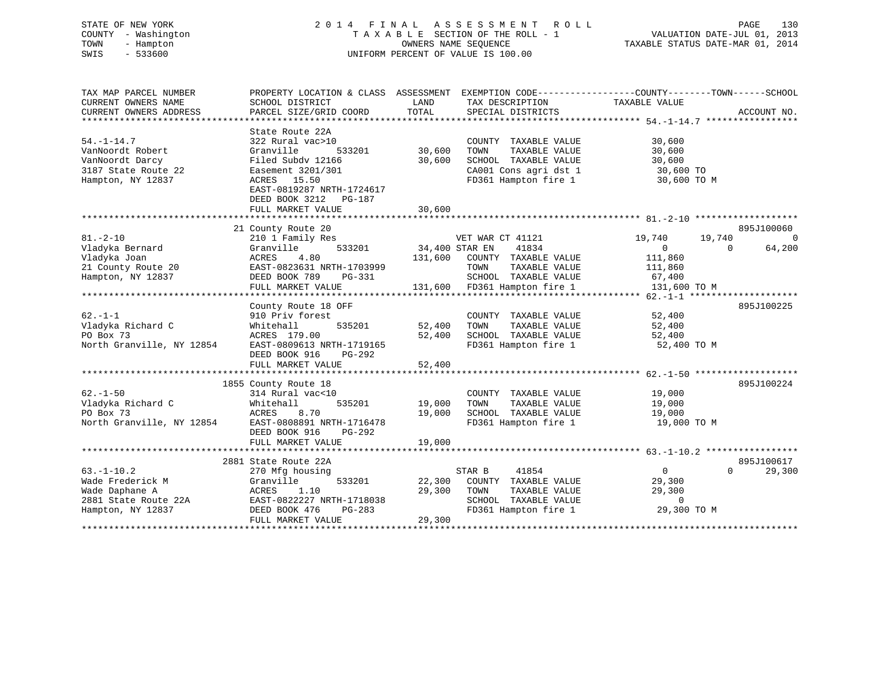STATE OF NEW YORK
COUNTY - Washington
TOWN - Hampton
SWIS - 533600

2 0 1 4 F I N A L A S S E S S M E N T R O L L
T A X A B L E SECTION OF THE ROLL - 1
OWNERS NAME SEQUENCE
UNIFORM PERCENT OF VALUE IS 100.00

VALUATION DATE-JUL 01, 2013
TAXABLE STATUS DATE-MAR 01, 2014

| TAX MAP PARCEL NUMBER / CURRENT OWNERS NAME / CURRENT OWNERS ADDRESS | PROPERTY LOCATION & CLASS / SCHOOL DISTRICT / PARCEL SIZE/GRID COORD | ASSESSMENT LAND / TOTAL | EXEMPTION CODE / TAX DESCRIPTION / SPECIAL DISTRICTS | COUNTY TAXABLE VALUE | TOWN | SCHOOL | ACCOUNT NO. |
|---|---|---|---|---|---|---|---|
| **54.-1-14.7** | State Route 22A | | | | | | |
| | 322 Rural vac>10 | | COUNTY TAXABLE VALUE | 30,600 | | | |
| VanNoordt Robert | Granville 533201 | 30,600 | TOWN TAXABLE VALUE | 30,600 | | | |
| VanNoordt Darcy | Filed Subdv 12166 | 30,600 | SCHOOL TAXABLE VALUE | 30,600 | | | |
| 3187 State Route 22 | Easement 3201/301 | | CA001 Cons agri dst 1 | 30,600 TO | | | |
| Hampton, NY 12837 | ACRES 15.50 | | FD361 Hampton fire 1 | 30,600 TO M | | | |
| | EAST-0819287 NRTH-1724617 | | | | | | |
| | DEED BOOK 3212 PG-187 | | | | | | |
| | FULL MARKET VALUE | 30,600 | | | | | |
| **81.-2-10** | 21 County Route 20 | | | | | | 895J100060 |
| | 210 1 Family Res | | VET WAR CT 41121 | 19,740 | 19,740 | 0 | |
| Vladyka Bernard | Granville 533201 | 34,400 | STAR EN 41834 | 0 | 0 | 64,200 | |
| Vladyka Joan | ACRES 4.80 | 131,600 | COUNTY TAXABLE VALUE | 111,860 | | | |
| 21 County Route 20 | EAST-0823631 NRTH-1703999 | | TOWN TAXABLE VALUE | 111,860 | | | |
| Hampton, NY 12837 | DEED BOOK 789 PG-331 | | SCHOOL TAXABLE VALUE | 67,400 | | | |
| | FULL MARKET VALUE | 131,600 | FD361 Hampton fire 1 | 131,600 TO M | | | |
| **62.-1-1** | County Route 18 OFF | | | | | | 895J100225 |
| | 910 Priv forest | | COUNTY TAXABLE VALUE | 52,400 | | | |
| Vladyka Richard C | Whitehall 535201 | 52,400 | TOWN TAXABLE VALUE | 52,400 | | | |
| PO Box 73 | ACRES 179.00 | 52,400 | SCHOOL TAXABLE VALUE | 52,400 | | | |
| North Granville, NY 12854 | EAST-0809613 NRTH-1719165 | | FD361 Hampton fire 1 | 52,400 TO M | | | |
| | DEED BOOK 916 PG-292 | | | | | | |
| | FULL MARKET VALUE | 52,400 | | | | | |
| **62.-1-50** | 1855 County Route 18 | | | | | | 895J100224 |
| | 314 Rural vac<10 | | COUNTY TAXABLE VALUE | 19,000 | | | |
| Vladyka Richard C | Whitehall 535201 | 19,000 | TOWN TAXABLE VALUE | 19,000 | | | |
| PO Box 73 | ACRES 8.70 | 19,000 | SCHOOL TAXABLE VALUE | 19,000 | | | |
| North Granville, NY 12854 | EAST-0808891 NRTH-1716478 | | FD361 Hampton fire 1 | 19,000 TO M | | | |
| | DEED BOOK 916 PG-292 | | | | | | |
| | FULL MARKET VALUE | 19,000 | | | | | |
| **63.-1-10.2** | 2881 State Route 22A | | | | | | 895J100617 |
| | 270 Mfg housing | | STAR B 41854 | 0 | 0 | 29,300 | |
| Wade Frederick M | Granville 533201 | 22,300 | COUNTY TAXABLE VALUE | 29,300 | | | |
| Wade Daphane A | ACRES 1.10 | 29,300 | TOWN TAXABLE VALUE | 29,300 | | | |
| 2881 State Route 22A | EAST-0822227 NRTH-1718038 | | SCHOOL TAXABLE VALUE | 0 | | | |
| Hampton, NY 12837 | DEED BOOK 476 PG-283 | | FD361 Hampton fire 1 | 29,300 TO M | | | |
| | FULL MARKET VALUE | 29,300 | | | | | |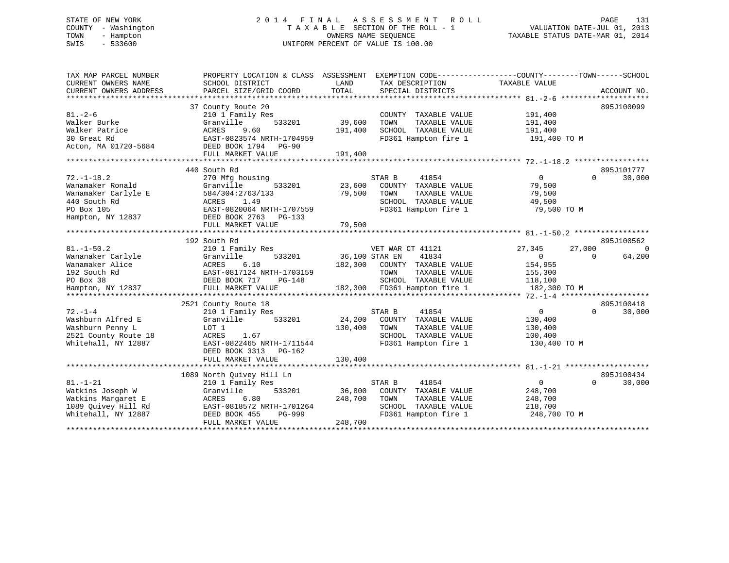STATE OF NEW YORK
COUNTY - Washington
TOWN - Hampton
SWIS - 533600

2014 FINAL ASSESSMENT ROLL
TAXABLE SECTION OF THE ROLL - 1
OWNERS NAME SEQUENCE
UNIFORM PERCENT OF VALUE IS 100.00

VALUATION DATE-JUL 01, 2013
TAXABLE STATUS DATE-MAR 01, 2014

| TAX MAP PARCEL NUMBER / CURRENT OWNERS NAME / CURRENT OWNERS ADDRESS | PROPERTY LOCATION & CLASS / SCHOOL DISTRICT / PARCEL SIZE/GRID COORD | ASSESSMENT LAND / TOTAL | EXEMPTION CODE / TAX DESCRIPTION / SPECIAL DISTRICTS | COUNTY TAXABLE VALUE | TOWN | SCHOOL / ACCOUNT NO. |
|---|---|---|---|---|---|---|
| **81.-2-6** | 37 County Route 20 | | | | | 895J100099 |
| | 210 1 Family Res | | COUNTY TAXABLE VALUE | 191,400 | | |
| Walker Burke | Granville 533201 | 39,600 | TOWN TAXABLE VALUE | 191,400 | | |
| Walker Patrice | ACRES 9.60 | 191,400 | SCHOOL TAXABLE VALUE | 191,400 | | |
| 30 Great Rd | EAST-0823574 NRTH-1704959 | | FD361 Hampton fire 1 | 191,400 TO M | | |
| Acton, MA 01720-5684 | DEED BOOK 1794 PG-90 | | | | | |
| | FULL MARKET VALUE | 191,400 | | | | |
| **72.-1-18.2** | 440 South Rd | | | | | 895J101777 |
| | 270 Mfg housing | | STAR B 41854 | 0 | 0 | 30,000 |
| Wanamaker Ronald | Granville 533201 | 23,600 | COUNTY TAXABLE VALUE | 79,500 | | |
| Wanamaker Carlyle E | 584/304:2763/133 | 79,500 | TOWN TAXABLE VALUE | 79,500 | | |
| 440 South Rd | ACRES 1.49 | | SCHOOL TAXABLE VALUE | 49,500 | | |
| PO Box 105 | EAST-0820064 NRTH-1707559 | | FD361 Hampton fire 1 | 79,500 TO M | | |
| Hampton, NY 12837 | DEED BOOK 2763 PG-133 | | | | | |
| | FULL MARKET VALUE | 79,500 | | | | |
| **81.-1-50.2** | 192 South Rd | | | | | 895J100562 |
| | 210 1 Family Res | | VET WAR CT 41121 | 27,345 | 27,000 | 0 |
| Wananaker Carlyle | Granville 533201 | 36,100 | STAR EN 41834 | 0 | 0 | 64,200 |
| Wanamaker Alice | ACRES 6.10 | 182,300 | COUNTY TAXABLE VALUE | 154,955 | | |
| 192 South Rd | EAST-0817124 NRTH-1703159 | | TOWN TAXABLE VALUE | 155,300 | | |
| PO Box 38 | DEED BOOK 717 PG-148 | | SCHOOL TAXABLE VALUE | 118,100 | | |
| Hampton, NY 12837 | FULL MARKET VALUE | 182,300 | FD361 Hampton fire 1 | 182,300 TO M | | |
| **72.-1-4** | 2521 County Route 18 | | | | | 895J100418 |
| | 210 1 Family Res | | STAR B 41854 | 0 | 0 | 30,000 |
| Washburn Alfred E | Granville 533201 | 24,200 | COUNTY TAXABLE VALUE | 130,400 | | |
| Washburn Penny L | LOT 1 | 130,400 | TOWN TAXABLE VALUE | 130,400 | | |
| 2521 County Route 18 | ACRES 1.67 | | SCHOOL TAXABLE VALUE | 100,400 | | |
| Whitehall, NY 12887 | EAST-0822465 NRTH-1711544 | | FD361 Hampton fire 1 | 130,400 TO M | | |
| | DEED BOOK 3313 PG-162 | | | | | |
| | FULL MARKET VALUE | 130,400 | | | | |
| **81.-1-21** | 1089 North Quivey Hill Ln | | | | | 895J100434 |
| | 210 1 Family Res | | STAR B 41854 | 0 | 0 | 30,000 |
| Watkins Joseph W | Granville 533201 | 36,800 | COUNTY TAXABLE VALUE | 248,700 | | |
| Watkins Margaret E | ACRES 6.80 | 248,700 | TOWN TAXABLE VALUE | 248,700 | | |
| 1089 Quivey Hill Rd | EAST-0818572 NRTH-1701264 | | SCHOOL TAXABLE VALUE | 218,700 | | |
| Whitehall, NY 12887 | DEED BOOK 455 PG-999 | | FD361 Hampton fire 1 | 248,700 TO M | | |
| | FULL MARKET VALUE | 248,700 | | | | |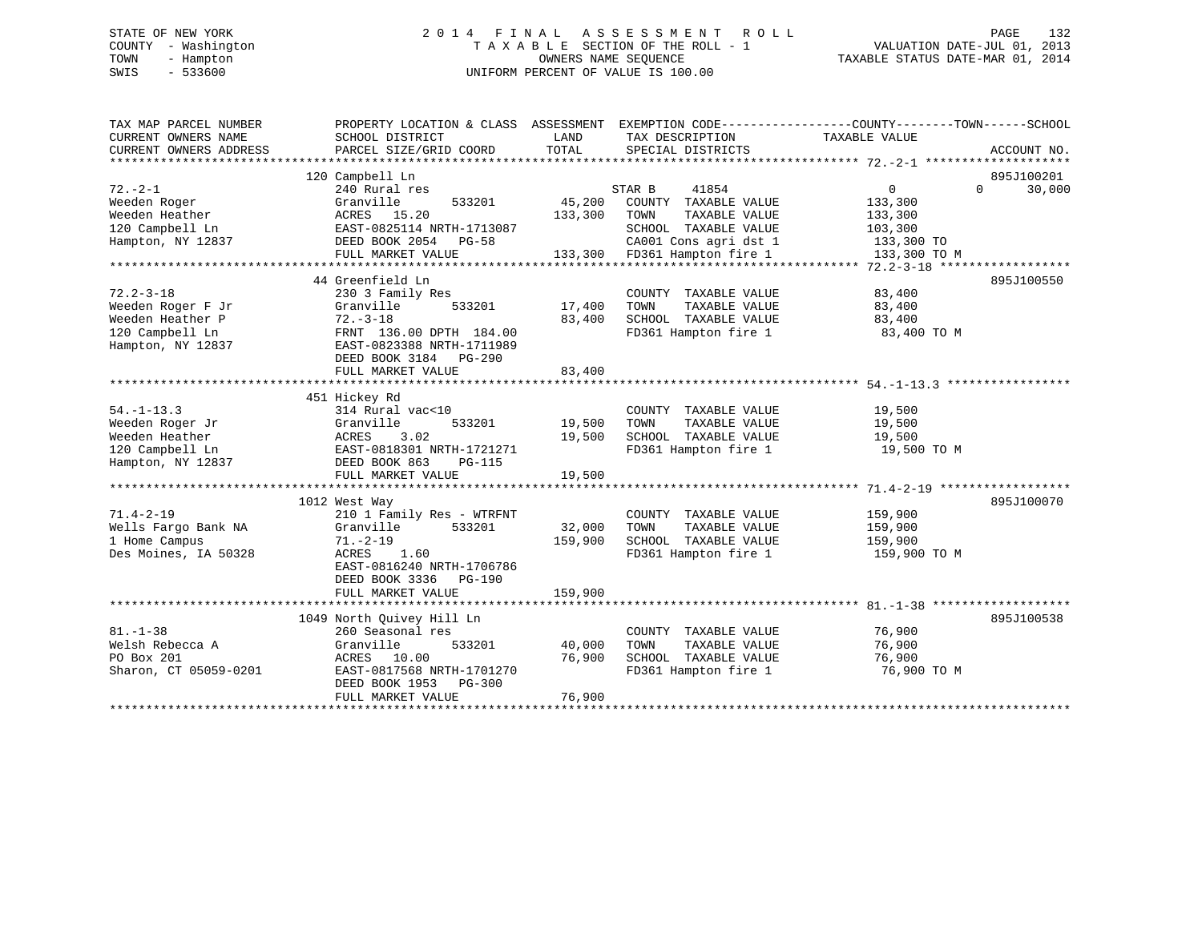STATE OF NEW YORK
COUNTY - Washington
TOWN - Hampton
SWIS - 533600

# 2014 FINAL ASSESSMENT ROLL

TAXABLE SECTION OF THE ROLL - 1
OWNERS NAME SEQUENCE
UNIFORM PERCENT OF VALUE IS 100.00

VALUATION DATE-JUL 01, 2013
TAXABLE STATUS DATE-MAR 01, 2014

```
TAX MAP PARCEL NUMBER          PROPERTY LOCATION & CLASS  ASSESSMENT  EXEMPTION CODE------------------COUNTY--------TOWN------SCHOOL
CURRENT OWNERS NAME            SCHOOL DISTRICT              LAND       TAX DESCRIPTION             TAXABLE VALUE
CURRENT OWNERS ADDRESS         PARCEL SIZE/GRID COORD       TOTAL      SPECIAL DISTRICTS                                       ACCOUNT NO.
****************************************************************************************************** 72.-2-1 ********************
                               120 Campbell Ln                                                                              895J100201
72.-2-1                        240 Rural res                           STAR B     41854              0            0       30,000
Weeden Roger                   Granville      533201       45,200      COUNTY  TAXABLE VALUE         133,300
Weeden Heather                 ACRES  15.20               133,300      TOWN    TAXABLE VALUE         133,300
120 Campbell Ln                EAST-0825114 NRTH-1713087               SCHOOL  TAXABLE VALUE         103,300
Hampton, NY 12837              DEED BOOK 2054   PG-58                  CA001 Cons agri dst 1         133,300 TO
                               FULL MARKET VALUE          133,300      FD361 Hampton fire 1          133,300 TO M
****************************************************************************************************** 72.2-3-18 ******************
                               44 Greenfield Ln                                                                             895J100550
72.2-3-18                      230 3 Family Res                        COUNTY  TAXABLE VALUE          83,400
Weeden Roger F Jr              Granville      533201       17,400      TOWN    TAXABLE VALUE          83,400
Weeden Heather P               72.-3-18                    83,400      SCHOOL  TAXABLE VALUE          83,400
120 Campbell Ln                FRNT 136.00 DPTH 184.00                 FD361 Hampton fire 1           83,400 TO M
Hampton, NY 12837              EAST-0823388 NRTH-1711989
                               DEED BOOK 3184   PG-290
                               FULL MARKET VALUE           83,400
****************************************************************************************************** 54.-1-13.3 *****************
                               451 Hickey Rd
54.-1-13.3                     314 Rural vac<10                        COUNTY  TAXABLE VALUE          19,500
Weeden Roger Jr                Granville      533201       19,500      TOWN    TAXABLE VALUE          19,500
Weeden Heather                 ACRES   3.02                19,500      SCHOOL  TAXABLE VALUE          19,500
120 Campbell Ln                EAST-0818301 NRTH-1721271               FD361 Hampton fire 1           19,500 TO M
Hampton, NY 12837              DEED BOOK 863    PG-115
                               FULL MARKET VALUE           19,500
****************************************************************************************************** 71.4-2-19 ******************
                               1012 West Way                                                                                895J100070
71.4-2-19                      210 1 Family Res - WTRFNT               COUNTY  TAXABLE VALUE         159,900
Wells Fargo Bank NA            Granville      533201       32,000      TOWN    TAXABLE VALUE         159,900
1 Home Campus                  71.-2-19                   159,900      SCHOOL  TAXABLE VALUE         159,900
Des Moines, IA 50328           ACRES   1.60                            FD361 Hampton fire 1          159,900 TO M
                               EAST-0816240 NRTH-1706786
                               DEED BOOK 3336   PG-190
                               FULL MARKET VALUE          159,900
****************************************************************************************************** 81.-1-38 *******************
                               1049 North Quivey Hill Ln                                                                    895J100538
81.-1-38                       260 Seasonal res                        COUNTY  TAXABLE VALUE          76,900
Welsh Rebecca A                Granville      533201       40,000      TOWN    TAXABLE VALUE          76,900
PO Box 201                     ACRES  10.00                76,900      SCHOOL  TAXABLE VALUE          76,900
Sharon, CT 05059-0201          EAST-0817568 NRTH-1701270               FD361 Hampton fire 1           76,900 TO M
                               DEED BOOK 1953   PG-300
                               FULL MARKET VALUE           76,900
************************************************************************************************************************************
```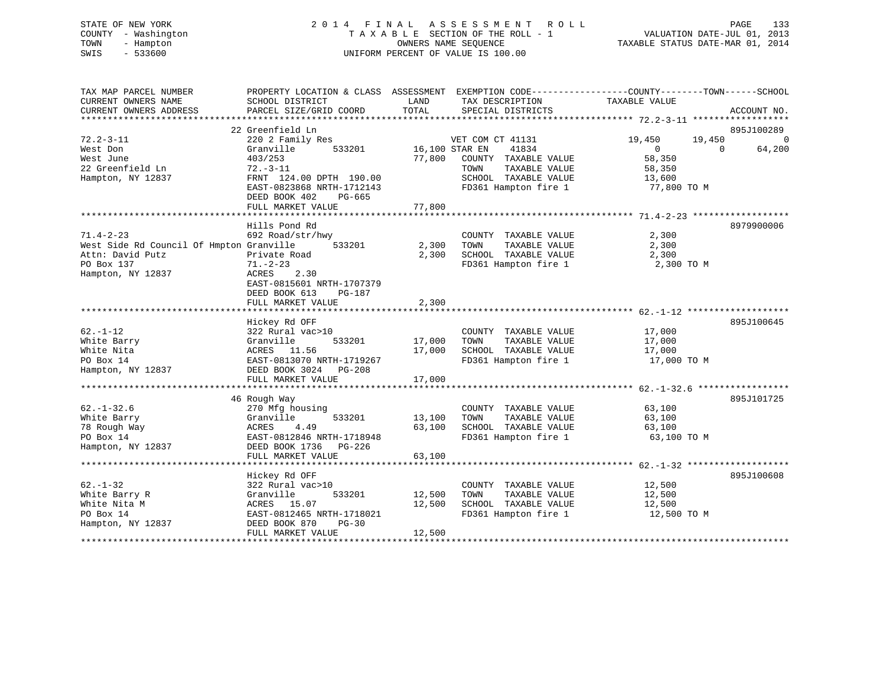STATE OF NEW YORK
COUNTY - Washington
TOWN - Hampton
SWIS - 533600

# 2014 FINAL ASSESSMENT ROLL

TAXABLE SECTION OF THE ROLL - 1
OWNERS NAME SEQUENCE
UNIFORM PERCENT OF VALUE IS 100.00

VALUATION DATE-JUL 01, 2013
TAXABLE STATUS DATE-MAR 01, 2014

| TAX MAP PARCEL NUMBER / CURRENT OWNERS NAME / CURRENT OWNERS ADDRESS | PROPERTY LOCATION & CLASS / SCHOOL DISTRICT / PARCEL SIZE/GRID COORD | ASSESSMENT LAND / TOTAL | EXEMPTION CODE / TAX DESCRIPTION / SPECIAL DISTRICTS | COUNTY TAXABLE VALUE | TOWN | SCHOOL | ACCOUNT NO. |
|---|---|---|---|---|---|---|---|
| 22 Greenfield Ln | | | | | | | 895J100289 |
| 72.2-3-11 | 220 2 Family Res | | VET COM CT 41131 | 19,450 | 19,450 | 0 | |
| West Don | Granville 533201 | 16,100 | STAR EN 41834 | 0 | 0 | 64,200 | |
| West June | 403/253 | 77,800 | COUNTY TAXABLE VALUE | 58,350 | | | |
| 22 Greenfield Ln | 72.-3-11 | | TOWN TAXABLE VALUE | 58,350 | | | |
| Hampton, NY 12837 | FRNT 124.00 DPTH 190.00 | | SCHOOL TAXABLE VALUE | 13,600 | | | |
| | EAST-0823868 NRTH-1712143 | | FD361 Hampton fire 1 | 77,800 TO M | | | |
| | DEED BOOK 402 PG-665 | | | | | | |
| | FULL MARKET VALUE | 77,800 | | | | | |
| Hills Pond Rd | | | | | | | 8979900006 |
| 71.4-2-23 | 692 Road/str/hwy | | COUNTY TAXABLE VALUE | 2,300 | | | |
| West Side Rd Council Of Hmpton | Granville 533201 | 2,300 | TOWN TAXABLE VALUE | 2,300 | | | |
| Attn: David Putz | Private Road | 2,300 | SCHOOL TAXABLE VALUE | 2,300 | | | |
| PO Box 137 | 71.-2-23 | | FD361 Hampton fire 1 | 2,300 TO M | | | |
| Hampton, NY 12837 | ACRES 2.30 | | | | | | |
| | EAST-0815601 NRTH-1707379 | | | | | | |
| | DEED BOOK 613 PG-187 | | | | | | |
| | FULL MARKET VALUE | 2,300 | | | | | |
| Hickey Rd OFF | | | | | | | 895J100645 |
| 62.-1-12 | 322 Rural vac>10 | | COUNTY TAXABLE VALUE | 17,000 | | | |
| White Barry | Granville 533201 | 17,000 | TOWN TAXABLE VALUE | 17,000 | | | |
| White Nita | ACRES 11.56 | 17,000 | SCHOOL TAXABLE VALUE | 17,000 | | | |
| PO Box 14 | EAST-0813070 NRTH-1719267 | | FD361 Hampton fire 1 | 17,000 TO M | | | |
| Hampton, NY 12837 | DEED BOOK 3024 PG-208 | | | | | | |
| | FULL MARKET VALUE | 17,000 | | | | | |
| 46 Rough Way | | | | | | | 895J101725 |
| 62.-1-32.6 | 270 Mfg housing | | COUNTY TAXABLE VALUE | 63,100 | | | |
| White Barry | Granville 533201 | 13,100 | TOWN TAXABLE VALUE | 63,100 | | | |
| 78 Rough Way | ACRES 4.49 | 63,100 | SCHOOL TAXABLE VALUE | 63,100 | | | |
| PO Box 14 | EAST-0812846 NRTH-1718948 | | FD361 Hampton fire 1 | 63,100 TO M | | | |
| Hampton, NY 12837 | DEED BOOK 1736 PG-226 | | | | | | |
| | FULL MARKET VALUE | 63,100 | | | | | |
| Hickey Rd OFF | | | | | | | 895J100608 |
| 62.-1-32 | 322 Rural vac>10 | | COUNTY TAXABLE VALUE | 12,500 | | | |
| White Barry R | Granville 533201 | 12,500 | TOWN TAXABLE VALUE | 12,500 | | | |
| White Nita M | ACRES 15.07 | 12,500 | SCHOOL TAXABLE VALUE | 12,500 | | | |
| PO Box 14 | EAST-0812465 NRTH-1718021 | | FD361 Hampton fire 1 | 12,500 TO M | | | |
| Hampton, NY 12837 | DEED BOOK 870 PG-30 | | | | | | |
| | FULL MARKET VALUE | 12,500 | | | | | |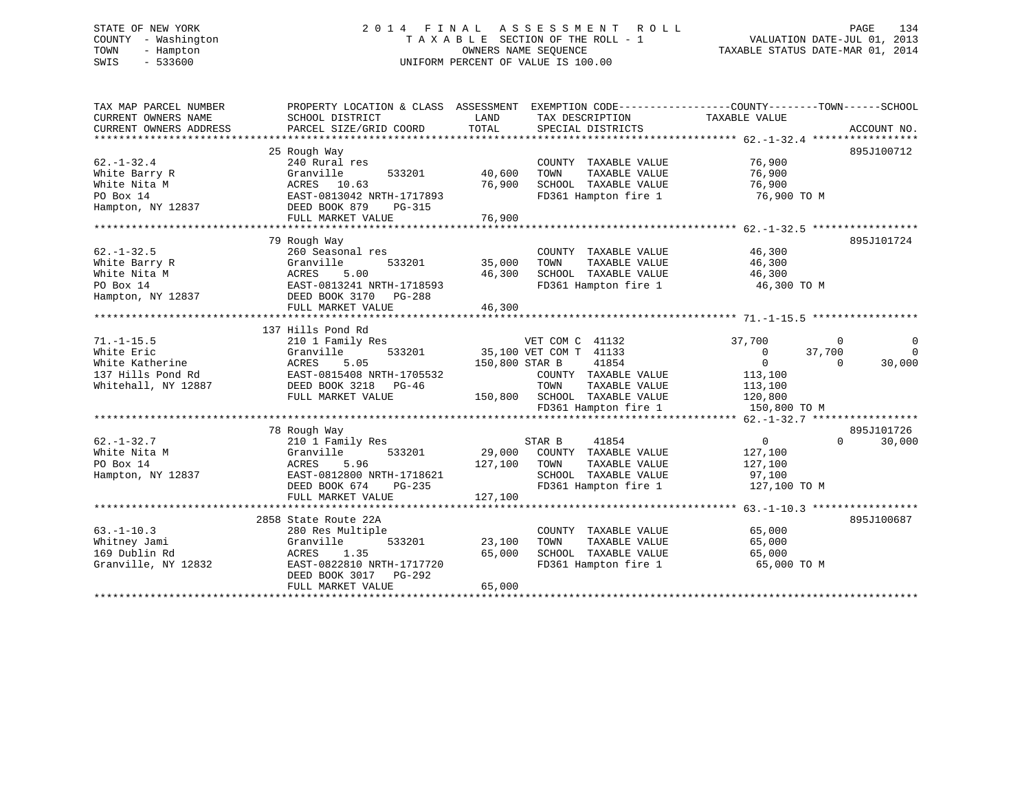STATE OF NEW YORK
COUNTY - Washington
TOWN - Hampton
SWIS - 533600

2014 FINAL ASSESSMENT ROLL
TAXABLE SECTION OF THE ROLL - 1
OWNERS NAME SEQUENCE
UNIFORM PERCENT OF VALUE IS 100.00

VALUATION DATE-JUL 01, 2013
TAXABLE STATUS DATE-MAR 01, 2014

| TAX MAP PARCEL NUMBER / CURRENT OWNERS NAME / CURRENT OWNERS ADDRESS | PROPERTY LOCATION & CLASS / SCHOOL DISTRICT / PARCEL SIZE/GRID COORD | ASSESSMENT LAND / TOTAL | EXEMPTION CODE / TAX DESCRIPTION / SPECIAL DISTRICTS | COUNTY TAXABLE VALUE | TOWN | SCHOOL | ACCOUNT NO. |
|---|---|---|---|---|---|---|---|
| 62.-1-32.4 | 25 Rough Way | | | | | | 895J100712 |
| White Barry R | 240 Rural res | | COUNTY TAXABLE VALUE | 76,900 | | | |
| White Nita M | Granville 533201 | 40,600 | TOWN TAXABLE VALUE | 76,900 | | | |
| PO Box 14 | ACRES 10.63 | 76,900 | SCHOOL TAXABLE VALUE | 76,900 | | | |
| Hampton, NY 12837 | EAST-0813042 NRTH-1717893 | | FD361 Hampton fire 1 | 76,900 TO M | | | |
| | DEED BOOK 879 PG-315 | | | | | | |
| | FULL MARKET VALUE | 76,900 | | | | | |
| 62.-1-32.5 | 79 Rough Way | | | | | | 895J101724 |
| White Barry R | 260 Seasonal res | | COUNTY TAXABLE VALUE | 46,300 | | | |
| White Nita M | Granville 533201 | 35,000 | TOWN TAXABLE VALUE | 46,300 | | | |
| PO Box 14 | ACRES 5.00 | 46,300 | SCHOOL TAXABLE VALUE | 46,300 | | | |
| Hampton, NY 12837 | EAST-0813241 NRTH-1718593 | | FD361 Hampton fire 1 | 46,300 TO M | | | |
| | DEED BOOK 3170 PG-288 | | | | | | |
| | FULL MARKET VALUE | 46,300 | | | | | |
| 71.-1-15.5 | 137 Hills Pond Rd | | | | | | |
| White Eric | 210 1 Family Res | | VET COM C 41132 | 37,700 | 0 | 0 | |
| White Katherine | Granville 533201 | 35,100 | VET COM T 41133 | 0 | 37,700 | 0 | |
| 137 Hills Pond Rd | ACRES 5.05 | 150,800 | STAR B 41854 | 0 | 0 | 30,000 | |
| Whitehall, NY 12887 | EAST-0815408 NRTH-1705532 | | COUNTY TAXABLE VALUE | 113,100 | | | |
| | DEED BOOK 3218 PG-46 | | TOWN TAXABLE VALUE | 113,100 | | | |
| | FULL MARKET VALUE | 150,800 | SCHOOL TAXABLE VALUE | 120,800 | | | |
| | | | FD361 Hampton fire 1 | 150,800 TO M | | | |
| 62.-1-32.7 | 78 Rough Way | | | | | | 895J101726 |
| White Nita M | 210 1 Family Res | | STAR B 41854 | 0 | 0 | 30,000 | |
| PO Box 14 | Granville 533201 | 29,000 | COUNTY TAXABLE VALUE | 127,100 | | | |
| Hampton, NY 12837 | ACRES 5.96 | 127,100 | TOWN TAXABLE VALUE | 127,100 | | | |
| | EAST-0812800 NRTH-1718621 | | SCHOOL TAXABLE VALUE | 97,100 | | | |
| | DEED BOOK 674 PG-235 | | FD361 Hampton fire 1 | 127,100 TO M | | | |
| | FULL MARKET VALUE | 127,100 | | | | | |
| 63.-1-10.3 | 2858 State Route 22A | | | | | | 895J100687 |
| Whitney Jami | 280 Res Multiple | | COUNTY TAXABLE VALUE | 65,000 | | | |
| 169 Dublin Rd | Granville 533201 | 23,100 | TOWN TAXABLE VALUE | 65,000 | | | |
| Granville, NY 12832 | ACRES 1.35 | 65,000 | SCHOOL TAXABLE VALUE | 65,000 | | | |
| | EAST-0822810 NRTH-1717720 | | FD361 Hampton fire 1 | 65,000 TO M | | | |
| | DEED BOOK 3017 PG-292 | | | | | | |
| | FULL MARKET VALUE | 65,000 | | | | | |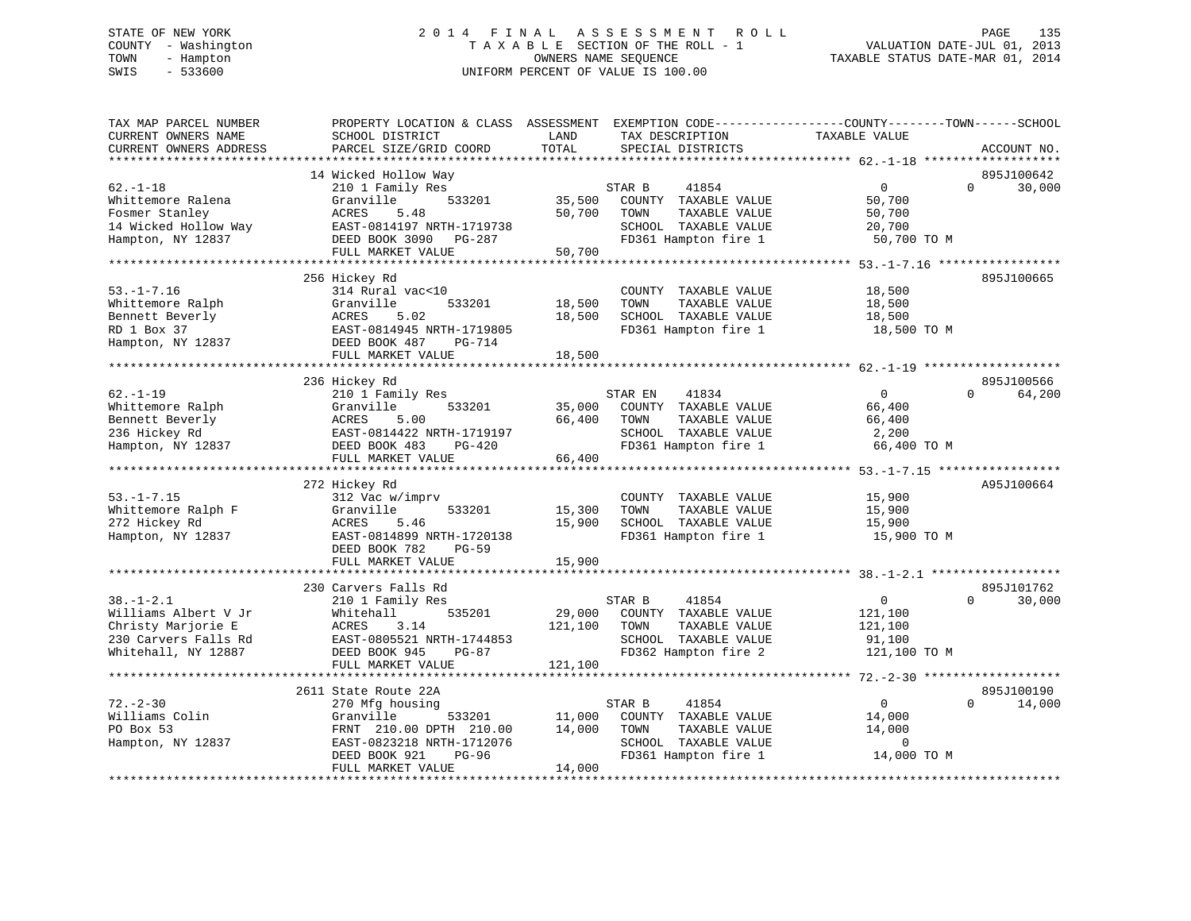STATE OF NEW YORK | COUNTY - Washington | TOWN - Hampton | SWIS - 533600

# 2014 FINAL ASSESSMENT ROLL

TAXABLE SECTION OF THE ROLL - 1
OWNERS NAME SEQUENCE
UNIFORM PERCENT OF VALUE IS 100.00

VALUATION DATE-JUL 01, 2013
TAXABLE STATUS DATE-MAR 01, 2014

| TAX MAP PARCEL NUMBER / CURRENT OWNERS NAME / CURRENT OWNERS ADDRESS | PROPERTY LOCATION & CLASS / SCHOOL DISTRICT / PARCEL SIZE/GRID COORD | ASSESSMENT LAND / TOTAL | EXEMPTION CODE / TAX DESCRIPTION / SPECIAL DISTRICTS | COUNTY TAXABLE VALUE | TOWN | SCHOOL | ACCOUNT NO. |
|---|---|---|---|---|---|---|---|
| 62.-1-18 | 14 Wicked Hollow Way | | | | | | 895J100642 |
| Whittemore Ralena | 210 1 Family Res | | STAR B 41854 | 0 | 0 | 30,000 | |
| Fosmer Stanley | Granville 533201 | 35,500 | COUNTY TAXABLE VALUE | 50,700 | | | |
| 14 Wicked Hollow Way | ACRES 5.48 | 50,700 | TOWN TAXABLE VALUE | 50,700 | | | |
| Hampton, NY 12837 | EAST-0814197 NRTH-1719738 | | SCHOOL TAXABLE VALUE | 20,700 | | | |
| | DEED BOOK 3090 PG-287 | | FD361 Hampton fire 1 | 50,700 TO M | | | |
| | FULL MARKET VALUE | 50,700 | | | | | |
| 53.-1-7.16 | 256 Hickey Rd | | | | | | 895J100665 |
| Whittemore Ralph | 314 Rural vac<10 | | COUNTY TAXABLE VALUE | 18,500 | | | |
| Bennett Beverly | Granville 533201 | 18,500 | TOWN TAXABLE VALUE | 18,500 | | | |
| RD 1 Box 37 | ACRES 5.02 | 18,500 | SCHOOL TAXABLE VALUE | 18,500 | | | |
| Hampton, NY 12837 | EAST-0814945 NRTH-1719805 | | FD361 Hampton fire 1 | 18,500 TO M | | | |
| | DEED BOOK 487 PG-714 | | | | | | |
| | FULL MARKET VALUE | 18,500 | | | | | |
| 62.-1-19 | 236 Hickey Rd | | | | | | 895J100566 |
| Whittemore Ralph | 210 1 Family Res | | STAR EN 41834 | 0 | 0 | 64,200 | |
| Bennett Beverly | Granville 533201 | 35,000 | COUNTY TAXABLE VALUE | 66,400 | | | |
| 236 Hickey Rd | ACRES 5.00 | 66,400 | TOWN TAXABLE VALUE | 66,400 | | | |
| Hampton, NY 12837 | EAST-0814422 NRTH-1719197 | | SCHOOL TAXABLE VALUE | 2,200 | | | |
| | DEED BOOK 483 PG-420 | | FD361 Hampton fire 1 | 66,400 TO M | | | |
| | FULL MARKET VALUE | 66,400 | | | | | |
| 53.-1-7.15 | 272 Hickey Rd | | | | | | A95J100664 |
| Whittemore Ralph F | 312 Vac w/imprv | | COUNTY TAXABLE VALUE | 15,900 | | | |
| 272 Hickey Rd | Granville 533201 | 15,300 | TOWN TAXABLE VALUE | 15,900 | | | |
| Hampton, NY 12837 | ACRES 5.46 | 15,900 | SCHOOL TAXABLE VALUE | 15,900 | | | |
| | EAST-0814899 NRTH-1720138 | | FD361 Hampton fire 1 | 15,900 TO M | | | |
| | DEED BOOK 782 PG-59 | | | | | | |
| | FULL MARKET VALUE | 15,900 | | | | | |
| 38.-1-2.1 | 230 Carvers Falls Rd | | | | | | 895J101762 |
| Williams Albert V Jr | 210 1 Family Res | | STAR B 41854 | 0 | 0 | 30,000 | |
| Christy Marjorie E | Whitehall 535201 | 29,000 | COUNTY TAXABLE VALUE | 121,100 | | | |
| 230 Carvers Falls Rd | ACRES 3.14 | 121,100 | TOWN TAXABLE VALUE | 121,100 | | | |
| Whitehall, NY 12887 | EAST-0805521 NRTH-1744853 | | SCHOOL TAXABLE VALUE | 91,100 | | | |
| | DEED BOOK 945 PG-87 | | FD362 Hampton fire 2 | 121,100 TO M | | | |
| | FULL MARKET VALUE | 121,100 | | | | | |
| 72.-2-30 | 2611 State Route 22A | | | | | | 895J100190 |
| Williams Colin | 270 Mfg housing | | STAR B 41854 | 0 | 0 | 14,000 | |
| PO Box 53 | Granville 533201 | 11,000 | COUNTY TAXABLE VALUE | 14,000 | | | |
| Hampton, NY 12837 | FRNT 210.00 DPTH 210.00 | 14,000 | TOWN TAXABLE VALUE | 14,000 | | | |
| | EAST-0823218 NRTH-1712076 | | SCHOOL TAXABLE VALUE | 0 | | | |
| | DEED BOOK 921 PG-96 | | FD361 Hampton fire 1 | 14,000 TO M | | | |
| | FULL MARKET VALUE | 14,000 | | | | | |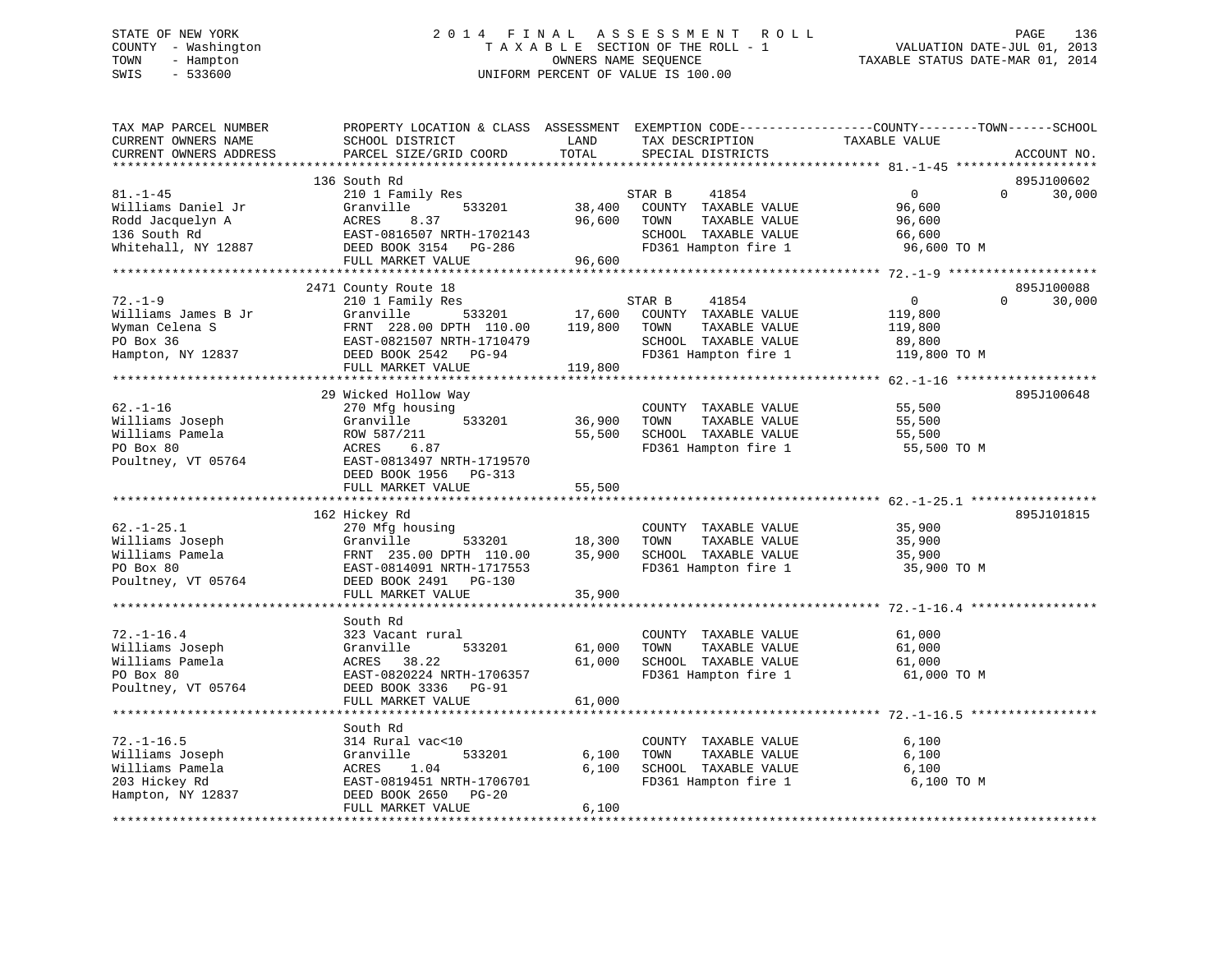STATE OF NEW YORK
COUNTY - Washington
TOWN - Hampton
SWIS - 533600

# 2014 FINAL ASSESSMENT ROLL
TAXABLE SECTION OF THE ROLL - 1
OWNERS NAME SEQUENCE
UNIFORM PERCENT OF VALUE IS 100.00

VALUATION DATE-JUL 01, 2013
TAXABLE STATUS DATE-MAR 01, 2014

| TAX MAP PARCEL NUMBER / CURRENT OWNERS NAME / CURRENT OWNERS ADDRESS | PROPERTY LOCATION & CLASS / SCHOOL DISTRICT / PARCEL SIZE/GRID COORD | ASSESSMENT LAND | TOTAL | EXEMPTION CODE / TAX DESCRIPTION / SPECIAL DISTRICTS | COUNTY | TOWN | SCHOOL / TAXABLE VALUE | ACCOUNT NO. |
|---|---|---|---|---|---|---|---|---|
| **81.-1-45** | 136 South Rd | | | | | | | 895J100602 |
| | 210 1 Family Res | | | STAR B 41854 | 0 | 0 | 30,000 | |
| Williams Daniel Jr | Granville 533201 | 38,400 | | COUNTY TAXABLE VALUE | 96,600 | | | |
| Rodd Jacquelyn A | ACRES 8.37 | | 96,600 | TOWN TAXABLE VALUE | | 96,600 | | |
| 136 South Rd | EAST-0816507 NRTH-1702143 | | | SCHOOL TAXABLE VALUE | | | 66,600 | |
| Whitehall, NY 12887 | DEED BOOK 3154 PG-286 | | | FD361 Hampton fire 1 | 96,600 TO M | | | |
| | FULL MARKET VALUE | | 96,600 | | | | | |
| **72.-1-9** | 2471 County Route 18 | | | | | | | 895J100088 |
| | 210 1 Family Res | | | STAR B 41854 | 0 | 0 | 30,000 | |
| Williams James B Jr | Granville 533201 | 17,600 | | COUNTY TAXABLE VALUE | 119,800 | | | |
| Wyman Celena S | FRNT 228.00 DPTH 110.00 | | 119,800 | TOWN TAXABLE VALUE | | 119,800 | | |
| PO Box 36 | EAST-0821507 NRTH-1710479 | | | SCHOOL TAXABLE VALUE | | | 89,800 | |
| Hampton, NY 12837 | DEED BOOK 2542 PG-94 | | | FD361 Hampton fire 1 | 119,800 TO M | | | |
| | FULL MARKET VALUE | | 119,800 | | | | | |
| **62.-1-16** | 29 Wicked Hollow Way | | | | | | | 895J100648 |
| | 270 Mfg housing | | | COUNTY TAXABLE VALUE | 55,500 | | | |
| Williams Joseph | Granville 533201 | 36,900 | | TOWN TAXABLE VALUE | | 55,500 | | |
| Williams Pamela | ROW 587/211 | | 55,500 | SCHOOL TAXABLE VALUE | | | 55,500 | |
| PO Box 80 | ACRES 6.87 | | | FD361 Hampton fire 1 | 55,500 TO M | | | |
| Poultney, VT 05764 | EAST-0813497 NRTH-1719570 | | | | | | | |
| | DEED BOOK 1956 PG-313 | | | | | | | |
| | FULL MARKET VALUE | | 55,500 | | | | | |
| **62.-1-25.1** | 162 Hickey Rd | | | | | | | 895J101815 |
| | 270 Mfg housing | | | COUNTY TAXABLE VALUE | 35,900 | | | |
| Williams Joseph | Granville 533201 | 18,300 | | TOWN TAXABLE VALUE | | 35,900 | | |
| Williams Pamela | FRNT 235.00 DPTH 110.00 | | 35,900 | SCHOOL TAXABLE VALUE | | | 35,900 | |
| PO Box 80 | EAST-0814091 NRTH-1717553 | | | FD361 Hampton fire 1 | 35,900 TO M | | | |
| Poultney, VT 05764 | DEED BOOK 2491 PG-130 | | | | | | | |
| | FULL MARKET VALUE | | 35,900 | | | | | |
| **72.-1-16.4** | South Rd | | | | | | | |
| | 323 Vacant rural | | | COUNTY TAXABLE VALUE | 61,000 | | | |
| Williams Joseph | Granville 533201 | 61,000 | | TOWN TAXABLE VALUE | | 61,000 | | |
| Williams Pamela | ACRES 38.22 | | 61,000 | SCHOOL TAXABLE VALUE | | | 61,000 | |
| PO Box 80 | EAST-0820224 NRTH-1706357 | | | FD361 Hampton fire 1 | 61,000 TO M | | | |
| Poultney, VT 05764 | DEED BOOK 3336 PG-91 | | | | | | | |
| | FULL MARKET VALUE | | 61,000 | | | | | |
| **72.-1-16.5** | South Rd | | | | | | | |
| | 314 Rural vac<10 | | | COUNTY TAXABLE VALUE | 6,100 | | | |
| Williams Joseph | Granville 533201 | 6,100 | | TOWN TAXABLE VALUE | | 6,100 | | |
| Williams Pamela | ACRES 1.04 | | 6,100 | SCHOOL TAXABLE VALUE | | | 6,100 | |
| 203 Hickey Rd | EAST-0819451 NRTH-1706701 | | | FD361 Hampton fire 1 | 6,100 TO M | | | |
| Hampton, NY 12837 | DEED BOOK 2650 PG-20 | | | | | | | |
| | FULL MARKET VALUE | | 6,100 | | | | | |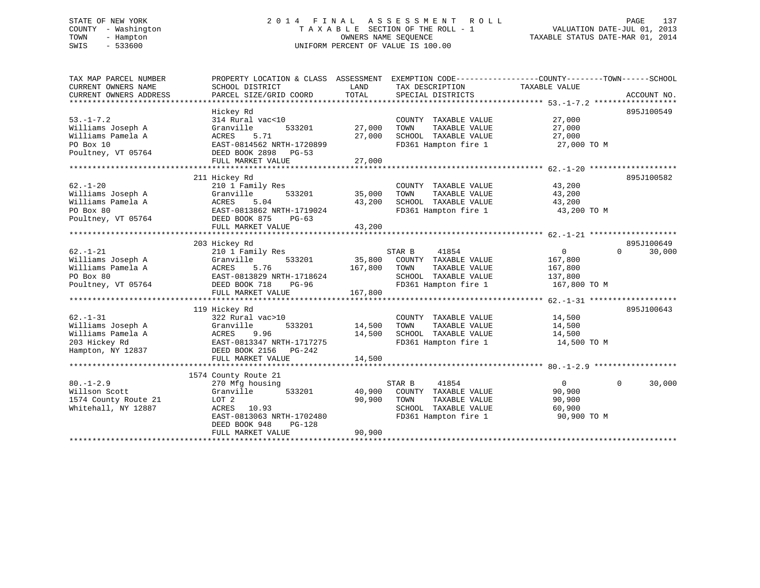STATE OF NEW YORK
COUNTY - Washington
TOWN - Hampton
SWIS - 533600

# 2014 FINAL ASSESSMENT ROLL

TAXABLE SECTION OF THE ROLL - 1
OWNERS NAME SEQUENCE
UNIFORM PERCENT OF VALUE IS 100.00

VALUATION DATE-JUL 01, 2013
TAXABLE STATUS DATE-MAR 01, 2014

| TAX MAP PARCEL NUMBER / CURRENT OWNERS NAME / CURRENT OWNERS ADDRESS | PROPERTY LOCATION & CLASS / SCHOOL DISTRICT / PARCEL SIZE/GRID COORD | ASSESSMENT LAND | TOTAL | EXEMPTION CODE / TAX DESCRIPTION / SPECIAL DISTRICTS | COUNTY TAXABLE VALUE | TOWN | SCHOOL | ACCOUNT NO. |
|---|---|---|---|---|---|---|---|---|
| **53.-1-7.2** | Hickey Rd | | | | | | | 895J100549 |
| 53.-1-7.2 | 314 Rural vac<10 | | | COUNTY TAXABLE VALUE | 27,000 | | | |
| Williams Joseph A | Granville 533201 | 27,000 | | TOWN TAXABLE VALUE | 27,000 | | | |
| Williams Pamela A | ACRES 5.71 | | 27,000 | SCHOOL TAXABLE VALUE | 27,000 | | | |
| PO Box 10 | EAST-0814562 NRTH-1720899 | | | FD361 Hampton fire 1 | 27,000 TO M | | | |
| Poultney, VT 05764 | DEED BOOK 2898 PG-53 | | | | | | | |
| | FULL MARKET VALUE | | 27,000 | | | | | |
| **62.-1-20** | 211 Hickey Rd | | | | | | | 895J100582 |
| 62.-1-20 | 210 1 Family Res | | | COUNTY TAXABLE VALUE | 43,200 | | | |
| Williams Joseph A | Granville 533201 | 35,000 | | TOWN TAXABLE VALUE | 43,200 | | | |
| Williams Pamela A | ACRES 5.04 | | 43,200 | SCHOOL TAXABLE VALUE | 43,200 | | | |
| PO Box 80 | EAST-0813862 NRTH-1719024 | | | FD361 Hampton fire 1 | 43,200 TO M | | | |
| Poultney, VT 05764 | DEED BOOK 875 PG-63 | | | | | | | |
| | FULL MARKET VALUE | | 43,200 | | | | | |
| **62.-1-21** | 203 Hickey Rd | | | | | | | 895J100649 |
| 62.-1-21 | 210 1 Family Res | | | STAR B 41854 | 0 | 0 | 30,000 | |
| Williams Joseph A | Granville 533201 | 35,800 | | COUNTY TAXABLE VALUE | 167,800 | | | |
| Williams Pamela A | ACRES 5.76 | | 167,800 | TOWN TAXABLE VALUE | 167,800 | | | |
| PO Box 80 | EAST-0813829 NRTH-1718624 | | | SCHOOL TAXABLE VALUE | 137,800 | | | |
| Poultney, VT 05764 | DEED BOOK 718 PG-96 | | | FD361 Hampton fire 1 | 167,800 TO M | | | |
| | FULL MARKET VALUE | | 167,800 | | | | | |
| **62.-1-31** | 119 Hickey Rd | | | | | | | 895J100643 |
| 62.-1-31 | 322 Rural vac>10 | | | COUNTY TAXABLE VALUE | 14,500 | | | |
| Williams Joseph A | Granville 533201 | 14,500 | | TOWN TAXABLE VALUE | 14,500 | | | |
| Williams Pamela A | ACRES 9.96 | | 14,500 | SCHOOL TAXABLE VALUE | 14,500 | | | |
| 203 Hickey Rd | EAST-0813347 NRTH-1717275 | | | FD361 Hampton fire 1 | 14,500 TO M | | | |
| Hampton, NY 12837 | DEED BOOK 2156 PG-242 | | | | | | | |
| | FULL MARKET VALUE | | 14,500 | | | | | |
| **80.-1-2.9** | 1574 County Route 21 | | | | | | | |
| 80.-1-2.9 | 270 Mfg housing | | | STAR B 41854 | 0 | 0 | 30,000 | |
| Willson Scott | Granville 533201 | 40,900 | | COUNTY TAXABLE VALUE | 90,900 | | | |
| 1574 County Route 21 | LOT 2 | | 90,900 | TOWN TAXABLE VALUE | 90,900 | | | |
| Whitehall, NY 12887 | ACRES 10.93 | | | SCHOOL TAXABLE VALUE | 60,900 | | | |
| | EAST-0813063 NRTH-1702480 | | | FD361 Hampton fire 1 | 90,900 TO M | | | |
| | DEED BOOK 948 PG-128 | | | | | | | |
| | FULL MARKET VALUE | | 90,900 | | | | | |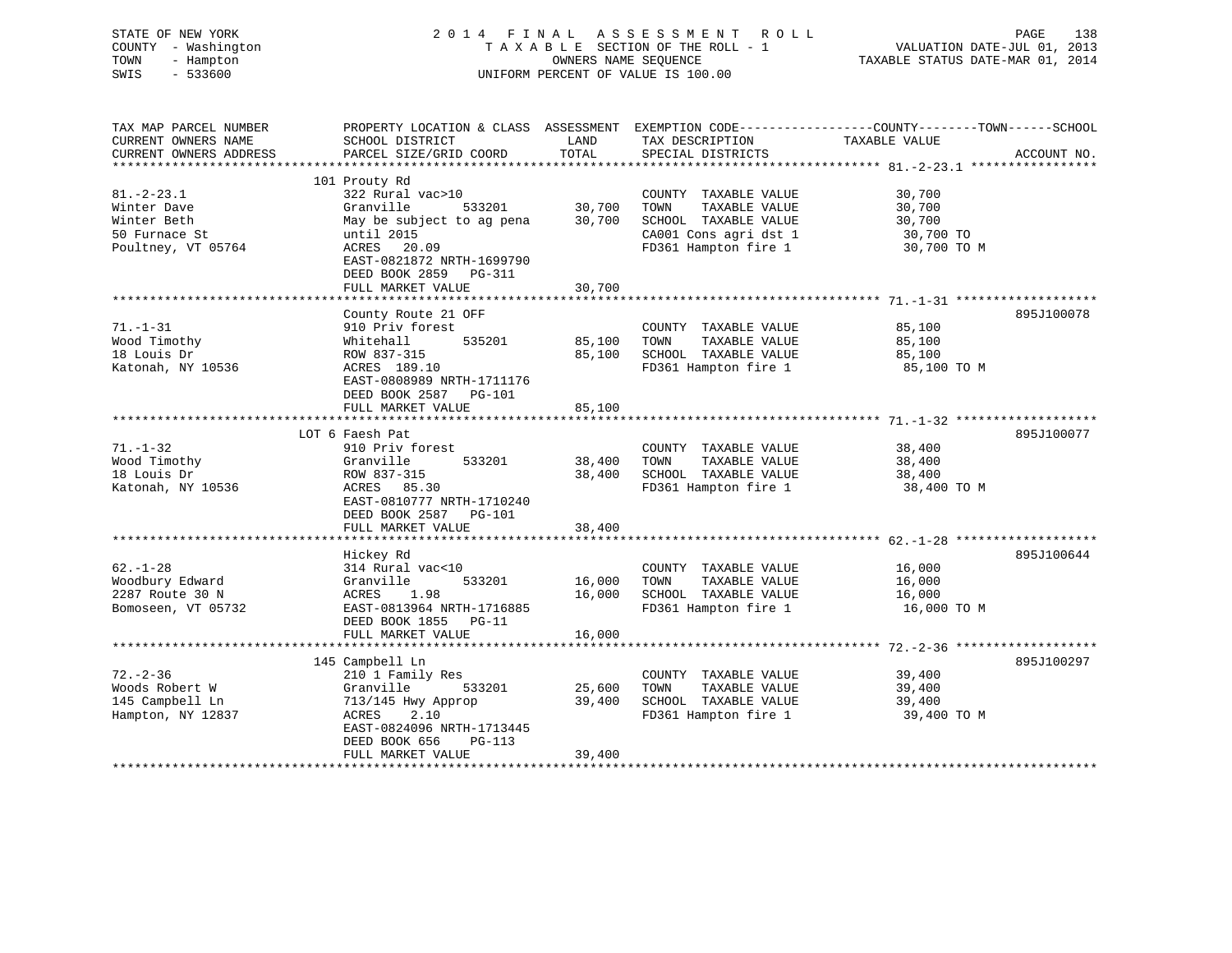STATE OF NEW YORK
COUNTY - Washington
TOWN - Hampton
SWIS - 533600

2 0 1 4 F I N A L A S S E S S M E N T R O L L
T A X A B L E SECTION OF THE ROLL - 1
OWNERS NAME SEQUENCE
UNIFORM PERCENT OF VALUE IS 100.00

VALUATION DATE-JUL 01, 2013
TAXABLE STATUS DATE-MAR 01, 2014

```
TAX MAP PARCEL NUMBER     PROPERTY LOCATION & CLASS  ASSESSMENT  EXEMPTION CODE------------------COUNTY--------TOWN------SCHOOL
CURRENT OWNERS NAME       SCHOOL DISTRICT               LAND      TAX DESCRIPTION            TAXABLE VALUE
CURRENT OWNERS ADDRESS    PARCEL SIZE/GRID COORD        TOTAL     SPECIAL DISTRICTS                                  ACCOUNT NO.
******************************************************************************************* 81.-2-23.1 *****************
                          101 Prouty Rd
81.-2-23.1                322 Rural vac>10                        COUNTY  TAXABLE VALUE          30,700
Winter Dave               Granville        533201       30,700    TOWN    TAXABLE VALUE          30,700
Winter Beth               May be subject to ag pena     30,700    SCHOOL  TAXABLE VALUE          30,700
50 Furnace St             until 2015                              CA001 Cons agri dst 1           30,700 TO
Poultney, VT 05764        ACRES   20.09                           FD361 Hampton fire 1            30,700 TO M
                          EAST-0821872 NRTH-1699790
                          DEED BOOK 2859   PG-311
                          FULL MARKET VALUE             30,700
******************************************************************************************* 71.-1-31 *******************
                          County Route 21 OFF                                                                 895J100078
71.-1-31                  910 Priv forest                         COUNTY  TAXABLE VALUE          85,100
Wood Timothy              Whitehall        535201       85,100    TOWN    TAXABLE VALUE          85,100
18 Louis Dr               ROW 837-315                   85,100    SCHOOL  TAXABLE VALUE          85,100
Katonah, NY 10536         ACRES  189.10                           FD361 Hampton fire 1            85,100 TO M
                          EAST-0808989 NRTH-1711176
                          DEED BOOK 2587   PG-101
                          FULL MARKET VALUE             85,100
******************************************************************************************* 71.-1-32 *******************
                        LOT 6 Faesh Pat                                                                       895J100077
71.-1-32                  910 Priv forest                         COUNTY  TAXABLE VALUE          38,400
Wood Timothy              Granville        533201       38,400    TOWN    TAXABLE VALUE          38,400
18 Louis Dr               ROW 837-315                   38,400    SCHOOL  TAXABLE VALUE          38,400
Katonah, NY 10536         ACRES   85.30                           FD361 Hampton fire 1            38,400 TO M
                          EAST-0810777 NRTH-1710240
                          DEED BOOK 2587   PG-101
                          FULL MARKET VALUE             38,400
******************************************************************************************* 62.-1-28 *******************
                          Hickey Rd                                                                           895J100644
62.-1-28                  314 Rural vac<10                        COUNTY  TAXABLE VALUE          16,000
Woodbury Edward           Granville        533201       16,000    TOWN    TAXABLE VALUE          16,000
2287 Route 30 N           ACRES    1.98                 16,000    SCHOOL  TAXABLE VALUE          16,000
Bomoseen, VT 05732        EAST-0813964 NRTH-1716885               FD361 Hampton fire 1            16,000 TO M
                          DEED BOOK 1855   PG-11
                          FULL MARKET VALUE             16,000
******************************************************************************************* 72.-2-36 *******************
                          145 Campbell Ln                                                                     895J100297
72.-2-36                  210 1 Family Res                        COUNTY  TAXABLE VALUE          39,400
Woods Robert W            Granville        533201       25,600    TOWN    TAXABLE VALUE          39,400
145 Campbell Ln           713/145 Hwy Approp            39,400    SCHOOL  TAXABLE VALUE          39,400
Hampton, NY 12837         ACRES    2.10                           FD361 Hampton fire 1            39,400 TO M
                          EAST-0824096 NRTH-1713445
                          DEED BOOK 656    PG-113
                          FULL MARKET VALUE             39,400
************************************************************************************************************************
```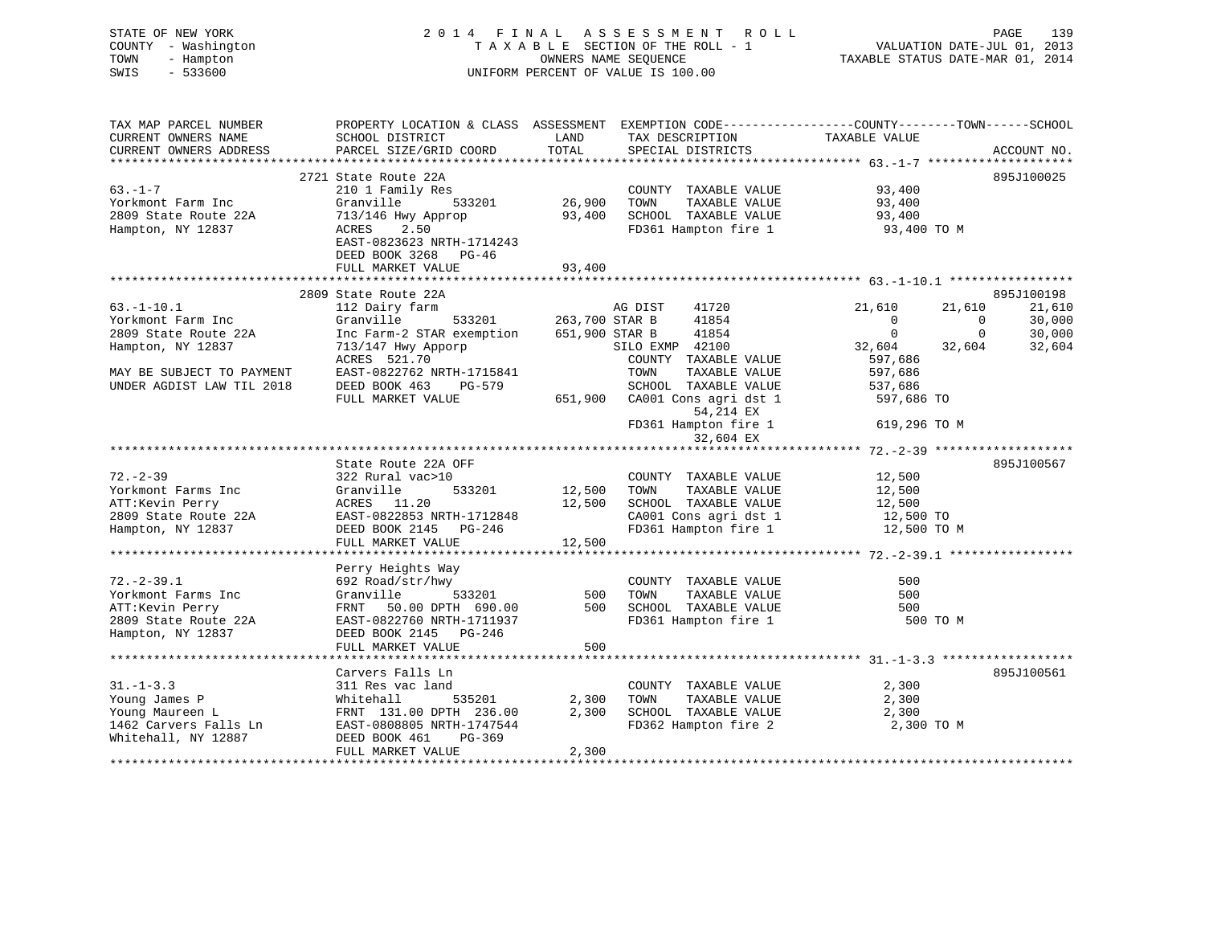STATE OF NEW YORK
COUNTY - Washington
TOWN - Hampton
SWIS - 533600

2 0 1 4 F I N A L A S S E S S M E N T R O L L
T A X A B L E SECTION OF THE ROLL - 1
OWNERS NAME SEQUENCE
UNIFORM PERCENT OF VALUE IS 100.00

VALUATION DATE-JUL 01, 2013
TAXABLE STATUS DATE-MAR 01, 2014

```
TAX MAP PARCEL NUMBER          PROPERTY LOCATION & CLASS  ASSESSMENT  EXEMPTION CODE------------------COUNTY--------TOWN------SCHOOL
CURRENT OWNERS NAME            SCHOOL DISTRICT               LAND      TAX DESCRIPTION            TAXABLE VALUE
CURRENT OWNERS ADDRESS         PARCEL SIZE/GRID COORD        TOTAL     SPECIAL DISTRICTS                                   ACCOUNT NO.
****************************************************************************************************** 63.-1-7 ********************
                               2721 State Route 22A                                                                      895J100025
63.-1-7                        210 1 Family Res                         COUNTY  TAXABLE VALUE           93,400
Yorkmont Farm Inc              Granville        533201       26,900     TOWN    TAXABLE VALUE           93,400
2809 State Route 22A           713/146 Hwy Approp            93,400     SCHOOL  TAXABLE VALUE           93,400
Hampton, NY 12837              ACRES     2.50                           FD361 Hampton fire 1             93,400 TO M
                               EAST-0823623 NRTH-1714243
                               DEED BOOK 3268   PG-46
                               FULL MARKET VALUE             93,400
****************************************************************************************************** 63.-1-10.1 *****************
                               2809 State Route 22A                                                                      895J100198
63.-1-10.1                     112 Dairy farm                           AG DIST     41720           21,610      21,610      21,610
Yorkmont Farm Inc              Granville        533201      263,700 STAR B      41854                0           0      30,000
2809 State Route 22A           Inc Farm-2 STAR exemption    651,900 STAR B      41854                0           0      30,000
Hampton, NY 12837              713/147 Hwy Apporp                     SILO EXMP  42100           32,604      32,604      32,604
                               ACRES   521.70                           COUNTY  TAXABLE VALUE          597,686
MAY BE SUBJECT TO PAYMENT      EAST-0822762 NRTH-1715841                TOWN    TAXABLE VALUE          597,686
UNDER AGDIST LAW TIL 2018      DEED BOOK 463    PG-579                  SCHOOL  TAXABLE VALUE          537,686
                               FULL MARKET VALUE            651,900     CA001 Cons agri dst 1           597,686 TO
                                                                              54,214 EX
                                                                        FD361 Hampton fire 1            619,296 TO M
                                                                              32,604 EX
****************************************************************************************************** 72.-2-39 *******************
                               State Route 22A OFF                                                                       895J100567
72.-2-39                       322 Rural vac>10                         COUNTY  TAXABLE VALUE           12,500
Yorkmont Farms Inc             Granville        533201       12,500     TOWN    TAXABLE VALUE           12,500
ATT:Kevin Perry                ACRES    11.20                12,500     SCHOOL  TAXABLE VALUE           12,500
2809 State Route 22A           EAST-0822853 NRTH-1712848                CA001 Cons agri dst 1            12,500 TO
Hampton, NY 12837              DEED BOOK 2145   PG-246                  FD361 Hampton fire 1             12,500 TO M
                               FULL MARKET VALUE             12,500
****************************************************************************************************** 72.-2-39.1 *****************
                               Perry Heights Way
72.-2-39.1                     692 Road/str/hwy                         COUNTY  TAXABLE VALUE              500
Yorkmont Farms Inc             Granville        533201          500     TOWN    TAXABLE VALUE              500
ATT:Kevin Perry                FRNT    50.00 DPTH 690.00        500     SCHOOL  TAXABLE VALUE              500
2809 State Route 22A           EAST-0822760 NRTH-1711937                FD361 Hampton fire 1                500 TO M
Hampton, NY 12837              DEED BOOK 2145   PG-246
                               FULL MARKET VALUE                500
****************************************************************************************************** 31.-1-3.3 ******************
                               Carvers Falls Ln                                                                          895J100561
31.-1-3.3                      311 Res vac land                         COUNTY  TAXABLE VALUE            2,300
Young James P                  Whitehall        535201        2,300     TOWN    TAXABLE VALUE            2,300
Young Maureen L                FRNT   131.00 DPTH 236.00      2,300     SCHOOL  TAXABLE VALUE            2,300
1462 Carvers Falls Ln          EAST-0808805 NRTH-1747544                FD362 Hampton fire 2              2,300 TO M
Whitehall, NY 12887            DEED BOOK 461    PG-369
                               FULL MARKET VALUE              2,300
************************************************************************************************************************************
```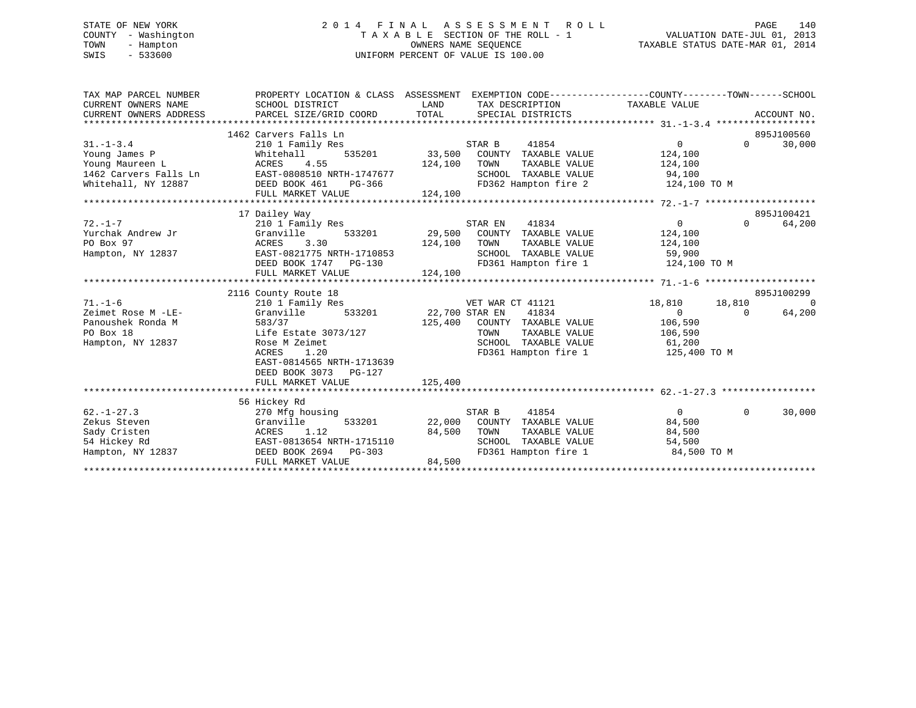STATE OF NEW YORK | 2014 FINAL ASSESSMENT ROLL | VALUATION DATE-JUL 01, 2013
COUNTY - Washington | TAXABLE SECTION OF THE ROLL - 1 | TAXABLE STATUS DATE-MAR 01, 2014
TOWN - Hampton | OWNERS NAME SEQUENCE
SWIS - 533600 | UNIFORM PERCENT OF VALUE IS 100.00

| TAX MAP PARCEL NUMBER / CURRENT OWNERS NAME / CURRENT OWNERS ADDRESS | PROPERTY LOCATION & CLASS / SCHOOL DISTRICT / PARCEL SIZE/GRID COORD | ASSESSMENT LAND / TOTAL | EXEMPTION CODE / TAX DESCRIPTION / SPECIAL DISTRICTS | COUNTY TAXABLE VALUE | TOWN | SCHOOL / ACCOUNT NO. |
|---|---|---|---|---|---|---|
| **31.-1-3.4** | 1462 Carvers Falls Ln | | | | | 895J100560 |
| 31.-1-3.4 | 210 1 Family Res | | STAR B 41854 | 0 | 0 | 30,000 |
| Young James P | Whitehall 535201 | 33,500 | COUNTY TAXABLE VALUE | 124,100 | | |
| Young Maureen L | ACRES 4.55 | 124,100 | TOWN TAXABLE VALUE | 124,100 | | |
| 1462 Carvers Falls Ln | EAST-0808510 NRTH-1747677 | | SCHOOL TAXABLE VALUE | 94,100 | | |
| Whitehall, NY 12887 | DEED BOOK 461 PG-366 | | FD362 Hampton fire 2 | 124,100 TO M | | |
| | FULL MARKET VALUE | 124,100 | | | | |
| **72.-1-7** | 17 Dailey Way | | | | | 895J100421 |
| 72.-1-7 | 210 1 Family Res | | STAR EN 41834 | 0 | 0 | 64,200 |
| Yurchak Andrew Jr | Granville 533201 | 29,500 | COUNTY TAXABLE VALUE | 124,100 | | |
| PO Box 97 | ACRES 3.30 | 124,100 | TOWN TAXABLE VALUE | 124,100 | | |
| Hampton, NY 12837 | EAST-0821775 NRTH-1710853 | | SCHOOL TAXABLE VALUE | 59,900 | | |
| | DEED BOOK 1747 PG-130 | | FD361 Hampton fire 1 | 124,100 TO M | | |
| | FULL MARKET VALUE | 124,100 | | | | |
| **71.-1-6** | 2116 County Route 18 | | | | | 895J100299 |
| 71.-1-6 | 210 1 Family Res | | VET WAR CT 41121 | 18,810 | 18,810 | 0 |
| Zeimet Rose M -LE- | Granville 533201 | 22,700 | STAR EN 41834 | 0 | 0 | 64,200 |
| Panoushek Ronda M | 583/37 | 125,400 | COUNTY TAXABLE VALUE | 106,590 | | |
| PO Box 18 | Life Estate 3073/127 | | TOWN TAXABLE VALUE | 106,590 | | |
| Hampton, NY 12837 | Rose M Zeimet | | SCHOOL TAXABLE VALUE | 61,200 | | |
| | ACRES 1.20 | | FD361 Hampton fire 1 | 125,400 TO M | | |
| | EAST-0814565 NRTH-1713639 | | | | | |
| | DEED BOOK 3073 PG-127 | | | | | |
| | FULL MARKET VALUE | 125,400 | | | | |
| **62.-1-27.3** | 56 Hickey Rd | | | | | |
| 62.-1-27.3 | 270 Mfg housing | | STAR B 41854 | 0 | 0 | 30,000 |
| Zekus Steven | Granville 533201 | 22,000 | COUNTY TAXABLE VALUE | 84,500 | | |
| Sady Cristen | ACRES 1.12 | 84,500 | TOWN TAXABLE VALUE | 84,500 | | |
| 54 Hickey Rd | EAST-0813654 NRTH-1715110 | | SCHOOL TAXABLE VALUE | 54,500 | | |
| Hampton, NY 12837 | DEED BOOK 2694 PG-303 | | FD361 Hampton fire 1 | 84,500 TO M | | |
| | FULL MARKET VALUE | 84,500 | | | | |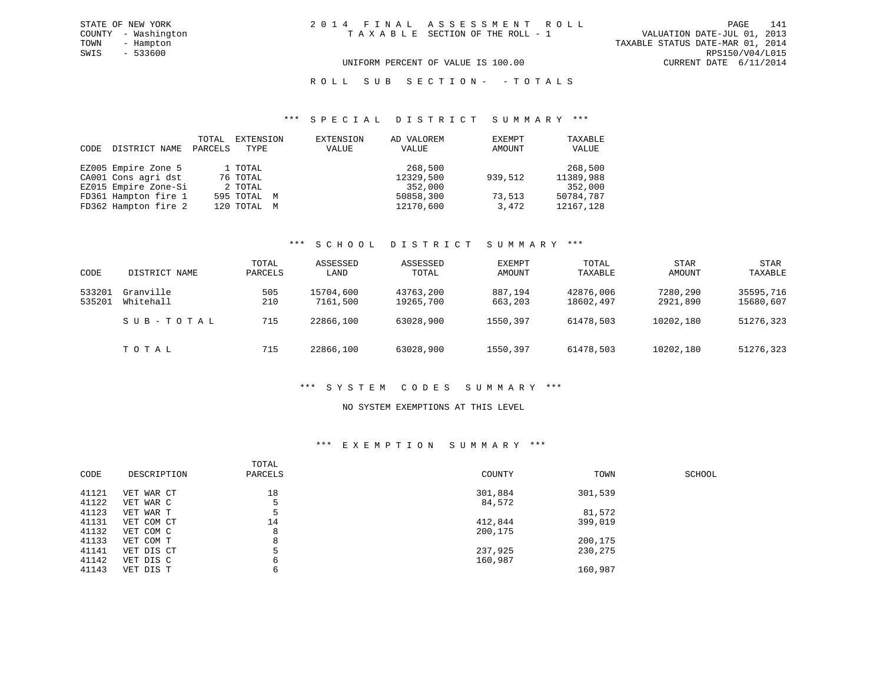STATE OF NEW YORK
COUNTY - Washington
TOWN - Hampton
SWIS - 533600

# 2014 FINAL ASSESSMENT ROLL
TAXABLE SECTION OF THE ROLL - 1

VALUATION DATE-JUL 01, 2013
TAXABLE STATUS DATE-MAR 01, 2014
RPS150/V04/L015
CURRENT DATE 6/11/2014

UNIFORM PERCENT OF VALUE IS 100.00

ROLL SUB SECTION- - TOTALS

## *** SPECIAL DISTRICT SUMMARY ***

| CODE | DISTRICT NAME | TOTAL PARCELS | EXTENSION TYPE | EXTENSION VALUE | AD VALOREM VALUE | EXEMPT AMOUNT | TAXABLE VALUE |
|---|---|---|---|---|---|---|---|
| EZ005 | Empire Zone 5 | 1 | TOTAL | | 268,500 | | 268,500 |
| CA001 | Cons agri dst | 76 | TOTAL | | 12329,500 | 939,512 | 11389,988 |
| EZ015 | Empire Zone-Si | 2 | TOTAL | | 352,000 | | 352,000 |
| FD361 | Hampton fire 1 | 595 | TOTAL M | | 50858,300 | 73,513 | 50784,787 |
| FD362 | Hampton fire 2 | 120 | TOTAL M | | 12170,600 | 3,472 | 12167,128 |

## *** SCHOOL DISTRICT SUMMARY ***

| CODE | DISTRICT NAME | TOTAL PARCELS | ASSESSED LAND | ASSESSED TOTAL | EXEMPT AMOUNT | TOTAL TAXABLE | STAR AMOUNT | STAR TAXABLE |
|---|---|---|---|---|---|---|---|---|
| 533201 | Granville | 505 | 15704,600 | 43763,200 | 887,194 | 42876,006 | 7280,290 | 35595,716 |
| 535201 | Whitehall | 210 | 7161,500 | 19265,700 | 663,203 | 18602,497 | 2921,890 | 15680,607 |
| | SUB-TOTAL | 715 | 22866,100 | 63028,900 | 1550,397 | 61478,503 | 10202,180 | 51276,323 |
| | TOTAL | 715 | 22866,100 | 63028,900 | 1550,397 | 61478,503 | 10202,180 | 51276,323 |

## *** SYSTEM CODES SUMMARY ***

NO SYSTEM EXEMPTIONS AT THIS LEVEL

## *** EXEMPTION SUMMARY ***

| CODE | DESCRIPTION | TOTAL PARCELS | COUNTY | TOWN | SCHOOL |
|---|---|---|---|---|---|
| 41121 | VET WAR CT | 18 | 301,884 | 301,539 | |
| 41122 | VET WAR C | 5 | 84,572 | | |
| 41123 | VET WAR T | 5 | | 81,572 | |
| 41131 | VET COM CT | 14 | 412,844 | 399,019 | |
| 41132 | VET COM C | 8 | 200,175 | | |
| 41133 | VET COM T | 8 | | 200,175 | |
| 41141 | VET DIS CT | 5 | 237,925 | 230,275 | |
| 41142 | VET DIS C | 6 | 160,987 | | |
| 41143 | VET DIS T | 6 | | 160,987 | |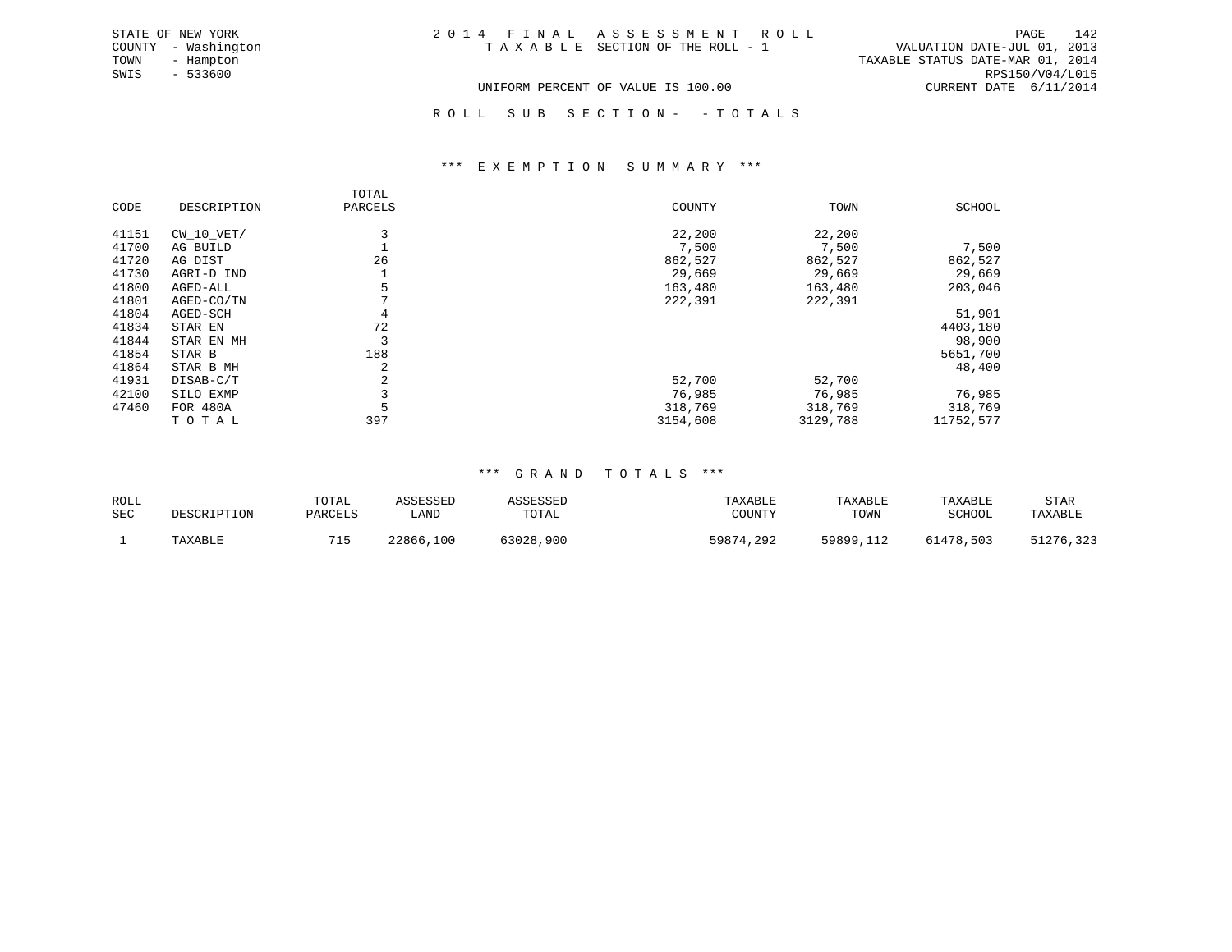STATE OF NEW YORK
COUNTY - Washington
TOWN - Hampton
SWIS - 533600

# 2014 FINAL ASSESSMENT ROLL
TAXABLE SECTION OF THE ROLL - 1

VALUATION DATE-JUL 01, 2013
TAXABLE STATUS DATE-MAR 01, 2014
RPS150/V04/L015
CURRENT DATE 6/11/2014

UNIFORM PERCENT OF VALUE IS 100.00

ROLL SUB SECTION- - TOTALS

## *** EXEMPTION SUMMARY ***

| CODE | DESCRIPTION | TOTAL PARCELS | COUNTY | TOWN | SCHOOL |
|---|---|---|---|---|---|
| 41151 | CW_10_VET/ | 3 | 22,200 | 22,200 | |
| 41700 | AG BUILD | 1 | 7,500 | 7,500 | 7,500 |
| 41720 | AG DIST | 26 | 862,527 | 862,527 | 862,527 |
| 41730 | AGRI-D IND | 1 | 29,669 | 29,669 | 29,669 |
| 41800 | AGED-ALL | 5 | 163,480 | 163,480 | 203,046 |
| 41801 | AGED-CO/TN | 7 | 222,391 | 222,391 | |
| 41804 | AGED-SCH | 4 | | | 51,901 |
| 41834 | STAR EN | 72 | | | 4403,180 |
| 41844 | STAR EN MH | 3 | | | 98,900 |
| 41854 | STAR B | 188 | | | 5651,700 |
| 41864 | STAR B MH | 2 | | | 48,400 |
| 41931 | DISAB-C/T | 2 | 52,700 | 52,700 | |
| 42100 | SILO EXMP | 3 | 76,985 | 76,985 | 76,985 |
| 47460 | FOR 480A | 5 | 318,769 | 318,769 | 318,769 |
| | TOTAL | 397 | 3154,608 | 3129,788 | 11752,577 |

## *** GRAND TOTALS ***

| ROLL SEC | DESCRIPTION | TOTAL PARCELS | ASSESSED LAND | ASSESSED TOTAL | TAXABLE COUNTY | TAXABLE TOWN | TAXABLE SCHOOL | STAR TAXABLE |
|---|---|---|---|---|---|---|---|---|
| 1 | TAXABLE | 715 | 22866,100 | 63028,900 | 59874,292 | 59899,112 | 61478,503 | 51276,323 |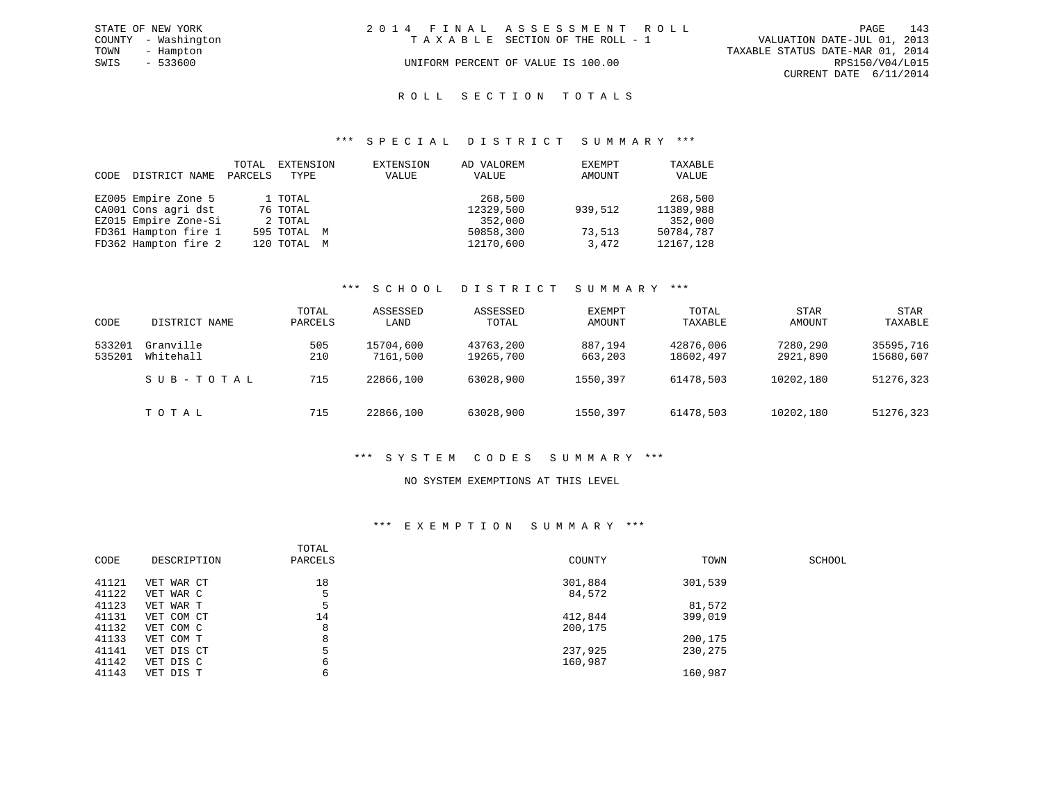STATE OF NEW YORK
COUNTY - Washington
TOWN - Hampton
SWIS - 533600

# 2014 FINAL ASSESSMENT ROLL
TAXABLE SECTION OF THE ROLL - 1

UNIFORM PERCENT OF VALUE IS 100.00

VALUATION DATE-JUL 01, 2013
TAXABLE STATUS DATE-MAR 01, 2014
RPS150/V04/L015
CURRENT DATE 6/11/2014

## ROLL SECTION TOTALS

### *** SPECIAL DISTRICT SUMMARY ***

| CODE | DISTRICT NAME | TOTAL PARCELS | EXTENSION TYPE | EXTENSION VALUE | AD VALOREM VALUE | EXEMPT AMOUNT | TAXABLE VALUE |
|---|---|---|---|---|---|---|---|
| EZ005 | Empire Zone 5 | 1 | TOTAL | | 268,500 | | 268,500 |
| CA001 | Cons agri dst | 76 | TOTAL | | 12329,500 | 939,512 | 11389,988 |
| EZ015 | Empire Zone-Si | 2 | TOTAL | | 352,000 | | 352,000 |
| FD361 | Hampton fire 1 | 595 | TOTAL M | | 50858,300 | 73,513 | 50784,787 |
| FD362 | Hampton fire 2 | 120 | TOTAL M | | 12170,600 | 3,472 | 12167,128 |

### *** SCHOOL DISTRICT SUMMARY ***

| CODE | DISTRICT NAME | TOTAL PARCELS | ASSESSED LAND | ASSESSED TOTAL | EXEMPT AMOUNT | TOTAL TAXABLE | STAR AMOUNT | STAR TAXABLE |
|---|---|---|---|---|---|---|---|---|
| 533201 | Granville | 505 | 15704,600 | 43763,200 | 887,194 | 42876,006 | 7280,290 | 35595,716 |
| 535201 | Whitehall | 210 | 7161,500 | 19265,700 | 663,203 | 18602,497 | 2921,890 | 15680,607 |
| | SUB-TOTAL | 715 | 22866,100 | 63028,900 | 1550,397 | 61478,503 | 10202,180 | 51276,323 |
| | TOTAL | 715 | 22866,100 | 63028,900 | 1550,397 | 61478,503 | 10202,180 | 51276,323 |

### *** SYSTEM CODES SUMMARY ***

NO SYSTEM EXEMPTIONS AT THIS LEVEL

### *** EXEMPTION SUMMARY ***

| CODE | DESCRIPTION | TOTAL PARCELS | COUNTY | TOWN | SCHOOL |
|---|---|---|---|---|---|
| 41121 | VET WAR CT | 18 | 301,884 | 301,539 | |
| 41122 | VET WAR C | 5 | 84,572 | | |
| 41123 | VET WAR T | 5 | | 81,572 | |
| 41131 | VET COM CT | 14 | 412,844 | 399,019 | |
| 41132 | VET COM C | 8 | 200,175 | | |
| 41133 | VET COM T | 8 | | 200,175 | |
| 41141 | VET DIS CT | 5 | 237,925 | 230,275 | |
| 41142 | VET DIS C | 6 | 160,987 | | |
| 41143 | VET DIS T | 6 | | 160,987 | |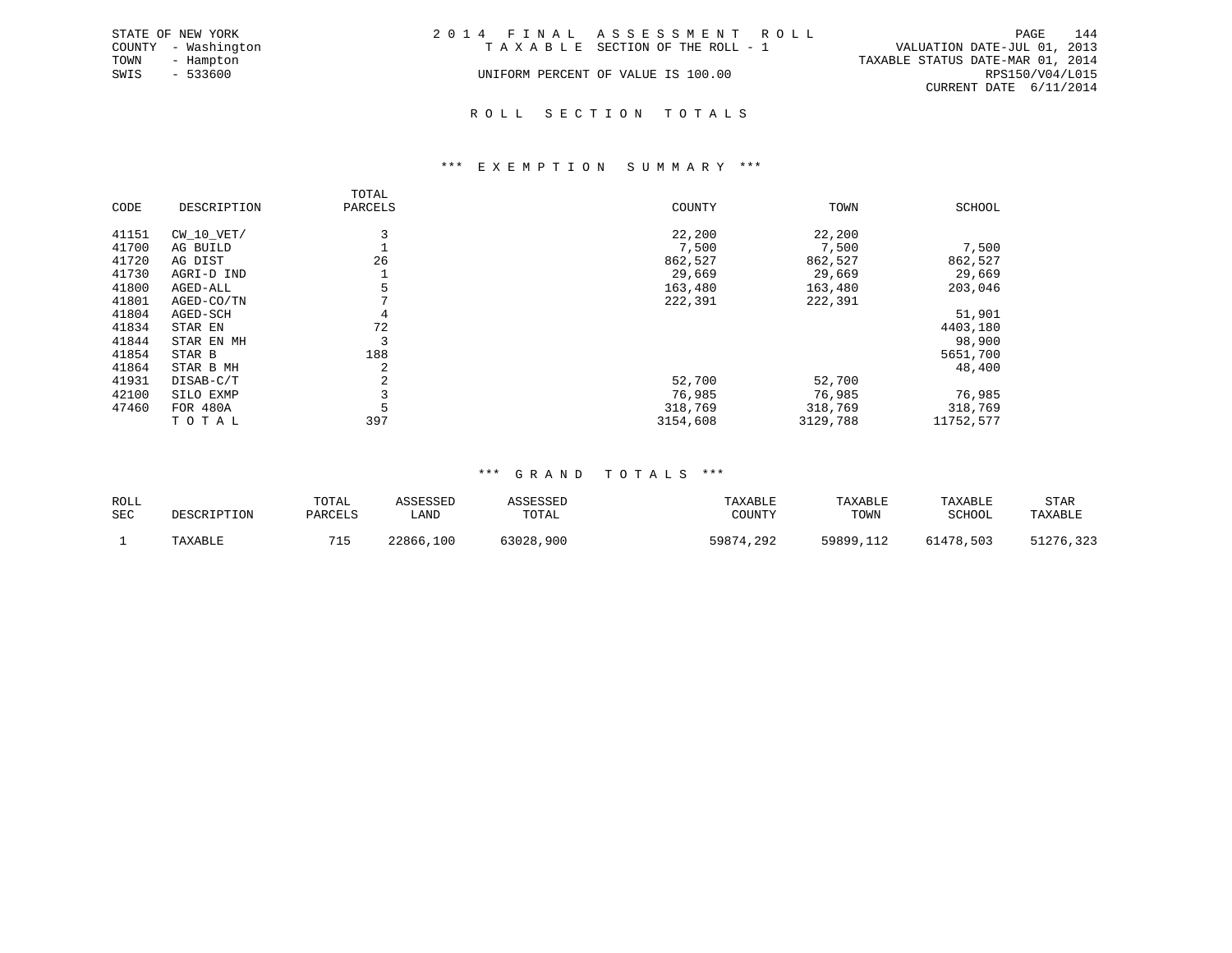STATE OF NEW YORK
COUNTY - Washington
TOWN - Hampton
SWIS - 533600

2014 FINAL ASSESSMENT ROLL
TAXABLE SECTION OF THE ROLL - 1
UNIFORM PERCENT OF VALUE IS 100.00

VALUATION DATE-JUL 01, 2013
TAXABLE STATUS DATE-MAR 01, 2014
RPS150/V04/L015
CURRENT DATE 6/11/2014

## ROLL SECTION TOTALS

### *** EXEMPTION SUMMARY ***

| CODE | DESCRIPTION | TOTAL PARCELS | COUNTY | TOWN | SCHOOL |
|---|---|---|---|---|---|
| 41151 | CW_10_VET/ | 3 | 22,200 | 22,200 | |
| 41700 | AG BUILD | 1 | 7,500 | 7,500 | 7,500 |
| 41720 | AG DIST | 26 | 862,527 | 862,527 | 862,527 |
| 41730 | AGRI-D IND | 1 | 29,669 | 29,669 | 29,669 |
| 41800 | AGED-ALL | 5 | 163,480 | 163,480 | 203,046 |
| 41801 | AGED-CO/TN | 7 | 222,391 | 222,391 | |
| 41804 | AGED-SCH | 4 | | | 51,901 |
| 41834 | STAR EN | 72 | | | 4403,180 |
| 41844 | STAR EN MH | 3 | | | 98,900 |
| 41854 | STAR B | 188 | | | 5651,700 |
| 41864 | STAR B MH | 2 | | | 48,400 |
| 41931 | DISAB-C/T | 2 | 52,700 | 52,700 | |
| 42100 | SILO EXMP | 3 | 76,985 | 76,985 | 76,985 |
| 47460 | FOR 480A | 5 | 318,769 | 318,769 | 318,769 |
| | TOTAL | 397 | 3154,608 | 3129,788 | 11752,577 |

### *** GRAND TOTALS ***

| ROLL SEC | DESCRIPTION | TOTAL PARCELS | ASSESSED LAND | ASSESSED TOTAL | TAXABLE COUNTY | TAXABLE TOWN | TAXABLE SCHOOL | STAR TAXABLE |
|---|---|---|---|---|---|---|---|---|
| 1 | TAXABLE | 715 | 22866,100 | 63028,900 | 59874,292 | 59899,112 | 61478,503 | 51276,323 |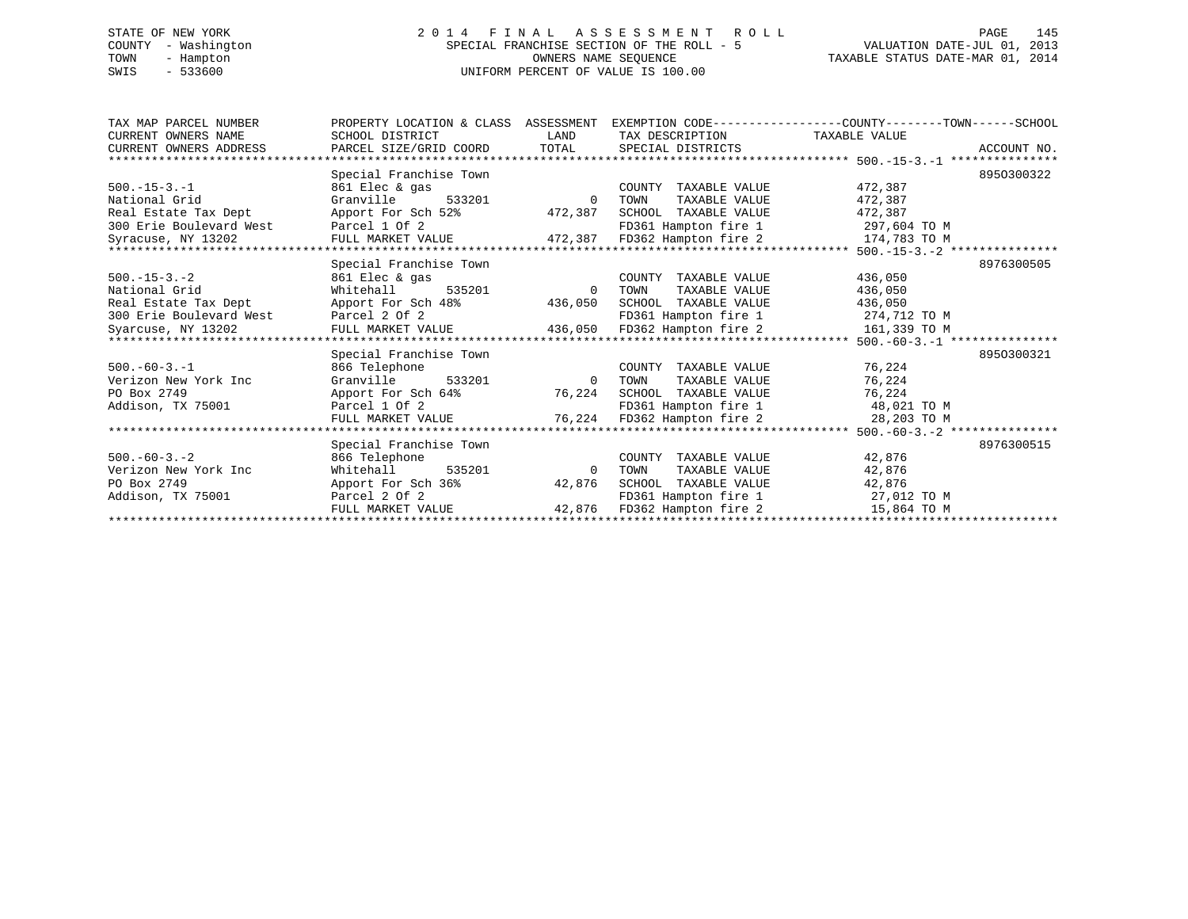STATE OF NEW YORK
COUNTY - Washington
TOWN - Hampton
SWIS - 533600

2 0 1 4 F I N A L A S S E S S M E N T R O L L
SPECIAL FRANCHISE SECTION OF THE ROLL - 5
OWNERS NAME SEQUENCE
UNIFORM PERCENT OF VALUE IS 100.00

VALUATION DATE-JUL 01, 2013
TAXABLE STATUS DATE-MAR 01, 2014

| TAX MAP PARCEL NUMBER / CURRENT OWNERS NAME / CURRENT OWNERS ADDRESS | PROPERTY LOCATION & CLASS / SCHOOL DISTRICT / PARCEL SIZE/GRID COORD | ASSESSMENT LAND / TOTAL | EXEMPTION CODE / TAX DESCRIPTION / SPECIAL DISTRICTS | TAXABLE VALUE (COUNTY--TOWN--SCHOOL) | ACCOUNT NO. |
|---|---|---|---|---|---|
| **500.-15-3.-1** | Special Franchise Town | | | | 8950300322 |
| 500.-15-3.-1 | 861 Elec & gas | | COUNTY TAXABLE VALUE | 472,387 | |
| National Grid | Granville 533201 | 0 | TOWN TAXABLE VALUE | 472,387 | |
| Real Estate Tax Dept | Apport For Sch 52% | 472,387 | SCHOOL TAXABLE VALUE | 472,387 | |
| 300 Erie Boulevard West | Parcel 1 Of 2 | | FD361 Hampton fire 1 | 297,604 TO M | |
| Syracuse, NY 13202 | FULL MARKET VALUE | 472,387 | FD362 Hampton fire 2 | 174,783 TO M | |
| **500.-15-3.-2** | Special Franchise Town | | | | 8976300505 |
| 500.-15-3.-2 | 861 Elec & gas | | COUNTY TAXABLE VALUE | 436,050 | |
| National Grid | Whitehall 535201 | 0 | TOWN TAXABLE VALUE | 436,050 | |
| Real Estate Tax Dept | Apport For Sch 48% | 436,050 | SCHOOL TAXABLE VALUE | 436,050 | |
| 300 Erie Boulevard West | Parcel 2 Of 2 | | FD361 Hampton fire 1 | 274,712 TO M | |
| Syarcuse, NY 13202 | FULL MARKET VALUE | 436,050 | FD362 Hampton fire 2 | 161,339 TO M | |
| **500.-60-3.-1** | Special Franchise Town | | | | 8950300321 |
| 500.-60-3.-1 | 866 Telephone | | COUNTY TAXABLE VALUE | 76,224 | |
| Verizon New York Inc | Granville 533201 | 0 | TOWN TAXABLE VALUE | 76,224 | |
| PO Box 2749 | Apport For Sch 64% | 76,224 | SCHOOL TAXABLE VALUE | 76,224 | |
| Addison, TX 75001 | Parcel 1 Of 2 | | FD361 Hampton fire 1 | 48,021 TO M | |
| | FULL MARKET VALUE | 76,224 | FD362 Hampton fire 2 | 28,203 TO M | |
| **500.-60-3.-2** | Special Franchise Town | | | | 8976300515 |
| 500.-60-3.-2 | 866 Telephone | | COUNTY TAXABLE VALUE | 42,876 | |
| Verizon New York Inc | Whitehall 535201 | 0 | TOWN TAXABLE VALUE | 42,876 | |
| PO Box 2749 | Apport For Sch 36% | 42,876 | SCHOOL TAXABLE VALUE | 42,876 | |
| Addison, TX 75001 | Parcel 2 Of 2 | | FD361 Hampton fire 1 | 27,012 TO M | |
| | FULL MARKET VALUE | 42,876 | FD362 Hampton fire 2 | 15,864 TO M | |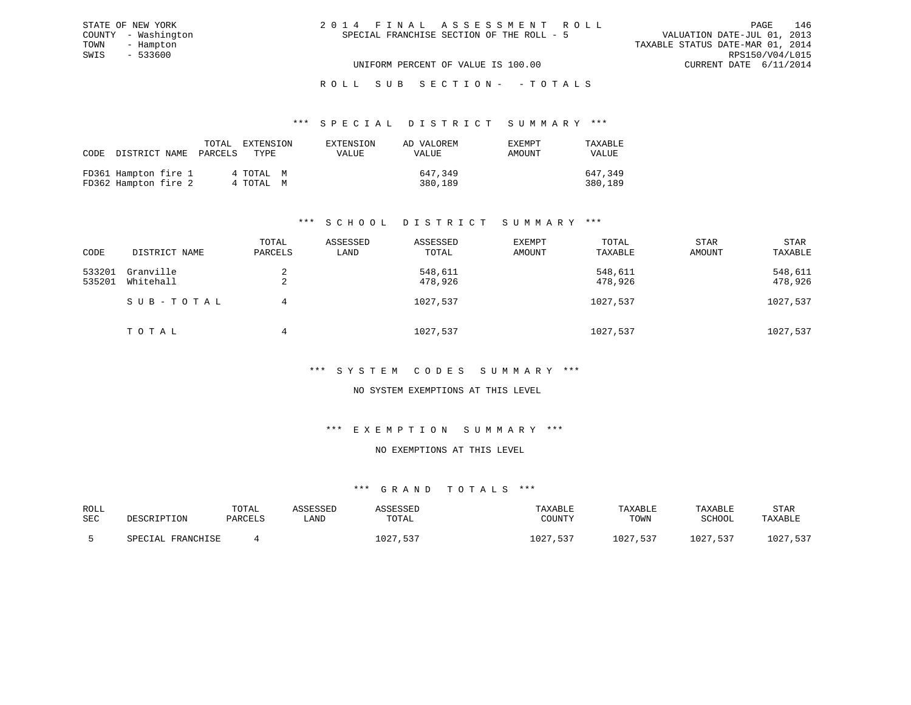STATE OF NEW YORK
COUNTY - Washington
TOWN - Hampton
SWIS - 533600

# 2014 FINAL ASSESSMENT ROLL

SPECIAL FRANCHISE SECTION OF THE ROLL - 5

VALUATION DATE-JUL 01, 2013
TAXABLE STATUS DATE-MAR 01, 2014
RPS150/V04/L015
CURRENT DATE 6/11/2014

UNIFORM PERCENT OF VALUE IS 100.00

## ROLL SUB SECTION- - TOTALS

### *** SPECIAL DISTRICT SUMMARY ***

| CODE | DISTRICT NAME | TOTAL PARCELS | EXTENSION TYPE | EXTENSION VALUE | AD VALOREM VALUE | EXEMPT AMOUNT | TAXABLE VALUE |
|---|---|---|---|---|---|---|---|
| FD361 | Hampton fire 1 | 4 | TOTAL M | | 647,349 | | 647,349 |
| FD362 | Hampton fire 2 | 4 | TOTAL M | | 380,189 | | 380,189 |

### *** SCHOOL DISTRICT SUMMARY ***

| CODE | DISTRICT NAME | TOTAL PARCELS | ASSESSED LAND | ASSESSED TOTAL | EXEMPT AMOUNT | TOTAL TAXABLE | STAR AMOUNT | STAR TAXABLE |
|---|---|---|---|---|---|---|---|---|
| 533201 | Granville | 2 | | 548,611 | | 548,611 | | 548,611 |
| 535201 | Whitehall | 2 | | 478,926 | | 478,926 | | 478,926 |
| | SUB-TOTAL | 4 | | 1027,537 | | 1027,537 | | 1027,537 |
| | TOTAL | 4 | | 1027,537 | | 1027,537 | | 1027,537 |

### *** SYSTEM CODES SUMMARY ***

NO SYSTEM EXEMPTIONS AT THIS LEVEL

### *** EXEMPTION SUMMARY ***

NO EXEMPTIONS AT THIS LEVEL

### *** GRAND TOTALS ***

| ROLL SEC | DESCRIPTION | TOTAL PARCELS | ASSESSED LAND | ASSESSED TOTAL | TAXABLE COUNTY | TAXABLE TOWN | TAXABLE SCHOOL | STAR TAXABLE |
|---|---|---|---|---|---|---|---|---|
| 5 | SPECIAL FRANCHISE | 4 | | 1027,537 | 1027,537 | 1027,537 | 1027,537 | 1027,537 |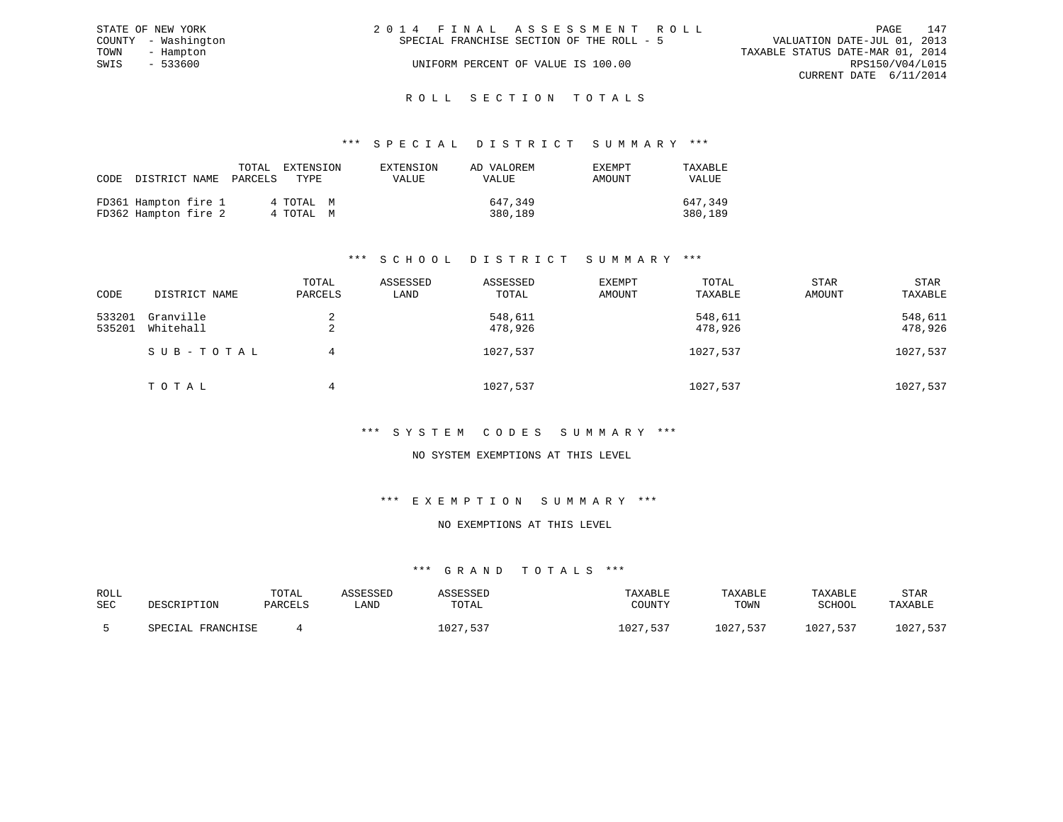STATE OF NEW YORK
COUNTY - Washington
TOWN - Hampton
SWIS - 533600

# 2014 FINAL ASSESSMENT ROLL

SPECIAL FRANCHISE SECTION OF THE ROLL - 5

UNIFORM PERCENT OF VALUE IS 100.00

VALUATION DATE-JUL 01, 2013
TAXABLE STATUS DATE-MAR 01, 2014
RPS150/V04/L015
CURRENT DATE 6/11/2014

## ROLL SECTION TOTALS

### *** SPECIAL DISTRICT SUMMARY ***

| CODE | DISTRICT NAME | TOTAL PARCELS | EXTENSION TYPE | EXTENSION VALUE | AD VALOREM VALUE | EXEMPT AMOUNT | TAXABLE VALUE |
|---|---|---|---|---|---|---|---|
| FD361 | Hampton fire 1 | 4 | TOTAL M | | 647,349 | | 647,349 |
| FD362 | Hampton fire 2 | 4 | TOTAL M | | 380,189 | | 380,189 |

### *** SCHOOL DISTRICT SUMMARY ***

| CODE | DISTRICT NAME | TOTAL PARCELS | ASSESSED LAND | ASSESSED TOTAL | EXEMPT AMOUNT | TOTAL TAXABLE | STAR AMOUNT | STAR TAXABLE |
|---|---|---|---|---|---|---|---|---|
| 533201 | Granville | 2 | | 548,611 | | 548,611 | | 548,611 |
| 535201 | Whitehall | 2 | | 478,926 | | 478,926 | | 478,926 |
| | SUB-TOTAL | 4 | | 1027,537 | | 1027,537 | | 1027,537 |
| | TOTAL | 4 | | 1027,537 | | 1027,537 | | 1027,537 |

### *** SYSTEM CODES SUMMARY ***

NO SYSTEM EXEMPTIONS AT THIS LEVEL

### *** EXEMPTION SUMMARY ***

NO EXEMPTIONS AT THIS LEVEL

### *** GRAND TOTALS ***

| ROLL SEC | DESCRIPTION | TOTAL PARCELS | ASSESSED LAND | ASSESSED TOTAL | TAXABLE COUNTY | TAXABLE TOWN | TAXABLE SCHOOL | STAR TAXABLE |
|---|---|---|---|---|---|---|---|---|
| 5 | SPECIAL FRANCHISE | 4 | | 1027,537 | 1027,537 | 1027,537 | 1027,537 | 1027,537 |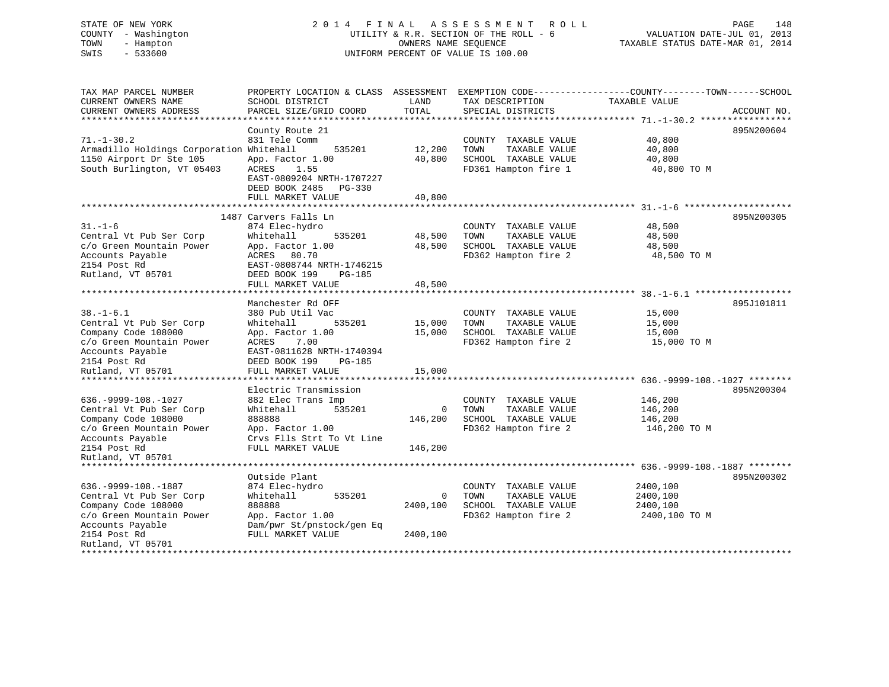STATE OF NEW YORK
COUNTY - Washington
TOWN - Hampton
SWIS - 533600

# 2014 FINAL ASSESSMENT ROLL

UTILITY & R.R. SECTION OF THE ROLL - 6
OWNERS NAME SEQUENCE
UNIFORM PERCENT OF VALUE IS 100.00

VALUATION DATE-JUL 01, 2013
TAXABLE STATUS DATE-MAR 01, 2014

| TAX MAP PARCEL NUMBER / CURRENT OWNERS NAME / CURRENT OWNERS ADDRESS | PROPERTY LOCATION & CLASS / SCHOOL DISTRICT / PARCEL SIZE/GRID COORD | ASSESSMENT LAND | TOTAL | EXEMPTION CODE / TAX DESCRIPTION / SPECIAL DISTRICTS | TAXABLE VALUE (COUNTY / TOWN / SCHOOL) | ACCOUNT NO. |
|---|---|---|---|---|---|---|
| 71.-1-30.2 | County Route 21 | | | | | 895N200604 |
| 71.-1-30.2 | 831 Tele Comm | | | COUNTY TAXABLE VALUE | 40,800 | |
| Armadillo Holdings Corporation | Whitehall 535201 | 12,200 | | TOWN TAXABLE VALUE | 40,800 | |
| 1150 Airport Dr Ste 105 | App. Factor 1.00 | | 40,800 | SCHOOL TAXABLE VALUE | 40,800 | |
| South Burlington, VT 05403 | ACRES 1.55 | | | FD361 Hampton fire 1 | 40,800 TO M | |
| | EAST-0809204 NRTH-1707227 | | | | | |
| | DEED BOOK 2485 PG-330 | | | | | |
| | FULL MARKET VALUE | | 40,800 | | | |
| 31.-1-6 | 1487 Carvers Falls Ln | | | | | 895N200305 |
| 31.-1-6 | 874 Elec-hydro | | | COUNTY TAXABLE VALUE | 48,500 | |
| Central Vt Pub Ser Corp | Whitehall 535201 | 48,500 | | TOWN TAXABLE VALUE | 48,500 | |
| c/o Green Mountain Power | App. Factor 1.00 | | 48,500 | SCHOOL TAXABLE VALUE | 48,500 | |
| Accounts Payable | ACRES 80.70 | | | FD362 Hampton fire 2 | 48,500 TO M | |
| 2154 Post Rd | EAST-0808744 NRTH-1746215 | | | | | |
| Rutland, VT 05701 | DEED BOOK 199 PG-185 | | | | | |
| | FULL MARKET VALUE | | 48,500 | | | |
| 38.-1-6.1 | Manchester Rd OFF | | | | | 895J101811 |
| 38.-1-6.1 | 380 Pub Util Vac | | | COUNTY TAXABLE VALUE | 15,000 | |
| Central Vt Pub Ser Corp | Whitehall 535201 | 15,000 | | TOWN TAXABLE VALUE | 15,000 | |
| Company Code 108000 | App. Factor 1.00 | | 15,000 | SCHOOL TAXABLE VALUE | 15,000 | |
| c/o Green Mountain Power | ACRES 7.00 | | | FD362 Hampton fire 2 | 15,000 TO M | |
| Accounts Payable | EAST-0811628 NRTH-1740394 | | | | | |
| 2154 Post Rd | DEED BOOK 199 PG-185 | | | | | |
| Rutland, VT 05701 | FULL MARKET VALUE | | 15,000 | | | |
| 636.-9999-108.-1027 | Electric Transmission | | | | | 895N200304 |
| 636.-9999-108.-1027 | 882 Elec Trans Imp | | | COUNTY TAXABLE VALUE | 146,200 | |
| Central Vt Pub Ser Corp | Whitehall 535201 | 0 | | TOWN TAXABLE VALUE | 146,200 | |
| Company Code 108000 | 888888 | | 146,200 | SCHOOL TAXABLE VALUE | 146,200 | |
| c/o Green Mountain Power | App. Factor 1.00 | | | FD362 Hampton fire 2 | 146,200 TO M | |
| Accounts Payable | Crvs Flls Strt To Vt Line | | | | | |
| 2154 Post Rd | FULL MARKET VALUE | | 146,200 | | | |
| Rutland, VT 05701 | | | | | | |
| 636.-9999-108.-1887 | Outside Plant | | | | | 895N200302 |
| 636.-9999-108.-1887 | 874 Elec-hydro | | | COUNTY TAXABLE VALUE | 2400,100 | |
| Central Vt Pub Ser Corp | Whitehall 535201 | 0 | | TOWN TAXABLE VALUE | 2400,100 | |
| Company Code 108000 | 888888 | | 2400,100 | SCHOOL TAXABLE VALUE | 2400,100 | |
| c/o Green Mountain Power | App. Factor 1.00 | | | FD362 Hampton fire 2 | 2400,100 TO M | |
| Accounts Payable | Dam/pwr St/pnstock/gen Eq | | | | | |
| 2154 Post Rd | FULL MARKET VALUE | | 2400,100 | | | |
| Rutland, VT 05701 | | | | | | |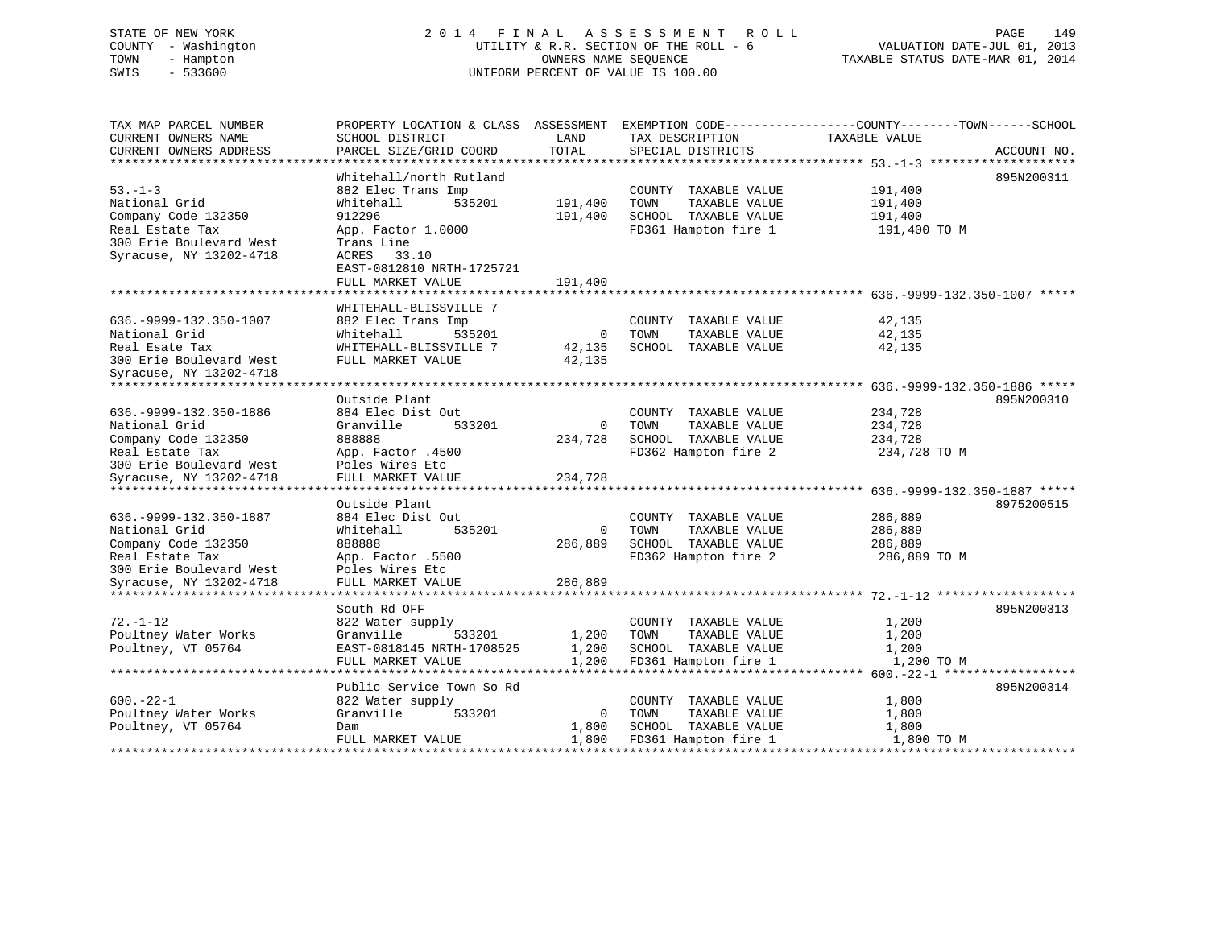STATE OF NEW YORK
COUNTY - Washington
TOWN - Hampton
SWIS - 533600

# 2014 FINAL ASSESSMENT ROLL

UTILITY & R.R. SECTION OF THE ROLL - 6
OWNERS NAME SEQUENCE
UNIFORM PERCENT OF VALUE IS 100.00

VALUATION DATE-JUL 01, 2013
TAXABLE STATUS DATE-MAR 01, 2014

| TAX MAP PARCEL NUMBER / CURRENT OWNERS NAME / CURRENT OWNERS ADDRESS | PROPERTY LOCATION & CLASS / SCHOOL DISTRICT / PARCEL SIZE/GRID COORD | ASSESSMENT LAND | TOTAL | EXEMPTION CODE / TAX DESCRIPTION / SPECIAL DISTRICTS | TAXABLE VALUE (COUNTY--------TOWN------SCHOOL) | ACCOUNT NO. |
|---|---|---|---|---|---|---|
| **53.-1-3** | Whitehall/north Rutland | | | | | 895N200311 |
| 53.-1-3 | 882 Elec Trans Imp | | | COUNTY TAXABLE VALUE | 191,400 | |
| National Grid | Whitehall 535201 | 191,400 | | TOWN TAXABLE VALUE | 191,400 | |
| Company Code 132350 | 912296 | | 191,400 | SCHOOL TAXABLE VALUE | 191,400 | |
| Real Estate Tax | App. Factor 1.0000 | | | FD361 Hampton fire 1 | 191,400 TO M | |
| 300 Erie Boulevard West | Trans Line | | | | | |
| Syracuse, NY 13202-4718 | ACRES 33.10 | | | | | |
| | EAST-0812810 NRTH-1725721 | | | | | |
| | FULL MARKET VALUE | | 191,400 | | | |
| **636.-9999-132.350-1007** | WHITEHALL-BLISSVILLE 7 | | | | | |
| 636.-9999-132.350-1007 | 882 Elec Trans Imp | | | COUNTY TAXABLE VALUE | 42,135 | |
| National Grid | Whitehall 535201 | 0 | | TOWN TAXABLE VALUE | 42,135 | |
| Real Esate Tax | WHITEHALL-BLISSVILLE 7 | | 42,135 | SCHOOL TAXABLE VALUE | 42,135 | |
| 300 Erie Boulevard West | FULL MARKET VALUE | | 42,135 | | | |
| Syracuse, NY 13202-4718 | | | | | | |
| **636.-9999-132.350-1886** | Outside Plant | | | | | 895N200310 |
| 636.-9999-132.350-1886 | 884 Elec Dist Out | | | COUNTY TAXABLE VALUE | 234,728 | |
| National Grid | Granville 533201 | 0 | | TOWN TAXABLE VALUE | 234,728 | |
| Company Code 132350 | 888888 | | 234,728 | SCHOOL TAXABLE VALUE | 234,728 | |
| Real Estate Tax | App. Factor .4500 | | | FD362 Hampton fire 2 | 234,728 TO M | |
| 300 Erie Boulevard West | Poles Wires Etc | | | | | |
| Syracuse, NY 13202-4718 | FULL MARKET VALUE | | 234,728 | | | |
| **636.-9999-132.350-1887** | Outside Plant | | | | | 8975200515 |
| 636.-9999-132.350-1887 | 884 Elec Dist Out | | | COUNTY TAXABLE VALUE | 286,889 | |
| National Grid | Whitehall 535201 | 0 | | TOWN TAXABLE VALUE | 286,889 | |
| Company Code 132350 | 888888 | | 286,889 | SCHOOL TAXABLE VALUE | 286,889 | |
| Real Estate Tax | App. Factor .5500 | | | FD362 Hampton fire 2 | 286,889 TO M | |
| 300 Erie Boulevard West | Poles Wires Etc | | | | | |
| Syracuse, NY 13202-4718 | FULL MARKET VALUE | | 286,889 | | | |
| **72.-1-12** | South Rd OFF | | | | | 895N200313 |
| 72.-1-12 | 822 Water supply | | | COUNTY TAXABLE VALUE | 1,200 | |
| Poultney Water Works | Granville 533201 | 1,200 | | TOWN TAXABLE VALUE | 1,200 | |
| Poultney, VT 05764 | EAST-0818145 NRTH-1708525 | | 1,200 | SCHOOL TAXABLE VALUE | 1,200 | |
| | FULL MARKET VALUE | | 1,200 | FD361 Hampton fire 1 | 1,200 TO M | |
| **600.-22-1** | Public Service Town So Rd | | | | | 895N200314 |
| 600.-22-1 | 822 Water supply | | | COUNTY TAXABLE VALUE | 1,800 | |
| Poultney Water Works | Granville 533201 | 0 | | TOWN TAXABLE VALUE | 1,800 | |
| Poultney, VT 05764 | Dam | | 1,800 | SCHOOL TAXABLE VALUE | 1,800 | |
| | FULL MARKET VALUE | | 1,800 | FD361 Hampton fire 1 | 1,800 TO M | |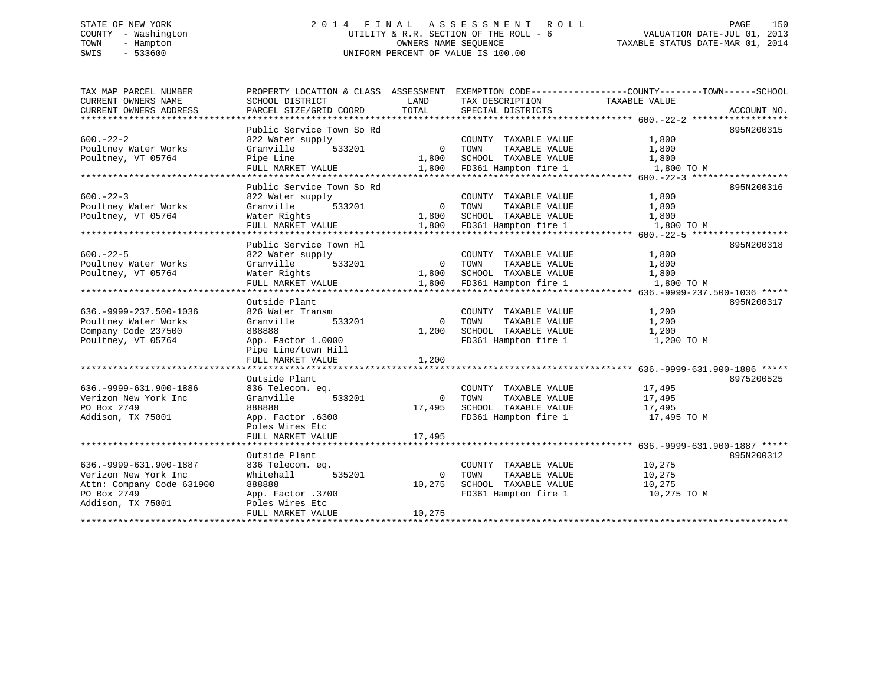STATE OF NEW YORK
COUNTY - Washington
TOWN - Hampton
SWIS - 533600

2014 FINAL ASSESSMENT ROLL
UTILITY & R.R. SECTION OF THE ROLL - 6
OWNERS NAME SEQUENCE
UNIFORM PERCENT OF VALUE IS 100.00

VALUATION DATE-JUL 01, 2013
TAXABLE STATUS DATE-MAR 01, 2014

| TAX MAP PARCEL NUMBER / CURRENT OWNERS NAME / CURRENT OWNERS ADDRESS | PROPERTY LOCATION & CLASS / SCHOOL DISTRICT / PARCEL SIZE/GRID COORD | ASSESSMENT LAND | TOTAL | EXEMPTION CODE / TAX DESCRIPTION / SPECIAL DISTRICTS | TAXABLE VALUE (COUNTY / TOWN / SCHOOL) | ACCOUNT NO. |
|---|---|---|---|---|---|---|
| 600.-22-2 | Public Service Town So Rd | | | | | 895N200315 |
| Poultney Water Works | 822 Water supply | | | COUNTY TAXABLE VALUE | 1,800 | |
| Poultney, VT 05764 | Granville 533201 | 0 | | TOWN TAXABLE VALUE | 1,800 | |
| | Pipe Line | | 1,800 | SCHOOL TAXABLE VALUE | 1,800 | |
| | FULL MARKET VALUE | | 1,800 | FD361 Hampton fire 1 | 1,800 TO M | |
| 600.-22-3 | Public Service Town So Rd | | | | | 895N200316 |
| Poultney Water Works | 822 Water supply | | | COUNTY TAXABLE VALUE | 1,800 | |
| Poultney, VT 05764 | Granville 533201 | 0 | | TOWN TAXABLE VALUE | 1,800 | |
| | Water Rights | | 1,800 | SCHOOL TAXABLE VALUE | 1,800 | |
| | FULL MARKET VALUE | | 1,800 | FD361 Hampton fire 1 | 1,800 TO M | |
| 600.-22-5 | Public Service Town Hl | | | | | 895N200318 |
| Poultney Water Works | 822 Water supply | | | COUNTY TAXABLE VALUE | 1,800 | |
| Poultney, VT 05764 | Granville 533201 | 0 | | TOWN TAXABLE VALUE | 1,800 | |
| | Water Rights | | 1,800 | SCHOOL TAXABLE VALUE | 1,800 | |
| | FULL MARKET VALUE | | 1,800 | FD361 Hampton fire 1 | 1,800 TO M | |
| 636.-9999-237.500-1036 | Outside Plant | | | | | 895N200317 |
| Poultney Water Works | 826 Water Transm | | | COUNTY TAXABLE VALUE | 1,200 | |
| Company Code 237500 | Granville 533201 | 0 | | TOWN TAXABLE VALUE | 1,200 | |
| Poultney, VT 05764 | 888888 | | 1,200 | SCHOOL TAXABLE VALUE | 1,200 | |
| | App. Factor 1.0000 | | | FD361 Hampton fire 1 | 1,200 TO M | |
| | Pipe Line/town Hill | | | | | |
| | FULL MARKET VALUE | | 1,200 | | | |
| 636.-9999-631.900-1886 | Outside Plant | | | | | 8975200525 |
| Verizon New York Inc | 836 Telecom. eq. | | | COUNTY TAXABLE VALUE | 17,495 | |
| PO Box 2749 | Granville 533201 | 0 | | TOWN TAXABLE VALUE | 17,495 | |
| Addison, TX 75001 | 888888 | | 17,495 | SCHOOL TAXABLE VALUE | 17,495 | |
| | App. Factor .6300 | | | FD361 Hampton fire 1 | 17,495 TO M | |
| | Poles Wires Etc | | | | | |
| | FULL MARKET VALUE | | 17,495 | | | |
| 636.-9999-631.900-1887 | Outside Plant | | | | | 895N200312 |
| Verizon New York Inc | 836 Telecom. eq. | | | COUNTY TAXABLE VALUE | 10,275 | |
| Attn: Company Code 631900 | Whitehall 535201 | 0 | | TOWN TAXABLE VALUE | 10,275 | |
| PO Box 2749 | 888888 | | 10,275 | SCHOOL TAXABLE VALUE | 10,275 | |
| Addison, TX 75001 | App. Factor .3700 | | | FD361 Hampton fire 1 | 10,275 TO M | |
| | Poles Wires Etc | | | | | |
| | FULL MARKET VALUE | | 10,275 | | | |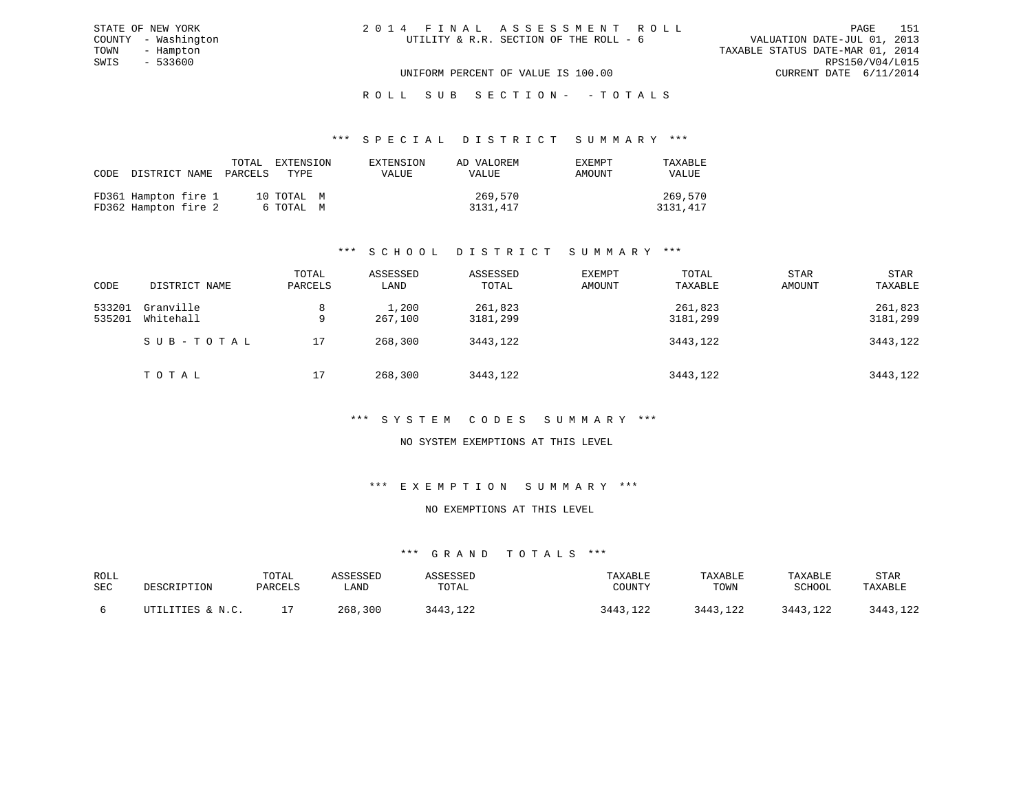STATE OF NEW YORK
COUNTY - Washington
TOWN - Hampton
SWIS - 533600

# 2014 FINAL ASSESSMENT ROLL

UTILITY & R.R. SECTION OF THE ROLL - 6

VALUATION DATE-JUL 01, 2013
TAXABLE STATUS DATE-MAR 01, 2014
RPS150/V04/L015
CURRENT DATE 6/11/2014

UNIFORM PERCENT OF VALUE IS 100.00

## ROLL SUB SECTION- - TOTALS

### *** SPECIAL DISTRICT SUMMARY ***

| CODE | DISTRICT NAME | TOTAL PARCELS | EXTENSION TYPE | EXTENSION VALUE | AD VALOREM VALUE | EXEMPT AMOUNT | TAXABLE VALUE |
|---|---|---|---|---|---|---|---|
| FD361 | Hampton fire 1 | 10 | TOTAL M | | 269,570 | | 269,570 |
| FD362 | Hampton fire 2 | 6 | TOTAL M | | 3131,417 | | 3131,417 |

### *** SCHOOL DISTRICT SUMMARY ***

| CODE | DISTRICT NAME | TOTAL PARCELS | ASSESSED LAND | ASSESSED TOTAL | EXEMPT AMOUNT | TOTAL TAXABLE | STAR AMOUNT | STAR TAXABLE |
|---|---|---|---|---|---|---|---|---|
| 533201 | Granville | 8 | 1,200 | 261,823 | | 261,823 | | 261,823 |
| 535201 | Whitehall | 9 | 267,100 | 3181,299 | | 3181,299 | | 3181,299 |
| | SUB-TOTAL | 17 | 268,300 | 3443,122 | | 3443,122 | | 3443,122 |
| | TOTAL | 17 | 268,300 | 3443,122 | | 3443,122 | | 3443,122 |

### *** SYSTEM CODES SUMMARY ***

NO SYSTEM EXEMPTIONS AT THIS LEVEL

### *** EXEMPTION SUMMARY ***

NO EXEMPTIONS AT THIS LEVEL

### *** GRAND TOTALS ***

| ROLL SEC | DESCRIPTION | TOTAL PARCELS | ASSESSED LAND | ASSESSED TOTAL | TAXABLE COUNTY | TAXABLE TOWN | TAXABLE SCHOOL | STAR TAXABLE |
|---|---|---|---|---|---|---|---|---|
| 6 | UTILITIES & N.C. | 17 | 268,300 | 3443,122 | 3443,122 | 3443,122 | 3443,122 | 3443,122 |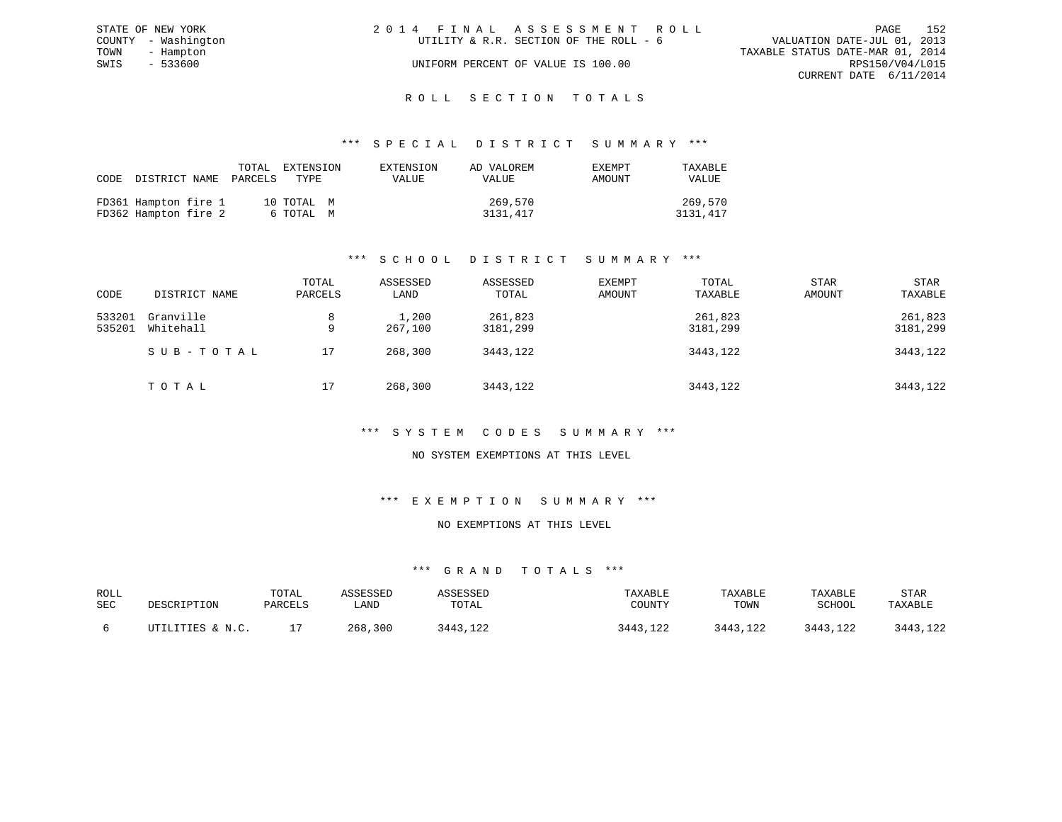STATE OF NEW YORK
COUNTY - Washington
TOWN - Hampton
SWIS - 533600

# 2014 FINAL ASSESSMENT ROLL

UTILITY & R.R. SECTION OF THE ROLL - 6

UNIFORM PERCENT OF VALUE IS 100.00

VALUATION DATE-JUL 01, 2013
TAXABLE STATUS DATE-MAR 01, 2014
RPS150/V04/L015
CURRENT DATE 6/11/2014

## ROLL SECTION TOTALS

### *** SPECIAL DISTRICT SUMMARY ***

| CODE | DISTRICT NAME | TOTAL PARCELS | EXTENSION TYPE | EXTENSION VALUE | AD VALOREM VALUE | EXEMPT AMOUNT | TAXABLE VALUE |
|---|---|---|---|---|---|---|---|
| FD361 | Hampton fire 1 | 10 | TOTAL M | | 269,570 | | 269,570 |
| FD362 | Hampton fire 2 | 6 | TOTAL M | | 3131,417 | | 3131,417 |

### *** SCHOOL DISTRICT SUMMARY ***

| CODE | DISTRICT NAME | TOTAL PARCELS | ASSESSED LAND | ASSESSED TOTAL | EXEMPT AMOUNT | TOTAL TAXABLE | STAR AMOUNT | STAR TAXABLE |
|---|---|---|---|---|---|---|---|---|
| 533201 | Granville | 8 | 1,200 | 261,823 | | 261,823 | | 261,823 |
| 535201 | Whitehall | 9 | 267,100 | 3181,299 | | 3181,299 | | 3181,299 |
| | SUB-TOTAL | 17 | 268,300 | 3443,122 | | 3443,122 | | 3443,122 |
| | TOTAL | 17 | 268,300 | 3443,122 | | 3443,122 | | 3443,122 |

### *** SYSTEM CODES SUMMARY ***

NO SYSTEM EXEMPTIONS AT THIS LEVEL

### *** EXEMPTION SUMMARY ***

NO EXEMPTIONS AT THIS LEVEL

### *** GRAND TOTALS ***

| ROLL SEC | DESCRIPTION | TOTAL PARCELS | ASSESSED LAND | ASSESSED TOTAL | TAXABLE COUNTY | TAXABLE TOWN | TAXABLE SCHOOL | STAR TAXABLE |
|---|---|---|---|---|---|---|---|---|
| 6 | UTILITIES & N.C. | 17 | 268,300 | 3443,122 | 3443,122 | 3443,122 | 3443,122 | 3443,122 |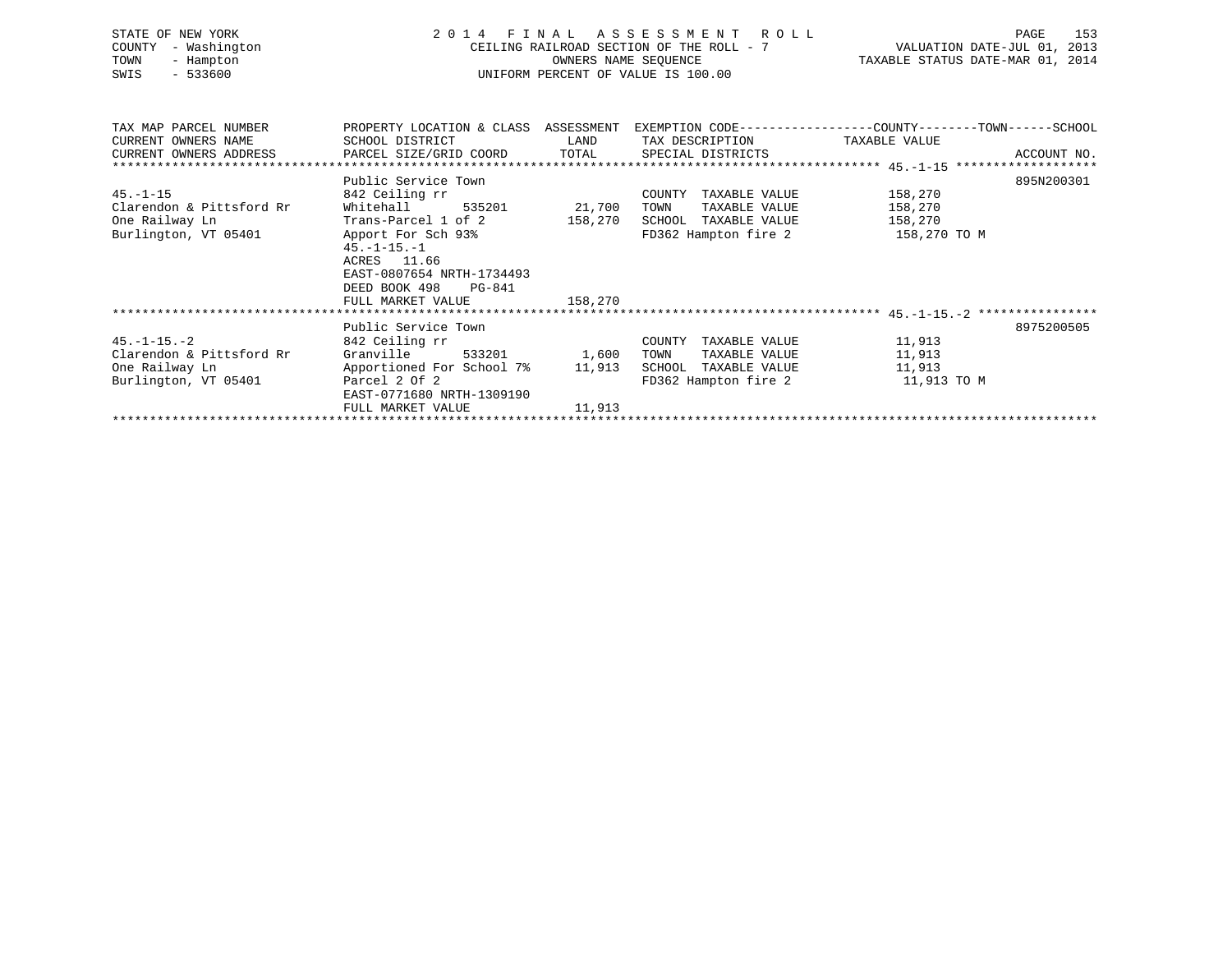STATE OF NEW YORK
COUNTY - Washington
TOWN - Hampton
SWIS - 533600

**2 0 1 4 F I N A L A S S E S S M E N T R O L L**
CEILING RAILROAD SECTION OF THE ROLL - 7
OWNERS NAME SEQUENCE
UNIFORM PERCENT OF VALUE IS 100.00

VALUATION DATE-JUL 01, 2013
TAXABLE STATUS DATE-MAR 01, 2014

| TAX MAP PARCEL NUMBER / CURRENT OWNERS NAME / CURRENT OWNERS ADDRESS | PROPERTY LOCATION & CLASS / SCHOOL DISTRICT / PARCEL SIZE/GRID COORD | ASSESSMENT LAND | ASSESSMENT TOTAL | EXEMPTION CODE / TAX DESCRIPTION / SPECIAL DISTRICTS | TAXABLE VALUE (COUNTY--TOWN--SCHOOL) | ACCOUNT NO. |
|---|---|---|---|---|---|---|
| **45.-1-15** | Public Service Town | | | | | 895N200301 |
| 45.-1-15 | 842 Ceiling rr | | | COUNTY TAXABLE VALUE | 158,270 | |
| Clarendon & Pittsford Rr | Whitehall 535201 | 21,700 | | TOWN TAXABLE VALUE | 158,270 | |
| One Railway Ln | Trans-Parcel 1 of 2 | | 158,270 | SCHOOL TAXABLE VALUE | 158,270 | |
| Burlington, VT 05401 | Apport For Sch 93% | | | FD362 Hampton fire 2 | 158,270 TO M | |
| | 45.-1-15.-1 | | | | | |
| | ACRES 11.66 | | | | | |
| | EAST-0807654 NRTH-1734493 | | | | | |
| | DEED BOOK 498 PG-841 | | | | | |
| | FULL MARKET VALUE | | 158,270 | | | |
| **45.-1-15.-2** | Public Service Town | | | | | 8975200505 |
| 45.-1-15.-2 | 842 Ceiling rr | | | COUNTY TAXABLE VALUE | 11,913 | |
| Clarendon & Pittsford Rr | Granville 533201 | 1,600 | | TOWN TAXABLE VALUE | 11,913 | |
| One Railway Ln | Apportioned For School 7% | | 11,913 | SCHOOL TAXABLE VALUE | 11,913 | |
| Burlington, VT 05401 | Parcel 2 Of 2 | | | FD362 Hampton fire 2 | 11,913 TO M | |
| | EAST-0771680 NRTH-1309190 | | | | | |
| | FULL MARKET VALUE | | 11,913 | | | |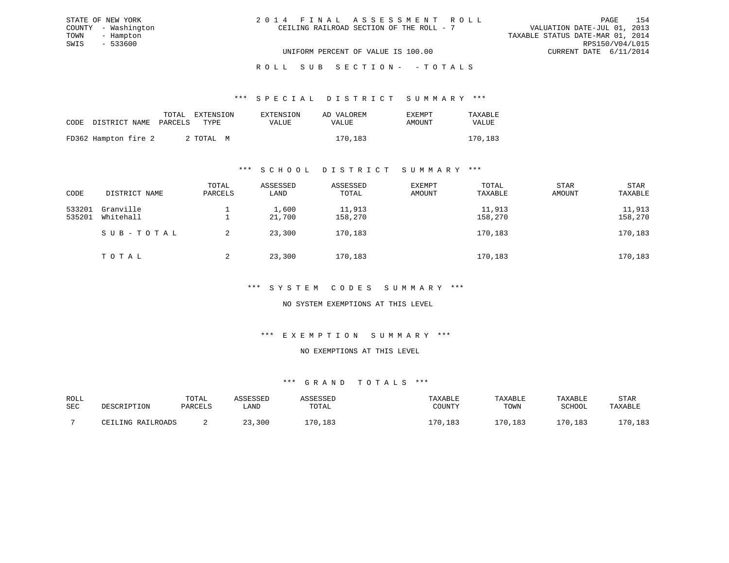STATE OF NEW YORK
COUNTY - Washington
TOWN - Hampton
SWIS - 533600

# 2014 FINAL ASSESSMENT ROLL

CEILING RAILROAD SECTION OF THE ROLL - 7

VALUATION DATE-JUL 01, 2013
TAXABLE STATUS DATE-MAR 01, 2014
RPS150/V04/L015
CURRENT DATE 6/11/2014

UNIFORM PERCENT OF VALUE IS 100.00

## ROLL SUB SECTION- - TOTALS

### *** SPECIAL DISTRICT SUMMARY ***

| CODE | DISTRICT NAME | TOTAL PARCELS | EXTENSION TYPE | EXTENSION VALUE | AD VALOREM VALUE | EXEMPT AMOUNT | TAXABLE VALUE |
|---|---|---|---|---|---|---|---|
| FD362 | Hampton fire 2 | 2 | TOTAL M | | 170,183 | | 170,183 |

### *** SCHOOL DISTRICT SUMMARY ***

| CODE | DISTRICT NAME | TOTAL PARCELS | ASSESSED LAND | ASSESSED TOTAL | EXEMPT AMOUNT | TOTAL TAXABLE | STAR AMOUNT | STAR TAXABLE |
|---|---|---|---|---|---|---|---|---|
| 533201 | Granville | 1 | 1,600 | 11,913 | | 11,913 | | 11,913 |
| 535201 | Whitehall | 1 | 21,700 | 158,270 | | 158,270 | | 158,270 |
| | SUB-TOTAL | 2 | 23,300 | 170,183 | | 170,183 | | 170,183 |
| | TOTAL | 2 | 23,300 | 170,183 | | 170,183 | | 170,183 |

### *** SYSTEM CODES SUMMARY ***

NO SYSTEM EXEMPTIONS AT THIS LEVEL

### *** EXEMPTION SUMMARY ***

NO EXEMPTIONS AT THIS LEVEL

### *** GRAND TOTALS ***

| ROLL SEC | DESCRIPTION | TOTAL PARCELS | ASSESSED LAND | ASSESSED TOTAL | TAXABLE COUNTY | TAXABLE TOWN | TAXABLE SCHOOL | STAR TAXABLE |
|---|---|---|---|---|---|---|---|---|
| 7 | CEILING RAILROADS | 2 | 23,300 | 170,183 | 170,183 | 170,183 | 170,183 | 170,183 |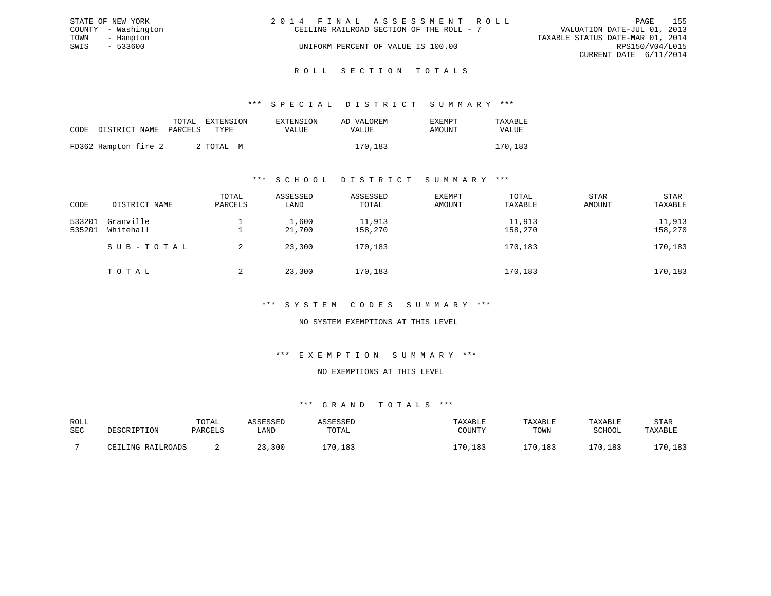STATE OF NEW YORK
COUNTY - Washington
TOWN - Hampton
SWIS - 533600

2014 FINAL ASSESSMENT ROLL
CEILING RAILROAD SECTION OF THE ROLL - 7
UNIFORM PERCENT OF VALUE IS 100.00

VALUATION DATE-JUL 01, 2013
TAXABLE STATUS DATE-MAR 01, 2014
RPS150/V04/L015
CURRENT DATE 6/11/2014

## ROLL SECTION TOTALS

### *** SPECIAL DISTRICT SUMMARY ***

| CODE | DISTRICT NAME | TOTAL PARCELS | EXTENSION TYPE | EXTENSION VALUE | AD VALOREM VALUE | EXEMPT AMOUNT | TAXABLE VALUE |
|---|---|---|---|---|---|---|---|
| FD362 | Hampton fire 2 | 2 | TOTAL M | | 170,183 | | 170,183 |

### *** SCHOOL DISTRICT SUMMARY ***

| CODE | DISTRICT NAME | TOTAL PARCELS | ASSESSED LAND | ASSESSED TOTAL | EXEMPT AMOUNT | TOTAL TAXABLE | STAR AMOUNT | STAR TAXABLE |
|---|---|---|---|---|---|---|---|---|
| 533201 | Granville | 1 | 1,600 | 11,913 | | 11,913 | | 11,913 |
| 535201 | Whitehall | 1 | 21,700 | 158,270 | | 158,270 | | 158,270 |
| | SUB-TOTAL | 2 | 23,300 | 170,183 | | 170,183 | | 170,183 |
| | TOTAL | 2 | 23,300 | 170,183 | | 170,183 | | 170,183 |

### *** SYSTEM CODES SUMMARY ***

NO SYSTEM EXEMPTIONS AT THIS LEVEL

### *** EXEMPTION SUMMARY ***

NO EXEMPTIONS AT THIS LEVEL

### *** GRAND TOTALS ***

| ROLL SEC | DESCRIPTION | TOTAL PARCELS | ASSESSED LAND | ASSESSED TOTAL | TAXABLE COUNTY | TAXABLE TOWN | TAXABLE SCHOOL | STAR TAXABLE |
|---|---|---|---|---|---|---|---|---|
| 7 | CEILING RAILROADS | 2 | 23,300 | 170,183 | 170,183 | 170,183 | 170,183 | 170,183 |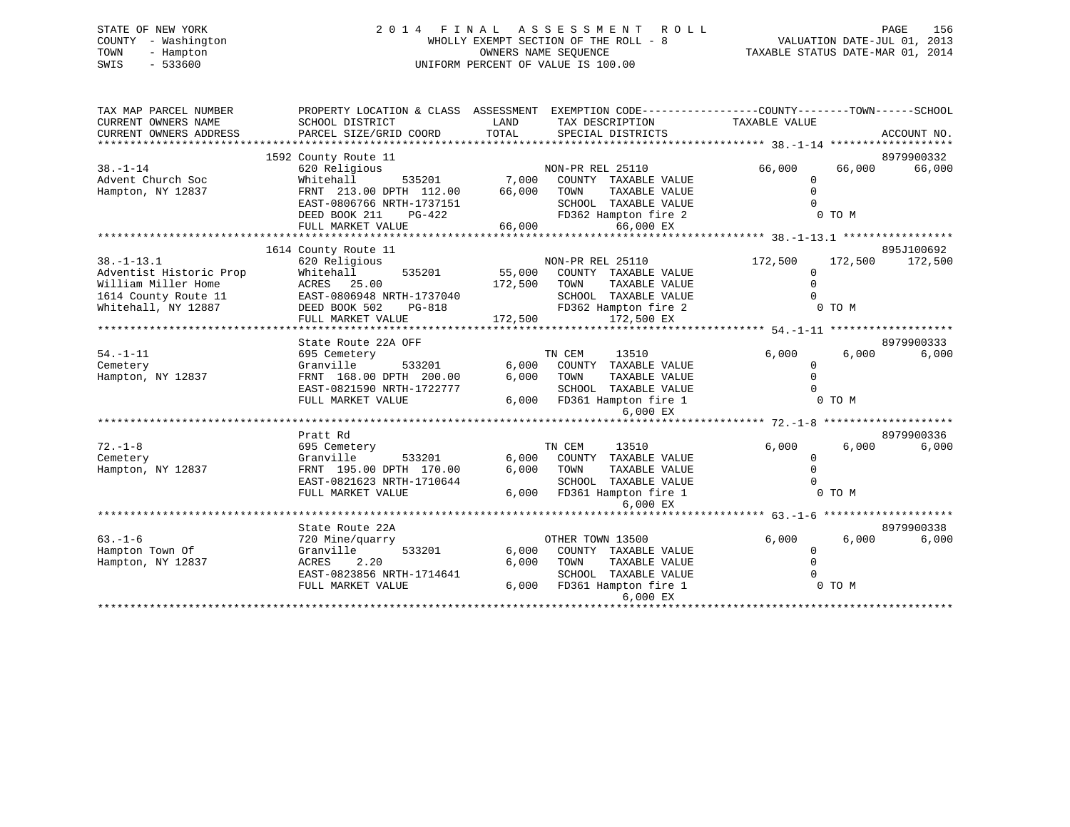STATE OF NEW YORK
COUNTY - Washington
TOWN - Hampton
SWIS - 533600

# 2014 FINAL ASSESSMENT ROLL

WHOLLY EXEMPT SECTION OF THE ROLL - 8
OWNERS NAME SEQUENCE
UNIFORM PERCENT OF VALUE IS 100.00

VALUATION DATE-JUL 01, 2013
TAXABLE STATUS DATE-MAR 01, 2014

| TAX MAP PARCEL NUMBER / CURRENT OWNERS NAME / CURRENT OWNERS ADDRESS | PROPERTY LOCATION & CLASS / SCHOOL DISTRICT / PARCEL SIZE/GRID COORD | LAND | ASSESSMENT TOTAL | EXEMPTION CODE / TAX DESCRIPTION / SPECIAL DISTRICTS | COUNTY TAXABLE VALUE | TOWN | SCHOOL | ACCOUNT NO. |
|---|---|---|---|---|---|---|---|---|
| | 1592 County Route 11 | | | | | | | 8979900332 |
| 38.-1-14 | 620 Religious | | | NON-PR REL 25110 | 66,000 | 66,000 | 66,000 | |
| Advent Church Soc | Whitehall 535201 | 7,000 | | COUNTY TAXABLE VALUE | 0 | | | |
| Hampton, NY 12837 | FRNT 213.00 DPTH 112.00 | | 66,000 | TOWN TAXABLE VALUE | 0 | | | |
| | EAST-0806766 NRTH-1737151 | | | SCHOOL TAXABLE VALUE | 0 | | | |
| | DEED BOOK 211 PG-422 | | | FD362 Hampton fire 2 | 0 TO M | | | |
| | FULL MARKET VALUE | | 66,000 | 66,000 EX | | | | |
| | 1614 County Route 11 | | | | | | | 895J100692 |
| 38.-1-13.1 | 620 Religious | | | NON-PR REL 25110 | 172,500 | 172,500 | 172,500 | |
| Adventist Historic Prop | Whitehall 535201 | 55,000 | | COUNTY TAXABLE VALUE | 0 | | | |
| William Miller Home | ACRES 25.00 | | 172,500 | TOWN TAXABLE VALUE | 0 | | | |
| 1614 County Route 11 | EAST-0806948 NRTH-1737040 | | | SCHOOL TAXABLE VALUE | 0 | | | |
| Whitehall, NY 12887 | DEED BOOK 502 PG-818 | | | FD362 Hampton fire 2 | 0 TO M | | | |
| | FULL MARKET VALUE | | 172,500 | 172,500 EX | | | | |
| | State Route 22A OFF | | | | | | | 8979900333 |
| 54.-1-11 | 695 Cemetery | | | TN CEM 13510 | 6,000 | 6,000 | 6,000 | |
| Cemetery | Granville 533201 | 6,000 | | COUNTY TAXABLE VALUE | 0 | | | |
| Hampton, NY 12837 | FRNT 168.00 DPTH 200.00 | | 6,000 | TOWN TAXABLE VALUE | 0 | | | |
| | EAST-0821590 NRTH-1722777 | | | SCHOOL TAXABLE VALUE | 0 | | | |
| | FULL MARKET VALUE | | 6,000 | FD361 Hampton fire 1 | 0 TO M | | | |
| | | | | 6,000 EX | | | | |
| | Pratt Rd | | | | | | | 8979900336 |
| 72.-1-8 | 695 Cemetery | | | TN CEM 13510 | 6,000 | 6,000 | 6,000 | |
| Cemetery | Granville 533201 | 6,000 | | COUNTY TAXABLE VALUE | 0 | | | |
| Hampton, NY 12837 | FRNT 195.00 DPTH 170.00 | | 6,000 | TOWN TAXABLE VALUE | 0 | | | |
| | EAST-0821623 NRTH-1710644 | | | SCHOOL TAXABLE VALUE | 0 | | | |
| | FULL MARKET VALUE | | 6,000 | FD361 Hampton fire 1 | 0 TO M | | | |
| | | | | 6,000 EX | | | | |
| | State Route 22A | | | | | | | 8979900338 |
| 63.-1-6 | 720 Mine/quarry | | | OTHER TOWN 13500 | 6,000 | 6,000 | 6,000 | |
| Hampton Town Of | Granville 533201 | 6,000 | | COUNTY TAXABLE VALUE | 0 | | | |
| Hampton, NY 12837 | ACRES 2.20 | | 6,000 | TOWN TAXABLE VALUE | 0 | | | |
| | EAST-0823856 NRTH-1714641 | | | SCHOOL TAXABLE VALUE | 0 | | | |
| | FULL MARKET VALUE | | 6,000 | FD361 Hampton fire 1 | 0 TO M | | | |
| | | | | 6,000 EX | | | | |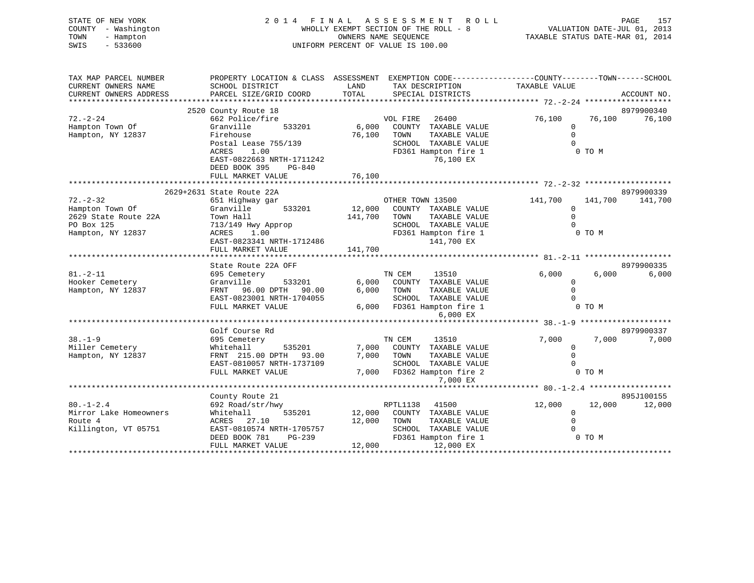STATE OF NEW YORK
COUNTY - Washington
TOWN - Hampton
SWIS - 533600

# 2014 FINAL ASSESSMENT ROLL

WHOLLY EXEMPT SECTION OF THE ROLL - 8
OWNERS NAME SEQUENCE
UNIFORM PERCENT OF VALUE IS 100.00

VALUATION DATE-JUL 01, 2013
TAXABLE STATUS DATE-MAR 01, 2014

| TAX MAP PARCEL NUMBER / CURRENT OWNERS NAME / CURRENT OWNERS ADDRESS | PROPERTY LOCATION & CLASS / SCHOOL DISTRICT / PARCEL SIZE/GRID COORD | ASSESSMENT LAND | TOTAL | EXEMPTION CODE / TAX DESCRIPTION / SPECIAL DISTRICTS | COUNTY TAXABLE VALUE | TOWN | SCHOOL | ACCOUNT NO. |
|---|---|---|---|---|---|---|---|---|
| 72.-2-24 | 2520 County Route 18 | | | | | | | 8979900340 |
| Hampton Town Of | 662 Police/fire | | | VOL FIRE 26400 | 76,100 | 76,100 | 76,100 | |
| Hampton, NY 12837 | Granville 533201 | 6,000 | | COUNTY TAXABLE VALUE | 0 | | | |
| | Firehouse | | 76,100 | TOWN TAXABLE VALUE | 0 | | | |
| | Postal Lease 755/139 | | | SCHOOL TAXABLE VALUE | 0 | | | |
| | ACRES 1.00 | | | FD361 Hampton fire 1 | 0 TO M | | | |
| | EAST-0822663 NRTH-1711242 | | | 76,100 EX | | | | |
| | DEED BOOK 395 PG-840 | | | | | | | |
| | FULL MARKET VALUE | | 76,100 | | | | | |
| 72.-2-32 | 2629+2631 State Route 22A | | | | | | | 8979900339 |
| Hampton Town Of | 651 Highway gar | | | OTHER TOWN 13500 | 141,700 | 141,700 | 141,700 | |
| 2629 State Route 22A | Granville 533201 | 12,000 | | COUNTY TAXABLE VALUE | 0 | | | |
| PO Box 125 | Town Hall | | 141,700 | TOWN TAXABLE VALUE | 0 | | | |
| Hampton, NY 12837 | 713/149 Hwy Approp | | | SCHOOL TAXABLE VALUE | 0 | | | |
| | ACRES 1.00 | | | FD361 Hampton fire 1 | 0 TO M | | | |
| | EAST-0823341 NRTH-1712486 | | | 141,700 EX | | | | |
| | FULL MARKET VALUE | | 141,700 | | | | | |
| 81.-2-11 | State Route 22A OFF | | | | | | | 8979900335 |
| Hooker Cemetery | 695 Cemetery | | | TN CEM 13510 | 6,000 | 6,000 | 6,000 | |
| Hampton, NY 12837 | Granville 533201 | 6,000 | | COUNTY TAXABLE VALUE | 0 | | | |
| | FRNT 96.00 DPTH 90.00 | | 6,000 | TOWN TAXABLE VALUE | 0 | | | |
| | EAST-0823001 NRTH-1704055 | | | SCHOOL TAXABLE VALUE | 0 | | | |
| | FULL MARKET VALUE | | 6,000 | FD361 Hampton fire 1 | 0 TO M | | | |
| | | | | 6,000 EX | | | | |
| 38.-1-9 | Golf Course Rd | | | | | | | 8979900337 |
| Miller Cemetery | 695 Cemetery | | | TN CEM 13510 | 7,000 | 7,000 | 7,000 | |
| Hampton, NY 12837 | Whitehall 535201 | 7,000 | | COUNTY TAXABLE VALUE | 0 | | | |
| | FRNT 215.00 DPTH 93.00 | | 7,000 | TOWN TAXABLE VALUE | 0 | | | |
| | EAST-0810057 NRTH-1737109 | | | SCHOOL TAXABLE VALUE | 0 | | | |
| | FULL MARKET VALUE | | 7,000 | FD362 Hampton fire 2 | 0 TO M | | | |
| | | | | 7,000 EX | | | | |
| 80.-1-2.4 | County Route 21 | | | | | | | 895J100155 |
| Mirror Lake Homeowners | 692 Road/str/hwy | | | RPTL1138 41500 | 12,000 | 12,000 | 12,000 | |
| Route 4 | Whitehall 535201 | 12,000 | | COUNTY TAXABLE VALUE | 0 | | | |
| Killington, VT 05751 | ACRES 27.10 | | 12,000 | TOWN TAXABLE VALUE | 0 | | | |
| | EAST-0810574 NRTH-1705757 | | | SCHOOL TAXABLE VALUE | 0 | | | |
| | DEED BOOK 781 PG-239 | | | FD361 Hampton fire 1 | 0 TO M | | | |
| | FULL MARKET VALUE | | 12,000 | 12,000 EX | | | | |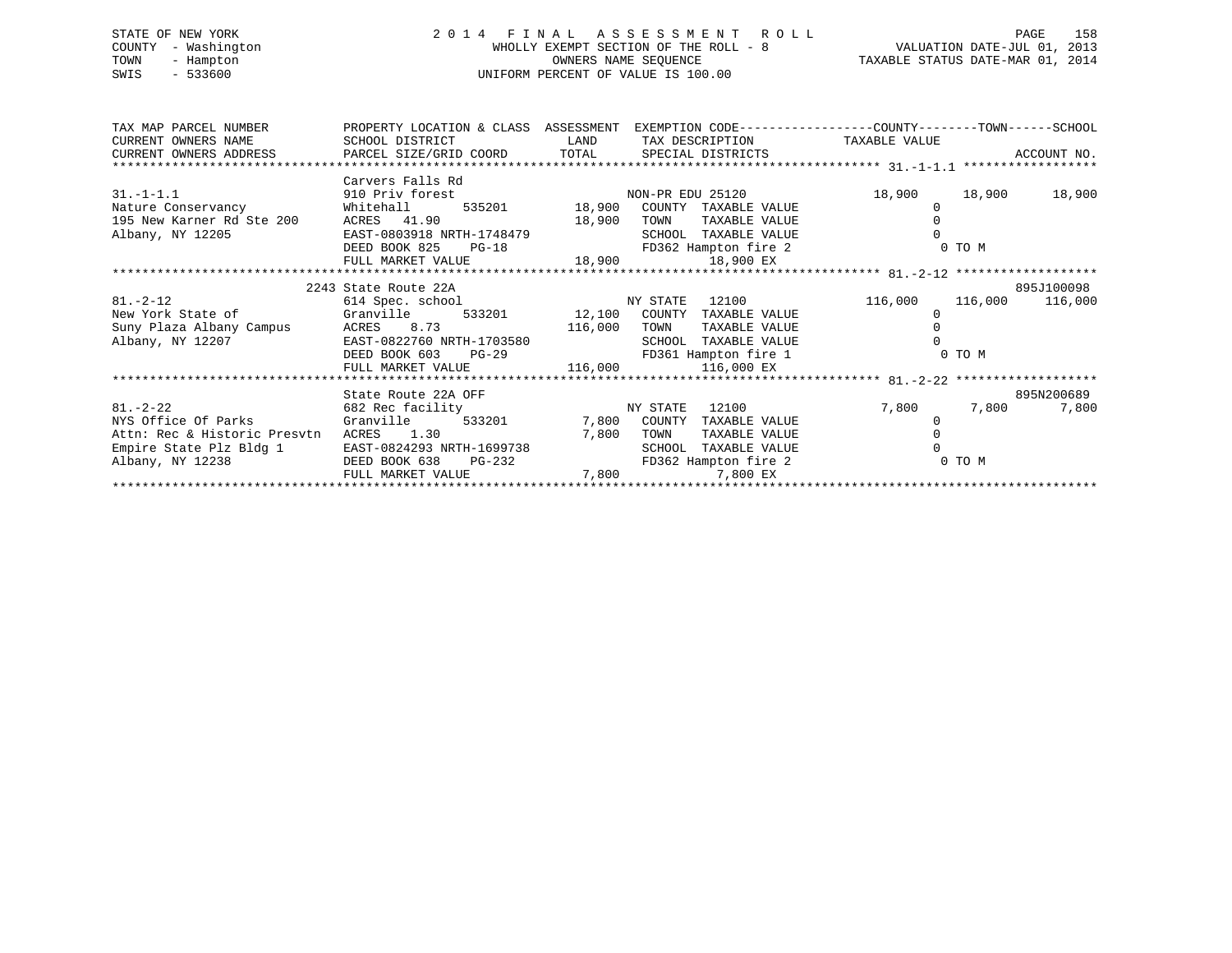STATE OF NEW YORK
COUNTY - Washington
TOWN - Hampton
SWIS - 533600

# 2014 FINAL ASSESSMENT ROLL

WHOLLY EXEMPT SECTION OF THE ROLL - 8
OWNERS NAME SEQUENCE
UNIFORM PERCENT OF VALUE IS 100.00

VALUATION DATE-JUL 01, 2013
TAXABLE STATUS DATE-MAR 01, 2014

| TAX MAP PARCEL NUMBER / CURRENT OWNERS NAME / CURRENT OWNERS ADDRESS | PROPERTY LOCATION & CLASS / SCHOOL DISTRICT / PARCEL SIZE/GRID COORD | ASSESSMENT LAND / TOTAL | EXEMPTION CODE / TAX DESCRIPTION / SPECIAL DISTRICTS | COUNTY TAXABLE VALUE | TOWN | SCHOOL / ACCOUNT NO. |
|---|---|---|---|---|---|---|
| 31.-1-1.1 | Carvers Falls Rd | | | | | |
| | 910 Priv forest | | NON-PR EDU 25120 | 18,900 | 18,900 | 18,900 |
| Nature Conservancy | Whitehall 535201 | 18,900 | COUNTY TAXABLE VALUE | 0 | | |
| 195 New Karner Rd Ste 200 | ACRES 41.90 | 18,900 | TOWN TAXABLE VALUE | 0 | | |
| Albany, NY 12205 | EAST-0803918 NRTH-1748479 | | SCHOOL TAXABLE VALUE | 0 | | |
| | DEED BOOK 825 PG-18 | | FD362 Hampton fire 2 | 0 TO M | | |
| | FULL MARKET VALUE | 18,900 | 18,900 EX | | | |
| 81.-2-12 | 2243 State Route 22A | | | | | 895J100098 |
| | 614 Spec. school | | NY STATE 12100 | 116,000 | 116,000 | 116,000 |
| New York State of | Granville 533201 | 12,100 | COUNTY TAXABLE VALUE | 0 | | |
| Suny Plaza Albany Campus | ACRES 8.73 | 116,000 | TOWN TAXABLE VALUE | 0 | | |
| Albany, NY 12207 | EAST-0822760 NRTH-1703580 | | SCHOOL TAXABLE VALUE | 0 | | |
| | DEED BOOK 603 PG-29 | | FD361 Hampton fire 1 | 0 TO M | | |
| | FULL MARKET VALUE | 116,000 | 116,000 EX | | | |
| 81.-2-22 | State Route 22A OFF | | | | | 895N200689 |
| | 682 Rec facility | | NY STATE 12100 | 7,800 | 7,800 | 7,800 |
| NYS Office Of Parks | Granville 533201 | 7,800 | COUNTY TAXABLE VALUE | 0 | | |
| Attn: Rec & Historic Presvtn | ACRES 1.30 | 7,800 | TOWN TAXABLE VALUE | 0 | | |
| Empire State Plz Bldg 1 | EAST-0824293 NRTH-1699738 | | SCHOOL TAXABLE VALUE | 0 | | |
| Albany, NY 12238 | DEED BOOK 638 PG-232 | | FD362 Hampton fire 2 | 0 TO M | | |
| | FULL MARKET VALUE | 7,800 | 7,800 EX | | | |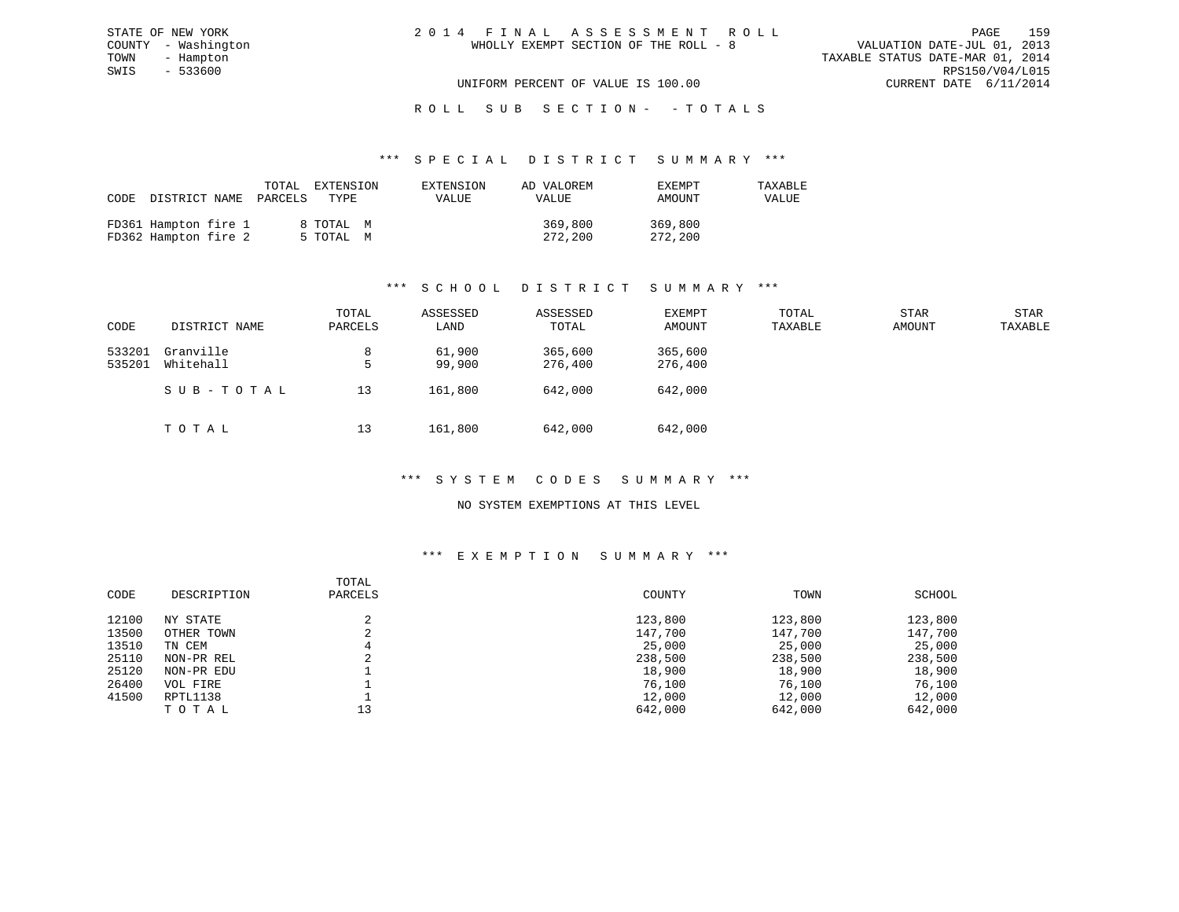STATE OF NEW YORK
COUNTY - Washington
TOWN - Hampton
SWIS - 533600

2 0 1 4 F I N A L A S S E S S M E N T R O L L
WHOLLY EXEMPT SECTION OF THE ROLL - 8

VALUATION DATE-JUL 01, 2013
TAXABLE STATUS DATE-MAR 01, 2014
RPS150/V04/L015
CURRENT DATE 6/11/2014

UNIFORM PERCENT OF VALUE IS 100.00

R O L L S U B S E C T I O N - - T O T A L S

### *** S P E C I A L D I S T R I C T S U M M A R Y ***

| CODE | DISTRICT NAME | TOTAL PARCELS | EXTENSION TYPE | EXTENSION VALUE | AD VALOREM VALUE | EXEMPT AMOUNT | TAXABLE VALUE |
|---|---|---|---|---|---|---|---|
| FD361 | Hampton fire 1 | 8 | TOTAL M | | 369,800 | 369,800 | |
| FD362 | Hampton fire 2 | 5 | TOTAL M | | 272,200 | 272,200 | |

### *** S C H O O L D I S T R I C T S U M M A R Y ***

| CODE | DISTRICT NAME | TOTAL PARCELS | ASSESSED LAND | ASSESSED TOTAL | EXEMPT AMOUNT | TOTAL TAXABLE | STAR AMOUNT | STAR TAXABLE |
|---|---|---|---|---|---|---|---|---|
| 533201 | Granville | 8 | 61,900 | 365,600 | 365,600 | | | |
| 535201 | Whitehall | 5 | 99,900 | 276,400 | 276,400 | | | |
| | S U B - T O T A L | 13 | 161,800 | 642,000 | 642,000 | | | |
| | T O T A L | 13 | 161,800 | 642,000 | 642,000 | | | |

### *** S Y S T E M C O D E S S U M M A R Y ***

NO SYSTEM EXEMPTIONS AT THIS LEVEL

### *** E X E M P T I O N S U M M A R Y ***

| CODE | DESCRIPTION | TOTAL PARCELS | COUNTY | TOWN | SCHOOL |
|---|---|---|---|---|---|
| 12100 | NY STATE | 2 | 123,800 | 123,800 | 123,800 |
| 13500 | OTHER TOWN | 2 | 147,700 | 147,700 | 147,700 |
| 13510 | TN CEM | 4 | 25,000 | 25,000 | 25,000 |
| 25110 | NON-PR REL | 2 | 238,500 | 238,500 | 238,500 |
| 25120 | NON-PR EDU | 1 | 18,900 | 18,900 | 18,900 |
| 26400 | VOL FIRE | 1 | 76,100 | 76,100 | 76,100 |
| 41500 | RPTL1138 | 1 | 12,000 | 12,000 | 12,000 |
| | T O T A L | 13 | 642,000 | 642,000 | 642,000 |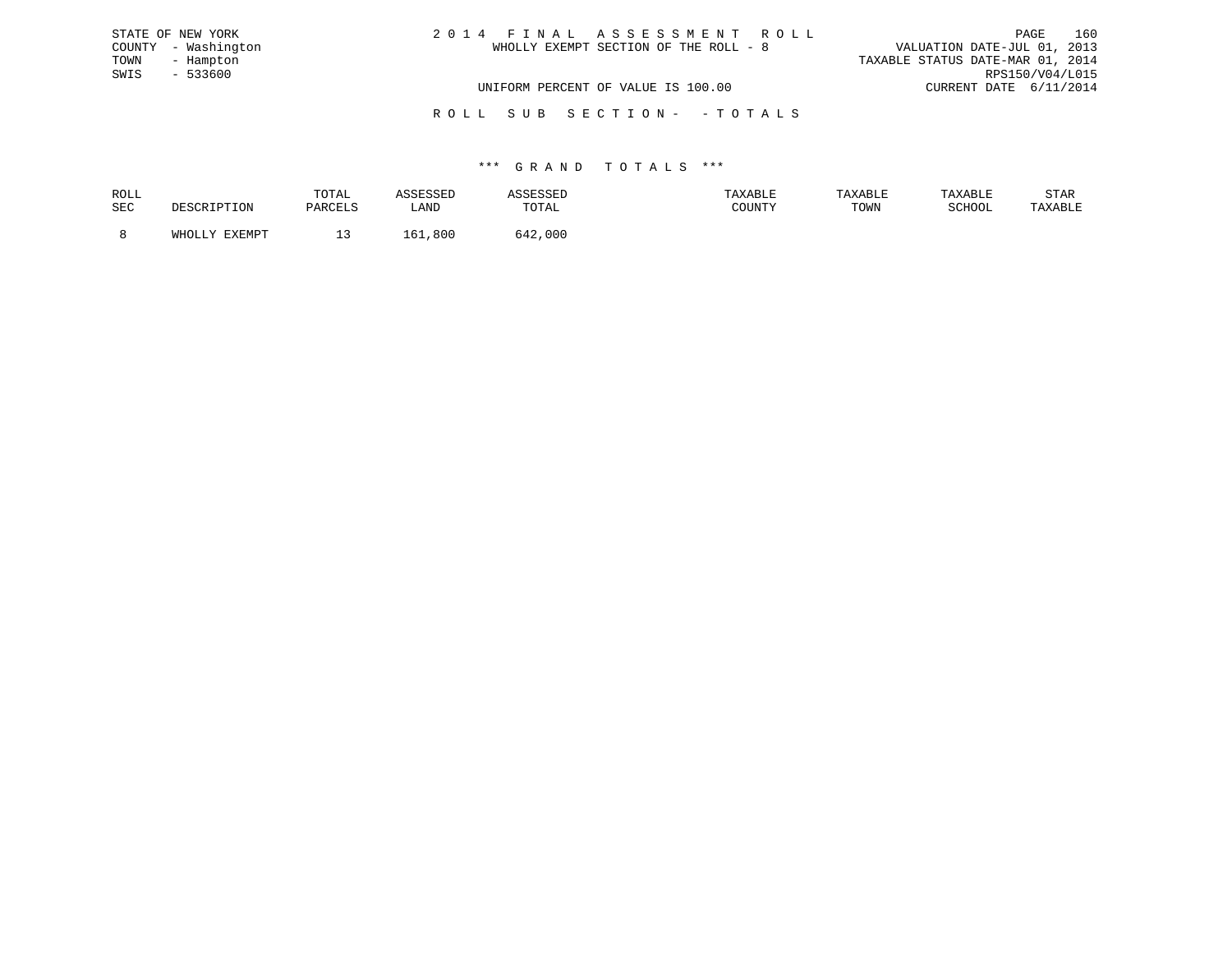STATE OF NEW YORK
COUNTY - Washington
TOWN - Hampton
SWIS - 533600

# 2014 FINAL ASSESSMENT ROLL

WHOLLY EXEMPT SECTION OF THE ROLL - 8

VALUATION DATE-JUL 01, 2013
TAXABLE STATUS DATE-MAR 01, 2014
RPS150/V04/L015
CURRENT DATE 6/11/2014

UNIFORM PERCENT OF VALUE IS 100.00

ROLL SUB SECTION- - TOTALS

*** GRAND TOTALS ***

| ROLL SEC | DESCRIPTION | TOTAL PARCELS | ASSESSED LAND | ASSESSED TOTAL | TAXABLE COUNTY | TAXABLE TOWN | TAXABLE SCHOOL | STAR TAXABLE |
|---|---|---|---|---|---|---|---|---|
| 8 | WHOLLY EXEMPT | 13 | 161,800 | 642,000 | | | | |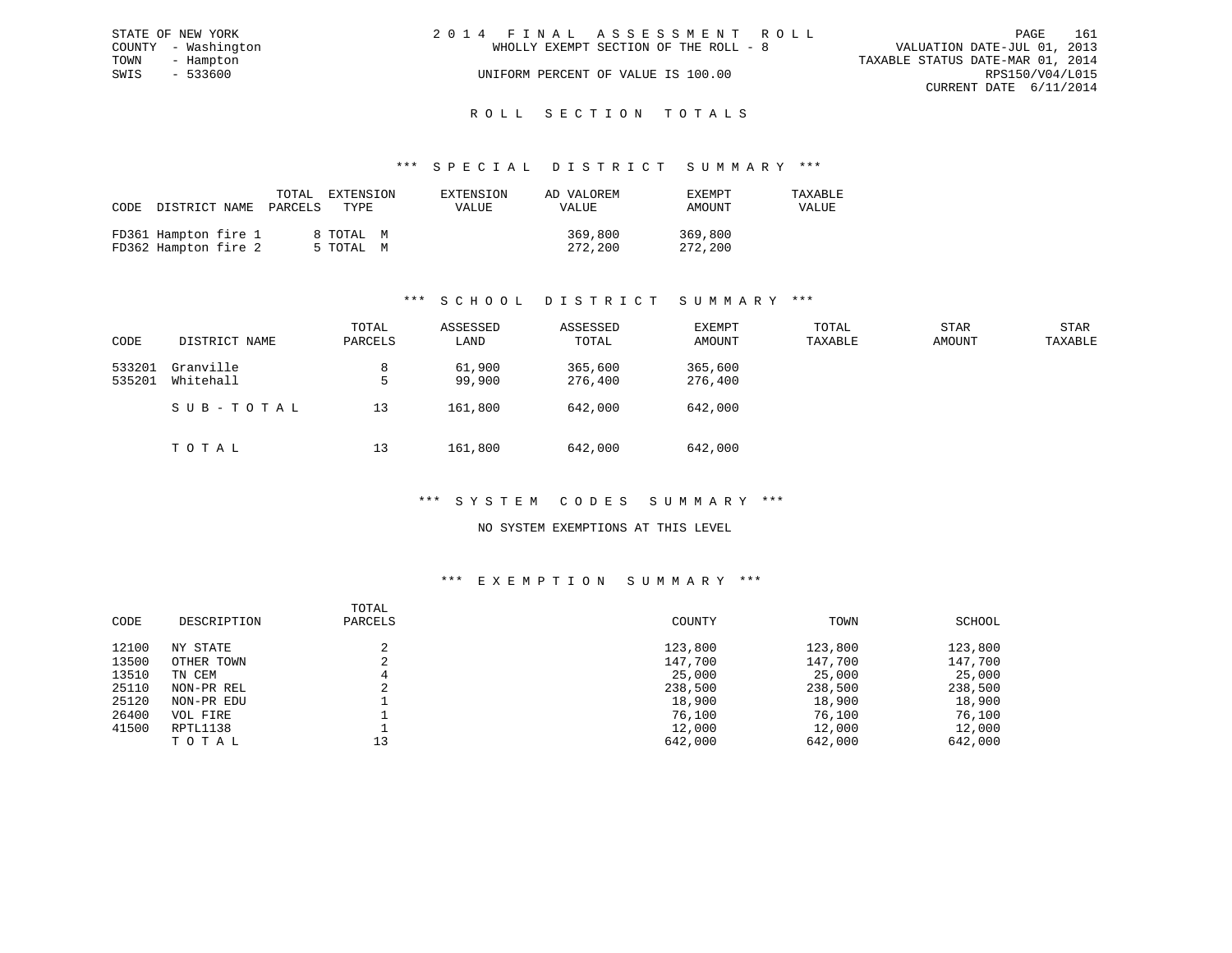STATE OF NEW YORK
COUNTY - Washington
TOWN - Hampton
SWIS - 533600

# 2014 FINAL ASSESSMENT ROLL

WHOLLY EXEMPT SECTION OF THE ROLL - 8

UNIFORM PERCENT OF VALUE IS 100.00

VALUATION DATE-JUL 01, 2013
TAXABLE STATUS DATE-MAR 01, 2014
RPS150/V04/L015
CURRENT DATE 6/11/2014

## ROLL SECTION TOTALS

### *** SPECIAL DISTRICT SUMMARY ***

| CODE | DISTRICT NAME | TOTAL PARCELS | EXTENSION TYPE | EXTENSION VALUE | AD VALOREM VALUE | EXEMPT AMOUNT | TAXABLE VALUE |
|---|---|---|---|---|---|---|---|
| FD361 | Hampton fire 1 | 8 | TOTAL M | | 369,800 | 369,800 | |
| FD362 | Hampton fire 2 | 5 | TOTAL M | | 272,200 | 272,200 | |

### *** SCHOOL DISTRICT SUMMARY ***

| CODE | DISTRICT NAME | TOTAL PARCELS | ASSESSED LAND | ASSESSED TOTAL | EXEMPT AMOUNT | TOTAL TAXABLE | STAR AMOUNT | STAR TAXABLE |
|---|---|---|---|---|---|---|---|---|
| 533201 | Granville | 8 | 61,900 | 365,600 | 365,600 | | | |
| 535201 | Whitehall | 5 | 99,900 | 276,400 | 276,400 | | | |
| | SUB-TOTAL | 13 | 161,800 | 642,000 | 642,000 | | | |
| | TOTAL | 13 | 161,800 | 642,000 | 642,000 | | | |

### *** SYSTEM CODES SUMMARY ***

NO SYSTEM EXEMPTIONS AT THIS LEVEL

### *** EXEMPTION SUMMARY ***

| CODE | DESCRIPTION | TOTAL PARCELS | COUNTY | TOWN | SCHOOL |
|---|---|---|---|---|---|
| 12100 | NY STATE | 2 | 123,800 | 123,800 | 123,800 |
| 13500 | OTHER TOWN | 2 | 147,700 | 147,700 | 147,700 |
| 13510 | TN CEM | 4 | 25,000 | 25,000 | 25,000 |
| 25110 | NON-PR REL | 2 | 238,500 | 238,500 | 238,500 |
| 25120 | NON-PR EDU | 1 | 18,900 | 18,900 | 18,900 |
| 26400 | VOL FIRE | 1 | 76,100 | 76,100 | 76,100 |
| 41500 | RPTL1138 | 1 | 12,000 | 12,000 | 12,000 |
| | TOTAL | 13 | 642,000 | 642,000 | 642,000 |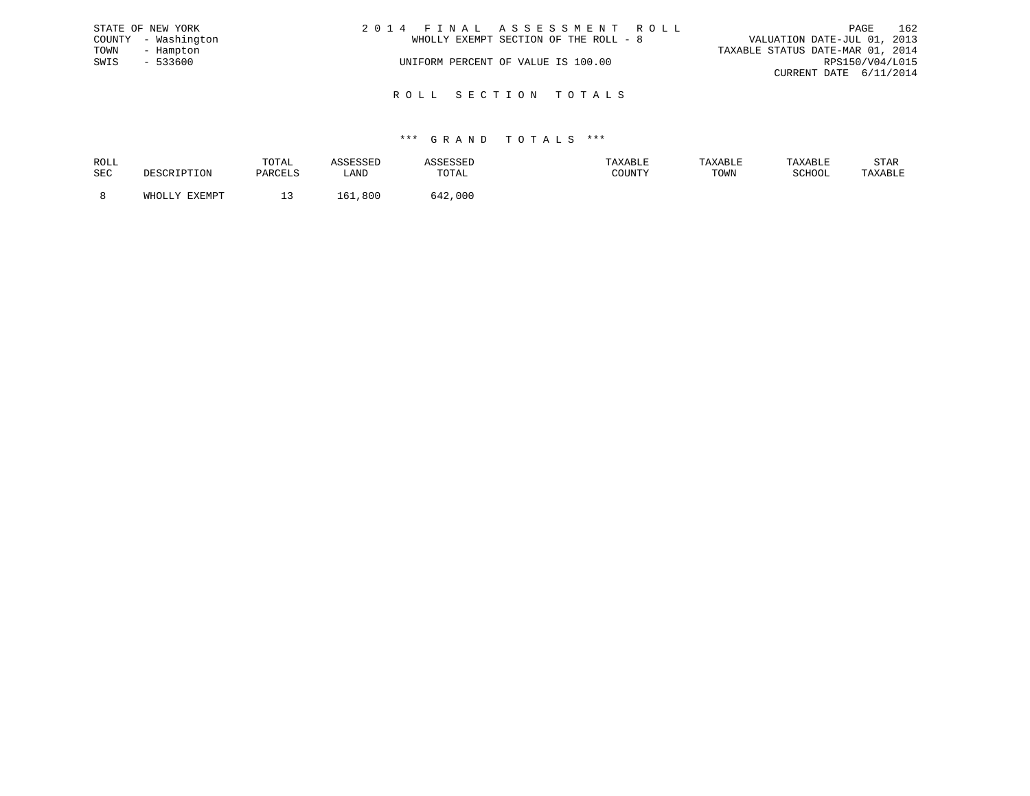STATE OF NEW YORK
COUNTY - Washington
TOWN - Hampton
SWIS - 533600

# 2014 FINAL ASSESSMENT ROLL

WHOLLY EXEMPT SECTION OF THE ROLL - 8

UNIFORM PERCENT OF VALUE IS 100.00

VALUATION DATE-JUL 01, 2013
TAXABLE STATUS DATE-MAR 01, 2014
RPS150/V04/L015
CURRENT DATE 6/11/2014

## ROLL SECTION TOTALS

### *** GRAND TOTALS ***

| ROLL SEC | DESCRIPTION | TOTAL PARCELS | ASSESSED LAND | ASSESSED TOTAL | TAXABLE COUNTY | TAXABLE TOWN | TAXABLE SCHOOL | STAR TAXABLE |
|---|---|---|---|---|---|---|---|---|
| 8 | WHOLLY EXEMPT | 13 | 161,800 | 642,000 | | | | |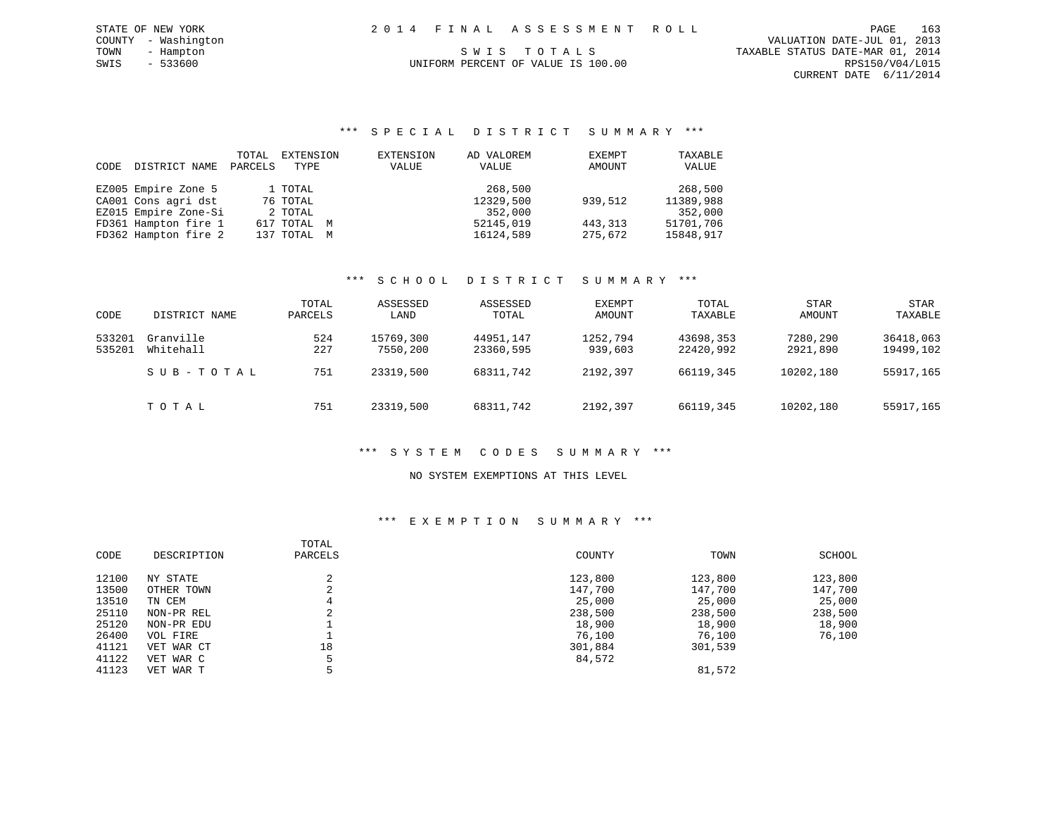STATE OF NEW YORK
COUNTY - Washington
TOWN - Hampton
SWIS - 533600

2 0 1 4 F I N A L A S S E S S M E N T R O L L

S W I S T O T A L S

UNIFORM PERCENT OF VALUE IS 100.00

VALUATION DATE-JUL 01, 2013
TAXABLE STATUS DATE-MAR 01, 2014
RPS150/V04/L015
CURRENT DATE 6/11/2014

### *** S P E C I A L D I S T R I C T S U M M A R Y ***

| CODE | DISTRICT NAME | TOTAL PARCELS | EXTENSION TYPE | EXTENSION VALUE | AD VALOREM VALUE | EXEMPT AMOUNT | TAXABLE VALUE |
|---|---|---|---|---|---|---|---|
| EZ005 | Empire Zone 5 | 1 | TOTAL | | 268,500 | | 268,500 |
| CA001 | Cons agri dst | 76 | TOTAL | | 12329,500 | 939,512 | 11389,988 |
| EZ015 | Empire Zone-Si | 2 | TOTAL | | 352,000 | | 352,000 |
| FD361 | Hampton fire 1 | 617 | TOTAL M | | 52145,019 | 443,313 | 51701,706 |
| FD362 | Hampton fire 2 | 137 | TOTAL M | | 16124,589 | 275,672 | 15848,917 |

### *** S C H O O L D I S T R I C T S U M M A R Y ***

| CODE | DISTRICT NAME | TOTAL PARCELS | ASSESSED LAND | ASSESSED TOTAL | EXEMPT AMOUNT | TOTAL TAXABLE | STAR AMOUNT | STAR TAXABLE |
|---|---|---|---|---|---|---|---|---|
| 533201 | Granville | 524 | 15769,300 | 44951,147 | 1252,794 | 43698,353 | 7280,290 | 36418,063 |
| 535201 | Whitehall | 227 | 7550,200 | 23360,595 | 939,603 | 22420,992 | 2921,890 | 19499,102 |
| | S U B - T O T A L | 751 | 23319,500 | 68311,742 | 2192,397 | 66119,345 | 10202,180 | 55917,165 |
| | T O T A L | 751 | 23319,500 | 68311,742 | 2192,397 | 66119,345 | 10202,180 | 55917,165 |

### *** S Y S T E M C O D E S S U M M A R Y ***

NO SYSTEM EXEMPTIONS AT THIS LEVEL

### *** E X E M P T I O N S U M M A R Y ***

| CODE | DESCRIPTION | TOTAL PARCELS | COUNTY | TOWN | SCHOOL |
|---|---|---|---|---|---|
| 12100 | NY STATE | 2 | 123,800 | 123,800 | 123,800 |
| 13500 | OTHER TOWN | 2 | 147,700 | 147,700 | 147,700 |
| 13510 | TN CEM | 4 | 25,000 | 25,000 | 25,000 |
| 25110 | NON-PR REL | 2 | 238,500 | 238,500 | 238,500 |
| 25120 | NON-PR EDU | 1 | 18,900 | 18,900 | 18,900 |
| 26400 | VOL FIRE | 1 | 76,100 | 76,100 | 76,100 |
| 41121 | VET WAR CT | 18 | 301,884 | 301,539 | |
| 41122 | VET WAR C | 5 | 84,572 | | |
| 41123 | VET WAR T | 5 | | 81,572 | |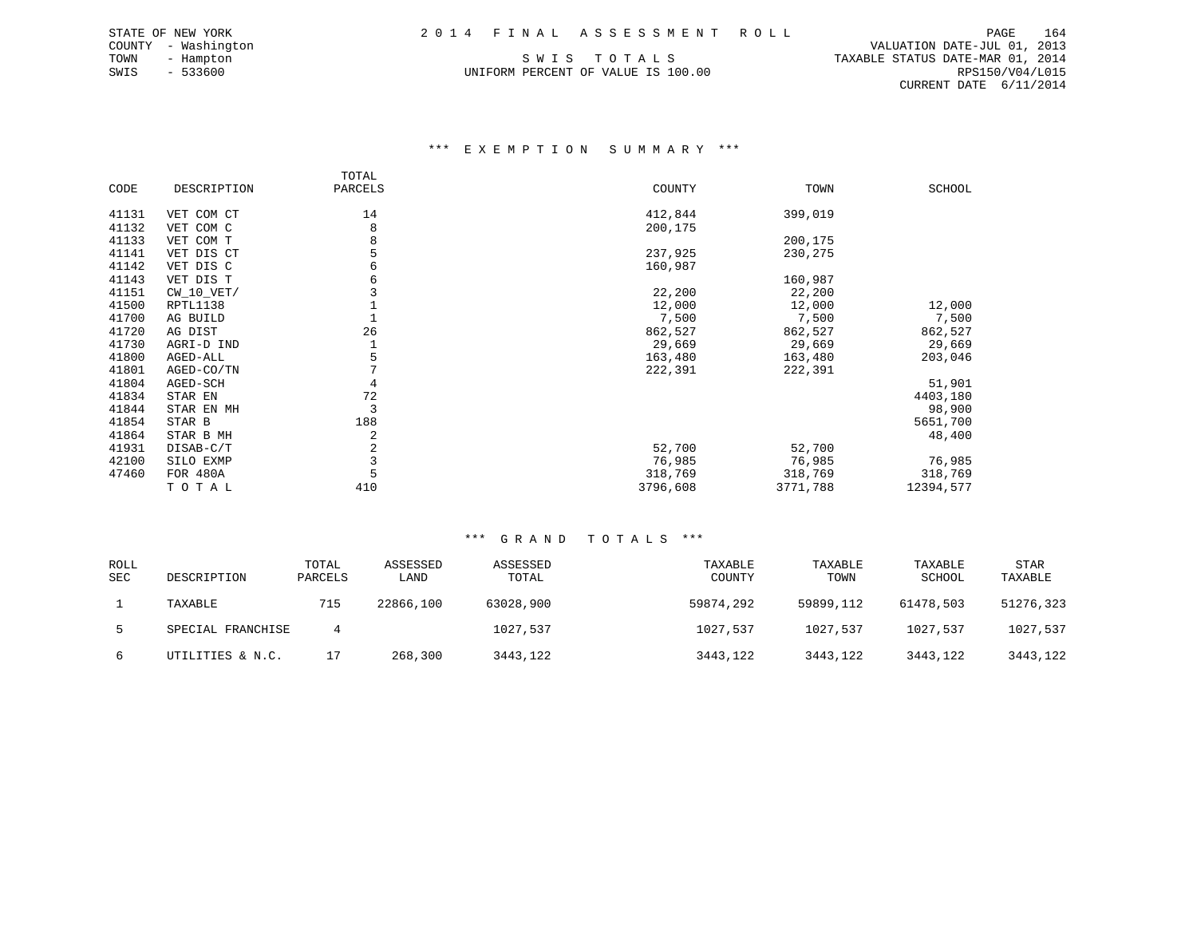STATE OF NEW YORK
COUNTY - Washington
TOWN - Hampton
SWIS - 533600

2 0 1 4 F I N A L A S S E S S M E N T R O L L

S W I S T O T A L S

UNIFORM PERCENT OF VALUE IS 100.00

VALUATION DATE-JUL 01, 2013
TAXABLE STATUS DATE-MAR 01, 2014
RPS150/V04/L015
CURRENT DATE 6/11/2014

### *** E X E M P T I O N S U M M A R Y ***

| CODE | DESCRIPTION | TOTAL PARCELS | COUNTY | TOWN | SCHOOL |
|---|---|---|---|---|---|
| 41131 | VET COM CT | 14 | 412,844 | 399,019 | |
| 41132 | VET COM C | 8 | 200,175 | | |
| 41133 | VET COM T | 8 | | 200,175 | |
| 41141 | VET DIS CT | 5 | 237,925 | 230,275 | |
| 41142 | VET DIS C | 6 | 160,987 | | |
| 41143 | VET DIS T | 6 | | 160,987 | |
| 41151 | CW_10_VET/ | 3 | 22,200 | 22,200 | |
| 41500 | RPTL1138 | 1 | 12,000 | 12,000 | 12,000 |
| 41700 | AG BUILD | 1 | 7,500 | 7,500 | 7,500 |
| 41720 | AG DIST | 26 | 862,527 | 862,527 | 862,527 |
| 41730 | AGRI-D IND | 1 | 29,669 | 29,669 | 29,669 |
| 41800 | AGED-ALL | 5 | 163,480 | 163,480 | 203,046 |
| 41801 | AGED-CO/TN | 7 | 222,391 | 222,391 | |
| 41804 | AGED-SCH | 4 | | | 51,901 |
| 41834 | STAR EN | 72 | | | 4403,180 |
| 41844 | STAR EN MH | 3 | | | 98,900 |
| 41854 | STAR B | 188 | | | 5651,700 |
| 41864 | STAR B MH | 2 | | | 48,400 |
| 41931 | DISAB-C/T | 2 | 52,700 | 52,700 | |
| 42100 | SILO EXMP | 3 | 76,985 | 76,985 | 76,985 |
| 47460 | FOR 480A | 5 | 318,769 | 318,769 | 318,769 |
| | T O T A L | 410 | 3796,608 | 3771,788 | 12394,577 |

### *** G R A N D T O T A L S ***

| ROLL SEC | DESCRIPTION | TOTAL PARCELS | ASSESSED LAND | ASSESSED TOTAL | TAXABLE COUNTY | TAXABLE TOWN | TAXABLE SCHOOL | STAR TAXABLE |
|---|---|---|---|---|---|---|---|---|
| 1 | TAXABLE | 715 | 22866,100 | 63028,900 | 59874,292 | 59899,112 | 61478,503 | 51276,323 |
| 5 | SPECIAL FRANCHISE | 4 | | 1027,537 | 1027,537 | 1027,537 | 1027,537 | 1027,537 |
| 6 | UTILITIES & N.C. | 17 | 268,300 | 3443,122 | 3443,122 | 3443,122 | 3443,122 | 3443,122 |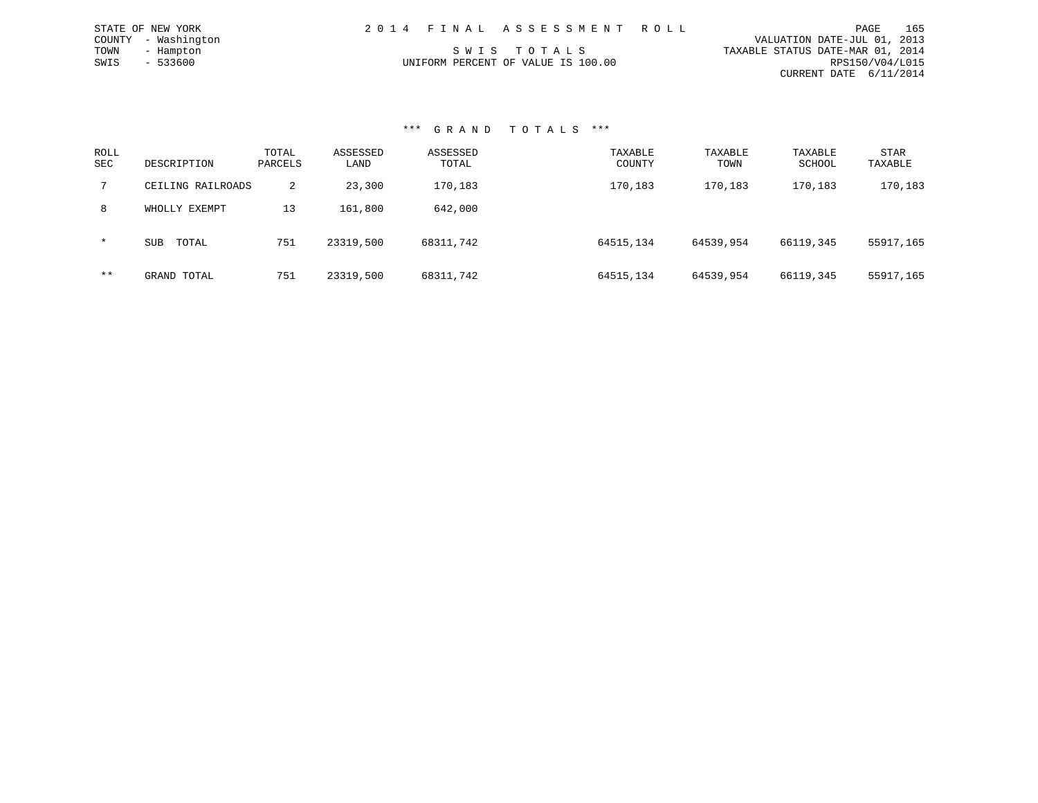STATE OF NEW YORK
COUNTY - Washington
TOWN - Hampton
SWIS - 533600

2 0 1 4 F I N A L A S S E S S M E N T R O L L

S W I S T O T A L S

UNIFORM PERCENT OF VALUE IS 100.00

VALUATION DATE-JUL 01, 2013
TAXABLE STATUS DATE-MAR 01, 2014
RPS150/V04/L015
CURRENT DATE 6/11/2014

### *** G R A N D T O T A L S ***

| ROLL SEC | DESCRIPTION | TOTAL PARCELS | ASSESSED LAND | ASSESSED TOTAL | TAXABLE COUNTY | TAXABLE TOWN | TAXABLE SCHOOL | STAR TAXABLE |
|---|---|---|---|---|---|---|---|---|
| 7 | CEILING RAILROADS | 2 | 23,300 | 170,183 | 170,183 | 170,183 | 170,183 | 170,183 |
| 8 | WHOLLY EXEMPT | 13 | 161,800 | 642,000 | | | | |
| * | SUB TOTAL | 751 | 23319,500 | 68311,742 | 64515,134 | 64539,954 | 66119,345 | 55917,165 |
| ** | GRAND TOTAL | 751 | 23319,500 | 68311,742 | 64515,134 | 64539,954 | 66119,345 | 55917,165 |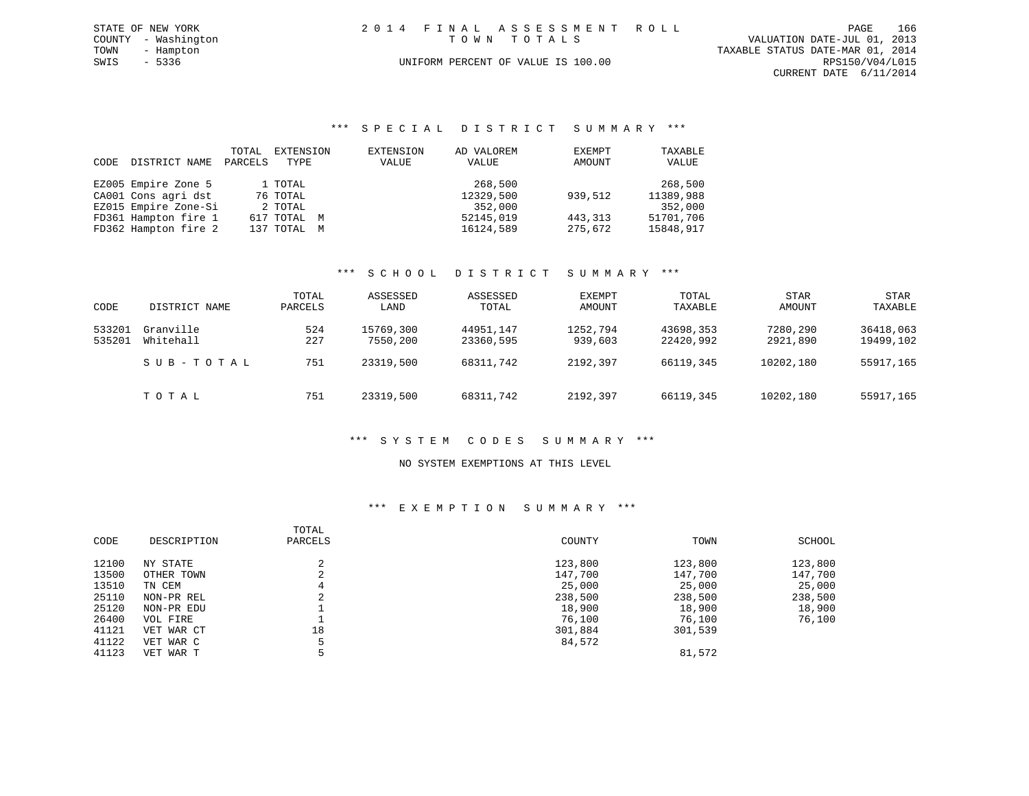STATE OF NEW YORK
COUNTY - Washington
TOWN - Hampton
SWIS - 5336

# 2014 FINAL ASSESSMENT ROLL
TOWN TOTALS

UNIFORM PERCENT OF VALUE IS 100.00

VALUATION DATE-JUL 01, 2013
TAXABLE STATUS DATE-MAR 01, 2014
RPS150/V04/L015
CURRENT DATE 6/11/2014

## *** SPECIAL DISTRICT SUMMARY ***

| CODE | DISTRICT NAME | TOTAL PARCELS | EXTENSION TYPE | EXTENSION VALUE | AD VALOREM VALUE | EXEMPT AMOUNT | TAXABLE VALUE |
|---|---|---|---|---|---|---|---|
| EZ005 | Empire Zone 5 | 1 | TOTAL | | 268,500 | | 268,500 |
| CA001 | Cons agri dst | 76 | TOTAL | | 12329,500 | 939,512 | 11389,988 |
| EZ015 | Empire Zone-Si | 2 | TOTAL | | 352,000 | | 352,000 |
| FD361 | Hampton fire 1 | 617 | TOTAL M | | 52145,019 | 443,313 | 51701,706 |
| FD362 | Hampton fire 2 | 137 | TOTAL M | | 16124,589 | 275,672 | 15848,917 |

## *** SCHOOL DISTRICT SUMMARY ***

| CODE | DISTRICT NAME | TOTAL PARCELS | ASSESSED LAND | ASSESSED TOTAL | EXEMPT AMOUNT | TOTAL TAXABLE | STAR AMOUNT | STAR TAXABLE |
|---|---|---|---|---|---|---|---|---|
| 533201 | Granville | 524 | 15769,300 | 44951,147 | 1252,794 | 43698,353 | 7280,290 | 36418,063 |
| 535201 | Whitehall | 227 | 7550,200 | 23360,595 | 939,603 | 22420,992 | 2921,890 | 19499,102 |
| | SUB-TOTAL | 751 | 23319,500 | 68311,742 | 2192,397 | 66119,345 | 10202,180 | 55917,165 |
| | TOTAL | 751 | 23319,500 | 68311,742 | 2192,397 | 66119,345 | 10202,180 | 55917,165 |

## *** SYSTEM CODES SUMMARY ***

NO SYSTEM EXEMPTIONS AT THIS LEVEL

## *** EXEMPTION SUMMARY ***

| CODE | DESCRIPTION | TOTAL PARCELS | COUNTY | TOWN | SCHOOL |
|---|---|---|---|---|---|
| 12100 | NY STATE | 2 | 123,800 | 123,800 | 123,800 |
| 13500 | OTHER TOWN | 2 | 147,700 | 147,700 | 147,700 |
| 13510 | TN CEM | 4 | 25,000 | 25,000 | 25,000 |
| 25110 | NON-PR REL | 2 | 238,500 | 238,500 | 238,500 |
| 25120 | NON-PR EDU | 1 | 18,900 | 18,900 | 18,900 |
| 26400 | VOL FIRE | 1 | 76,100 | 76,100 | 76,100 |
| 41121 | VET WAR CT | 18 | 301,884 | 301,539 | |
| 41122 | VET WAR C | 5 | 84,572 | | |
| 41123 | VET WAR T | 5 | | 81,572 | |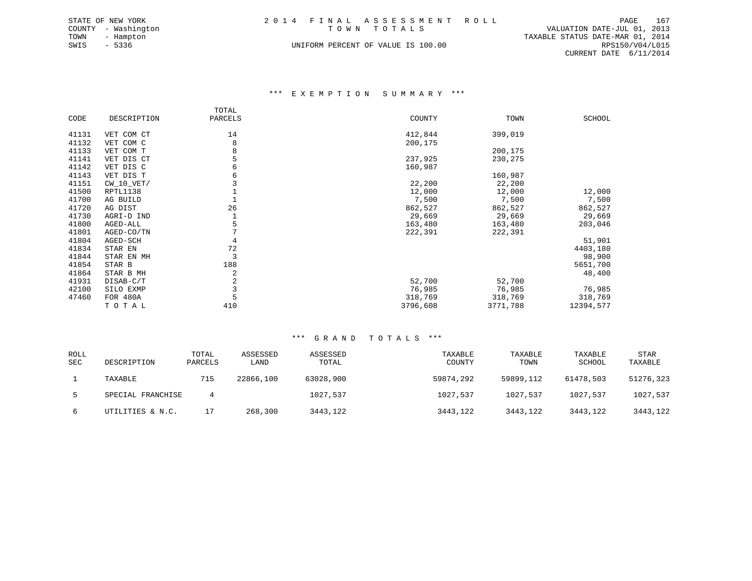STATE OF NEW YORK
COUNTY - Washington
TOWN - Hampton
SWIS - 5336

# 2014 FINAL ASSESSMENT ROLL
## TOWN TOTALS

UNIFORM PERCENT OF VALUE IS 100.00

VALUATION DATE-JUL 01, 2013
TAXABLE STATUS DATE-MAR 01, 2014
RPS150/V04/L015
CURRENT DATE 6/11/2014

### *** EXEMPTION SUMMARY ***

| CODE | DESCRIPTION | TOTAL PARCELS | COUNTY | TOWN | SCHOOL |
|---|---|---|---|---|---|
| 41131 | VET COM CT | 14 | 412,844 | 399,019 | |
| 41132 | VET COM C | 8 | 200,175 | | |
| 41133 | VET COM T | 8 | | 200,175 | |
| 41141 | VET DIS CT | 5 | 237,925 | 230,275 | |
| 41142 | VET DIS C | 6 | 160,987 | | |
| 41143 | VET DIS T | 6 | | 160,987 | |
| 41151 | CW_10_VET/ | 3 | 22,200 | 22,200 | |
| 41500 | RPTL1138 | 1 | 12,000 | 12,000 | 12,000 |
| 41700 | AG BUILD | 1 | 7,500 | 7,500 | 7,500 |
| 41720 | AG DIST | 26 | 862,527 | 862,527 | 862,527 |
| 41730 | AGRI-D IND | 1 | 29,669 | 29,669 | 29,669 |
| 41800 | AGED-ALL | 5 | 163,480 | 163,480 | 203,046 |
| 41801 | AGED-CO/TN | 7 | 222,391 | 222,391 | |
| 41804 | AGED-SCH | 4 | | | 51,901 |
| 41834 | STAR EN | 72 | | | 4403,180 |
| 41844 | STAR EN MH | 3 | | | 98,900 |
| 41854 | STAR B | 188 | | | 5651,700 |
| 41864 | STAR B MH | 2 | | | 48,400 |
| 41931 | DISAB-C/T | 2 | 52,700 | 52,700 | |
| 42100 | SILO EXMP | 3 | 76,985 | 76,985 | 76,985 |
| 47460 | FOR 480A | 5 | 318,769 | 318,769 | 318,769 |
| | T O T A L | 410 | 3796,608 | 3771,788 | 12394,577 |

### *** GRAND TOTALS ***

| ROLL SEC | DESCRIPTION | TOTAL PARCELS | ASSESSED LAND | ASSESSED TOTAL | TAXABLE COUNTY | TAXABLE TOWN | TAXABLE SCHOOL | STAR TAXABLE |
|---|---|---|---|---|---|---|---|---|
| 1 | TAXABLE | 715 | 22866,100 | 63028,900 | 59874,292 | 59899,112 | 61478,503 | 51276,323 |
| 5 | SPECIAL FRANCHISE | 4 | | 1027,537 | 1027,537 | 1027,537 | 1027,537 | 1027,537 |
| 6 | UTILITIES & N.C. | 17 | 268,300 | 3443,122 | 3443,122 | 3443,122 | 3443,122 | 3443,122 |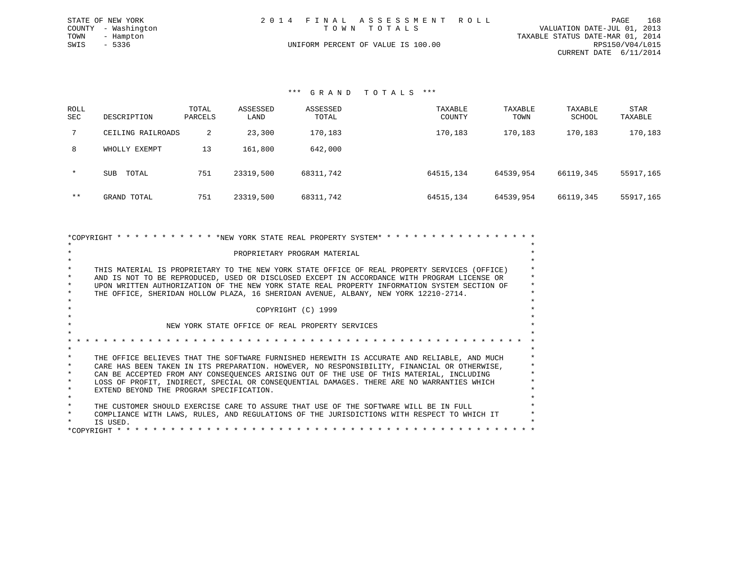STATE OF NEW YORK
COUNTY - Washington
TOWN - Hampton
SWIS - 5336

2 0 1 4 F I N A L A S S E S S M E N T R O L L
T O W N T O T A L S
UNIFORM PERCENT OF VALUE IS 100.00

VALUATION DATE-JUL 01, 2013
TAXABLE STATUS DATE-MAR 01, 2014
RPS150/V04/L015
CURRENT DATE 6/11/2014

### *** G R A N D T O T A L S ***

| ROLL SEC | DESCRIPTION | TOTAL PARCELS | ASSESSED LAND | ASSESSED TOTAL | TAXABLE COUNTY | TAXABLE TOWN | TAXABLE SCHOOL | STAR TAXABLE |
|---|---|---|---|---|---|---|---|---|
| 7 | CEILING RAILROADS | 2 | 23,300 | 170,183 | 170,183 | 170,183 | 170,183 | 170,183 |
| 8 | WHOLLY EXEMPT | 13 | 161,800 | 642,000 | | | | |
| * | SUB TOTAL | 751 | 23319,500 | 68311,742 | 64515,134 | 64539,954 | 66119,345 | 55917,165 |
| ** | GRAND TOTAL | 751 | 23319,500 | 68311,742 | 64515,134 | 64539,954 | 66119,345 | 55917,165 |

```
*COPYRIGHT * * * * * * * * * * * *NEW YORK STATE REAL PROPERTY SYSTEM* * * * * * * * * * * * * * * * * *
*                                                                                                       *
*                                  PROPRIETARY PROGRAM MATERIAL                                         *
*                                                                                                       *
*     THIS MATERIAL IS PROPRIETARY TO THE NEW YORK STATE OFFICE OF REAL PROPERTY SERVICES (OFFICE)      *
*     AND IS NOT TO BE REPRODUCED, USED OR DISCLOSED EXCEPT IN ACCORDANCE WITH PROGRAM LICENSE OR       *
*     UPON WRITTEN AUTHORIZATION OF THE NEW YORK STATE REAL PROPERTY INFORMATION SYSTEM SECTION OF      *
*     THE OFFICE, SHERIDAN HOLLOW PLAZA, 16 SHERIDAN AVENUE, ALBANY, NEW YORK 12210-2714.               *
*                                                                                                       *
*                                       COPYRIGHT (C) 1999                                              *
*                                                                                                       *
*                     NEW YORK STATE OFFICE OF REAL PROPERTY SERVICES                                   *
*                                                                                                       *
* * * * * * * * * * * * * * * * * * * * * * * * * * * * * * * * * * * * * * * * * * * * * * * * * * * * *
*                                                                                                       *
*     THE OFFICE BELIEVES THAT THE SOFTWARE FURNISHED HEREWITH IS ACCURATE AND RELIABLE, AND MUCH        *
*     CARE HAS BEEN TAKEN IN ITS PREPARATION. HOWEVER, NO RESPONSIBILITY, FINANCIAL OR OTHERWISE,       *
*     CAN BE ACCEPTED FROM ANY CONSEQUENCES ARISING OUT OF THE USE OF THIS MATERIAL, INCLUDING          *
*     LOSS OF PROFIT, INDIRECT, SPECIAL OR CONSEQUENTIAL DAMAGES. THERE ARE NO WARRANTIES WHICH         *
*     EXTEND BEYOND THE PROGRAM SPECIFICATION.                                                          *
*                                                                                                       *
*     THE CUSTOMER SHOULD EXERCISE CARE TO ASSURE THAT USE OF THE SOFTWARE WILL BE IN FULL              *
*     COMPLIANCE WITH LAWS, RULES, AND REGULATIONS OF THE JURISDICTIONS WITH RESPECT TO WHICH IT        *
*     IS USED.                                                                                          *
*COPYRIGHT * * * * * * * * * * * * * * * * * * * * * * * * * * * * * * * * * * * * * * * * * * * * * *
```